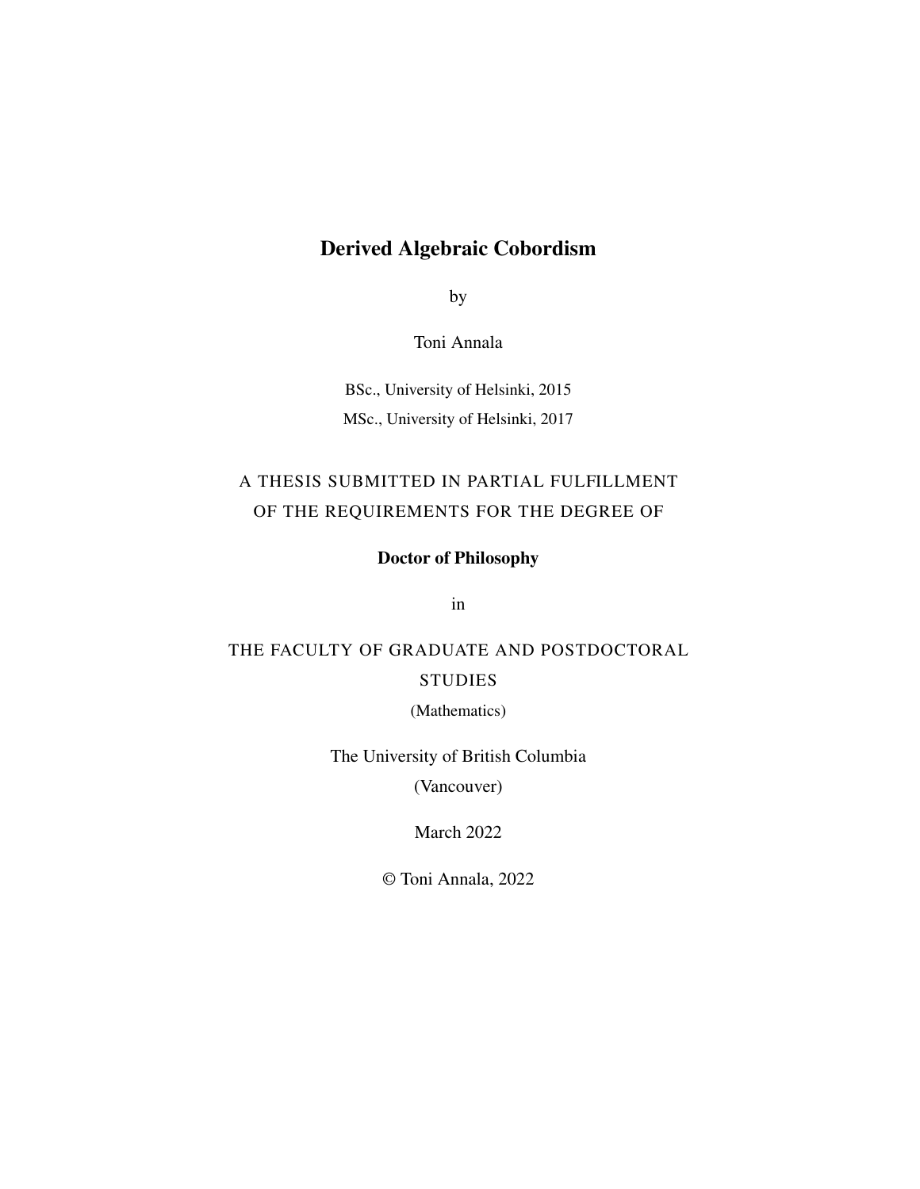# Derived Algebraic Cobordism

by

Toni Annala

BSc., University of Helsinki, 2015

MSc., University of Helsinki, 2017

A THESIS SUBMITTED IN PARTIAL FULFILLMENT
OF THE REQUIREMENTS FOR THE DEGREE OF

**Doctor of Philosophy**

in

THE FACULTY OF GRADUATE AND POSTDOCTORAL
STUDIES

(Mathematics)

The University of British Columbia
(Vancouver)

March 2022

© Toni Annala, 2022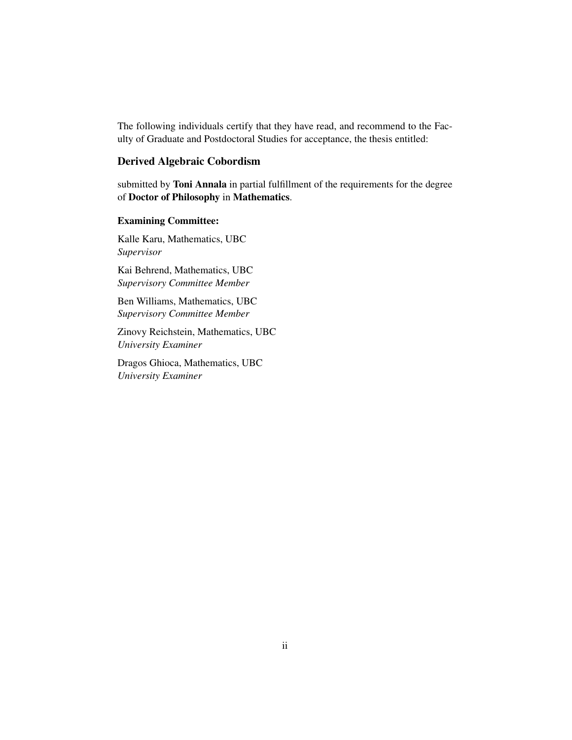The following individuals certify that they have read, and recommend to the Faculty of Graduate and Postdoctoral Studies for acceptance, the thesis entitled:

### Derived Algebraic Cobordism

submitted by **Toni Annala** in partial fulfillment of the requirements for the degree of **Doctor of Philosophy** in **Mathematics**.

**Examining Committee:**

Kalle Karu, Mathematics, UBC
*Supervisor*

Kai Behrend, Mathematics, UBC
*Supervisory Committee Member*

Ben Williams, Mathematics, UBC
*Supervisory Committee Member*

Zinovy Reichstein, Mathematics, UBC
*University Examiner*

Dragos Ghioca, Mathematics, UBC
*University Examiner*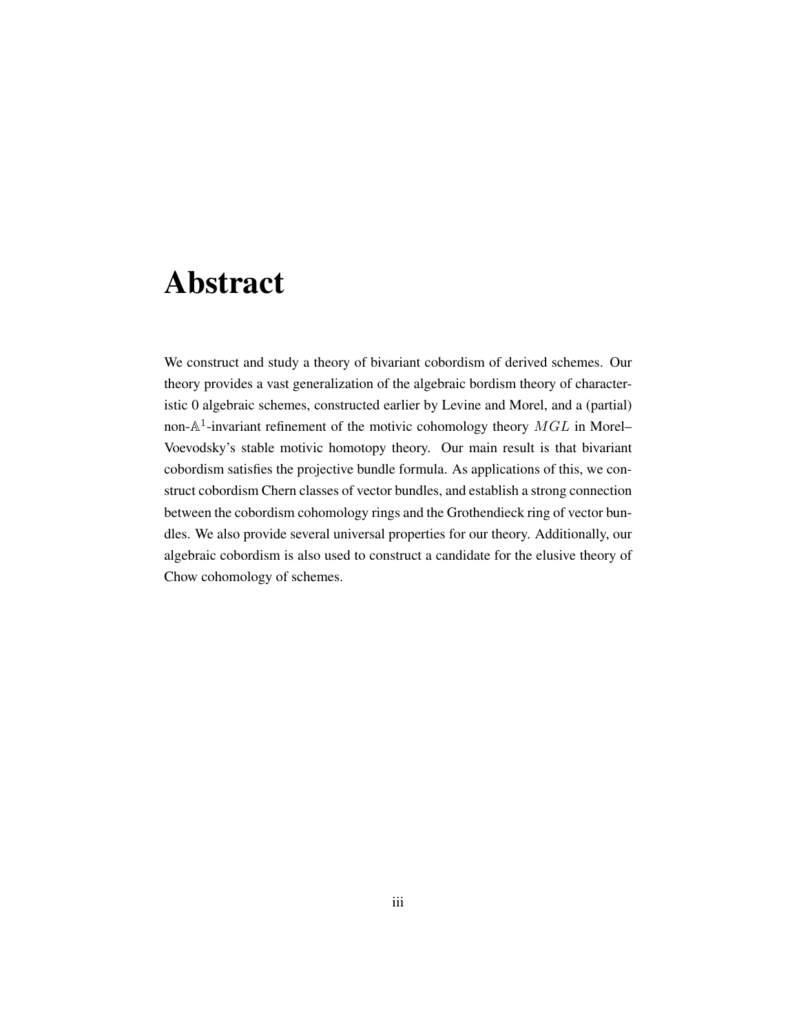# Abstract

We construct and study a theory of bivariant cobordism of derived schemes. Our theory provides a vast generalization of the algebraic bordism theory of characteristic 0 algebraic schemes, constructed earlier by Levine and Morel, and a (partial) non-$\mathbb{A}^1$-invariant refinement of the motivic cohomology theory $MGL$ in Morel–Voevodsky's stable motivic homotopy theory. Our main result is that bivariant cobordism satisfies the projective bundle formula. As applications of this, we construct cobordism Chern classes of vector bundles, and establish a strong connection between the cobordism cohomology rings and the Grothendieck ring of vector bundles. We also provide several universal properties for our theory. Additionally, our algebraic cobordism is also used to construct a candidate for the elusive theory of Chow cohomology of schemes.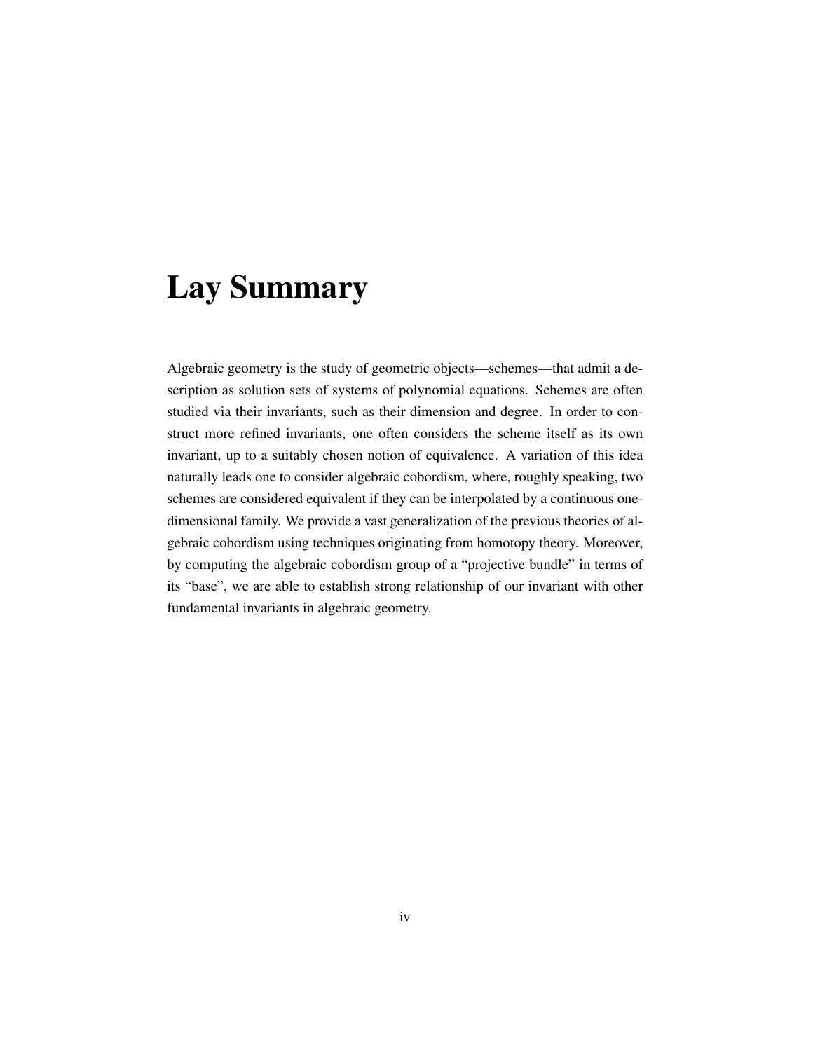# Lay Summary

Algebraic geometry is the study of geometric objects—schemes—that admit a description as solution sets of systems of polynomial equations. Schemes are often studied via their invariants, such as their dimension and degree. In order to construct more refined invariants, one often considers the scheme itself as its own invariant, up to a suitably chosen notion of equivalence. A variation of this idea naturally leads one to consider algebraic cobordism, where, roughly speaking, two schemes are considered equivalent if they can be interpolated by a continuous one-dimensional family. We provide a vast generalization of the previous theories of algebraic cobordism using techniques originating from homotopy theory. Moreover, by computing the algebraic cobordism group of a "projective bundle" in terms of its "base", we are able to establish strong relationship of our invariant with other fundamental invariants in algebraic geometry.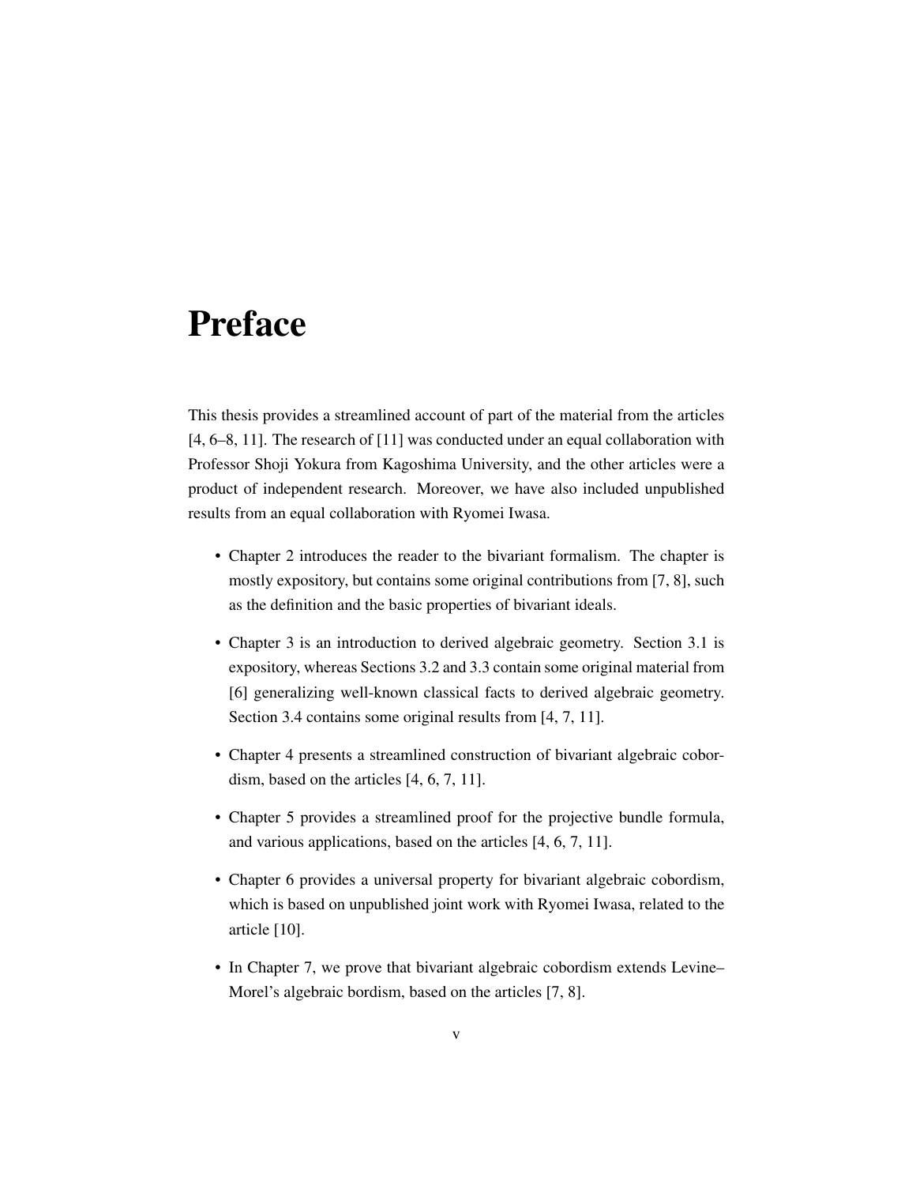# Preface

This thesis provides a streamlined account of part of the material from the articles [4, 6–8, 11]. The research of [11] was conducted under an equal collaboration with Professor Shoji Yokura from Kagoshima University, and the other articles were a product of independent research. Moreover, we have also included unpublished results from an equal collaboration with Ryomei Iwasa.

- Chapter 2 introduces the reader to the bivariant formalism. The chapter is mostly expository, but contains some original contributions from [7, 8], such as the definition and the basic properties of bivariant ideals.
- Chapter 3 is an introduction to derived algebraic geometry. Section 3.1 is expository, whereas Sections 3.2 and 3.3 contain some original material from [6] generalizing well-known classical facts to derived algebraic geometry. Section 3.4 contains some original results from [4, 7, 11].
- Chapter 4 presents a streamlined construction of bivariant algebraic cobordism, based on the articles [4, 6, 7, 11].
- Chapter 5 provides a streamlined proof for the projective bundle formula, and various applications, based on the articles [4, 6, 7, 11].
- Chapter 6 provides a universal property for bivariant algebraic cobordism, which is based on unpublished joint work with Ryomei Iwasa, related to the article [10].
- In Chapter 7, we prove that bivariant algebraic cobordism extends Levine–Morel's algebraic bordism, based on the articles [7, 8].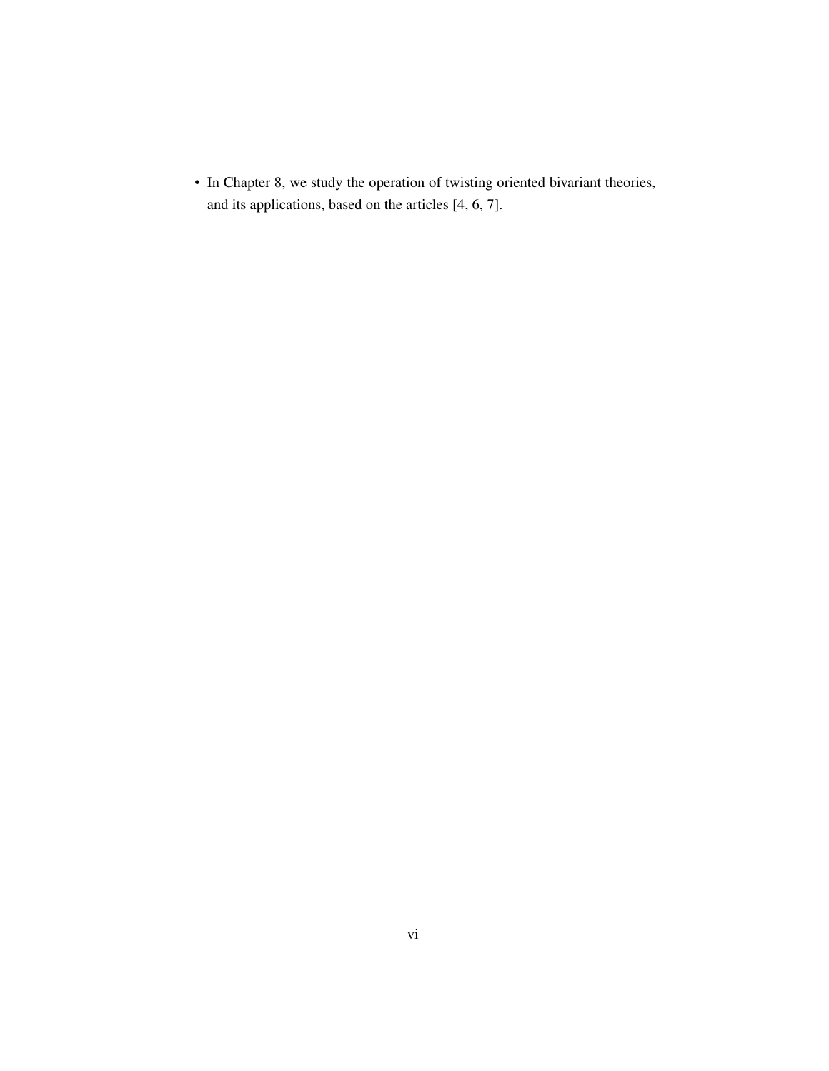- In Chapter 8, we study the operation of twisting oriented bivariant theories, and its applications, based on the articles [4, 6, 7].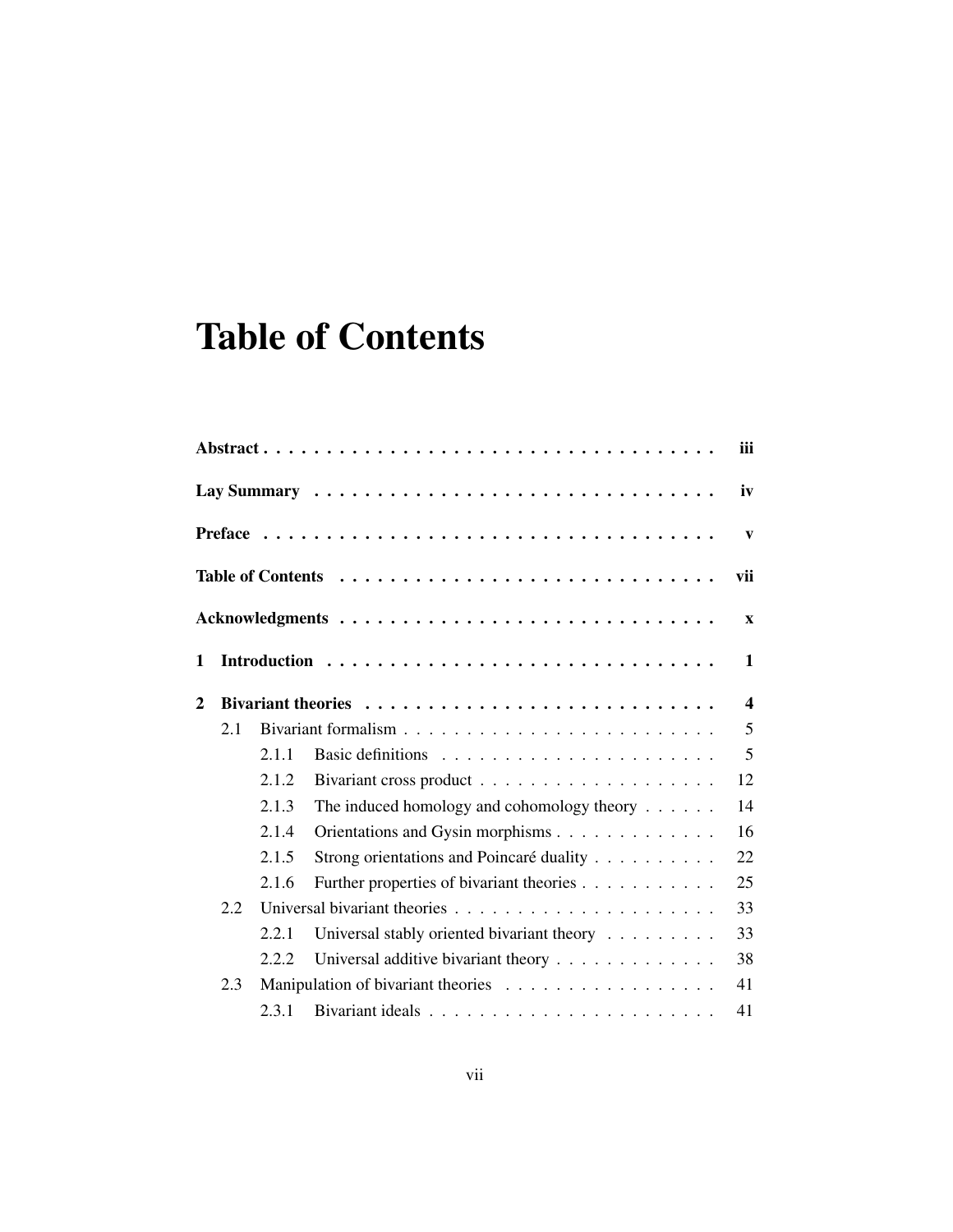# Table of Contents

| | | |
|---|---|---|
| **Abstract** | | **iii** |
| **Lay Summary** | | **iv** |
| **Preface** | | **v** |
| **Table of Contents** | | **vii** |
| **Acknowledgments** | | **x** |
| **1** | **Introduction** | **1** |
| **2** | **Bivariant theories** | **4** |
| 2.1 | Bivariant formalism | 5 |
| 2.1.1 | Basic definitions | 5 |
| 2.1.2 | Bivariant cross product | 12 |
| 2.1.3 | The induced homology and cohomology theory | 14 |
| 2.1.4 | Orientations and Gysin morphisms | 16 |
| 2.1.5 | Strong orientations and Poincaré duality | 22 |
| 2.1.6 | Further properties of bivariant theories | 25 |
| 2.2 | Universal bivariant theories | 33 |
| 2.2.1 | Universal stably oriented bivariant theory | 33 |
| 2.2.2 | Universal additive bivariant theory | 38 |
| 2.3 | Manipulation of bivariant theories | 41 |
| 2.3.1 | Bivariant ideals | 41 |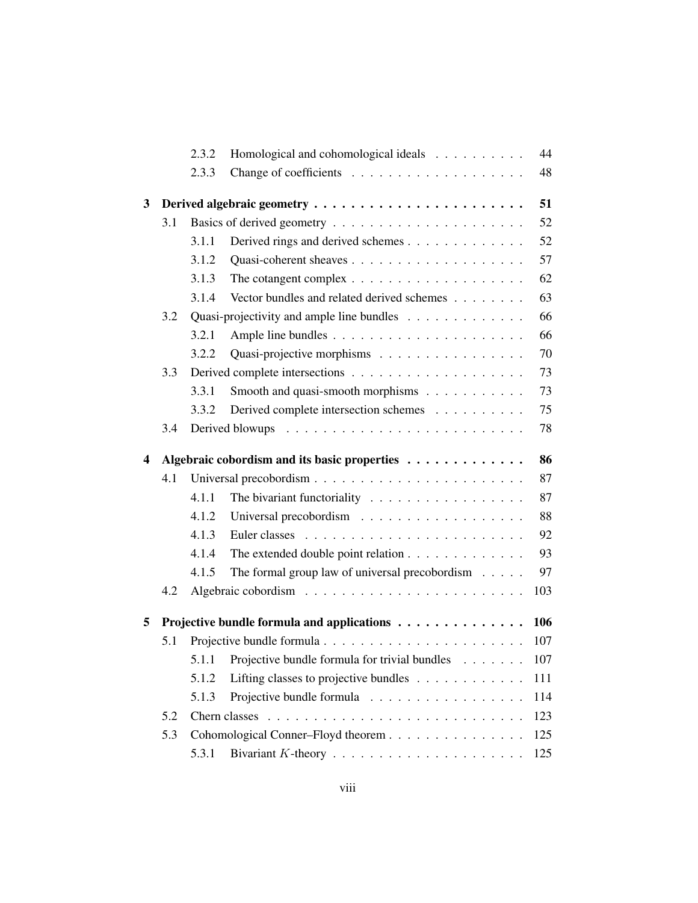2.3.2 Homological and cohomological ideals . . . . . . . . . . 44

2.3.3 Change of coefficients . . . . . . . . . . . . . . . . . . . 48

**3 Derived algebraic geometry . . . . . . . . . . . . . . . . . . . . . . 51**

3.1 Basics of derived geometry . . . . . . . . . . . . . . . . . . . . . 52

3.1.1 Derived rings and derived schemes . . . . . . . . . . . . . 52

3.1.2 Quasi-coherent sheaves . . . . . . . . . . . . . . . . . . . 57

3.1.3 The cotangent complex . . . . . . . . . . . . . . . . . . . 62

3.1.4 Vector bundles and related derived schemes . . . . . . . . 63

3.2 Quasi-projectivity and ample line bundles . . . . . . . . . . . . . 66

3.2.1 Ample line bundles . . . . . . . . . . . . . . . . . . . . . 66

3.2.2 Quasi-projective morphisms . . . . . . . . . . . . . . . . 70

3.3 Derived complete intersections . . . . . . . . . . . . . . . . . . . 73

3.3.1 Smooth and quasi-smooth morphisms . . . . . . . . . . . 73

3.3.2 Derived complete intersection schemes . . . . . . . . . . 75

3.4 Derived blowups . . . . . . . . . . . . . . . . . . . . . . . . . . 78

**4 Algebraic cobordism and its basic properties . . . . . . . . . . . . . 86**

4.1 Universal precobordism . . . . . . . . . . . . . . . . . . . . . . . 87

4.1.1 The bivariant functoriality . . . . . . . . . . . . . . . . . 87

4.1.2 Universal precobordism . . . . . . . . . . . . . . . . . . 88

4.1.3 Euler classes . . . . . . . . . . . . . . . . . . . . . . . . 92

4.1.4 The extended double point relation . . . . . . . . . . . . . 93

4.1.5 The formal group law of universal precobordism . . . . . 97

4.2 Algebraic cobordism . . . . . . . . . . . . . . . . . . . . . . . . 103

**5 Projective bundle formula and applications . . . . . . . . . . . . . . 106**

5.1 Projective bundle formula . . . . . . . . . . . . . . . . . . . . . . 107

5.1.1 Projective bundle formula for trivial bundles . . . . . . . 107

5.1.2 Lifting classes to projective bundles . . . . . . . . . . . . 111

5.1.3 Projective bundle formula . . . . . . . . . . . . . . . . . 114

5.2 Chern classes . . . . . . . . . . . . . . . . . . . . . . . . . . . . 123

5.3 Cohomological Conner–Floyd theorem . . . . . . . . . . . . . . . 125

5.3.1 Bivariant $K$-theory . . . . . . . . . . . . . . . . . . . . . 125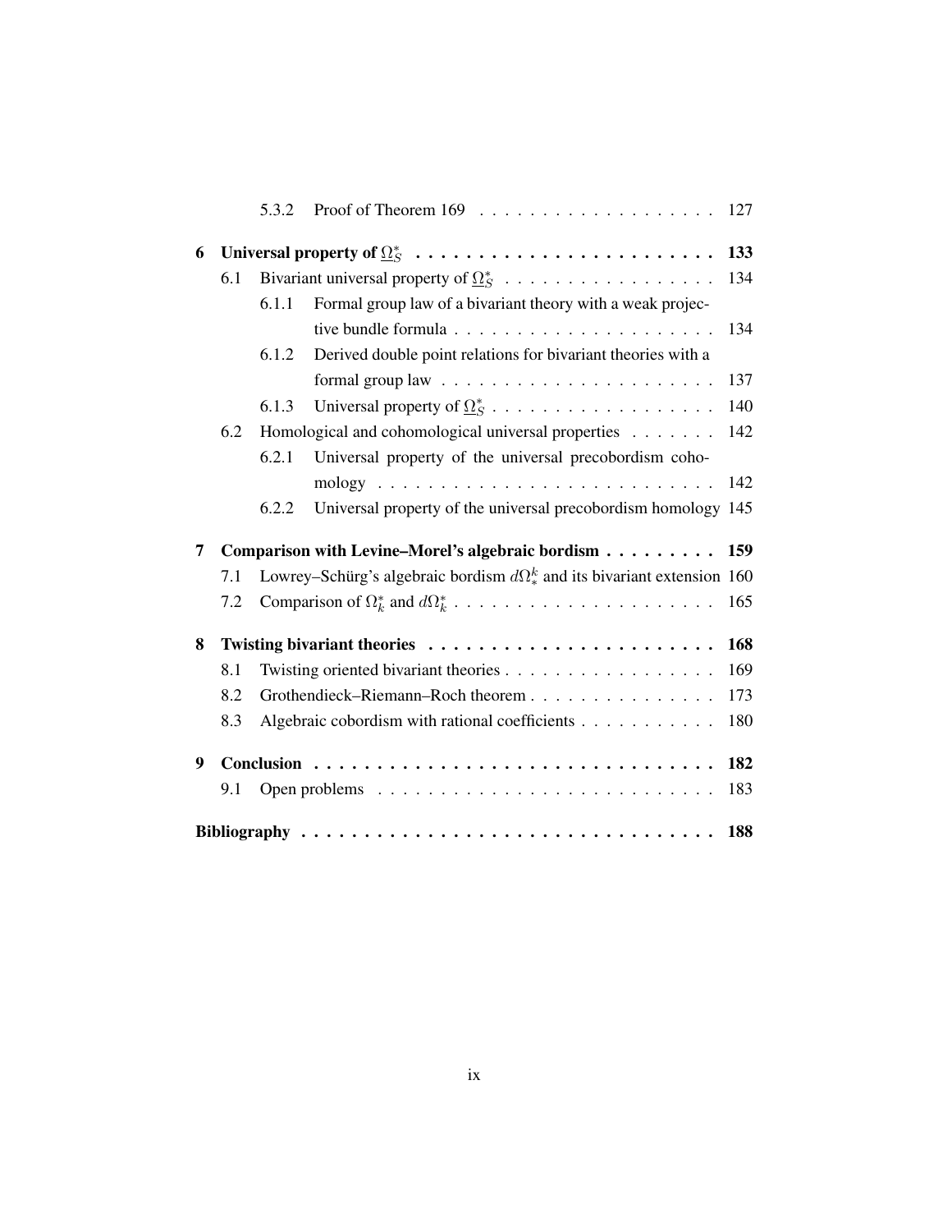- 5.3.2 Proof of Theorem 169 . . . . . . . . . . . . . . . . . . . 127

**6 Universal property of $\underline{\Omega}^*_S$ . . . . . . . . . . . . . . . . . . . . . . . . 133**

- 6.1 Bivariant universal property of $\underline{\Omega}^*_S$ . . . . . . . . . . . . . . . . . 134
  - 6.1.1 Formal group law of a bivariant theory with a weak projective bundle formula . . . . . . . . . . . . . . . . . . . . . 134
  - 6.1.2 Derived double point relations for bivariant theories with a formal group law . . . . . . . . . . . . . . . . . . . . . 137
  - 6.1.3 Universal property of $\underline{\Omega}^*_S$ . . . . . . . . . . . . . . . . . . 140
- 6.2 Homological and cohomological universal properties . . . . . . . 142
  - 6.2.1 Universal property of the universal precobordism cohomology . . . . . . . . . . . . . . . . . . . . . . . . . . 142
  - 6.2.2 Universal property of the universal precobordism homology 145

**7 Comparison with Levine–Morel's algebraic bordism . . . . . . . . . 159**

- 7.1 Lowrey–Schürg's algebraic bordism $d\Omega^k_*$ and its bivariant extension 160
- 7.2 Comparison of $\Omega^*_k$ and $d\Omega^*_k$ . . . . . . . . . . . . . . . . . . . . . 165

**8 Twisting bivariant theories . . . . . . . . . . . . . . . . . . . . . . . 168**

- 8.1 Twisting oriented bivariant theories . . . . . . . . . . . . . . . . . 169
- 8.2 Grothendieck–Riemann–Roch theorem . . . . . . . . . . . . . . . 173
- 8.3 Algebraic cobordism with rational coefficients . . . . . . . . . . . 180

**9 Conclusion . . . . . . . . . . . . . . . . . . . . . . . . . . . . . . . . 182**

- 9.1 Open problems . . . . . . . . . . . . . . . . . . . . . . . . . . . 183

**Bibliography . . . . . . . . . . . . . . . . . . . . . . . . . . . . . . . . 188**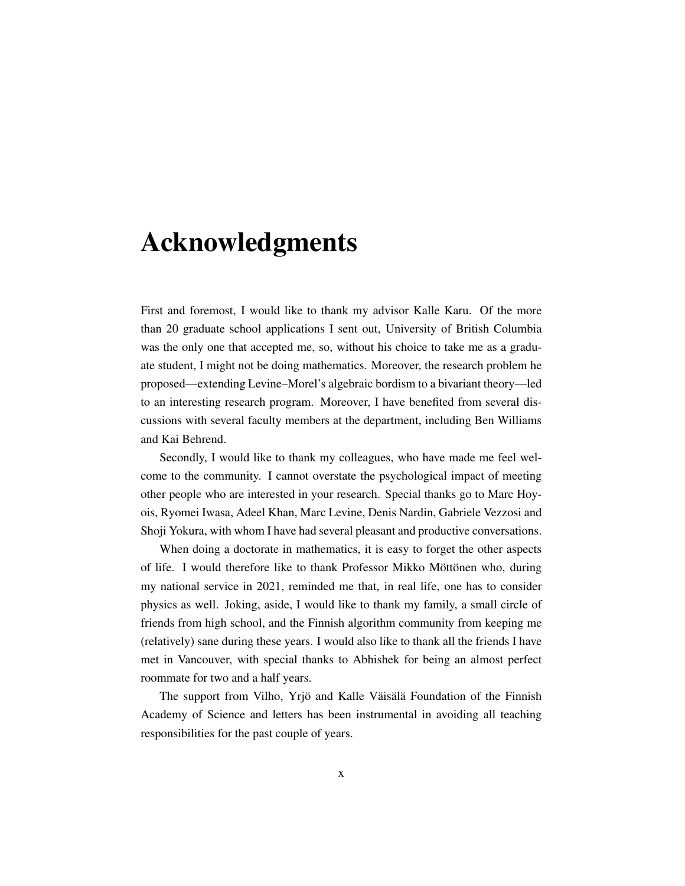# Acknowledgments

First and foremost, I would like to thank my advisor Kalle Karu. Of the more than 20 graduate school applications I sent out, University of British Columbia was the only one that accepted me, so, without his choice to take me as a graduate student, I might not be doing mathematics. Moreover, the research problem he proposed—extending Levine–Morel's algebraic bordism to a bivariant theory—led to an interesting research program. Moreover, I have benefited from several discussions with several faculty members at the department, including Ben Williams and Kai Behrend.

Secondly, I would like to thank my colleagues, who have made me feel welcome to the community. I cannot overstate the psychological impact of meeting other people who are interested in your research. Special thanks go to Marc Hoyois, Ryomei Iwasa, Adeel Khan, Marc Levine, Denis Nardin, Gabriele Vezzosi and Shoji Yokura, with whom I have had several pleasant and productive conversations.

When doing a doctorate in mathematics, it is easy to forget the other aspects of life. I would therefore like to thank Professor Mikko Möttönen who, during my national service in 2021, reminded me that, in real life, one has to consider physics as well. Joking, aside, I would like to thank my family, a small circle of friends from high school, and the Finnish algorithm community from keeping me (relatively) sane during these years. I would also like to thank all the friends I have met in Vancouver, with special thanks to Abhishek for being an almost perfect roommate for two and a half years.

The support from Vilho, Yrjö and Kalle Väisälä Foundation of the Finnish Academy of Science and letters has been instrumental in avoiding all teaching responsibilities for the past couple of years.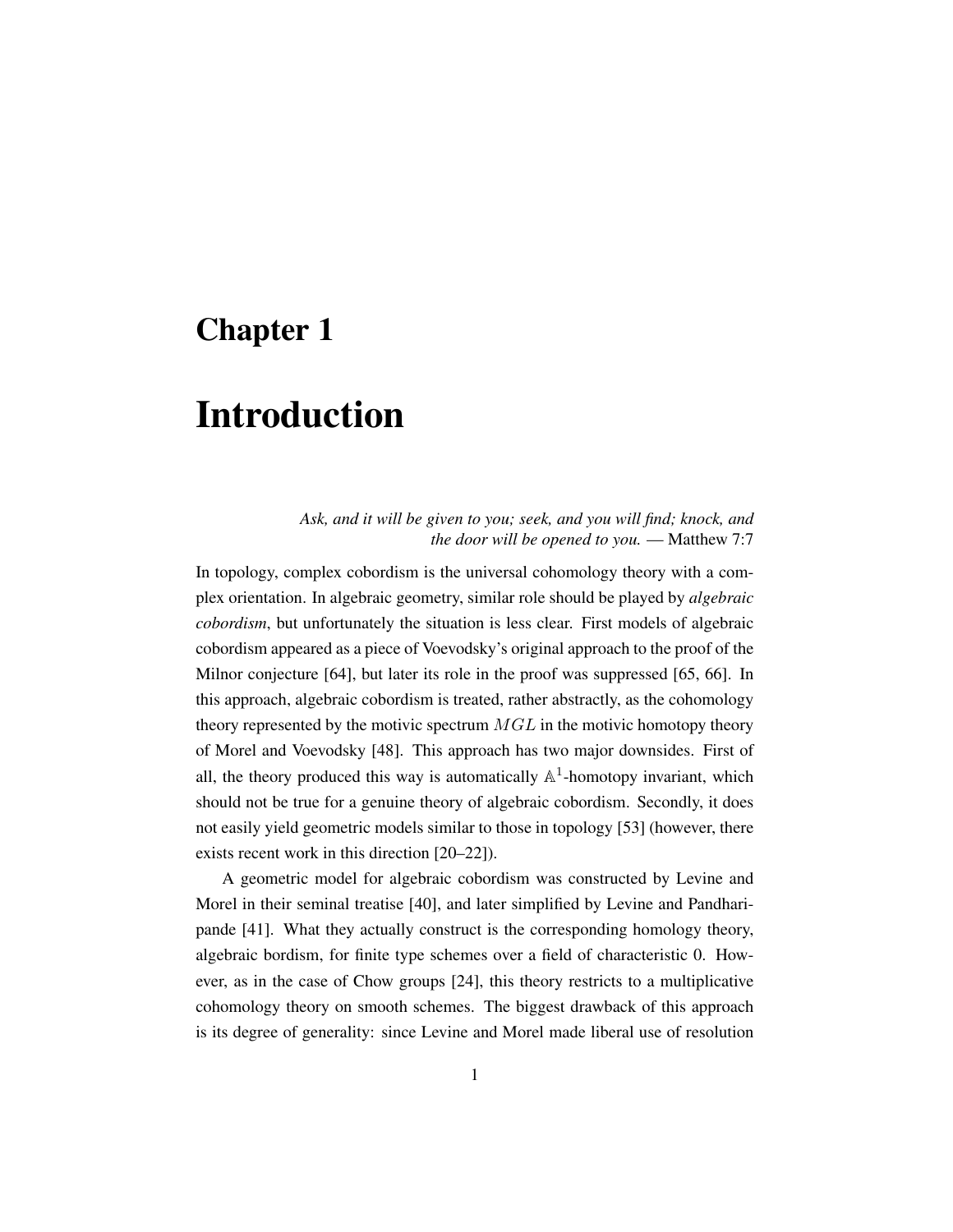# Chapter 1

# Introduction

*Ask, and it will be given to you; seek, and you will find; knock, and the door will be opened to you.* — Matthew 7:7

In topology, complex cobordism is the universal cohomology theory with a complex orientation. In algebraic geometry, similar role should be played by *algebraic cobordism*, but unfortunately the situation is less clear. First models of algebraic cobordism appeared as a piece of Voevodsky's original approach to the proof of the Milnor conjecture [64], but later its role in the proof was suppressed [65, 66]. In this approach, algebraic cobordism is treated, rather abstractly, as the cohomology theory represented by the motivic spectrum $MGL$ in the motivic homotopy theory of Morel and Voevodsky [48]. This approach has two major downsides. First of all, the theory produced this way is automatically $\mathbb{A}^1$-homotopy invariant, which should not be true for a genuine theory of algebraic cobordism. Secondly, it does not easily yield geometric models similar to those in topology [53] (however, there exists recent work in this direction [20–22]).

A geometric model for algebraic cobordism was constructed by Levine and Morel in their seminal treatise [40], and later simplified by Levine and Pandharipande [41]. What they actually construct is the corresponding homology theory, algebraic bordism, for finite type schemes over a field of characteristic 0. However, as in the case of Chow groups [24], this theory restricts to a multiplicative cohomology theory on smooth schemes. The biggest drawback of this approach is its degree of generality: since Levine and Morel made liberal use of resolution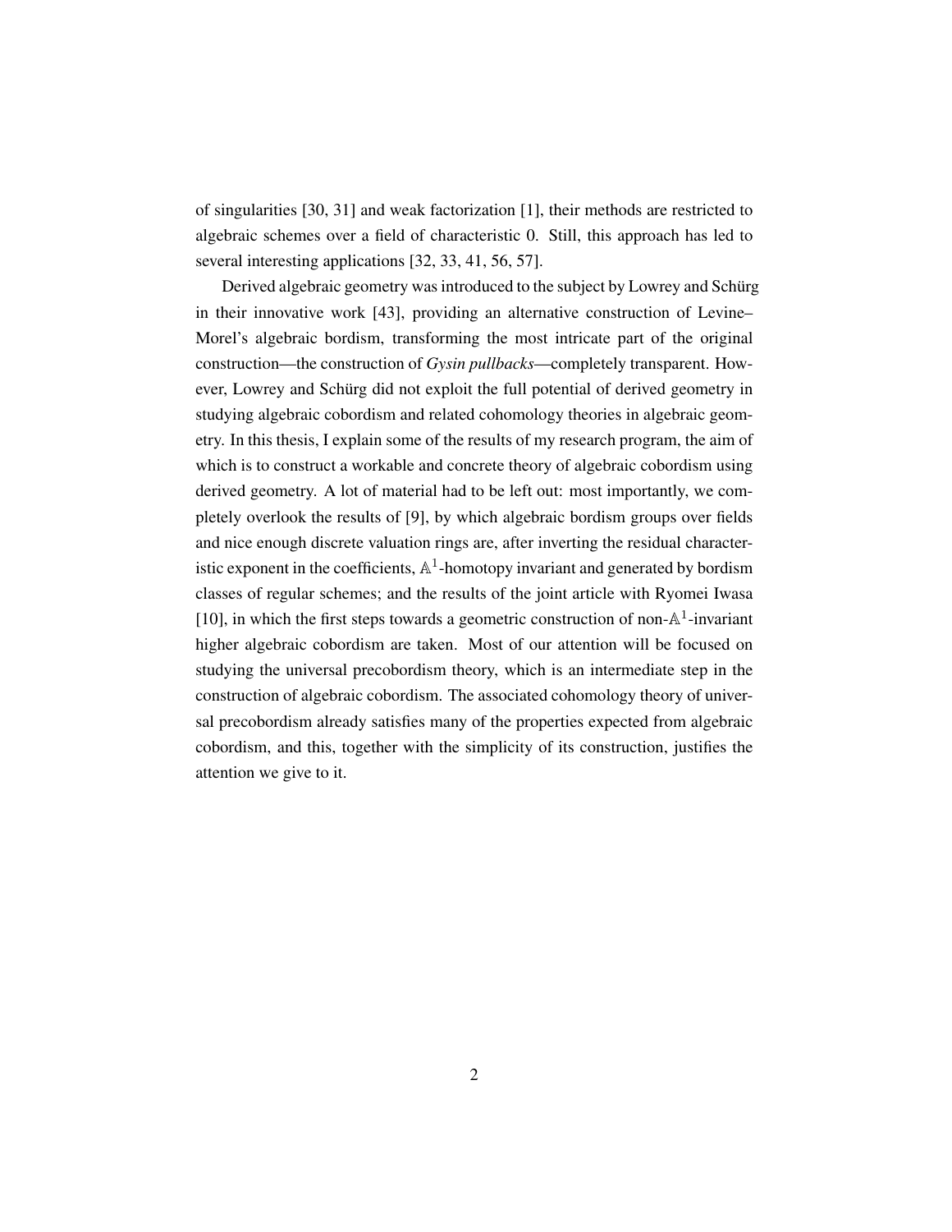of singularities [30, 31] and weak factorization [1], their methods are restricted to algebraic schemes over a field of characteristic 0. Still, this approach has led to several interesting applications [32, 33, 41, 56, 57].

Derived algebraic geometry was introduced to the subject by Lowrey and Schürg in their innovative work [43], providing an alternative construction of Levine–Morel's algebraic bordism, transforming the most intricate part of the original construction—the construction of *Gysin pullbacks*—completely transparent. However, Lowrey and Schürg did not exploit the full potential of derived geometry in studying algebraic cobordism and related cohomology theories in algebraic geometry. In this thesis, I explain some of the results of my research program, the aim of which is to construct a workable and concrete theory of algebraic cobordism using derived geometry. A lot of material had to be left out: most importantly, we completely overlook the results of [9], by which algebraic bordism groups over fields and nice enough discrete valuation rings are, after inverting the residual characteristic exponent in the coefficients, $\mathbb{A}^1$-homotopy invariant and generated by bordism classes of regular schemes; and the results of the joint article with Ryomei Iwasa [10], in which the first steps towards a geometric construction of non-$\mathbb{A}^1$-invariant higher algebraic cobordism are taken. Most of our attention will be focused on studying the universal precobordism theory, which is an intermediate step in the construction of algebraic cobordism. The associated cohomology theory of universal precobordism already satisfies many of the properties expected from algebraic cobordism, and this, together with the simplicity of its construction, justifies the attention we give to it.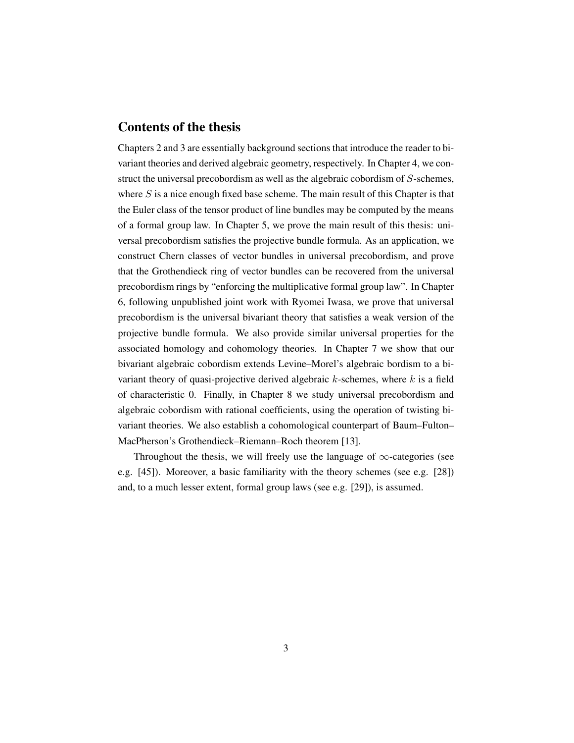## Contents of the thesis

Chapters 2 and 3 are essentially background sections that introduce the reader to bivariant theories and derived algebraic geometry, respectively. In Chapter 4, we construct the universal precobordism as well as the algebraic cobordism of $S$-schemes, where $S$ is a nice enough fixed base scheme. The main result of this Chapter is that the Euler class of the tensor product of line bundles may be computed by the means of a formal group law. In Chapter 5, we prove the main result of this thesis: universal precobordism satisfies the projective bundle formula. As an application, we construct Chern classes of vector bundles in universal precobordism, and prove that the Grothendieck ring of vector bundles can be recovered from the universal precobordism rings by "enforcing the multiplicative formal group law". In Chapter 6, following unpublished joint work with Ryomei Iwasa, we prove that universal precobordism is the universal bivariant theory that satisfies a weak version of the projective bundle formula. We also provide similar universal properties for the associated homology and cohomology theories. In Chapter 7 we show that our bivariant algebraic cobordism extends Levine–Morel's algebraic bordism to a bivariant theory of quasi-projective derived algebraic $k$-schemes, where $k$ is a field of characteristic 0. Finally, in Chapter 8 we study universal precobordism and algebraic cobordism with rational coefficients, using the operation of twisting bivariant theories. We also establish a cohomological counterpart of Baum–Fulton–MacPherson's Grothendieck–Riemann–Roch theorem [13].

Throughout the thesis, we will freely use the language of $\infty$-categories (see e.g. [45]). Moreover, a basic familiarity with the theory schemes (see e.g. [28]) and, to a much lesser extent, formal group laws (see e.g. [29]), is assumed.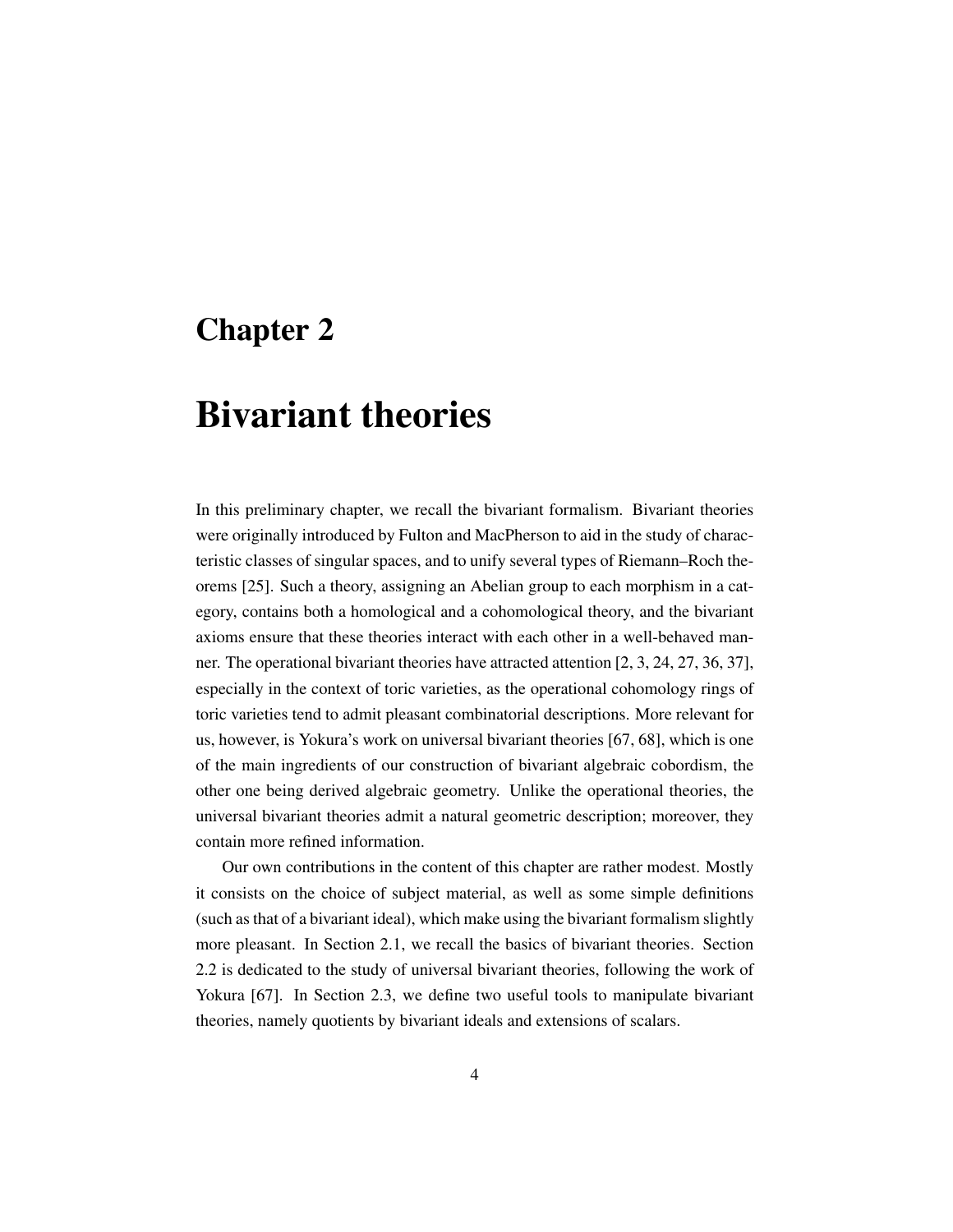# Chapter 2

# Bivariant theories

In this preliminary chapter, we recall the bivariant formalism. Bivariant theories were originally introduced by Fulton and MacPherson to aid in the study of characteristic classes of singular spaces, and to unify several types of Riemann–Roch theorems [25]. Such a theory, assigning an Abelian group to each morphism in a category, contains both a homological and a cohomological theory, and the bivariant axioms ensure that these theories interact with each other in a well-behaved manner. The operational bivariant theories have attracted attention [2, 3, 24, 27, 36, 37], especially in the context of toric varieties, as the operational cohomology rings of toric varieties tend to admit pleasant combinatorial descriptions. More relevant for us, however, is Yokura's work on universal bivariant theories [67, 68], which is one of the main ingredients of our construction of bivariant algebraic cobordism, the other one being derived algebraic geometry. Unlike the operational theories, the universal bivariant theories admit a natural geometric description; moreover, they contain more refined information.

Our own contributions in the content of this chapter are rather modest. Mostly it consists on the choice of subject material, as well as some simple definitions (such as that of a bivariant ideal), which make using the bivariant formalism slightly more pleasant. In Section 2.1, we recall the basics of bivariant theories. Section 2.2 is dedicated to the study of universal bivariant theories, following the work of Yokura [67]. In Section 2.3, we define two useful tools to manipulate bivariant theories, namely quotients by bivariant ideals and extensions of scalars.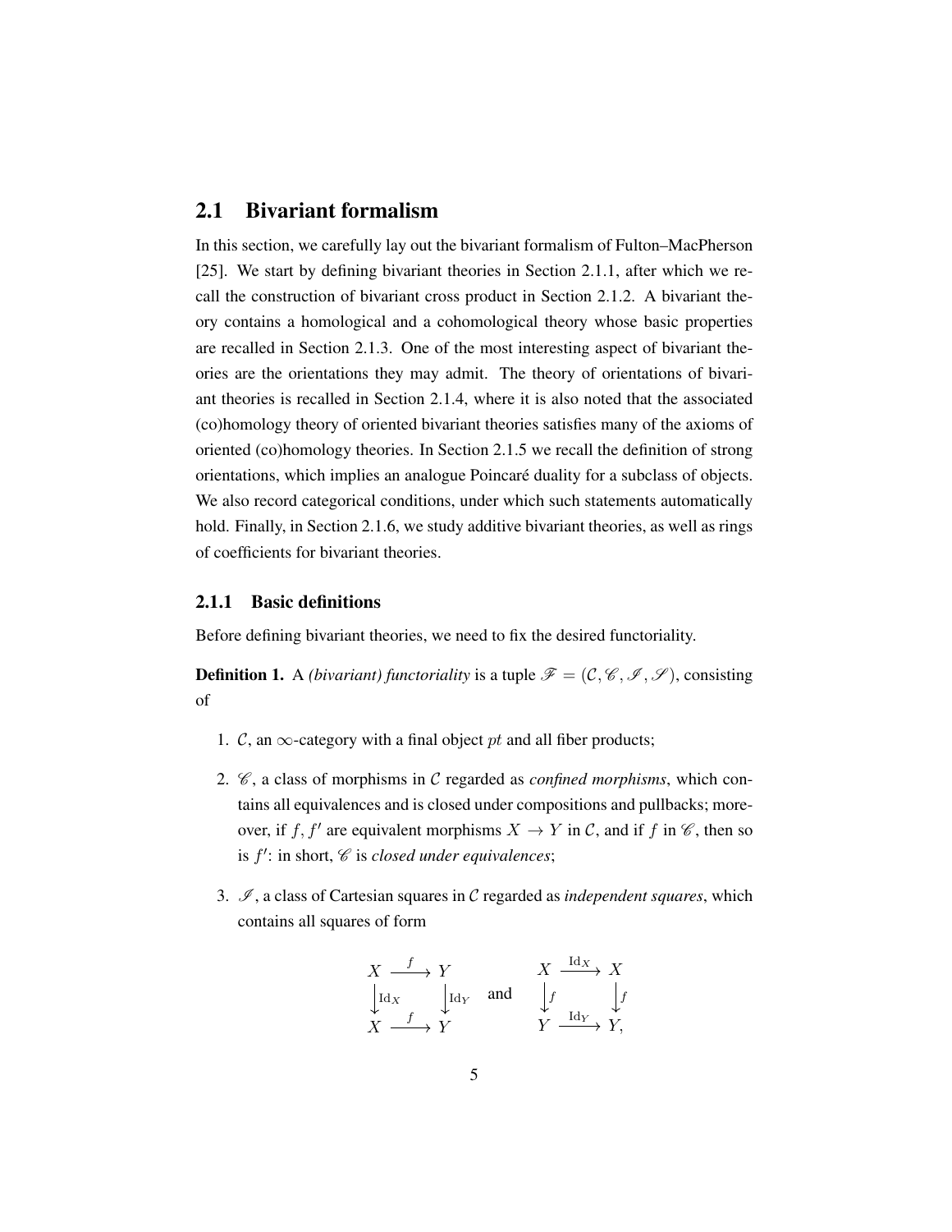## 2.1 Bivariant formalism

In this section, we carefully lay out the bivariant formalism of Fulton–MacPherson [25]. We start by defining bivariant theories in Section 2.1.1, after which we recall the construction of bivariant cross product in Section 2.1.2. A bivariant theory contains a homological and a cohomological theory whose basic properties are recalled in Section 2.1.3. One of the most interesting aspect of bivariant theories are the orientations they may admit. The theory of orientations of bivariant theories is recalled in Section 2.1.4, where it is also noted that the associated (co)homology theory of oriented bivariant theories satisfies many of the axioms of oriented (co)homology theories. In Section 2.1.5 we recall the definition of strong orientations, which implies an analogue Poincaré duality for a subclass of objects. We also record categorical conditions, under which such statements automatically hold. Finally, in Section 2.1.6, we study additive bivariant theories, as well as rings of coefficients for bivariant theories.

### 2.1.1 Basic definitions

Before defining bivariant theories, we need to fix the desired functoriality.

**Definition 1.** A *(bivariant) functoriality* is a tuple $\mathscr{F} = (\mathcal{C}, \mathscr{C}, \mathscr{I}, \mathscr{S})$, consisting of

1. $\mathcal{C}$, an $\infty$-category with a final object $pt$ and all fiber products;
2. $\mathscr{C}$, a class of morphisms in $\mathcal{C}$ regarded as *confined morphisms*, which contains all equivalences and is closed under compositions and pullbacks; moreover, if $f, f'$ are equivalent morphisms $X \to Y$ in $\mathcal{C}$, and if $f$ in $\mathscr{C}$, then so is $f'$: in short, $\mathscr{C}$ is *closed under equivalences*;
3. $\mathscr{I}$, a class of Cartesian squares in $\mathcal{C}$ regarded as *independent squares*, which contains all squares of form

$$
\begin{array}{ccc}
X & \xrightarrow{f} & Y \\
\downarrow{\scriptstyle \mathrm{Id}_X} & & \downarrow{\scriptstyle \mathrm{Id}_Y} \\
X & \xrightarrow{f} & Y
\end{array}
\qquad \text{and} \qquad
\begin{array}{ccc}
X & \xrightarrow{\mathrm{Id}_X} & X \\
\downarrow{\scriptstyle f} & & \downarrow{\scriptstyle f} \\
Y & \xrightarrow{\mathrm{Id}_Y} & Y,
\end{array}
$$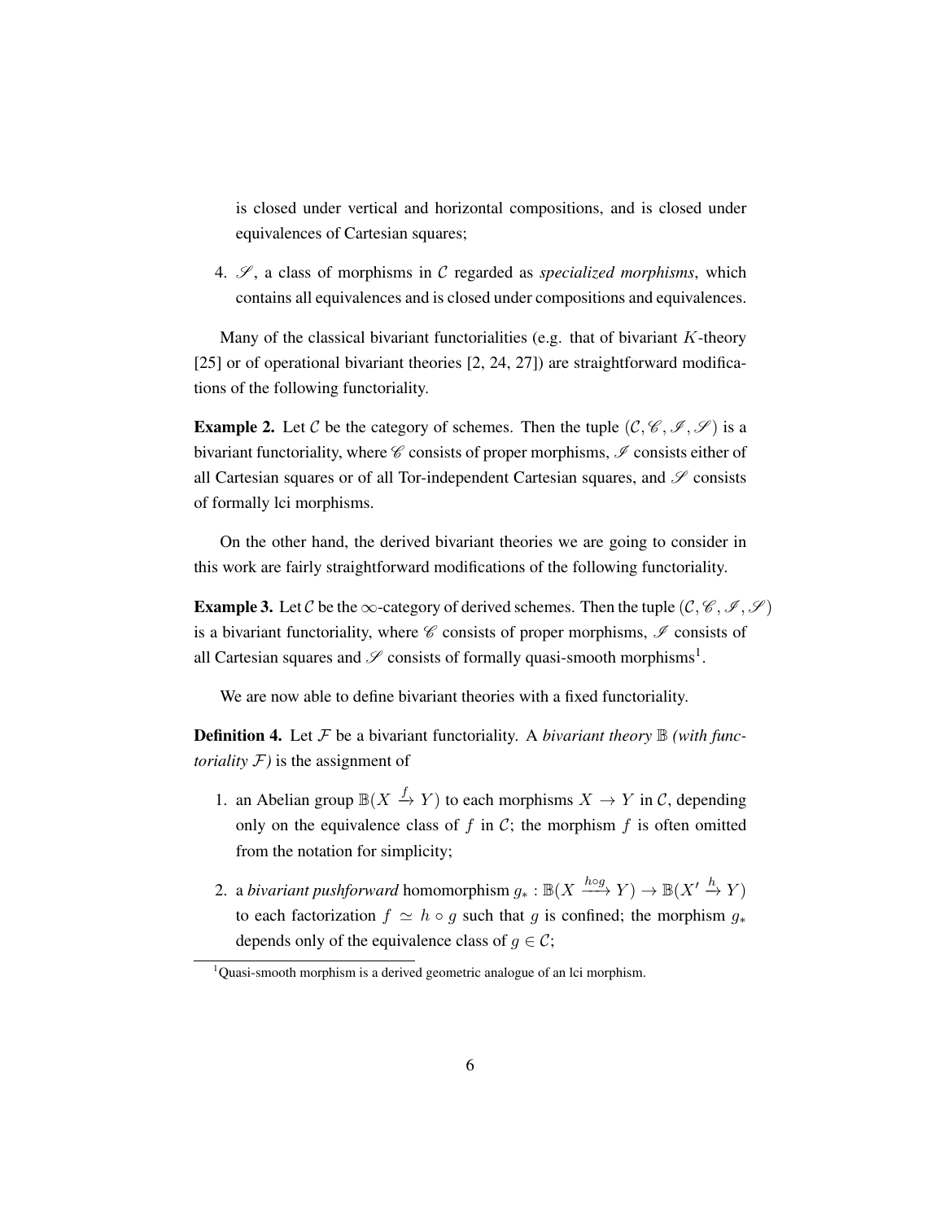is closed under vertical and horizontal compositions, and is closed under equivalences of Cartesian squares;

4. $\mathscr{S}$, a class of morphisms in $\mathcal{C}$ regarded as *specialized morphisms*, which contains all equivalences and is closed under compositions and equivalences.

Many of the classical bivariant functorialities (e.g. that of bivariant $K$-theory [25] or of operational bivariant theories [2, 24, 27]) are straightforward modifications of the following functoriality.

**Example 2.** Let $\mathcal{C}$ be the category of schemes. Then the tuple $(\mathcal{C}, \mathscr{C}, \mathscr{I}, \mathscr{S})$ is a bivariant functoriality, where $\mathscr{C}$ consists of proper morphisms, $\mathscr{I}$ consists either of all Cartesian squares or of all Tor-independent Cartesian squares, and $\mathscr{S}$ consists of formally lci morphisms.

On the other hand, the derived bivariant theories we are going to consider in this work are fairly straightforward modifications of the following functoriality.

**Example 3.** Let $\mathcal{C}$ be the $\infty$-category of derived schemes. Then the tuple $(\mathcal{C}, \mathscr{C}, \mathscr{I}, \mathscr{S})$ is a bivariant functoriality, where $\mathscr{C}$ consists of proper morphisms, $\mathscr{I}$ consists of all Cartesian squares and $\mathscr{S}$ consists of formally quasi-smooth morphisms[1].

We are now able to define bivariant theories with a fixed functoriality.

**Definition 4.** Let $\mathcal{F}$ be a bivariant functoriality. A *bivariant theory* $\mathbb{B}$ *(with functoriality $\mathcal{F}$)* is the assignment of

1. an Abelian group $\mathbb{B}(X \xrightarrow{f} Y)$ to each morphisms $X \to Y$ in $\mathcal{C}$, depending only on the equivalence class of $f$ in $\mathcal{C}$; the morphism $f$ is often omitted from the notation for simplicity;

2. a *bivariant pushforward* homomorphism $g_* : \mathbb{B}(X \xrightarrow{h \circ g} Y) \to \mathbb{B}(X' \xrightarrow{h} Y)$ to each factorization $f \simeq h \circ g$ such that $g$ is confined; the morphism $g_*$ depends only of the equivalence class of $g \in \mathcal{C}$;

[1] Quasi-smooth morphism is a derived geometric analogue of an lci morphism.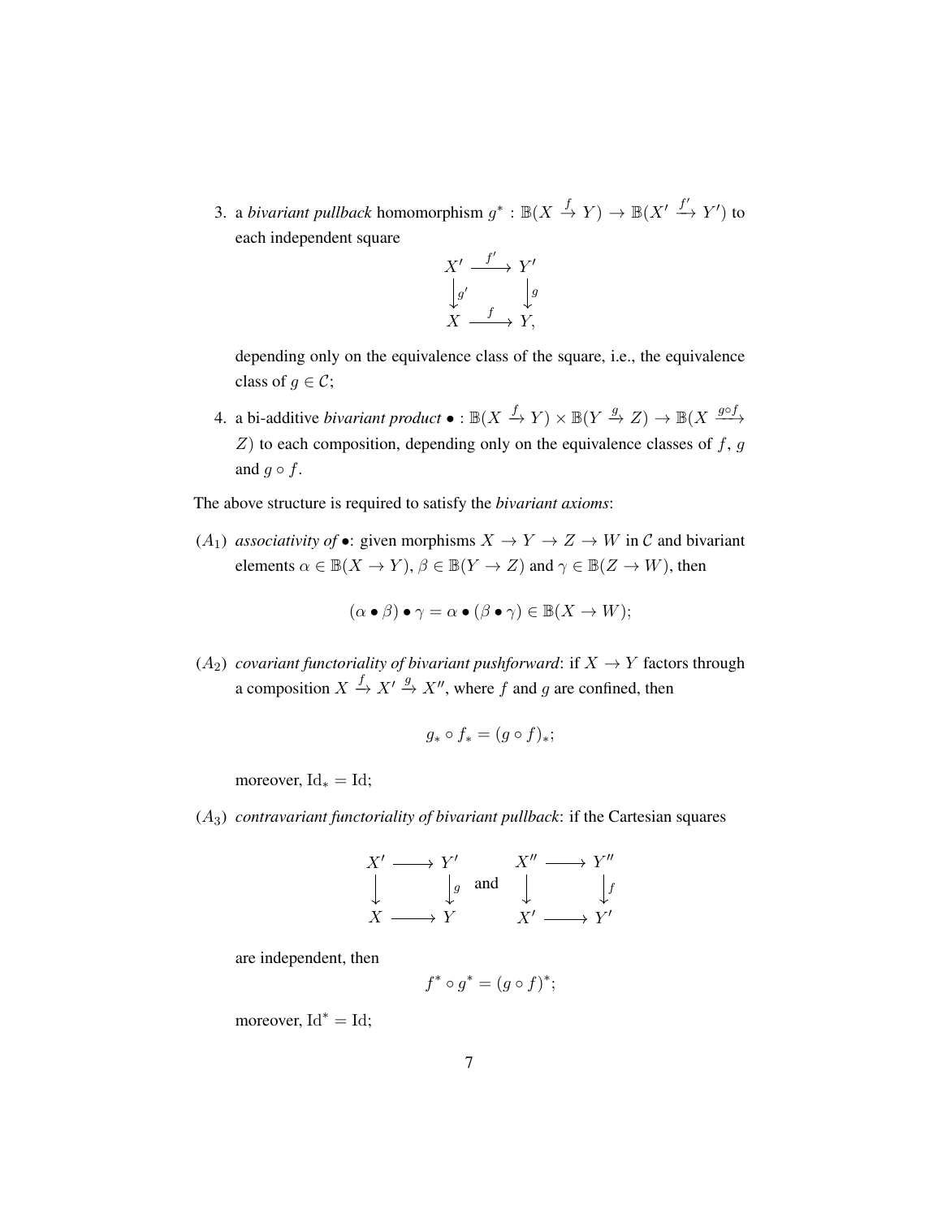3. a *bivariant pullback* homomorphism $g^* : \mathbb{B}(X \xrightarrow{f} Y) \to \mathbb{B}(X' \xrightarrow{f'} Y')$ to each independent square

$$\begin{array}{ccc} X' & \xrightarrow{f'} & Y' \\ \big\downarrow{\scriptstyle g'} & & \big\downarrow{\scriptstyle g} \\ X & \xrightarrow{f} & Y, \end{array}$$

depending only on the equivalence class of the square, i.e., the equivalence class of $g \in \mathcal{C}$;

4. a bi-additive *bivariant product* $\bullet : \mathbb{B}(X \xrightarrow{f} Y) \times \mathbb{B}(Y \xrightarrow{g} Z) \to \mathbb{B}(X \xrightarrow{g \circ f} Z)$ to each composition, depending only on the equivalence classes of $f$, $g$ and $g \circ f$.

The above structure is required to satisfy the *bivariant axioms*:

$(A_1)$ *associativity of* $\bullet$: given morphisms $X \to Y \to Z \to W$ in $\mathcal{C}$ and bivariant elements $\alpha \in \mathbb{B}(X \to Y)$, $\beta \in \mathbb{B}(Y \to Z)$ and $\gamma \in \mathbb{B}(Z \to W)$, then

$$(\alpha \bullet \beta) \bullet \gamma = \alpha \bullet (\beta \bullet \gamma) \in \mathbb{B}(X \to W);$$

$(A_2)$ *covariant functoriality of bivariant pushforward*: if $X \to Y$ factors through a composition $X \xrightarrow{f} X' \xrightarrow{g} X''$, where $f$ and $g$ are confined, then

$$g_* \circ f_* = (g \circ f)_*;$$

moreover, $\mathrm{Id}_* = \mathrm{Id}$;

$(A_3)$ *contravariant functoriality of bivariant pullback*: if the Cartesian squares

$$\begin{array}{ccc} X' & \longrightarrow & Y' \\ \big\downarrow & & \big\downarrow{\scriptstyle g} \\ X & \longrightarrow & Y \end{array} \quad \text{and} \quad \begin{array}{ccc} X'' & \longrightarrow & Y'' \\ \big\downarrow & & \big\downarrow{\scriptstyle f} \\ X' & \longrightarrow & Y' \end{array}$$

are independent, then

$$f^* \circ g^* = (g \circ f)^*;$$

moreover, $\mathrm{Id}^* = \mathrm{Id}$;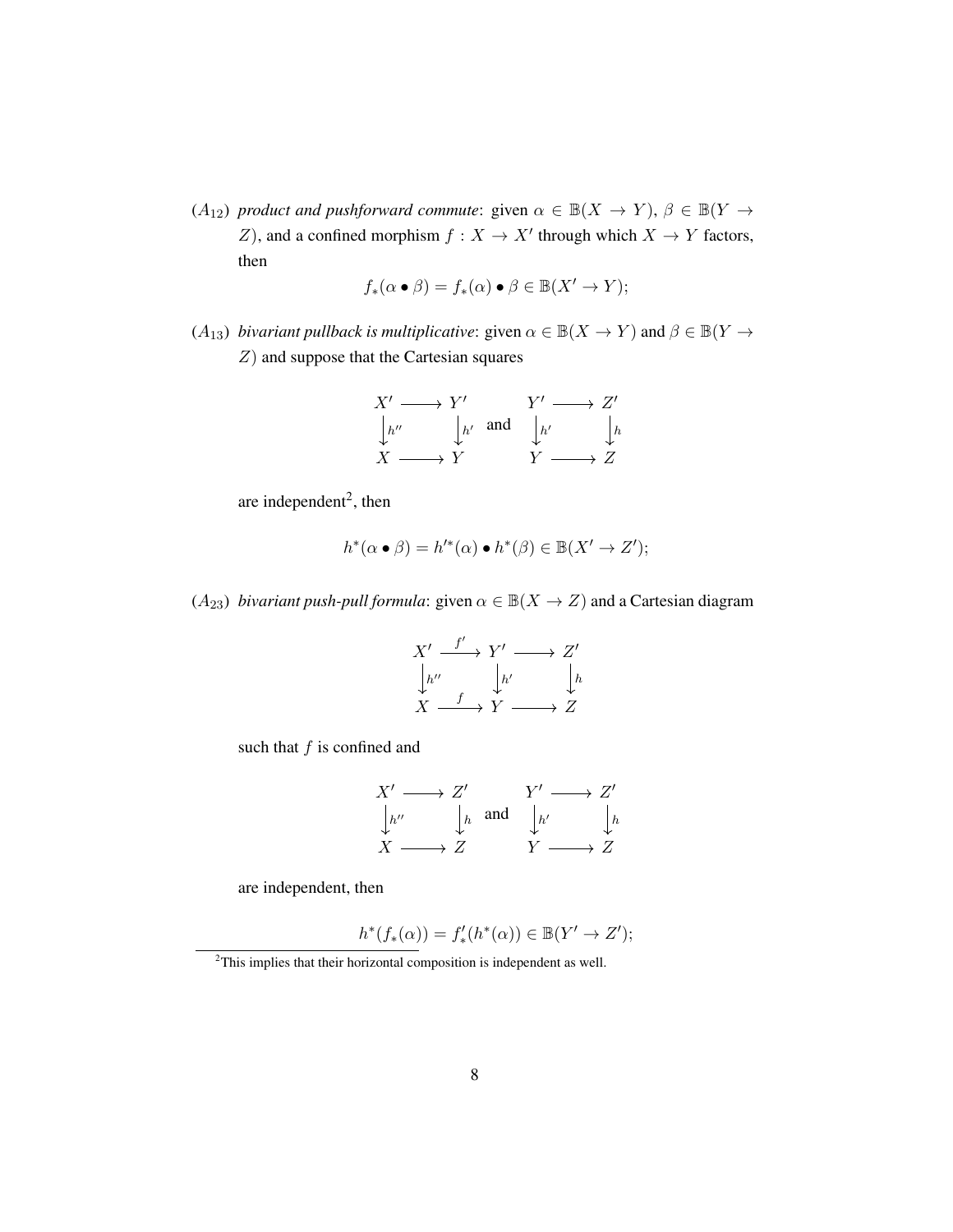$(A_{12})$ *product and pushforward commute*: given $\alpha \in \mathbb{B}(X \to Y)$, $\beta \in \mathbb{B}(Y \to Z)$, and a confined morphism $f : X \to X'$ through which $X \to Y$ factors, then

$$f_*(\alpha \bullet \beta) = f_*(\alpha) \bullet \beta \in \mathbb{B}(X' \to Y);$$

$(A_{13})$ *bivariant pullback is multiplicative*: given $\alpha \in \mathbb{B}(X \to Y)$ and $\beta \in \mathbb{B}(Y \to Z)$ and suppose that the Cartesian squares

$$\begin{array}{ccc} X' & \longrightarrow & Y' \\ \downarrow{\scriptstyle h''} & & \downarrow{\scriptstyle h'} \\ X & \longrightarrow & Y \end{array} \quad \text{and} \quad \begin{array}{ccc} Y' & \longrightarrow & Z' \\ \downarrow{\scriptstyle h'} & & \downarrow{\scriptstyle h} \\ Y & \longrightarrow & Z \end{array}$$

are independent[2], then

$$h^*(\alpha \bullet \beta) = h'^*(\alpha) \bullet h^*(\beta) \in \mathbb{B}(X' \to Z');$$

$(A_{23})$ *bivariant push-pull formula*: given $\alpha \in \mathbb{B}(X \to Z)$ and a Cartesian diagram

$$\begin{array}{ccccc} X' & \xrightarrow{f'} & Y' & \longrightarrow & Z' \\ \downarrow{\scriptstyle h''} & & \downarrow{\scriptstyle h'} & & \downarrow{\scriptstyle h} \\ X & \xrightarrow{f} & Y & \longrightarrow & Z \end{array}$$

such that $f$ is confined and

$$\begin{array}{ccc} X' & \longrightarrow & Z' \\ \downarrow{\scriptstyle h''} & & \downarrow{\scriptstyle h} \\ X & \longrightarrow & Z \end{array} \quad \text{and} \quad \begin{array}{ccc} Y' & \longrightarrow & Z' \\ \downarrow{\scriptstyle h'} & & \downarrow{\scriptstyle h} \\ Y & \longrightarrow & Z \end{array}$$

are independent, then

$$h^*(f_*(\alpha)) = f'_*(h^*(\alpha)) \in \mathbb{B}(Y' \to Z');$$

[2] This implies that their horizontal composition is independent as well.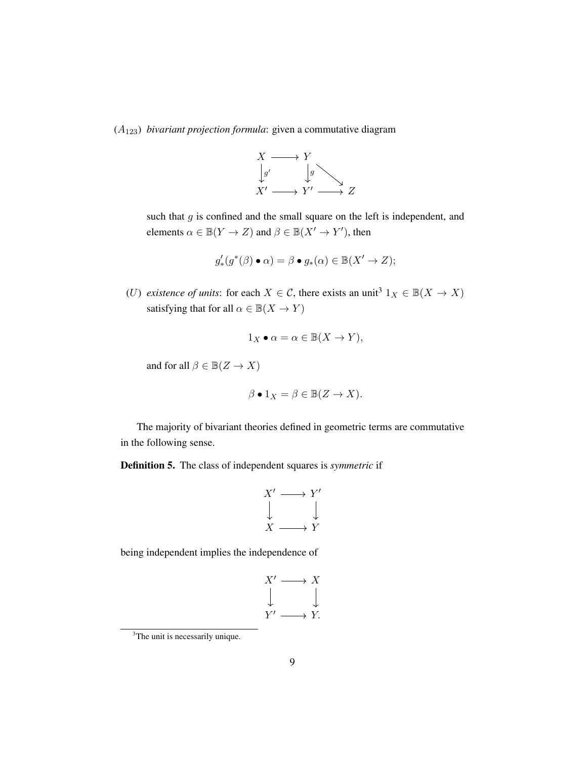($A_{123}$) *bivariant projection formula*: given a commutative diagram

$$\begin{array}{ccccc} X & \longrightarrow & Y & & \\ \big\downarrow{\scriptstyle g'} & & \big\downarrow{\scriptstyle g} & \searrow & \\ X' & \longrightarrow & Y' & \longrightarrow & Z \end{array}$$

such that $g$ is confined and the small square on the left is independent, and elements $\alpha \in \mathbb{B}(Y \to Z)$ and $\beta \in \mathbb{B}(X' \to Y')$, then

$$g'_*(g^*(\beta) \bullet \alpha) = \beta \bullet g_*(\alpha) \in \mathbb{B}(X' \to Z);$$

($U$) *existence of units*: for each $X \in \mathcal{C}$, there exists an unit[3] $1_X \in \mathbb{B}(X \to X)$ satisfying that for all $\alpha \in \mathbb{B}(X \to Y)$

$$1_X \bullet \alpha = \alpha \in \mathbb{B}(X \to Y),$$

and for all $\beta \in \mathbb{B}(Z \to X)$

$$\beta \bullet 1_X = \beta \in \mathbb{B}(Z \to X).$$

The majority of bivariant theories defined in geometric terms are commutative in the following sense.

**Definition 5.** The class of independent squares is *symmetric* if

$$\begin{array}{ccc} X' & \longrightarrow & Y' \\ \big\downarrow & & \big\downarrow \\ X & \longrightarrow & Y \end{array}$$

being independent implies the independence of

$$\begin{array}{ccc} X' & \longrightarrow & X \\ \big\downarrow & & \big\downarrow \\ Y' & \longrightarrow & Y. \end{array}$$

[3] The unit is necessarily unique.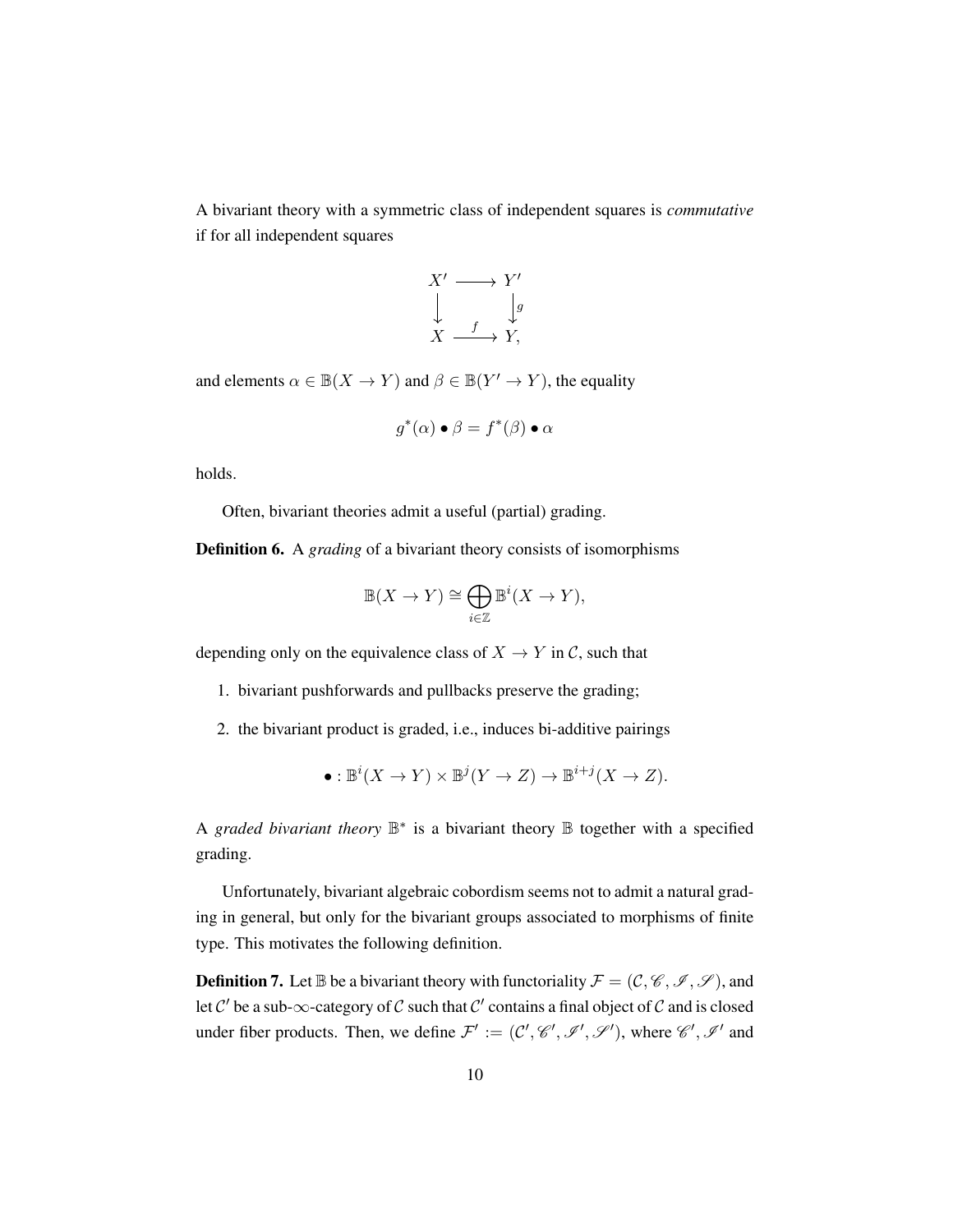A bivariant theory with a symmetric class of independent squares is *commutative* if for all independent squares

$$\begin{array}{ccc} X' & \longrightarrow & Y' \\ \downarrow & & \downarrow g \\ X & \xrightarrow{f} & Y, \end{array}$$

and elements $\alpha \in \mathbb{B}(X \to Y)$ and $\beta \in \mathbb{B}(Y' \to Y)$, the equality

$$g^*(\alpha) \bullet \beta = f^*(\beta) \bullet \alpha$$

holds.

Often, bivariant theories admit a useful (partial) grading.

**Definition 6.** A *grading* of a bivariant theory consists of isomorphisms

$$\mathbb{B}(X \to Y) \cong \bigoplus_{i \in \mathbb{Z}} \mathbb{B}^i(X \to Y),$$

depending only on the equivalence class of $X \to Y$ in $\mathcal{C}$, such that

1. bivariant pushforwards and pullbacks preserve the grading;
2. the bivariant product is graded, i.e., induces bi-additive pairings

$$\bullet : \mathbb{B}^i(X \to Y) \times \mathbb{B}^j(Y \to Z) \to \mathbb{B}^{i+j}(X \to Z).$$

A *graded bivariant theory* $\mathbb{B}^*$ is a bivariant theory $\mathbb{B}$ together with a specified grading.

Unfortunately, bivariant algebraic cobordism seems not to admit a natural grading in general, but only for the bivariant groups associated to morphisms of finite type. This motivates the following definition.

**Definition 7.** Let $\mathbb{B}$ be a bivariant theory with functoriality $\mathcal{F} = (\mathcal{C}, \mathscr{C}, \mathscr{I}, \mathscr{S})$, and let $\mathcal{C}'$ be a sub-$\infty$-category of $\mathcal{C}$ such that $\mathcal{C}'$ contains a final object of $\mathcal{C}$ and is closed under fiber products. Then, we define $\mathcal{F}' := (\mathcal{C}', \mathscr{C}', \mathscr{I}', \mathscr{S}')$, where $\mathscr{C}', \mathscr{I}'$ and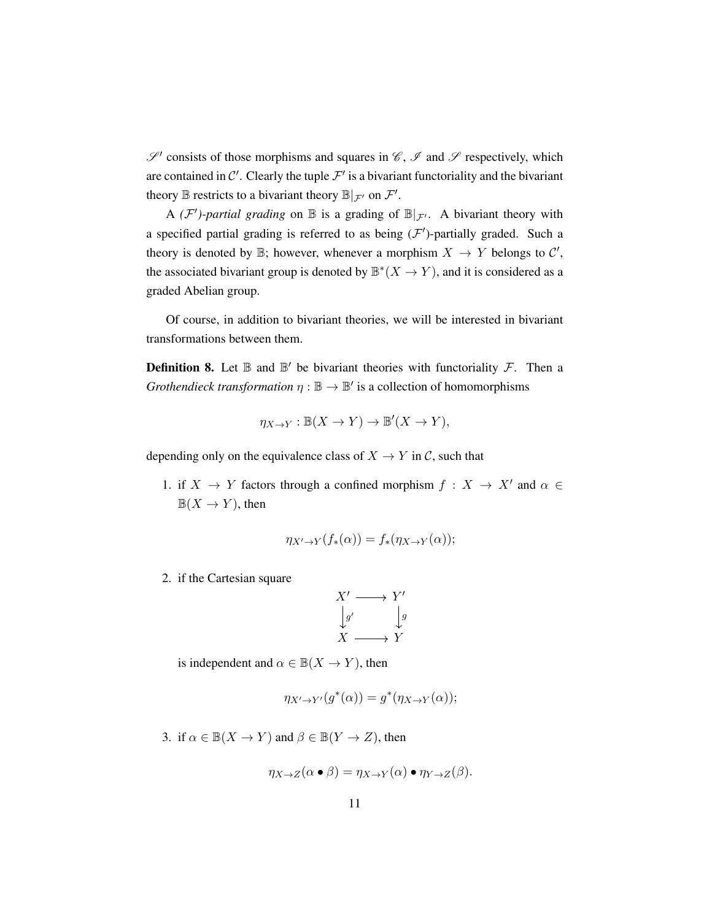$\mathscr{S}'$ consists of those morphisms and squares in $\mathscr{C}$, $\mathscr{I}$ and $\mathscr{S}$ respectively, which are contained in $\mathcal{C}'$. Clearly the tuple $\mathcal{F}'$ is a bivariant functoriality and the bivariant theory $\mathbb{B}$ restricts to a bivariant theory $\mathbb{B}|_{\mathcal{F}'}$ on $\mathcal{F}'$.

A *($\mathcal{F}'$)-partial grading* on $\mathbb{B}$ is a grading of $\mathbb{B}|_{\mathcal{F}'}$. A bivariant theory with a specified partial grading is referred to as being ($\mathcal{F}'$)-partially graded. Such a theory is denoted by $\mathbb{B}$; however, whenever a morphism $X \to Y$ belongs to $\mathcal{C}'$, the associated bivariant group is denoted by $\mathbb{B}^*(X \to Y)$, and it is considered as a graded Abelian group.

Of course, in addition to bivariant theories, we will be interested in bivariant transformations between them.

**Definition 8.** Let $\mathbb{B}$ and $\mathbb{B}'$ be bivariant theories with functoriality $\mathcal{F}$. Then a *Grothendieck transformation* $\eta : \mathbb{B} \to \mathbb{B}'$ is a collection of homomorphisms

$$\eta_{X \to Y} : \mathbb{B}(X \to Y) \to \mathbb{B}'(X \to Y),$$

depending only on the equivalence class of $X \to Y$ in $\mathcal{C}$, such that

1. if $X \to Y$ factors through a confined morphism $f : X \to X'$ and $\alpha \in \mathbb{B}(X \to Y)$, then

$$\eta_{X' \to Y}(f_*(\alpha)) = f_*(\eta_{X \to Y}(\alpha));$$

2. if the Cartesian square

$$\begin{array}{ccc} X' & \longrightarrow & Y' \\ \downarrow{\scriptstyle g'} & & \downarrow{\scriptstyle g} \\ X & \longrightarrow & Y \end{array}$$

is independent and $\alpha \in \mathbb{B}(X \to Y)$, then

$$\eta_{X' \to Y'}(g^*(\alpha)) = g^*(\eta_{X \to Y}(\alpha));$$

3. if $\alpha \in \mathbb{B}(X \to Y)$ and $\beta \in \mathbb{B}(Y \to Z)$, then

$$\eta_{X \to Z}(\alpha \bullet \beta) = \eta_{X \to Y}(\alpha) \bullet \eta_{Y \to Z}(\beta).$$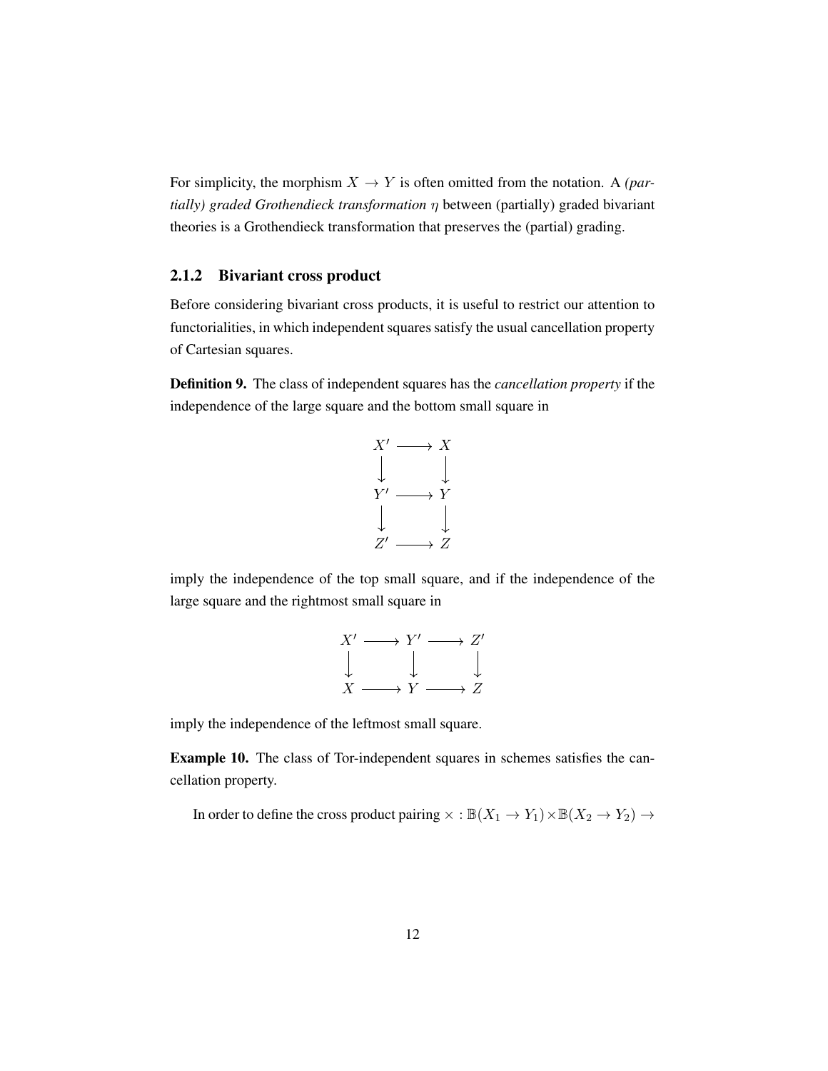For simplicity, the morphism $X \to Y$ is often omitted from the notation. A *(partially) graded Grothendieck transformation* $\eta$ between (partially) graded bivariant theories is a Grothendieck transformation that preserves the (partial) grading.

### 2.1.2 Bivariant cross product

Before considering bivariant cross products, it is useful to restrict our attention to functorialities, in which independent squares satisfy the usual cancellation property of Cartesian squares.

**Definition 9.** The class of independent squares has the *cancellation property* if the independence of the large square and the bottom small square in

$$\begin{array}{ccc} X' & \longrightarrow & X \\ \downarrow & & \downarrow \\ Y' & \longrightarrow & Y \\ \downarrow & & \downarrow \\ Z' & \longrightarrow & Z \end{array}$$

imply the independence of the top small square, and if the independence of the large square and the rightmost small square in

$$\begin{array}{ccccc} X' & \longrightarrow & Y' & \longrightarrow & Z' \\ \downarrow & & \downarrow & & \downarrow \\ X & \longrightarrow & Y & \longrightarrow & Z \end{array}$$

imply the independence of the leftmost small square.

**Example 10.** The class of Tor-independent squares in schemes satisfies the cancellation property.

In order to define the cross product pairing $\times : \mathbb{B}(X_1 \to Y_1) \times \mathbb{B}(X_2 \to Y_2) \to$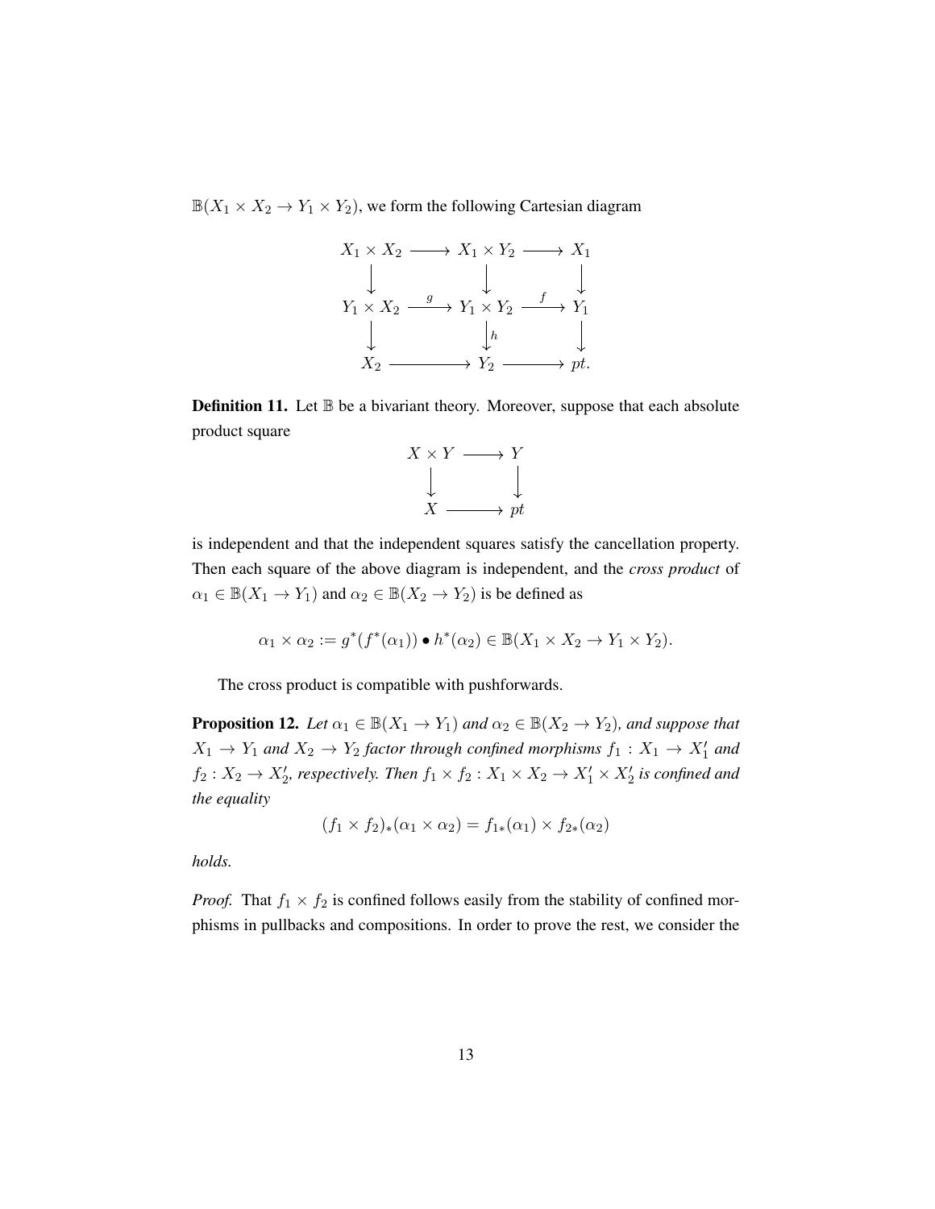$\mathbb{B}(X_1 \times X_2 \to Y_1 \times Y_2)$, we form the following Cartesian diagram

$$
\begin{array}{ccccc}
X_1 \times X_2 & \longrightarrow & X_1 \times Y_2 & \longrightarrow & X_1 \\
\downarrow & & \downarrow & & \downarrow \\
Y_1 \times X_2 & \xrightarrow{g} & Y_1 \times Y_2 & \xrightarrow{f} & Y_1 \\
\downarrow & & \downarrow h & & \downarrow \\
X_2 & \longrightarrow & Y_2 & \longrightarrow & pt.
\end{array}
$$

**Definition 11.** Let $\mathbb{B}$ be a bivariant theory. Moreover, suppose that each absolute product square

$$
\begin{array}{ccc}
X \times Y & \longrightarrow & Y \\
\downarrow & & \downarrow \\
X & \longrightarrow & pt
\end{array}
$$

is independent and that the independent squares satisfy the cancellation property. Then each square of the above diagram is independent, and the *cross product* of $\alpha_1 \in \mathbb{B}(X_1 \to Y_1)$ and $\alpha_2 \in \mathbb{B}(X_2 \to Y_2)$ is be defined as

$$\alpha_1 \times \alpha_2 := g^*(f^*(\alpha_1)) \bullet h^*(\alpha_2) \in \mathbb{B}(X_1 \times X_2 \to Y_1 \times Y_2).$$

The cross product is compatible with pushforwards.

**Proposition 12.** *Let $\alpha_1 \in \mathbb{B}(X_1 \to Y_1)$ and $\alpha_2 \in \mathbb{B}(X_2 \to Y_2)$, and suppose that $X_1 \to Y_1$ and $X_2 \to Y_2$ factor through confined morphisms $f_1 : X_1 \to X_1'$ and $f_2 : X_2 \to X_2'$, respectively. Then $f_1 \times f_2 : X_1 \times X_2 \to X_1' \times X_2'$ is confined and the equality*

$$(f_1 \times f_2)_*(\alpha_1 \times \alpha_2) = f_{1*}(\alpha_1) \times f_{2*}(\alpha_2)$$

*holds.*

*Proof.* That $f_1 \times f_2$ is confined follows easily from the stability of confined morphisms in pullbacks and compositions. In order to prove the rest, we consider the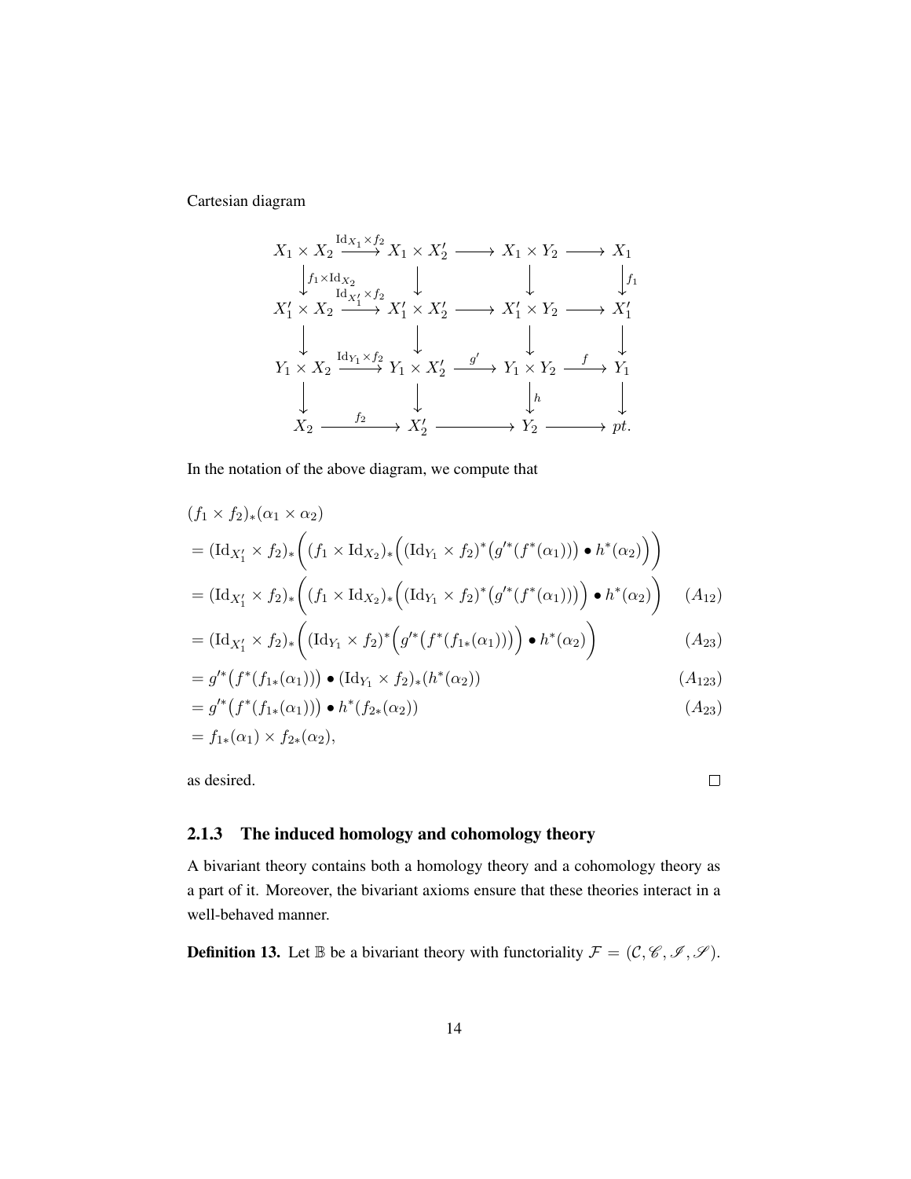Cartesian diagram

$$
\begin{array}{ccccccc}
X_1 \times X_2 & \xrightarrow{\mathrm{Id}_{X_1} \times f_2} & X_1 \times X_2' & \longrightarrow & X_1 \times Y_2 & \longrightarrow & X_1 \\
\downarrow{\scriptstyle f_1 \times \mathrm{Id}_{X_2}} & & \downarrow & & \downarrow & & \downarrow{\scriptstyle f_1} \\
X_1' \times X_2 & \xrightarrow{\mathrm{Id}_{X_1'} \times f_2} & X_1' \times X_2' & \longrightarrow & X_1' \times Y_2 & \longrightarrow & X_1' \\
\downarrow & & \downarrow & & \downarrow & & \downarrow \\
Y_1 \times X_2 & \xrightarrow{\mathrm{Id}_{Y_1} \times f_2} & Y_1 \times X_2' & \xrightarrow{g'} & Y_1 \times Y_2 & \xrightarrow{f} & Y_1 \\
\downarrow & & \downarrow & & \downarrow{\scriptstyle h} & & \downarrow \\
X_2 & \xrightarrow{f_2} & X_2' & \longrightarrow & Y_2 & \longrightarrow & pt.
\end{array}
$$

In the notation of the above diagram, we compute that

$$
\begin{aligned}
&(f_1 \times f_2)_*(\alpha_1 \times \alpha_2) \\
&= (\mathrm{Id}_{X_1'} \times f_2)_*\Big( (f_1 \times \mathrm{Id}_{X_2})_*\Big( (\mathrm{Id}_{Y_1} \times f_2)^*\big(g'^*(f^*(\alpha_1))\big) \bullet h^*(\alpha_2) \Big) \Big) \\
&= (\mathrm{Id}_{X_1'} \times f_2)_*\Big( (f_1 \times \mathrm{Id}_{X_2})_*\Big( (\mathrm{Id}_{Y_1} \times f_2)^*\big(g'^*(f^*(\alpha_1))\big) \Big) \bullet h^*(\alpha_2) \Big) && (A_{12}) \\
&= (\mathrm{Id}_{X_1'} \times f_2)_*\Big( (\mathrm{Id}_{Y_1} \times f_2)^*\Big( g'^*\big(f^*(f_{1*}(\alpha_1))\big) \Big) \bullet h^*(\alpha_2) \Big) && (A_{23}) \\
&= g'^*\big(f^*(f_{1*}(\alpha_1))\big) \bullet (\mathrm{Id}_{Y_1} \times f_2)_*(h^*(\alpha_2)) && (A_{123}) \\
&= g'^*\big(f^*(f_{1*}(\alpha_1))\big) \bullet h^*(f_{2*}(\alpha_2)) && (A_{23}) \\
&= f_{1*}(\alpha_1) \times f_{2*}(\alpha_2),
\end{aligned}
$$

as desired. □

### 2.1.3 The induced homology and cohomology theory

A bivariant theory contains both a homology theory and a cohomology theory as a part of it. Moreover, the bivariant axioms ensure that these theories interact in a well-behaved manner.

**Definition 13.** Let $\mathbb{B}$ be a bivariant theory with functoriality $\mathcal{F} = (\mathcal{C}, \mathscr{C}, \mathscr{I}, \mathscr{S})$.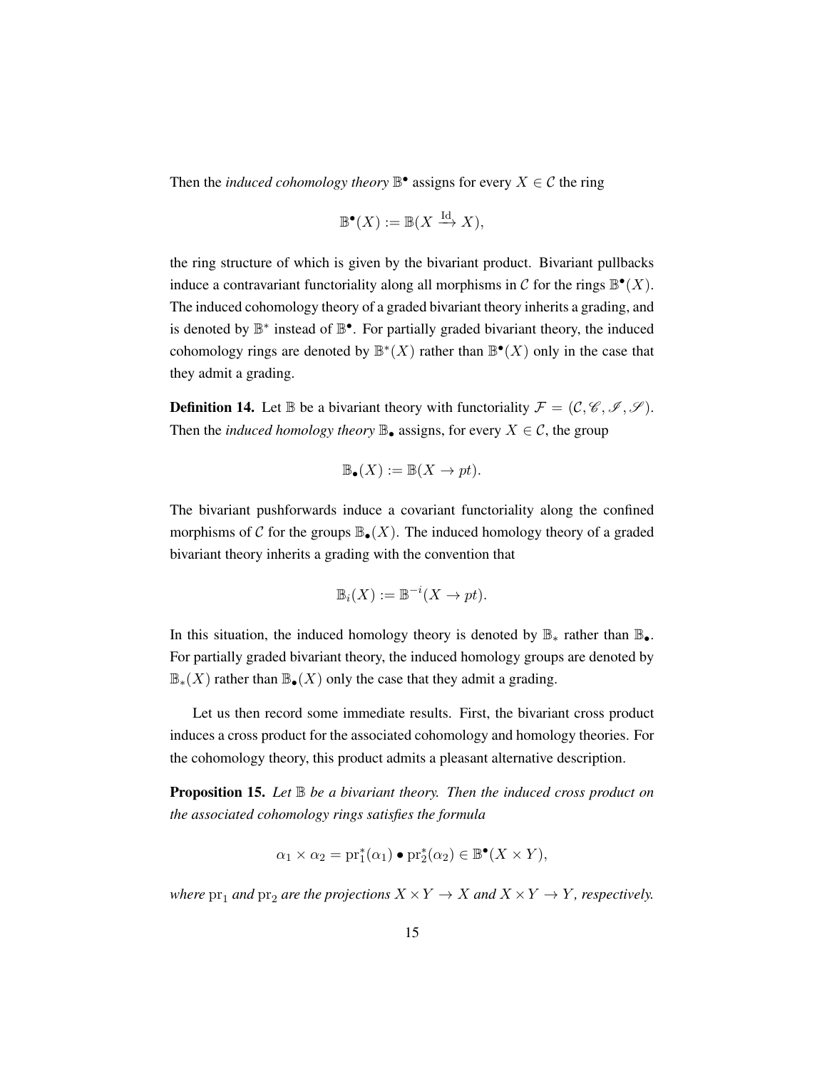Then the *induced cohomology theory* $\mathbb{B}^\bullet$ assigns for every $X \in \mathcal{C}$ the ring

$$\mathbb{B}^\bullet(X) := \mathbb{B}(X \xrightarrow{\mathrm{Id}} X),$$

the ring structure of which is given by the bivariant product. Bivariant pullbacks induce a contravariant functoriality along all morphisms in $\mathcal{C}$ for the rings $\mathbb{B}^\bullet(X)$. The induced cohomology theory of a graded bivariant theory inherits a grading, and is denoted by $\mathbb{B}^*$ instead of $\mathbb{B}^\bullet$. For partially graded bivariant theory, the induced cohomology rings are denoted by $\mathbb{B}^*(X)$ rather than $\mathbb{B}^\bullet(X)$ only in the case that they admit a grading.

**Definition 14.** Let $\mathbb{B}$ be a bivariant theory with functoriality $\mathcal{F} = (\mathcal{C}, \mathscr{C}, \mathscr{I}, \mathscr{S})$. Then the *induced homology theory* $\mathbb{B}_\bullet$ assigns, for every $X \in \mathcal{C}$, the group

$$\mathbb{B}_\bullet(X) := \mathbb{B}(X \to pt).$$

The bivariant pushforwards induce a covariant functoriality along the confined morphisms of $\mathcal{C}$ for the groups $\mathbb{B}_\bullet(X)$. The induced homology theory of a graded bivariant theory inherits a grading with the convention that

$$\mathbb{B}_i(X) := \mathbb{B}^{-i}(X \to pt).$$

In this situation, the induced homology theory is denoted by $\mathbb{B}_*$ rather than $\mathbb{B}_\bullet$. For partially graded bivariant theory, the induced homology groups are denoted by $\mathbb{B}_*(X)$ rather than $\mathbb{B}_\bullet(X)$ only the case that they admit a grading.

Let us then record some immediate results. First, the bivariant cross product induces a cross product for the associated cohomology and homology theories. For the cohomology theory, this product admits a pleasant alternative description.

**Proposition 15.** *Let $\mathbb{B}$ be a bivariant theory. Then the induced cross product on the associated cohomology rings satisfies the formula*

$$\alpha_1 \times \alpha_2 = \mathrm{pr}_1^*(\alpha_1) \bullet \mathrm{pr}_2^*(\alpha_2) \in \mathbb{B}^\bullet(X \times Y),$$

*where $\mathrm{pr}_1$ and $\mathrm{pr}_2$ are the projections $X \times Y \to X$ and $X \times Y \to Y$, respectively.*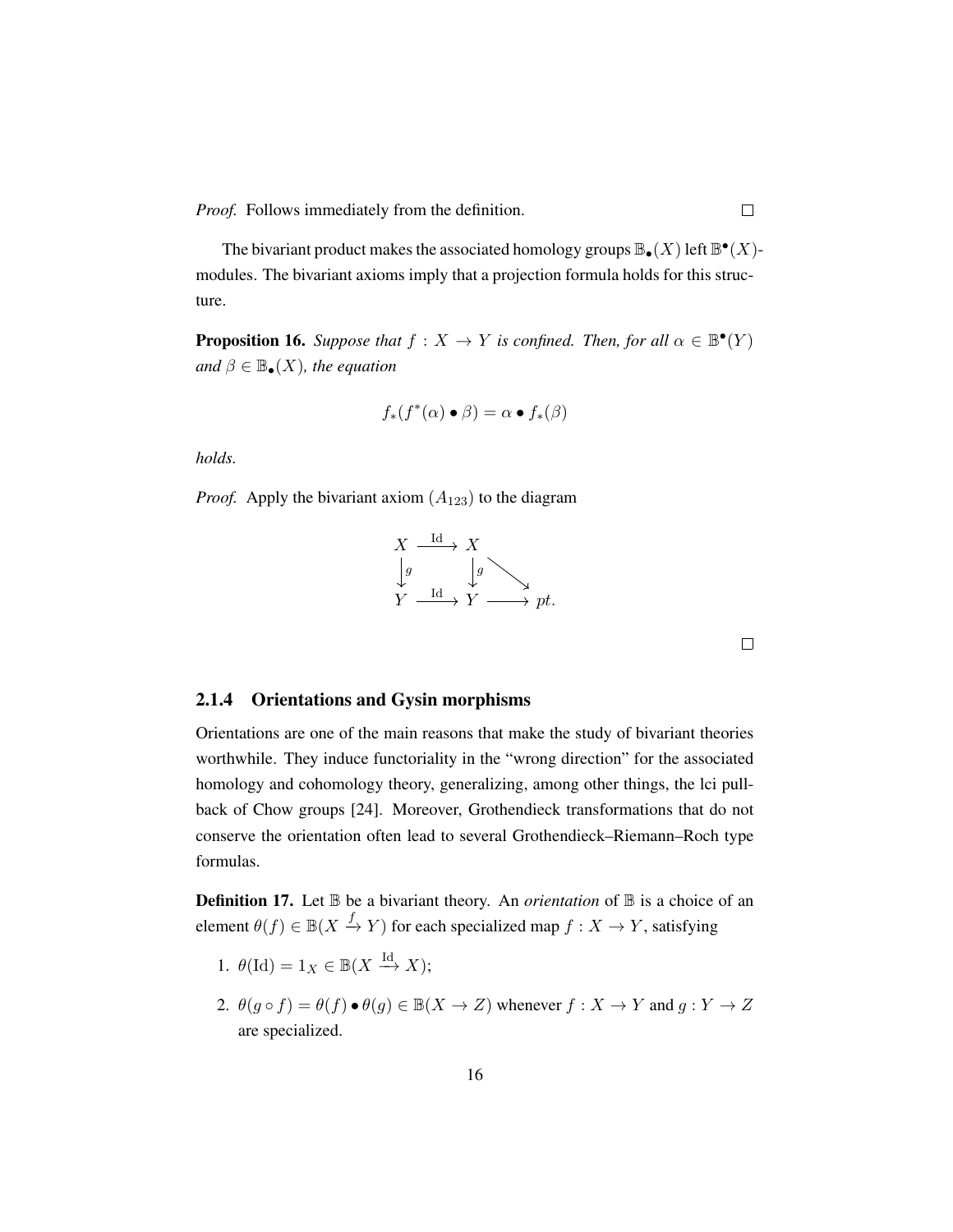*Proof.* Follows immediately from the definition. □

The bivariant product makes the associated homology groups $\mathbb{B}_\bullet(X)$ left $\mathbb{B}^\bullet(X)$-modules. The bivariant axioms imply that a projection formula holds for this structure.

**Proposition 16.** *Suppose that $f : X \to Y$ is confined. Then, for all $\alpha \in \mathbb{B}^\bullet(Y)$ and $\beta \in \mathbb{B}_\bullet(X)$, the equation*

$$f_*(f^*(\alpha) \bullet \beta) = \alpha \bullet f_*(\beta)$$

*holds.*

*Proof.* Apply the bivariant axiom $(A_{123})$ to the diagram

$$\begin{array}{ccccc} X & \xrightarrow{\text{Id}} & X & & \\ \downarrow{\scriptstyle g} & & \downarrow{\scriptstyle g} & \searrow & \\ Y & \xrightarrow{\text{Id}} & Y & \longrightarrow & pt. \end{array}$$

□

### 2.1.4 Orientations and Gysin morphisms

Orientations are one of the main reasons that make the study of bivariant theories worthwhile. They induce functoriality in the "wrong direction" for the associated homology and cohomology theory, generalizing, among other things, the lci pull-back of Chow groups [24]. Moreover, Grothendieck transformations that do not conserve the orientation often lead to several Grothendieck–Riemann–Roch type formulas.

**Definition 17.** Let $\mathbb{B}$ be a bivariant theory. An *orientation* of $\mathbb{B}$ is a choice of an element $\theta(f) \in \mathbb{B}(X \xrightarrow{f} Y)$ for each specialized map $f : X \to Y$, satisfying

1. $\theta(\text{Id}) = 1_X \in \mathbb{B}(X \xrightarrow{\text{Id}} X)$;
2. $\theta(g \circ f) = \theta(f) \bullet \theta(g) \in \mathbb{B}(X \to Z)$ whenever $f : X \to Y$ and $g : Y \to Z$ are specialized.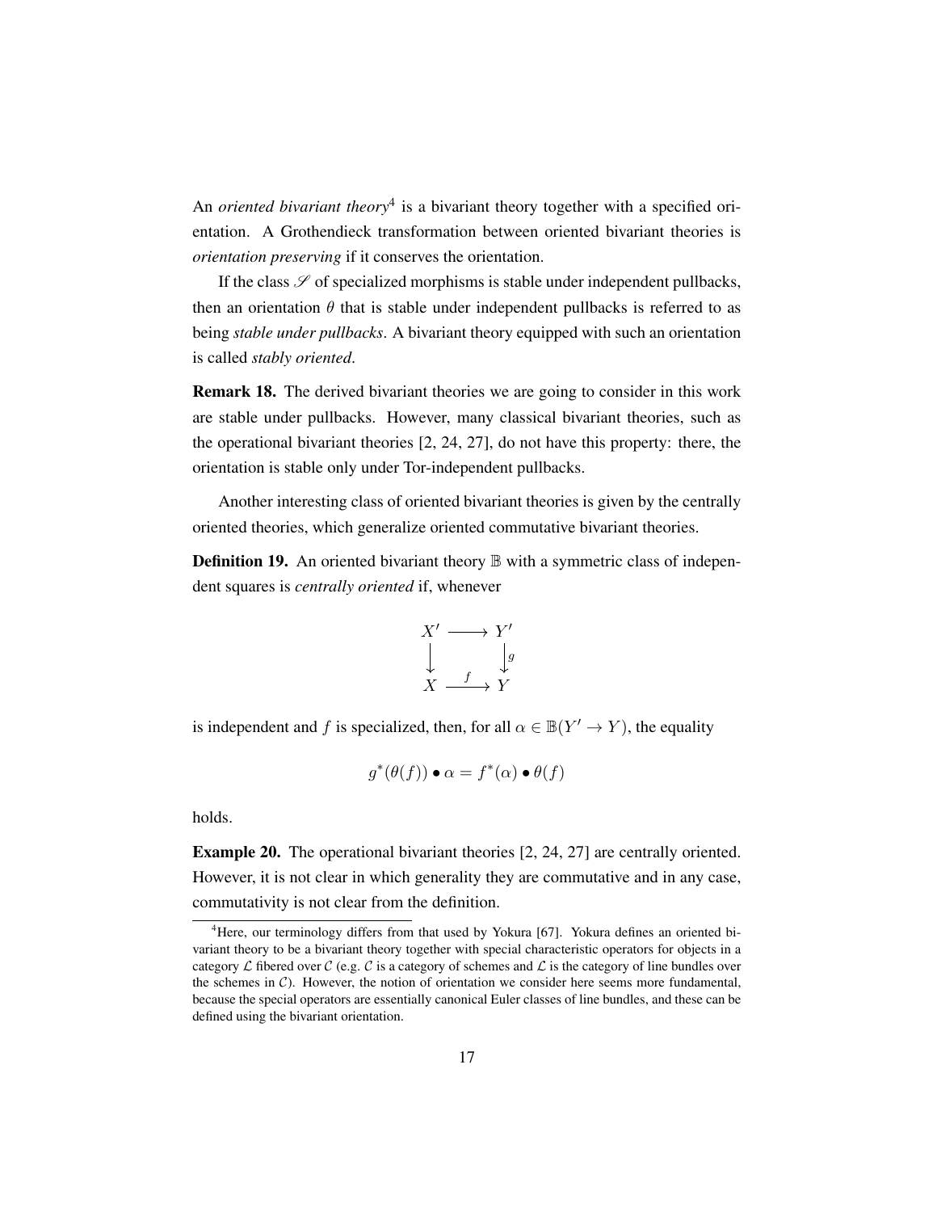An *oriented bivariant theory*[4] is a bivariant theory together with a specified orientation. A Grothendieck transformation between oriented bivariant theories is *orientation preserving* if it conserves the orientation.

If the class $\mathscr{S}$ of specialized morphisms is stable under independent pullbacks, then an orientation $\theta$ that is stable under independent pullbacks is referred to as being *stable under pullbacks*. A bivariant theory equipped with such an orientation is called *stably oriented*.

**Remark 18.** The derived bivariant theories we are going to consider in this work are stable under pullbacks. However, many classical bivariant theories, such as the operational bivariant theories [2, 24, 27], do not have this property: there, the orientation is stable only under Tor-independent pullbacks.

Another interesting class of oriented bivariant theories is given by the centrally oriented theories, which generalize oriented commutative bivariant theories.

**Definition 19.** An oriented bivariant theory $\mathbb{B}$ with a symmetric class of independent squares is *centrally oriented* if, whenever

$$\begin{array}{ccc} X' & \longrightarrow & Y' \\ \downarrow & & \downarrow g \\ X & \xrightarrow{f} & Y \end{array}$$

is independent and $f$ is specialized, then, for all $\alpha \in \mathbb{B}(Y' \to Y)$, the equality

$$g^*(\theta(f)) \bullet \alpha = f^*(\alpha) \bullet \theta(f)$$

holds.

**Example 20.** The operational bivariant theories [2, 24, 27] are centrally oriented. However, it is not clear in which generality they are commutative and in any case, commutativity is not clear from the definition.

[4] Here, our terminology differs from that used by Yokura [67]. Yokura defines an oriented bivariant theory to be a bivariant theory together with special characteristic operators for objects in a category $\mathcal{L}$ fibered over $\mathcal{C}$ (e.g. $\mathcal{C}$ is a category of schemes and $\mathcal{L}$ is the category of line bundles over the schemes in $\mathcal{C}$). However, the notion of orientation we consider here seems more fundamental, because the special operators are essentially canonical Euler classes of line bundles, and these can be defined using the bivariant orientation.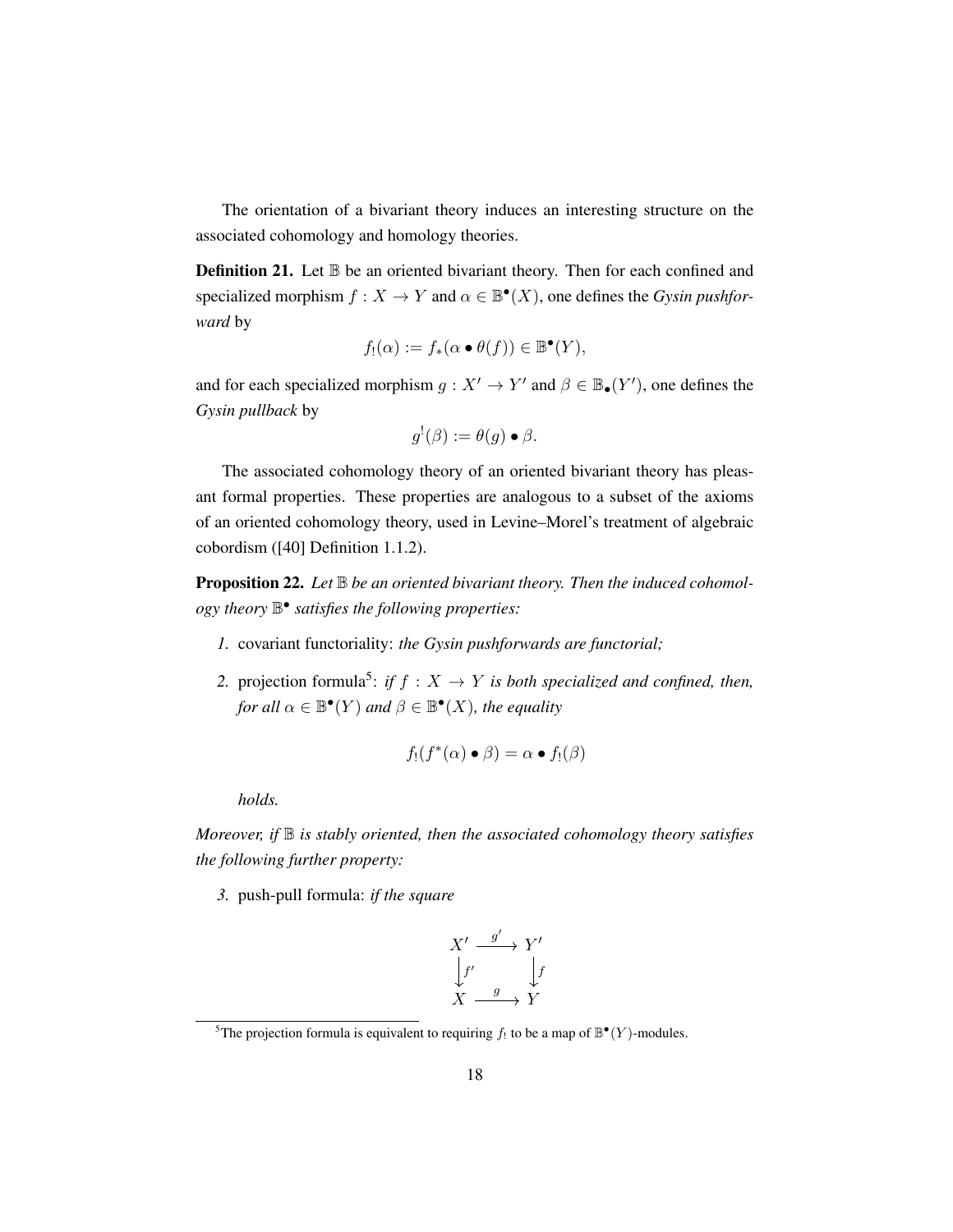The orientation of a bivariant theory induces an interesting structure on the associated cohomology and homology theories.

**Definition 21.** Let $\mathbb{B}$ be an oriented bivariant theory. Then for each confined and specialized morphism $f : X \to Y$ and $\alpha \in \mathbb{B}^\bullet(X)$, one defines the *Gysin pushforward* by

$$f_!(\alpha) := f_*(\alpha \bullet \theta(f)) \in \mathbb{B}^\bullet(Y),$$

and for each specialized morphism $g : X' \to Y'$ and $\beta \in \mathbb{B}_\bullet(Y')$, one defines the *Gysin pullback* by

$$g^!(\beta) := \theta(g) \bullet \beta.$$

The associated cohomology theory of an oriented bivariant theory has pleasant formal properties. These properties are analogous to a subset of the axioms of an oriented cohomology theory, used in Levine–Morel's treatment of algebraic cobordism ([40] Definition 1.1.2).

**Proposition 22.** *Let $\mathbb{B}$ be an oriented bivariant theory. Then the induced cohomology theory $\mathbb{B}^\bullet$ satisfies the following properties:*

1. covariant functoriality: *the Gysin pushforwards are functorial;*
2. projection formula[5]: *if $f : X \to Y$ is both specialized and confined, then, for all $\alpha \in \mathbb{B}^\bullet(Y)$ and $\beta \in \mathbb{B}^\bullet(X)$, the equality*

$$f_!(f^*(\alpha) \bullet \beta) = \alpha \bullet f_!(\beta)$$

*holds.*

*Moreover, if $\mathbb{B}$ is stably oriented, then the associated cohomology theory satisfies the following further property:*

3. push-pull formula: *if the square*

$$\begin{array}{ccc} X' & \xrightarrow{g'} & Y' \\ \downarrow{\scriptstyle f'} & & \downarrow{\scriptstyle f} \\ X & \xrightarrow{g} & Y \end{array}$$

[5] The projection formula is equivalent to requiring $f_!$ to be a map of $\mathbb{B}^\bullet(Y)$-modules.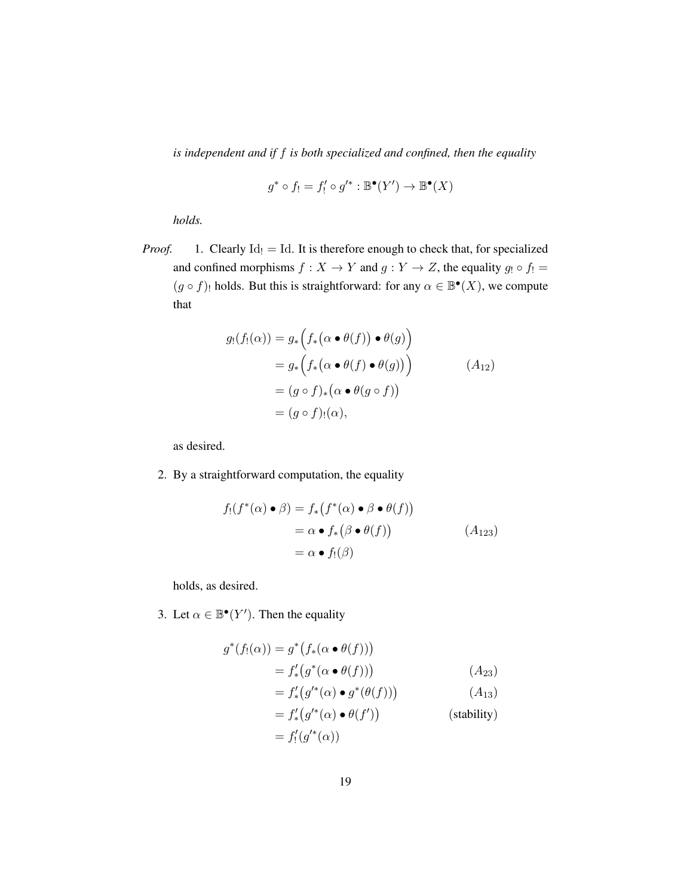*is independent and if $f$ is both specialized and confined, then the equality*

$$g^* \circ f_! = f'_! \circ g'^* : \mathbb{B}^\bullet(Y') \to \mathbb{B}^\bullet(X)$$

*holds.*

*Proof.* 1. Clearly $\mathrm{Id}_! = \mathrm{Id}$. It is therefore enough to check that, for specialized and confined morphisms $f : X \to Y$ and $g : Y \to Z$, the equality $g_! \circ f_! = (g \circ f)_!$ holds. But this is straightforward: for any $\alpha \in \mathbb{B}^\bullet(X)$, we compute that

$$\begin{aligned}
g_!(f_!(\alpha)) &= g_*\Big(f_*\big(\alpha \bullet \theta(f)\big) \bullet \theta(g)\Big) \\
&= g_*\Big(f_*\big(\alpha \bullet \theta(f) \bullet \theta(g)\big)\Big) && (A_{12}) \\
&= (g \circ f)_*\big(\alpha \bullet \theta(g \circ f)\big) \\
&= (g \circ f)_!(\alpha),
\end{aligned}$$

as desired.

2. By a straightforward computation, the equality

$$\begin{aligned}
f_!(f^*(\alpha) \bullet \beta) &= f_*\big(f^*(\alpha) \bullet \beta \bullet \theta(f)\big) \\
&= \alpha \bullet f_*\big(\beta \bullet \theta(f)\big) && (A_{123}) \\
&= \alpha \bullet f_!(\beta)
\end{aligned}$$

holds, as desired.

3. Let $\alpha \in \mathbb{B}^\bullet(Y')$. Then the equality

$$\begin{aligned}
g^*(f_!(\alpha)) &= g^*\big(f_*(\alpha \bullet \theta(f))\big) \\
&= f'_*\big(g^*(\alpha \bullet \theta(f))\big) && (A_{23}) \\
&= f'_*\big(g'^*(\alpha) \bullet g^*(\theta(f))\big) && (A_{13}) \\
&= f'_*\big(g'^*(\alpha) \bullet \theta(f')\big) && \text{(stability)} \\
&= f'_!(g'^*(\alpha))
\end{aligned}$$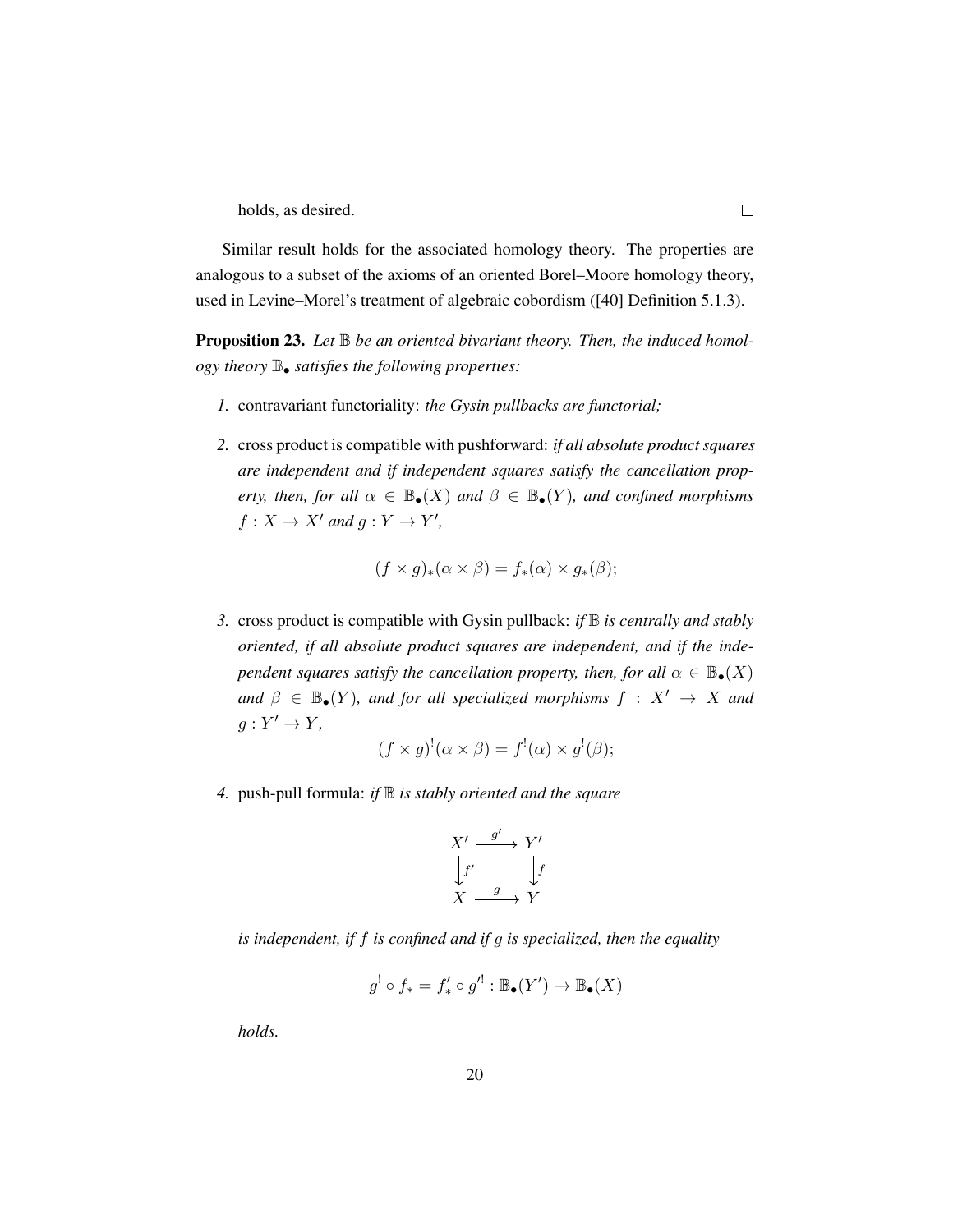holds, as desired. □

Similar result holds for the associated homology theory. The properties are analogous to a subset of the axioms of an oriented Borel–Moore homology theory, used in Levine–Morel's treatment of algebraic cobordism ([40] Definition 5.1.3).

**Proposition 23.** *Let $\mathbb{B}$ be an oriented bivariant theory. Then, the induced homology theory $\mathbb{B}_\bullet$ satisfies the following properties:*

1. contravariant functoriality: *the Gysin pullbacks are functorial;*

2. cross product is compatible with pushforward: *if all absolute product squares are independent and if independent squares satisfy the cancellation property, then, for all $\alpha \in \mathbb{B}_\bullet(X)$ and $\beta \in \mathbb{B}_\bullet(Y)$, and confined morphisms $f : X \to X'$ and $g : Y \to Y'$,*

$$(f \times g)_*(\alpha \times \beta) = f_*(\alpha) \times g_*(\beta);$$

3. cross product is compatible with Gysin pullback: *if $\mathbb{B}$ is centrally and stably oriented, if all absolute product squares are independent, and if the independent squares satisfy the cancellation property, then, for all $\alpha \in \mathbb{B}_\bullet(X)$ and $\beta \in \mathbb{B}_\bullet(Y)$, and for all specialized morphisms $f : X' \to X$ and $g : Y' \to Y$,*

$$(f \times g)^!(\alpha \times \beta) = f^!(\alpha) \times g^!(\beta);$$

4. push-pull formula: *if $\mathbb{B}$ is stably oriented and the square*

$$\begin{array}{ccc} X' & \xrightarrow{g'} & Y' \\ \downarrow{\scriptstyle f'} & & \downarrow{\scriptstyle f} \\ X & \xrightarrow{g} & Y \end{array}$$

*is independent, if $f$ is confined and if $g$ is specialized, then the equality*

$$g^! \circ f_* = f'_* \circ g'^! : \mathbb{B}_\bullet(Y') \to \mathbb{B}_\bullet(X)$$

*holds.*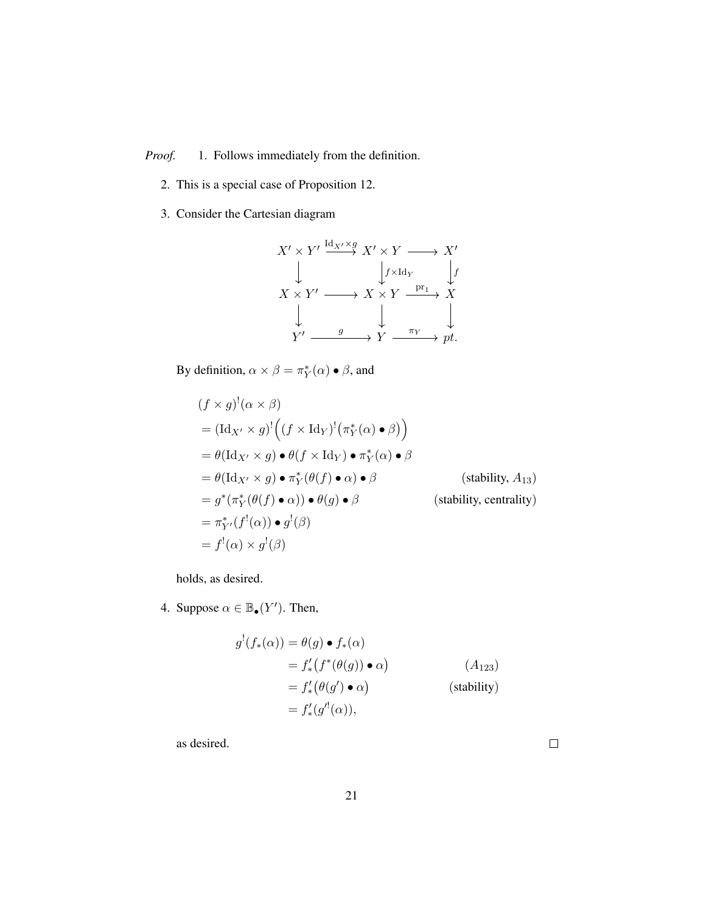*Proof.*

1. Follows immediately from the definition.

2. This is a special case of Proposition 12.

3. Consider the Cartesian diagram

$$
\begin{array}{ccccc}
X' \times Y' & \xrightarrow{\mathrm{Id}_{X'} \times g} & X' \times Y & \longrightarrow & X' \\
\big\downarrow & & \big\downarrow{\scriptstyle f \times \mathrm{Id}_Y} & & \big\downarrow{\scriptstyle f} \\
X \times Y' & \longrightarrow & X \times Y & \xrightarrow{\mathrm{pr}_1} & X \\
\big\downarrow & & \big\downarrow & & \big\downarrow \\
Y' & \xrightarrow{\quad g \quad} & Y & \xrightarrow{\quad \pi_Y \quad} & pt.
\end{array}
$$

   By definition, $\alpha \times \beta = \pi_Y^*(\alpha) \bullet \beta$, and

$$
\begin{aligned}
&(f \times g)^!(\alpha \times \beta) \\
&= (\mathrm{Id}_{X'} \times g)^!\Big((f \times \mathrm{Id}_Y)^!\big(\pi_Y^*(\alpha) \bullet \beta\big)\Big) \\
&= \theta(\mathrm{Id}_{X'} \times g) \bullet \theta(f \times \mathrm{Id}_Y) \bullet \pi_Y^*(\alpha) \bullet \beta \\
&= \theta(\mathrm{Id}_{X'} \times g) \bullet \pi_Y^*(\theta(f) \bullet \alpha) \bullet \beta && \text{(stability, } A_{13}\text{)} \\
&= g^*(\pi_Y^*(\theta(f) \bullet \alpha)) \bullet \theta(g) \bullet \beta && \text{(stability, centrality)} \\
&= \pi_{Y'}^*(f^!(\alpha)) \bullet g^!(\beta) \\
&= f^!(\alpha) \times g^!(\beta)
\end{aligned}
$$

   holds, as desired.

4. Suppose $\alpha \in \mathbb{B}_\bullet(Y')$. Then,

$$
\begin{aligned}
g^!(f_*(\alpha)) &= \theta(g) \bullet f_*(\alpha) \\
&= f'_*\big(f^*(\theta(g)) \bullet \alpha\big) && (A_{123}) \\
&= f'_*\big(\theta(g') \bullet \alpha\big) && \text{(stability)} \\
&= f'_*(g'^!(\alpha)),
\end{aligned}
$$

   as desired. □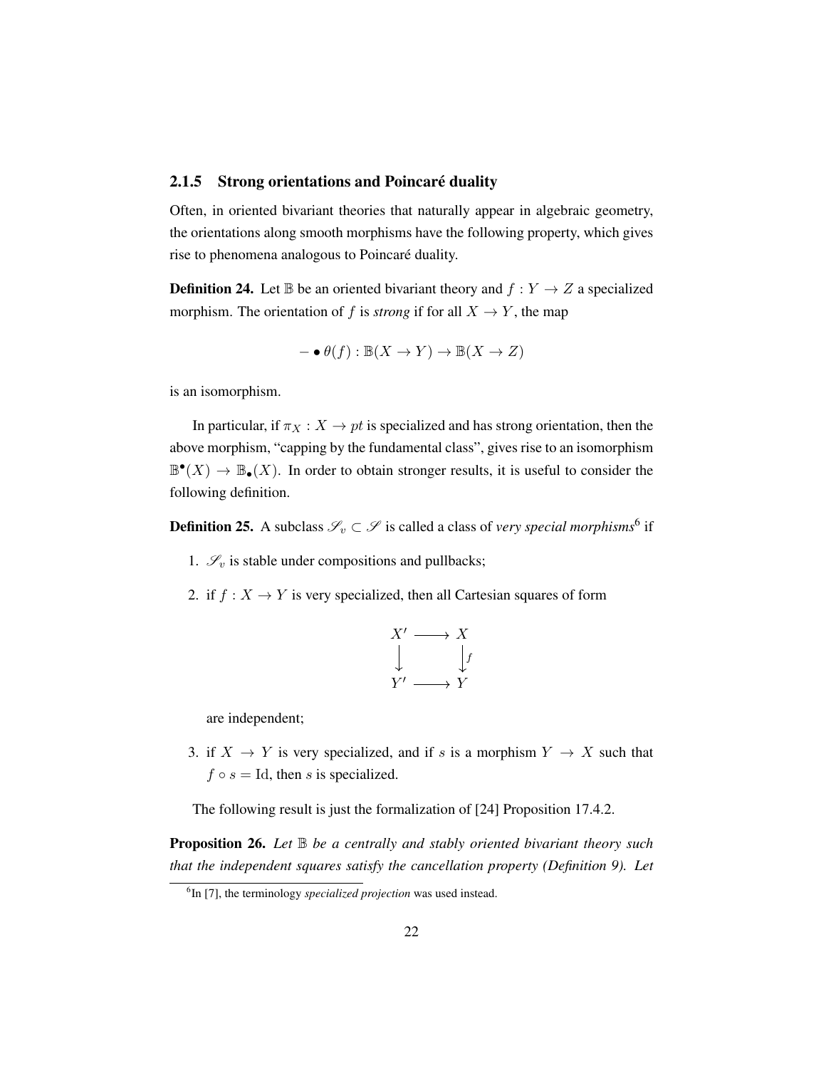### 2.1.5 Strong orientations and Poincaré duality

Often, in oriented bivariant theories that naturally appear in algebraic geometry, the orientations along smooth morphisms have the following property, which gives rise to phenomena analogous to Poincaré duality.

**Definition 24.** Let $\mathbb{B}$ be an oriented bivariant theory and $f : Y \to Z$ a specialized morphism. The orientation of $f$ is *strong* if for all $X \to Y$, the map

$$- \bullet \theta(f) : \mathbb{B}(X \to Y) \to \mathbb{B}(X \to Z)$$

is an isomorphism.

In particular, if $\pi_X : X \to pt$ is specialized and has strong orientation, then the above morphism, "capping by the fundamental class", gives rise to an isomorphism $\mathbb{B}^\bullet(X) \to \mathbb{B}_\bullet(X)$. In order to obtain stronger results, it is useful to consider the following definition.

**Definition 25.** A subclass $\mathscr{S}_v \subset \mathscr{S}$ is called a class of *very special morphisms*[6] if

1. $\mathscr{S}_v$ is stable under compositions and pullbacks;
2. if $f : X \to Y$ is very specialized, then all Cartesian squares of form

$$\begin{array}{ccc} X' & \longrightarrow & X \\ \downarrow & & \downarrow f \\ Y' & \longrightarrow & Y \end{array}$$

are independent;

3. if $X \to Y$ is very specialized, and if $s$ is a morphism $Y \to X$ such that $f \circ s = \mathrm{Id}$, then $s$ is specialized.

The following result is just the formalization of [24] Proposition 17.4.2.

**Proposition 26.** *Let $\mathbb{B}$ be a centrally and stably oriented bivariant theory such that the independent squares satisfy the cancellation property (Definition 9). Let*

[6] In [7], the terminology *specialized projection* was used instead.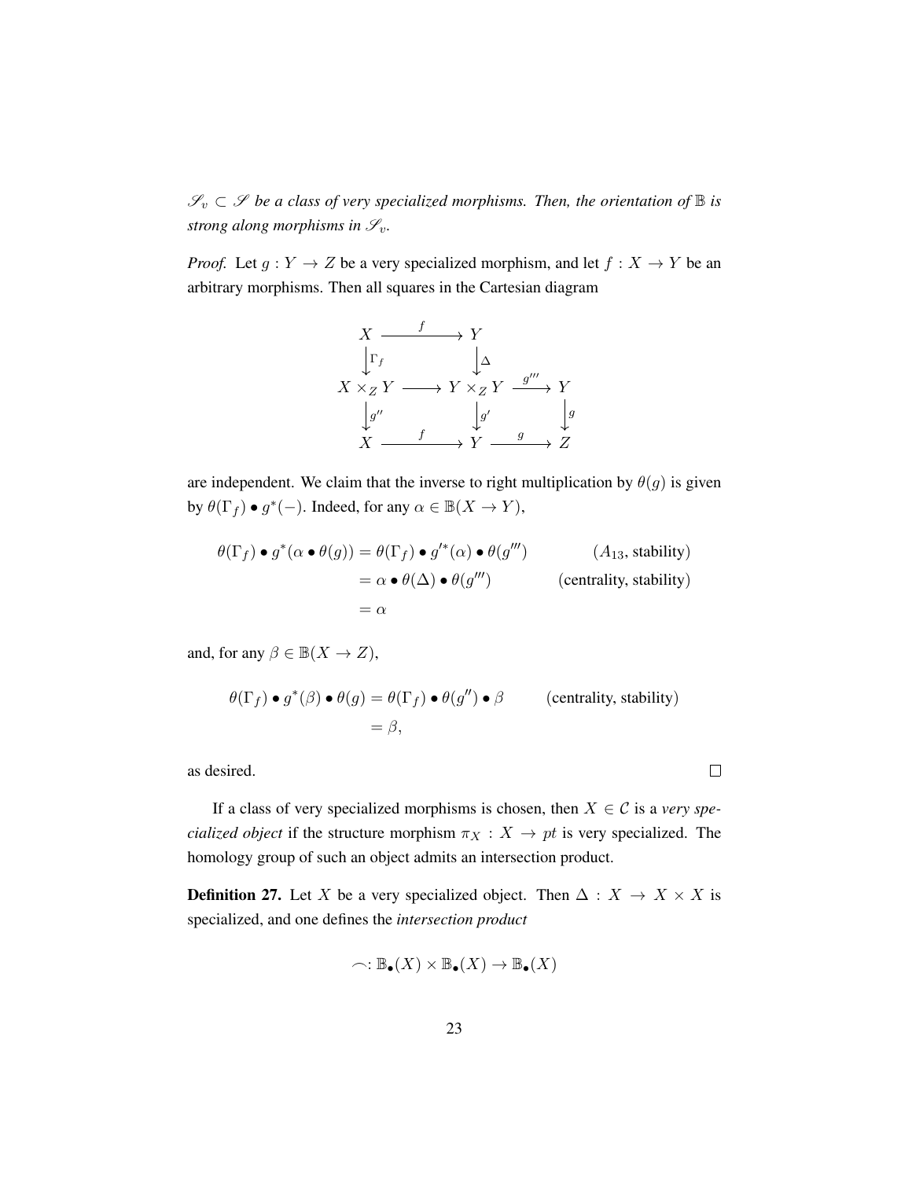*$\mathscr{S}_v \subset \mathscr{S}$ be a class of very specialized morphisms. Then, the orientation of $\mathbb{B}$ is strong along morphisms in $\mathscr{S}_v$.*

*Proof.* Let $g : Y \to Z$ be a very specialized morphism, and let $f : X \to Y$ be an arbitrary morphisms. Then all squares in the Cartesian diagram

$$\begin{array}{ccccc} X & \xrightarrow{\quad f \quad} & Y & & \\ \downarrow{\scriptstyle \Gamma_f} & & \downarrow{\scriptstyle \Delta} & & \\ X \times_Z Y & \longrightarrow & Y \times_Z Y & \xrightarrow{g'''} & Y \\ \downarrow{\scriptstyle g''} & & \downarrow{\scriptstyle g'} & & \downarrow{\scriptstyle g} \\ X & \xrightarrow{\quad f \quad} & Y & \xrightarrow{\quad g \quad} & Z \end{array}$$

are independent. We claim that the inverse to right multiplication by $\theta(g)$ is given by $\theta(\Gamma_f) \bullet g^*(-)$. Indeed, for any $\alpha \in \mathbb{B}(X \to Y)$,

$$\begin{aligned} \theta(\Gamma_f) \bullet g^*(\alpha \bullet \theta(g)) &= \theta(\Gamma_f) \bullet g'^*(\alpha) \bullet \theta(g''') && (A_{13}, \text{stability}) \\ &= \alpha \bullet \theta(\Delta) \bullet \theta(g''') && (\text{centrality, stability}) \\ &= \alpha \end{aligned}$$

and, for any $\beta \in \mathbb{B}(X \to Z)$,

$$\begin{aligned} \theta(\Gamma_f) \bullet g^*(\beta) \bullet \theta(g) &= \theta(\Gamma_f) \bullet \theta(g'') \bullet \beta && (\text{centrality, stability}) \\ &= \beta, \end{aligned}$$

as desired. □

If a class of very specialized morphisms is chosen, then $X \in \mathcal{C}$ is a *very specialized object* if the structure morphism $\pi_X : X \to pt$ is very specialized. The homology group of such an object admits an intersection product.

**Definition 27.** Let $X$ be a very specialized object. Then $\Delta : X \to X \times X$ is specialized, and one defines the *intersection product*

$$\frown : \mathbb{B}_\bullet(X) \times \mathbb{B}_\bullet(X) \to \mathbb{B}_\bullet(X)$$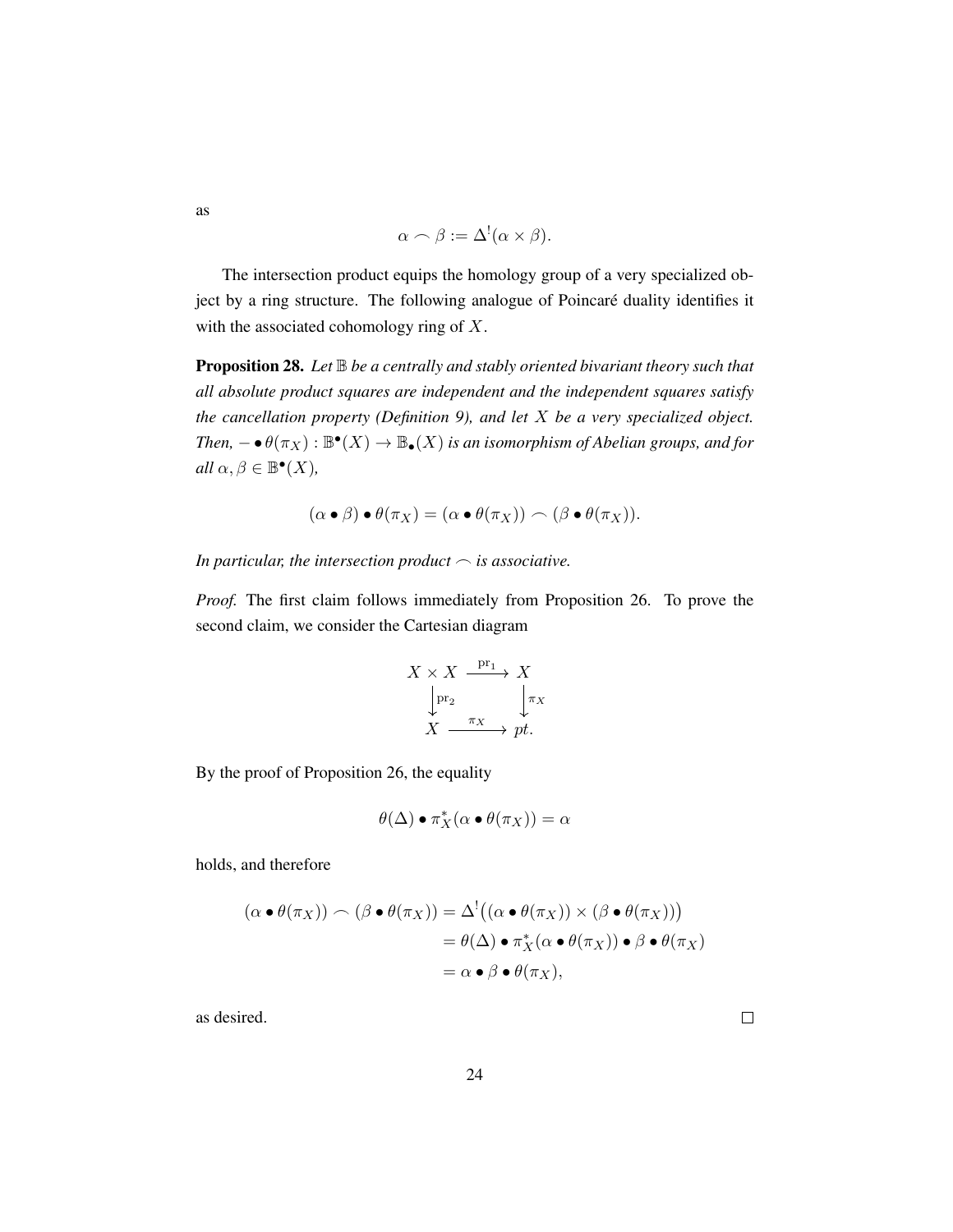as

$$\alpha \frown \beta := \Delta^!(\alpha \times \beta).$$

The intersection product equips the homology group of a very specialized object by a ring structure. The following analogue of Poincaré duality identifies it with the associated cohomology ring of $X$.

**Proposition 28.** *Let $\mathbb{B}$ be a centrally and stably oriented bivariant theory such that all absolute product squares are independent and the independent squares satisfy the cancellation property (Definition 9), and let $X$ be a very specialized object. Then, $- \bullet \theta(\pi_X) : \mathbb{B}^\bullet(X) \to \mathbb{B}_\bullet(X)$ is an isomorphism of Abelian groups, and for all $\alpha, \beta \in \mathbb{B}^\bullet(X)$,*

$$(\alpha \bullet \beta) \bullet \theta(\pi_X) = (\alpha \bullet \theta(\pi_X)) \frown (\beta \bullet \theta(\pi_X)).$$

*In particular, the intersection product $\frown$ is associative.*

*Proof.* The first claim follows immediately from Proposition 26. To prove the second claim, we consider the Cartesian diagram

$$\begin{array}{ccc} X \times X & \xrightarrow{\mathrm{pr}_1} & X \\ \big\downarrow{\scriptstyle \mathrm{pr}_2} & & \big\downarrow{\scriptstyle \pi_X} \\ X & \xrightarrow{\pi_X} & pt. \end{array}$$

By the proof of Proposition 26, the equality

$$\theta(\Delta) \bullet \pi_X^*(\alpha \bullet \theta(\pi_X)) = \alpha$$

holds, and therefore

$$\begin{aligned} (\alpha \bullet \theta(\pi_X)) \frown (\beta \bullet \theta(\pi_X)) &= \Delta^!\big((\alpha \bullet \theta(\pi_X)) \times (\beta \bullet \theta(\pi_X))\big) \\ &= \theta(\Delta) \bullet \pi_X^*(\alpha \bullet \theta(\pi_X)) \bullet \beta \bullet \theta(\pi_X) \\ &= \alpha \bullet \beta \bullet \theta(\pi_X), \end{aligned}$$

as desired. $\square$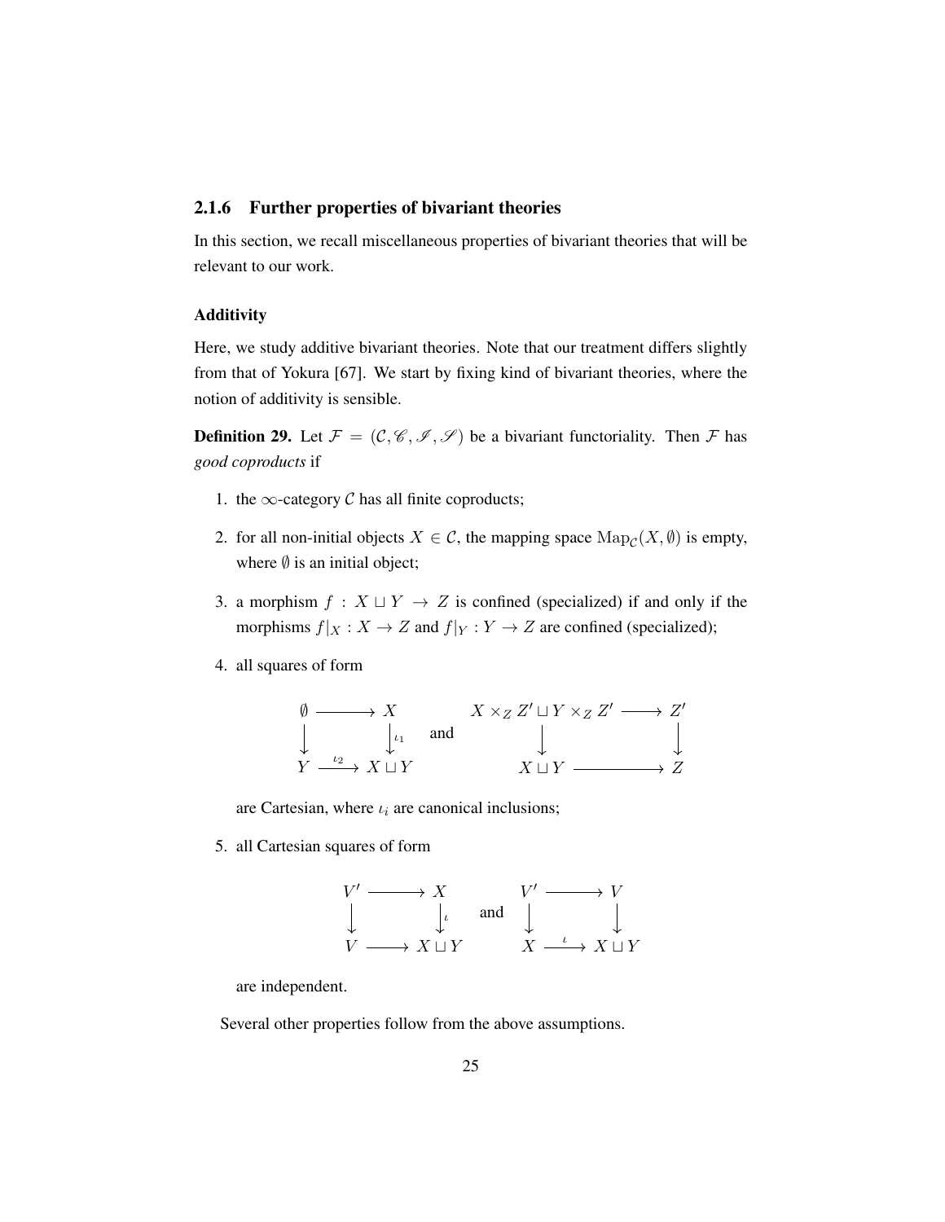### 2.1.6 Further properties of bivariant theories

In this section, we recall miscellaneous properties of bivariant theories that will be relevant to our work.

#### Additivity

Here, we study additive bivariant theories. Note that our treatment differs slightly from that of Yokura [67]. We start by fixing kind of bivariant theories, where the notion of additivity is sensible.

**Definition 29.** Let $\mathcal{F} = (\mathcal{C}, \mathscr{C}, \mathscr{I}, \mathscr{S})$ be a bivariant functoriality. Then $\mathcal{F}$ has *good coproducts* if

1. the $\infty$-category $\mathcal{C}$ has all finite coproducts;
2. for all non-initial objects $X \in \mathcal{C}$, the mapping space $\mathrm{Map}_{\mathcal{C}}(X, \emptyset)$ is empty, where $\emptyset$ is an initial object;
3. a morphism $f : X \sqcup Y \to Z$ is confined (specialized) if and only if the morphisms $f|_X : X \to Z$ and $f|_Y : Y \to Z$ are confined (specialized);
4. all squares of form

$$
\begin{array}{ccc}
\emptyset & \longrightarrow & X \\
\big\downarrow & & \big\downarrow{\scriptstyle \iota_1} \\
Y & \xrightarrow{\iota_2} & X \sqcup Y
\end{array}
\quad \text{and} \quad
\begin{array}{ccc}
X \times_Z Z' \sqcup Y \times_Z Z' & \longrightarrow & Z' \\
\big\downarrow & & \big\downarrow \\
X \sqcup Y & \longrightarrow & Z
\end{array}
$$

   are Cartesian, where $\iota_i$ are canonical inclusions;

5. all Cartesian squares of form

$$
\begin{array}{ccc}
V' & \longrightarrow & X \\
\big\downarrow & & \big\downarrow{\scriptstyle \iota} \\
V & \longrightarrow & X \sqcup Y
\end{array}
\quad \text{and} \quad
\begin{array}{ccc}
V' & \longrightarrow & V \\
\big\downarrow & & \big\downarrow \\
X & \xrightarrow{\iota} & X \sqcup Y
\end{array}
$$

   are independent.

Several other properties follow from the above assumptions.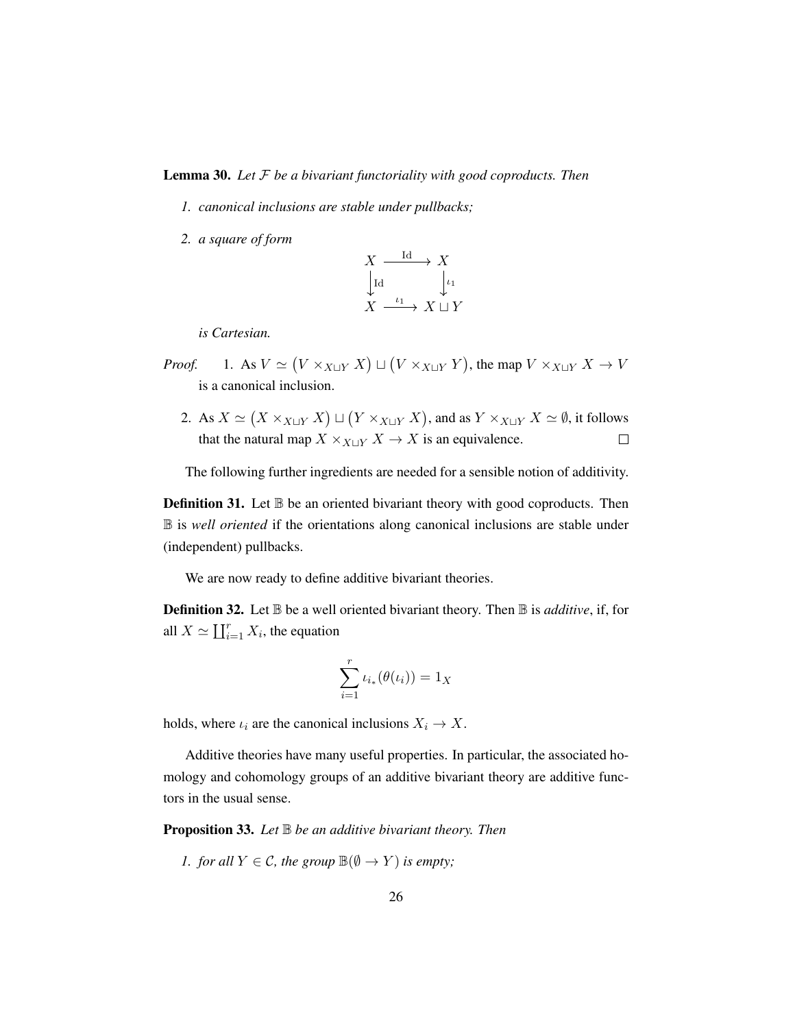**Lemma 30.** *Let $\mathcal{F}$ be a bivariant functoriality with good coproducts. Then*

1. *canonical inclusions are stable under pullbacks;*

2. *a square of form*

$$\begin{array}{ccc} X & \xrightarrow{\mathrm{Id}} & X \\ \downarrow{\scriptstyle \mathrm{Id}} & & \downarrow{\scriptstyle \iota_1} \\ X & \xrightarrow{\iota_1} & X \sqcup Y \end{array}$$

   *is Cartesian.*

*Proof.*

1. As $V \simeq \big(V \times_{X \sqcup Y} X\big) \sqcup \big(V \times_{X \sqcup Y} Y\big)$, the map $V \times_{X \sqcup Y} X \to V$ is a canonical inclusion.

2. As $X \simeq \big(X \times_{X \sqcup Y} X\big) \sqcup \big(Y \times_{X \sqcup Y} X\big)$, and as $Y \times_{X \sqcup Y} X \simeq \emptyset$, it follows that the natural map $X \times_{X \sqcup Y} X \to X$ is an equivalence. $\square$

The following further ingredients are needed for a sensible notion of additivity.

**Definition 31.** Let $\mathbb{B}$ be an oriented bivariant theory with good coproducts. Then $\mathbb{B}$ is *well oriented* if the orientations along canonical inclusions are stable under (independent) pullbacks.

We are now ready to define additive bivariant theories.

**Definition 32.** Let $\mathbb{B}$ be a well oriented bivariant theory. Then $\mathbb{B}$ is *additive*, if, for all $X \simeq \coprod_{i=1}^{r} X_i$, the equation

$$\sum_{i=1}^{r} \iota_{i_*}(\theta(\iota_i)) = 1_X$$

holds, where $\iota_i$ are the canonical inclusions $X_i \to X$.

Additive theories have many useful properties. In particular, the associated homology and cohomology groups of an additive bivariant theory are additive functors in the usual sense.

**Proposition 33.** *Let $\mathbb{B}$ be an additive bivariant theory. Then*

1. *for all $Y \in \mathcal{C}$, the group $\mathbb{B}(\emptyset \to Y)$ is empty;*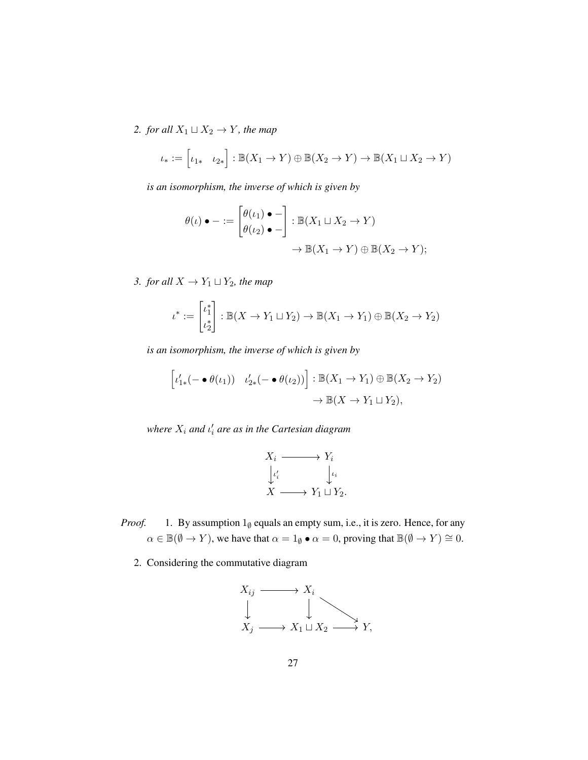2. *for all $X_1 \sqcup X_2 \to Y$, the map*

$$\iota_* := \begin{bmatrix} \iota_{1*} & \iota_{2*} \end{bmatrix} : \mathbb{B}(X_1 \to Y) \oplus \mathbb{B}(X_2 \to Y) \to \mathbb{B}(X_1 \sqcup X_2 \to Y)$$

*is an isomorphism, the inverse of which is given by*

$$\theta(\iota) \bullet - := \begin{bmatrix} \theta(\iota_1) \bullet - \\ \theta(\iota_2) \bullet - \end{bmatrix} : \mathbb{B}(X_1 \sqcup X_2 \to Y) \\ \to \mathbb{B}(X_1 \to Y) \oplus \mathbb{B}(X_2 \to Y);$$

3. *for all $X \to Y_1 \sqcup Y_2$, the map*

$$\iota^* := \begin{bmatrix} \iota_1^* \\ \iota_2^* \end{bmatrix} : \mathbb{B}(X \to Y_1 \sqcup Y_2) \to \mathbb{B}(X_1 \to Y_1) \oplus \mathbb{B}(X_2 \to Y_2)$$

*is an isomorphism, the inverse of which is given by*

$$\begin{bmatrix} \iota'_{1*}(- \bullet \theta(\iota_1)) & \iota'_{2*}(- \bullet \theta(\iota_2)) \end{bmatrix} : \mathbb{B}(X_1 \to Y_1) \oplus \mathbb{B}(X_2 \to Y_2) \\ \to \mathbb{B}(X \to Y_1 \sqcup Y_2),$$

*where $X_i$ and $\iota'_i$ are as in the Cartesian diagram*

$$\begin{array}{ccc} X_i & \longrightarrow & Y_i \\ \downarrow{\scriptstyle \iota'_i} & & \downarrow{\scriptstyle \iota_i} \\ X & \longrightarrow & Y_1 \sqcup Y_2. \end{array}$$

*Proof.* 1. By assumption $1_\emptyset$ equals an empty sum, i.e., it is zero. Hence, for any $\alpha \in \mathbb{B}(\emptyset \to Y)$, we have that $\alpha = 1_\emptyset \bullet \alpha = 0$, proving that $\mathbb{B}(\emptyset \to Y) \cong 0$.

2. Considering the commutative diagram

$$\begin{array}{ccccc} X_{ij} & \longrightarrow & X_i & & \\ \downarrow & & \downarrow & \searrow & \\ X_j & \longrightarrow & X_1 \sqcup X_2 & \longrightarrow & Y, \end{array}$$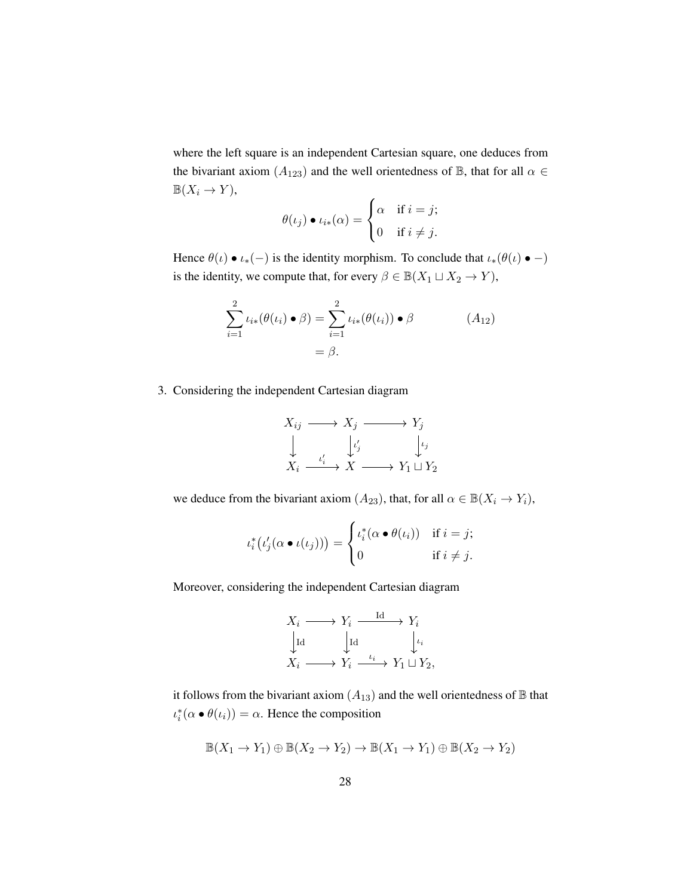where the left square is an independent Cartesian square, one deduces from the bivariant axiom $(A_{123})$ and the well orientedness of $\mathbb{B}$, that for all $\alpha \in \mathbb{B}(X_i \to Y)$,

$$\theta(\iota_j) \bullet \iota_{i*}(\alpha) = \begin{cases} \alpha & \text{if } i = j; \\ 0 & \text{if } i \neq j. \end{cases}$$

Hence $\theta(\iota) \bullet \iota_*(-)$ is the identity morphism. To conclude that $\iota_*(\theta(\iota) \bullet -)$ is the identity, we compute that, for every $\beta \in \mathbb{B}(X_1 \sqcup X_2 \to Y)$,

$$\begin{aligned} \sum_{i=1}^{2} \iota_{i*}(\theta(\iota_i) \bullet \beta) &= \sum_{i=1}^{2} \iota_{i*}(\theta(\iota_i)) \bullet \beta \qquad\qquad (A_{12}) \\ &= \beta. \end{aligned}$$

3. Considering the independent Cartesian diagram

$$\begin{array}{ccccc} X_{ij} & \longrightarrow & X_j & \longrightarrow & Y_j \\ \downarrow & & \downarrow \iota'_j & & \downarrow \iota_j \\ X_i & \xrightarrow{\iota'_i} & X & \longrightarrow & Y_1 \sqcup Y_2 \end{array}$$

we deduce from the bivariant axiom $(A_{23})$, that, for all $\alpha \in \mathbb{B}(X_i \to Y_i)$,

$$\iota_i^*\big(\iota'_j(\alpha \bullet \iota(\iota_j))\big) = \begin{cases} \iota_i^*(\alpha \bullet \theta(\iota_i)) & \text{if } i = j; \\ 0 & \text{if } i \neq j. \end{cases}$$

Moreover, considering the independent Cartesian diagram

$$\begin{array}{ccccc} X_i & \longrightarrow & Y_i & \xrightarrow{\text{Id}} & Y_i \\ \downarrow \text{Id} & & \downarrow \text{Id} & & \downarrow \iota_i \\ X_i & \longrightarrow & Y_i & \xrightarrow{\iota_i} & Y_1 \sqcup Y_2, \end{array}$$

it follows from the bivariant axiom $(A_{13})$ and the well orientedness of $\mathbb{B}$ that $\iota_i^*(\alpha \bullet \theta(\iota_i)) = \alpha$. Hence the composition

$$\mathbb{B}(X_1 \to Y_1) \oplus \mathbb{B}(X_2 \to Y_2) \to \mathbb{B}(X_1 \to Y_1) \oplus \mathbb{B}(X_2 \to Y_2)$$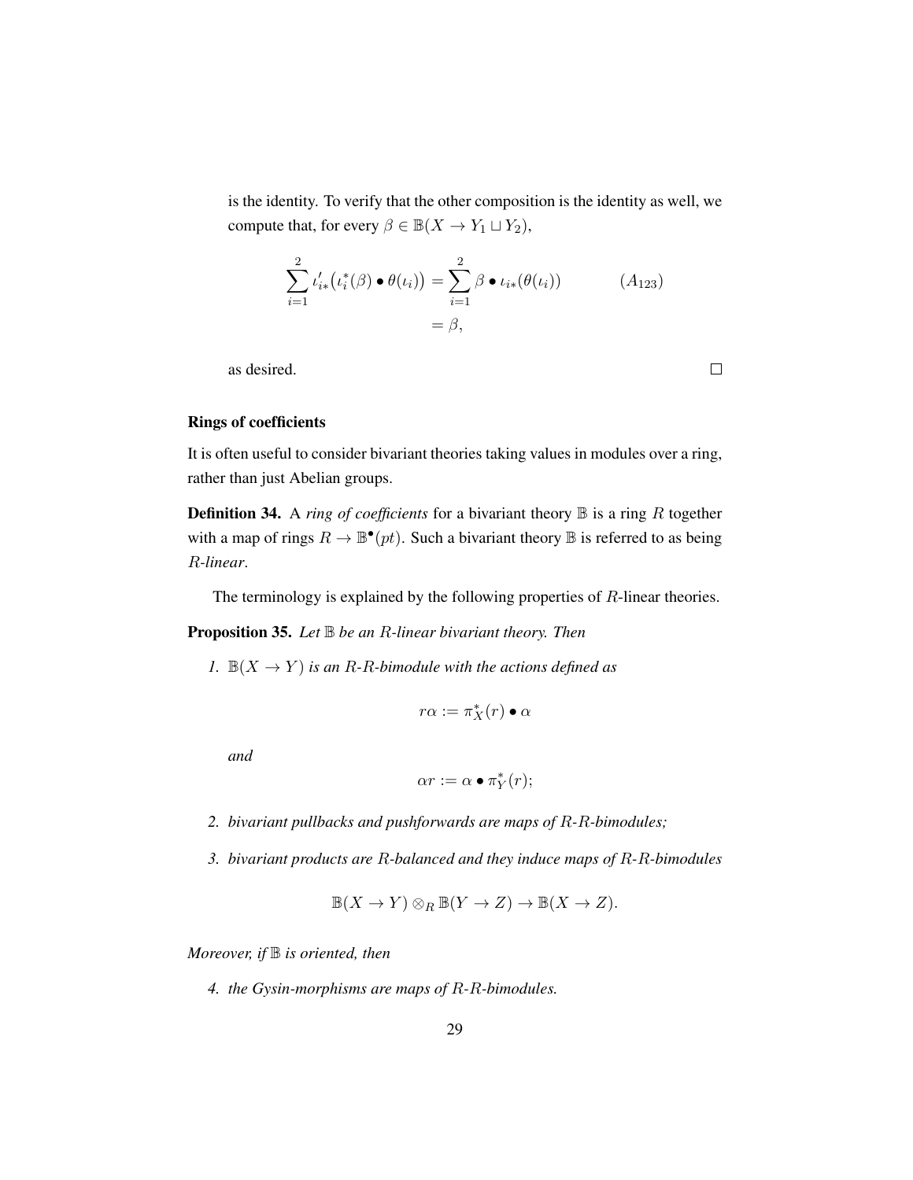is the identity. To verify that the other composition is the identity as well, we compute that, for every $\beta \in \mathbb{B}(X \to Y_1 \sqcup Y_2)$,

$$\sum_{i=1}^{2} \iota'_{i*}\big(\iota_i^*(\beta) \bullet \theta(\iota_i)\big) = \sum_{i=1}^{2} \beta \bullet \iota_{i*}(\theta(\iota_i)) \qquad (A_{123})$$
$$= \beta,$$

as desired. □

**Rings of coefficients**

It is often useful to consider bivariant theories taking values in modules over a ring, rather than just Abelian groups.

**Definition 34.** A *ring of coefficients* for a bivariant theory $\mathbb{B}$ is a ring $R$ together with a map of rings $R \to \mathbb{B}^\bullet(pt)$. Such a bivariant theory $\mathbb{B}$ is referred to as being *$R$-linear*.

The terminology is explained by the following properties of $R$-linear theories.

**Proposition 35.** *Let $\mathbb{B}$ be an $R$-linear bivariant theory. Then*

1. *$\mathbb{B}(X \to Y)$ is an $R$-$R$-bimodule with the actions defined as*

$$r\alpha := \pi_X^*(r) \bullet \alpha$$

*and*

$$\alpha r := \alpha \bullet \pi_Y^*(r);$$

2. *bivariant pullbacks and pushforwards are maps of $R$-$R$-bimodules;*

3. *bivariant products are $R$-balanced and they induce maps of $R$-$R$-bimodules*

$$\mathbb{B}(X \to Y) \otimes_R \mathbb{B}(Y \to Z) \to \mathbb{B}(X \to Z).$$

*Moreover, if $\mathbb{B}$ is oriented, then*

4. *the Gysin-morphisms are maps of $R$-$R$-bimodules.*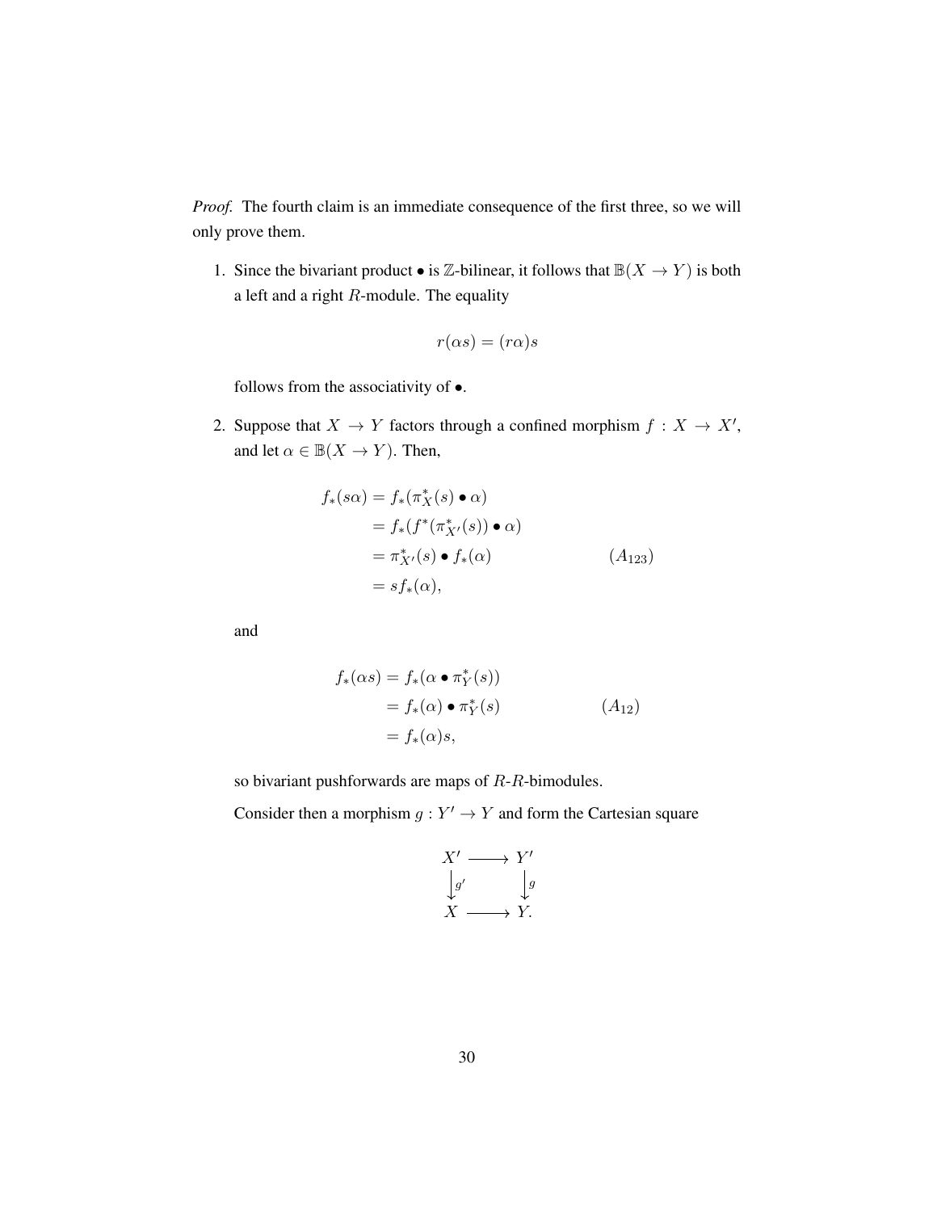*Proof.* The fourth claim is an immediate consequence of the first three, so we will only prove them.

1. Since the bivariant product $\bullet$ is $\mathbb{Z}$-bilinear, it follows that $\mathbb{B}(X \to Y)$ is both a left and a right $R$-module. The equality

$$r(\alpha s) = (r\alpha)s$$

follows from the associativity of $\bullet$.

2. Suppose that $X \to Y$ factors through a confined morphism $f : X \to X'$, and let $\alpha \in \mathbb{B}(X \to Y)$. Then,

$$\begin{aligned}
f_*(s\alpha) &= f_*(\pi_X^*(s) \bullet \alpha) \\
&= f_*(f^*(\pi_{X'}^*(s)) \bullet \alpha) \\
&= \pi_{X'}^*(s) \bullet f_*(\alpha) && (A_{123}) \\
&= sf_*(\alpha),
\end{aligned}$$

and

$$\begin{aligned}
f_*(\alpha s) &= f_*(\alpha \bullet \pi_Y^*(s)) \\
&= f_*(\alpha) \bullet \pi_Y^*(s) && (A_{12}) \\
&= f_*(\alpha)s,
\end{aligned}$$

so bivariant pushforwards are maps of $R$-$R$-bimodules.

Consider then a morphism $g : Y' \to Y$ and form the Cartesian square

$$\begin{array}{ccc}
X' & \longrightarrow & Y' \\
\big\downarrow{\scriptstyle g'} & & \big\downarrow{\scriptstyle g} \\
X & \longrightarrow & Y.
\end{array}$$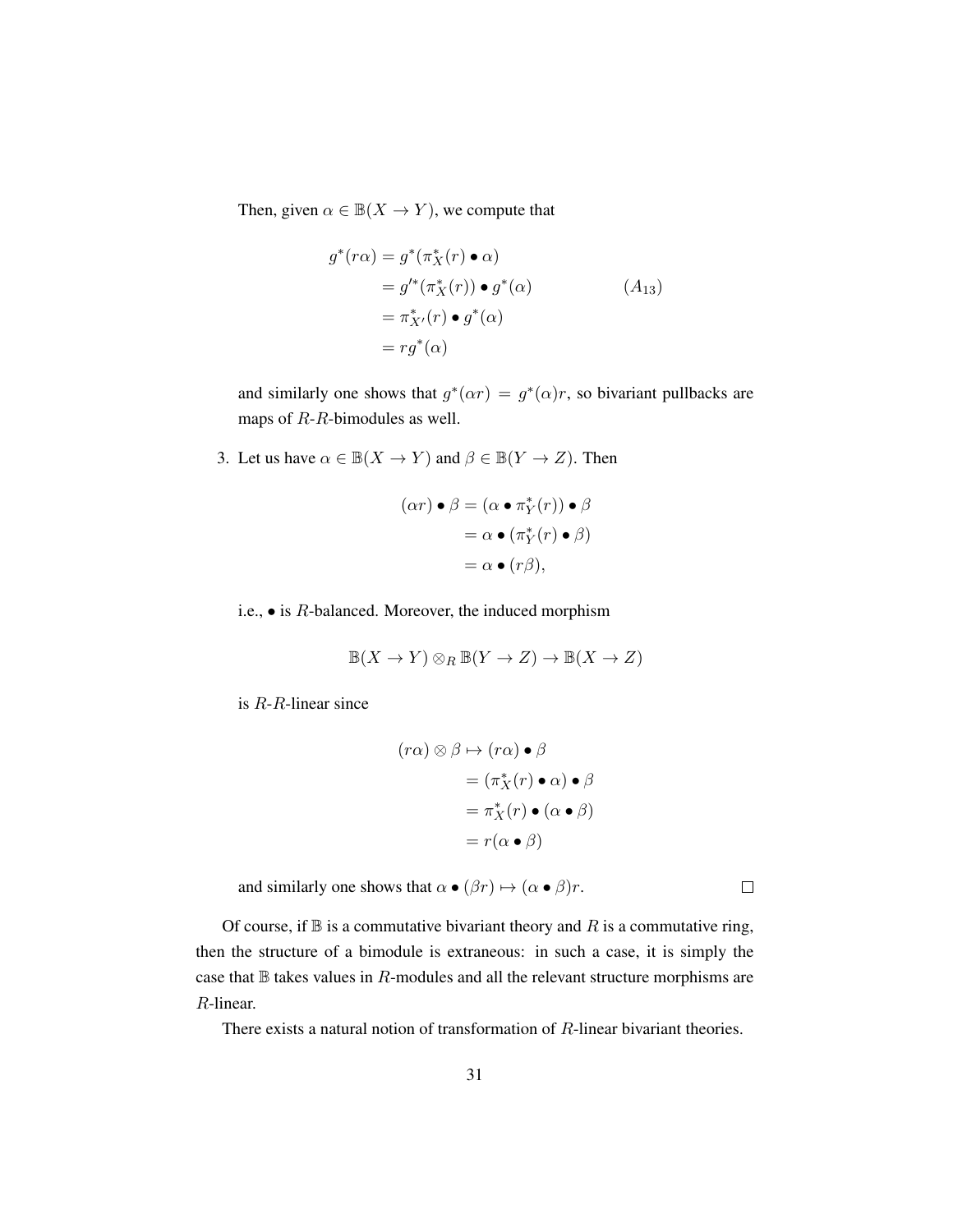Then, given $\alpha \in \mathbb{B}(X \to Y)$, we compute that

$$\begin{aligned}
g^*(r\alpha) &= g^*(\pi_X^*(r) \bullet \alpha) \\
&= g'^*(\pi_X^*(r)) \bullet g^*(\alpha) \qquad\qquad (A_{13}) \\
&= \pi_{X'}^*(r) \bullet g^*(\alpha) \\
&= rg^*(\alpha)
\end{aligned}$$

and similarly one shows that $g^*(\alpha r) = g^*(\alpha)r$, so bivariant pullbacks are maps of $R$-$R$-bimodules as well.

3. Let us have $\alpha \in \mathbb{B}(X \to Y)$ and $\beta \in \mathbb{B}(Y \to Z)$. Then

$$\begin{aligned}
(\alpha r) \bullet \beta &= (\alpha \bullet \pi_Y^*(r)) \bullet \beta \\
&= \alpha \bullet (\pi_Y^*(r) \bullet \beta) \\
&= \alpha \bullet (r\beta),
\end{aligned}$$

i.e., $\bullet$ is $R$-balanced. Moreover, the induced morphism

$$\mathbb{B}(X \to Y) \otimes_R \mathbb{B}(Y \to Z) \to \mathbb{B}(X \to Z)$$

is $R$-$R$-linear since

$$\begin{aligned}
(r\alpha) \otimes \beta &\mapsto (r\alpha) \bullet \beta \\
&= (\pi_X^*(r) \bullet \alpha) \bullet \beta \\
&= \pi_X^*(r) \bullet (\alpha \bullet \beta) \\
&= r(\alpha \bullet \beta)
\end{aligned}$$

and similarly one shows that $\alpha \bullet (\beta r) \mapsto (\alpha \bullet \beta)r$. $\square$

Of course, if $\mathbb{B}$ is a commutative bivariant theory and $R$ is a commutative ring, then the structure of a bimodule is extraneous: in such a case, it is simply the case that $\mathbb{B}$ takes values in $R$-modules and all the relevant structure morphisms are $R$-linear.

There exists a natural notion of transformation of $R$-linear bivariant theories.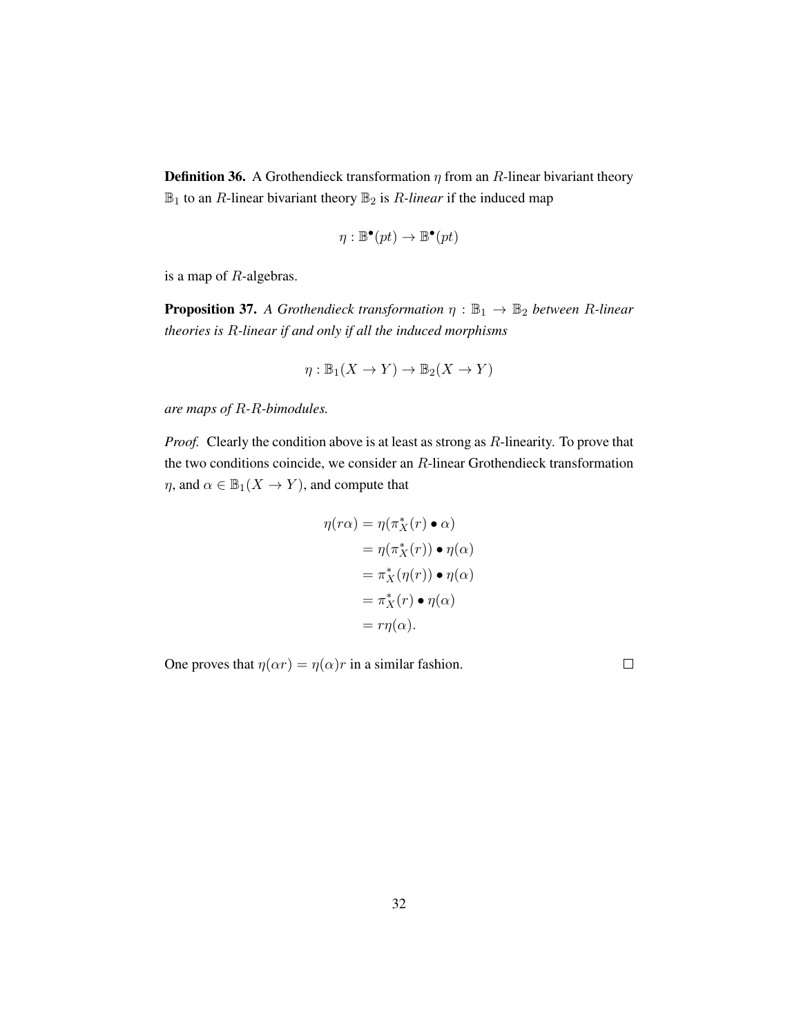**Definition 36.** A Grothendieck transformation $\eta$ from an $R$-linear bivariant theory $\mathbb{B}_1$ to an $R$-linear bivariant theory $\mathbb{B}_2$ is *$R$-linear* if the induced map

$$\eta : \mathbb{B}^\bullet(pt) \to \mathbb{B}^\bullet(pt)$$

is a map of $R$-algebras.

**Proposition 37.** *A Grothendieck transformation $\eta : \mathbb{B}_1 \to \mathbb{B}_2$ between $R$-linear theories is $R$-linear if and only if all the induced morphisms*

$$\eta : \mathbb{B}_1(X \to Y) \to \mathbb{B}_2(X \to Y)$$

*are maps of $R$-$R$-bimodules.*

*Proof.* Clearly the condition above is at least as strong as $R$-linearity. To prove that the two conditions coincide, we consider an $R$-linear Grothendieck transformation $\eta$, and $\alpha \in \mathbb{B}_1(X \to Y)$, and compute that

$$\begin{aligned}
\eta(r\alpha) &= \eta(\pi_X^*(r) \bullet \alpha) \\
&= \eta(\pi_X^*(r)) \bullet \eta(\alpha) \\
&= \pi_X^*(\eta(r)) \bullet \eta(\alpha) \\
&= \pi_X^*(r) \bullet \eta(\alpha) \\
&= r\eta(\alpha).
\end{aligned}$$

One proves that $\eta(\alpha r) = \eta(\alpha)r$ in a similar fashion. □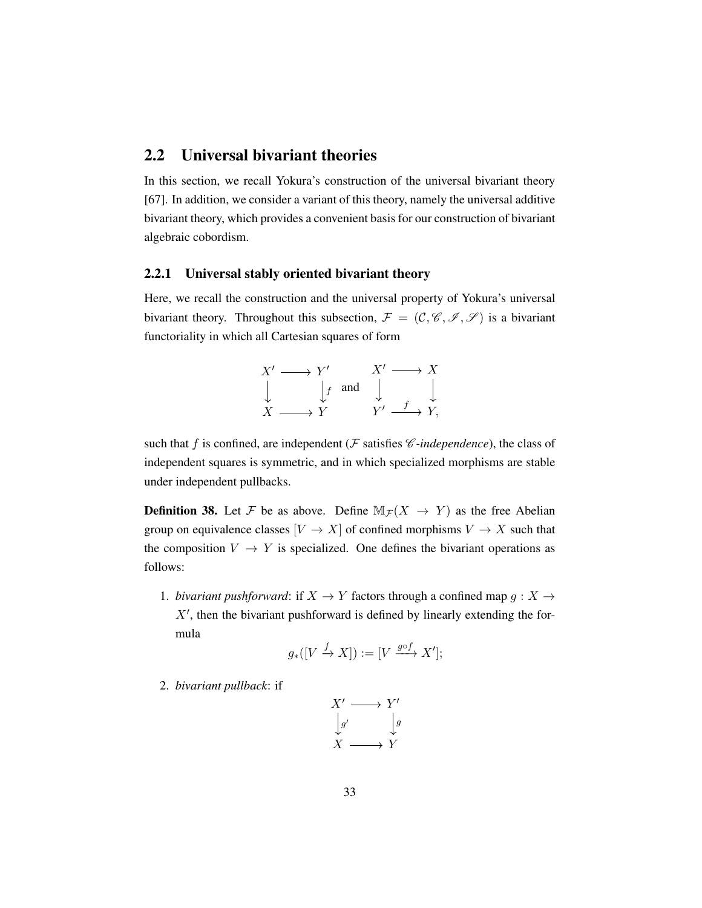## 2.2 Universal bivariant theories

In this section, we recall Yokura's construction of the universal bivariant theory [67]. In addition, we consider a variant of this theory, namely the universal additive bivariant theory, which provides a convenient basis for our construction of bivariant algebraic cobordism.

### 2.2.1 Universal stably oriented bivariant theory

Here, we recall the construction and the universal property of Yokura's universal bivariant theory. Throughout this subsection, $\mathcal{F} = (\mathcal{C}, \mathscr{C}, \mathscr{I}, \mathscr{S})$ is a bivariant functoriality in which all Cartesian squares of form

$$\begin{array}{ccc} X' & \longrightarrow & Y' \\ \downarrow & & \downarrow f \\ X & \longrightarrow & Y \end{array} \quad \text{and} \quad \begin{array}{ccc} X' & \longrightarrow & X \\ \downarrow & & \downarrow \\ Y' & \xrightarrow{f} & Y, \end{array}$$

such that $f$ is confined, are independent ($\mathcal{F}$ satisfies *$\mathscr{C}$-independence*), the class of independent squares is symmetric, and in which specialized morphisms are stable under independent pullbacks.

**Definition 38.** Let $\mathcal{F}$ be as above. Define $\mathbb{M}_{\mathcal{F}}(X \to Y)$ as the free Abelian group on equivalence classes $[V \to X]$ of confined morphisms $V \to X$ such that the composition $V \to Y$ is specialized. One defines the bivariant operations as follows:

1. *bivariant pushforward*: if $X \to Y$ factors through a confined map $g : X \to X'$, then the bivariant pushforward is defined by linearly extending the formula

$$g_*([V \xrightarrow{f} X]) := [V \xrightarrow{g \circ f} X'];$$

2. *bivariant pullback*: if

$$\begin{array}{ccc} X' & \longrightarrow & Y' \\ \downarrow g' & & \downarrow g \\ X & \longrightarrow & Y \end{array}$$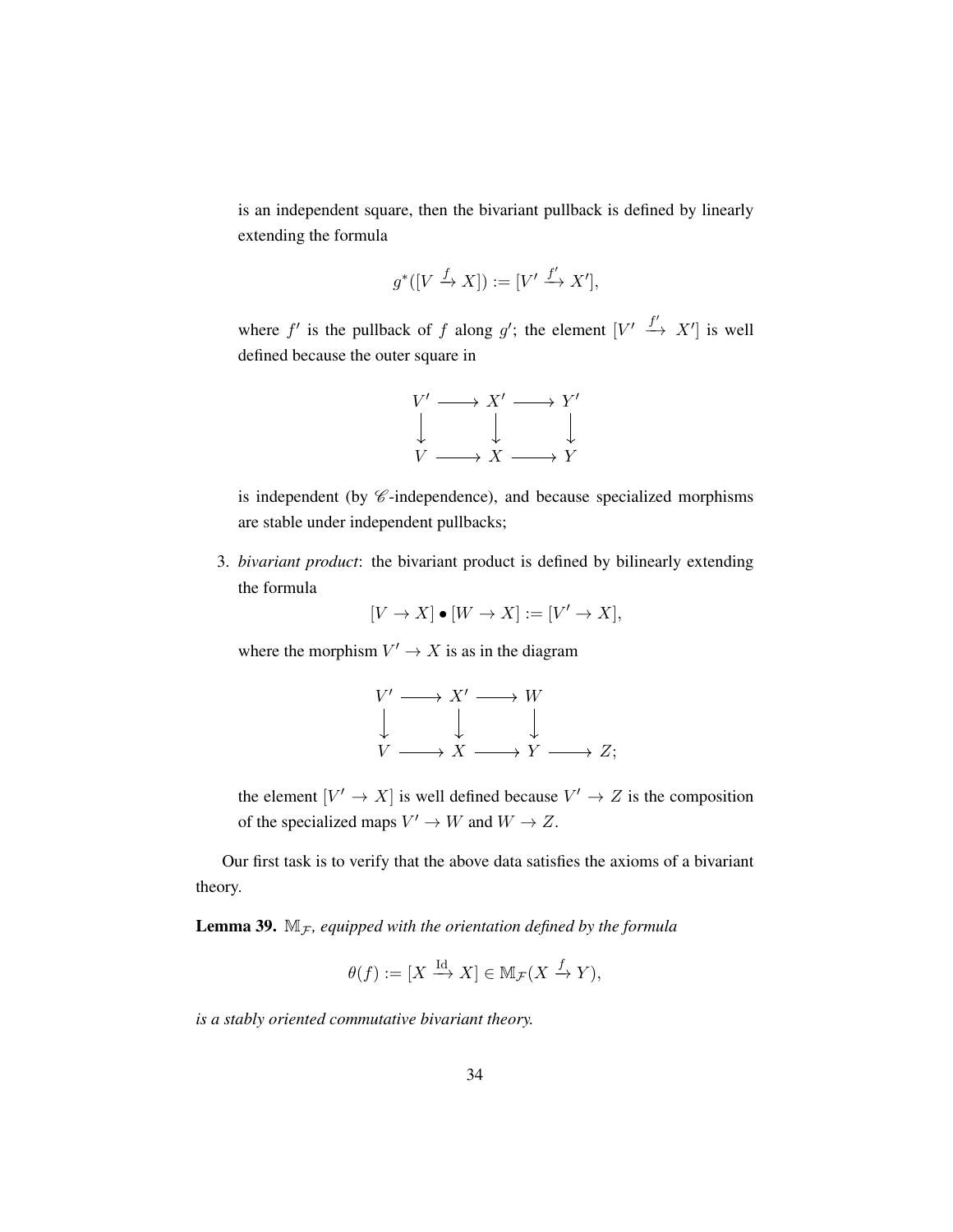is an independent square, then the bivariant pullback is defined by linearly extending the formula

$$g^*([V \xrightarrow{f} X]) := [V' \xrightarrow{f'} X'],$$

where $f'$ is the pullback of $f$ along $g'$; the element $[V' \xrightarrow{f'} X']$ is well defined because the outer square in

$$\begin{array}{ccccc} V' & \longrightarrow & X' & \longrightarrow & Y' \\ \downarrow & & \downarrow & & \downarrow \\ V & \longrightarrow & X & \longrightarrow & Y \end{array}$$

is independent (by $\mathscr{C}$-independence), and because specialized morphisms are stable under independent pullbacks;

3. *bivariant product*: the bivariant product is defined by bilinearly extending the formula

$$[V \to X] \bullet [W \to X] := [V' \to X],$$

where the morphism $V' \to X$ is as in the diagram

$$\begin{array}{ccccccc} V' & \longrightarrow & X' & \longrightarrow & W & & \\ \downarrow & & \downarrow & & \downarrow & & \\ V & \longrightarrow & X & \longrightarrow & Y & \longrightarrow & Z; \end{array}$$

the element $[V' \to X]$ is well defined because $V' \to Z$ is the composition of the specialized maps $V' \to W$ and $W \to Z$.

Our first task is to verify that the above data satisfies the axioms of a bivariant theory.

**Lemma 39.** *$\mathbb{M}_{\mathcal{F}}$, equipped with the orientation defined by the formula*

$$\theta(f) := [X \xrightarrow{\mathrm{Id}} X] \in \mathbb{M}_{\mathcal{F}}(X \xrightarrow{f} Y),$$

*is a stably oriented commutative bivariant theory.*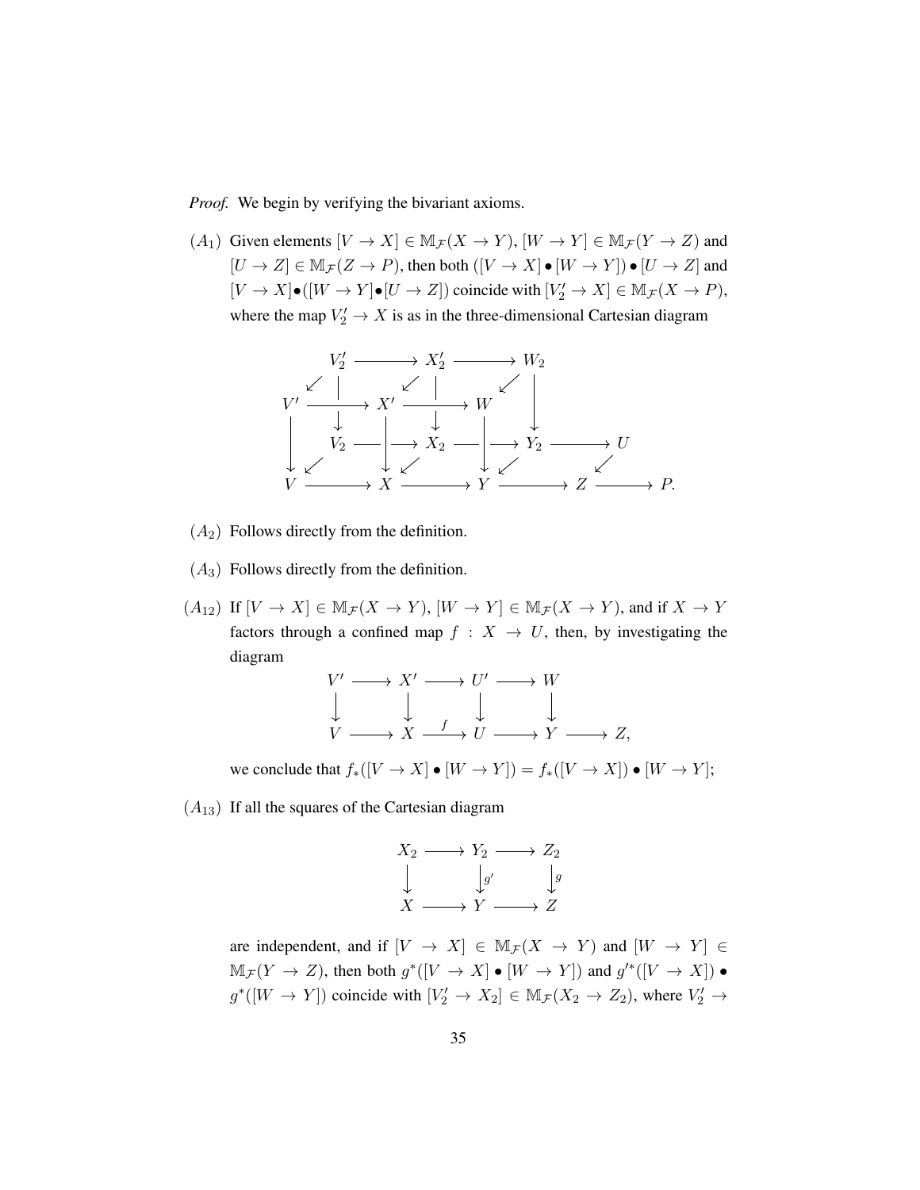*Proof.* We begin by verifying the bivariant axioms.

$(A_1)$ Given elements $[V \to X] \in \mathbb{M}_{\mathcal{F}}(X \to Y)$, $[W \to Y] \in \mathbb{M}_{\mathcal{F}}(Y \to Z)$ and $[U \to Z] \in \mathbb{M}_{\mathcal{F}}(Z \to P)$, then both $([V \to X] \bullet [W \to Y]) \bullet [U \to Z]$ and $[V \to X] \bullet ([W \to Y] \bullet [U \to Z])$ coincide with $[V_2' \to X] \in \mathbb{M}_{\mathcal{F}}(X \to P)$, where the map $V_2' \to X$ is as in the three-dimensional Cartesian diagram

$$\begin{array}{ccccccccc}
 & V_2' & \longrightarrow & X_2' & \longrightarrow & W_2 & & & \\
\swarrow & \downarrow & \swarrow & \downarrow & \swarrow & \downarrow & & & \\
V' & \longrightarrow & X' & \longrightarrow & W & & & & \\
\downarrow & V_2 & \longrightarrow & X_2 & \longrightarrow & Y_2 & \longrightarrow & U & \\
\downarrow & \swarrow & \downarrow & \swarrow & \downarrow & \swarrow & & \swarrow & \\
V & \longrightarrow & X & \longrightarrow & Y & \longrightarrow & Z & \longrightarrow & P.
\end{array}$$

$(A_2)$ Follows directly from the definition.

$(A_3)$ Follows directly from the definition.

$(A_{12})$ If $[V \to X] \in \mathbb{M}_{\mathcal{F}}(X \to Y)$, $[W \to Y] \in \mathbb{M}_{\mathcal{F}}(X \to Y)$, and if $X \to Y$ factors through a confined map $f : X \to U$, then, by investigating the diagram

$$\begin{array}{ccccccccc}
V' & \longrightarrow & X' & \longrightarrow & U' & \longrightarrow & W & & \\
\downarrow & & \downarrow & & \downarrow & & \downarrow & & \\
V & \longrightarrow & X & \xrightarrow{f} & U & \longrightarrow & Y & \longrightarrow & Z,
\end{array}$$

we conclude that $f_*([V \to X] \bullet [W \to Y]) = f_*([V \to X]) \bullet [W \to Y]$;

$(A_{13})$ If all the squares of the Cartesian diagram

$$\begin{array}{ccccc}
X_2 & \longrightarrow & Y_2 & \longrightarrow & Z_2 \\
\downarrow & & \downarrow{\scriptstyle g'} & & \downarrow{\scriptstyle g} \\
X & \longrightarrow & Y & \longrightarrow & Z
\end{array}$$

are independent, and if $[V \to X] \in \mathbb{M}_{\mathcal{F}}(X \to Y)$ and $[W \to Y] \in \mathbb{M}_{\mathcal{F}}(Y \to Z)$, then both $g^*([V \to X] \bullet [W \to Y])$ and $g'^*([V \to X]) \bullet g^*([W \to Y])$ coincide with $[V_2' \to X_2] \in \mathbb{M}_{\mathcal{F}}(X_2 \to Z_2)$, where $V_2' \to$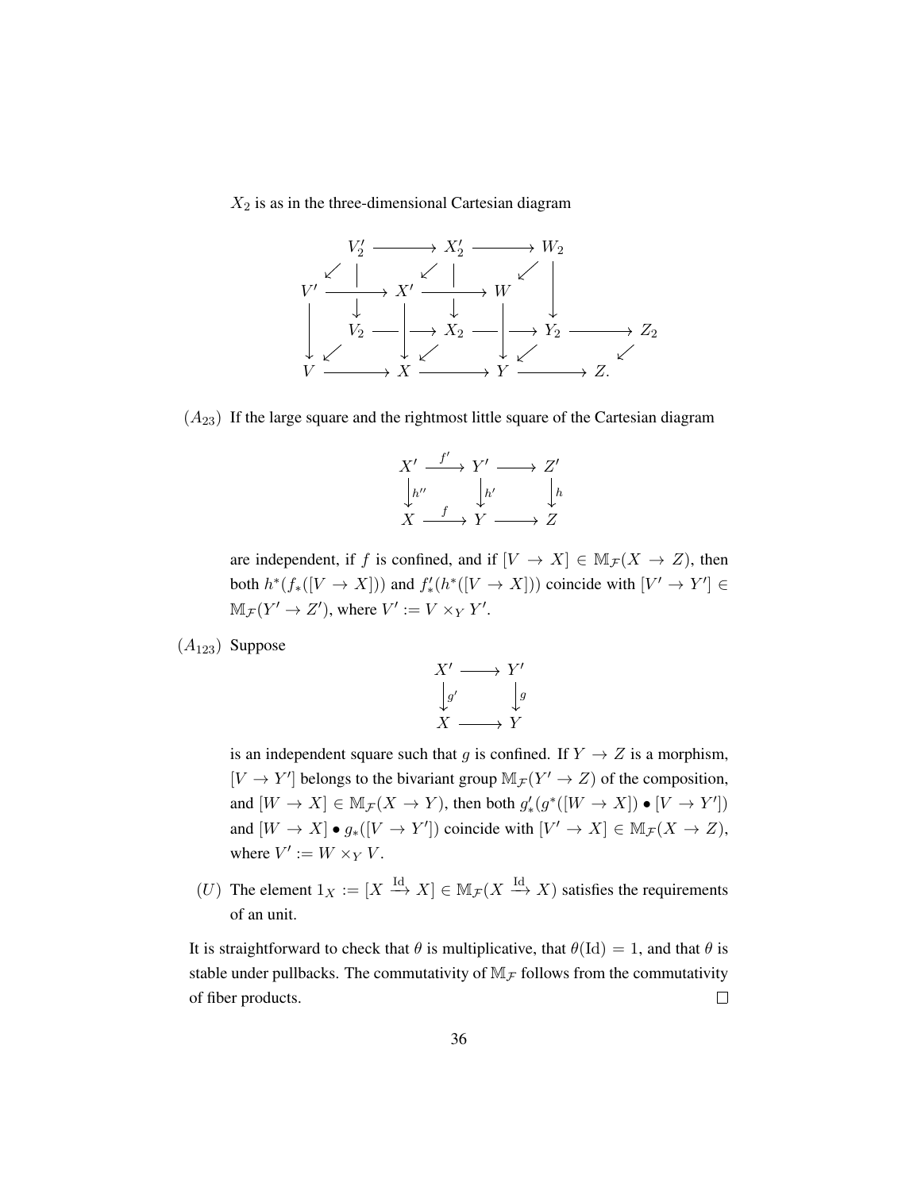$X_2$ is as in the three-dimensional Cartesian diagram

$$
\begin{array}{ccccccc}
 & V_2' & \longrightarrow & X_2' & \longrightarrow & W_2 & \\
\swarrow & | & \swarrow & | & \swarrow & \downarrow & \\
V' & \longrightarrow & X' & \longrightarrow & W & & \\
 & \downarrow & & \downarrow & & & \\
 & V_2 & \longrightarrow & X_2 & \longrightarrow & Y_2 & \longrightarrow Z_2 \\
\downarrow \swarrow & & \downarrow \swarrow & & \downarrow \swarrow & & \swarrow \\
V & \longrightarrow & X & \longrightarrow & Y & \longrightarrow & Z.
\end{array}
$$

$(A_{23})$ If the large square and the rightmost little square of the Cartesian diagram

$$
\begin{array}{ccccc}
X' & \xrightarrow{f'} & Y' & \longrightarrow & Z' \\
\Big\downarrow{\scriptstyle h''} & & \Big\downarrow{\scriptstyle h'} & & \Big\downarrow{\scriptstyle h} \\
X & \xrightarrow{f} & Y & \longrightarrow & Z
\end{array}
$$

are independent, if $f$ is confined, and if $[V \to X] \in \mathbb{M}_{\mathcal{F}}(X \to Z)$, then both $h^*(f_*([V \to X]))$ and $f'_*(h^*([V \to X]))$ coincide with $[V' \to Y'] \in \mathbb{M}_{\mathcal{F}}(Y' \to Z')$, where $V' := V \times_Y Y'$.

$(A_{123})$ Suppose

$$
\begin{array}{ccc}
X' & \longrightarrow & Y' \\
\Big\downarrow{\scriptstyle g'} & & \Big\downarrow{\scriptstyle g} \\
X & \longrightarrow & Y
\end{array}
$$

is an independent square such that $g$ is confined. If $Y \to Z$ is a morphism, $[V \to Y']$ belongs to the bivariant group $\mathbb{M}_{\mathcal{F}}(Y' \to Z)$ of the composition, and $[W \to X] \in \mathbb{M}_{\mathcal{F}}(X \to Y)$, then both $g'_*(g^*([W \to X]) \bullet [V \to Y'])$ and $[W \to X] \bullet g_*([V \to Y'])$ coincide with $[V' \to X] \in \mathbb{M}_{\mathcal{F}}(X \to Z)$, where $V' := W \times_Y V$.

$(U)$ The element $1_X := [X \xrightarrow{\mathrm{Id}} X] \in \mathbb{M}_{\mathcal{F}}(X \xrightarrow{\mathrm{Id}} X)$ satisfies the requirements of an unit.

It is straightforward to check that $\theta$ is multiplicative, that $\theta(\mathrm{Id}) = 1$, and that $\theta$ is stable under pullbacks. The commutativity of $\mathbb{M}_{\mathcal{F}}$ follows from the commutativity of fiber products. $\square$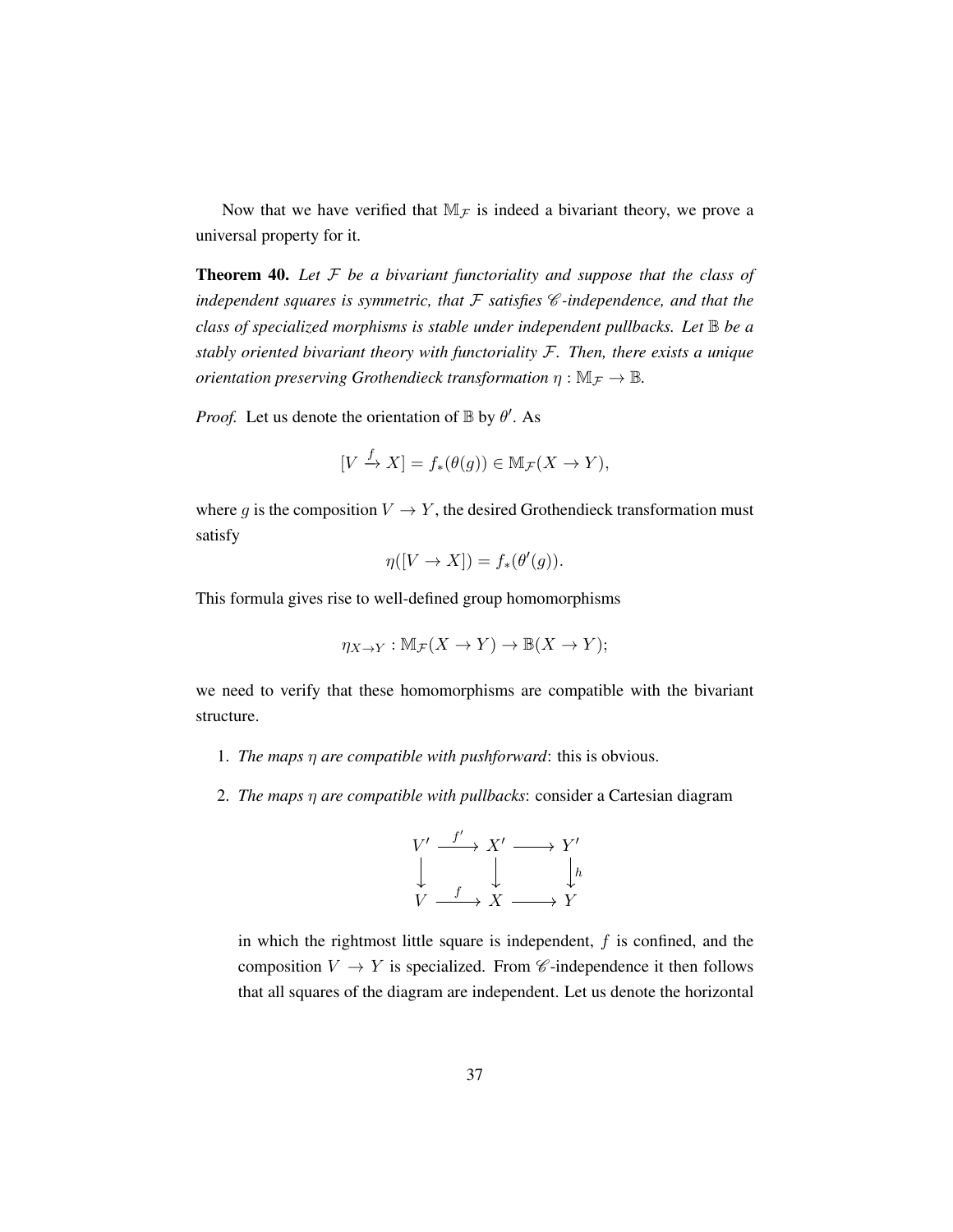Now that we have verified that $\mathbb{M}_{\mathcal{F}}$ is indeed a bivariant theory, we prove a universal property for it.

**Theorem 40.** *Let $\mathcal{F}$ be a bivariant functoriality and suppose that the class of independent squares is symmetric, that $\mathcal{F}$ satisfies $\mathscr{C}$-independence, and that the class of specialized morphisms is stable under independent pullbacks. Let $\mathbb{B}$ be a stably oriented bivariant theory with functoriality $\mathcal{F}$. Then, there exists a unique orientation preserving Grothendieck transformation $\eta : \mathbb{M}_{\mathcal{F}} \to \mathbb{B}$.*

*Proof.* Let us denote the orientation of $\mathbb{B}$ by $\theta'$. As

$$[V \xrightarrow{f} X] = f_*(\theta(g)) \in \mathbb{M}_{\mathcal{F}}(X \to Y),$$

where $g$ is the composition $V \to Y$, the desired Grothendieck transformation must satisfy

$$\eta([V \to X]) = f_*(\theta'(g)).$$

This formula gives rise to well-defined group homomorphisms

$$\eta_{X \to Y} : \mathbb{M}_{\mathcal{F}}(X \to Y) \to \mathbb{B}(X \to Y);$$

we need to verify that these homomorphisms are compatible with the bivariant structure.

1. *The maps $\eta$ are compatible with pushforward*: this is obvious.

2. *The maps $\eta$ are compatible with pullbacks*: consider a Cartesian diagram

$$\begin{array}{ccccc} V' & \xrightarrow{f'} & X' & \longrightarrow & Y' \\ \downarrow & & \downarrow & & \downarrow h \\ V & \xrightarrow{f} & X & \longrightarrow & Y \end{array}$$

in which the rightmost little square is independent, $f$ is confined, and the composition $V \to Y$ is specialized. From $\mathscr{C}$-independence it then follows that all squares of the diagram are independent. Let us denote the horizontal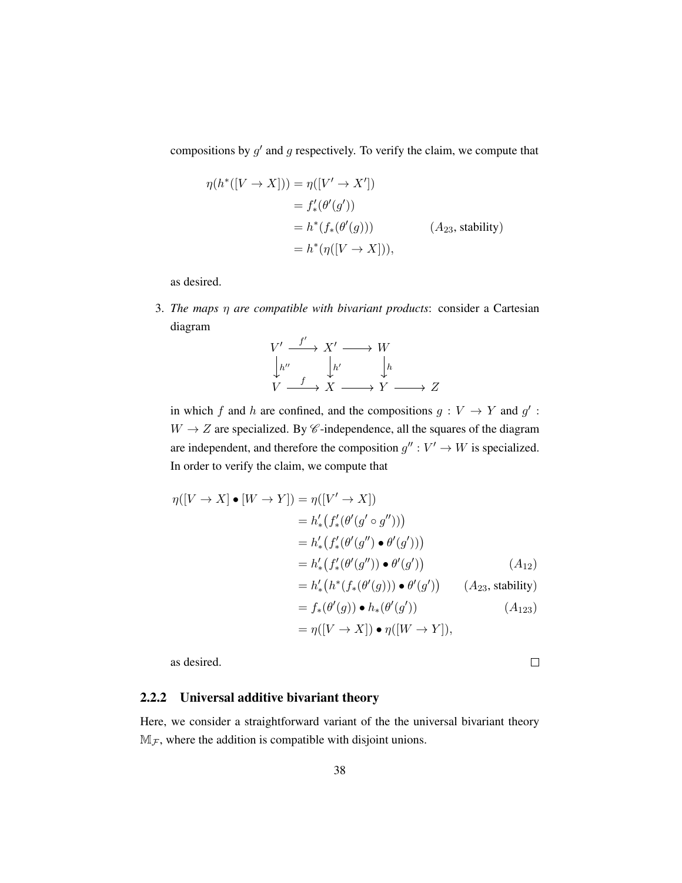compositions by $g'$ and $g$ respectively. To verify the claim, we compute that

$$
\begin{aligned}
\eta(h^*([V \to X])) &= \eta([V' \to X']) \\
&= f'_*(\theta'(g')) \\
&= h^*(f_*(\theta'(g))) && (A_{23}, \text{stability}) \\
&= h^*(\eta([V \to X])),
\end{aligned}
$$

as desired.

3. *The maps $\eta$ are compatible with bivariant products*: consider a Cartesian diagram

$$
\begin{array}{ccccccc}
V' & \xrightarrow{f'} & X' & \longrightarrow & W & & \\
\big\downarrow{\scriptstyle h''} & & \big\downarrow{\scriptstyle h'} & & \big\downarrow{\scriptstyle h} & & \\
V & \xrightarrow{f} & X & \longrightarrow & Y & \longrightarrow & Z
\end{array}
$$

in which $f$ and $h$ are confined, and the compositions $g : V \to Y$ and $g' : W \to Z$ are specialized. By $\mathscr{C}$-independence, all the squares of the diagram are independent, and therefore the composition $g'' : V' \to W$ is specialized. In order to verify the claim, we compute that

$$
\begin{aligned}
\eta([V \to X] \bullet [W \to Y]) &= \eta([V' \to X]) \\
&= h'_*\big(f'_*(\theta'(g' \circ g''))\big) \\
&= h'_*\big(f'_*(\theta'(g'') \bullet \theta'(g'))\big) \\
&= h'_*\big(f'_*(\theta'(g'')) \bullet \theta'(g')\big) && (A_{12}) \\
&= h'_*\big(h^*(f_*(\theta'(g))) \bullet \theta'(g')\big) && (A_{23}, \text{stability}) \\
&= f_*(\theta'(g)) \bullet h_*(\theta'(g')) && (A_{123}) \\
&= \eta([V \to X]) \bullet \eta([W \to Y]),
\end{aligned}
$$

as desired. □

### 2.2.2 Universal additive bivariant theory

Here, we consider a straightforward variant of the the universal bivariant theory $\mathbb{M}_{\mathcal{F}}$, where the addition is compatible with disjoint unions.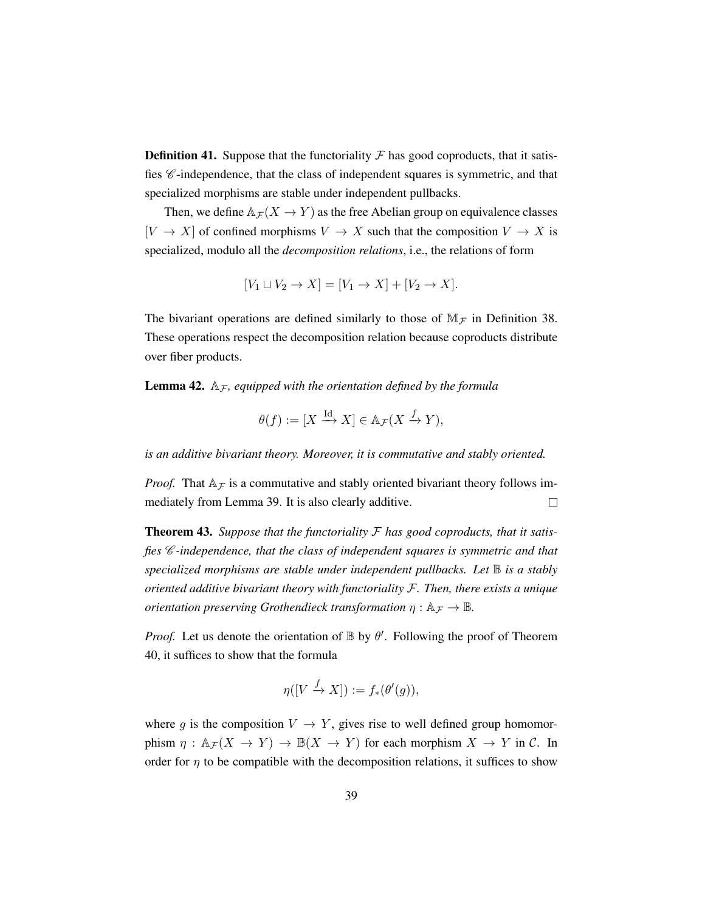**Definition 41.** Suppose that the functoriality $\mathcal{F}$ has good coproducts, that it satisfies $\mathscr{C}$-independence, that the class of independent squares is symmetric, and that specialized morphisms are stable under independent pullbacks.

Then, we define $\mathbb{A}_\mathcal{F}(X \to Y)$ as the free Abelian group on equivalence classes $[V \to X]$ of confined morphisms $V \to X$ such that the composition $V \to X$ is specialized, modulo all the *decomposition relations*, i.e., the relations of form

$$[V_1 \sqcup V_2 \to X] = [V_1 \to X] + [V_2 \to X].$$

The bivariant operations are defined similarly to those of $\mathbb{M}_\mathcal{F}$ in Definition 38. These operations respect the decomposition relation because coproducts distribute over fiber products.

**Lemma 42.** *$\mathbb{A}_\mathcal{F}$, equipped with the orientation defined by the formula*

$$\theta(f) := [X \xrightarrow{\mathrm{Id}} X] \in \mathbb{A}_\mathcal{F}(X \xrightarrow{f} Y),$$

*is an additive bivariant theory. Moreover, it is commutative and stably oriented.*

*Proof.* That $\mathbb{A}_\mathcal{F}$ is a commutative and stably oriented bivariant theory follows immediately from Lemma 39. It is also clearly additive. □

**Theorem 43.** *Suppose that the functoriality $\mathcal{F}$ has good coproducts, that it satisfies $\mathscr{C}$-independence, that the class of independent squares is symmetric and that specialized morphisms are stable under independent pullbacks. Let $\mathbb{B}$ is a stably oriented additive bivariant theory with functoriality $\mathcal{F}$. Then, there exists a unique orientation preserving Grothendieck transformation $\eta : \mathbb{A}_\mathcal{F} \to \mathbb{B}$.*

*Proof.* Let us denote the orientation of $\mathbb{B}$ by $\theta'$. Following the proof of Theorem 40, it suffices to show that the formula

$$\eta([V \xrightarrow{f} X]) := f_*(\theta'(g)),$$

where $g$ is the composition $V \to Y$, gives rise to well defined group homomorphism $\eta : \mathbb{A}_\mathcal{F}(X \to Y) \to \mathbb{B}(X \to Y)$ for each morphism $X \to Y$ in $\mathcal{C}$. In order for $\eta$ to be compatible with the decomposition relations, it suffices to show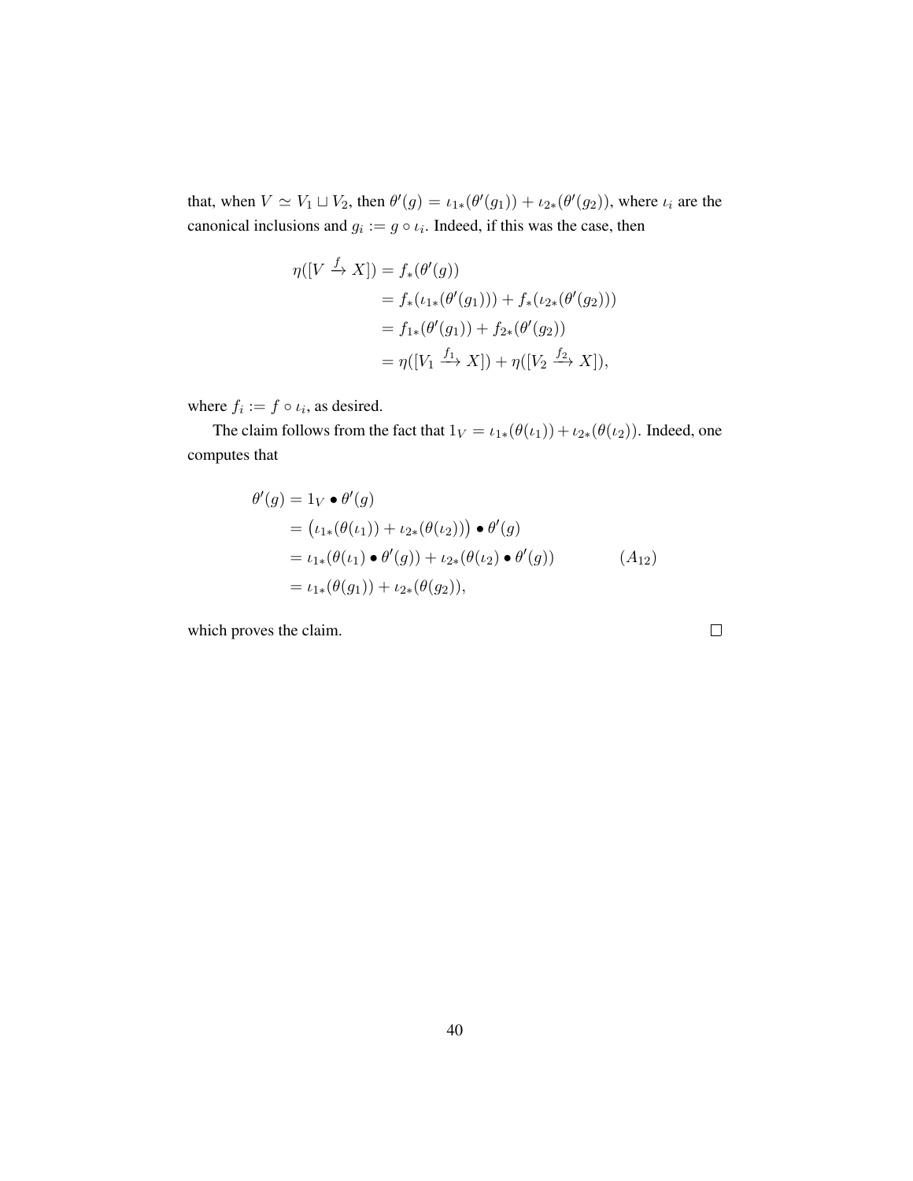that, when $V \simeq V_1 \sqcup V_2$, then $\theta'(g) = \iota_{1*}(\theta'(g_1)) + \iota_{2*}(\theta'(g_2))$, where $\iota_i$ are the canonical inclusions and $g_i := g \circ \iota_i$. Indeed, if this was the case, then

$$
\begin{aligned}
\eta([V \xrightarrow{f} X]) &= f_*(\theta'(g)) \\
&= f_*(\iota_{1*}(\theta'(g_1))) + f_*(\iota_{2*}(\theta'(g_2))) \\
&= f_{1*}(\theta'(g_1)) + f_{2*}(\theta'(g_2)) \\
&= \eta([V_1 \xrightarrow{f_1} X]) + \eta([V_2 \xrightarrow{f_2} X]),
\end{aligned}
$$

where $f_i := f \circ \iota_i$, as desired.

The claim follows from the fact that $1_V = \iota_{1*}(\theta(\iota_1)) + \iota_{2*}(\theta(\iota_2))$. Indeed, one computes that

$$
\begin{aligned}
\theta'(g) &= 1_V \bullet \theta'(g) \\
&= \big(\iota_{1*}(\theta(\iota_1)) + \iota_{2*}(\theta(\iota_2))\big) \bullet \theta'(g) \\
&= \iota_{1*}(\theta(\iota_1) \bullet \theta'(g)) + \iota_{2*}(\theta(\iota_2) \bullet \theta'(g)) \qquad (A_{12}) \\
&= \iota_{1*}(\theta(g_1)) + \iota_{2*}(\theta(g_2)),
\end{aligned}
$$

which proves the claim. □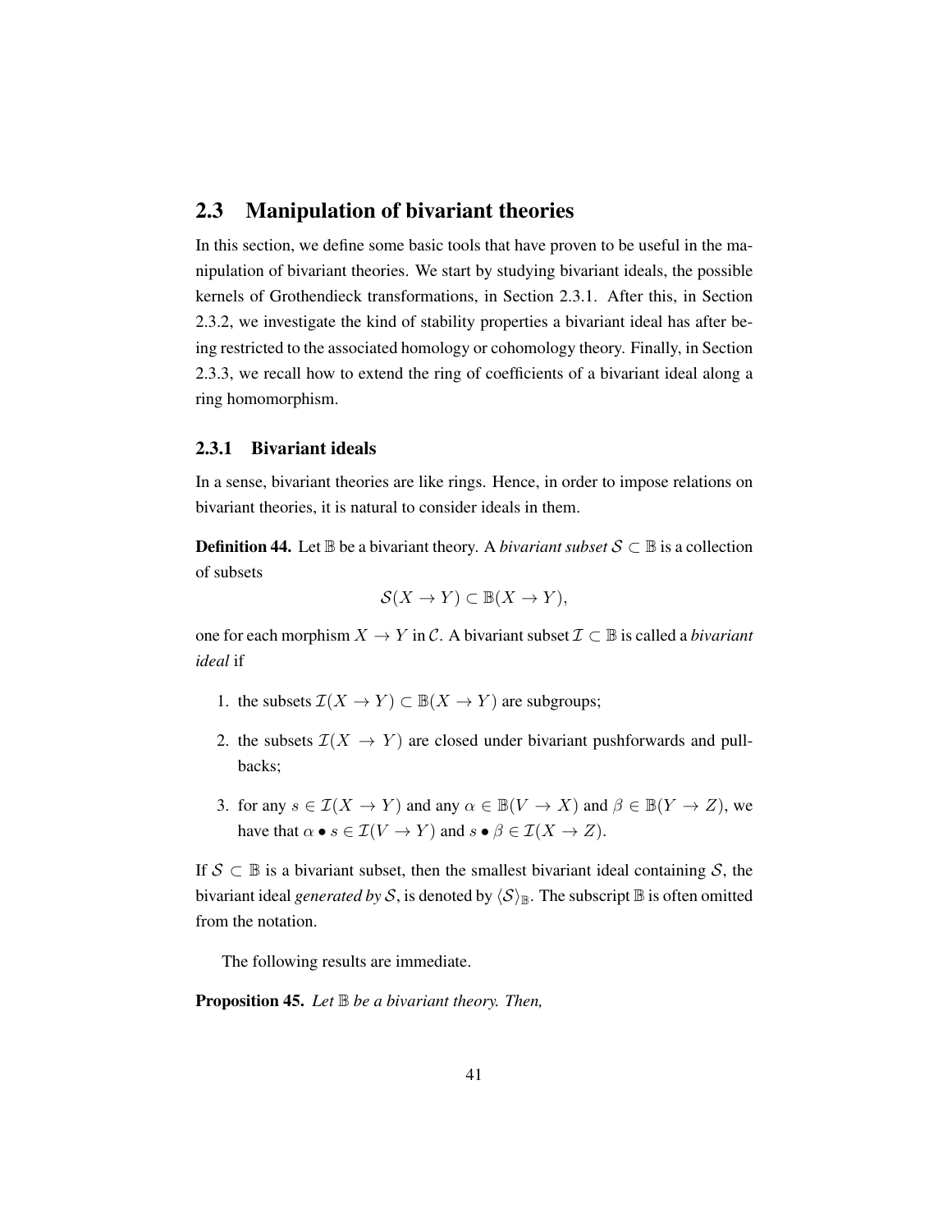## 2.3 Manipulation of bivariant theories

In this section, we define some basic tools that have proven to be useful in the manipulation of bivariant theories. We start by studying bivariant ideals, the possible kernels of Grothendieck transformations, in Section 2.3.1. After this, in Section 2.3.2, we investigate the kind of stability properties a bivariant ideal has after being restricted to the associated homology or cohomology theory. Finally, in Section 2.3.3, we recall how to extend the ring of coefficients of a bivariant ideal along a ring homomorphism.

### 2.3.1 Bivariant ideals

In a sense, bivariant theories are like rings. Hence, in order to impose relations on bivariant theories, it is natural to consider ideals in them.

**Definition 44.** Let $\mathbb{B}$ be a bivariant theory. A *bivariant subset* $\mathcal{S} \subset \mathbb{B}$ is a collection of subsets

$$\mathcal{S}(X \to Y) \subset \mathbb{B}(X \to Y),$$

one for each morphism $X \to Y$ in $\mathcal{C}$. A bivariant subset $\mathcal{I} \subset \mathbb{B}$ is called a *bivariant ideal* if

1. the subsets $\mathcal{I}(X \to Y) \subset \mathbb{B}(X \to Y)$ are subgroups;
2. the subsets $\mathcal{I}(X \to Y)$ are closed under bivariant pushforwards and pullbacks;
3. for any $s \in \mathcal{I}(X \to Y)$ and any $\alpha \in \mathbb{B}(V \to X)$ and $\beta \in \mathbb{B}(Y \to Z)$, we have that $\alpha \bullet s \in \mathcal{I}(V \to Y)$ and $s \bullet \beta \in \mathcal{I}(X \to Z)$.

If $\mathcal{S} \subset \mathbb{B}$ is a bivariant subset, then the smallest bivariant ideal containing $\mathcal{S}$, the bivariant ideal *generated by* $\mathcal{S}$, is denoted by $\langle \mathcal{S} \rangle_{\mathbb{B}}$. The subscript $\mathbb{B}$ is often omitted from the notation.

The following results are immediate.

**Proposition 45.** *Let $\mathbb{B}$ be a bivariant theory. Then,*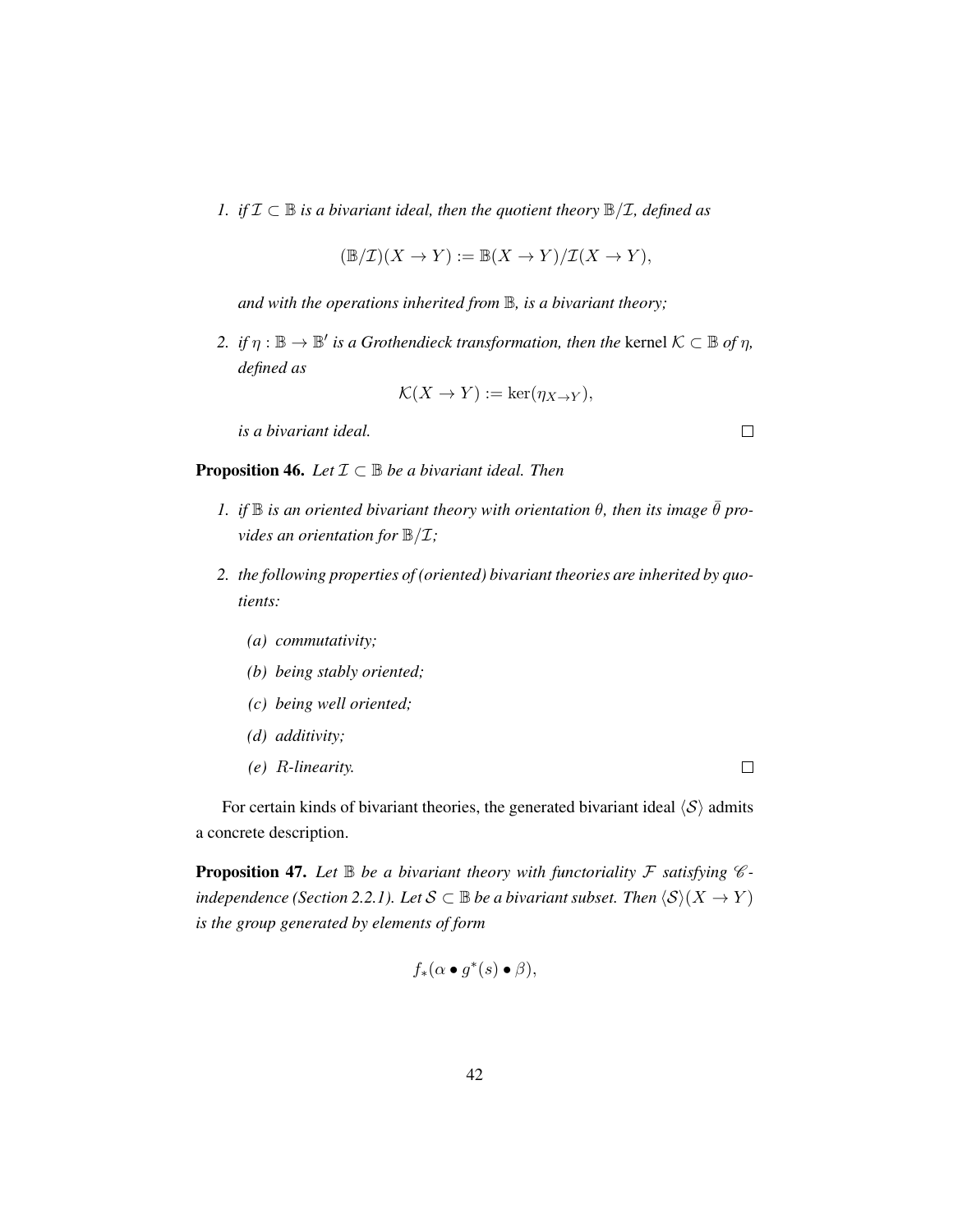1. *if $\mathcal{I} \subset \mathbb{B}$ is a bivariant ideal, then the quotient theory $\mathbb{B}/\mathcal{I}$, defined as*

$$(\mathbb{B}/\mathcal{I})(X \to Y) := \mathbb{B}(X \to Y)/\mathcal{I}(X \to Y),$$

   *and with the operations inherited from $\mathbb{B}$, is a bivariant theory;*

2. *if $\eta : \mathbb{B} \to \mathbb{B}'$ is a Grothendieck transformation, then the* kernel *$\mathcal{K} \subset \mathbb{B}$ of $\eta$, defined as*

$$\mathcal{K}(X \to Y) := \ker(\eta_{X \to Y}),$$

   *is a bivariant ideal.* □

**Proposition 46.** *Let $\mathcal{I} \subset \mathbb{B}$ be a bivariant ideal. Then*

1. *if $\mathbb{B}$ is an oriented bivariant theory with orientation $\theta$, then its image $\bar{\theta}$ provides an orientation for $\mathbb{B}/\mathcal{I}$;*

2. *the following properties of (oriented) bivariant theories are inherited by quotients:*

   *(a) commutativity;*

   *(b) being stably oriented;*

   *(c) being well oriented;*

   *(d) additivity;*

   *(e) $R$-linearity.* □

For certain kinds of bivariant theories, the generated bivariant ideal $\langle \mathcal{S} \rangle$ admits a concrete description.

**Proposition 47.** *Let $\mathbb{B}$ be a bivariant theory with functoriality $\mathcal{F}$ satisfying $\mathscr{C}$-independence (Section 2.2.1). Let $\mathcal{S} \subset \mathbb{B}$ be a bivariant subset. Then $\langle \mathcal{S} \rangle(X \to Y)$ is the group generated by elements of form*

$$f_*(\alpha \bullet g^*(s) \bullet \beta),$$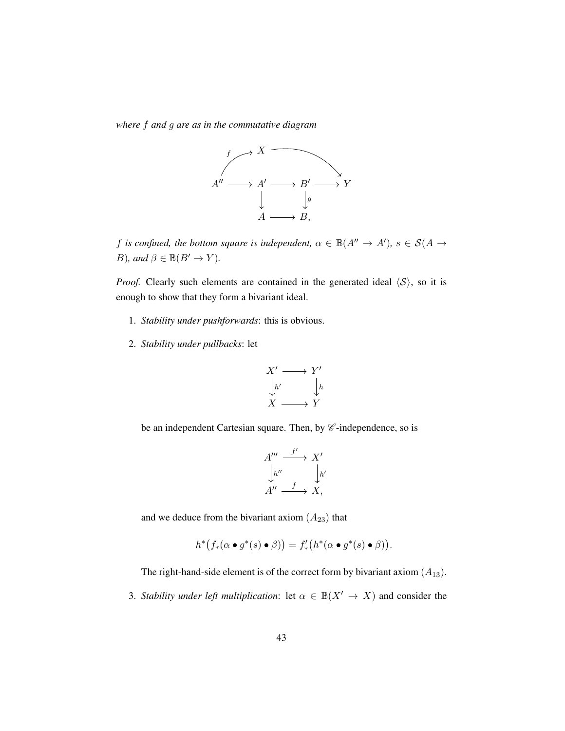*where $f$ and $g$ are as in the commutative diagram*

$$
\begin{array}{ccccccc}
 & & X & & & & \\
 & \overset{f}{\nearrow} & & & \searrow & & \\
A'' & \longrightarrow & A' & \longrightarrow & B' & \longrightarrow & Y \\
 & & \downarrow & & \downarrow{\scriptstyle g} & & \\
 & & A & \longrightarrow & B, & &
\end{array}
$$

*$f$ is confined, the bottom square is independent, $\alpha \in \mathbb{B}(A'' \to A')$, $s \in \mathcal{S}(A \to B)$, and $\beta \in \mathbb{B}(B' \to Y)$.*

*Proof.* Clearly such elements are contained in the generated ideal $\langle \mathcal{S} \rangle$, so it is enough to show that they form a bivariant ideal.

1. *Stability under pushforwards*: this is obvious.

2. *Stability under pullbacks*: let

$$
\begin{array}{ccc}
X' & \longrightarrow & Y' \\
\downarrow{\scriptstyle h'} & & \downarrow{\scriptstyle h} \\
X & \longrightarrow & Y
\end{array}
$$

   be an independent Cartesian square. Then, by $\mathscr{C}$-independence, so is

$$
\begin{array}{ccc}
A''' & \xrightarrow{f'} & X' \\
\downarrow{\scriptstyle h''} & & \downarrow{\scriptstyle h'} \\
A'' & \xrightarrow{f} & X,
\end{array}
$$

   and we deduce from the bivariant axiom $(A_{23})$ that

$$
h^*\big(f_*(\alpha \bullet g^*(s) \bullet \beta)\big) = f'_*\big(h^*(\alpha \bullet g^*(s) \bullet \beta)\big).
$$

   The right-hand-side element is of the correct form by bivariant axiom $(A_{13})$.

3. *Stability under left multiplication*: let $\alpha \in \mathbb{B}(X' \to X)$ and consider the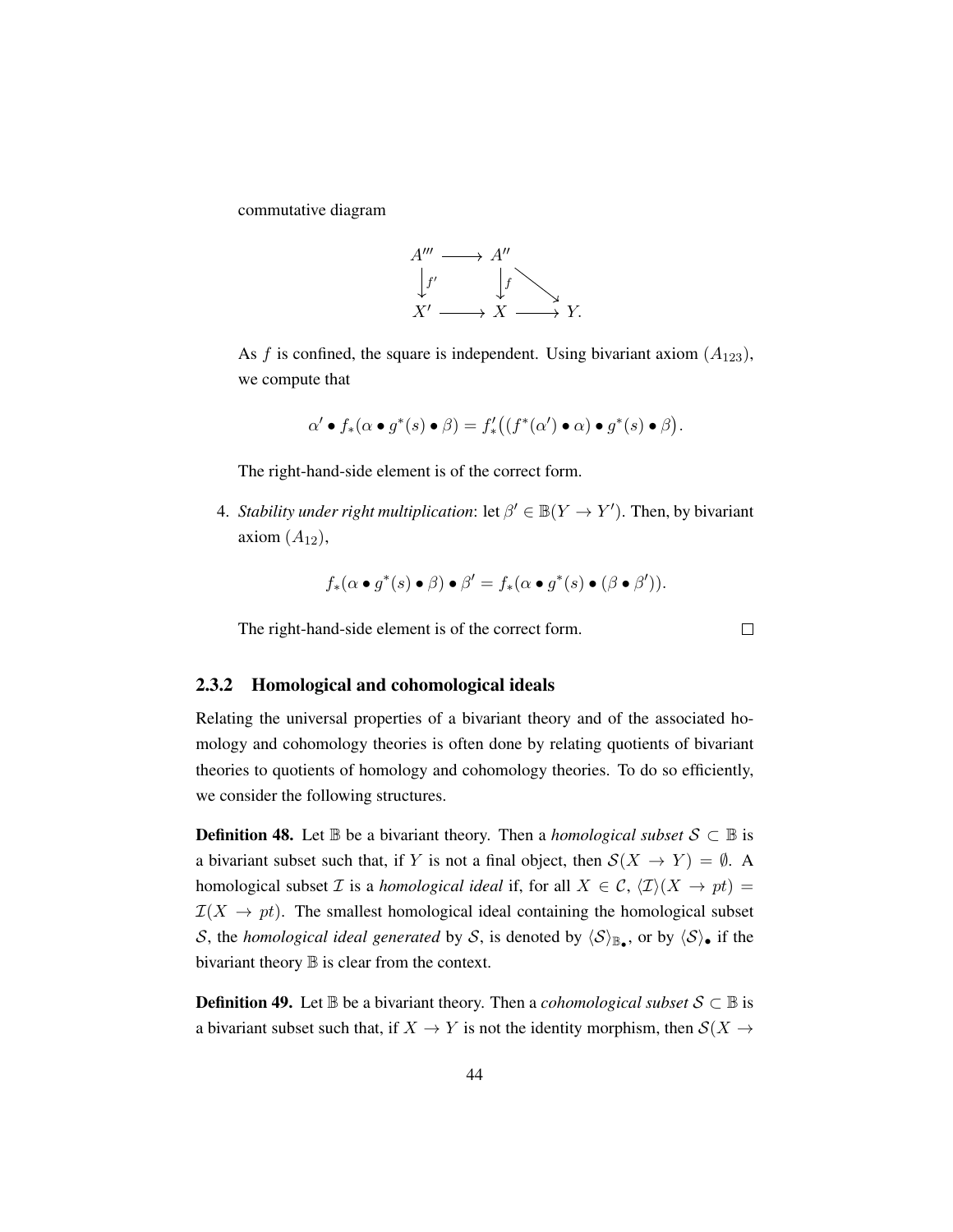commutative diagram

$$\begin{array}{ccccc} A''' & \longrightarrow & A'' & & \\ \downarrow{\scriptstyle f'} & & \downarrow{\scriptstyle f} & \searrow & \\ X' & \longrightarrow & X & \longrightarrow & Y. \end{array}$$

As $f$ is confined, the square is independent. Using bivariant axiom $(A_{123})$, we compute that

$$\alpha' \bullet f_*(\alpha \bullet g^*(s) \bullet \beta) = f'_*\big((f^*(\alpha') \bullet \alpha) \bullet g^*(s) \bullet \beta\big).$$

The right-hand-side element is of the correct form.

4. *Stability under right multiplication*: let $\beta' \in \mathbb{B}(Y \to Y')$. Then, by bivariant axiom $(A_{12})$,

$$f_*(\alpha \bullet g^*(s) \bullet \beta) \bullet \beta' = f_*(\alpha \bullet g^*(s) \bullet (\beta \bullet \beta')).$$

The right-hand-side element is of the correct form. □

### 2.3.2 Homological and cohomological ideals

Relating the universal properties of a bivariant theory and of the associated homology and cohomology theories is often done by relating quotients of bivariant theories to quotients of homology and cohomology theories. To do so efficiently, we consider the following structures.

**Definition 48.** Let $\mathbb{B}$ be a bivariant theory. Then a *homological subset* $\mathcal{S} \subset \mathbb{B}$ is a bivariant subset such that, if $Y$ is not a final object, then $\mathcal{S}(X \to Y) = \emptyset$. A homological subset $\mathcal{I}$ is a *homological ideal* if, for all $X \in \mathcal{C}$, $\langle \mathcal{I} \rangle (X \to pt) = \mathcal{I}(X \to pt)$. The smallest homological ideal containing the homological subset $\mathcal{S}$, the *homological ideal generated* by $\mathcal{S}$, is denoted by $\langle \mathcal{S} \rangle_{\mathbb{B}_\bullet}$, or by $\langle \mathcal{S} \rangle_\bullet$ if the bivariant theory $\mathbb{B}$ is clear from the context.

**Definition 49.** Let $\mathbb{B}$ be a bivariant theory. Then a *cohomological subset* $\mathcal{S} \subset \mathbb{B}$ is a bivariant subset such that, if $X \to Y$ is not the identity morphism, then $\mathcal{S}(X \to$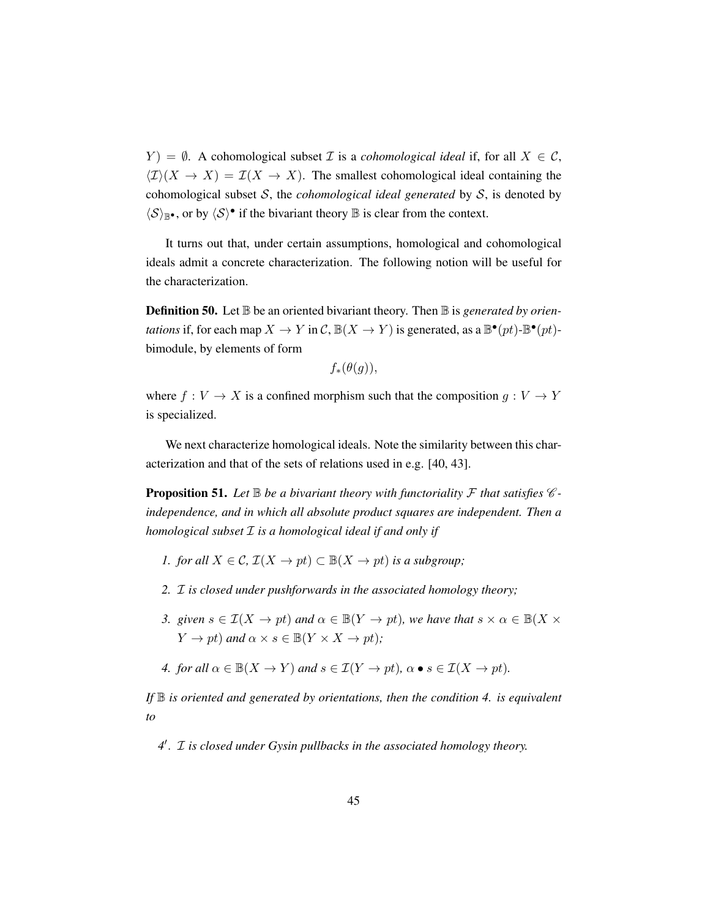$Y) = \emptyset$. A cohomological subset $\mathcal{I}$ is a *cohomological ideal* if, for all $X \in \mathcal{C}$, $\langle \mathcal{I} \rangle(X \to X) = \mathcal{I}(X \to X)$. The smallest cohomological ideal containing the cohomological subset $\mathcal{S}$, the *cohomological ideal generated* by $\mathcal{S}$, is denoted by $\langle \mathcal{S} \rangle_{\mathbb{B}^\bullet}$, or by $\langle \mathcal{S} \rangle^\bullet$ if the bivariant theory $\mathbb{B}$ is clear from the context.

It turns out that, under certain assumptions, homological and cohomological ideals admit a concrete characterization. The following notion will be useful for the characterization.

**Definition 50.** Let $\mathbb{B}$ be an oriented bivariant theory. Then $\mathbb{B}$ is *generated by orientations* if, for each map $X \to Y$ in $\mathcal{C}$, $\mathbb{B}(X \to Y)$ is generated, as a $\mathbb{B}^\bullet(pt)$-$\mathbb{B}^\bullet(pt)$-bimodule, by elements of form

$$f_*(\theta(g)),$$

where $f : V \to X$ is a confined morphism such that the composition $g : V \to Y$ is specialized.

We next characterize homological ideals. Note the similarity between this characterization and that of the sets of relations used in e.g. [40, 43].

**Proposition 51.** *Let $\mathbb{B}$ be a bivariant theory with functoriality $\mathcal{F}$ that satisfies $\mathscr{C}$-independence, and in which all absolute product squares are independent. Then a homological subset $\mathcal{I}$ is a homological ideal if and only if*

1. *for all $X \in \mathcal{C}$, $\mathcal{I}(X \to pt) \subset \mathbb{B}(X \to pt)$ is a subgroup;*
2. *$\mathcal{I}$ is closed under pushforwards in the associated homology theory;*
3. *given $s \in \mathcal{I}(X \to pt)$ and $\alpha \in \mathbb{B}(Y \to pt)$, we have that $s \times \alpha \in \mathbb{B}(X \times Y \to pt)$ and $\alpha \times s \in \mathbb{B}(Y \times X \to pt)$;*
4. *for all $\alpha \in \mathbb{B}(X \to Y)$ and $s \in \mathcal{I}(Y \to pt)$, $\alpha \bullet s \in \mathcal{I}(X \to pt)$.*

*If $\mathbb{B}$ is oriented and generated by orientations, then the condition 4. is equivalent to*

4′. *$\mathcal{I}$ is closed under Gysin pullbacks in the associated homology theory.*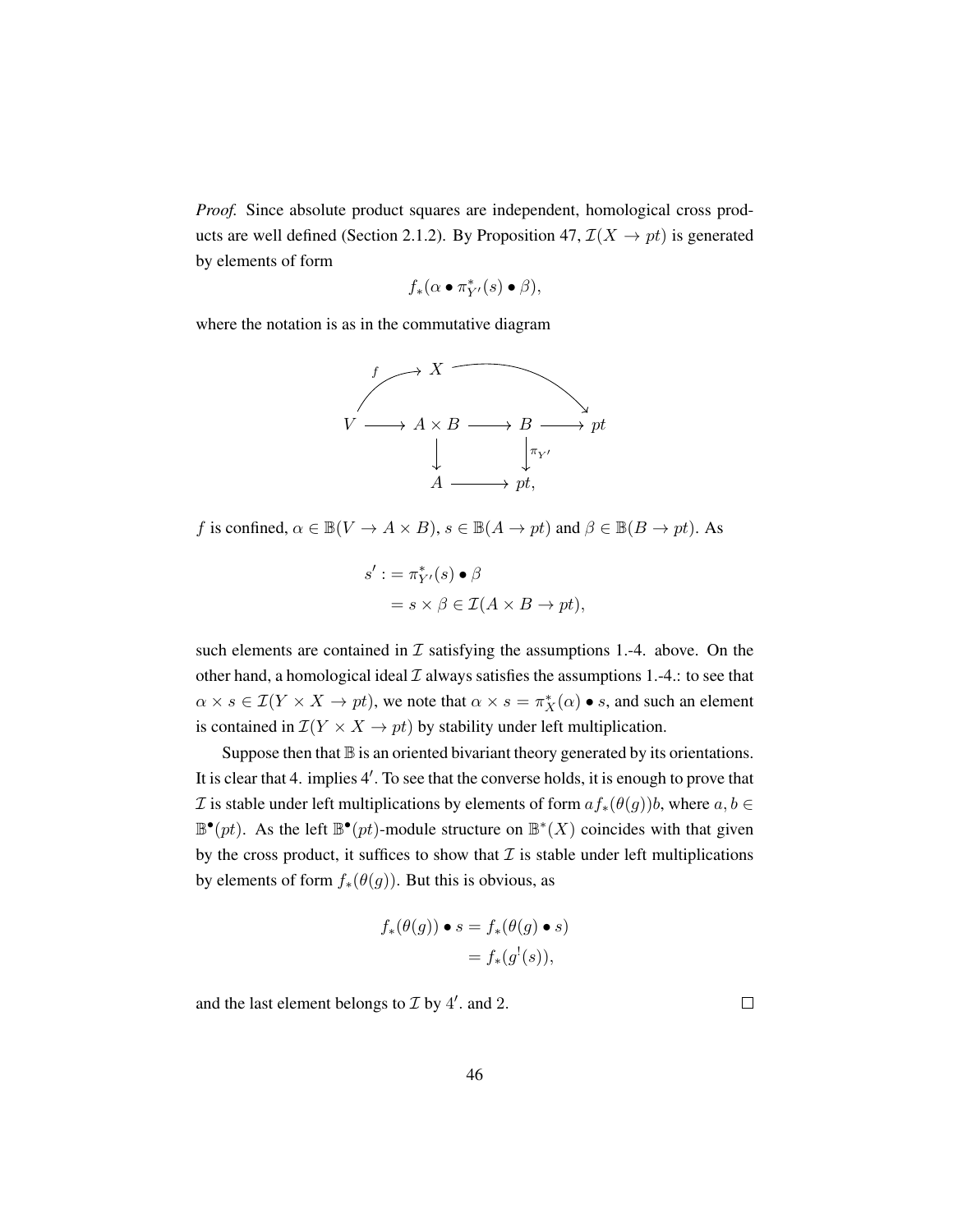*Proof.* Since absolute product squares are independent, homological cross products are well defined (Section 2.1.2). By Proposition 47, $\mathcal{I}(X \to pt)$ is generated by elements of form

$$f_*(\alpha \bullet \pi_{Y'}^*(s) \bullet \beta),$$

where the notation is as in the commutative diagram

$$\begin{array}{ccccccc}
 & \overset{f}{\nearrow} X & & \longrightarrow & & \searrow & \\
V & \longrightarrow & A \times B & \longrightarrow & B & \longrightarrow & pt \\
 & & \downarrow & & \downarrow \pi_{Y'} & & \\
 & & A & \longrightarrow & pt, & &
\end{array}$$

$f$ is confined, $\alpha \in \mathbb{B}(V \to A \times B)$, $s \in \mathbb{B}(A \to pt)$ and $\beta \in \mathbb{B}(B \to pt)$. As

$$\begin{aligned}
s' &:= \pi_{Y'}^*(s) \bullet \beta \\
&= s \times \beta \in \mathcal{I}(A \times B \to pt),
\end{aligned}$$

such elements are contained in $\mathcal{I}$ satisfying the assumptions 1.-4. above. On the other hand, a homological ideal $\mathcal{I}$ always satisfies the assumptions 1.-4.: to see that $\alpha \times s \in \mathcal{I}(Y \times X \to pt)$, we note that $\alpha \times s = \pi_X^*(\alpha) \bullet s$, and such an element is contained in $\mathcal{I}(Y \times X \to pt)$ by stability under left multiplication.

Suppose then that $\mathbb{B}$ is an oriented bivariant theory generated by its orientations. It is clear that 4. implies $4'$. To see that the converse holds, it is enough to prove that $\mathcal{I}$ is stable under left multiplications by elements of form $af_*(\theta(g))b$, where $a, b \in \mathbb{B}^\bullet(pt)$. As the left $\mathbb{B}^\bullet(pt)$-module structure on $\mathbb{B}^*(X)$ coincides with that given by the cross product, it suffices to show that $\mathcal{I}$ is stable under left multiplications by elements of form $f_*(\theta(g))$. But this is obvious, as

$$\begin{aligned}
f_*(\theta(g)) \bullet s &= f_*(\theta(g) \bullet s) \\
&= f_*(g^!(s)),
\end{aligned}$$

and the last element belongs to $\mathcal{I}$ by $4'$. and 2. ∎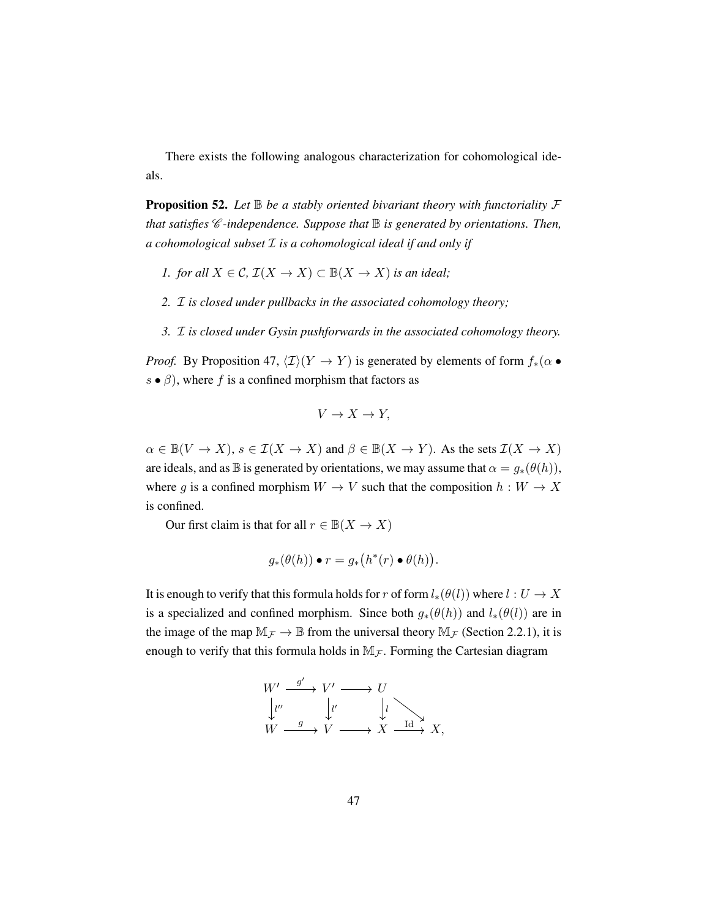There exists the following analogous characterization for cohomological ideals.

**Proposition 52.** *Let $\mathbb{B}$ be a stably oriented bivariant theory with functoriality $\mathcal{F}$ that satisfies $\mathscr{C}$-independence. Suppose that $\mathbb{B}$ is generated by orientations. Then, a cohomological subset $\mathcal{I}$ is a cohomological ideal if and only if*

1. *for all $X \in \mathcal{C}$, $\mathcal{I}(X \to X) \subset \mathbb{B}(X \to X)$ is an ideal;*
2. *$\mathcal{I}$ is closed under pullbacks in the associated cohomology theory;*
3. *$\mathcal{I}$ is closed under Gysin pushforwards in the associated cohomology theory.*

*Proof.* By Proposition 47, $\langle \mathcal{I} \rangle (Y \to Y)$ is generated by elements of form $f_*(\alpha \bullet s \bullet \beta)$, where $f$ is a confined morphism that factors as

$$V \to X \to Y,$$

$\alpha \in \mathbb{B}(V \to X)$, $s \in \mathcal{I}(X \to X)$ and $\beta \in \mathbb{B}(X \to Y)$. As the sets $\mathcal{I}(X \to X)$ are ideals, and as $\mathbb{B}$ is generated by orientations, we may assume that $\alpha = g_*(\theta(h))$, where $g$ is a confined morphism $W \to V$ such that the composition $h : W \to X$ is confined.

Our first claim is that for all $r \in \mathbb{B}(X \to X)$

$$g_*(\theta(h)) \bullet r = g_*\big(h^*(r) \bullet \theta(h)\big).$$

It is enough to verify that this formula holds for $r$ of form $l_*(\theta(l))$ where $l : U \to X$ is a specialized and confined morphism. Since both $g_*(\theta(h))$ and $l_*(\theta(l))$ are in the image of the map $\mathbb{M}_{\mathcal{F}} \to \mathbb{B}$ from the universal theory $\mathbb{M}_{\mathcal{F}}$ (Section 2.2.1), it is enough to verify that this formula holds in $\mathbb{M}_{\mathcal{F}}$. Forming the Cartesian diagram

$$\begin{array}{ccccccc}
W' & \xrightarrow{g'} & V' & \longrightarrow & U & & \\
\downarrow{\scriptstyle l''} & & \downarrow{\scriptstyle l'} & & \downarrow{\scriptstyle l} & \searrow & \\
W & \xrightarrow{g} & V & \longrightarrow & X & \xrightarrow{\mathrm{Id}} & X,
\end{array}$$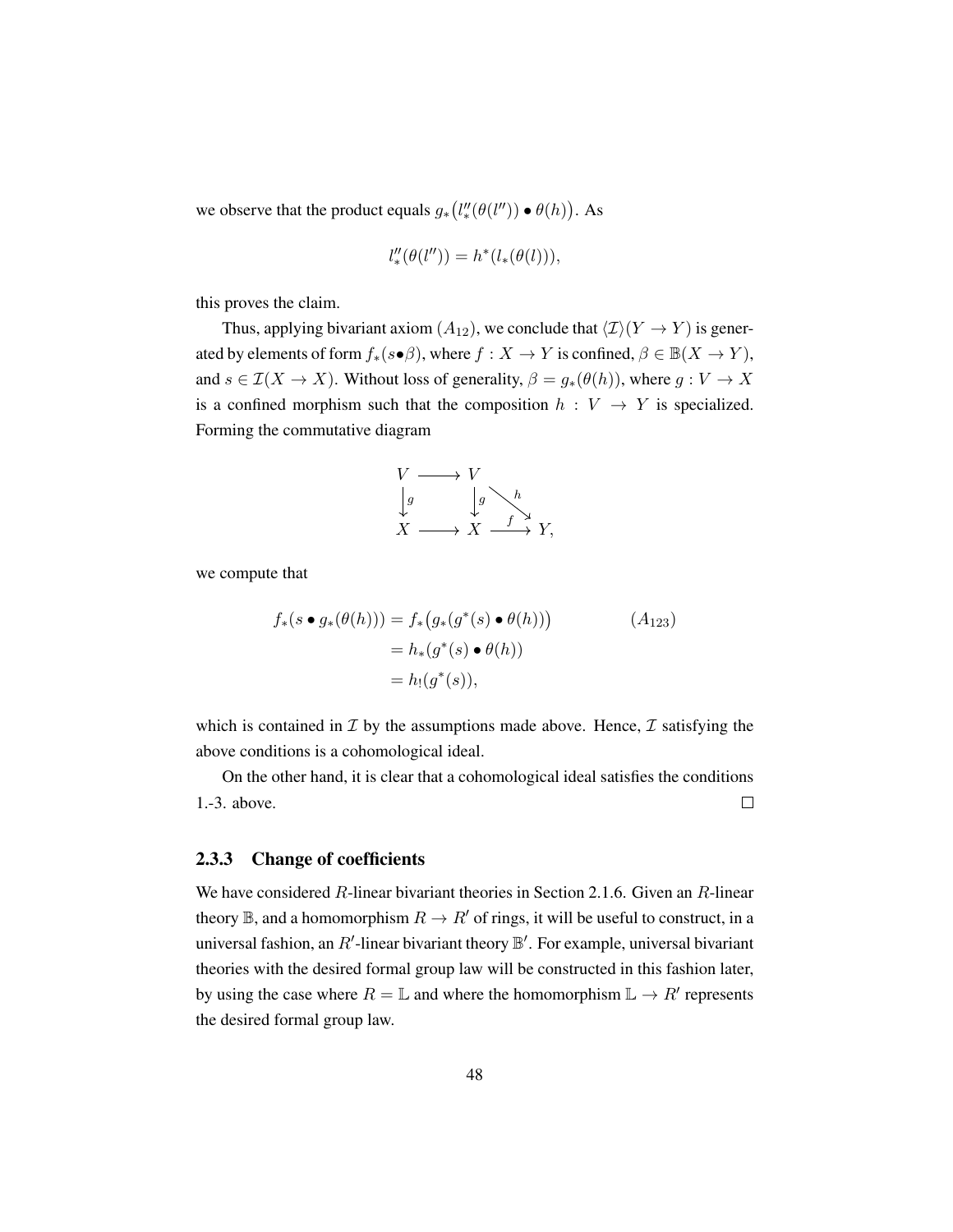we observe that the product equals $g_*\big(l''_*(\theta(l'')) \bullet \theta(h)\big)$. As

$$l''_*(\theta(l'')) = h^*(l_*(\theta(l))),$$

this proves the claim.

Thus, applying bivariant axiom $(A_{12})$, we conclude that $\langle \mathcal{I} \rangle (Y \to Y)$ is generated by elements of form $f_*(s \bullet \beta)$, where $f : X \to Y$ is confined, $\beta \in \mathbb{B}(X \to Y)$, and $s \in \mathcal{I}(X \to X)$. Without loss of generality, $\beta = g_*(\theta(h))$, where $g : V \to X$ is a confined morphism such that the composition $h : V \to Y$ is specialized. Forming the commutative diagram

$$\begin{array}{ccccc} V & \longrightarrow & V & & \\ \big\downarrow{\scriptstyle g} & & \big\downarrow{\scriptstyle g} & \overset{h}{\searrow} & \\ X & \longrightarrow & X & \xrightarrow{f} & Y, \end{array}$$

we compute that

$$\begin{aligned} f_*(s \bullet g_*(\theta(h))) &= f_*\big(g_*(g^*(s) \bullet \theta(h))\big) && (A_{123}) \\ &= h_*(g^*(s) \bullet \theta(h)) \\ &= h_!(g^*(s)), \end{aligned}$$

which is contained in $\mathcal{I}$ by the assumptions made above. Hence, $\mathcal{I}$ satisfying the above conditions is a cohomological ideal.

On the other hand, it is clear that a cohomological ideal satisfies the conditions 1.-3. above. □

### 2.3.3 Change of coefficients

We have considered $R$-linear bivariant theories in Section 2.1.6. Given an $R$-linear theory $\mathbb{B}$, and a homomorphism $R \to R'$ of rings, it will be useful to construct, in a universal fashion, an $R'$-linear bivariant theory $\mathbb{B}'$. For example, universal bivariant theories with the desired formal group law will be constructed in this fashion later, by using the case where $R = \mathbb{L}$ and where the homomorphism $\mathbb{L} \to R'$ represents the desired formal group law.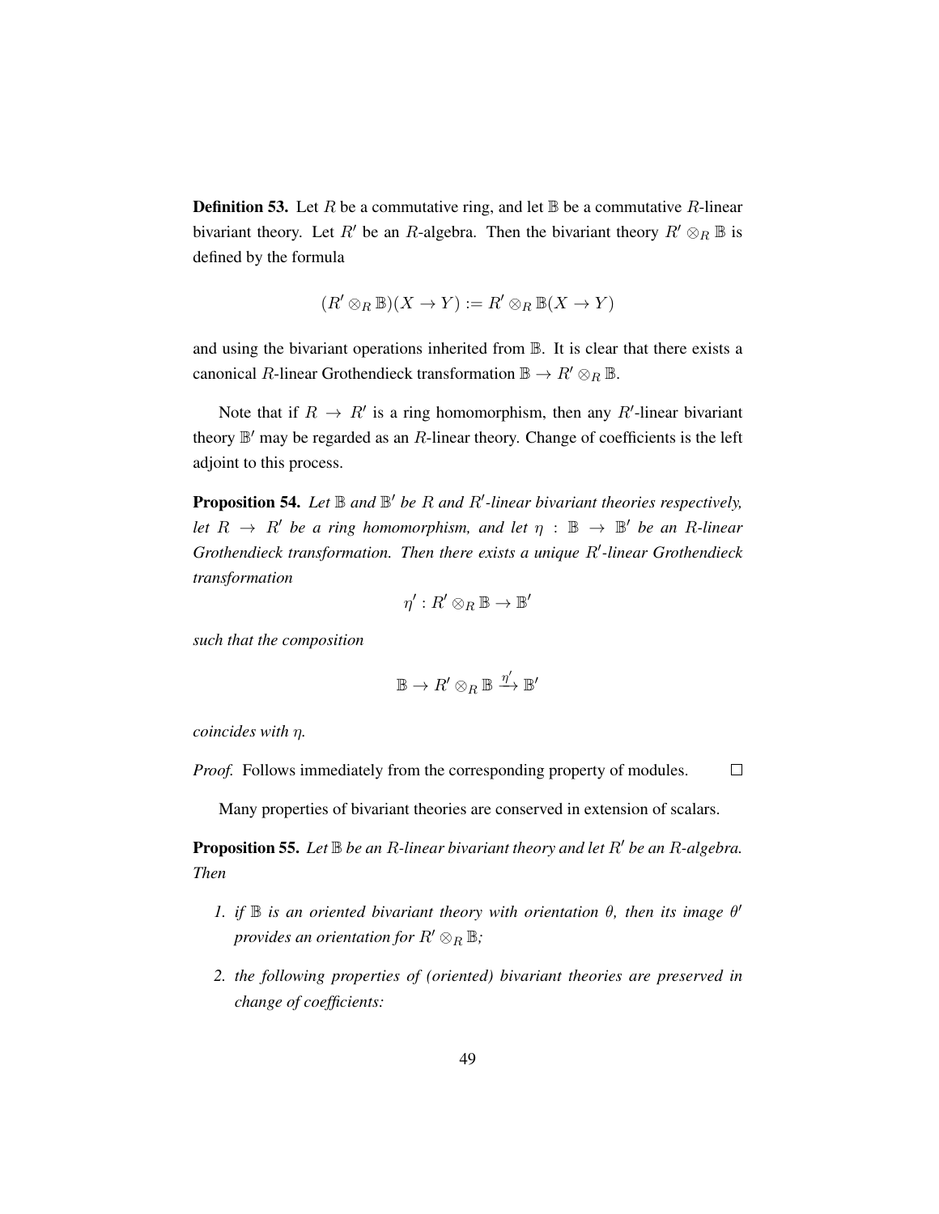**Definition 53.** Let $R$ be a commutative ring, and let $\mathbb{B}$ be a commutative $R$-linear bivariant theory. Let $R'$ be an $R$-algebra. Then the bivariant theory $R' \otimes_R \mathbb{B}$ is defined by the formula

$$(R' \otimes_R \mathbb{B})(X \to Y) := R' \otimes_R \mathbb{B}(X \to Y)$$

and using the bivariant operations inherited from $\mathbb{B}$. It is clear that there exists a canonical $R$-linear Grothendieck transformation $\mathbb{B} \to R' \otimes_R \mathbb{B}$.

Note that if $R \to R'$ is a ring homomorphism, then any $R'$-linear bivariant theory $\mathbb{B}'$ may be regarded as an $R$-linear theory. Change of coefficients is the left adjoint to this process.

**Proposition 54.** *Let $\mathbb{B}$ and $\mathbb{B}'$ be $R$ and $R'$-linear bivariant theories respectively, let $R \to R'$ be a ring homomorphism, and let $\eta : \mathbb{B} \to \mathbb{B}'$ be an $R$-linear Grothendieck transformation. Then there exists a unique $R'$-linear Grothendieck transformation*

$$\eta' : R' \otimes_R \mathbb{B} \to \mathbb{B}'$$

*such that the composition*

$$\mathbb{B} \to R' \otimes_R \mathbb{B} \xrightarrow{\eta'} \mathbb{B}'$$

*coincides with $\eta$.*

*Proof.* Follows immediately from the corresponding property of modules. □

Many properties of bivariant theories are conserved in extension of scalars.

**Proposition 55.** *Let $\mathbb{B}$ be an $R$-linear bivariant theory and let $R'$ be an $R$-algebra. Then*

1. *if $\mathbb{B}$ is an oriented bivariant theory with orientation $\theta$, then its image $\theta'$ provides an orientation for $R' \otimes_R \mathbb{B}$;*
2. *the following properties of (oriented) bivariant theories are preserved in change of coefficients:*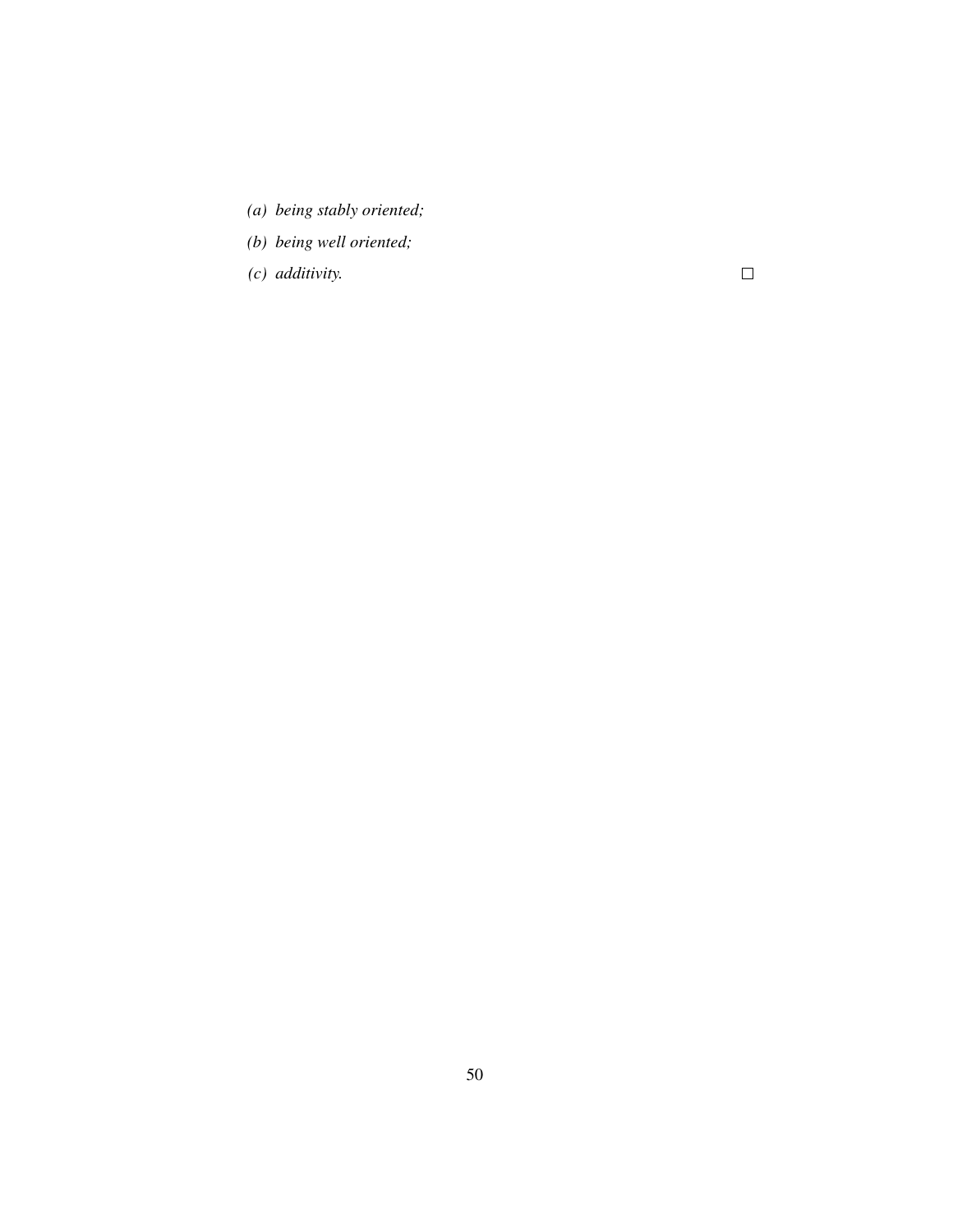*(a) being stably oriented;*

*(b) being well oriented;*

*(c) additivity.* □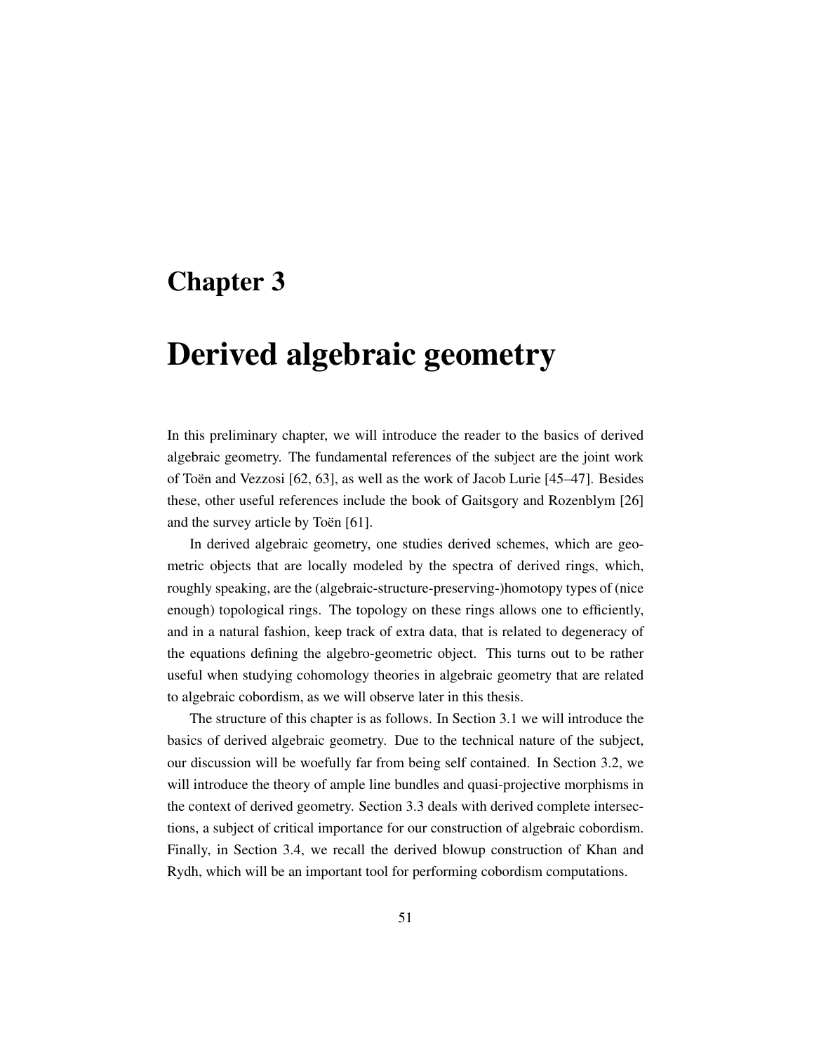# Chapter 3

# Derived algebraic geometry

In this preliminary chapter, we will introduce the reader to the basics of derived algebraic geometry. The fundamental references of the subject are the joint work of Toën and Vezzosi [62, 63], as well as the work of Jacob Lurie [45–47]. Besides these, other useful references include the book of Gaitsgory and Rozenblym [26] and the survey article by Toën [61].

In derived algebraic geometry, one studies derived schemes, which are geometric objects that are locally modeled by the spectra of derived rings, which, roughly speaking, are the (algebraic-structure-preserving-)homotopy types of (nice enough) topological rings. The topology on these rings allows one to efficiently, and in a natural fashion, keep track of extra data, that is related to degeneracy of the equations defining the algebro-geometric object. This turns out to be rather useful when studying cohomology theories in algebraic geometry that are related to algebraic cobordism, as we will observe later in this thesis.

The structure of this chapter is as follows. In Section 3.1 we will introduce the basics of derived algebraic geometry. Due to the technical nature of the subject, our discussion will be woefully far from being self contained. In Section 3.2, we will introduce the theory of ample line bundles and quasi-projective morphisms in the context of derived geometry. Section 3.3 deals with derived complete intersections, a subject of critical importance for our construction of algebraic cobordism. Finally, in Section 3.4, we recall the derived blowup construction of Khan and Rydh, which will be an important tool for performing cobordism computations.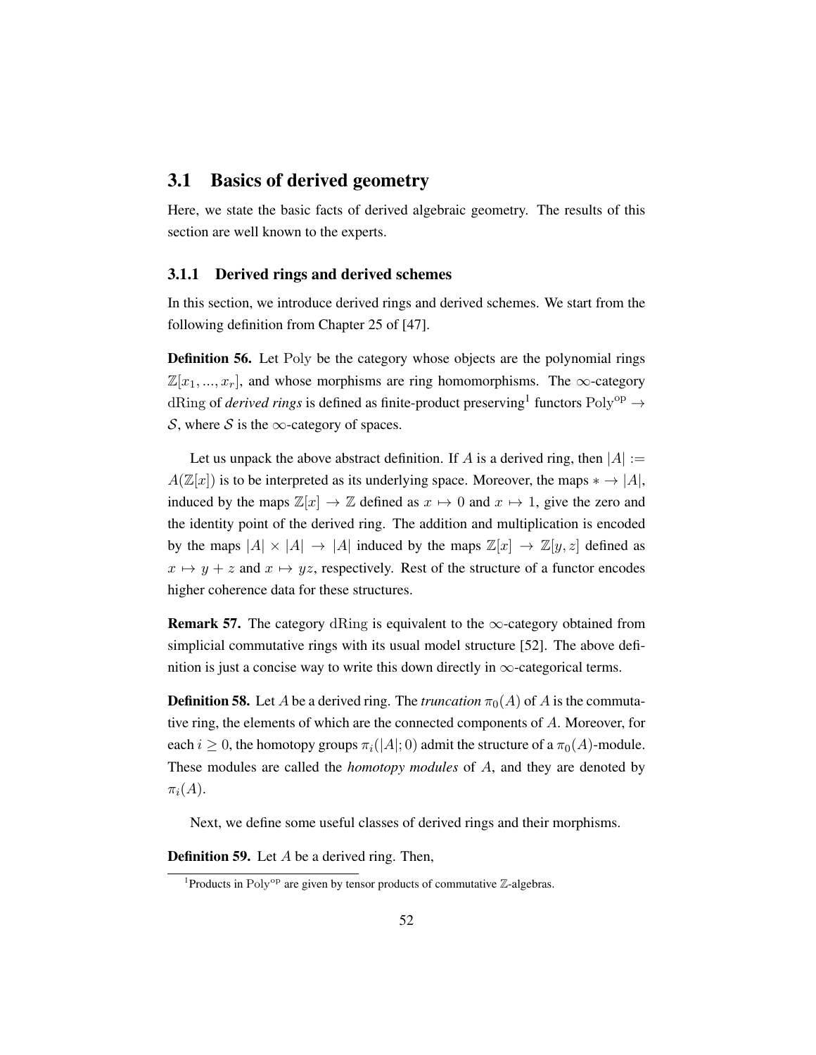## 3.1 Basics of derived geometry

Here, we state the basic facts of derived algebraic geometry. The results of this section are well known to the experts.

### 3.1.1 Derived rings and derived schemes

In this section, we introduce derived rings and derived schemes. We start from the following definition from Chapter 25 of [47].

**Definition 56.** Let $\mathrm{Poly}$ be the category whose objects are the polynomial rings $\mathbb{Z}[x_1, ..., x_r]$, and whose morphisms are ring homomorphisms. The $\infty$-category $\mathrm{dRing}$ of *derived rings* is defined as finite-product preserving[1] functors $\mathrm{Poly}^{\mathrm{op}} \to \mathcal{S}$, where $\mathcal{S}$ is the $\infty$-category of spaces.

Let us unpack the above abstract definition. If $A$ is a derived ring, then $|A| := A(\mathbb{Z}[x])$ is to be interpreted as its underlying space. Moreover, the maps $* \to |A|$, induced by the maps $\mathbb{Z}[x] \to \mathbb{Z}$ defined as $x \mapsto 0$ and $x \mapsto 1$, give the zero and the identity point of the derived ring. The addition and multiplication is encoded by the maps $|A| \times |A| \to |A|$ induced by the maps $\mathbb{Z}[x] \to \mathbb{Z}[y, z]$ defined as $x \mapsto y + z$ and $x \mapsto yz$, respectively. Rest of the structure of a functor encodes higher coherence data for these structures.

**Remark 57.** The category $\mathrm{dRing}$ is equivalent to the $\infty$-category obtained from simplicial commutative rings with its usual model structure [52]. The above definition is just a concise way to write this down directly in $\infty$-categorical terms.

**Definition 58.** Let $A$ be a derived ring. The *truncation* $\pi_0(A)$ of $A$ is the commutative ring, the elements of which are the connected components of $A$. Moreover, for each $i \geq 0$, the homotopy groups $\pi_i(|A|; 0)$ admit the structure of a $\pi_0(A)$-module. These modules are called the *homotopy modules* of $A$, and they are denoted by $\pi_i(A)$.

Next, we define some useful classes of derived rings and their morphisms.

**Definition 59.** Let $A$ be a derived ring. Then,

[1] Products in $\mathrm{Poly}^{\mathrm{op}}$ are given by tensor products of commutative $\mathbb{Z}$-algebras.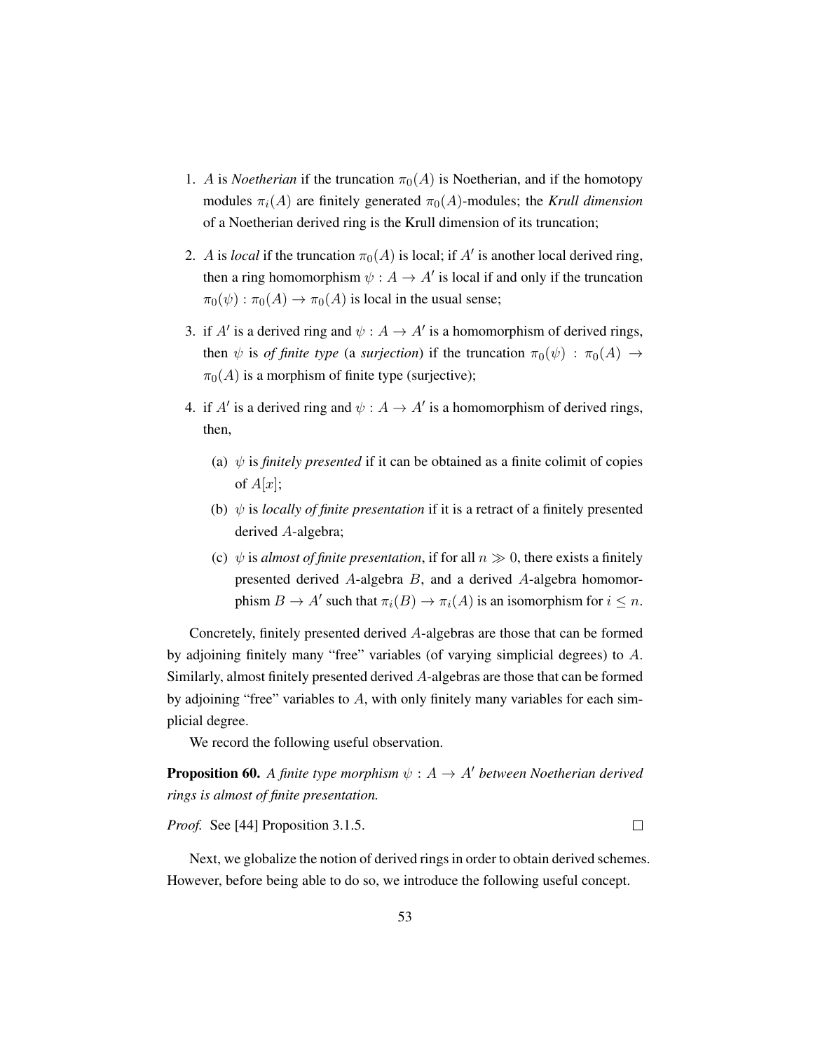1. $A$ is *Noetherian* if the truncation $\pi_0(A)$ is Noetherian, and if the homotopy modules $\pi_i(A)$ are finitely generated $\pi_0(A)$-modules; the *Krull dimension* of a Noetherian derived ring is the Krull dimension of its truncation;

2. $A$ is *local* if the truncation $\pi_0(A)$ is local; if $A'$ is another local derived ring, then a ring homomorphism $\psi : A \to A'$ is local if and only if the truncation $\pi_0(\psi) : \pi_0(A) \to \pi_0(A)$ is local in the usual sense;

3. if $A'$ is a derived ring and $\psi : A \to A'$ is a homomorphism of derived rings, then $\psi$ is *of finite type* (a *surjection*) if the truncation $\pi_0(\psi) : \pi_0(A) \to \pi_0(A)$ is a morphism of finite type (surjective);

4. if $A'$ is a derived ring and $\psi : A \to A'$ is a homomorphism of derived rings, then,

   (a) $\psi$ is *finitely presented* if it can be obtained as a finite colimit of copies of $A[x]$;

   (b) $\psi$ is *locally of finite presentation* if it is a retract of a finitely presented derived $A$-algebra;

   (c) $\psi$ is *almost of finite presentation*, if for all $n \gg 0$, there exists a finitely presented derived $A$-algebra $B$, and a derived $A$-algebra homomorphism $B \to A'$ such that $\pi_i(B) \to \pi_i(A)$ is an isomorphism for $i \leq n$.

Concretely, finitely presented derived $A$-algebras are those that can be formed by adjoining finitely many "free" variables (of varying simplicial degrees) to $A$. Similarly, almost finitely presented derived $A$-algebras are those that can be formed by adjoining "free" variables to $A$, with only finitely many variables for each simplicial degree.

We record the following useful observation.

**Proposition 60.** *A finite type morphism $\psi : A \to A'$ between Noetherian derived rings is almost of finite presentation.*

*Proof.* See [44] Proposition 3.1.5. $\square$

Next, we globalize the notion of derived rings in order to obtain derived schemes. However, before being able to do so, we introduce the following useful concept.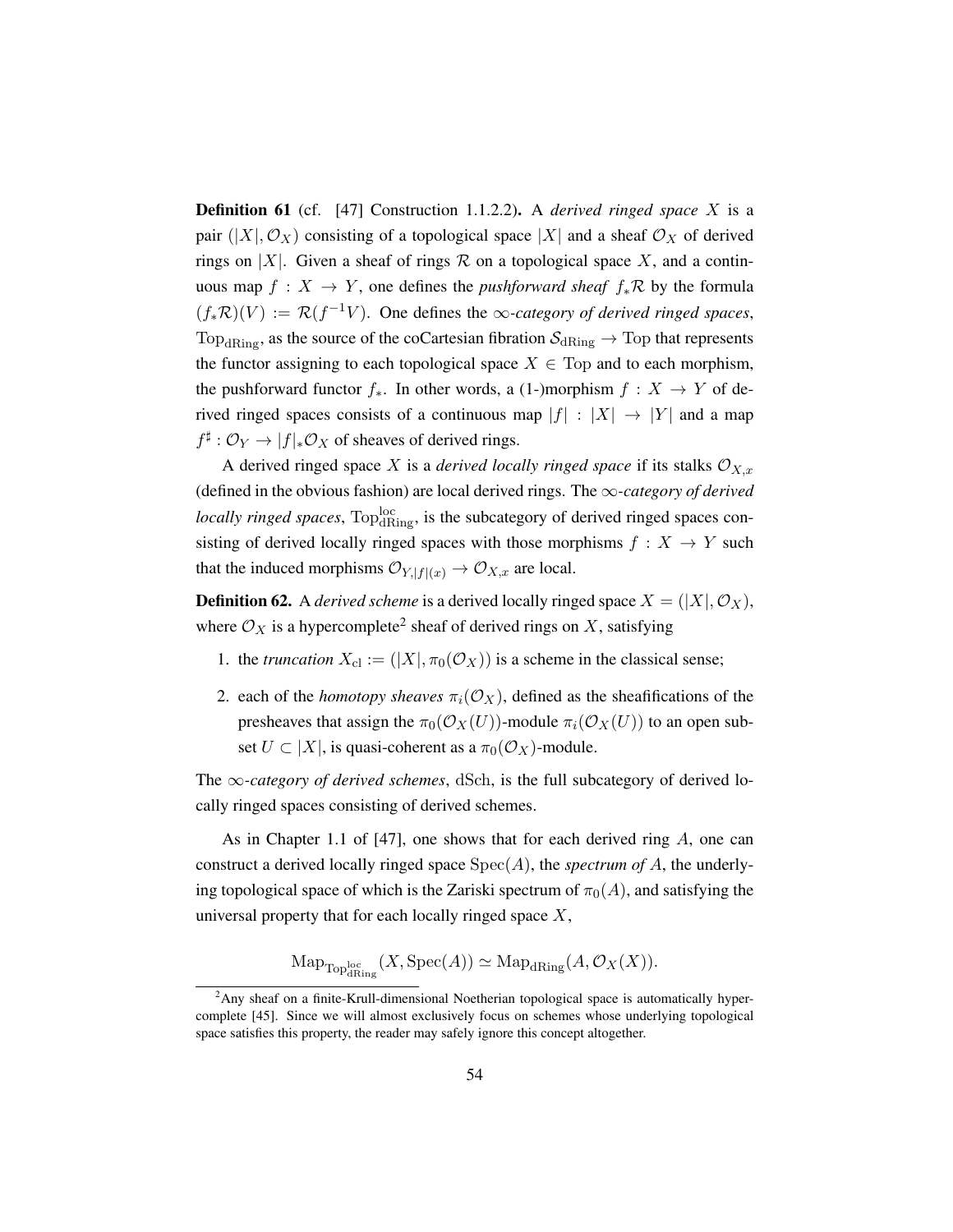**Definition 61** (cf. [47] Construction 1.1.2.2)**.** A *derived ringed space* $X$ is a pair $(|X|, \mathcal{O}_X)$ consisting of a topological space $|X|$ and a sheaf $\mathcal{O}_X$ of derived rings on $|X|$. Given a sheaf of rings $\mathcal{R}$ on a topological space $X$, and a continuous map $f : X \to Y$, one defines the *pushforward sheaf* $f_*\mathcal{R}$ by the formula $(f_*\mathcal{R})(V) := \mathcal{R}(f^{-1}V)$. One defines the $\infty$*-category of derived ringed spaces*, $\mathrm{Top}_{\mathrm{dRing}}$, as the source of the coCartesian fibration $\mathcal{S}_{\mathrm{dRing}} \to \mathrm{Top}$ that represents the functor assigning to each topological space $X \in \mathrm{Top}$ and to each morphism, the pushforward functor $f_*$. In other words, a (1-)morphism $f : X \to Y$ of derived ringed spaces consists of a continuous map $|f| : |X| \to |Y|$ and a map $f^\sharp : \mathcal{O}_Y \to |f|_*\mathcal{O}_X$ of sheaves of derived rings.

A derived ringed space $X$ is a *derived locally ringed space* if its stalks $\mathcal{O}_{X,x}$ (defined in the obvious fashion) are local derived rings. The $\infty$*-category of derived locally ringed spaces*, $\mathrm{Top}^{\mathrm{loc}}_{\mathrm{dRing}}$, is the subcategory of derived ringed spaces consisting of derived locally ringed spaces with those morphisms $f : X \to Y$ such that the induced morphisms $\mathcal{O}_{Y,|f|(x)} \to \mathcal{O}_{X,x}$ are local.

**Definition 62.** A *derived scheme* is a derived locally ringed space $X = (|X|, \mathcal{O}_X)$, where $\mathcal{O}_X$ is a hypercomplete[2] sheaf of derived rings on $X$, satisfying

1. the *truncation* $X_{\mathrm{cl}} := (|X|, \pi_0(\mathcal{O}_X))$ is a scheme in the classical sense;
2. each of the *homotopy sheaves* $\pi_i(\mathcal{O}_X)$, defined as the sheafifications of the presheaves that assign the $\pi_0(\mathcal{O}_X(U))$-module $\pi_i(\mathcal{O}_X(U))$ to an open subset $U \subset |X|$, is quasi-coherent as a $\pi_0(\mathcal{O}_X)$-module.

The $\infty$*-category of derived schemes*, $\mathrm{dSch}$, is the full subcategory of derived locally ringed spaces consisting of derived schemes.

As in Chapter 1.1 of [47], one shows that for each derived ring $A$, one can construct a derived locally ringed space $\mathrm{Spec}(A)$, the *spectrum of* $A$, the underlying topological space of which is the Zariski spectrum of $\pi_0(A)$, and satisfying the universal property that for each locally ringed space $X$,

$$\mathrm{Map}_{\mathrm{Top}^{\mathrm{loc}}_{\mathrm{dRing}}}(X, \mathrm{Spec}(A)) \simeq \mathrm{Map}_{\mathrm{dRing}}(A, \mathcal{O}_X(X)).$$

[2] Any sheaf on a finite-Krull-dimensional Noetherian topological space is automatically hypercomplete [45]. Since we will almost exclusively focus on schemes whose underlying topological space satisfies this property, the reader may safely ignore this concept altogether.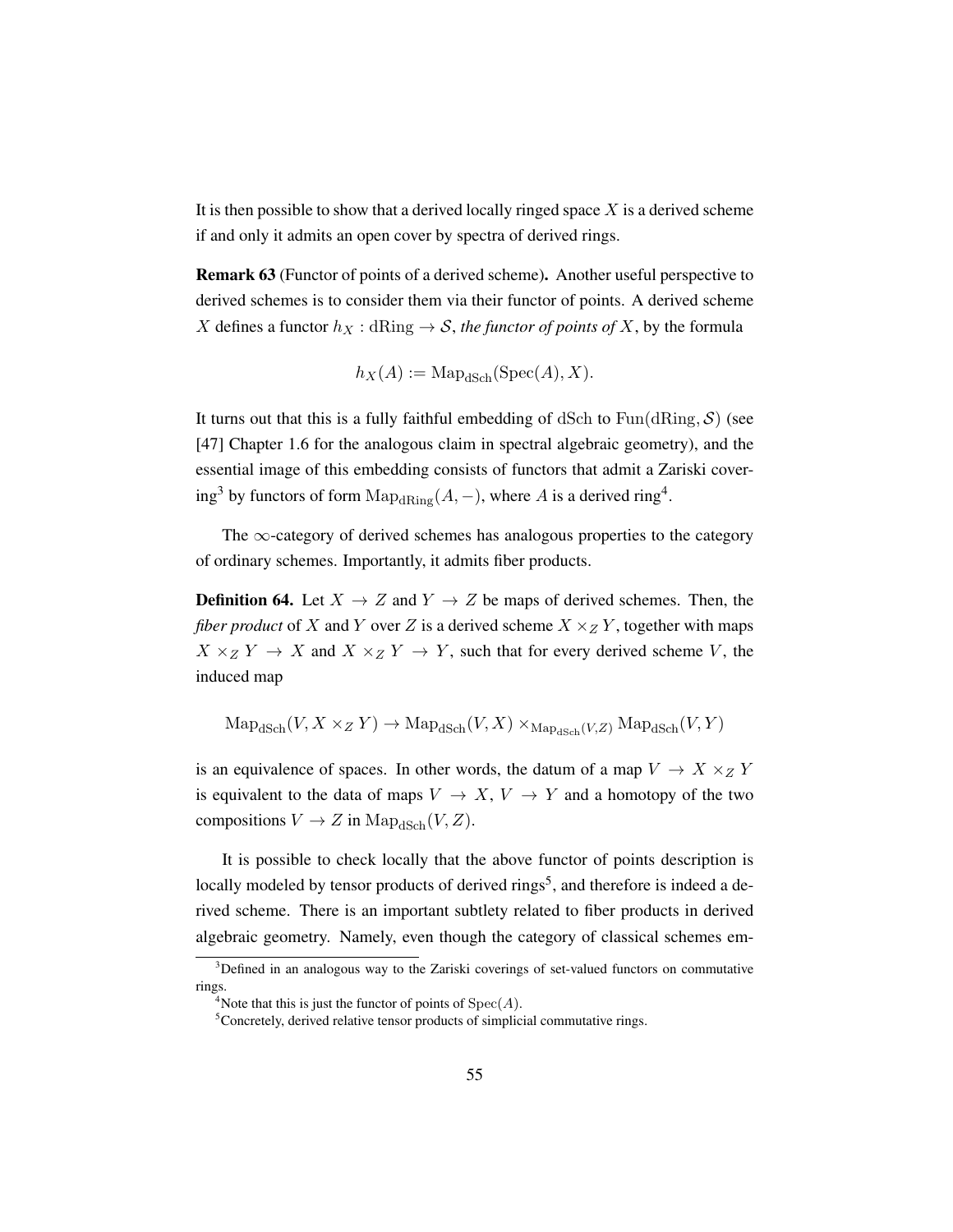It is then possible to show that a derived locally ringed space $X$ is a derived scheme if and only it admits an open cover by spectra of derived rings.

**Remark 63** (Functor of points of a derived scheme)**.** Another useful perspective to derived schemes is to consider them via their functor of points. A derived scheme $X$ defines a functor $h_X : \mathrm{dRing} \to \mathcal{S}$, *the functor of points of* $X$, by the formula

$$h_X(A) := \mathrm{Map}_{\mathrm{dSch}}(\mathrm{Spec}(A), X).$$

It turns out that this is a fully faithful embedding of $\mathrm{dSch}$ to $\mathrm{Fun}(\mathrm{dRing}, \mathcal{S})$ (see [47] Chapter 1.6 for the analogous claim in spectral algebraic geometry), and the essential image of this embedding consists of functors that admit a Zariski covering[3] by functors of form $\mathrm{Map}_{\mathrm{dRing}}(A, -)$, where $A$ is a derived ring[4].

The $\infty$-category of derived schemes has analogous properties to the category of ordinary schemes. Importantly, it admits fiber products.

**Definition 64.** Let $X \to Z$ and $Y \to Z$ be maps of derived schemes. Then, the *fiber product* of $X$ and $Y$ over $Z$ is a derived scheme $X \times_Z Y$, together with maps $X \times_Z Y \to X$ and $X \times_Z Y \to Y$, such that for every derived scheme $V$, the induced map

$$\mathrm{Map}_{\mathrm{dSch}}(V, X \times_Z Y) \to \mathrm{Map}_{\mathrm{dSch}}(V, X) \times_{\mathrm{Map}_{\mathrm{dSch}}(V,Z)} \mathrm{Map}_{\mathrm{dSch}}(V, Y)$$

is an equivalence of spaces. In other words, the datum of a map $V \to X \times_Z Y$ is equivalent to the data of maps $V \to X$, $V \to Y$ and a homotopy of the two compositions $V \to Z$ in $\mathrm{Map}_{\mathrm{dSch}}(V, Z)$.

It is possible to check locally that the above functor of points description is locally modeled by tensor products of derived rings[5], and therefore is indeed a derived scheme. There is an important subtlety related to fiber products in derived algebraic geometry. Namely, even though the category of classical schemes em-

---

[3] Defined in an analogous way to the Zariski coverings of set-valued functors on commutative rings.

[4] Note that this is just the functor of points of $\mathrm{Spec}(A)$.

[5] Concretely, derived relative tensor products of simplicial commutative rings.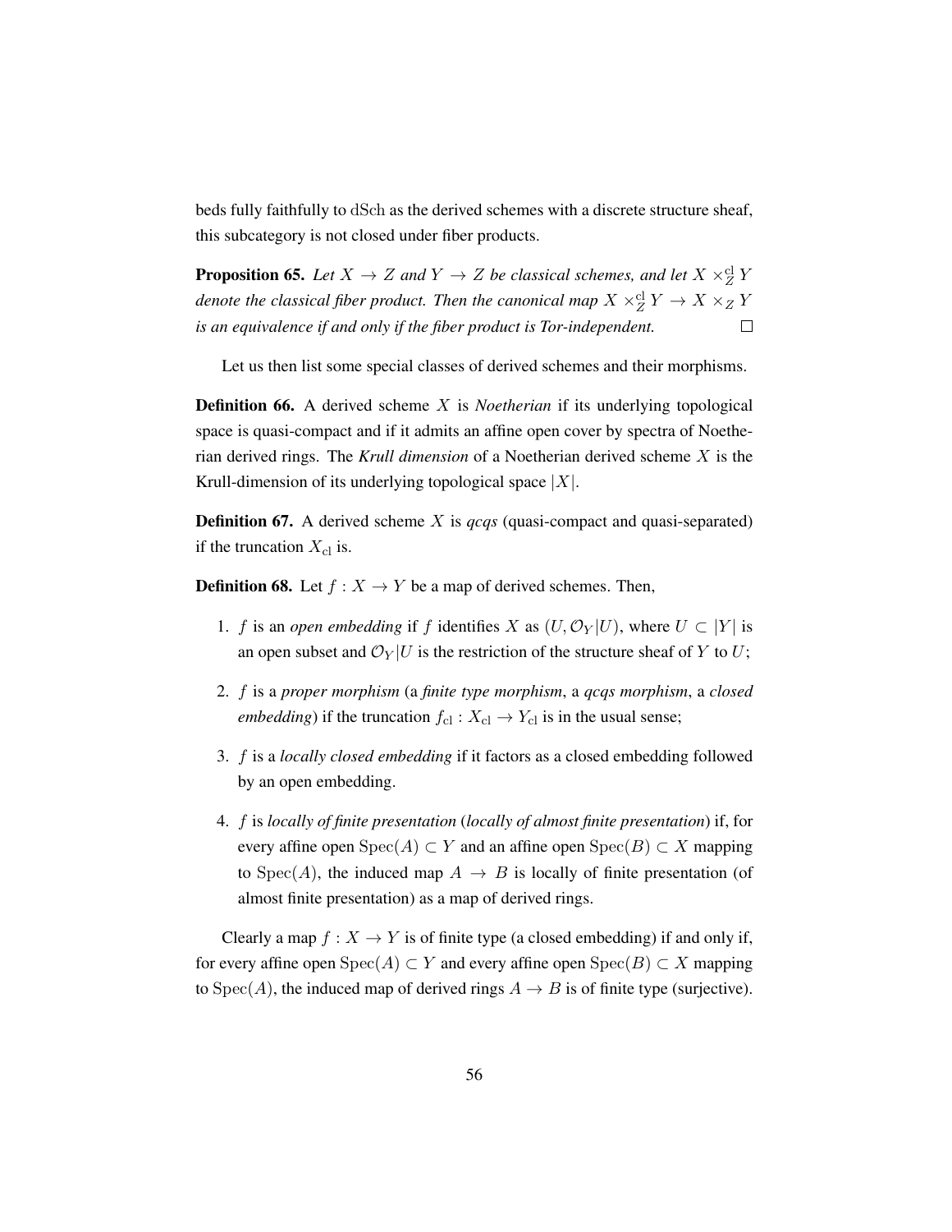beds fully faithfully to $\mathrm{dSch}$ as the derived schemes with a discrete structure sheaf, this subcategory is not closed under fiber products.

**Proposition 65.** *Let $X \to Z$ and $Y \to Z$ be classical schemes, and let $X \times_Z^{\mathrm{cl}} Y$ denote the classical fiber product. Then the canonical map $X \times_Z^{\mathrm{cl}} Y \to X \times_Z Y$ is an equivalence if and only if the fiber product is Tor-independent.* □

Let us then list some special classes of derived schemes and their morphisms.

**Definition 66.** A derived scheme $X$ is *Noetherian* if its underlying topological space is quasi-compact and if it admits an affine open cover by spectra of Noetherian derived rings. The *Krull dimension* of a Noetherian derived scheme $X$ is the Krull-dimension of its underlying topological space $|X|$.

**Definition 67.** A derived scheme $X$ is *qcqs* (quasi-compact and quasi-separated) if the truncation $X_{\mathrm{cl}}$ is.

**Definition 68.** Let $f : X \to Y$ be a map of derived schemes. Then,

1. $f$ is an *open embedding* if $f$ identifies $X$ as $(U, \mathcal{O}_Y|U)$, where $U \subset |Y|$ is an open subset and $\mathcal{O}_Y|U$ is the restriction of the structure sheaf of $Y$ to $U$;

2. $f$ is a *proper morphism* (a *finite type morphism*, a *qcqs morphism*, a *closed embedding*) if the truncation $f_{\mathrm{cl}} : X_{\mathrm{cl}} \to Y_{\mathrm{cl}}$ is in the usual sense;

3. $f$ is a *locally closed embedding* if it factors as a closed embedding followed by an open embedding.

4. $f$ is *locally of finite presentation* (*locally of almost finite presentation*) if, for every affine open $\mathrm{Spec}(A) \subset Y$ and an affine open $\mathrm{Spec}(B) \subset X$ mapping to $\mathrm{Spec}(A)$, the induced map $A \to B$ is locally of finite presentation (of almost finite presentation) as a map of derived rings.

Clearly a map $f : X \to Y$ is of finite type (a closed embedding) if and only if, for every affine open $\mathrm{Spec}(A) \subset Y$ and every affine open $\mathrm{Spec}(B) \subset X$ mapping to $\mathrm{Spec}(A)$, the induced map of derived rings $A \to B$ is of finite type (surjective).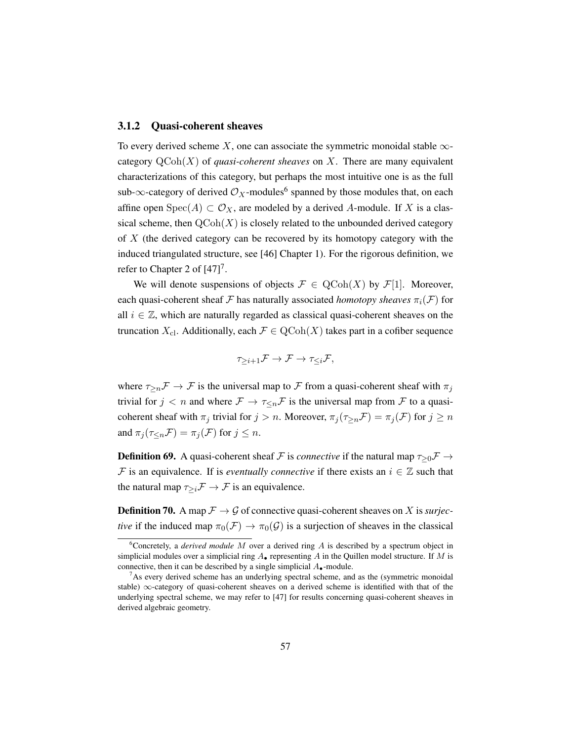### 3.1.2 Quasi-coherent sheaves

To every derived scheme $X$, one can associate the symmetric monoidal stable $\infty$-category $\mathrm{QCoh}(X)$ of *quasi-coherent sheaves* on $X$. There are many equivalent characterizations of this category, but perhaps the most intuitive one is as the full sub-$\infty$-category of derived $\mathcal{O}_X$-modules[6] spanned by those modules that, on each affine open $\mathrm{Spec}(A) \subset \mathcal{O}_X$, are modeled by a derived $A$-module. If $X$ is a classical scheme, then $\mathrm{QCoh}(X)$ is closely related to the unbounded derived category of $X$ (the derived category can be recovered by its homotopy category with the induced triangulated structure, see [46] Chapter 1). For the rigorous definition, we refer to Chapter 2 of [47][7].

We will denote suspensions of objects $\mathcal{F} \in \mathrm{QCoh}(X)$ by $\mathcal{F}[1]$. Moreover, each quasi-coherent sheaf $\mathcal{F}$ has naturally associated *homotopy sheaves* $\pi_i(\mathcal{F})$ for all $i \in \mathbb{Z}$, which are naturally regarded as classical quasi-coherent sheaves on the truncation $X_{\mathrm{cl}}$. Additionally, each $\mathcal{F} \in \mathrm{QCoh}(X)$ takes part in a cofiber sequence

$$\tau_{\geq i+1}\mathcal{F} \to \mathcal{F} \to \tau_{\leq i}\mathcal{F},$$

where $\tau_{\geq n}\mathcal{F} \to \mathcal{F}$ is the universal map to $\mathcal{F}$ from a quasi-coherent sheaf with $\pi_j$ trivial for $j < n$ and where $\mathcal{F} \to \tau_{\leq n}\mathcal{F}$ is the universal map from $\mathcal{F}$ to a quasi-coherent sheaf with $\pi_j$ trivial for $j > n$. Moreover, $\pi_j(\tau_{\geq n}\mathcal{F}) = \pi_j(\mathcal{F})$ for $j \geq n$ and $\pi_j(\tau_{\leq n}\mathcal{F}) = \pi_j(\mathcal{F})$ for $j \leq n$.

**Definition 69.** A quasi-coherent sheaf $\mathcal{F}$ is *connective* if the natural map $\tau_{\geq 0}\mathcal{F} \to \mathcal{F}$ is an equivalence. If is *eventually connective* if there exists an $i \in \mathbb{Z}$ such that the natural map $\tau_{\geq i}\mathcal{F} \to \mathcal{F}$ is an equivalence.

**Definition 70.** A map $\mathcal{F} \to \mathcal{G}$ of connective quasi-coherent sheaves on $X$ is *surjective* if the induced map $\pi_0(\mathcal{F}) \to \pi_0(\mathcal{G})$ is a surjection of sheaves in the classical

---

[6] Concretely, a *derived module* $M$ over a derived ring $A$ is described by a spectrum object in simplicial modules over a simplicial ring $A_\bullet$ representing $A$ in the Quillen model structure. If $M$ is connective, then it can be described by a single simplicial $A_\bullet$-module.

[7] As every derived scheme has an underlying spectral scheme, and as the (symmetric monoidal stable) $\infty$-category of quasi-coherent sheaves on a derived scheme is identified with that of the underlying spectral scheme, we may refer to [47] for results concerning quasi-coherent sheaves in derived algebraic geometry.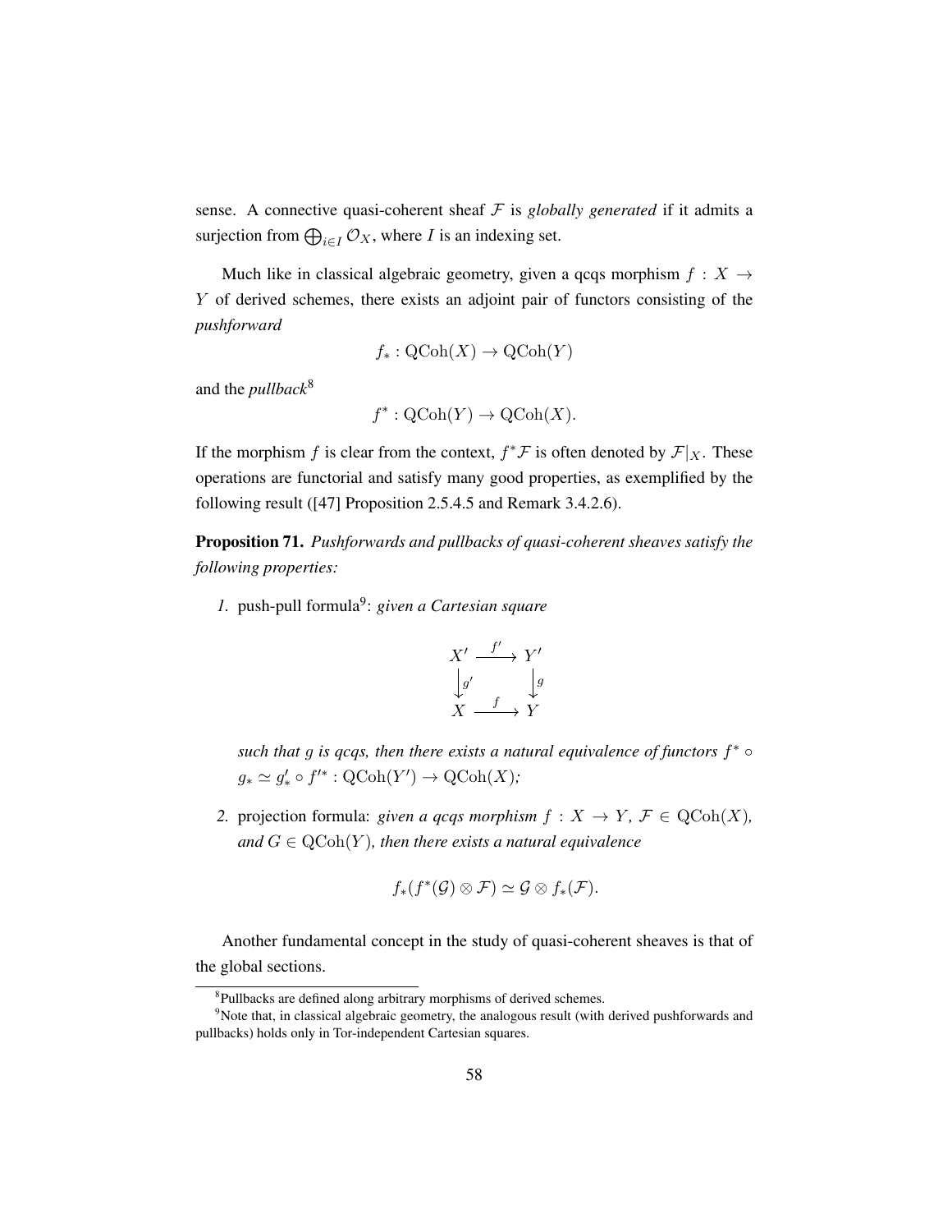sense. A connective quasi-coherent sheaf $\mathcal{F}$ is *globally generated* if it admits a surjection from $\bigoplus_{i \in I} \mathcal{O}_X$, where $I$ is an indexing set.

Much like in classical algebraic geometry, given a qcqs morphism $f : X \to Y$ of derived schemes, there exists an adjoint pair of functors consisting of the *pushforward*

$$f_* : \mathrm{QCoh}(X) \to \mathrm{QCoh}(Y)$$

and the *pullback*[8]

$$f^* : \mathrm{QCoh}(Y) \to \mathrm{QCoh}(X).$$

If the morphism $f$ is clear from the context, $f^*\mathcal{F}$ is often denoted by $\mathcal{F}|_X$. These operations are functorial and satisfy many good properties, as exemplified by the following result ([47] Proposition 2.5.4.5 and Remark 3.4.2.6).

**Proposition 71.** *Pushforwards and pullbacks of quasi-coherent sheaves satisfy the following properties:*

1. push-pull formula[9]: *given a Cartesian square*

$$\begin{array}{ccc} X' & \xrightarrow{f'} & Y' \\ \big\downarrow{\scriptstyle g'} & & \big\downarrow{\scriptstyle g} \\ X & \xrightarrow{f} & Y \end{array}$$

*such that $g$ is qcqs, then there exists a natural equivalence of functors $f^* \circ g_* \simeq g'_* \circ f'^* : \mathrm{QCoh}(Y') \to \mathrm{QCoh}(X)$;*

2. projection formula: *given a qcqs morphism $f : X \to Y$, $\mathcal{F} \in \mathrm{QCoh}(X)$, and $G \in \mathrm{QCoh}(Y)$, then there exists a natural equivalence*

$$f_*(f^*(\mathcal{G}) \otimes \mathcal{F}) \simeq \mathcal{G} \otimes f_*(\mathcal{F}).$$

Another fundamental concept in the study of quasi-coherent sheaves is that of the global sections.

[8] Pullbacks are defined along arbitrary morphisms of derived schemes.

[9] Note that, in classical algebraic geometry, the analogous result (with derived pushforwards and pullbacks) holds only in Tor-independent Cartesian squares.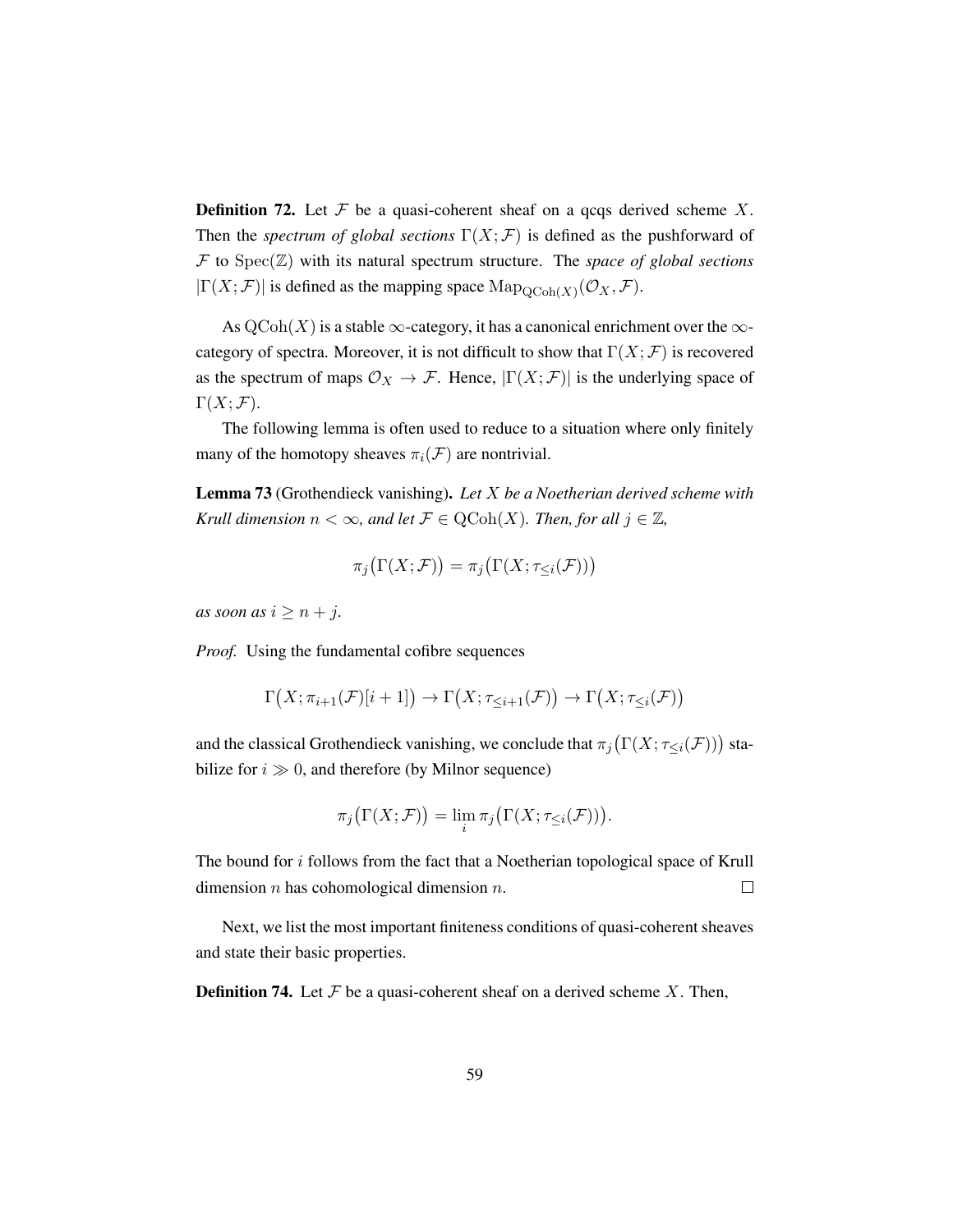**Definition 72.** Let $\mathcal{F}$ be a quasi-coherent sheaf on a qcqs derived scheme $X$. Then the *spectrum of global sections* $\Gamma(X;\mathcal{F})$ is defined as the pushforward of $\mathcal{F}$ to $\mathrm{Spec}(\mathbb{Z})$ with its natural spectrum structure. The *space of global sections* $|\Gamma(X;\mathcal{F})|$ is defined as the mapping space $\mathrm{Map}_{\mathrm{QCoh}(X)}(\mathcal{O}_X,\mathcal{F})$.

As $\mathrm{QCoh}(X)$ is a stable $\infty$-category, it has a canonical enrichment over the $\infty$-category of spectra. Moreover, it is not difficult to show that $\Gamma(X;\mathcal{F})$ is recovered as the spectrum of maps $\mathcal{O}_X \to \mathcal{F}$. Hence, $|\Gamma(X;\mathcal{F})|$ is the underlying space of $\Gamma(X;\mathcal{F})$.

The following lemma is often used to reduce to a situation where only finitely many of the homotopy sheaves $\pi_i(\mathcal{F})$ are nontrivial.

**Lemma 73** (Grothendieck vanishing). *Let $X$ be a Noetherian derived scheme with Krull dimension $n < \infty$, and let $\mathcal{F} \in \mathrm{QCoh}(X)$. Then, for all $j \in \mathbb{Z}$,*

$$\pi_j\big(\Gamma(X;\mathcal{F})\big) = \pi_j\big(\Gamma(X;\tau_{\leq i}(\mathcal{F}))\big)$$

*as soon as $i \geq n + j$.*

*Proof.* Using the fundamental cofibre sequences

$$\Gamma\big(X;\pi_{i+1}(\mathcal{F})[i+1]\big) \to \Gamma\big(X;\tau_{\leq i+1}(\mathcal{F})\big) \to \Gamma\big(X;\tau_{\leq i}(\mathcal{F})\big)$$

and the classical Grothendieck vanishing, we conclude that $\pi_j\big(\Gamma(X;\tau_{\leq i}(\mathcal{F}))\big)$ stabilize for $i \gg 0$, and therefore (by Milnor sequence)

$$\pi_j\big(\Gamma(X;\mathcal{F})\big) = \lim_i \pi_j\big(\Gamma(X;\tau_{\leq i}(\mathcal{F}))\big).$$

The bound for $i$ follows from the fact that a Noetherian topological space of Krull dimension $n$ has cohomological dimension $n$. $\square$

Next, we list the most important finiteness conditions of quasi-coherent sheaves and state their basic properties.

**Definition 74.** Let $\mathcal{F}$ be a quasi-coherent sheaf on a derived scheme $X$. Then,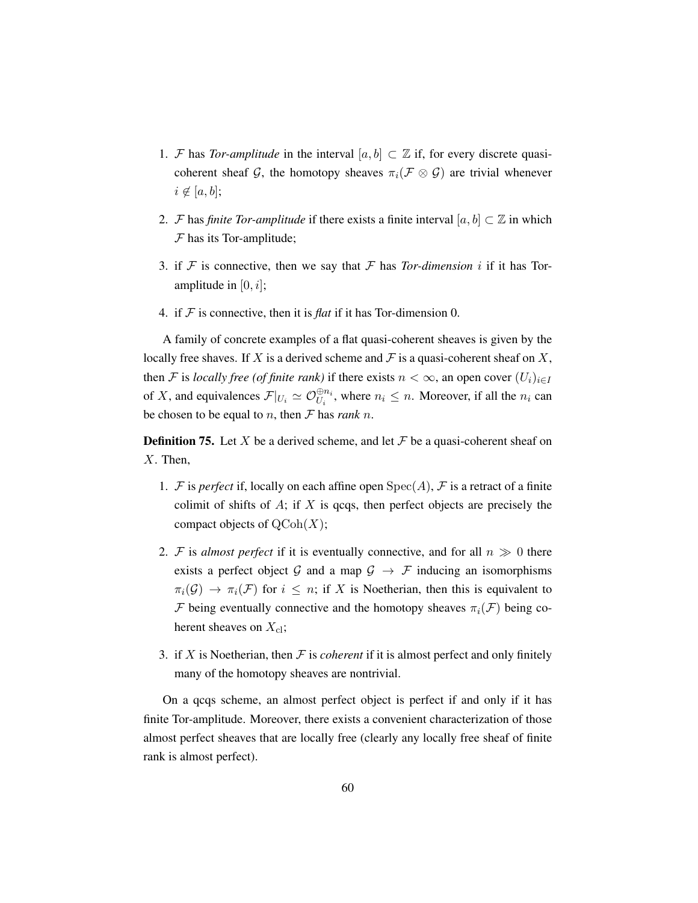1. $\mathcal{F}$ has *Tor-amplitude* in the interval $[a, b] \subset \mathbb{Z}$ if, for every discrete quasi-coherent sheaf $\mathcal{G}$, the homotopy sheaves $\pi_i(\mathcal{F} \otimes \mathcal{G})$ are trivial whenever $i \notin [a, b]$;

2. $\mathcal{F}$ has *finite Tor-amplitude* if there exists a finite interval $[a, b] \subset \mathbb{Z}$ in which $\mathcal{F}$ has its Tor-amplitude;

3. if $\mathcal{F}$ is connective, then we say that $\mathcal{F}$ has *Tor-dimension* $i$ if it has Tor-amplitude in $[0, i]$;

4. if $\mathcal{F}$ is connective, then it is *flat* if it has Tor-dimension 0.

A family of concrete examples of a flat quasi-coherent sheaves is given by the locally free shaves. If $X$ is a derived scheme and $\mathcal{F}$ is a quasi-coherent sheaf on $X$, then $\mathcal{F}$ is *locally free (of finite rank)* if there exists $n < \infty$, an open cover $(U_i)_{i \in I}$ of $X$, and equivalences $\mathcal{F}|_{U_i} \simeq \mathcal{O}_{U_i}^{\oplus n_i}$, where $n_i \leq n$. Moreover, if all the $n_i$ can be chosen to be equal to $n$, then $\mathcal{F}$ has *rank* $n$.

**Definition 75.** Let $X$ be a derived scheme, and let $\mathcal{F}$ be a quasi-coherent sheaf on $X$. Then,

1. $\mathcal{F}$ is *perfect* if, locally on each affine open $\mathrm{Spec}(A)$, $\mathcal{F}$ is a retract of a finite colimit of shifts of $A$; if $X$ is qcqs, then perfect objects are precisely the compact objects of $\mathrm{QCoh}(X)$;

2. $\mathcal{F}$ is *almost perfect* if it is eventually connective, and for all $n \gg 0$ there exists a perfect object $\mathcal{G}$ and a map $\mathcal{G} \to \mathcal{F}$ inducing an isomorphisms $\pi_i(\mathcal{G}) \to \pi_i(\mathcal{F})$ for $i \leq n$; if $X$ is Noetherian, then this is equivalent to $\mathcal{F}$ being eventually connective and the homotopy sheaves $\pi_i(\mathcal{F})$ being coherent sheaves on $X_{\mathrm{cl}}$;

3. if $X$ is Noetherian, then $\mathcal{F}$ is *coherent* if it is almost perfect and only finitely many of the homotopy sheaves are nontrivial.

On a qcqs scheme, an almost perfect object is perfect if and only if it has finite Tor-amplitude. Moreover, there exists a convenient characterization of those almost perfect sheaves that are locally free (clearly any locally free sheaf of finite rank is almost perfect).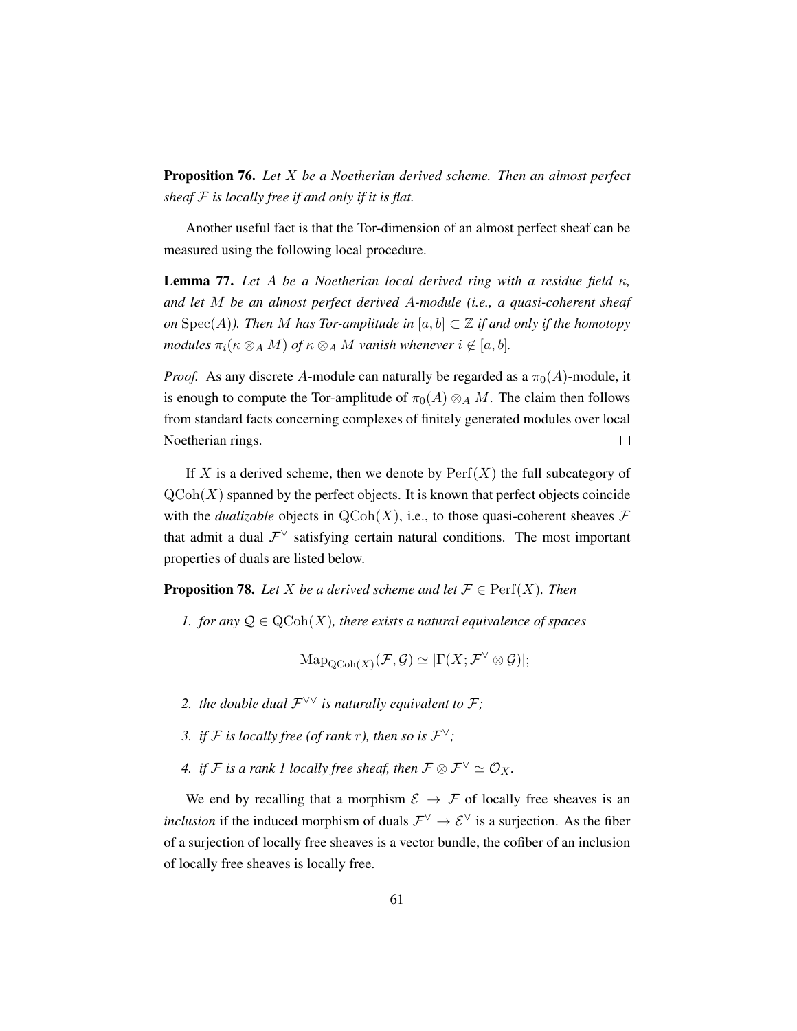**Proposition 76.** *Let $X$ be a Noetherian derived scheme. Then an almost perfect sheaf $\mathcal{F}$ is locally free if and only if it is flat.*

Another useful fact is that the Tor-dimension of an almost perfect sheaf can be measured using the following local procedure.

**Lemma 77.** *Let $A$ be a Noetherian local derived ring with a residue field $\kappa$, and let $M$ be an almost perfect derived $A$-module (i.e., a quasi-coherent sheaf on $\operatorname{Spec}(A)$). Then $M$ has Tor-amplitude in $[a, b] \subset \mathbb{Z}$ if and only if the homotopy modules $\pi_i(\kappa \otimes_A M)$ of $\kappa \otimes_A M$ vanish whenever $i \notin [a, b]$.*

*Proof.* As any discrete $A$-module can naturally be regarded as a $\pi_0(A)$-module, it is enough to compute the Tor-amplitude of $\pi_0(A) \otimes_A M$. The claim then follows from standard facts concerning complexes of finitely generated modules over local Noetherian rings. □

If $X$ is a derived scheme, then we denote by $\operatorname{Perf}(X)$ the full subcategory of $\operatorname{QCoh}(X)$ spanned by the perfect objects. It is known that perfect objects coincide with the *dualizable* objects in $\operatorname{QCoh}(X)$, i.e., to those quasi-coherent sheaves $\mathcal{F}$ that admit a dual $\mathcal{F}^\vee$ satisfying certain natural conditions. The most important properties of duals are listed below.

**Proposition 78.** *Let $X$ be a derived scheme and let $\mathcal{F} \in \operatorname{Perf}(X)$. Then*

1. *for any $\mathcal{Q} \in \operatorname{QCoh}(X)$, there exists a natural equivalence of spaces*

$$\operatorname{Map}_{\operatorname{QCoh}(X)}(\mathcal{F}, \mathcal{G}) \simeq |\Gamma(X; \mathcal{F}^\vee \otimes \mathcal{G})|;$$

2. *the double dual $\mathcal{F}^{\vee\vee}$ is naturally equivalent to $\mathcal{F}$;*

3. *if $\mathcal{F}$ is locally free (of rank $r$), then so is $\mathcal{F}^\vee$;*

4. *if $\mathcal{F}$ is a rank 1 locally free sheaf, then $\mathcal{F} \otimes \mathcal{F}^\vee \simeq \mathcal{O}_X$.*

We end by recalling that a morphism $\mathcal{E} \to \mathcal{F}$ of locally free sheaves is an *inclusion* if the induced morphism of duals $\mathcal{F}^\vee \to \mathcal{E}^\vee$ is a surjection. As the fiber of a surjection of locally free sheaves is a vector bundle, the cofiber of an inclusion of locally free sheaves is locally free.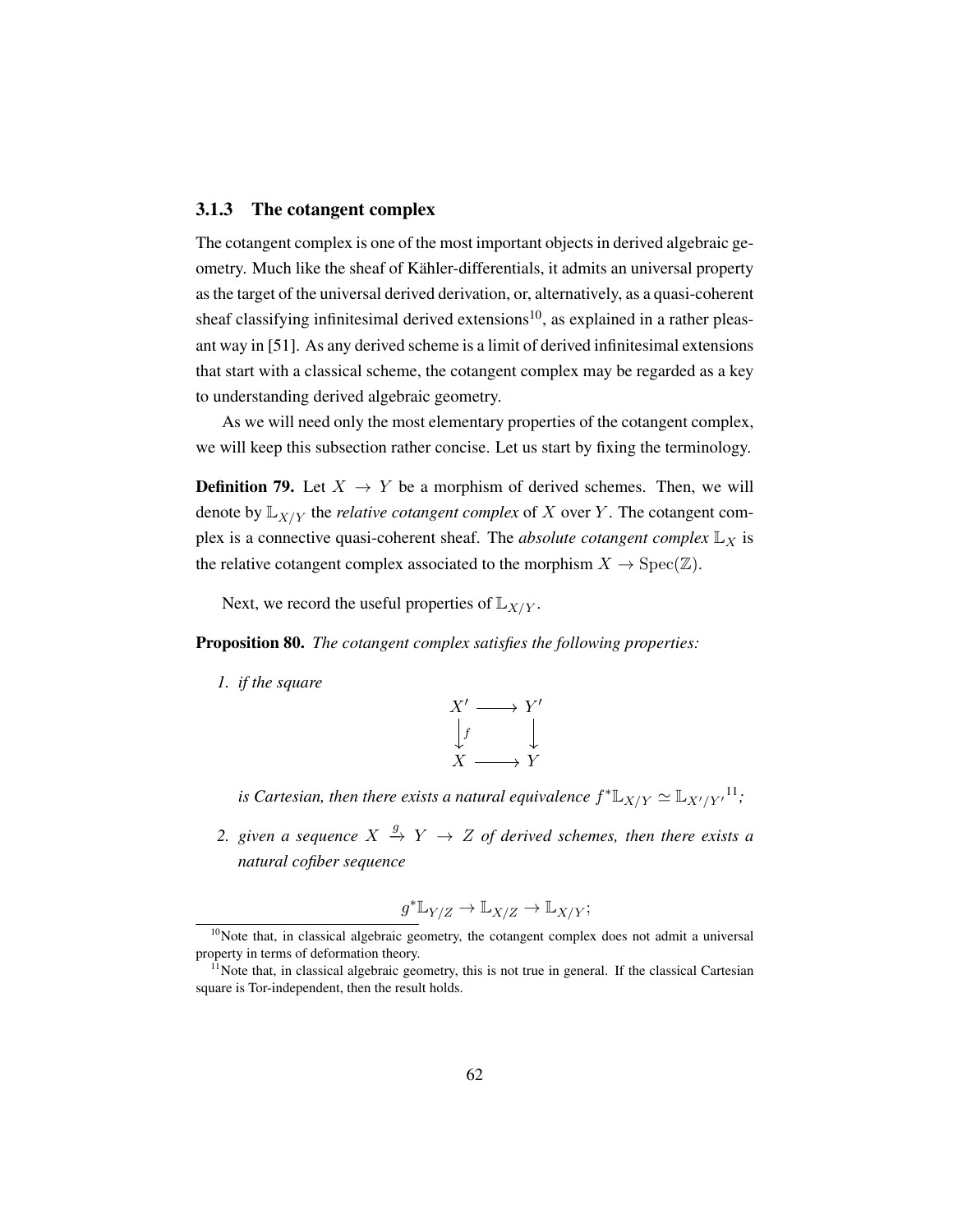### 3.1.3 The cotangent complex

The cotangent complex is one of the most important objects in derived algebraic geometry. Much like the sheaf of Kähler-differentials, it admits an universal property as the target of the universal derived derivation, or, alternatively, as a quasi-coherent sheaf classifying infinitesimal derived extensions[10], as explained in a rather pleasant way in [51]. As any derived scheme is a limit of derived infinitesimal extensions that start with a classical scheme, the cotangent complex may be regarded as a key to understanding derived algebraic geometry.

As we will need only the most elementary properties of the cotangent complex, we will keep this subsection rather concise. Let us start by fixing the terminology.

**Definition 79.** Let $X \to Y$ be a morphism of derived schemes. Then, we will denote by $\mathbb{L}_{X/Y}$ the *relative cotangent complex* of $X$ over $Y$. The cotangent complex is a connective quasi-coherent sheaf. The *absolute cotangent complex* $\mathbb{L}_X$ is the relative cotangent complex associated to the morphism $X \to \operatorname{Spec}(\mathbb{Z})$.

Next, we record the useful properties of $\mathbb{L}_{X/Y}$.

**Proposition 80.** *The cotangent complex satisfies the following properties:*

1. *if the square*

$$\begin{array}{ccc} X' & \longrightarrow & Y' \\ \downarrow f & & \downarrow \\ X & \longrightarrow & Y \end{array}$$

*is Cartesian, then there exists a natural equivalence $f^*\mathbb{L}_{X/Y} \simeq \mathbb{L}_{X'/Y'}$*[11]*;*

2. *given a sequence $X \xrightarrow{g} Y \to Z$ of derived schemes, then there exists a natural cofiber sequence*

$$g^*\mathbb{L}_{Y/Z} \to \mathbb{L}_{X/Z} \to \mathbb{L}_{X/Y};$$

[10] Note that, in classical algebraic geometry, the cotangent complex does not admit a universal property in terms of deformation theory.

[11] Note that, in classical algebraic geometry, this is not true in general. If the classical Cartesian square is Tor-independent, then the result holds.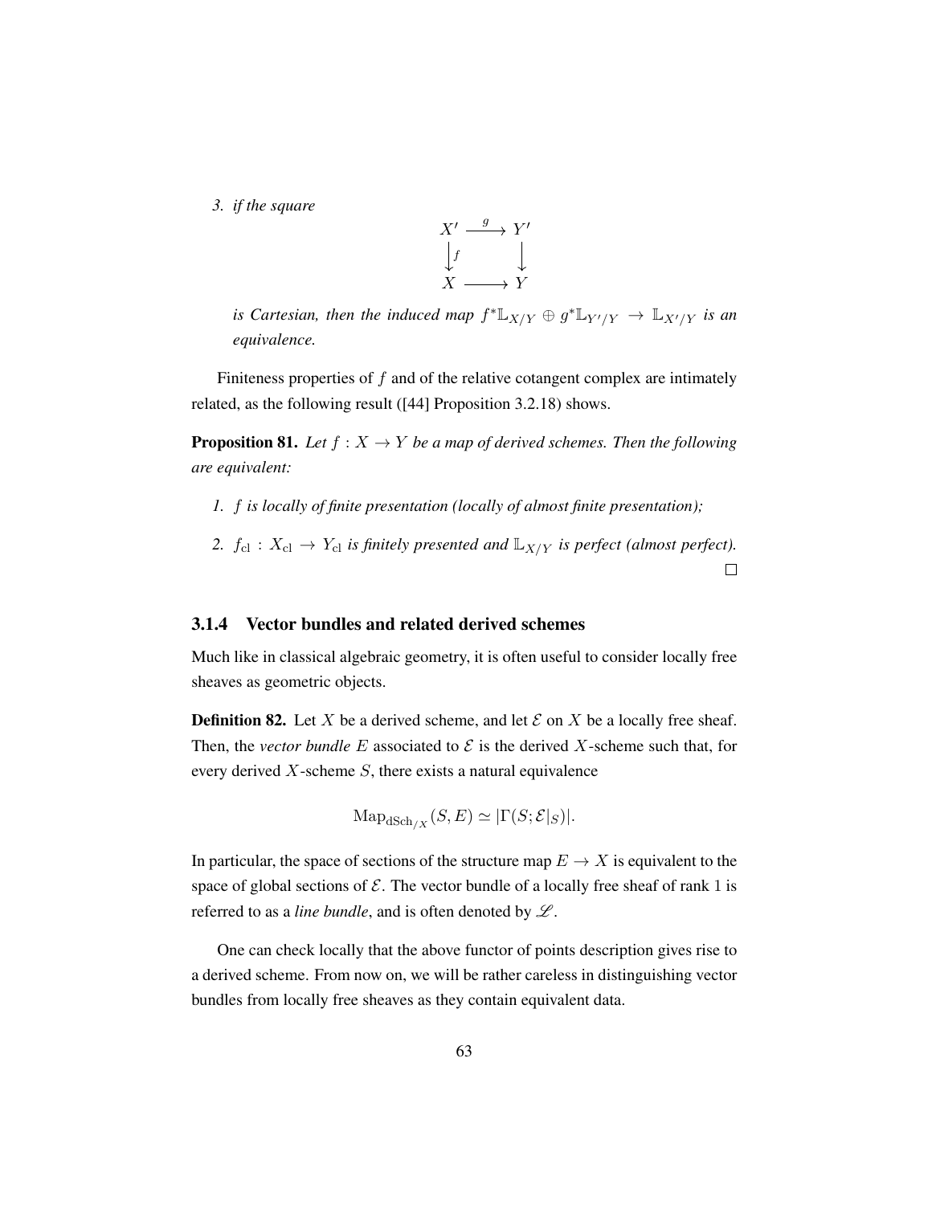3. *if the square*

$$\begin{array}{ccc} X' & \xrightarrow{g} & Y' \\ \big\downarrow f & & \big\downarrow \\ X & \longrightarrow & Y \end{array}$$

*is Cartesian, then the induced map $f^*\mathbb{L}_{X/Y} \oplus g^*\mathbb{L}_{Y'/Y} \to \mathbb{L}_{X'/Y}$ is an equivalence.*

Finiteness properties of $f$ and of the relative cotangent complex are intimately related, as the following result ([44] Proposition 3.2.18) shows.

**Proposition 81.** *Let $f : X \to Y$ be a map of derived schemes. Then the following are equivalent:*

1. *$f$ is locally of finite presentation (locally of almost finite presentation);*
2. *$f_{\mathrm{cl}} : X_{\mathrm{cl}} \to Y_{\mathrm{cl}}$ is finitely presented and $\mathbb{L}_{X/Y}$ is perfect (almost perfect).*

□

### 3.1.4 Vector bundles and related derived schemes

Much like in classical algebraic geometry, it is often useful to consider locally free sheaves as geometric objects.

**Definition 82.** Let $X$ be a derived scheme, and let $\mathcal{E}$ on $X$ be a locally free sheaf. Then, the *vector bundle $E$* associated to $\mathcal{E}$ is the derived $X$-scheme such that, for every derived $X$-scheme $S$, there exists a natural equivalence

$$\mathrm{Map}_{\mathrm{dSch}_{/X}}(S, E) \simeq |\Gamma(S; \mathcal{E}|_S)|.$$

In particular, the space of sections of the structure map $E \to X$ is equivalent to the space of global sections of $\mathcal{E}$. The vector bundle of a locally free sheaf of rank 1 is referred to as a *line bundle*, and is often denoted by $\mathscr{L}$.

One can check locally that the above functor of points description gives rise to a derived scheme. From now on, we will be rather careless in distinguishing vector bundles from locally free sheaves as they contain equivalent data.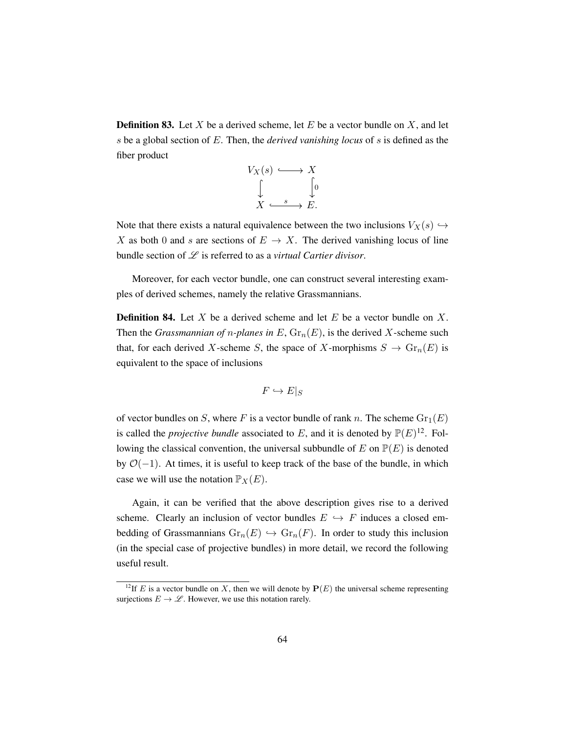**Definition 83.** Let $X$ be a derived scheme, let $E$ be a vector bundle on $X$, and let $s$ be a global section of $E$. Then, the *derived vanishing locus* of $s$ is defined as the fiber product

$$\begin{array}{ccc} V_X(s) & \hookrightarrow & X \\ \downarrow & & \downarrow 0 \\ X & \xrightarrow{s} & E. \end{array}$$

Note that there exists a natural equivalence between the two inclusions $V_X(s) \hookrightarrow X$ as both 0 and $s$ are sections of $E \to X$. The derived vanishing locus of line bundle section of $\mathscr{L}$ is referred to as a *virtual Cartier divisor*.

Moreover, for each vector bundle, one can construct several interesting examples of derived schemes, namely the relative Grassmannians.

**Definition 84.** Let $X$ be a derived scheme and let $E$ be a vector bundle on $X$. Then the *Grassmannian of $n$-planes in $E$*, $\mathrm{Gr}_n(E)$, is the derived $X$-scheme such that, for each derived $X$-scheme $S$, the space of $X$-morphisms $S \to \mathrm{Gr}_n(E)$ is equivalent to the space of inclusions

$$F \hookrightarrow E|_S$$

of vector bundles on $S$, where $F$ is a vector bundle of rank $n$. The scheme $\mathrm{Gr}_1(E)$ is called the *projective bundle* associated to $E$, and it is denoted by $\mathbb{P}(E)$[12]. Following the classical convention, the universal subbundle of $E$ on $\mathbb{P}(E)$ is denoted by $\mathcal{O}(-1)$. At times, it is useful to keep track of the base of the bundle, in which case we will use the notation $\mathbb{P}_X(E)$.

Again, it can be verified that the above description gives rise to a derived scheme. Clearly an inclusion of vector bundles $E \hookrightarrow F$ induces a closed embedding of Grassmannians $\mathrm{Gr}_n(E) \hookrightarrow \mathrm{Gr}_n(F)$. In order to study this inclusion (in the special case of projective bundles) in more detail, we record the following useful result.

[12] If $E$ is a vector bundle on $X$, then we will denote by $\mathbf{P}(E)$ the universal scheme representing surjections $E \to \mathscr{L}$. However, we use this notation rarely.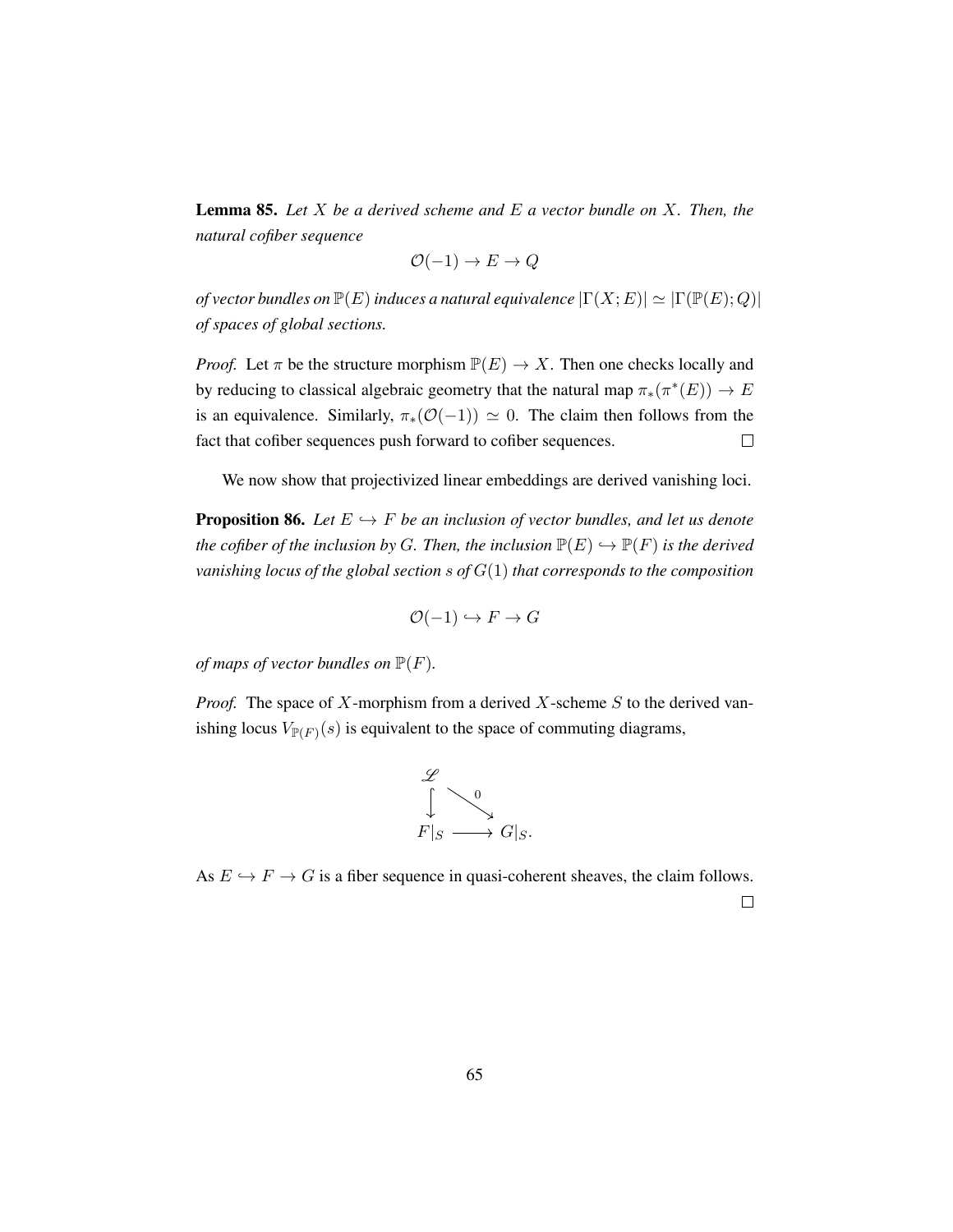**Lemma 85.** *Let $X$ be a derived scheme and $E$ a vector bundle on $X$. Then, the natural cofiber sequence*

$$\mathcal{O}(-1) \to E \to Q$$

*of vector bundles on $\mathbb{P}(E)$ induces a natural equivalence $|\Gamma(X; E)| \simeq |\Gamma(\mathbb{P}(E); Q)|$ of spaces of global sections.*

*Proof.* Let $\pi$ be the structure morphism $\mathbb{P}(E) \to X$. Then one checks locally and by reducing to classical algebraic geometry that the natural map $\pi_*(\pi^*(E)) \to E$ is an equivalence. Similarly, $\pi_*(\mathcal{O}(-1)) \simeq 0$. The claim then follows from the fact that cofiber sequences push forward to cofiber sequences. □

We now show that projectivized linear embeddings are derived vanishing loci.

**Proposition 86.** *Let $E \hookrightarrow F$ be an inclusion of vector bundles, and let us denote the cofiber of the inclusion by $G$. Then, the inclusion $\mathbb{P}(E) \hookrightarrow \mathbb{P}(F)$ is the derived vanishing locus of the global section $s$ of $G(1)$ that corresponds to the composition*

$$\mathcal{O}(-1) \hookrightarrow F \to G$$

*of maps of vector bundles on $\mathbb{P}(F)$.*

*Proof.* The space of $X$-morphism from a derived $X$-scheme $S$ to the derived vanishing locus $V_{\mathbb{P}(F)}(s)$ is equivalent to the space of commuting diagrams,

$$\begin{array}{ccc} \mathscr{L} & & \\ \downarrow & \overset{0}{\searrow} & \\ F|_S & \longrightarrow & G|_S. \end{array}$$

As $E \hookrightarrow F \to G$ is a fiber sequence in quasi-coherent sheaves, the claim follows. □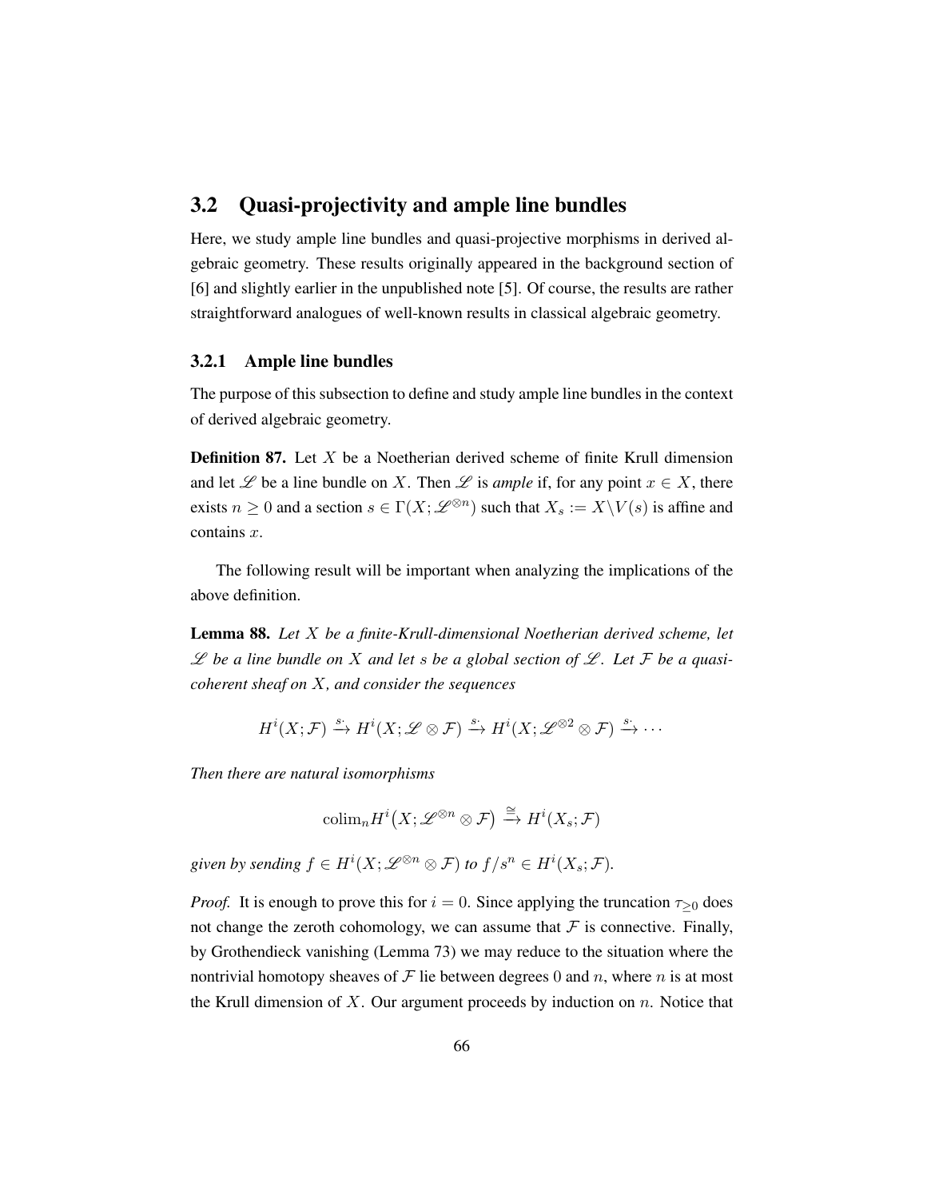## 3.2 Quasi-projectivity and ample line bundles

Here, we study ample line bundles and quasi-projective morphisms in derived algebraic geometry. These results originally appeared in the background section of [6] and slightly earlier in the unpublished note [5]. Of course, the results are rather straightforward analogues of well-known results in classical algebraic geometry.

### 3.2.1 Ample line bundles

The purpose of this subsection to define and study ample line bundles in the context of derived algebraic geometry.

**Definition 87.** Let $X$ be a Noetherian derived scheme of finite Krull dimension and let $\mathscr{L}$ be a line bundle on $X$. Then $\mathscr{L}$ is *ample* if, for any point $x \in X$, there exists $n \geq 0$ and a section $s \in \Gamma(X; \mathscr{L}^{\otimes n})$ such that $X_s := X \backslash V(s)$ is affine and contains $x$.

The following result will be important when analyzing the implications of the above definition.

**Lemma 88.** *Let $X$ be a finite-Krull-dimensional Noetherian derived scheme, let $\mathscr{L}$ be a line bundle on $X$ and let $s$ be a global section of $\mathscr{L}$. Let $\mathcal{F}$ be a quasi-coherent sheaf on $X$, and consider the sequences*

$$H^i(X; \mathcal{F}) \xrightarrow{s\cdot} H^i(X; \mathscr{L} \otimes \mathcal{F}) \xrightarrow{s\cdot} H^i(X; \mathscr{L}^{\otimes 2} \otimes \mathcal{F}) \xrightarrow{s\cdot} \cdots$$

*Then there are natural isomorphisms*

$$\operatorname{colim}_n H^i\big(X; \mathscr{L}^{\otimes n} \otimes \mathcal{F}\big) \xrightarrow{\cong} H^i(X_s; \mathcal{F})$$

*given by sending $f \in H^i(X; \mathscr{L}^{\otimes n} \otimes \mathcal{F})$ to $f/s^n \in H^i(X_s; \mathcal{F})$.*

*Proof.* It is enough to prove this for $i = 0$. Since applying the truncation $\tau_{\geq 0}$ does not change the zeroth cohomology, we can assume that $\mathcal{F}$ is connective. Finally, by Grothendieck vanishing (Lemma 73) we may reduce to the situation where the nontrivial homotopy sheaves of $\mathcal{F}$ lie between degrees 0 and $n$, where $n$ is at most the Krull dimension of $X$. Our argument proceeds by induction on $n$. Notice that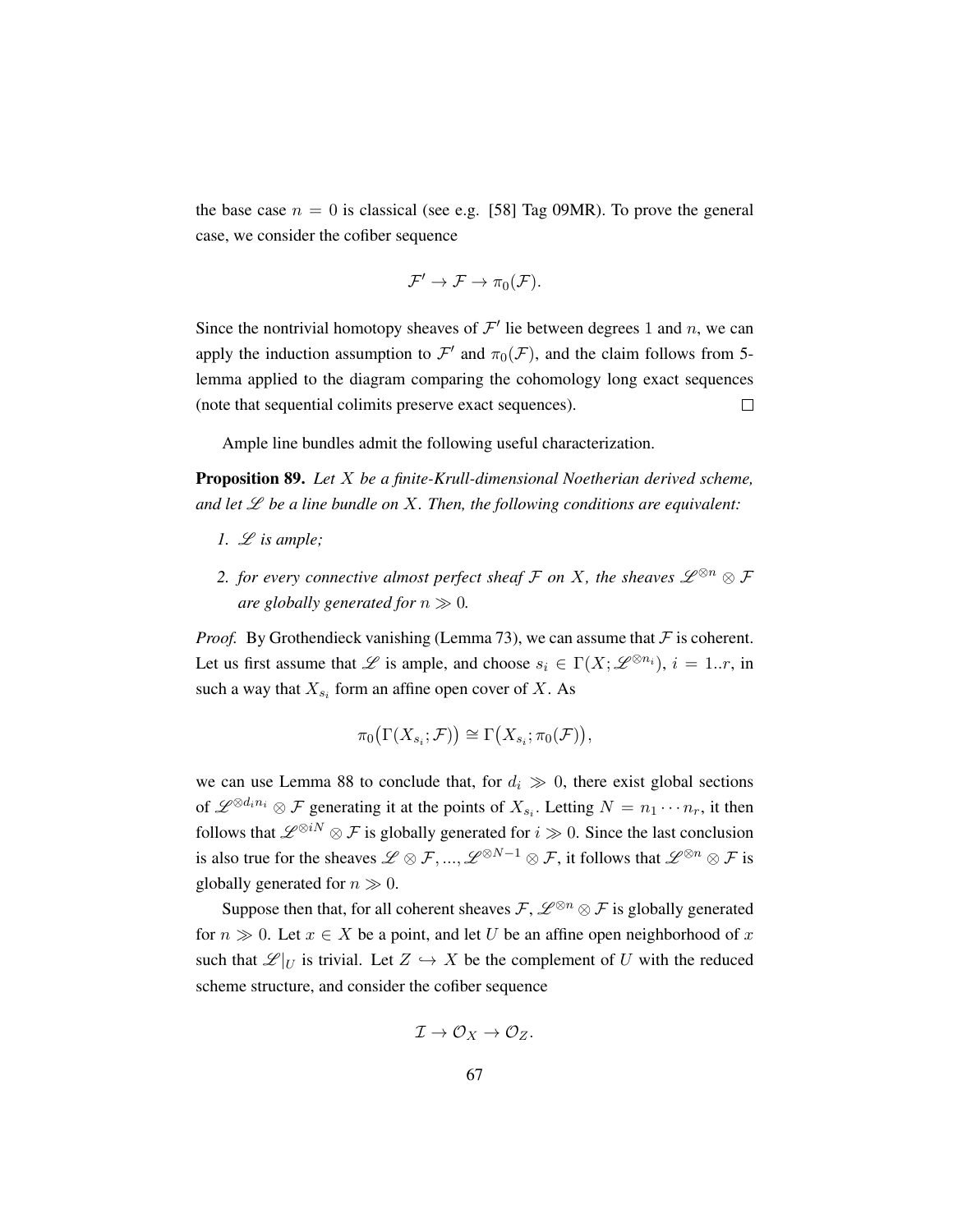the base case $n = 0$ is classical (see e.g. [58] Tag 09MR). To prove the general case, we consider the cofiber sequence

$$\mathcal{F}' \to \mathcal{F} \to \pi_0(\mathcal{F}).$$

Since the nontrivial homotopy sheaves of $\mathcal{F}'$ lie between degrees 1 and $n$, we can apply the induction assumption to $\mathcal{F}'$ and $\pi_0(\mathcal{F})$, and the claim follows from 5-lemma applied to the diagram comparing the cohomology long exact sequences (note that sequential colimits preserve exact sequences). $\square$

Ample line bundles admit the following useful characterization.

**Proposition 89.** *Let $X$ be a finite-Krull-dimensional Noetherian derived scheme, and let $\mathscr{L}$ be a line bundle on $X$. Then, the following conditions are equivalent:*

1. *$\mathscr{L}$ is ample;*
2. *for every connective almost perfect sheaf $\mathcal{F}$ on $X$, the sheaves $\mathscr{L}^{\otimes n} \otimes \mathcal{F}$ are globally generated for $n \gg 0$.*

*Proof.* By Grothendieck vanishing (Lemma 73), we can assume that $\mathcal{F}$ is coherent. Let us first assume that $\mathscr{L}$ is ample, and choose $s_i \in \Gamma(X; \mathscr{L}^{\otimes n_i})$, $i = 1..r$, in such a way that $X_{s_i}$ form an affine open cover of $X$. As

$$\pi_0\big(\Gamma(X_{s_i}; \mathcal{F})\big) \cong \Gamma\big(X_{s_i}; \pi_0(\mathcal{F})\big),$$

we can use Lemma 88 to conclude that, for $d_i \gg 0$, there exist global sections of $\mathscr{L}^{\otimes d_i n_i} \otimes \mathcal{F}$ generating it at the points of $X_{s_i}$. Letting $N = n_1 \cdots n_r$, it then follows that $\mathscr{L}^{\otimes iN} \otimes \mathcal{F}$ is globally generated for $i \gg 0$. Since the last conclusion is also true for the sheaves $\mathscr{L} \otimes \mathcal{F}, ..., \mathscr{L}^{\otimes N-1} \otimes \mathcal{F}$, it follows that $\mathscr{L}^{\otimes n} \otimes \mathcal{F}$ is globally generated for $n \gg 0$.

Suppose then that, for all coherent sheaves $\mathcal{F}$, $\mathscr{L}^{\otimes n} \otimes \mathcal{F}$ is globally generated for $n \gg 0$. Let $x \in X$ be a point, and let $U$ be an affine open neighborhood of $x$ such that $\mathscr{L}|_U$ is trivial. Let $Z \hookrightarrow X$ be the complement of $U$ with the reduced scheme structure, and consider the cofiber sequence

$$\mathcal{I} \to \mathcal{O}_X \to \mathcal{O}_Z.$$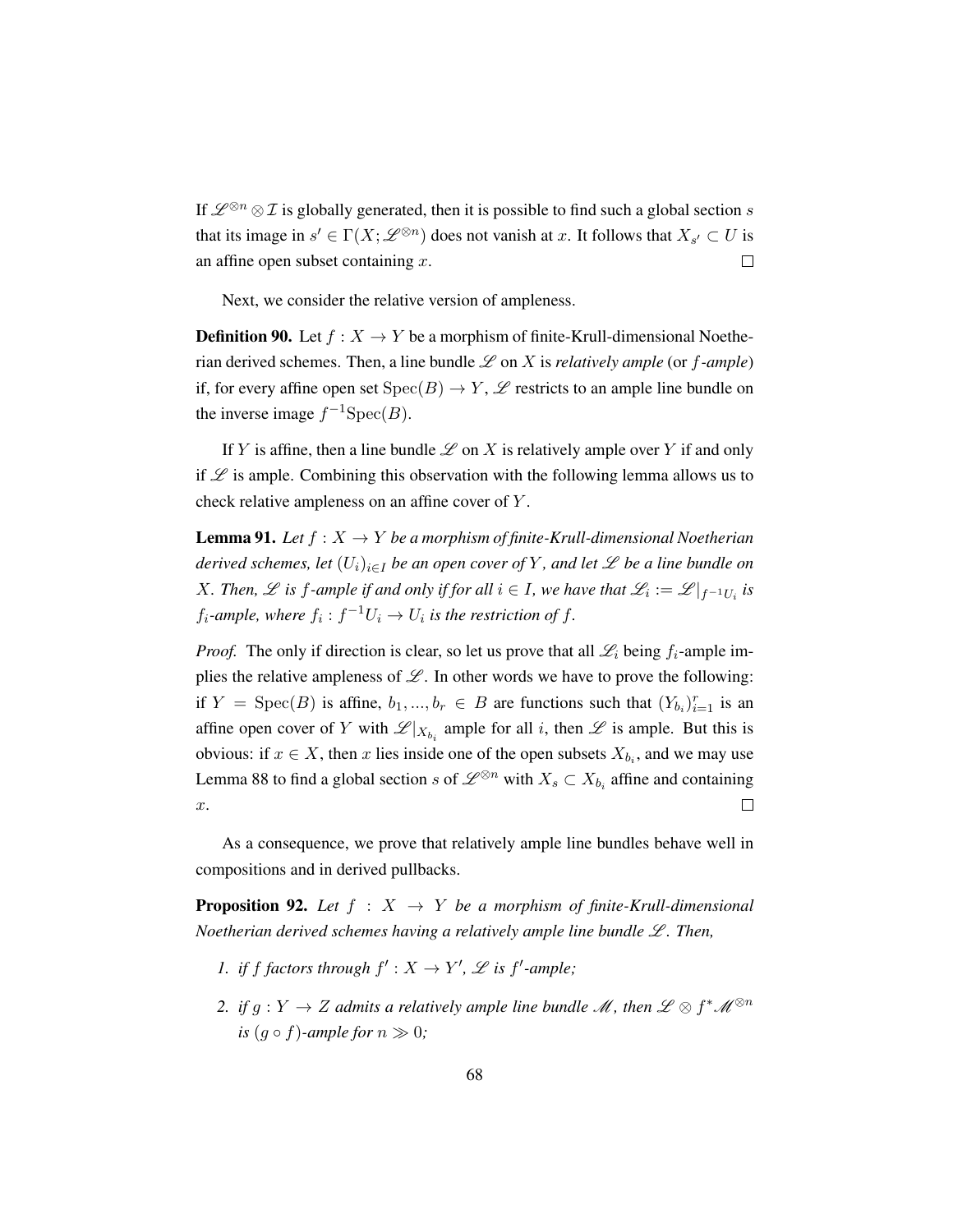If $\mathscr{L}^{\otimes n} \otimes \mathcal{I}$ is globally generated, then it is possible to find such a global section $s$ that its image in $s' \in \Gamma(X; \mathscr{L}^{\otimes n})$ does not vanish at $x$. It follows that $X_{s'} \subset U$ is an affine open subset containing $x$. $\square$

Next, we consider the relative version of ampleness.

**Definition 90.** Let $f : X \to Y$ be a morphism of finite-Krull-dimensional Noetherian derived schemes. Then, a line bundle $\mathscr{L}$ on $X$ is *relatively ample* (or *$f$-ample*) if, for every affine open set $\mathrm{Spec}(B) \to Y$, $\mathscr{L}$ restricts to an ample line bundle on the inverse image $f^{-1}\mathrm{Spec}(B)$.

If $Y$ is affine, then a line bundle $\mathscr{L}$ on $X$ is relatively ample over $Y$ if and only if $\mathscr{L}$ is ample. Combining this observation with the following lemma allows us to check relative ampleness on an affine cover of $Y$.

**Lemma 91.** *Let $f : X \to Y$ be a morphism of finite-Krull-dimensional Noetherian derived schemes, let $(U_i)_{i \in I}$ be an open cover of $Y$, and let $\mathscr{L}$ be a line bundle on $X$. Then, $\mathscr{L}$ is $f$-ample if and only if for all $i \in I$, we have that $\mathscr{L}_i := \mathscr{L}|_{f^{-1}U_i}$ is $f_i$-ample, where $f_i : f^{-1}U_i \to U_i$ is the restriction of $f$.*

*Proof.* The only if direction is clear, so let us prove that all $\mathscr{L}_i$ being $f_i$-ample implies the relative ampleness of $\mathscr{L}$. In other words we have to prove the following: if $Y = \mathrm{Spec}(B)$ is affine, $b_1, ..., b_r \in B$ are functions such that $(Y_{b_i})_{i=1}^r$ is an affine open cover of $Y$ with $\mathscr{L}|_{X_{b_i}}$ ample for all $i$, then $\mathscr{L}$ is ample. But this is obvious: if $x \in X$, then $x$ lies inside one of the open subsets $X_{b_i}$, and we may use Lemma 88 to find a global section $s$ of $\mathscr{L}^{\otimes n}$ with $X_s \subset X_{b_i}$ affine and containing $x$. $\square$

As a consequence, we prove that relatively ample line bundles behave well in compositions and in derived pullbacks.

**Proposition 92.** *Let $f : X \to Y$ be a morphism of finite-Krull-dimensional Noetherian derived schemes having a relatively ample line bundle $\mathscr{L}$. Then,*

1. *if $f$ factors through $f' : X \to Y'$, $\mathscr{L}$ is $f'$-ample;*
2. *if $g : Y \to Z$ admits a relatively ample line bundle $\mathscr{M}$, then $\mathscr{L} \otimes f^*\mathscr{M}^{\otimes n}$ is $(g \circ f)$-ample for $n \gg 0$;*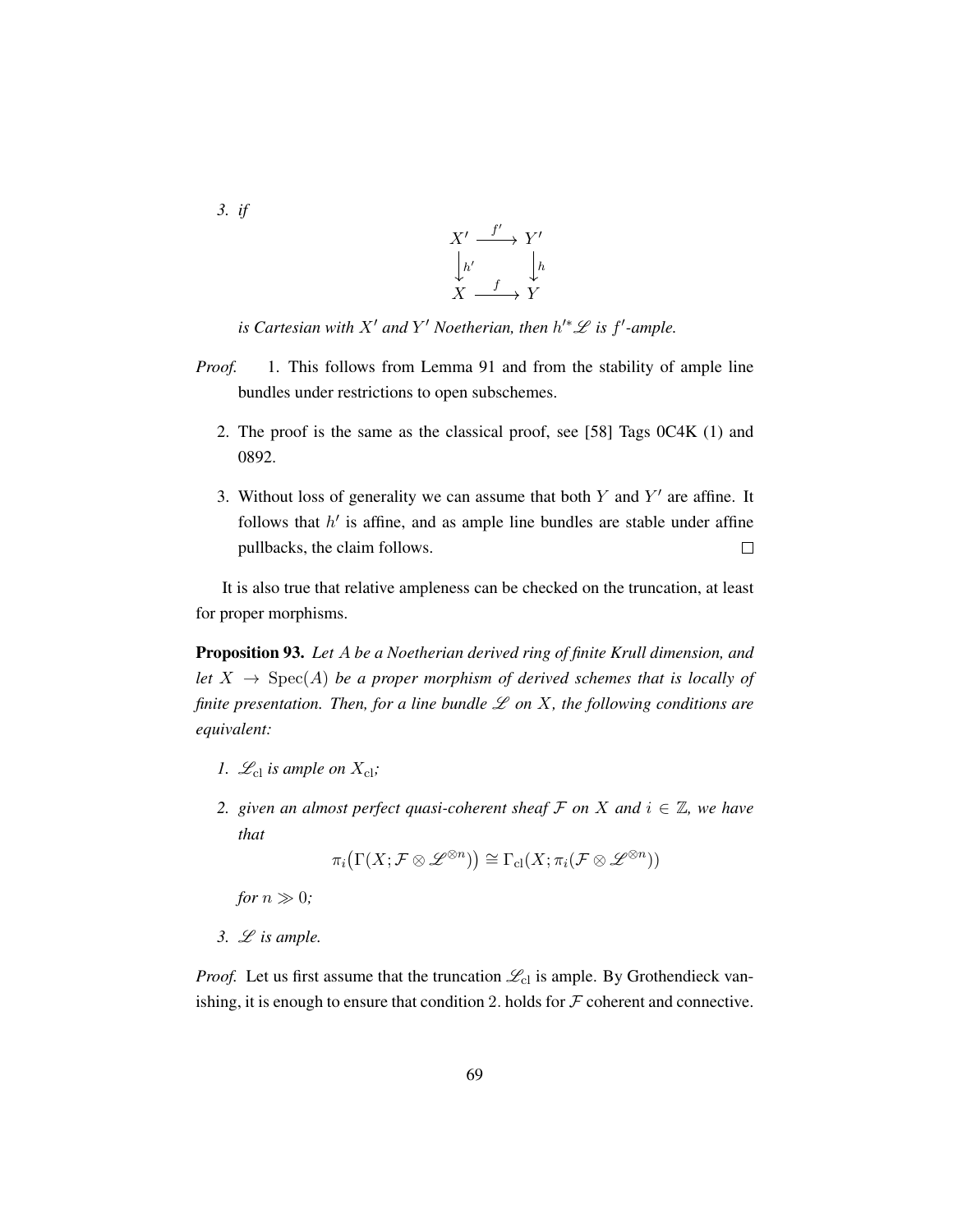3. *if*

$$\begin{array}{ccc} X' & \xrightarrow{f'} & Y' \\ \downarrow{\scriptstyle h'} & & \downarrow{\scriptstyle h} \\ X & \xrightarrow{f} & Y \end{array}$$

*is Cartesian with $X'$ and $Y'$ Noetherian, then $h'^*\mathscr{L}$ is $f'$-ample.*

*Proof.*

1. This follows from Lemma 91 and from the stability of ample line bundles under restrictions to open subschemes.

2. The proof is the same as the classical proof, see [58] Tags 0C4K (1) and 0892.

3. Without loss of generality we can assume that both $Y$ and $Y'$ are affine. It follows that $h'$ is affine, and as ample line bundles are stable under affine pullbacks, the claim follows. □

It is also true that relative ampleness can be checked on the truncation, at least for proper morphisms.

**Proposition 93.** *Let $A$ be a Noetherian derived ring of finite Krull dimension, and let $X \to \operatorname{Spec}(A)$ be a proper morphism of derived schemes that is locally of finite presentation. Then, for a line bundle $\mathscr{L}$ on $X$, the following conditions are equivalent:*

1. *$\mathscr{L}_{\mathrm{cl}}$ is ample on $X_{\mathrm{cl}}$;*

2. *given an almost perfect quasi-coherent sheaf $\mathcal{F}$ on $X$ and $i \in \mathbb{Z}$, we have that*

$$\pi_i\big(\Gamma(X; \mathcal{F} \otimes \mathscr{L}^{\otimes n})\big) \cong \Gamma_{\mathrm{cl}}(X; \pi_i(\mathcal{F} \otimes \mathscr{L}^{\otimes n}))$$

*for $n \gg 0$;*

3. *$\mathscr{L}$ is ample.*

*Proof.* Let us first assume that the truncation $\mathscr{L}_{\mathrm{cl}}$ is ample. By Grothendieck vanishing, it is enough to ensure that condition 2. holds for $\mathcal{F}$ coherent and connective.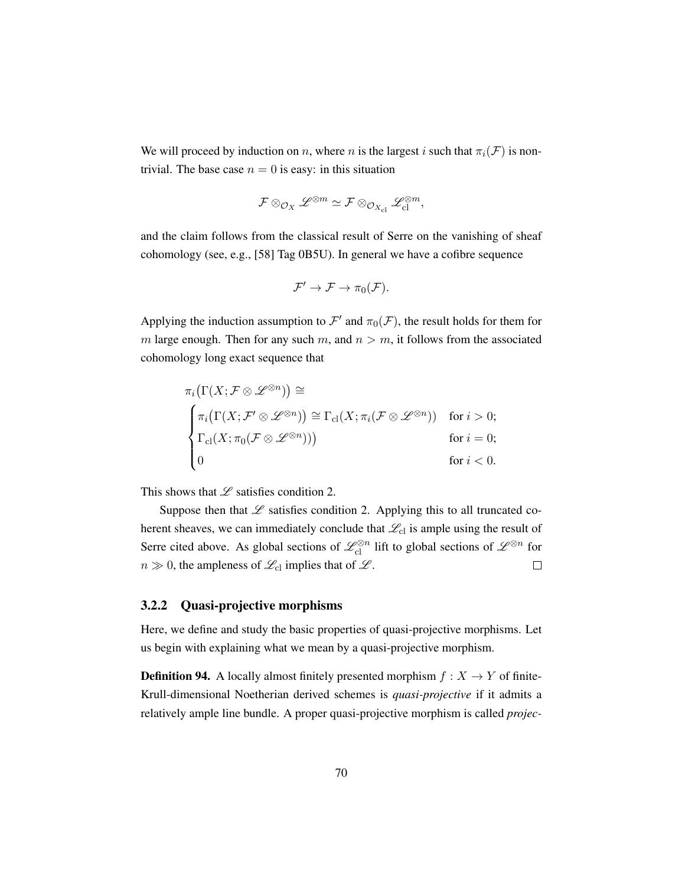We will proceed by induction on $n$, where $n$ is the largest $i$ such that $\pi_i(\mathcal{F})$ is non-trivial. The base case $n = 0$ is easy: in this situation

$$\mathcal{F} \otimes_{\mathcal{O}_X} \mathscr{L}^{\otimes m} \simeq \mathcal{F} \otimes_{\mathcal{O}_{X_{\mathrm{cl}}}} \mathscr{L}_{\mathrm{cl}}^{\otimes m},$$

and the claim follows from the classical result of Serre on the vanishing of sheaf cohomology (see, e.g., [58] Tag 0B5U). In general we have a cofibre sequence

$$\mathcal{F}' \to \mathcal{F} \to \pi_0(\mathcal{F}).$$

Applying the induction assumption to $\mathcal{F}'$ and $\pi_0(\mathcal{F})$, the result holds for them for $m$ large enough. Then for any such $m$, and $n > m$, it follows from the associated cohomology long exact sequence that

$$\pi_i\big(\Gamma(X; \mathcal{F} \otimes \mathscr{L}^{\otimes n})\big) \cong \begin{cases} \pi_i\big(\Gamma(X; \mathcal{F}' \otimes \mathscr{L}^{\otimes n})\big) \cong \Gamma_{\mathrm{cl}}(X; \pi_i(\mathcal{F} \otimes \mathscr{L}^{\otimes n})) & \text{for } i > 0; \\ \Gamma_{\mathrm{cl}}(X; \pi_0(\mathcal{F} \otimes \mathscr{L}^{\otimes n}))\big) & \text{for } i = 0; \\ 0 & \text{for } i < 0. \end{cases}$$

This shows that $\mathscr{L}$ satisfies condition 2.

Suppose then that $\mathscr{L}$ satisfies condition 2. Applying this to all truncated coherent sheaves, we can immediately conclude that $\mathscr{L}_{\mathrm{cl}}$ is ample using the result of Serre cited above. As global sections of $\mathscr{L}_{\mathrm{cl}}^{\otimes n}$ lift to global sections of $\mathscr{L}^{\otimes n}$ for $n \gg 0$, the ampleness of $\mathscr{L}_{\mathrm{cl}}$ implies that of $\mathscr{L}$. □

### 3.2.2 Quasi-projective morphisms

Here, we define and study the basic properties of quasi-projective morphisms. Let us begin with explaining what we mean by a quasi-projective morphism.

**Definition 94.** A locally almost finitely presented morphism $f : X \to Y$ of finite-Krull-dimensional Noetherian derived schemes is *quasi-projective* if it admits a relatively ample line bundle. A proper quasi-projective morphism is called *projec-*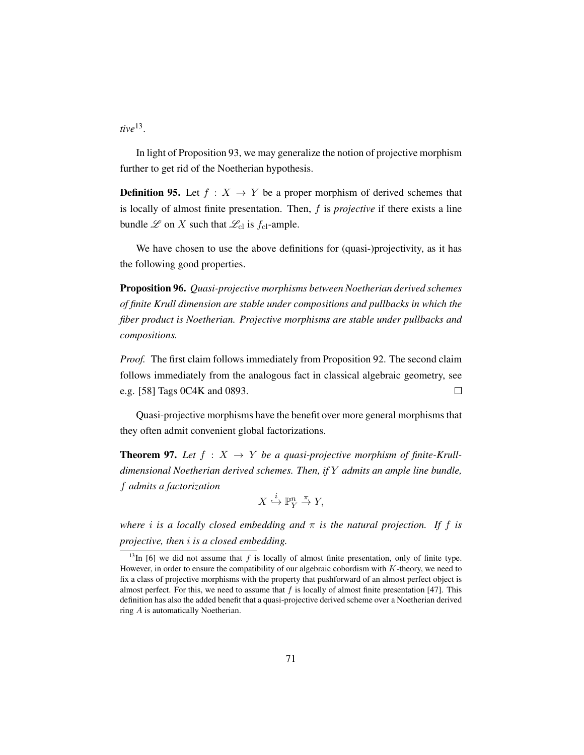*tive*[13].

In light of Proposition 93, we may generalize the notion of projective morphism further to get rid of the Noetherian hypothesis.

**Definition 95.** Let $f : X \to Y$ be a proper morphism of derived schemes that is locally of almost finite presentation. Then, $f$ is *projective* if there exists a line bundle $\mathscr{L}$ on $X$ such that $\mathscr{L}_{\mathrm{cl}}$ is $f_{\mathrm{cl}}$-ample.

We have chosen to use the above definitions for (quasi-)projectivity, as it has the following good properties.

**Proposition 96.** *Quasi-projective morphisms between Noetherian derived schemes of finite Krull dimension are stable under compositions and pullbacks in which the fiber product is Noetherian. Projective morphisms are stable under pullbacks and compositions.*

*Proof.* The first claim follows immediately from Proposition 92. The second claim follows immediately from the analogous fact in classical algebraic geometry, see e.g. [58] Tags 0C4K and 0893. □

Quasi-projective morphisms have the benefit over more general morphisms that they often admit convenient global factorizations.

**Theorem 97.** *Let $f : X \to Y$ be a quasi-projective morphism of finite-Krull-dimensional Noetherian derived schemes. Then, if $Y$ admits an ample line bundle, $f$ admits a factorization*

$$X \overset{i}{\hookrightarrow} \mathbb{P}^n_Y \overset{\pi}{\to} Y,$$

*where $i$ is a locally closed embedding and $\pi$ is the natural projection. If $f$ is projective, then $i$ is a closed embedding.*

---

[13] In [6] we did not assume that $f$ is locally of almost finite presentation, only of finite type. However, in order to ensure the compatibility of our algebraic cobordism with $K$-theory, we need to fix a class of projective morphisms with the property that pushforward of an almost perfect object is almost perfect. For this, we need to assume that $f$ is locally of almost finite presentation [47]. This definition has also the added benefit that a quasi-projective derived scheme over a Noetherian derived ring $A$ is automatically Noetherian.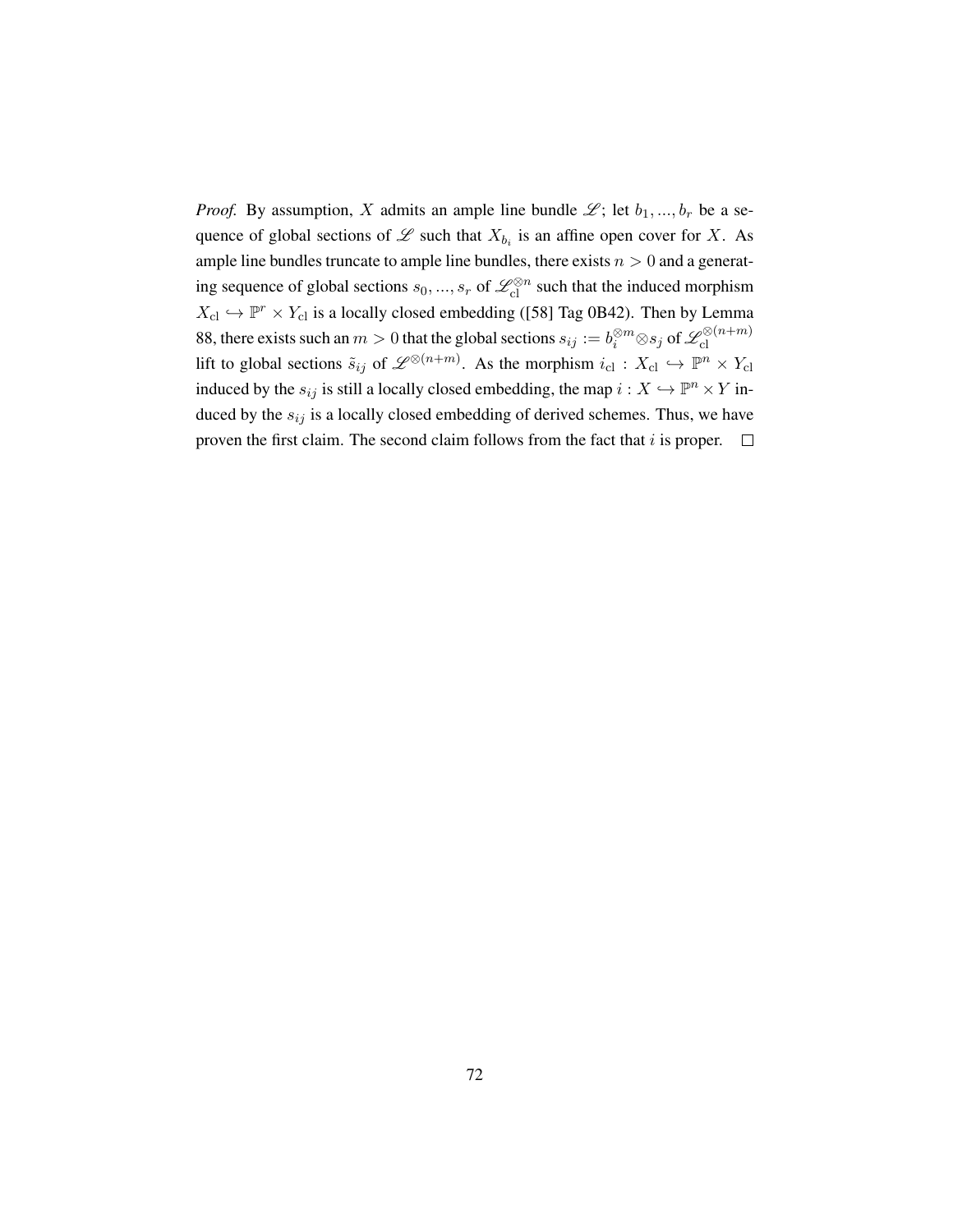*Proof.* By assumption, $X$ admits an ample line bundle $\mathscr{L}$; let $b_1, ..., b_r$ be a sequence of global sections of $\mathscr{L}$ such that $X_{b_i}$ is an affine open cover for $X$. As ample line bundles truncate to ample line bundles, there exists $n > 0$ and a generating sequence of global sections $s_0, ..., s_r$ of $\mathscr{L}_{\mathrm{cl}}^{\otimes n}$ such that the induced morphism $X_{\mathrm{cl}} \hookrightarrow \mathbb{P}^r \times Y_{\mathrm{cl}}$ is a locally closed embedding ([58] Tag 0B42). Then by Lemma 88, there exists such an $m > 0$ that the global sections $s_{ij} := b_i^{\otimes m} \otimes s_j$ of $\mathscr{L}_{\mathrm{cl}}^{\otimes(n+m)}$ lift to global sections $\tilde{s}_{ij}$ of $\mathscr{L}^{\otimes(n+m)}$. As the morphism $i_{\mathrm{cl}} : X_{\mathrm{cl}} \hookrightarrow \mathbb{P}^n \times Y_{\mathrm{cl}}$ induced by the $s_{ij}$ is still a locally closed embedding, the map $i : X \hookrightarrow \mathbb{P}^n \times Y$ induced by the $s_{ij}$ is a locally closed embedding of derived schemes. Thus, we have proven the first claim. The second claim follows from the fact that $i$ is proper. $\square$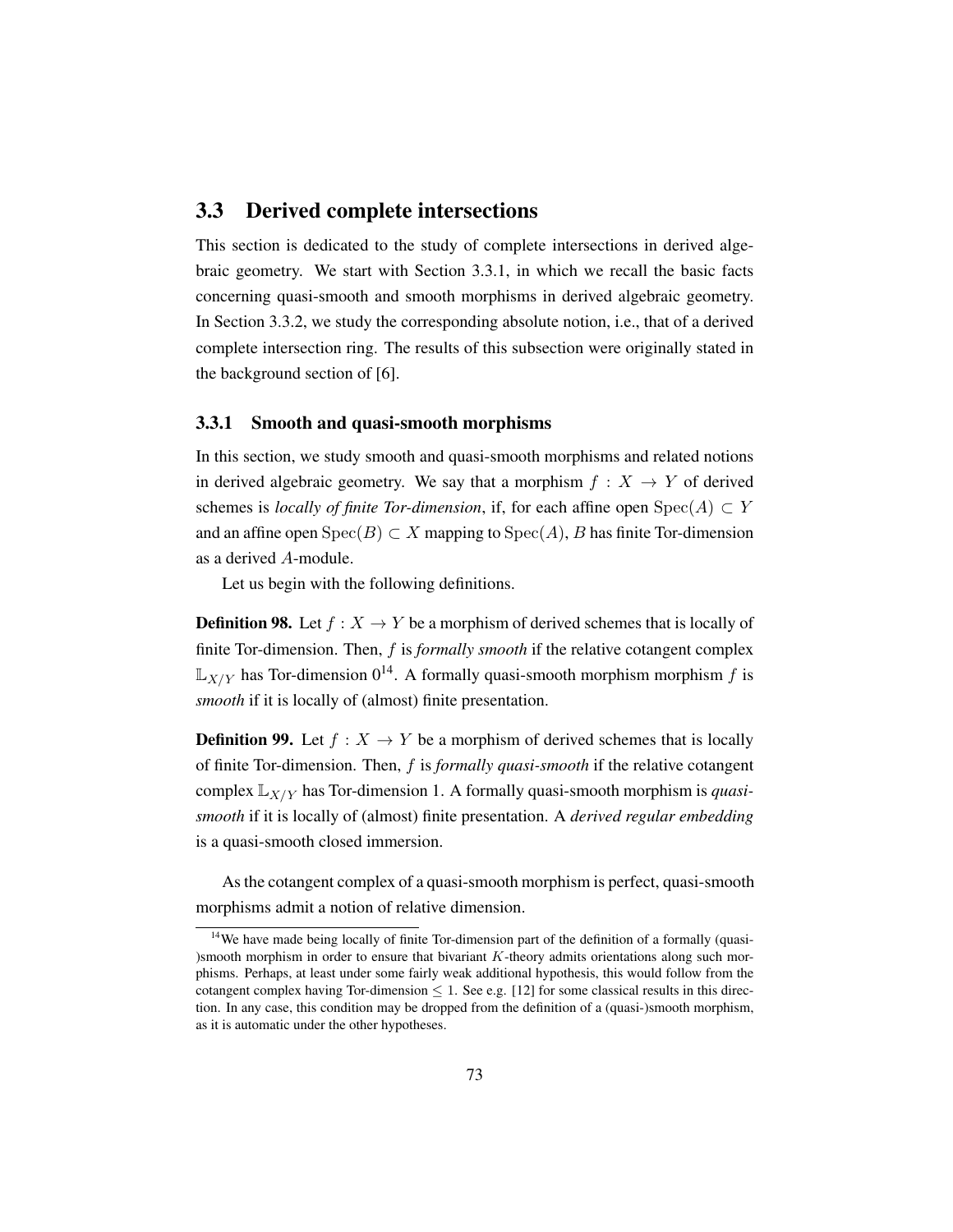## 3.3 Derived complete intersections

This section is dedicated to the study of complete intersections in derived algebraic geometry. We start with Section 3.3.1, in which we recall the basic facts concerning quasi-smooth and smooth morphisms in derived algebraic geometry. In Section 3.3.2, we study the corresponding absolute notion, i.e., that of a derived complete intersection ring. The results of this subsection were originally stated in the background section of [6].

### 3.3.1 Smooth and quasi-smooth morphisms

In this section, we study smooth and quasi-smooth morphisms and related notions in derived algebraic geometry. We say that a morphism $f : X \to Y$ of derived schemes is *locally of finite Tor-dimension*, if, for each affine open $\mathrm{Spec}(A) \subset Y$ and an affine open $\mathrm{Spec}(B) \subset X$ mapping to $\mathrm{Spec}(A)$, $B$ has finite Tor-dimension as a derived $A$-module.

Let us begin with the following definitions.

**Definition 98.** Let $f : X \to Y$ be a morphism of derived schemes that is locally of finite Tor-dimension. Then, $f$ is *formally smooth* if the relative cotangent complex $\mathbb{L}_{X/Y}$ has Tor-dimension 0[14]. A formally quasi-smooth morphism morphism $f$ is *smooth* if it is locally of (almost) finite presentation.

**Definition 99.** Let $f : X \to Y$ be a morphism of derived schemes that is locally of finite Tor-dimension. Then, $f$ is *formally quasi-smooth* if the relative cotangent complex $\mathbb{L}_{X/Y}$ has Tor-dimension 1. A formally quasi-smooth morphism is *quasi-smooth* if it is locally of (almost) finite presentation. A *derived regular embedding* is a quasi-smooth closed immersion.

As the cotangent complex of a quasi-smooth morphism is perfect, quasi-smooth morphisms admit a notion of relative dimension.

[14] We have made being locally of finite Tor-dimension part of the definition of a formally (quasi-)smooth morphism in order to ensure that bivariant $K$-theory admits orientations along such morphisms. Perhaps, at least under some fairly weak additional hypothesis, this would follow from the cotangent complex having Tor-dimension $\leq 1$. See e.g. [12] for some classical results in this direction. In any case, this condition may be dropped from the definition of a (quasi-)smooth morphism, as it is automatic under the other hypotheses.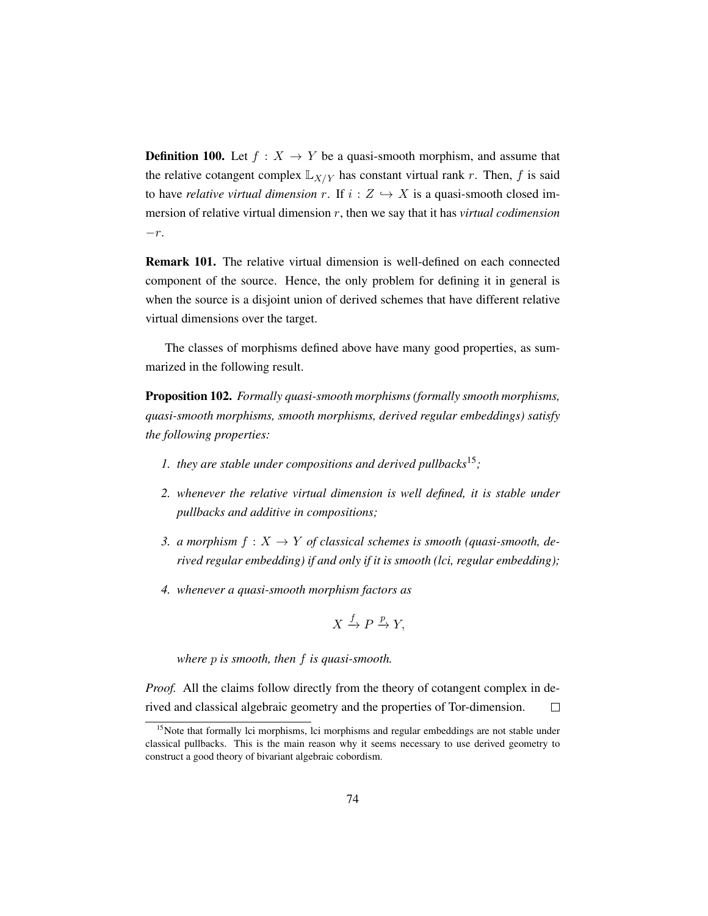**Definition 100.** Let $f : X \to Y$ be a quasi-smooth morphism, and assume that the relative cotangent complex $\mathbb{L}_{X/Y}$ has constant virtual rank $r$. Then, $f$ is said to have *relative virtual dimension* $r$. If $i : Z \hookrightarrow X$ is a quasi-smooth closed immersion of relative virtual dimension $r$, then we say that it has *virtual codimension* $-r$.

**Remark 101.** The relative virtual dimension is well-defined on each connected component of the source. Hence, the only problem for defining it in general is when the source is a disjoint union of derived schemes that have different relative virtual dimensions over the target.

The classes of morphisms defined above have many good properties, as summarized in the following result.

**Proposition 102.** *Formally quasi-smooth morphisms (formally smooth morphisms, quasi-smooth morphisms, smooth morphisms, derived regular embeddings) satisfy the following properties:*

1. *they are stable under compositions and derived pullbacks*[15]*;*
2. *whenever the relative virtual dimension is well defined, it is stable under pullbacks and additive in compositions;*
3. *a morphism $f : X \to Y$ of classical schemes is smooth (quasi-smooth, derived regular embedding) if and only if it is smooth (lci, regular embedding);*
4. *whenever a quasi-smooth morphism factors as*

$$X \xrightarrow{f} P \xrightarrow{p} Y,$$

*where $p$ is smooth, then $f$ is quasi-smooth.*

*Proof.* All the claims follow directly from the theory of cotangent complex in derived and classical algebraic geometry and the properties of Tor-dimension. □

[15] Note that formally lci morphisms, lci morphisms and regular embeddings are not stable under classical pullbacks. This is the main reason why it seems necessary to use derived geometry to construct a good theory of bivariant algebraic cobordism.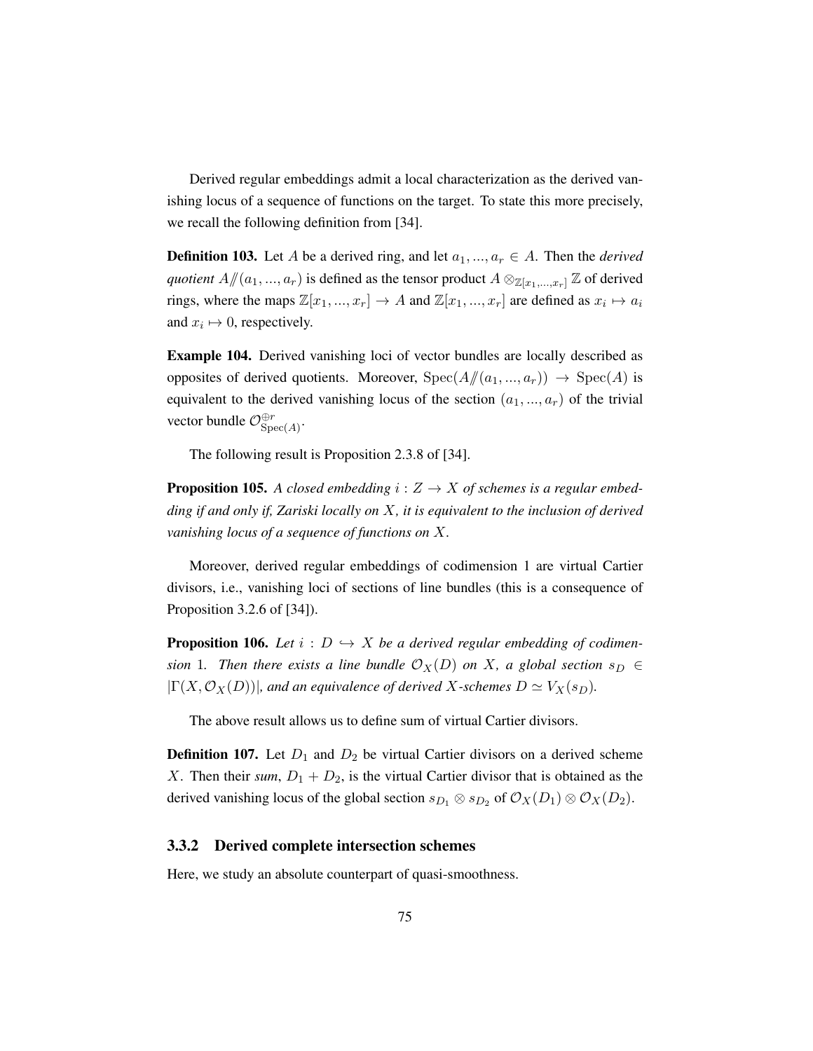Derived regular embeddings admit a local characterization as the derived vanishing locus of a sequence of functions on the target. To state this more precisely, we recall the following definition from [34].

**Definition 103.** Let $A$ be a derived ring, and let $a_1, ..., a_r \in A$. Then the *derived quotient* $A/\!\!/(a_1, ..., a_r)$ is defined as the tensor product $A \otimes_{\mathbb{Z}[x_1,...,x_r]} \mathbb{Z}$ of derived rings, where the maps $\mathbb{Z}[x_1, ..., x_r] \to A$ and $\mathbb{Z}[x_1, ..., x_r]$ are defined as $x_i \mapsto a_i$ and $x_i \mapsto 0$, respectively.

**Example 104.** Derived vanishing loci of vector bundles are locally described as opposites of derived quotients. Moreover, $\mathrm{Spec}(A/\!\!/(a_1, ..., a_r)) \to \mathrm{Spec}(A)$ is equivalent to the derived vanishing locus of the section $(a_1, ..., a_r)$ of the trivial vector bundle $\mathcal{O}^{\oplus r}_{\mathrm{Spec}(A)}$.

The following result is Proposition 2.3.8 of [34].

**Proposition 105.** *A closed embedding $i : Z \to X$ of schemes is a regular embedding if and only if, Zariski locally on $X$, it is equivalent to the inclusion of derived vanishing locus of a sequence of functions on $X$.*

Moreover, derived regular embeddings of codimension 1 are virtual Cartier divisors, i.e., vanishing loci of sections of line bundles (this is a consequence of Proposition 3.2.6 of [34]).

**Proposition 106.** *Let $i : D \hookrightarrow X$ be a derived regular embedding of codimension 1. Then there exists a line bundle $\mathcal{O}_X(D)$ on $X$, a global section $s_D \in |\Gamma(X, \mathcal{O}_X(D))|$, and an equivalence of derived $X$-schemes $D \simeq V_X(s_D)$.*

The above result allows us to define sum of virtual Cartier divisors.

**Definition 107.** Let $D_1$ and $D_2$ be virtual Cartier divisors on a derived scheme $X$. Then their *sum*, $D_1 + D_2$, is the virtual Cartier divisor that is obtained as the derived vanishing locus of the global section $s_{D_1} \otimes s_{D_2}$ of $\mathcal{O}_X(D_1) \otimes \mathcal{O}_X(D_2)$.

### 3.3.2 Derived complete intersection schemes

Here, we study an absolute counterpart of quasi-smoothness.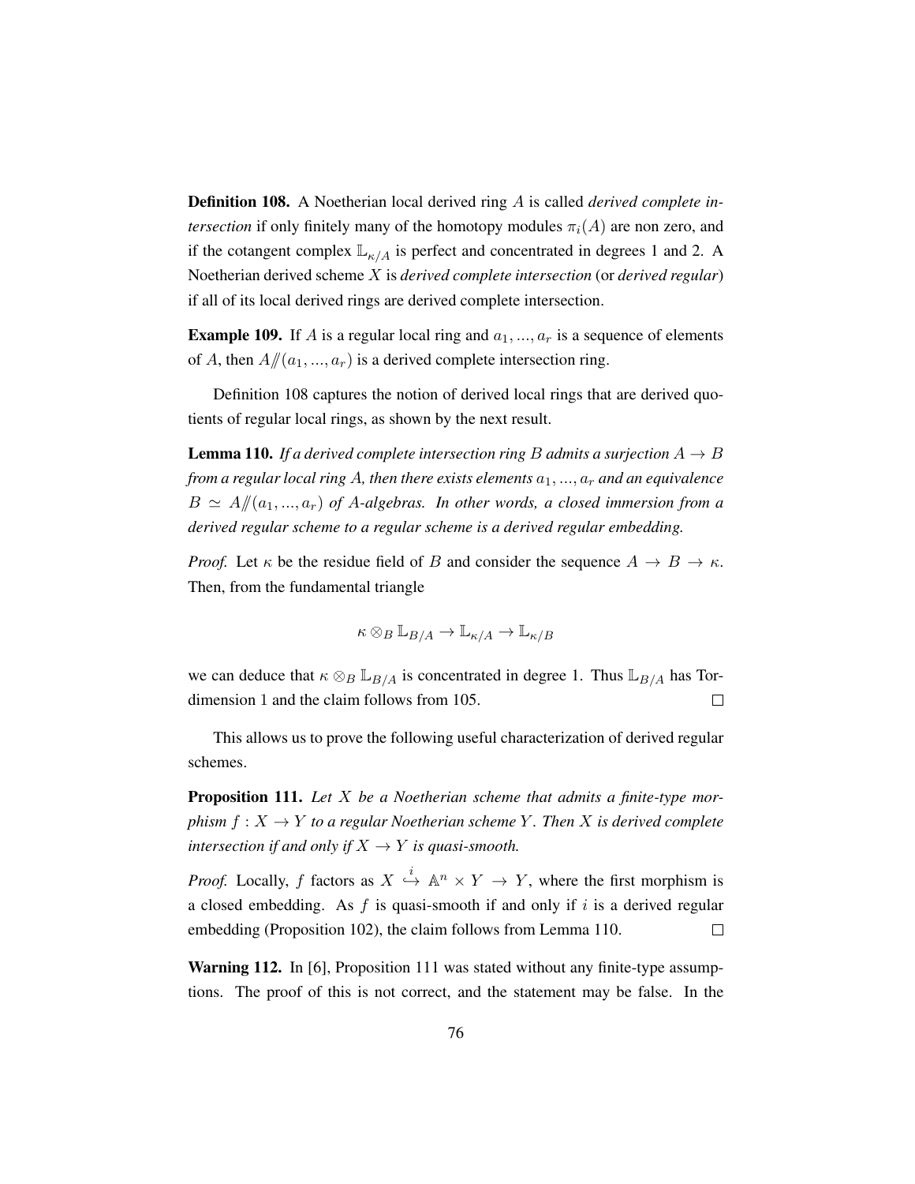**Definition 108.** A Noetherian local derived ring $A$ is called *derived complete intersection* if only finitely many of the homotopy modules $\pi_i(A)$ are non zero, and if the cotangent complex $\mathbb{L}_{\kappa/A}$ is perfect and concentrated in degrees 1 and 2. A Noetherian derived scheme $X$ is *derived complete intersection* (or *derived regular*) if all of its local derived rings are derived complete intersection.

**Example 109.** If $A$ is a regular local ring and $a_1, ..., a_r$ is a sequence of elements of $A$, then $A/\!\!/(a_1, ..., a_r)$ is a derived complete intersection ring.

Definition 108 captures the notion of derived local rings that are derived quotients of regular local rings, as shown by the next result.

**Lemma 110.** *If a derived complete intersection ring $B$ admits a surjection $A \to B$ from a regular local ring $A$, then there exists elements $a_1, ..., a_r$ and an equivalence $B \simeq A/\!\!/(a_1, ..., a_r)$ of $A$-algebras. In other words, a closed immersion from a derived regular scheme to a regular scheme is a derived regular embedding.*

*Proof.* Let $\kappa$ be the residue field of $B$ and consider the sequence $A \to B \to \kappa$. Then, from the fundamental triangle

$$\kappa \otimes_B \mathbb{L}_{B/A} \to \mathbb{L}_{\kappa/A} \to \mathbb{L}_{\kappa/B}$$

we can deduce that $\kappa \otimes_B \mathbb{L}_{B/A}$ is concentrated in degree 1. Thus $\mathbb{L}_{B/A}$ has Tor-dimension 1 and the claim follows from 105. $\square$

This allows us to prove the following useful characterization of derived regular schemes.

**Proposition 111.** *Let $X$ be a Noetherian scheme that admits a finite-type morphism $f : X \to Y$ to a regular Noetherian scheme $Y$. Then $X$ is derived complete intersection if and only if $X \to Y$ is quasi-smooth.*

*Proof.* Locally, $f$ factors as $X \overset{i}{\hookrightarrow} \mathbb{A}^n \times Y \to Y$, where the first morphism is a closed embedding. As $f$ is quasi-smooth if and only if $i$ is a derived regular embedding (Proposition 102), the claim follows from Lemma 110. $\square$

**Warning 112.** In [6], Proposition 111 was stated without any finite-type assumptions. The proof of this is not correct, and the statement may be false. In the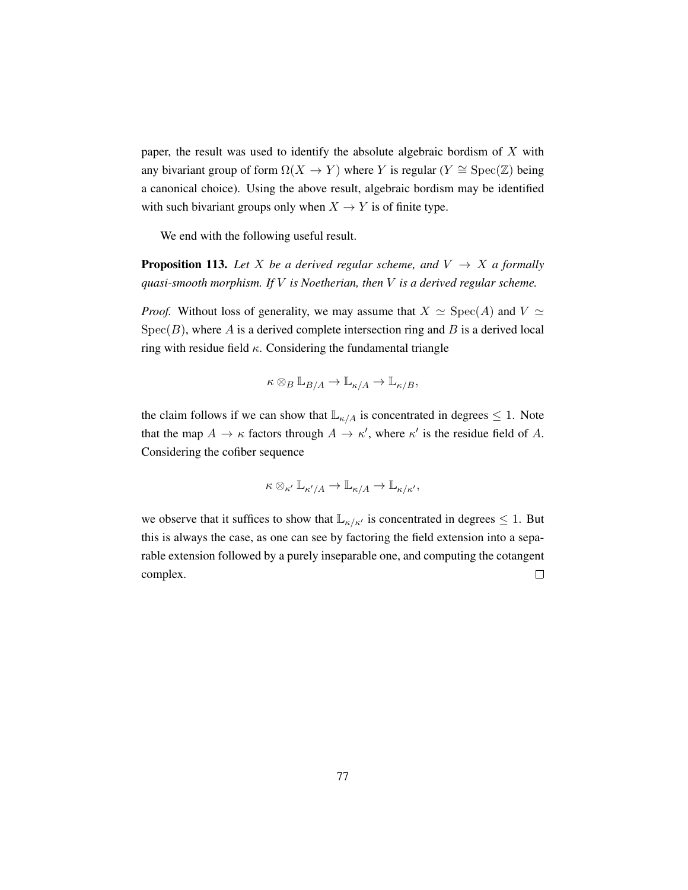paper, the result was used to identify the absolute algebraic bordism of $X$ with any bivariant group of form $\Omega(X \to Y)$ where $Y$ is regular ($Y \cong \mathrm{Spec}(\mathbb{Z})$ being a canonical choice). Using the above result, algebraic bordism may be identified with such bivariant groups only when $X \to Y$ is of finite type.

We end with the following useful result.

**Proposition 113.** *Let $X$ be a derived regular scheme, and $V \to X$ a formally quasi-smooth morphism. If $V$ is Noetherian, then $V$ is a derived regular scheme.*

*Proof.* Without loss of generality, we may assume that $X \simeq \mathrm{Spec}(A)$ and $V \simeq \mathrm{Spec}(B)$, where $A$ is a derived complete intersection ring and $B$ is a derived local ring with residue field $\kappa$. Considering the fundamental triangle

$$\kappa \otimes_B \mathbb{L}_{B/A} \to \mathbb{L}_{\kappa/A} \to \mathbb{L}_{\kappa/B},$$

the claim follows if we can show that $\mathbb{L}_{\kappa/A}$ is concentrated in degrees $\leq 1$. Note that the map $A \to \kappa$ factors through $A \to \kappa'$, where $\kappa'$ is the residue field of $A$. Considering the cofiber sequence

$$\kappa \otimes_{\kappa'} \mathbb{L}_{\kappa'/A} \to \mathbb{L}_{\kappa/A} \to \mathbb{L}_{\kappa/\kappa'},$$

we observe that it suffices to show that $\mathbb{L}_{\kappa/\kappa'}$ is concentrated in degrees $\leq 1$. But this is always the case, as one can see by factoring the field extension into a separable extension followed by a purely inseparable one, and computing the cotangent complex. □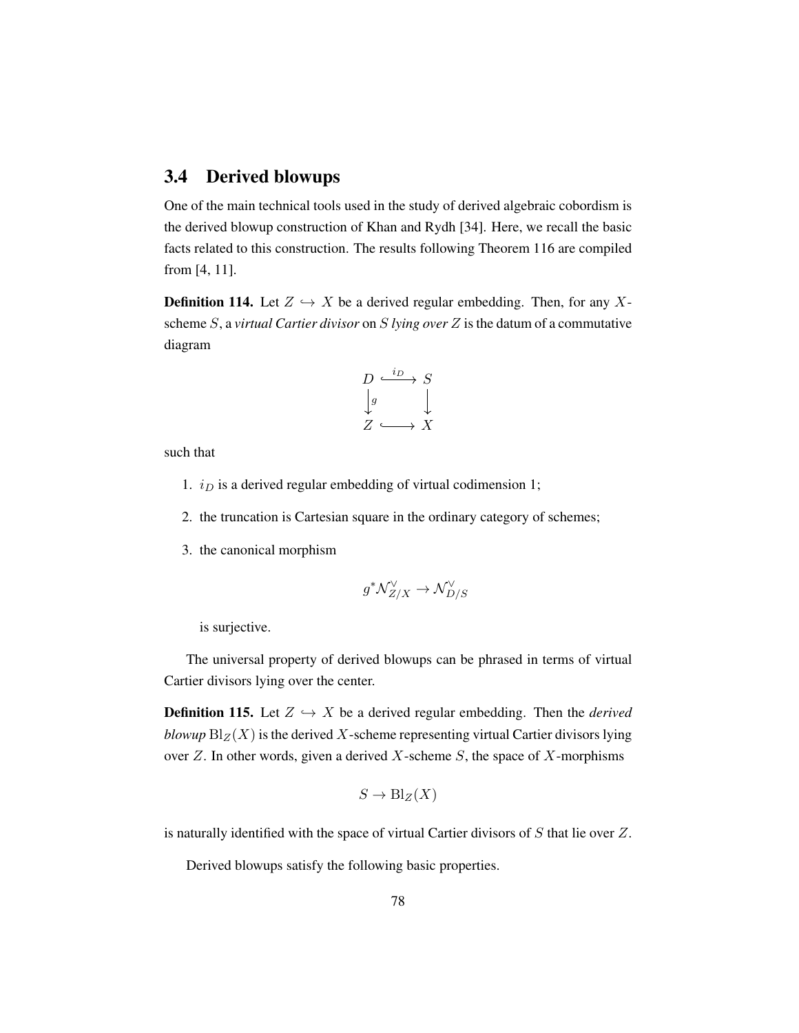## 3.4 Derived blowups

One of the main technical tools used in the study of derived algebraic cobordism is the derived blowup construction of Khan and Rydh [34]. Here, we recall the basic facts related to this construction. The results following Theorem 116 are compiled from [4, 11].

**Definition 114.** Let $Z \hookrightarrow X$ be a derived regular embedding. Then, for any $X$-scheme $S$, a *virtual Cartier divisor* on $S$ *lying over* $Z$ is the datum of a commutative diagram

$$\begin{array}{ccc} D & \xhookrightarrow{i_D} & S \\ \big\downarrow{\scriptstyle g} & & \big\downarrow \\ Z & \hookrightarrow & X \end{array}$$

such that

1. $i_D$ is a derived regular embedding of virtual codimension 1;
2. the truncation is Cartesian square in the ordinary category of schemes;
3. the canonical morphism

$$g^* \mathcal{N}^\vee_{Z/X} \to \mathcal{N}^\vee_{D/S}$$

   is surjective.

The universal property of derived blowups can be phrased in terms of virtual Cartier divisors lying over the center.

**Definition 115.** Let $Z \hookrightarrow X$ be a derived regular embedding. Then the *derived blowup* $\mathrm{Bl}_Z(X)$ is the derived $X$-scheme representing virtual Cartier divisors lying over $Z$. In other words, given a derived $X$-scheme $S$, the space of $X$-morphisms

$$S \to \mathrm{Bl}_Z(X)$$

is naturally identified with the space of virtual Cartier divisors of $S$ that lie over $Z$.

Derived blowups satisfy the following basic properties.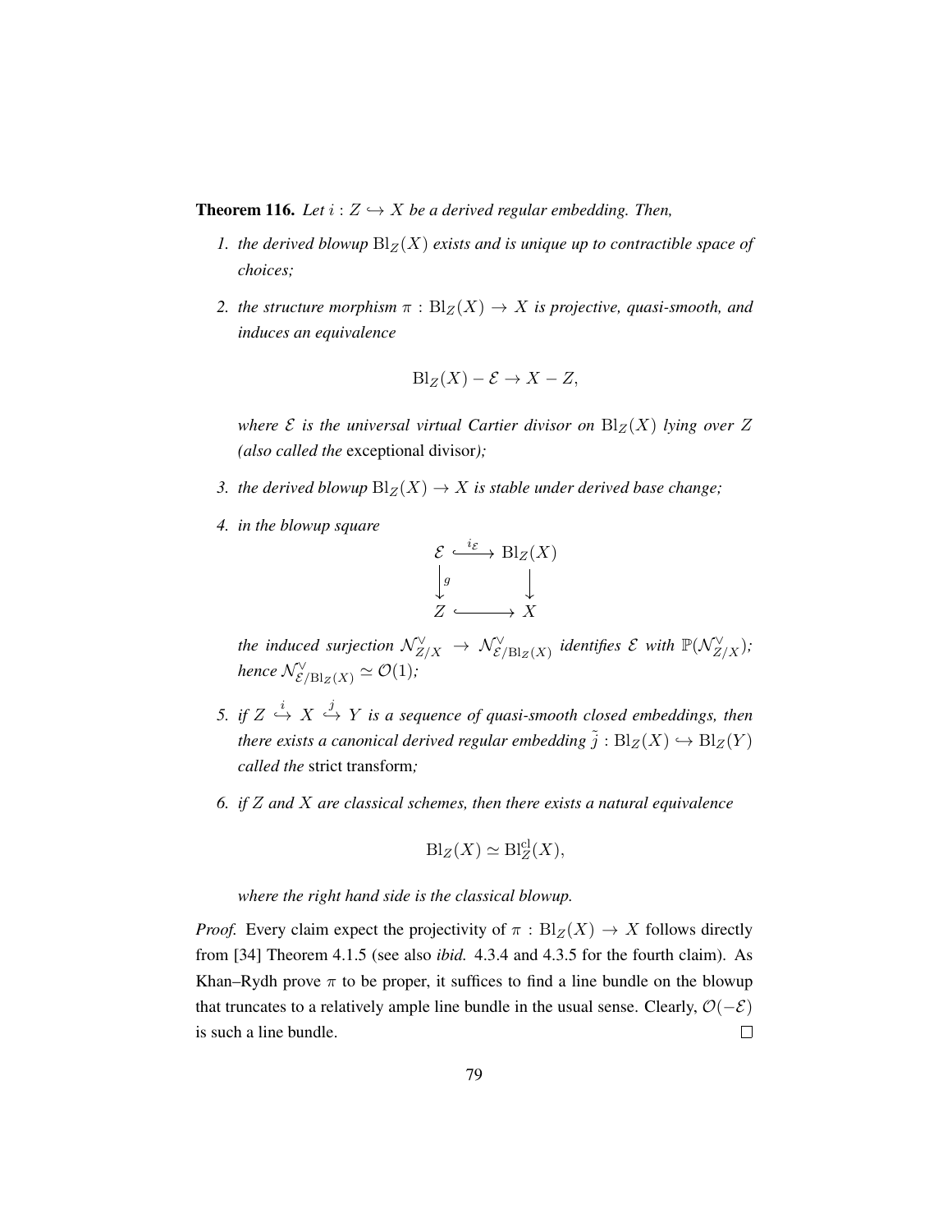**Theorem 116.** *Let $i : Z \hookrightarrow X$ be a derived regular embedding. Then,*

1. *the derived blowup $\mathrm{Bl}_Z(X)$ exists and is unique up to contractible space of choices;*

2. *the structure morphism $\pi : \mathrm{Bl}_Z(X) \to X$ is projective, quasi-smooth, and induces an equivalence*

$$\mathrm{Bl}_Z(X) - \mathcal{E} \to X - Z,$$

   *where $\mathcal{E}$ is the universal virtual Cartier divisor on $\mathrm{Bl}_Z(X)$ lying over $Z$ (also called the* exceptional divisor*);*

3. *the derived blowup $\mathrm{Bl}_Z(X) \to X$ is stable under derived base change;*

4. *in the blowup square*

$$\begin{array}{ccc} \mathcal{E} & \xhookrightarrow{i_\mathcal{E}} & \mathrm{Bl}_Z(X) \\ \downarrow{\scriptstyle g} & & \downarrow \\ Z & \hookrightarrow & X \end{array}$$

   *the induced surjection $\mathcal{N}^\vee_{Z/X} \to \mathcal{N}^\vee_{\mathcal{E}/\mathrm{Bl}_Z(X)}$ identifies $\mathcal{E}$ with $\mathbb{P}(\mathcal{N}^\vee_{Z/X})$; hence $\mathcal{N}^\vee_{\mathcal{E}/\mathrm{Bl}_Z(X)} \simeq \mathcal{O}(1)$;*

5. *if $Z \overset{i}{\hookrightarrow} X \overset{j}{\hookrightarrow} Y$ is a sequence of quasi-smooth closed embeddings, then there exists a canonical derived regular embedding $\tilde{j} : \mathrm{Bl}_Z(X) \hookrightarrow \mathrm{Bl}_Z(Y)$ called the* strict transform*;*

6. *if $Z$ and $X$ are classical schemes, then there exists a natural equivalence*

$$\mathrm{Bl}_Z(X) \simeq \mathrm{Bl}^{\mathrm{cl}}_Z(X),$$

   *where the right hand side is the classical blowup.*

*Proof.* Every claim expect the projectivity of $\pi : \mathrm{Bl}_Z(X) \to X$ follows directly from [34] Theorem 4.1.5 (see also *ibid.* 4.3.4 and 4.3.5 for the fourth claim). As Khan–Rydh prove $\pi$ to be proper, it suffices to find a line bundle on the blowup that truncates to a relatively ample line bundle in the usual sense. Clearly, $\mathcal{O}(-\mathcal{E})$ is such a line bundle. $\square$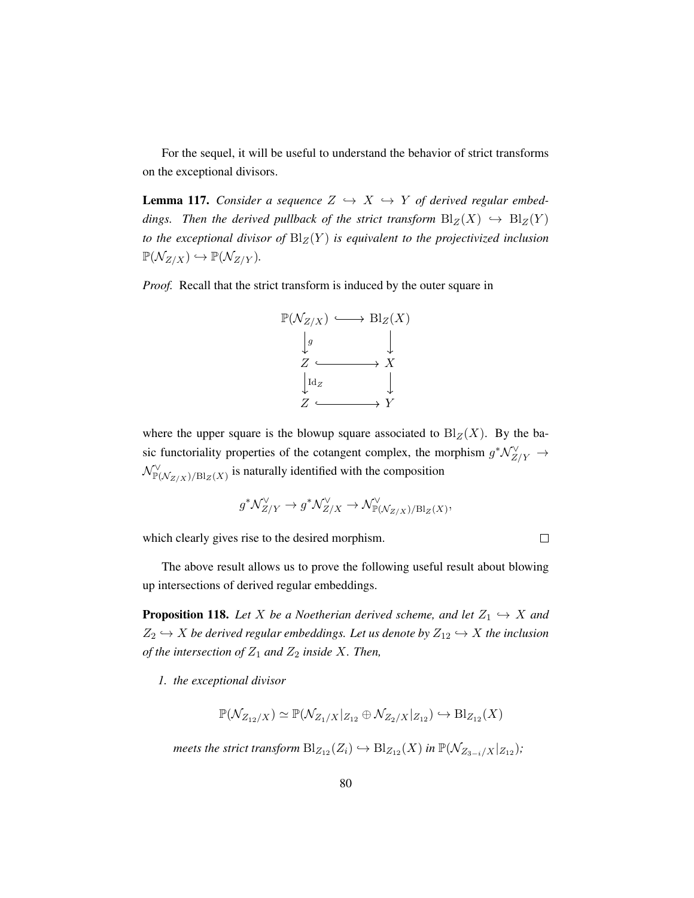For the sequel, it will be useful to understand the behavior of strict transforms on the exceptional divisors.

**Lemma 117.** *Consider a sequence $Z \hookrightarrow X \hookrightarrow Y$ of derived regular embeddings. Then the derived pullback of the strict transform $\mathrm{Bl}_Z(X) \hookrightarrow \mathrm{Bl}_Z(Y)$ to the exceptional divisor of $\mathrm{Bl}_Z(Y)$ is equivalent to the projectivized inclusion $\mathbb{P}(\mathcal{N}_{Z/X}) \hookrightarrow \mathbb{P}(\mathcal{N}_{Z/Y})$.*

*Proof.* Recall that the strict transform is induced by the outer square in

$$\begin{array}{ccc}
\mathbb{P}(\mathcal{N}_{Z/X}) & \hookrightarrow & \mathrm{Bl}_Z(X) \\
\downarrow g & & \downarrow \\
Z & \hookrightarrow & X \\
\downarrow \mathrm{Id}_Z & & \downarrow \\
Z & \hookrightarrow & Y
\end{array}$$

where the upper square is the blowup square associated to $\mathrm{Bl}_Z(X)$. By the basic functoriality properties of the cotangent complex, the morphism $g^*\mathcal{N}^\vee_{Z/Y} \to \mathcal{N}^\vee_{\mathbb{P}(\mathcal{N}_{Z/X})/\mathrm{Bl}_Z(X)}$ is naturally identified with the composition

$$g^*\mathcal{N}^\vee_{Z/Y} \to g^*\mathcal{N}^\vee_{Z/X} \to \mathcal{N}^\vee_{\mathbb{P}(\mathcal{N}_{Z/X})/\mathrm{Bl}_Z(X)},$$

which clearly gives rise to the desired morphism. $\square$

The above result allows us to prove the following useful result about blowing up intersections of derived regular embeddings.

**Proposition 118.** *Let $X$ be a Noetherian derived scheme, and let $Z_1 \hookrightarrow X$ and $Z_2 \hookrightarrow X$ be derived regular embeddings. Let us denote by $Z_{12} \hookrightarrow X$ the inclusion of the intersection of $Z_1$ and $Z_2$ inside $X$. Then,*

1. *the exceptional divisor*

$$\mathbb{P}(\mathcal{N}_{Z_{12}/X}) \simeq \mathbb{P}(\mathcal{N}_{Z_1/X}|_{Z_{12}} \oplus \mathcal{N}_{Z_2/X}|_{Z_{12}}) \hookrightarrow \mathrm{Bl}_{Z_{12}}(X)$$

*meets the strict transform $\mathrm{Bl}_{Z_{12}}(Z_i) \hookrightarrow \mathrm{Bl}_{Z_{12}}(X)$ in $\mathbb{P}(\mathcal{N}_{Z_{3-i}/X}|_{Z_{12}})$;*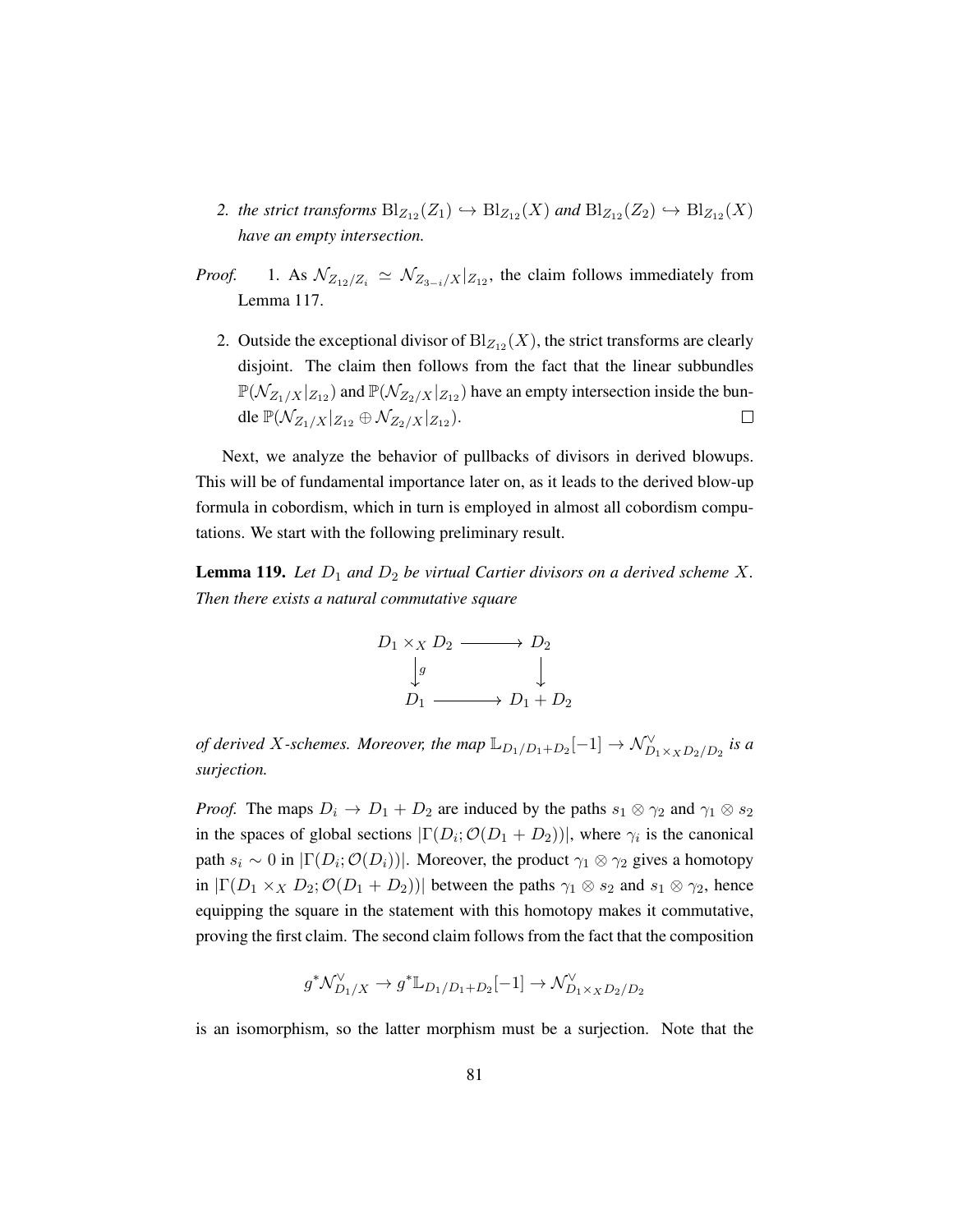2. *the strict transforms* $\mathrm{Bl}_{Z_{12}}(Z_1) \hookrightarrow \mathrm{Bl}_{Z_{12}}(X)$ *and* $\mathrm{Bl}_{Z_{12}}(Z_2) \hookrightarrow \mathrm{Bl}_{Z_{12}}(X)$ *have an empty intersection.*

*Proof.*

1. As $\mathcal{N}_{Z_{12}/Z_i} \simeq \mathcal{N}_{Z_{3-i}/X}|_{Z_{12}}$, the claim follows immediately from Lemma 117.

2. Outside the exceptional divisor of $\mathrm{Bl}_{Z_{12}}(X)$, the strict transforms are clearly disjoint. The claim then follows from the fact that the linear subbundles $\mathbb{P}(\mathcal{N}_{Z_1/X}|_{Z_{12}})$ and $\mathbb{P}(\mathcal{N}_{Z_2/X}|_{Z_{12}})$ have an empty intersection inside the bundle $\mathbb{P}(\mathcal{N}_{Z_1/X}|_{Z_{12}} \oplus \mathcal{N}_{Z_2/X}|_{Z_{12}})$. □

Next, we analyze the behavior of pullbacks of divisors in derived blowups. This will be of fundamental importance later on, as it leads to the derived blow-up formula in cobordism, which in turn is employed in almost all cobordism computations. We start with the following preliminary result.

**Lemma 119.** *Let $D_1$ and $D_2$ be virtual Cartier divisors on a derived scheme $X$. Then there exists a natural commutative square*

$$
\begin{array}{ccc}
D_1 \times_X D_2 & \longrightarrow & D_2 \\
\big\downarrow{\scriptstyle g} & & \big\downarrow \\
D_1 & \longrightarrow & D_1 + D_2
\end{array}
$$

*of derived $X$-schemes. Moreover, the map $\mathbb{L}_{D_1/D_1+D_2}[-1] \to \mathcal{N}^\vee_{D_1 \times_X D_2/D_2}$ is a surjection.*

*Proof.* The maps $D_i \to D_1 + D_2$ are induced by the paths $s_1 \otimes \gamma_2$ and $\gamma_1 \otimes s_2$ in the spaces of global sections $|\Gamma(D_i; \mathcal{O}(D_1 + D_2))|$, where $\gamma_i$ is the canonical path $s_i \sim 0$ in $|\Gamma(D_i; \mathcal{O}(D_i))|$. Moreover, the product $\gamma_1 \otimes \gamma_2$ gives a homotopy in $|\Gamma(D_1 \times_X D_2; \mathcal{O}(D_1 + D_2))|$ between the paths $\gamma_1 \otimes s_2$ and $s_1 \otimes \gamma_2$, hence equipping the square in the statement with this homotopy makes it commutative, proving the first claim. The second claim follows from the fact that the composition

$$g^* \mathcal{N}^\vee_{D_1/X} \to g^* \mathbb{L}_{D_1/D_1+D_2}[-1] \to \mathcal{N}^\vee_{D_1 \times_X D_2/D_2}$$

is an isomorphism, so the latter morphism must be a surjection. Note that the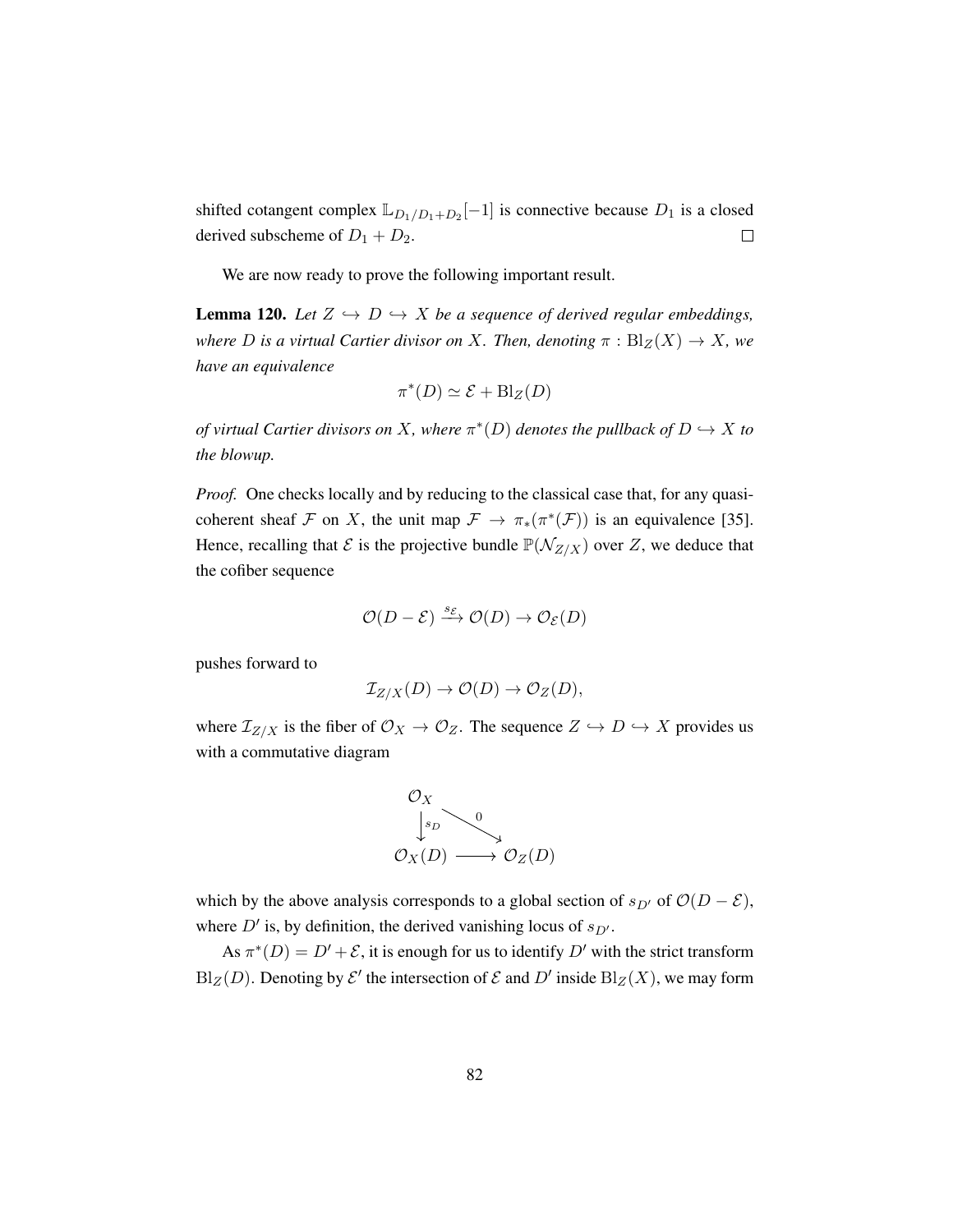shifted cotangent complex $\mathbb{L}_{D_1/D_1+D_2}[-1]$ is connective because $D_1$ is a closed derived subscheme of $D_1 + D_2$. $\square$

We are now ready to prove the following important result.

**Lemma 120.** *Let $Z \hookrightarrow D \hookrightarrow X$ be a sequence of derived regular embeddings, where $D$ is a virtual Cartier divisor on $X$. Then, denoting $\pi : \mathrm{Bl}_Z(X) \to X$, we have an equivalence*

$$\pi^*(D) \simeq \mathcal{E} + \mathrm{Bl}_Z(D)$$

*of virtual Cartier divisors on $X$, where $\pi^*(D)$ denotes the pullback of $D \hookrightarrow X$ to the blowup.*

*Proof.* One checks locally and by reducing to the classical case that, for any quasi-coherent sheaf $\mathcal{F}$ on $X$, the unit map $\mathcal{F} \to \pi_*(\pi^*(\mathcal{F}))$ is an equivalence [35]. Hence, recalling that $\mathcal{E}$ is the projective bundle $\mathbb{P}(\mathcal{N}_{Z/X})$ over $Z$, we deduce that the cofiber sequence

$$\mathcal{O}(D - \mathcal{E}) \xrightarrow{s_\mathcal{E}} \mathcal{O}(D) \to \mathcal{O}_\mathcal{E}(D)$$

pushes forward to

$$\mathcal{I}_{Z/X}(D) \to \mathcal{O}(D) \to \mathcal{O}_Z(D),$$

where $\mathcal{I}_{Z/X}$ is the fiber of $\mathcal{O}_X \to \mathcal{O}_Z$. The sequence $Z \hookrightarrow D \hookrightarrow X$ provides us with a commutative diagram

$$\begin{array}{ccc} \mathcal{O}_X & & \\ \downarrow{\scriptstyle s_D} & \overset{0}{\searrow} & \\ \mathcal{O}_X(D) & \longrightarrow & \mathcal{O}_Z(D) \end{array}$$

which by the above analysis corresponds to a global section of $s_{D'}$ of $\mathcal{O}(D - \mathcal{E})$, where $D'$ is, by definition, the derived vanishing locus of $s_{D'}$.

As $\pi^*(D) = D' + \mathcal{E}$, it is enough for us to identify $D'$ with the strict transform $\mathrm{Bl}_Z(D)$. Denoting by $\mathcal{E}'$ the intersection of $\mathcal{E}$ and $D'$ inside $\mathrm{Bl}_Z(X)$, we may form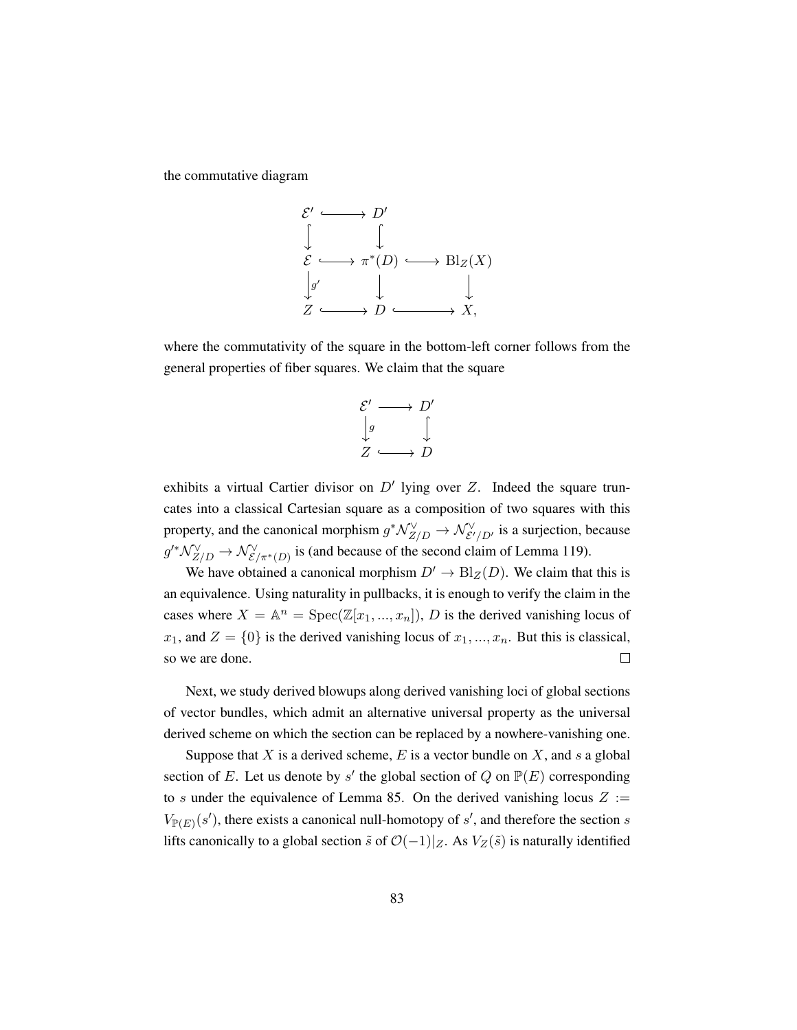the commutative diagram

$$
\begin{array}{ccccc}
\mathcal{E}' & \hookrightarrow & D' & & \\
\downarrow & & \downarrow & & \\
\mathcal{E} & \hookrightarrow & \pi^*(D) & \hookrightarrow & \mathrm{Bl}_Z(X) \\
\downarrow{\scriptstyle g'} & & \downarrow & & \downarrow \\
Z & \hookrightarrow & D & \hookrightarrow & X,
\end{array}
$$

where the commutativity of the square in the bottom-left corner follows from the general properties of fiber squares. We claim that the square

$$
\begin{array}{ccc}
\mathcal{E}' & \longrightarrow & D' \\
\downarrow{\scriptstyle g} & & \downarrow \\
Z & \hookrightarrow & D
\end{array}
$$

exhibits a virtual Cartier divisor on $D'$ lying over $Z$. Indeed the square truncates into a classical Cartesian square as a composition of two squares with this property, and the canonical morphism $g^*\mathcal{N}^\vee_{Z/D} \to \mathcal{N}^\vee_{\mathcal{E}'/D'}$ is a surjection, because $g'^*\mathcal{N}^\vee_{Z/D} \to \mathcal{N}^\vee_{\mathcal{E}/\pi^*(D)}$ is (and because of the second claim of Lemma 119).

We have obtained a canonical morphism $D' \to \mathrm{Bl}_Z(D)$. We claim that this is an equivalence. Using naturality in pullbacks, it is enough to verify the claim in the cases where $X = \mathbb{A}^n = \mathrm{Spec}(\mathbb{Z}[x_1, ..., x_n])$, $D$ is the derived vanishing locus of $x_1$, and $Z = \{0\}$ is the derived vanishing locus of $x_1, ..., x_n$. But this is classical, so we are done. □

Next, we study derived blowups along derived vanishing loci of global sections of vector bundles, which admit an alternative universal property as the universal derived scheme on which the section can be replaced by a nowhere-vanishing one.

Suppose that $X$ is a derived scheme, $E$ is a vector bundle on $X$, and $s$ a global section of $E$. Let us denote by $s'$ the global section of $Q$ on $\mathbb{P}(E)$ corresponding to $s$ under the equivalence of Lemma 85. On the derived vanishing locus $Z := V_{\mathbb{P}(E)}(s')$, there exists a canonical null-homotopy of $s'$, and therefore the section $s$ lifts canonically to a global section $\tilde{s}$ of $\mathcal{O}(-1)|_Z$. As $V_Z(\tilde{s})$ is naturally identified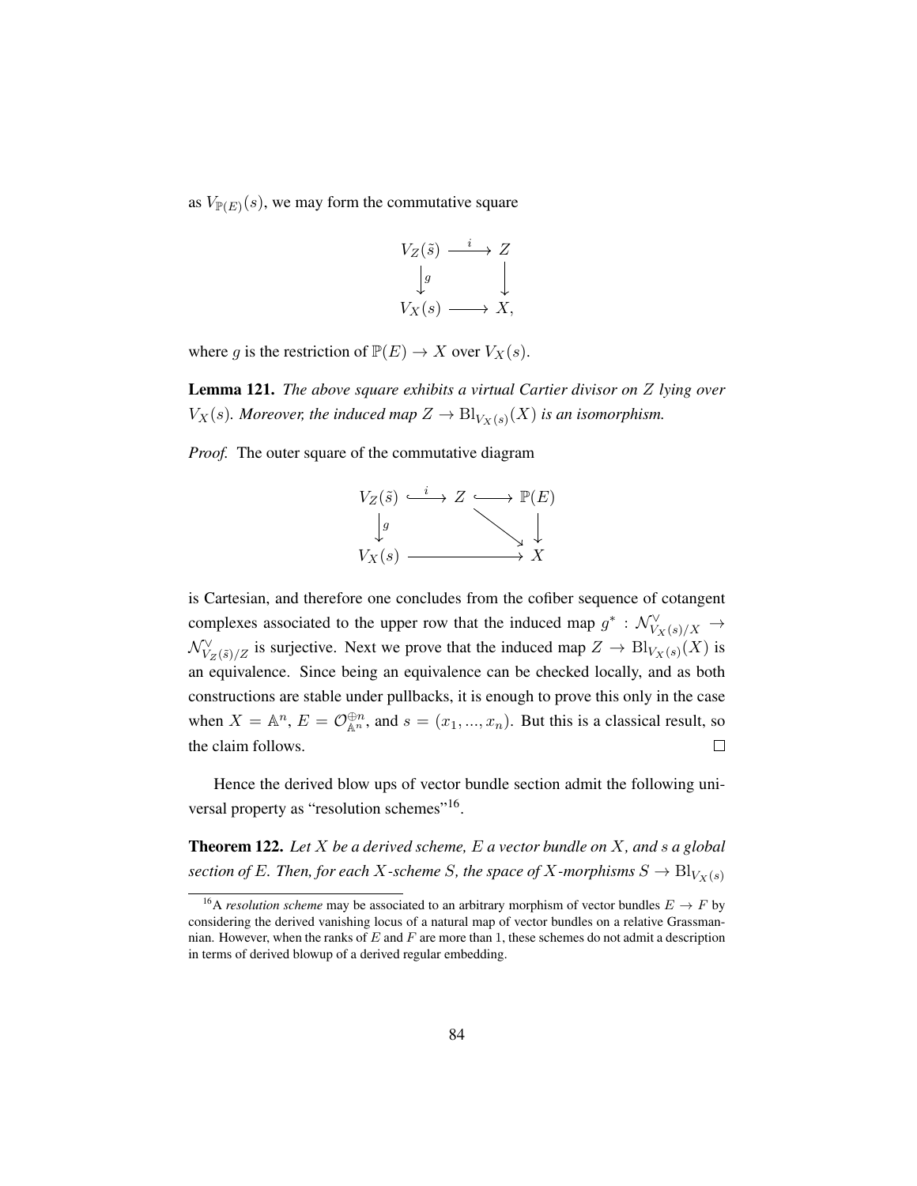as $V_{\mathbb{P}(E)}(s)$, we may form the commutative square

$$\begin{array}{ccc} V_Z(\tilde{s}) & \xrightarrow{i} & Z \\ \big\downarrow{\scriptstyle g} & & \big\downarrow \\ V_X(s) & \longrightarrow & X, \end{array}$$

where $g$ is the restriction of $\mathbb{P}(E) \to X$ over $V_X(s)$.

**Lemma 121.** *The above square exhibits a virtual Cartier divisor on $Z$ lying over $V_X(s)$. Moreover, the induced map $Z \to \mathrm{Bl}_{V_X(s)}(X)$ is an isomorphism.*

*Proof.* The outer square of the commutative diagram

$$\begin{array}{ccccc} V_Z(\tilde{s}) & \xhookrightarrow{i} & Z & \hookrightarrow & \mathbb{P}(E) \\ \big\downarrow{\scriptstyle g} & & & \searrow & \big\downarrow \\ V_X(s) & & \longrightarrow & & X \end{array}$$

is Cartesian, and therefore one concludes from the cofiber sequence of cotangent complexes associated to the upper row that the induced map $g^* : \mathcal{N}^\vee_{V_X(s)/X} \to \mathcal{N}^\vee_{V_Z(\tilde{s})/Z}$ is surjective. Next we prove that the induced map $Z \to \mathrm{Bl}_{V_X(s)}(X)$ is an equivalence. Since being an equivalence can be checked locally, and as both constructions are stable under pullbacks, it is enough to prove this only in the case when $X = \mathbb{A}^n$, $E = \mathcal{O}^{\oplus n}_{\mathbb{A}^n}$, and $s = (x_1, ..., x_n)$. But this is a classical result, so the claim follows. $\square$

Hence the derived blow ups of vector bundle section admit the following universal property as "resolution schemes"[16].

**Theorem 122.** *Let $X$ be a derived scheme, $E$ a vector bundle on $X$, and $s$ a global section of $E$. Then, for each $X$-scheme $S$, the space of $X$-morphisms $S \to \mathrm{Bl}_{V_X(s)}$*

[16] A *resolution scheme* may be associated to an arbitrary morphism of vector bundles $E \to F$ by considering the derived vanishing locus of a natural map of vector bundles on a relative Grassmannian. However, when the ranks of $E$ and $F$ are more than 1, these schemes do not admit a description in terms of derived blowup of a derived regular embedding.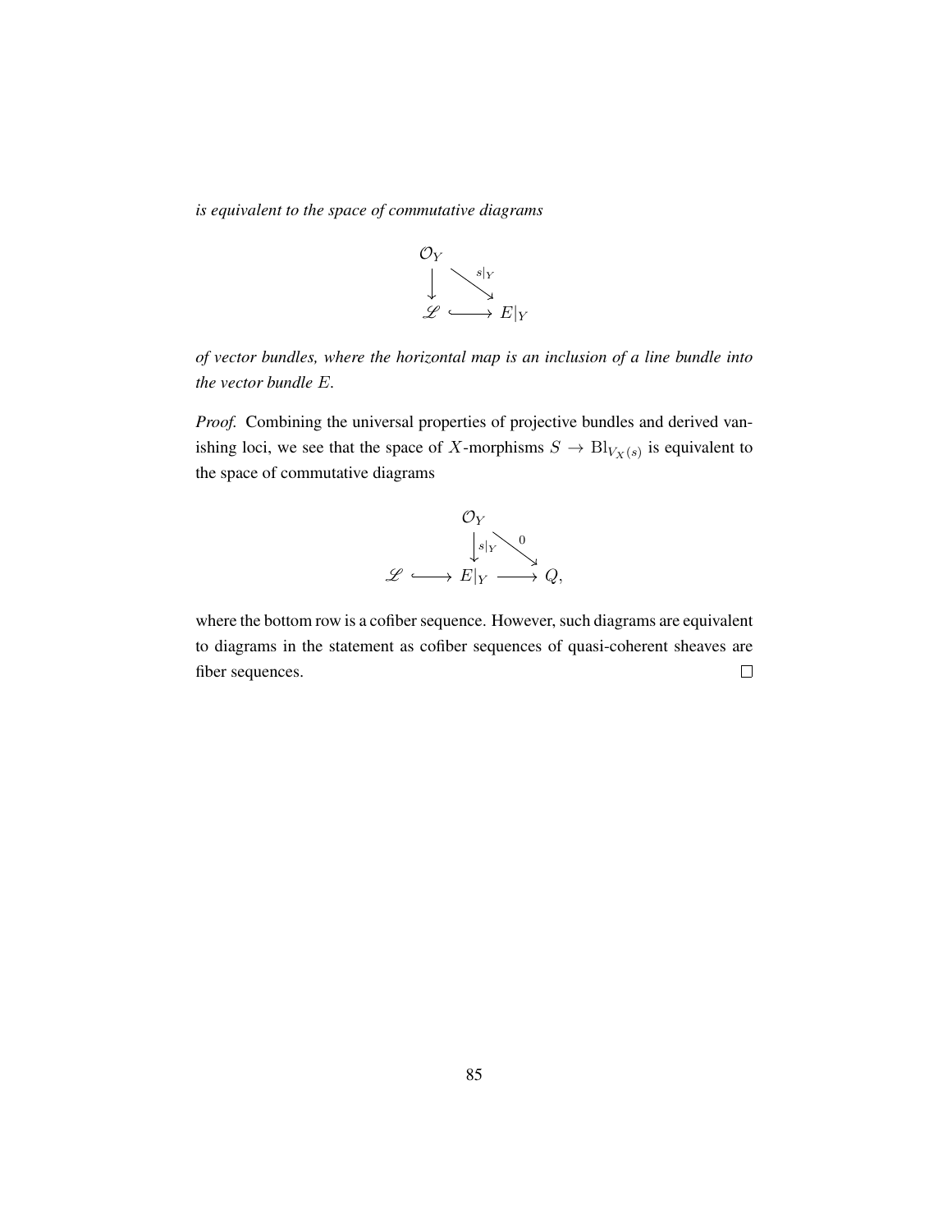*is equivalent to the space of commutative diagrams*

$$
\begin{array}{ccc}
\mathcal{O}_Y & & \\
\downarrow & \searrow^{s|_Y} & \\
\mathscr{L} & \hookrightarrow & E|_Y
\end{array}
$$

*of vector bundles, where the horizontal map is an inclusion of a line bundle into the vector bundle $E$.*

*Proof.* Combining the universal properties of projective bundles and derived vanishing loci, we see that the space of $X$-morphisms $S \to \mathrm{Bl}_{V_X(s)}$ is equivalent to the space of commutative diagrams

$$
\begin{array}{ccccc}
 & & \mathcal{O}_Y & & \\
 & & \downarrow{\scriptstyle s|_Y} & \searrow^{0} & \\
\mathscr{L} & \hookrightarrow & E|_Y & \longrightarrow & Q,
\end{array}
$$

where the bottom row is a cofiber sequence. However, such diagrams are equivalent to diagrams in the statement as cofiber sequences of quasi-coherent sheaves are fiber sequences. $\square$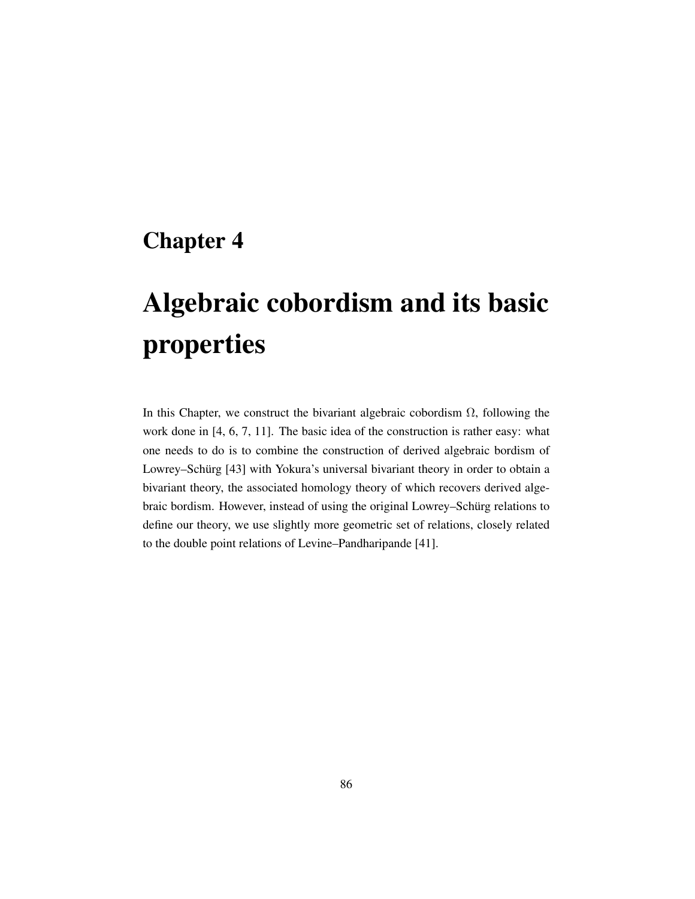# Chapter 4

# Algebraic cobordism and its basic properties

In this Chapter, we construct the bivariant algebraic cobordism $\Omega$, following the work done in [4, 6, 7, 11]. The basic idea of the construction is rather easy: what one needs to do is to combine the construction of derived algebraic bordism of Lowrey–Schürg [43] with Yokura's universal bivariant theory in order to obtain a bivariant theory, the associated homology theory of which recovers derived algebraic bordism. However, instead of using the original Lowrey–Schürg relations to define our theory, we use slightly more geometric set of relations, closely related to the double point relations of Levine–Pandharipande [41].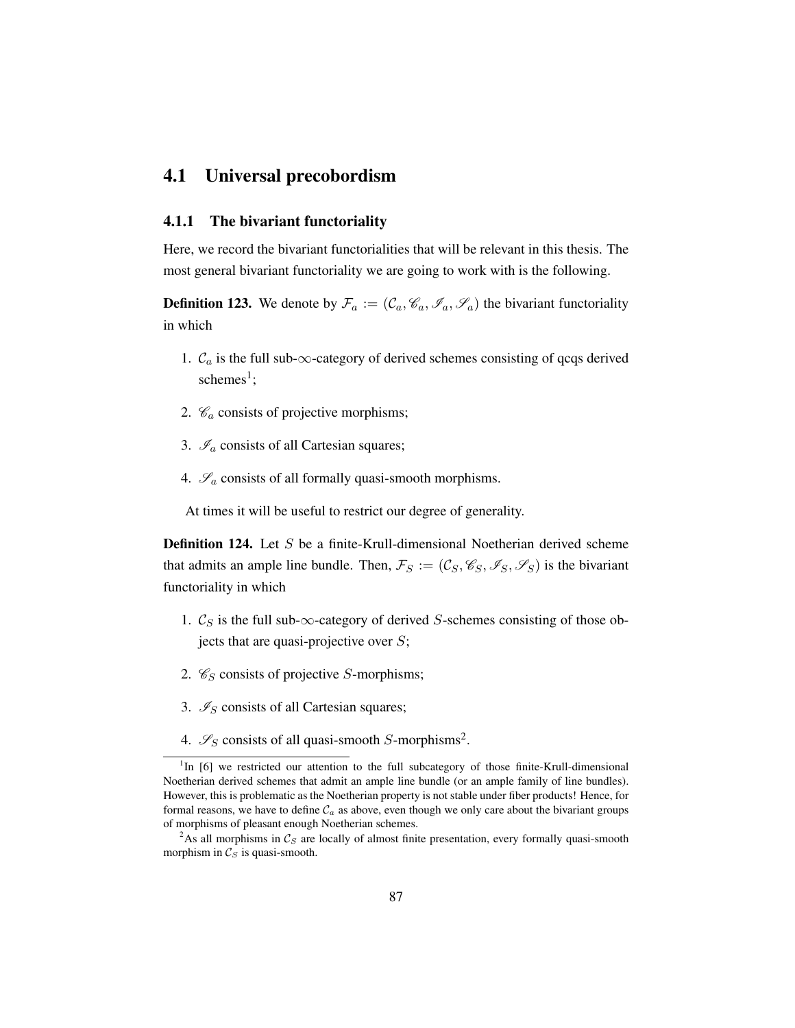## 4.1 Universal precobordism

### 4.1.1 The bivariant functoriality

Here, we record the bivariant functorialities that will be relevant in this thesis. The most general bivariant functoriality we are going to work with is the following.

**Definition 123.** We denote by $\mathcal{F}_a := (\mathcal{C}_a, \mathscr{C}_a, \mathscr{I}_a, \mathscr{S}_a)$ the bivariant functoriality in which

1. $\mathcal{C}_a$ is the full sub-$\infty$-category of derived schemes consisting of qcqs derived schemes[1];
2. $\mathscr{C}_a$ consists of projective morphisms;
3. $\mathscr{I}_a$ consists of all Cartesian squares;
4. $\mathscr{S}_a$ consists of all formally quasi-smooth morphisms.

At times it will be useful to restrict our degree of generality.

**Definition 124.** Let $S$ be a finite-Krull-dimensional Noetherian derived scheme that admits an ample line bundle. Then, $\mathcal{F}_S := (\mathcal{C}_S, \mathscr{C}_S, \mathscr{I}_S, \mathscr{S}_S)$ is the bivariant functoriality in which

1. $\mathcal{C}_S$ is the full sub-$\infty$-category of derived $S$-schemes consisting of those objects that are quasi-projective over $S$;
2. $\mathscr{C}_S$ consists of projective $S$-morphisms;
3. $\mathscr{I}_S$ consists of all Cartesian squares;
4. $\mathscr{S}_S$ consists of all quasi-smooth $S$-morphisms[2].

---

[1] In [6] we restricted our attention to the full subcategory of those finite-Krull-dimensional Noetherian derived schemes that admit an ample line bundle (or an ample family of line bundles). However, this is problematic as the Noetherian property is not stable under fiber products! Hence, for formal reasons, we have to define $\mathcal{C}_a$ as above, even though we only care about the bivariant groups of morphisms of pleasant enough Noetherian schemes.

[2] As all morphisms in $\mathcal{C}_S$ are locally of almost finite presentation, every formally quasi-smooth morphism in $\mathcal{C}_S$ is quasi-smooth.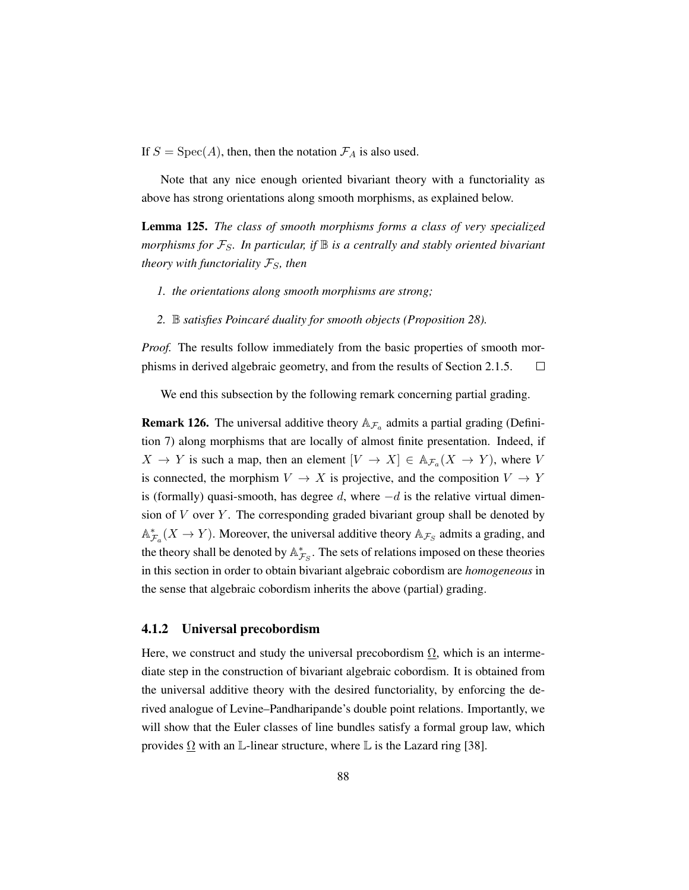If $S = \mathrm{Spec}(A)$, then, then the notation $\mathcal{F}_A$ is also used.

Note that any nice enough oriented bivariant theory with a functoriality as above has strong orientations along smooth morphisms, as explained below.

**Lemma 125.** *The class of smooth morphisms forms a class of very specialized morphisms for $\mathcal{F}_S$. In particular, if $\mathbb{B}$ is a centrally and stably oriented bivariant theory with functoriality $\mathcal{F}_S$, then*

1. *the orientations along smooth morphisms are strong;*
2. *$\mathbb{B}$ satisfies Poincaré duality for smooth objects (Proposition 28).*

*Proof.* The results follow immediately from the basic properties of smooth morphisms in derived algebraic geometry, and from the results of Section 2.1.5. □

We end this subsection by the following remark concerning partial grading.

**Remark 126.** The universal additive theory $\mathbb{A}_{\mathcal{F}_a}$ admits a partial grading (Definition 7) along morphisms that are locally of almost finite presentation. Indeed, if $X \to Y$ is such a map, then an element $[V \to X] \in \mathbb{A}_{\mathcal{F}_a}(X \to Y)$, where $V$ is connected, the morphism $V \to X$ is projective, and the composition $V \to Y$ is (formally) quasi-smooth, has degree $d$, where $-d$ is the relative virtual dimension of $V$ over $Y$. The corresponding graded bivariant group shall be denoted by $\mathbb{A}^*_{\mathcal{F}_a}(X \to Y)$. Moreover, the universal additive theory $\mathbb{A}_{\mathcal{F}_S}$ admits a grading, and the theory shall be denoted by $\mathbb{A}^*_{\mathcal{F}_S}$. The sets of relations imposed on these theories in this section in order to obtain bivariant algebraic cobordism are *homogeneous* in the sense that algebraic cobordism inherits the above (partial) grading.

### 4.1.2 Universal precobordism

Here, we construct and study the universal precobordism $\underline{\Omega}$, which is an intermediate step in the construction of bivariant algebraic cobordism. It is obtained from the universal additive theory with the desired functoriality, by enforcing the derived analogue of Levine–Pandharipande's double point relations. Importantly, we will show that the Euler classes of line bundles satisfy a formal group law, which provides $\underline{\Omega}$ with an $\mathbb{L}$-linear structure, where $\mathbb{L}$ is the Lazard ring [38].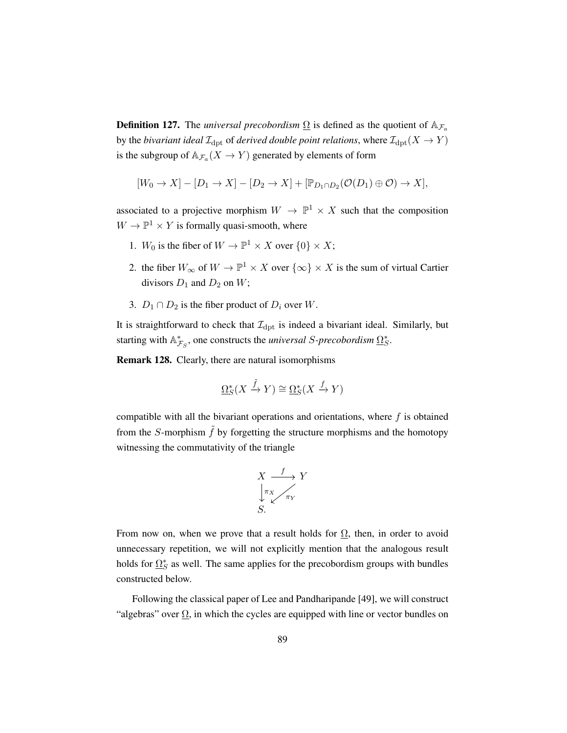**Definition 127.** The *universal precobordism* $\underline{\Omega}$ is defined as the quotient of $\mathbb{A}_{\mathcal{F}_a}$ by the *bivariant ideal* $\mathcal{I}_{\mathrm{dpt}}$ of *derived double point relations*, where $\mathcal{I}_{\mathrm{dpt}}(X \to Y)$ is the subgroup of $\mathbb{A}_{\mathcal{F}_a}(X \to Y)$ generated by elements of form

$$[W_0 \to X] - [D_1 \to X] - [D_2 \to X] + [\mathbb{P}_{D_1 \cap D_2}(\mathcal{O}(D_1) \oplus \mathcal{O}) \to X],$$

associated to a projective morphism $W \to \mathbb{P}^1 \times X$ such that the composition $W \to \mathbb{P}^1 \times Y$ is formally quasi-smooth, where

1. $W_0$ is the fiber of $W \to \mathbb{P}^1 \times X$ over $\{0\} \times X$;
2. the fiber $W_\infty$ of $W \to \mathbb{P}^1 \times X$ over $\{\infty\} \times X$ is the sum of virtual Cartier divisors $D_1$ and $D_2$ on $W$;
3. $D_1 \cap D_2$ is the fiber product of $D_i$ over $W$.

It is straightforward to check that $\mathcal{I}_{\mathrm{dpt}}$ is indeed a bivariant ideal. Similarly, but starting with $\mathbb{A}^*_{\mathcal{F}_S}$, one constructs the *universal $S$-precobordism* $\underline{\Omega}^*_S$.

**Remark 128.** Clearly, there are natural isomorphisms

$$\underline{\Omega}^*_S(X \xrightarrow{\tilde{f}} Y) \cong \underline{\Omega}^*_S(X \xrightarrow{f} Y)$$

compatible with all the bivariant operations and orientations, where $f$ is obtained from the $S$-morphism $\tilde{f}$ by forgetting the structure morphisms and the homotopy witnessing the commutativity of the triangle

$$\begin{array}{ccc} X & \xrightarrow{f} & Y \\ \downarrow{\scriptstyle \pi_X} & \swarrow{\scriptstyle \pi_Y} & \\ S. & & \end{array}$$

From now on, when we prove that a result holds for $\underline{\Omega}$, then, in order to avoid unnecessary repetition, we will not explicitly mention that the analogous result holds for $\underline{\Omega}^*_S$ as well. The same applies for the precobordism groups with bundles constructed below.

Following the classical paper of Lee and Pandharipande [49], we will construct "algebras" over $\underline{\Omega}$, in which the cycles are equipped with line or vector bundles on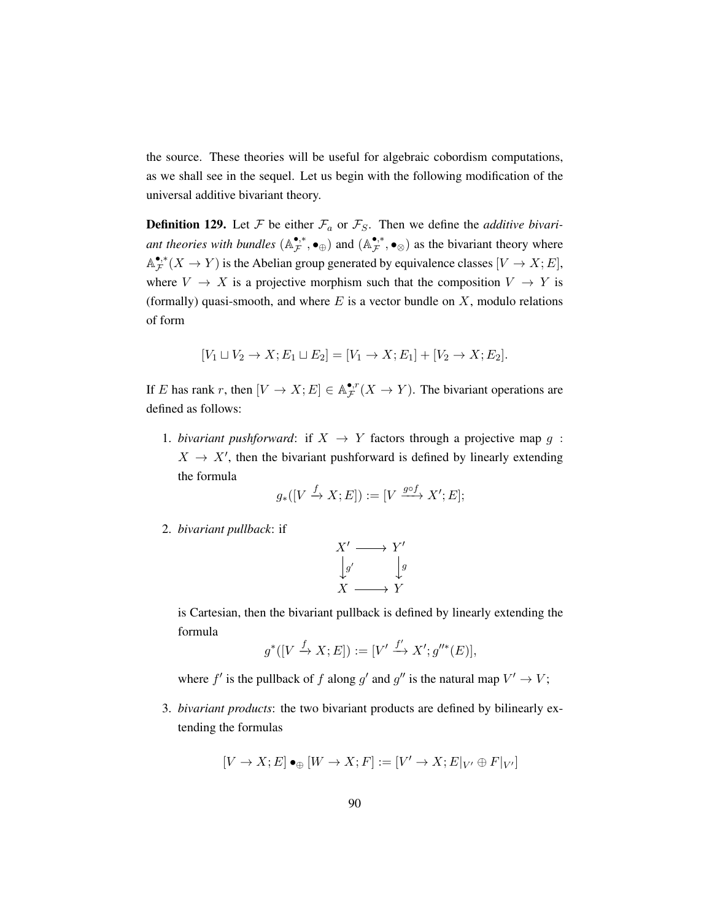the source. These theories will be useful for algebraic cobordism computations, as we shall see in the sequel. Let us begin with the following modification of the universal additive bivariant theory.

**Definition 129.** Let $\mathcal{F}$ be either $\mathcal{F}_a$ or $\mathcal{F}_S$. Then we define the *additive bivariant theories with bundles* $(\mathbb{A}^{\bullet;*}_{\mathcal{F}}, \bullet_\oplus)$ and $(\mathbb{A}^{\bullet;*}_{\mathcal{F}}, \bullet_\otimes)$ as the bivariant theory where $\mathbb{A}^{\bullet;*}_{\mathcal{F}}(X \to Y)$ is the Abelian group generated by equivalence classes $[V \to X; E]$, where $V \to X$ is a projective morphism such that the composition $V \to Y$ is (formally) quasi-smooth, and where $E$ is a vector bundle on $X$, modulo relations of form

$$[V_1 \sqcup V_2 \to X; E_1 \sqcup E_2] = [V_1 \to X; E_1] + [V_2 \to X; E_2].$$

If $E$ has rank $r$, then $[V \to X; E] \in \mathbb{A}^{\bullet;r}_{\mathcal{F}}(X \to Y)$. The bivariant operations are defined as follows:

1. *bivariant pushforward*: if $X \to Y$ factors through a projective map $g : X \to X'$, then the bivariant pushforward is defined by linearly extending the formula
$$g_*([V \xrightarrow{f} X; E]) := [V \xrightarrow{g \circ f} X'; E];$$

2. *bivariant pullback*: if
$$\begin{array}{ccc} X' & \longrightarrow & Y' \\ \big\downarrow{\scriptstyle g'} & & \big\downarrow{\scriptstyle g} \\ X & \longrightarrow & Y \end{array}$$
is Cartesian, then the bivariant pullback is defined by linearly extending the formula
$$g^*([V \xrightarrow{f} X; E]) := [V' \xrightarrow{f'} X'; g''^*(E)],$$
where $f'$ is the pullback of $f$ along $g'$ and $g''$ is the natural map $V' \to V$;

3. *bivariant products*: the two bivariant products are defined by bilinearly extending the formulas
$$[V \to X; E] \bullet_\oplus [W \to X; F] := [V' \to X; E|_{V'} \oplus F|_{V'}]$$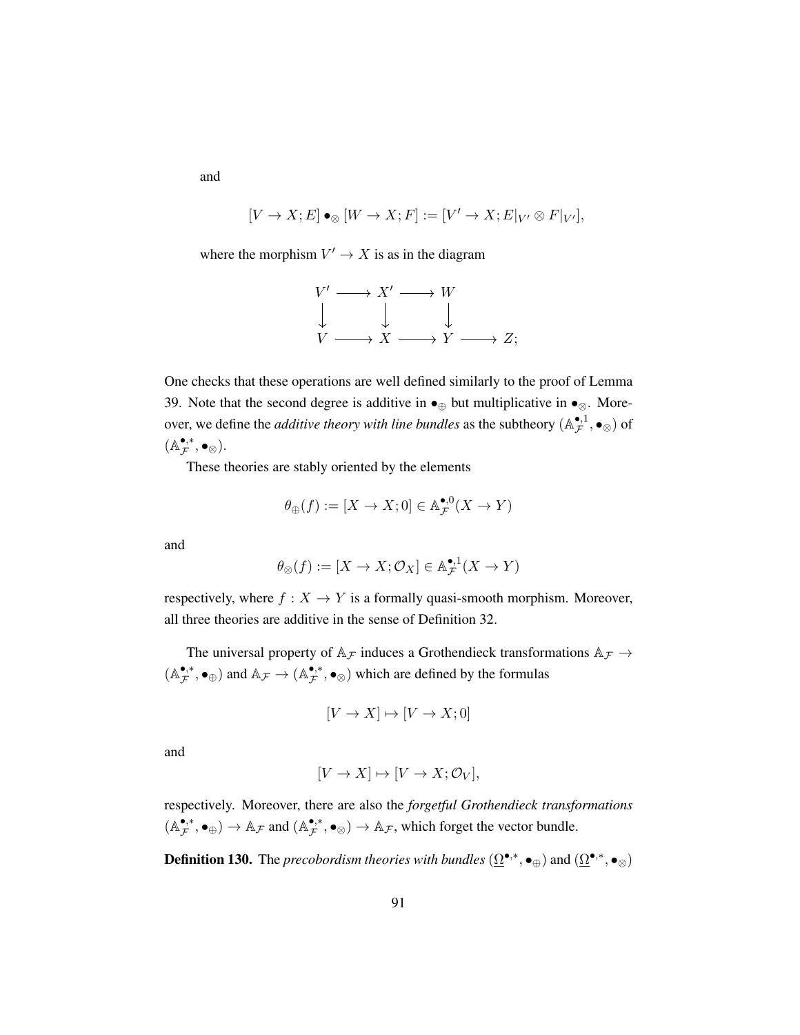and

$$[V \to X; E] \bullet_{\otimes} [W \to X; F] := [V' \to X; E|_{V'} \otimes F|_{V'}],$$

where the morphism $V' \to X$ is as in the diagram

$$\begin{array}{ccccccc} V' & \longrightarrow & X' & \longrightarrow & W & & \\ \downarrow & & \downarrow & & \downarrow & & \\ V & \longrightarrow & X & \longrightarrow & Y & \longrightarrow & Z; \end{array}$$

One checks that these operations are well defined similarly to the proof of Lemma 39. Note that the second degree is additive in $\bullet_{\oplus}$ but multiplicative in $\bullet_{\otimes}$. Moreover, we define the *additive theory with line bundles* as the subtheory $(\mathbb{A}^{\bullet,1}_{\mathcal{F}}, \bullet_{\otimes})$ of $(\mathbb{A}^{\bullet,*}_{\mathcal{F}}, \bullet_{\otimes})$.

These theories are stably oriented by the elements

$$\theta_{\oplus}(f) := [X \to X; 0] \in \mathbb{A}^{\bullet,0}_{\mathcal{F}}(X \to Y)$$

and

$$\theta_{\otimes}(f) := [X \to X; \mathcal{O}_X] \in \mathbb{A}^{\bullet,1}_{\mathcal{F}}(X \to Y)$$

respectively, where $f : X \to Y$ is a formally quasi-smooth morphism. Moreover, all three theories are additive in the sense of Definition 32.

The universal property of $\mathbb{A}_{\mathcal{F}}$ induces a Grothendieck transformations $\mathbb{A}_{\mathcal{F}} \to (\mathbb{A}^{\bullet,*}_{\mathcal{F}}, \bullet_{\oplus})$ and $\mathbb{A}_{\mathcal{F}} \to (\mathbb{A}^{\bullet,*}_{\mathcal{F}}, \bullet_{\otimes})$ which are defined by the formulas

$$[V \to X] \mapsto [V \to X; 0]$$

and

$$[V \to X] \mapsto [V \to X; \mathcal{O}_V],$$

respectively. Moreover, there are also the *forgetful Grothendieck transformations* $(\mathbb{A}^{\bullet,*}_{\mathcal{F}}, \bullet_{\oplus}) \to \mathbb{A}_{\mathcal{F}}$ and $(\mathbb{A}^{\bullet,*}_{\mathcal{F}}, \bullet_{\otimes}) \to \mathbb{A}_{\mathcal{F}}$, which forget the vector bundle.

**Definition 130.** The *precobordism theories with bundles* $(\underline{\Omega}^{\bullet,*}, \bullet_{\oplus})$ and $(\underline{\Omega}^{\bullet,*}, \bullet_{\otimes})$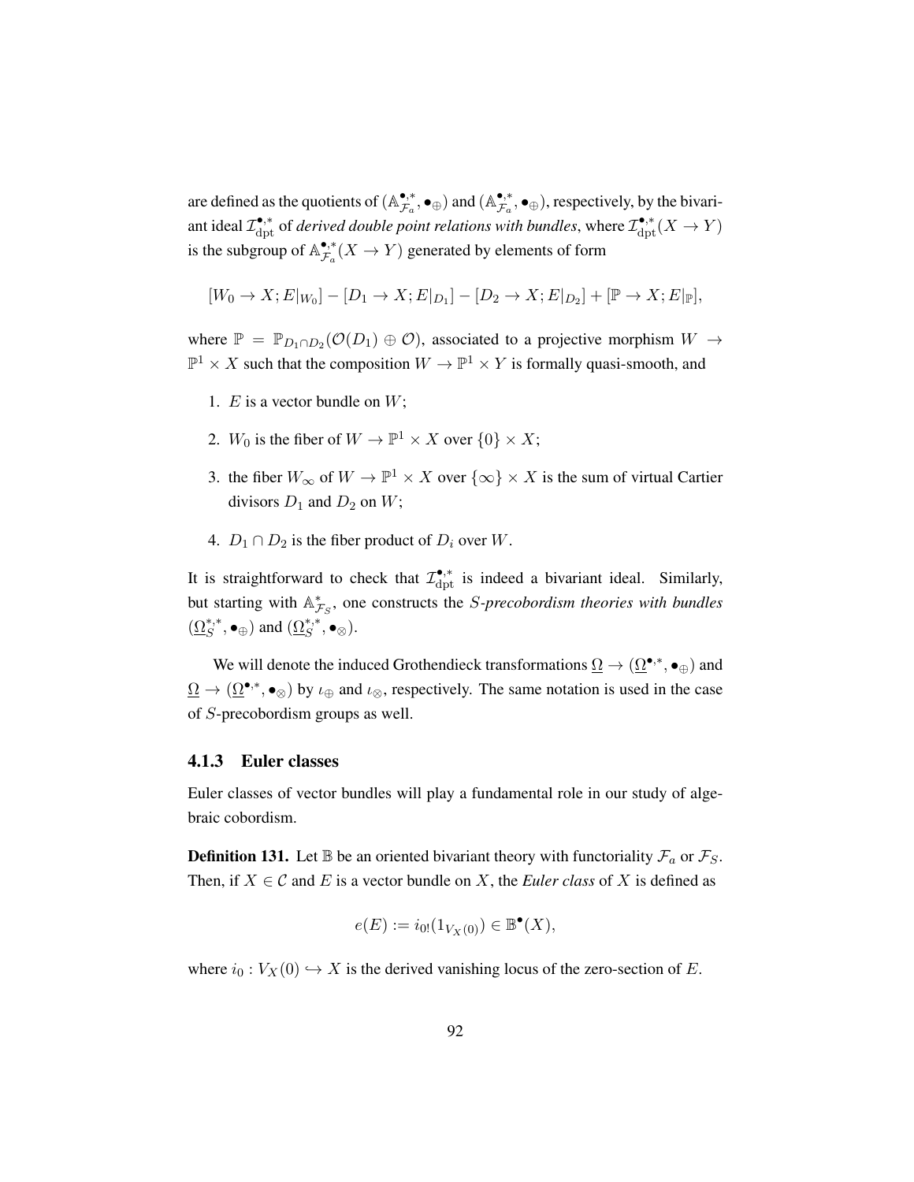are defined as the quotients of $(\mathbb{A}^{\bullet,*}_{\mathcal{F}_a}, \bullet_\oplus)$ and $(\mathbb{A}^{\bullet,*}_{\mathcal{F}_a}, \bullet_\oplus)$, respectively, by the bivariant ideal $\mathcal{I}^{\bullet,*}_{\mathrm{dpt}}$ of *derived double point relations with bundles*, where $\mathcal{I}^{\bullet,*}_{\mathrm{dpt}}(X \to Y)$ is the subgroup of $\mathbb{A}^{\bullet,*}_{\mathcal{F}_a}(X \to Y)$ generated by elements of form

$$[W_0 \to X; E|_{W_0}] - [D_1 \to X; E|_{D_1}] - [D_2 \to X; E|_{D_2}] + [\mathbb{P} \to X; E|_{\mathbb{P}}],$$

where $\mathbb{P} = \mathbb{P}_{D_1 \cap D_2}(\mathcal{O}(D_1) \oplus \mathcal{O})$, associated to a projective morphism $W \to \mathbb{P}^1 \times X$ such that the composition $W \to \mathbb{P}^1 \times Y$ is formally quasi-smooth, and

1. $E$ is a vector bundle on $W$;
2. $W_0$ is the fiber of $W \to \mathbb{P}^1 \times X$ over $\{0\} \times X$;
3. the fiber $W_\infty$ of $W \to \mathbb{P}^1 \times X$ over $\{\infty\} \times X$ is the sum of virtual Cartier divisors $D_1$ and $D_2$ on $W$;
4. $D_1 \cap D_2$ is the fiber product of $D_i$ over $W$.

It is straightforward to check that $\mathcal{I}^{\bullet,*}_{\mathrm{dpt}}$ is indeed a bivariant ideal. Similarly, but starting with $\mathbb{A}^*_{\mathcal{F}_S}$, one constructs the *$S$-precobordism theories with bundles* $(\underline{\Omega}^{*,*}_S, \bullet_\oplus)$ and $(\underline{\Omega}^{*,*}_S, \bullet_\otimes)$.

We will denote the induced Grothendieck transformations $\underline{\Omega} \to (\underline{\Omega}^{\bullet,*}, \bullet_\oplus)$ and $\underline{\Omega} \to (\underline{\Omega}^{\bullet,*}, \bullet_\otimes)$ by $\iota_\oplus$ and $\iota_\otimes$, respectively. The same notation is used in the case of $S$-precobordism groups as well.

### 4.1.3 Euler classes

Euler classes of vector bundles will play a fundamental role in our study of algebraic cobordism.

**Definition 131.** Let $\mathbb{B}$ be an oriented bivariant theory with functoriality $\mathcal{F}_a$ or $\mathcal{F}_S$. Then, if $X \in \mathcal{C}$ and $E$ is a vector bundle on $X$, the *Euler class* of $X$ is defined as

$$e(E) := i_{0!}(1_{V_X(0)}) \in \mathbb{B}^\bullet(X),$$

where $i_0 : V_X(0) \hookrightarrow X$ is the derived vanishing locus of the zero-section of $E$.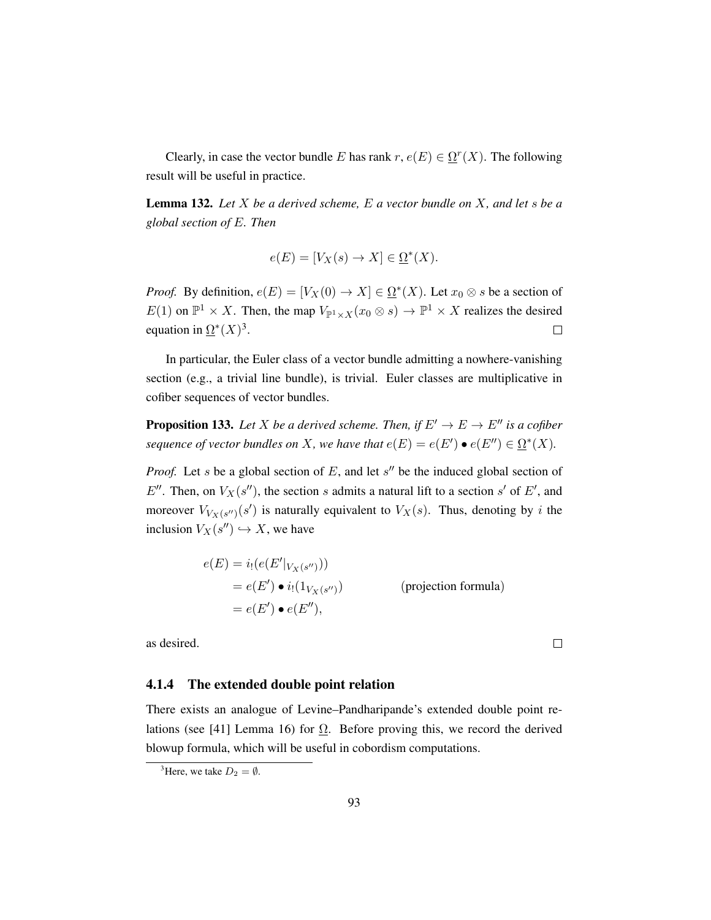Clearly, in case the vector bundle $E$ has rank $r$, $e(E) \in \underline{\Omega}^r(X)$. The following result will be useful in practice.

**Lemma 132.** *Let $X$ be a derived scheme, $E$ a vector bundle on $X$, and let $s$ be a global section of $E$. Then*

$$e(E) = [V_X(s) \to X] \in \underline{\Omega}^*(X).$$

*Proof.* By definition, $e(E) = [V_X(0) \to X] \in \underline{\Omega}^*(X)$. Let $x_0 \otimes s$ be a section of $E(1)$ on $\mathbb{P}^1 \times X$. Then, the map $V_{\mathbb{P}^1 \times X}(x_0 \otimes s) \to \mathbb{P}^1 \times X$ realizes the desired equation in $\underline{\Omega}^*(X)$[3]. $\square$

In particular, the Euler class of a vector bundle admitting a nowhere-vanishing section (e.g., a trivial line bundle), is trivial. Euler classes are multiplicative in cofiber sequences of vector bundles.

**Proposition 133.** *Let $X$ be a derived scheme. Then, if $E' \to E \to E''$ is a cofiber sequence of vector bundles on $X$, we have that $e(E) = e(E') \bullet e(E'') \in \underline{\Omega}^*(X)$.*

*Proof.* Let $s$ be a global section of $E$, and let $s''$ be the induced global section of $E''$. Then, on $V_X(s'')$, the section $s$ admits a natural lift to a section $s'$ of $E'$, and moreover $V_{V_X(s'')}(s')$ is naturally equivalent to $V_X(s)$. Thus, denoting by $i$ the inclusion $V_X(s'') \hookrightarrow X$, we have

$$\begin{aligned} e(E) &= i_!(e(E'|_{V_X(s'')})) \\ &= e(E') \bullet i_!(1_{V_X(s'')}) && \text{(projection formula)} \\ &= e(E') \bullet e(E''), \end{aligned}$$

as desired. $\square$

### 4.1.4 The extended double point relation

There exists an analogue of Levine–Pandharipande's extended double point relations (see [41] Lemma 16) for $\underline{\Omega}$. Before proving this, we record the derived blowup formula, which will be useful in cobordism computations.

[3] Here, we take $D_2 = \emptyset$.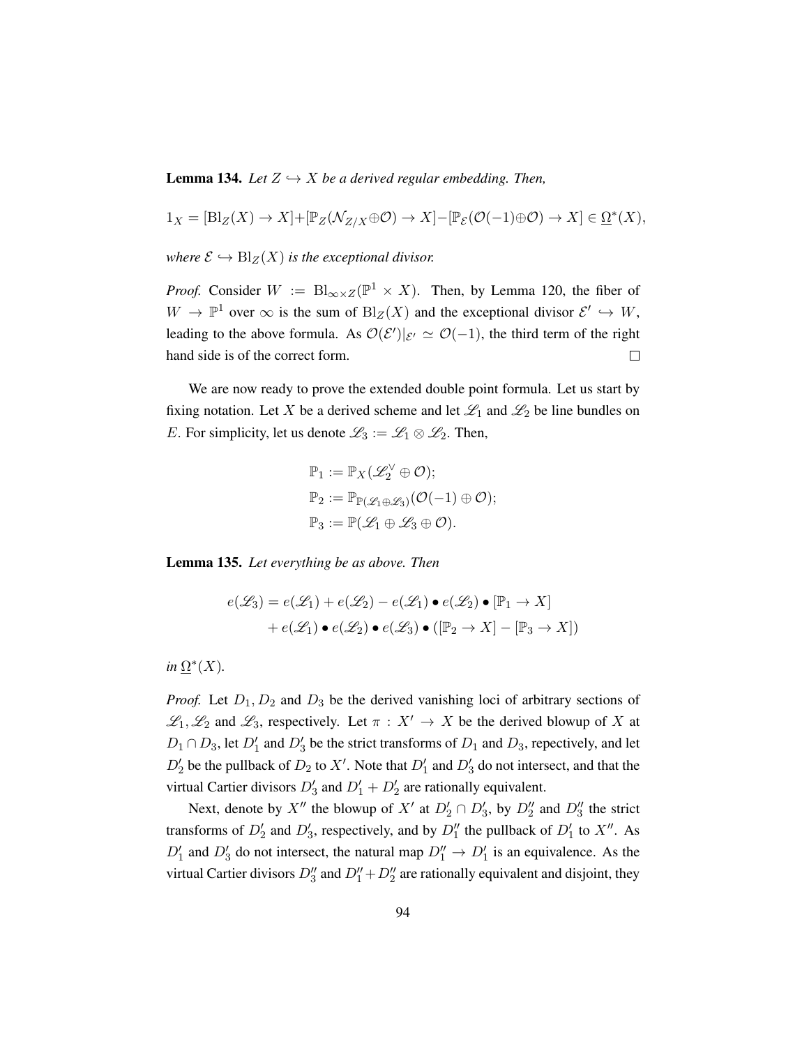**Lemma 134.** *Let $Z \hookrightarrow X$ be a derived regular embedding. Then,*

$$1_X = [\mathrm{Bl}_Z(X) \to X] + [\mathbb{P}_Z(\mathcal{N}_{Z/X} \oplus \mathcal{O}) \to X] - [\mathbb{P}_{\mathcal{E}}(\mathcal{O}(-1) \oplus \mathcal{O}) \to X] \in \underline{\Omega}^*(X),$$

*where $\mathcal{E} \hookrightarrow \mathrm{Bl}_Z(X)$ is the exceptional divisor.*

*Proof.* Consider $W := \mathrm{Bl}_{\infty \times Z}(\mathbb{P}^1 \times X)$. Then, by Lemma 120, the fiber of $W \to \mathbb{P}^1$ over $\infty$ is the sum of $\mathrm{Bl}_Z(X)$ and the exceptional divisor $\mathcal{E}' \hookrightarrow W$, leading to the above formula. As $\mathcal{O}(\mathcal{E}')|_{\mathcal{E}'} \simeq \mathcal{O}(-1)$, the third term of the right hand side is of the correct form. □

We are now ready to prove the extended double point formula. Let us start by fixing notation. Let $X$ be a derived scheme and let $\mathscr{L}_1$ and $\mathscr{L}_2$ be line bundles on $E$. For simplicity, let us denote $\mathscr{L}_3 := \mathscr{L}_1 \otimes \mathscr{L}_2$. Then,

$$\mathbb{P}_1 := \mathbb{P}_X(\mathscr{L}_2^\vee \oplus \mathcal{O});$$
$$\mathbb{P}_2 := \mathbb{P}_{\mathbb{P}(\mathscr{L}_1 \oplus \mathscr{L}_3)}(\mathcal{O}(-1) \oplus \mathcal{O});$$
$$\mathbb{P}_3 := \mathbb{P}(\mathscr{L}_1 \oplus \mathscr{L}_3 \oplus \mathcal{O}).$$

**Lemma 135.** *Let everything be as above. Then*

$$\begin{aligned} e(\mathscr{L}_3) = e(\mathscr{L}_1) + e(\mathscr{L}_2) - e(\mathscr{L}_1) \bullet e(\mathscr{L}_2) \bullet [\mathbb{P}_1 \to X] \\ + e(\mathscr{L}_1) \bullet e(\mathscr{L}_2) \bullet e(\mathscr{L}_3) \bullet ([\mathbb{P}_2 \to X] - [\mathbb{P}_3 \to X]) \end{aligned}$$

*in $\underline{\Omega}^*(X)$.*

*Proof.* Let $D_1, D_2$ and $D_3$ be the derived vanishing loci of arbitrary sections of $\mathscr{L}_1, \mathscr{L}_2$ and $\mathscr{L}_3$, respectively. Let $\pi : X' \to X$ be the derived blowup of $X$ at $D_1 \cap D_3$, let $D_1'$ and $D_3'$ be the strict transforms of $D_1$ and $D_3$, repectively, and let $D_2'$ be the pullback of $D_2$ to $X'$. Note that $D_1'$ and $D_3'$ do not intersect, and that the virtual Cartier divisors $D_3'$ and $D_1' + D_2'$ are rationally equivalent.

Next, denote by $X''$ the blowup of $X'$ at $D_2' \cap D_3'$, by $D_2''$ and $D_3''$ the strict transforms of $D_2'$ and $D_3'$, respectively, and by $D_1''$ the pullback of $D_1'$ to $X''$. As $D_1'$ and $D_3'$ do not intersect, the natural map $D_1'' \to D_1'$ is an equivalence. As the virtual Cartier divisors $D_3''$ and $D_1'' + D_2''$ are rationally equivalent and disjoint, they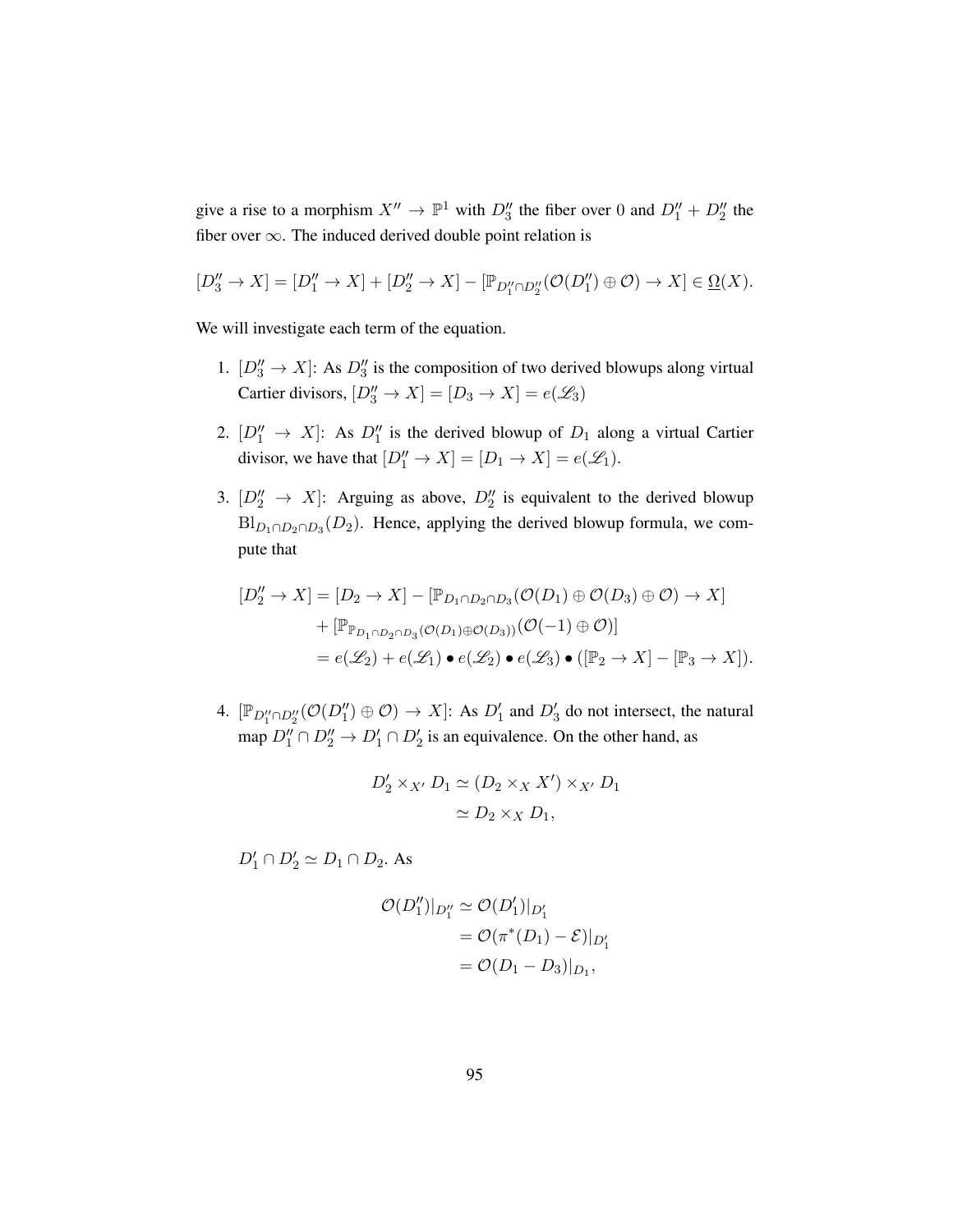give a rise to a morphism $X'' \to \mathbb{P}^1$ with $D_3''$ the fiber over $0$ and $D_1'' + D_2''$ the fiber over $\infty$. The induced derived double point relation is

$$[D_3'' \to X] = [D_1'' \to X] + [D_2'' \to X] - [\mathbb{P}_{D_1'' \cap D_2''}(\mathcal{O}(D_1'') \oplus \mathcal{O}) \to X] \in \underline{\Omega}(X).$$

We will investigate each term of the equation.

1. $[D_3'' \to X]$: As $D_3''$ is the composition of two derived blowups along virtual Cartier divisors, $[D_3'' \to X] = [D_3 \to X] = e(\mathscr{L}_3)$

2. $[D_1'' \to X]$: As $D_1''$ is the derived blowup of $D_1$ along a virtual Cartier divisor, we have that $[D_1'' \to X] = [D_1 \to X] = e(\mathscr{L}_1)$.

3. $[D_2'' \to X]$: Arguing as above, $D_2''$ is equivalent to the derived blowup $\mathrm{Bl}_{D_1 \cap D_2 \cap D_3}(D_2)$. Hence, applying the derived blowup formula, we compute that

$$\begin{aligned}
[D_2'' \to X] &= [D_2 \to X] - [\mathbb{P}_{D_1 \cap D_2 \cap D_3}(\mathcal{O}(D_1) \oplus \mathcal{O}(D_3) \oplus \mathcal{O}) \to X] \\
&\quad + [\mathbb{P}_{\mathbb{P}_{D_1 \cap D_2 \cap D_3}(\mathcal{O}(D_1) \oplus \mathcal{O}(D_3))}(\mathcal{O}(-1) \oplus \mathcal{O})] \\
&= e(\mathscr{L}_2) + e(\mathscr{L}_1) \bullet e(\mathscr{L}_2) \bullet e(\mathscr{L}_3) \bullet ([\mathbb{P}_2 \to X] - [\mathbb{P}_3 \to X]).
\end{aligned}$$

4. $[\mathbb{P}_{D_1'' \cap D_2''}(\mathcal{O}(D_1'') \oplus \mathcal{O}) \to X]$: As $D_1'$ and $D_3'$ do not intersect, the natural map $D_1'' \cap D_2'' \to D_1' \cap D_2'$ is an equivalence. On the other hand, as

$$\begin{aligned}
D_2' \times_{X'} D_1 &\simeq (D_2 \times_X X') \times_{X'} D_1 \\
&\simeq D_2 \times_X D_1,
\end{aligned}$$

$D_1' \cap D_2' \simeq D_1 \cap D_2$. As

$$\begin{aligned}
\mathcal{O}(D_1'')|_{D_1''} &\simeq \mathcal{O}(D_1')|_{D_1'} \\
&= \mathcal{O}(\pi^*(D_1) - \mathcal{E})|_{D_1'} \\
&= \mathcal{O}(D_1 - D_3)|_{D_1},
\end{aligned}$$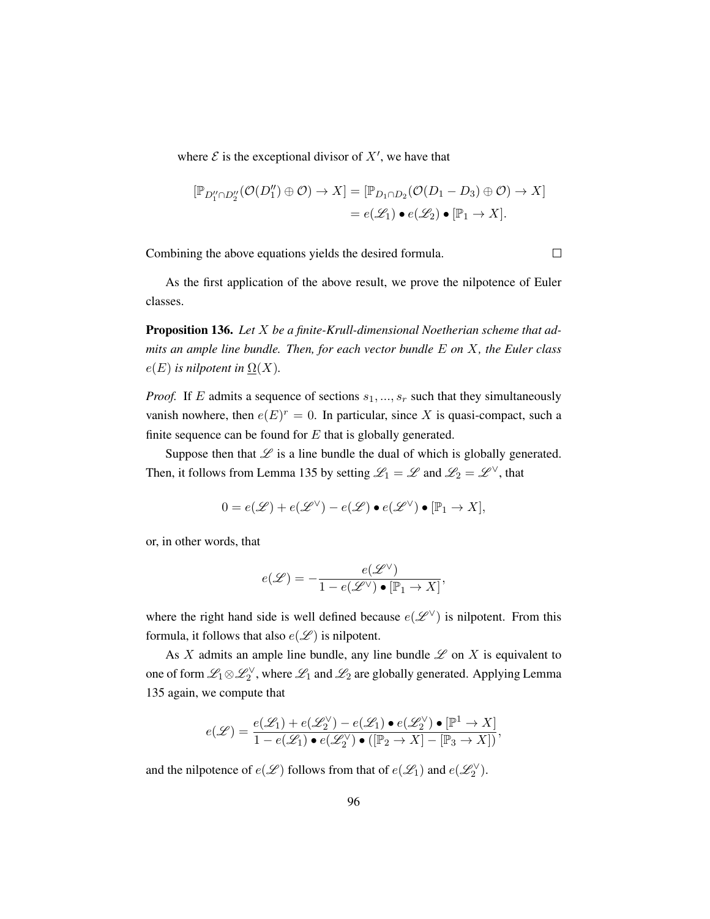where $\mathcal{E}$ is the exceptional divisor of $X'$, we have that

$$
\begin{aligned}
[\mathbb{P}_{D_1''\cap D_2''}(\mathcal{O}(D_1'')\oplus\mathcal{O})\to X] &= [\mathbb{P}_{D_1\cap D_2}(\mathcal{O}(D_1-D_3)\oplus\mathcal{O})\to X] \\
&= e(\mathscr{L}_1)\bullet e(\mathscr{L}_2)\bullet[\mathbb{P}_1\to X].
\end{aligned}
$$

Combining the above equations yields the desired formula. □

As the first application of the above result, we prove the nilpotence of Euler classes.

**Proposition 136.** *Let $X$ be a finite-Krull-dimensional Noetherian scheme that admits an ample line bundle. Then, for each vector bundle $E$ on $X$, the Euler class $e(E)$ is nilpotent in $\underline{\Omega}(X)$.*

*Proof.* If $E$ admits a sequence of sections $s_1,...,s_r$ such that they simultaneously vanish nowhere, then $e(E)^r=0$. In particular, since $X$ is quasi-compact, such a finite sequence can be found for $E$ that is globally generated.

Suppose then that $\mathscr{L}$ is a line bundle the dual of which is globally generated. Then, it follows from Lemma 135 by setting $\mathscr{L}_1=\mathscr{L}$ and $\mathscr{L}_2=\mathscr{L}^\vee$, that

$$
0=e(\mathscr{L})+e(\mathscr{L}^\vee)-e(\mathscr{L})\bullet e(\mathscr{L}^\vee)\bullet[\mathbb{P}_1\to X],
$$

or, in other words, that

$$
e(\mathscr{L})=-\frac{e(\mathscr{L}^\vee)}{1-e(\mathscr{L}^\vee)\bullet[\mathbb{P}_1\to X]},
$$

where the right hand side is well defined because $e(\mathscr{L}^\vee)$ is nilpotent. From this formula, it follows that also $e(\mathscr{L})$ is nilpotent.

As $X$ admits an ample line bundle, any line bundle $\mathscr{L}$ on $X$ is equivalent to one of form $\mathscr{L}_1\otimes\mathscr{L}_2^\vee$, where $\mathscr{L}_1$ and $\mathscr{L}_2$ are globally generated. Applying Lemma 135 again, we compute that

$$
e(\mathscr{L})=\frac{e(\mathscr{L}_1)+e(\mathscr{L}_2^\vee)-e(\mathscr{L}_1)\bullet e(\mathscr{L}_2^\vee)\bullet[\mathbb{P}^1\to X]}{1-e(\mathscr{L}_1)\bullet e(\mathscr{L}_2^\vee)\bullet([\mathbb{P}_2\to X]-[\mathbb{P}_3\to X])},
$$

and the nilpotence of $e(\mathscr{L})$ follows from that of $e(\mathscr{L}_1)$ and $e(\mathscr{L}_2^\vee)$.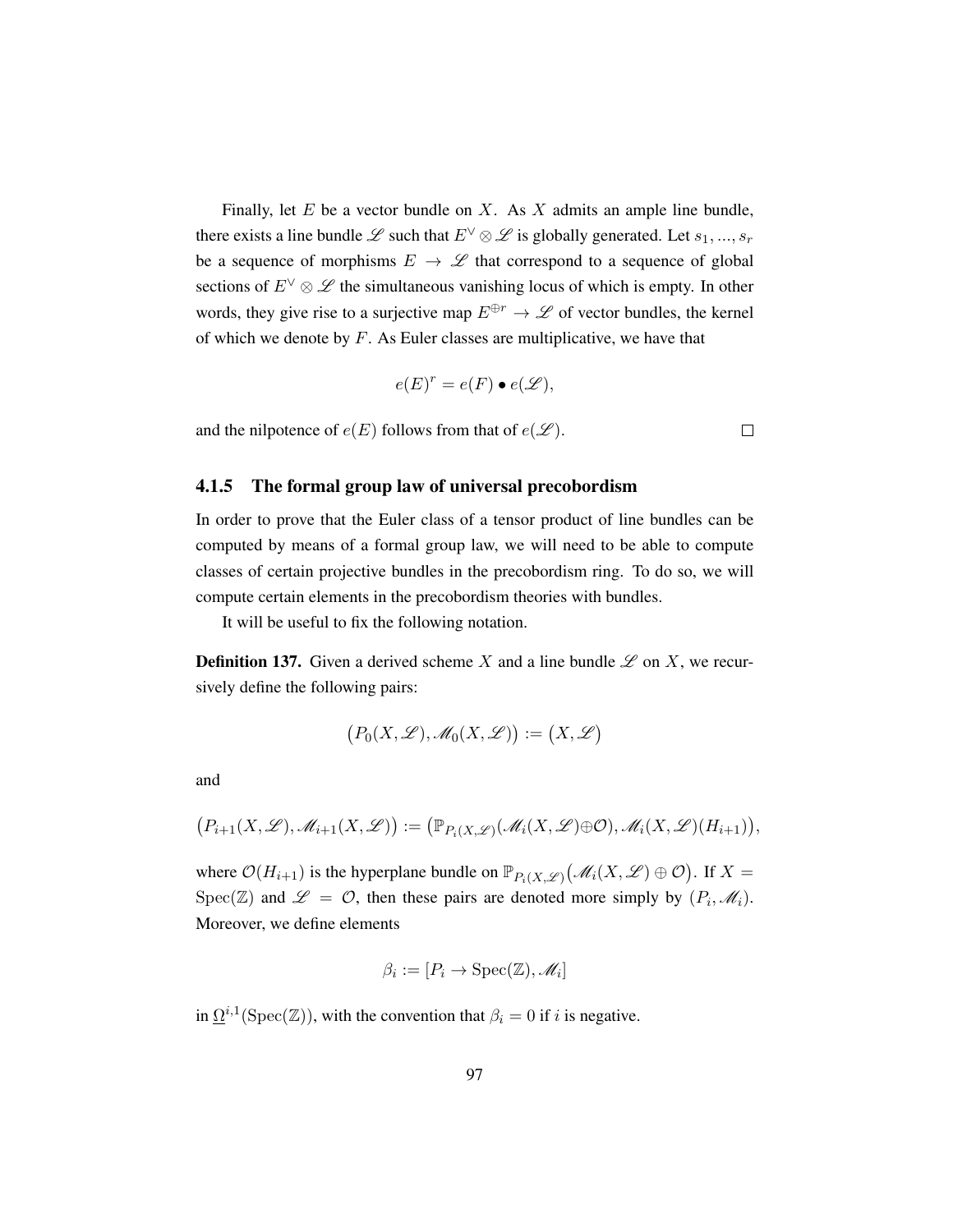Finally, let $E$ be a vector bundle on $X$. As $X$ admits an ample line bundle, there exists a line bundle $\mathscr{L}$ such that $E^\vee \otimes \mathscr{L}$ is globally generated. Let $s_1, ..., s_r$ be a sequence of morphisms $E \to \mathscr{L}$ that correspond to a sequence of global sections of $E^\vee \otimes \mathscr{L}$ the simultaneous vanishing locus of which is empty. In other words, they give rise to a surjective map $E^{\oplus r} \to \mathscr{L}$ of vector bundles, the kernel of which we denote by $F$. As Euler classes are multiplicative, we have that

$$e(E)^r = e(F) \bullet e(\mathscr{L}),$$

and the nilpotence of $e(E)$ follows from that of $e(\mathscr{L})$. □

### 4.1.5 The formal group law of universal precobordism

In order to prove that the Euler class of a tensor product of line bundles can be computed by means of a formal group law, we will need to be able to compute classes of certain projective bundles in the precobordism ring. To do so, we will compute certain elements in the precobordism theories with bundles.

It will be useful to fix the following notation.

**Definition 137.** Given a derived scheme $X$ and a line bundle $\mathscr{L}$ on $X$, we recursively define the following pairs:

$$\big(P_0(X, \mathscr{L}), \mathscr{M}_0(X, \mathscr{L})\big) := \big(X, \mathscr{L}\big)$$

and

$$\big(P_{i+1}(X, \mathscr{L}), \mathscr{M}_{i+1}(X, \mathscr{L})\big) := \big(\mathbb{P}_{P_i(X,\mathscr{L})}(\mathscr{M}_i(X, \mathscr{L}) \oplus \mathcal{O}), \mathscr{M}_i(X, \mathscr{L})(H_{i+1})\big),$$

where $\mathcal{O}(H_{i+1})$ is the hyperplane bundle on $\mathbb{P}_{P_i(X,\mathscr{L})}\big(\mathscr{M}_i(X, \mathscr{L}) \oplus \mathcal{O}\big)$. If $X = \mathrm{Spec}(\mathbb{Z})$ and $\mathscr{L} = \mathcal{O}$, then these pairs are denoted more simply by $(P_i, \mathscr{M}_i)$. Moreover, we define elements

$$\beta_i := [P_i \to \mathrm{Spec}(\mathbb{Z}), \mathscr{M}_i]$$

in $\underline{\Omega}^{i,1}(\mathrm{Spec}(\mathbb{Z}))$, with the convention that $\beta_i = 0$ if $i$ is negative.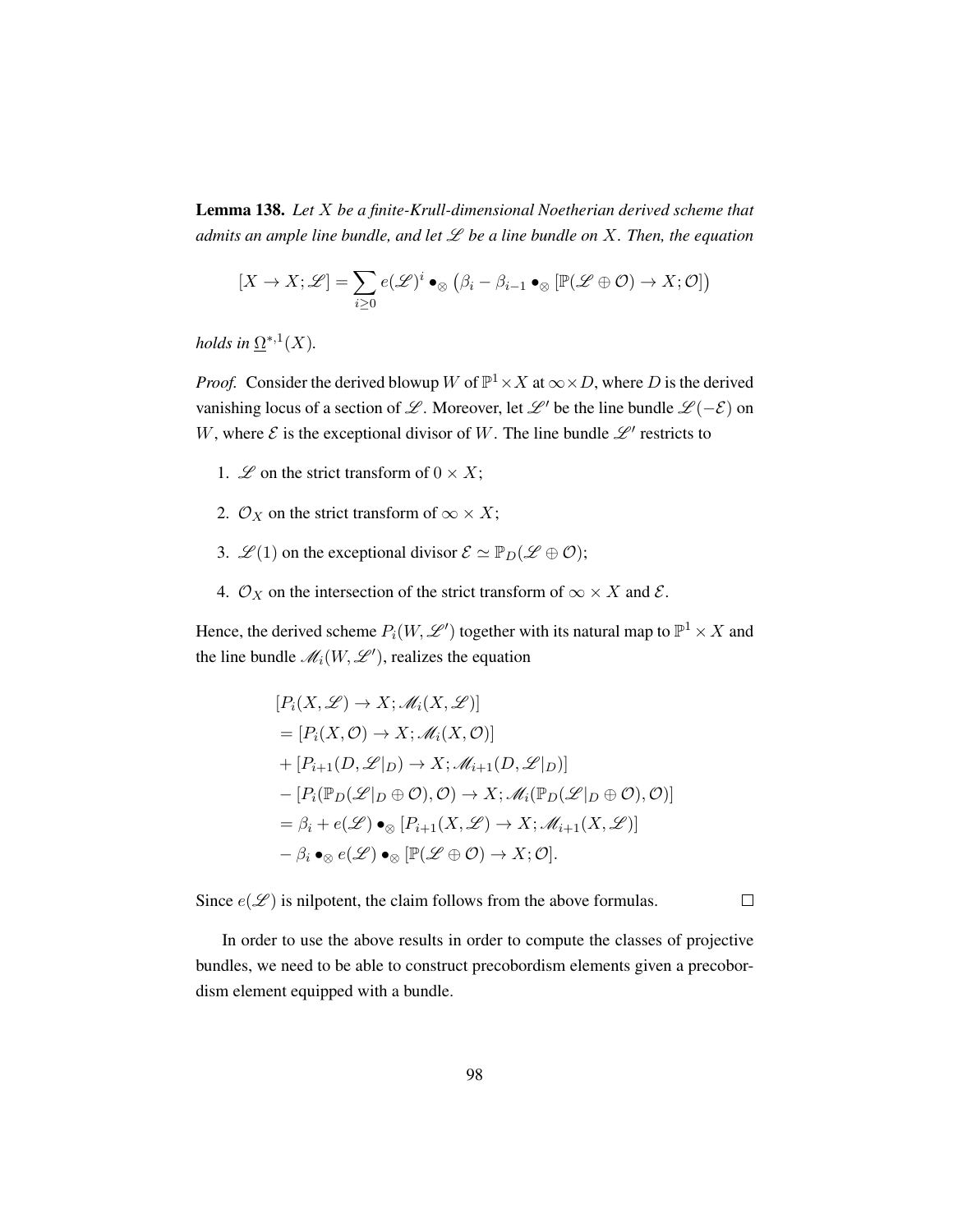**Lemma 138.** *Let $X$ be a finite-Krull-dimensional Noetherian derived scheme that admits an ample line bundle, and let $\mathscr{L}$ be a line bundle on $X$. Then, the equation*

$$[X \to X; \mathscr{L}] = \sum_{i \geq 0} e(\mathscr{L})^i \bullet_\otimes \left(\beta_i - \beta_{i-1} \bullet_\otimes [\mathbb{P}(\mathscr{L} \oplus \mathcal{O}) \to X; \mathcal{O}]\right)$$

*holds in $\underline{\Omega}^{*,1}(X)$.*

*Proof.* Consider the derived blowup $W$ of $\mathbb{P}^1 \times X$ at $\infty \times D$, where $D$ is the derived vanishing locus of a section of $\mathscr{L}$. Moreover, let $\mathscr{L}'$ be the line bundle $\mathscr{L}(-\mathcal{E})$ on $W$, where $\mathcal{E}$ is the exceptional divisor of $W$. The line bundle $\mathscr{L}'$ restricts to

1. $\mathscr{L}$ on the strict transform of $0 \times X$;
2. $\mathcal{O}_X$ on the strict transform of $\infty \times X$;
3. $\mathscr{L}(1)$ on the exceptional divisor $\mathcal{E} \simeq \mathbb{P}_D(\mathscr{L} \oplus \mathcal{O})$;
4. $\mathcal{O}_X$ on the intersection of the strict transform of $\infty \times X$ and $\mathcal{E}$.

Hence, the derived scheme $P_i(W, \mathscr{L}')$ together with its natural map to $\mathbb{P}^1 \times X$ and the line bundle $\mathscr{M}_i(W, \mathscr{L}')$, realizes the equation

$$\begin{aligned}
&[P_i(X, \mathscr{L}) \to X; \mathscr{M}_i(X, \mathscr{L})] \\
&= [P_i(X, \mathcal{O}) \to X; \mathscr{M}_i(X, \mathcal{O})] \\
&+ [P_{i+1}(D, \mathscr{L}|_D) \to X; \mathscr{M}_{i+1}(D, \mathscr{L}|_D)] \\
&- [P_i(\mathbb{P}_D(\mathscr{L}|_D \oplus \mathcal{O}), \mathcal{O}) \to X; \mathscr{M}_i(\mathbb{P}_D(\mathscr{L}|_D \oplus \mathcal{O}), \mathcal{O})] \\
&= \beta_i + e(\mathscr{L}) \bullet_\otimes [P_{i+1}(X, \mathscr{L}) \to X; \mathscr{M}_{i+1}(X, \mathscr{L})] \\
&- \beta_i \bullet_\otimes e(\mathscr{L}) \bullet_\otimes [\mathbb{P}(\mathscr{L} \oplus \mathcal{O}) \to X; \mathcal{O}].
\end{aligned}$$

Since $e(\mathscr{L})$ is nilpotent, the claim follows from the above formulas. $\square$

In order to use the above results in order to compute the classes of projective bundles, we need to be able to construct precobordism elements given a precobordism element equipped with a bundle.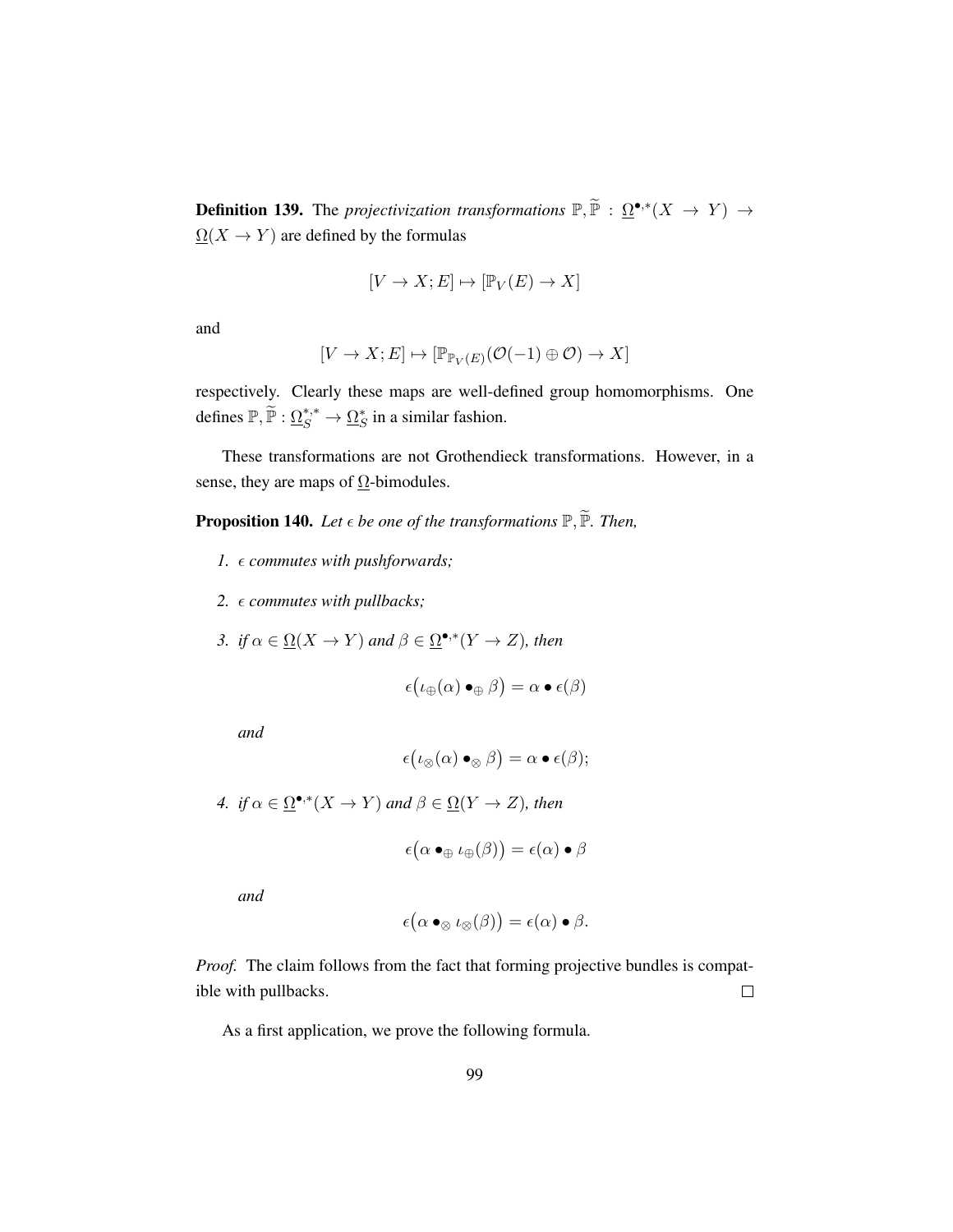**Definition 139.** The *projectivization transformations* $\mathbb{P}, \widetilde{\mathbb{P}} : \underline{\Omega}^{\bullet,*}(X \to Y) \to \underline{\Omega}(X \to Y)$ are defined by the formulas

$$[V \to X; E] \mapsto [\mathbb{P}_V(E) \to X]$$

and

$$[V \to X; E] \mapsto [\mathbb{P}_{\mathbb{P}_V(E)}(\mathcal{O}(-1) \oplus \mathcal{O}) \to X]$$

respectively. Clearly these maps are well-defined group homomorphisms. One defines $\mathbb{P}, \widetilde{\mathbb{P}} : \underline{\Omega}_S^{*;*} \to \underline{\Omega}_S^*$ in a similar fashion.

These transformations are not Grothendieck transformations. However, in a sense, they are maps of $\underline{\Omega}$-bimodules.

**Proposition 140.** *Let $\epsilon$ be one of the transformations $\mathbb{P}, \widetilde{\mathbb{P}}$. Then,*

1. *$\epsilon$ commutes with pushforwards;*
2. *$\epsilon$ commutes with pullbacks;*
3. *if $\alpha \in \underline{\Omega}(X \to Y)$ and $\beta \in \underline{\Omega}^{\bullet,*}(Y \to Z)$, then*

$$\epsilon\big(\iota_\oplus(\alpha) \bullet_\oplus \beta\big) = \alpha \bullet \epsilon(\beta)$$

*and*

$$\epsilon\big(\iota_\otimes(\alpha) \bullet_\otimes \beta\big) = \alpha \bullet \epsilon(\beta);$$

4. *if $\alpha \in \underline{\Omega}^{\bullet,*}(X \to Y)$ and $\beta \in \underline{\Omega}(Y \to Z)$, then*

$$\epsilon\big(\alpha \bullet_\oplus \iota_\oplus(\beta)\big) = \epsilon(\alpha) \bullet \beta$$

*and*

$$\epsilon\big(\alpha \bullet_\otimes \iota_\otimes(\beta)\big) = \epsilon(\alpha) \bullet \beta.$$

*Proof.* The claim follows from the fact that forming projective bundles is compatible with pullbacks. $\square$

As a first application, we prove the following formula.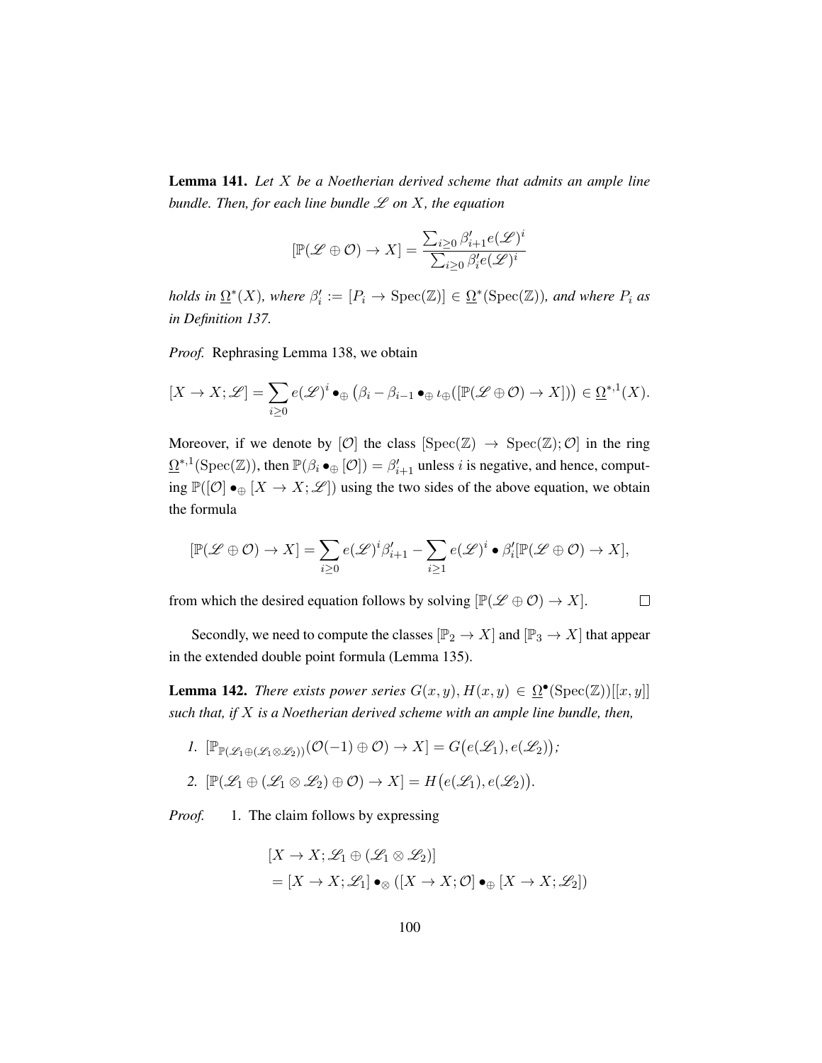**Lemma 141.** *Let $X$ be a Noetherian derived scheme that admits an ample line bundle. Then, for each line bundle $\mathscr{L}$ on $X$, the equation*

$$[\mathbb{P}(\mathscr{L} \oplus \mathcal{O}) \to X] = \frac{\sum_{i \geq 0} \beta'_{i+1} e(\mathscr{L})^i}{\sum_{i \geq 0} \beta'_i e(\mathscr{L})^i}$$

*holds in $\underline{\Omega}^*(X)$, where $\beta'_i := [P_i \to \mathrm{Spec}(\mathbb{Z})] \in \underline{\Omega}^*(\mathrm{Spec}(\mathbb{Z}))$, and where $P_i$ as in Definition 137.*

*Proof.* Rephrasing Lemma 138, we obtain

$$[X \to X; \mathscr{L}] = \sum_{i \geq 0} e(\mathscr{L})^i \bullet_\oplus \big(\beta_i - \beta_{i-1} \bullet_\oplus \iota_\oplus([\mathbb{P}(\mathscr{L} \oplus \mathcal{O}) \to X])\big) \in \underline{\Omega}^{*,1}(X).$$

Moreover, if we denote by $[\mathcal{O}]$ the class $[\mathrm{Spec}(\mathbb{Z}) \to \mathrm{Spec}(\mathbb{Z}); \mathcal{O}]$ in the ring $\underline{\Omega}^{*,1}(\mathrm{Spec}(\mathbb{Z}))$, then $\mathbb{P}(\beta_i \bullet_\oplus [\mathcal{O}]) = \beta'_{i+1}$ unless $i$ is negative, and hence, computing $\mathbb{P}([\mathcal{O}] \bullet_\oplus [X \to X; \mathscr{L}])$ using the two sides of the above equation, we obtain the formula

$$[\mathbb{P}(\mathscr{L} \oplus \mathcal{O}) \to X] = \sum_{i \geq 0} e(\mathscr{L})^i \beta'_{i+1} - \sum_{i \geq 1} e(\mathscr{L})^i \bullet \beta'_i [\mathbb{P}(\mathscr{L} \oplus \mathcal{O}) \to X],$$

from which the desired equation follows by solving $[\mathbb{P}(\mathscr{L} \oplus \mathcal{O}) \to X]$. $\square$

Secondly, we need to compute the classes $[\mathbb{P}_2 \to X]$ and $[\mathbb{P}_3 \to X]$ that appear in the extended double point formula (Lemma 135).

**Lemma 142.** *There exists power series $G(x,y), H(x,y) \in \underline{\Omega}^\bullet(\mathrm{Spec}(\mathbb{Z}))[[x,y]]$ such that, if $X$ is a Noetherian derived scheme with an ample line bundle, then,*

1. $[\mathbb{P}_{\mathbb{P}(\mathscr{L}_1 \oplus (\mathscr{L}_1 \otimes \mathscr{L}_2))}(\mathcal{O}(-1) \oplus \mathcal{O}) \to X] = G\big(e(\mathscr{L}_1), e(\mathscr{L}_2)\big)$*;*
2. $[\mathbb{P}(\mathscr{L}_1 \oplus (\mathscr{L}_1 \otimes \mathscr{L}_2) \oplus \mathcal{O}) \to X] = H\big(e(\mathscr{L}_1), e(\mathscr{L}_2)\big)$*.*

*Proof.* 1. The claim follows by expressing

$$\begin{aligned}
&[X \to X; \mathscr{L}_1 \oplus (\mathscr{L}_1 \otimes \mathscr{L}_2)] \\
&= [X \to X; \mathscr{L}_1] \bullet_\otimes ([X \to X; \mathcal{O}] \bullet_\oplus [X \to X; \mathscr{L}_2])
\end{aligned}$$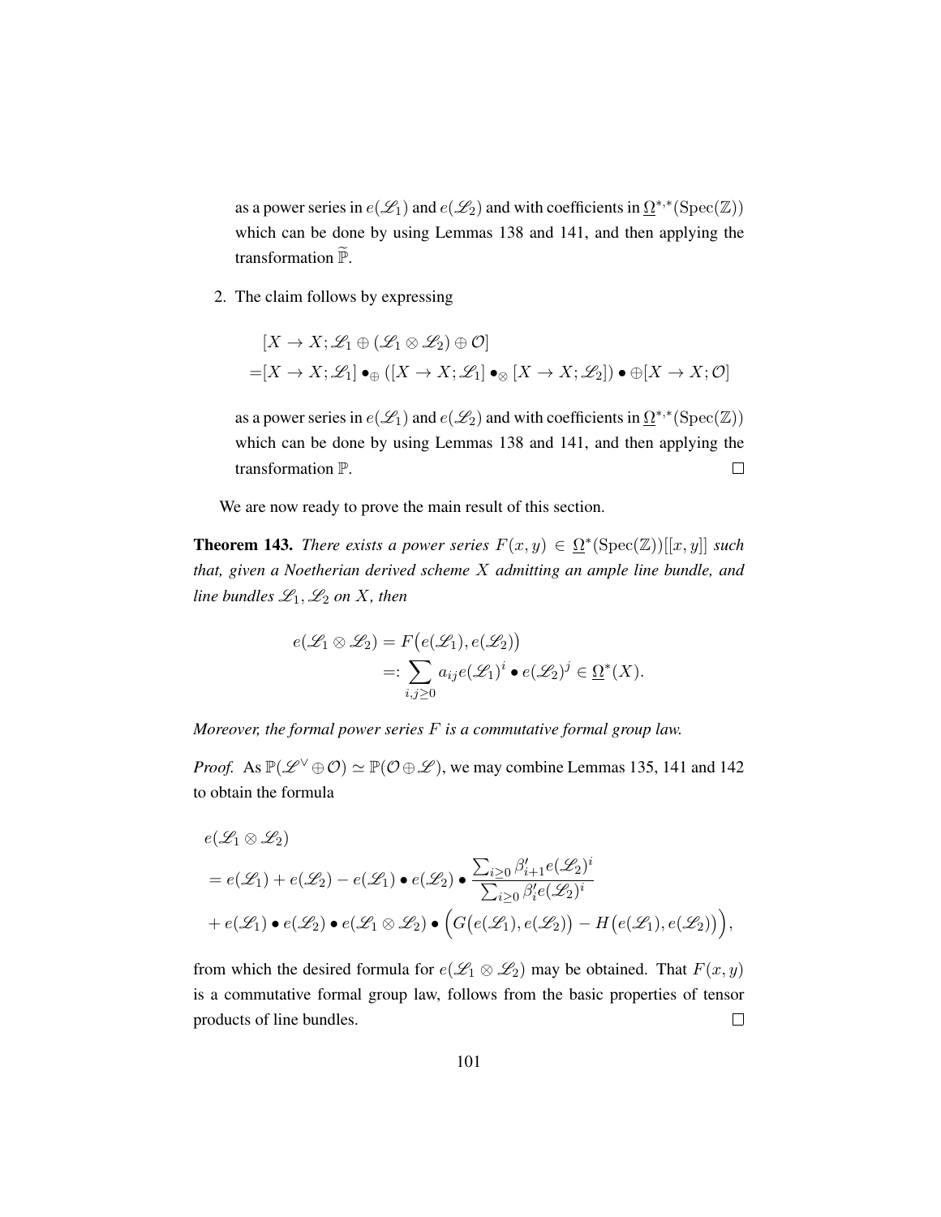as a power series in $e(\mathscr{L}_1)$ and $e(\mathscr{L}_2)$ and with coefficients in $\underline{\Omega}^{*,*}(\mathrm{Spec}(\mathbb{Z}))$ which can be done by using Lemmas 138 and 141, and then applying the transformation $\widetilde{\mathbb{P}}$.

2. The claim follows by expressing

$$
\begin{aligned}
&[X \to X; \mathscr{L}_1 \oplus (\mathscr{L}_1 \otimes \mathscr{L}_2) \oplus \mathcal{O}] \\
=&[X \to X; \mathscr{L}_1] \bullet_{\oplus} ([X \to X; \mathscr{L}_1] \bullet_{\otimes} [X \to X; \mathscr{L}_2]) \bullet \oplus [X \to X; \mathcal{O}]
\end{aligned}
$$

as a power series in $e(\mathscr{L}_1)$ and $e(\mathscr{L}_2)$ and with coefficients in $\underline{\Omega}^{*,*}(\mathrm{Spec}(\mathbb{Z}))$ which can be done by using Lemmas 138 and 141, and then applying the transformation $\mathbb{P}$. $\square$

We are now ready to prove the main result of this section.

**Theorem 143.** *There exists a power series $F(x, y) \in \underline{\Omega}^*(\mathrm{Spec}(\mathbb{Z}))[[x, y]]$ such that, given a Noetherian derived scheme $X$ admitting an ample line bundle, and line bundles $\mathscr{L}_1, \mathscr{L}_2$ on $X$, then*

$$
\begin{aligned}
e(\mathscr{L}_1 \otimes \mathscr{L}_2) &= F\big(e(\mathscr{L}_1), e(\mathscr{L}_2)\big) \\
&=: \sum_{i,j \geq 0} a_{ij} e(\mathscr{L}_1)^i \bullet e(\mathscr{L}_2)^j \in \underline{\Omega}^*(X).
\end{aligned}
$$

*Moreover, the formal power series $F$ is a commutative formal group law.*

*Proof.* As $\mathbb{P}(\mathscr{L}^\vee \oplus \mathcal{O}) \simeq \mathbb{P}(\mathcal{O} \oplus \mathscr{L})$, we may combine Lemmas 135, 141 and 142 to obtain the formula

$$
\begin{aligned}
&e(\mathscr{L}_1 \otimes \mathscr{L}_2) \\
&= e(\mathscr{L}_1) + e(\mathscr{L}_2) - e(\mathscr{L}_1) \bullet e(\mathscr{L}_2) \bullet \frac{\sum_{i \geq 0} \beta'_{i+1} e(\mathscr{L}_2)^i}{\sum_{i \geq 0} \beta'_i e(\mathscr{L}_2)^i} \\
&+ e(\mathscr{L}_1) \bullet e(\mathscr{L}_2) \bullet e(\mathscr{L}_1 \otimes \mathscr{L}_2) \bullet \Big( G\big(e(\mathscr{L}_1), e(\mathscr{L}_2)\big) - H\big(e(\mathscr{L}_1), e(\mathscr{L}_2)\big) \Big),
\end{aligned}
$$

from which the desired formula for $e(\mathscr{L}_1 \otimes \mathscr{L}_2)$ may be obtained. That $F(x, y)$ is a commutative formal group law, follows from the basic properties of tensor products of line bundles. $\square$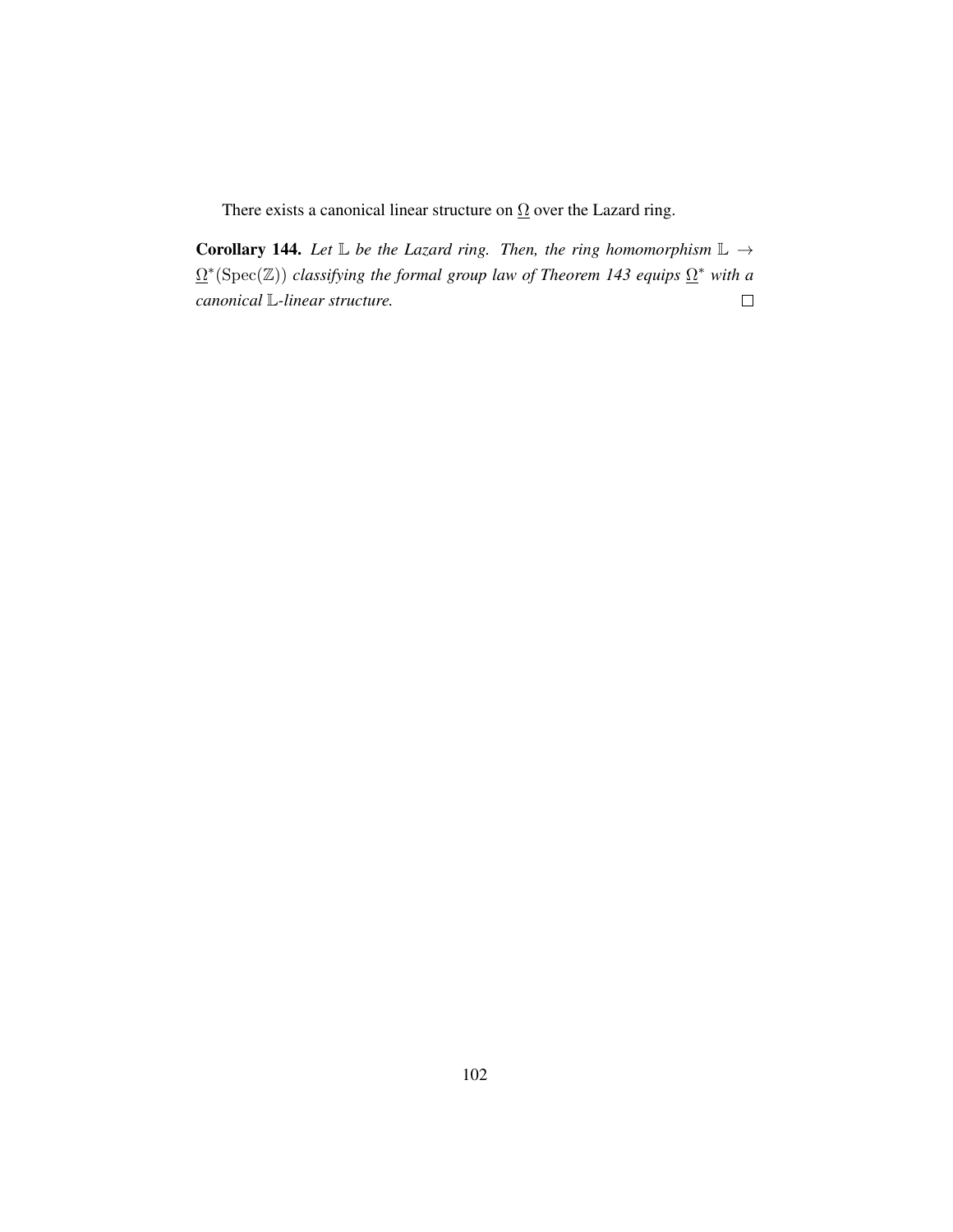There exists a canonical linear structure on $\underline{\Omega}$ over the Lazard ring.

**Corollary 144.** *Let $\mathbb{L}$ be the Lazard ring. Then, the ring homomorphism $\mathbb{L} \to \underline{\Omega}^*(\mathrm{Spec}(\mathbb{Z}))$ classifying the formal group law of Theorem 143 equips $\underline{\Omega}^*$ with a canonical $\mathbb{L}$-linear structure.* $\square$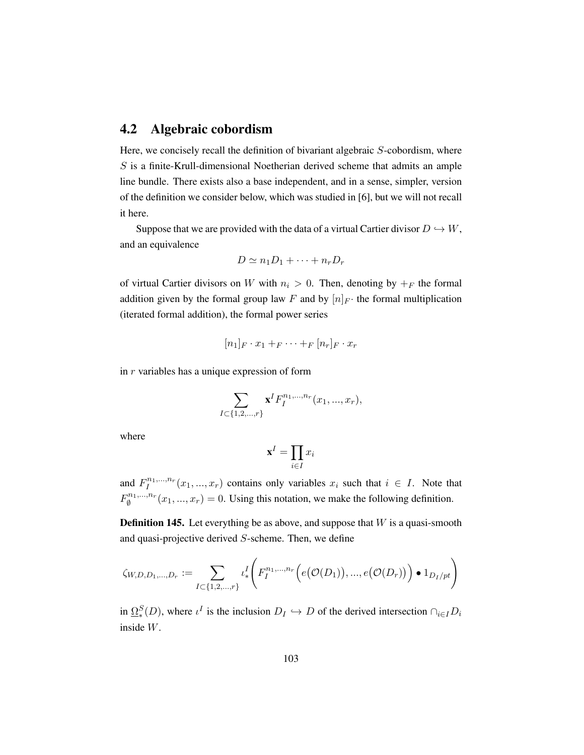## 4.2 Algebraic cobordism

Here, we concisely recall the definition of bivariant algebraic $S$-cobordism, where $S$ is a finite-Krull-dimensional Noetherian derived scheme that admits an ample line bundle. There exists also a base independent, and in a sense, simpler, version of the definition we consider below, which was studied in [6], but we will not recall it here.

Suppose that we are provided with the data of a virtual Cartier divisor $D \hookrightarrow W$, and an equivalence

$$D \simeq n_1 D_1 + \cdots + n_r D_r$$

of virtual Cartier divisors on $W$ with $n_i > 0$. Then, denoting by $+_F$ the formal addition given by the formal group law $F$ and by $[n]_F \cdot$ the formal multiplication (iterated formal addition), the formal power series

$$[n_1]_F \cdot x_1 +_F \cdots +_F [n_r]_F \cdot x_r$$

in $r$ variables has a unique expression of form

$$\sum_{I \subset \{1,2,...,r\}} \mathbf{x}^I F_I^{n_1,...,n_r}(x_1, ..., x_r),$$

where

$$\mathbf{x}^I = \prod_{i \in I} x_i$$

and $F_I^{n_1,...,n_r}(x_1, ..., x_r)$ contains only variables $x_i$ such that $i \in I$. Note that $F_\emptyset^{n_1,...,n_r}(x_1, ..., x_r) = 0$. Using this notation, we make the following definition.

**Definition 145.** Let everything be as above, and suppose that $W$ is a quasi-smooth and quasi-projective derived $S$-scheme. Then, we define

$$\zeta_{W,D,D_1,...,D_r} := \sum_{I \subset \{1,2,...,r\}} \iota_*^I \bigg( F_I^{n_1,...,n_r}\Big(e\big(\mathcal{O}(D_1)\big), ..., e\big(\mathcal{O}(D_r)\big)\Big) \bullet 1_{D_I/pt} \bigg)$$

in $\underline{\Omega}_*^S(D)$, where $\iota^I$ is the inclusion $D_I \hookrightarrow D$ of the derived intersection $\cap_{i \in I} D_i$ inside $W$.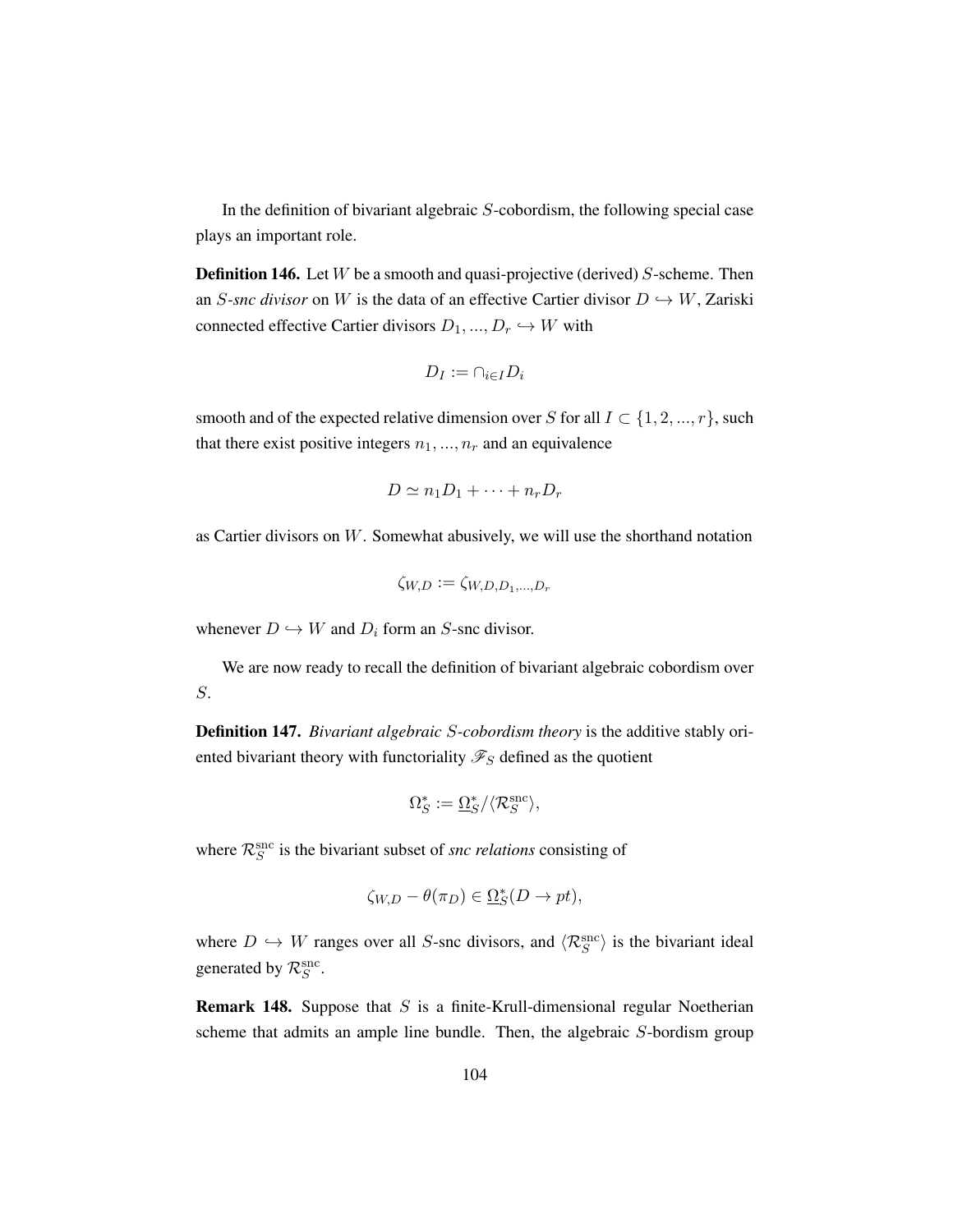In the definition of bivariant algebraic $S$-cobordism, the following special case plays an important role.

**Definition 146.** Let $W$ be a smooth and quasi-projective (derived) $S$-scheme. Then an *$S$-snc divisor* on $W$ is the data of an effective Cartier divisor $D \hookrightarrow W$, Zariski connected effective Cartier divisors $D_1, ..., D_r \hookrightarrow W$ with

$$D_I := \cap_{i \in I} D_i$$

smooth and of the expected relative dimension over $S$ for all $I \subset \{1, 2, ..., r\}$, such that there exist positive integers $n_1, ..., n_r$ and an equivalence

$$D \simeq n_1 D_1 + \cdots + n_r D_r$$

as Cartier divisors on $W$. Somewhat abusively, we will use the shorthand notation

$$\zeta_{W,D} := \zeta_{W,D,D_1,...,D_r}$$

whenever $D \hookrightarrow W$ and $D_i$ form an $S$-snc divisor.

We are now ready to recall the definition of bivariant algebraic cobordism over $S$.

**Definition 147.** *Bivariant algebraic $S$-cobordism theory* is the additive stably oriented bivariant theory with functoriality $\mathscr{F}_S$ defined as the quotient

$$\Omega^*_S := \underline{\Omega}^*_S / \langle \mathcal{R}^{\mathrm{snc}}_S \rangle,$$

where $\mathcal{R}^{\mathrm{snc}}_S$ is the bivariant subset of *snc relations* consisting of

$$\zeta_{W,D} - \theta(\pi_D) \in \underline{\Omega}^*_S(D \to pt),$$

where $D \hookrightarrow W$ ranges over all $S$-snc divisors, and $\langle \mathcal{R}^{\mathrm{snc}}_S \rangle$ is the bivariant ideal generated by $\mathcal{R}^{\mathrm{snc}}_S$.

**Remark 148.** Suppose that $S$ is a finite-Krull-dimensional regular Noetherian scheme that admits an ample line bundle. Then, the algebraic $S$-bordism group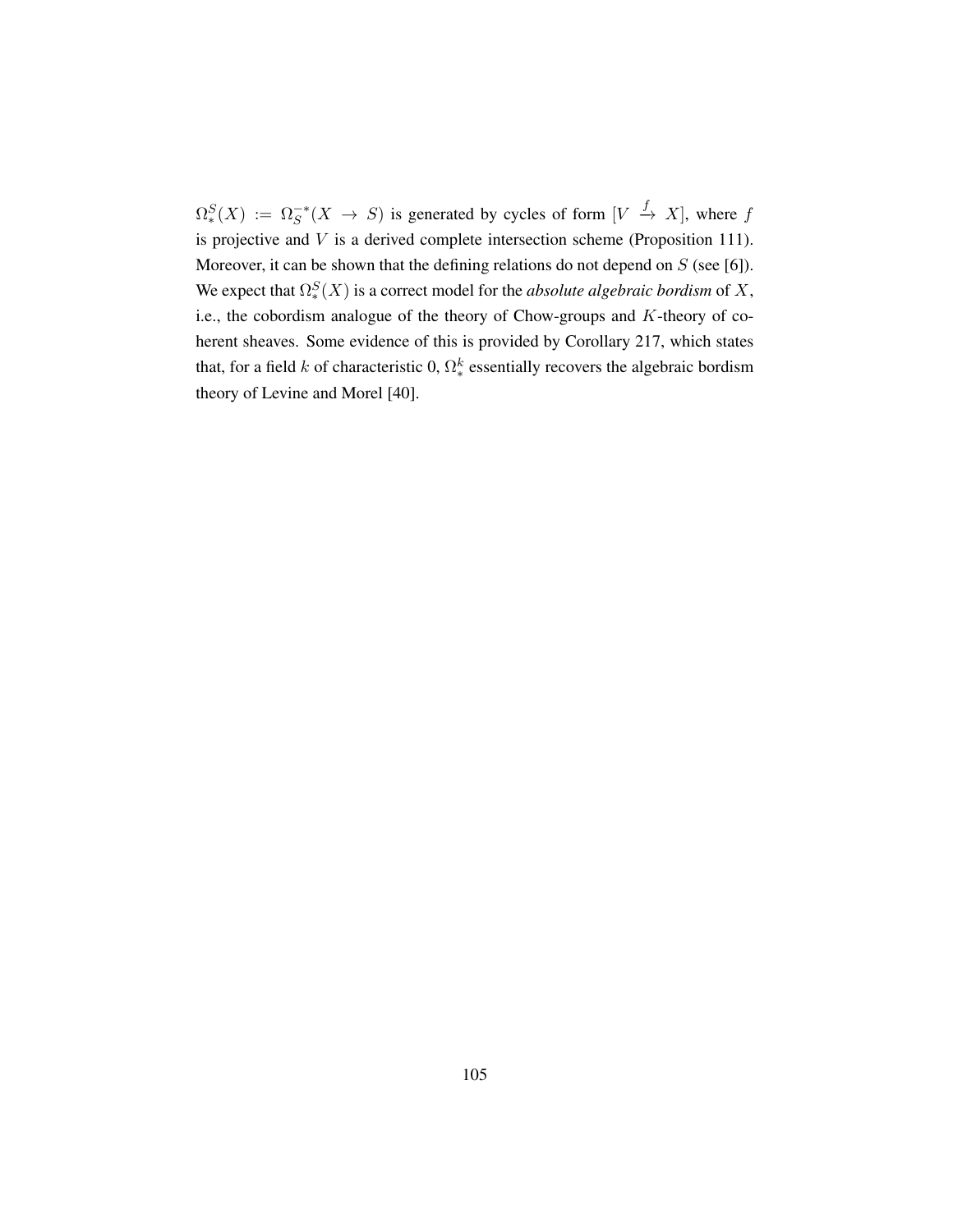$\Omega_*^S(X) := \Omega_S^{-*}(X \to S)$ is generated by cycles of form $[V \xrightarrow{f} X]$, where $f$ is projective and $V$ is a derived complete intersection scheme (Proposition 111). Moreover, it can be shown that the defining relations do not depend on $S$ (see [6]). We expect that $\Omega_*^S(X)$ is a correct model for the *absolute algebraic bordism* of $X$, i.e., the cobordism analogue of the theory of Chow-groups and $K$-theory of coherent sheaves. Some evidence of this is provided by Corollary 217, which states that, for a field $k$ of characteristic 0, $\Omega_*^k$ essentially recovers the algebraic bordism theory of Levine and Morel [40].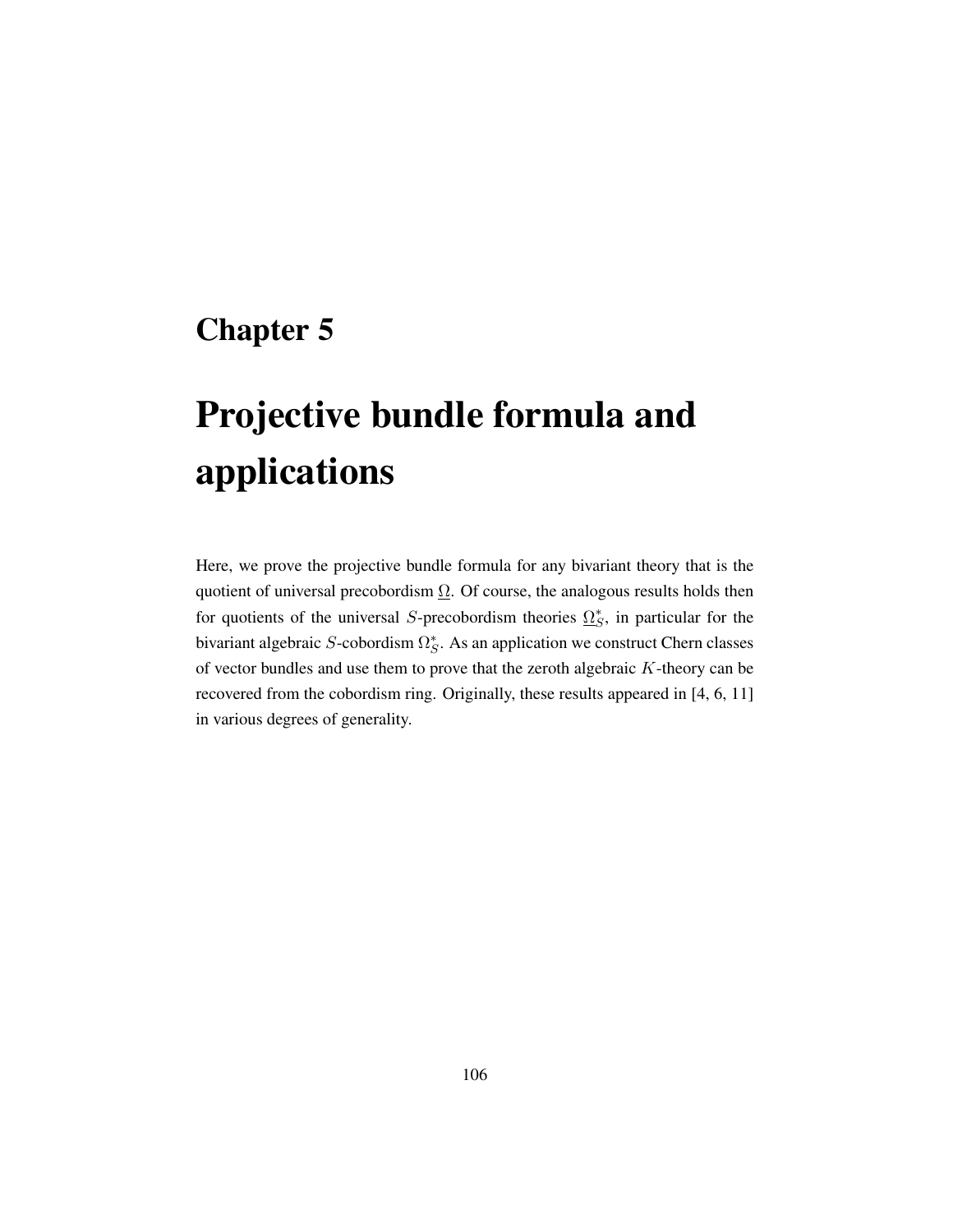# Chapter 5

# Projective bundle formula and applications

Here, we prove the projective bundle formula for any bivariant theory that is the quotient of universal precobordism $\underline{\Omega}$. Of course, the analogous results holds then for quotients of the universal $S$-precobordism theories $\underline{\Omega}^*_S$, in particular for the bivariant algebraic $S$-cobordism $\Omega^*_S$. As an application we construct Chern classes of vector bundles and use them to prove that the zeroth algebraic $K$-theory can be recovered from the cobordism ring. Originally, these results appeared in [4, 6, 11] in various degrees of generality.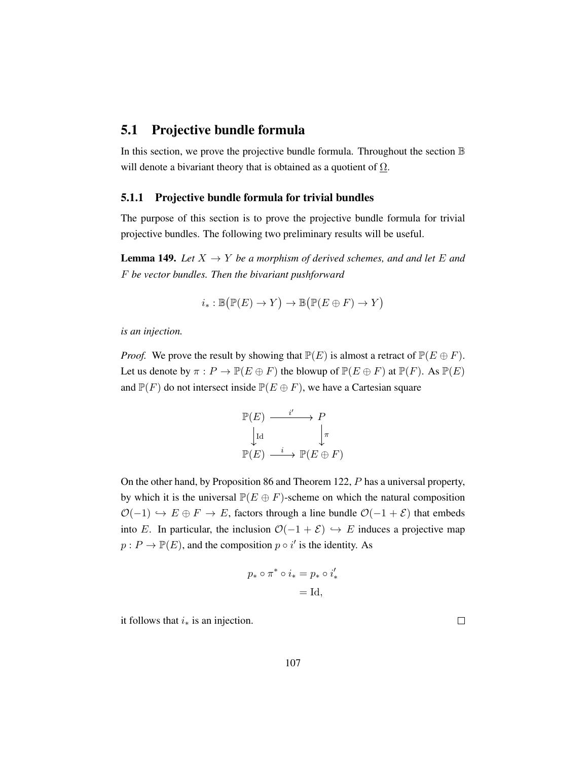## 5.1 Projective bundle formula

In this section, we prove the projective bundle formula. Throughout the section $\mathbb{B}$ will denote a bivariant theory that is obtained as a quotient of $\underline{\Omega}$.

### 5.1.1 Projective bundle formula for trivial bundles

The purpose of this section is to prove the projective bundle formula for trivial projective bundles. The following two preliminary results will be useful.

**Lemma 149.** *Let $X \to Y$ be a morphism of derived schemes, and and let $E$ and $F$ be vector bundles. Then the bivariant pushforward*

$$i_* : \mathbb{B}\big(\mathbb{P}(E) \to Y\big) \to \mathbb{B}\big(\mathbb{P}(E \oplus F) \to Y\big)$$

*is an injection.*

*Proof.* We prove the result by showing that $\mathbb{P}(E)$ is almost a retract of $\mathbb{P}(E \oplus F)$. Let us denote by $\pi : P \to \mathbb{P}(E \oplus F)$ the blowup of $\mathbb{P}(E \oplus F)$ at $\mathbb{P}(F)$. As $\mathbb{P}(E)$ and $\mathbb{P}(F)$ do not intersect inside $\mathbb{P}(E \oplus F)$, we have a Cartesian square

$$\begin{array}{ccc} \mathbb{P}(E) & \xrightarrow{\quad i' \quad} & P \\ \Big\downarrow{\scriptstyle \mathrm{Id}} & & \Big\downarrow{\scriptstyle \pi} \\ \mathbb{P}(E) & \xrightarrow{\quad i \quad} & \mathbb{P}(E \oplus F) \end{array}$$

On the other hand, by Proposition 86 and Theorem 122, $P$ has a universal property, by which it is the universal $\mathbb{P}(E \oplus F)$-scheme on which the natural composition $\mathcal{O}(-1) \hookrightarrow E \oplus F \to E$, factors through a line bundle $\mathcal{O}(-1 + \mathcal{E})$ that embeds into $E$. In particular, the inclusion $\mathcal{O}(-1 + \mathcal{E}) \hookrightarrow E$ induces a projective map $p : P \to \mathbb{P}(E)$, and the composition $p \circ i'$ is the identity. As

$$\begin{aligned} p_* \circ \pi^* \circ i_* &= p_* \circ i'_* \\ &= \mathrm{Id}, \end{aligned}$$

it follows that $i_*$ is an injection. $\square$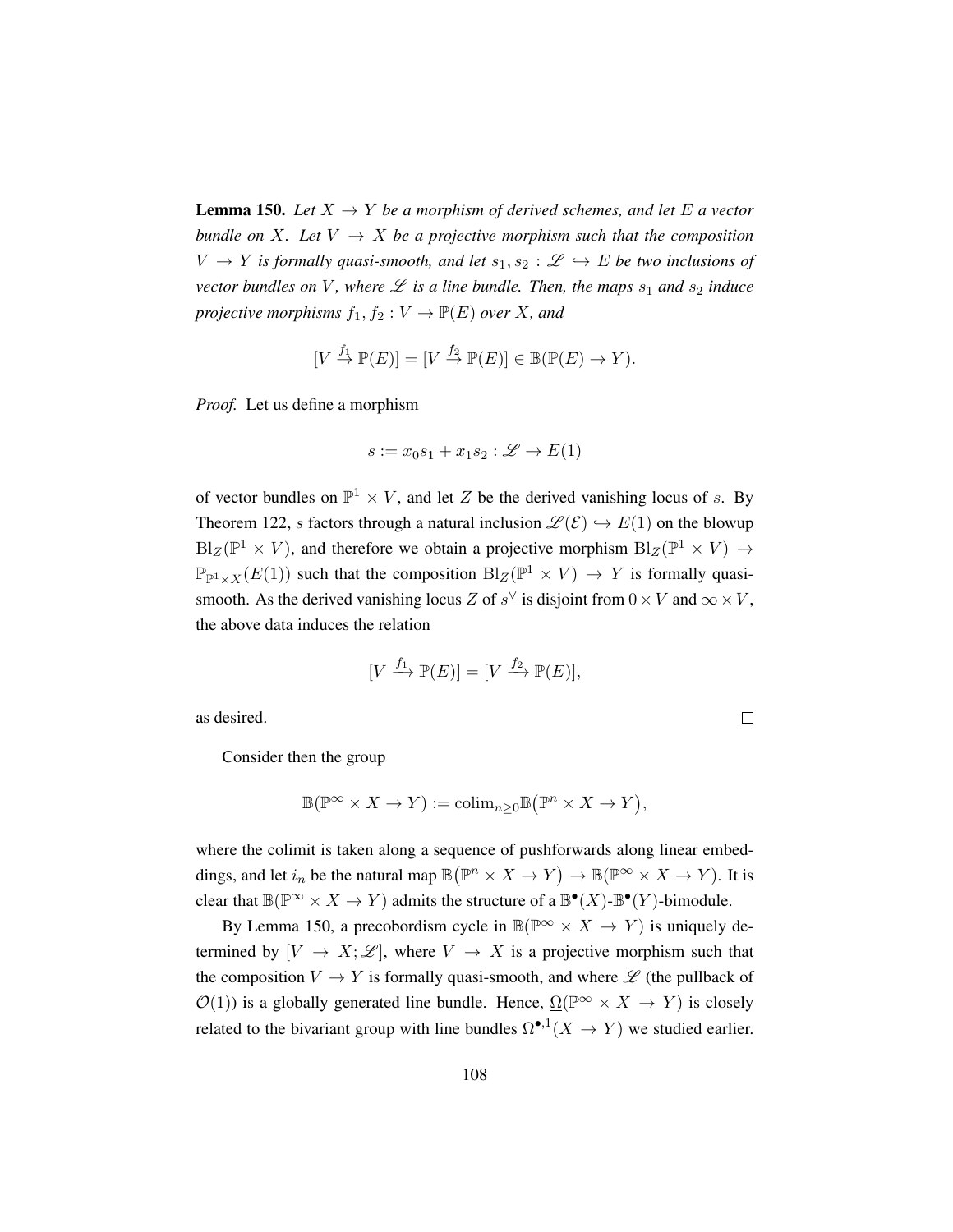**Lemma 150.** *Let $X \to Y$ be a morphism of derived schemes, and let $E$ a vector bundle on $X$. Let $V \to X$ be a projective morphism such that the composition $V \to Y$ is formally quasi-smooth, and let $s_1, s_2 : \mathscr{L} \hookrightarrow E$ be two inclusions of vector bundles on $V$, where $\mathscr{L}$ is a line bundle. Then, the maps $s_1$ and $s_2$ induce projective morphisms $f_1, f_2 : V \to \mathbb{P}(E)$ over $X$, and*

$$[V \xrightarrow{f_1} \mathbb{P}(E)] = [V \xrightarrow{f_2} \mathbb{P}(E)] \in \mathbb{B}(\mathbb{P}(E) \to Y).$$

*Proof.* Let us define a morphism

$$s := x_0 s_1 + x_1 s_2 : \mathscr{L} \to E(1)$$

of vector bundles on $\mathbb{P}^1 \times V$, and let $Z$ be the derived vanishing locus of $s$. By Theorem 122, $s$ factors through a natural inclusion $\mathscr{L}(\mathcal{E}) \hookrightarrow E(1)$ on the blowup $\mathrm{Bl}_Z(\mathbb{P}^1 \times V)$, and therefore we obtain a projective morphism $\mathrm{Bl}_Z(\mathbb{P}^1 \times V) \to \mathbb{P}_{\mathbb{P}^1 \times X}(E(1))$ such that the composition $\mathrm{Bl}_Z(\mathbb{P}^1 \times V) \to Y$ is formally quasi-smooth. As the derived vanishing locus $Z$ of $s^\vee$ is disjoint from $0 \times V$ and $\infty \times V$, the above data induces the relation

$$[V \xrightarrow{f_1} \mathbb{P}(E)] = [V \xrightarrow{f_2} \mathbb{P}(E)],$$

as desired. $\square$

Consider then the group

$$\mathbb{B}(\mathbb{P}^\infty \times X \to Y) := \mathrm{colim}_{n \geq 0} \mathbb{B}\big(\mathbb{P}^n \times X \to Y\big),$$

where the colimit is taken along a sequence of pushforwards along linear embeddings, and let $i_n$ be the natural map $\mathbb{B}\big(\mathbb{P}^n \times X \to Y\big) \to \mathbb{B}(\mathbb{P}^\infty \times X \to Y)$. It is clear that $\mathbb{B}(\mathbb{P}^\infty \times X \to Y)$ admits the structure of a $\mathbb{B}^\bullet(X)$-$\mathbb{B}^\bullet(Y)$-bimodule.

By Lemma 150, a precobordism cycle in $\mathbb{B}(\mathbb{P}^\infty \times X \to Y)$ is uniquely determined by $[V \to X; \mathscr{L}]$, where $V \to X$ is a projective morphism such that the composition $V \to Y$ is formally quasi-smooth, and where $\mathscr{L}$ (the pullback of $\mathcal{O}(1)$) is a globally generated line bundle. Hence, $\underline{\Omega}(\mathbb{P}^\infty \times X \to Y)$ is closely related to the bivariant group with line bundles $\underline{\Omega}^{\bullet,1}(X \to Y)$ we studied earlier.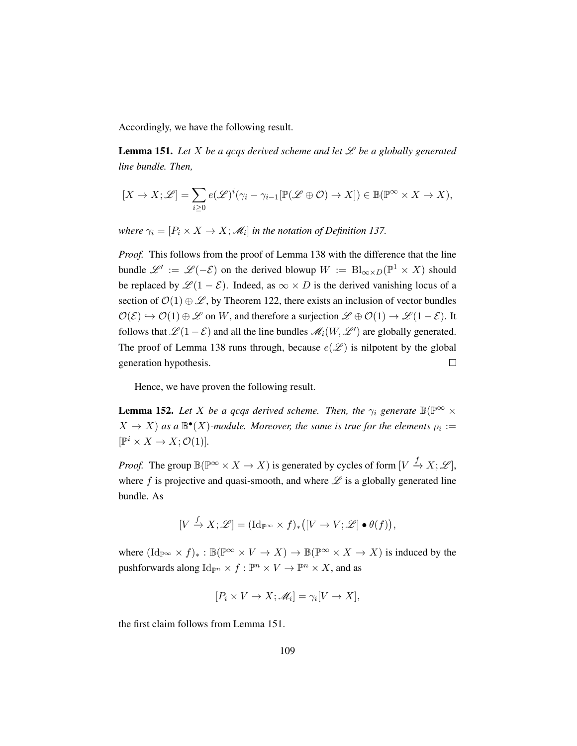Accordingly, we have the following result.

**Lemma 151.** *Let $X$ be a qcqs derived scheme and let $\mathscr{L}$ be a globally generated line bundle. Then,*

$$[X \to X; \mathscr{L}] = \sum_{i \geq 0} e(\mathscr{L})^i (\gamma_i - \gamma_{i-1}[\mathbb{P}(\mathscr{L} \oplus \mathcal{O}) \to X]) \in \mathbb{B}(\mathbb{P}^\infty \times X \to X),$$

*where $\gamma_i = [P_i \times X \to X; \mathscr{M}_i]$ in the notation of Definition 137.*

*Proof.* This follows from the proof of Lemma 138 with the difference that the line bundle $\mathscr{L}' := \mathscr{L}(-\mathcal{E})$ on the derived blowup $W := \mathrm{Bl}_{\infty \times D}(\mathbb{P}^1 \times X)$ should be replaced by $\mathscr{L}(1 - \mathcal{E})$. Indeed, as $\infty \times D$ is the derived vanishing locus of a section of $\mathcal{O}(1) \oplus \mathscr{L}$, by Theorem 122, there exists an inclusion of vector bundles $\mathcal{O}(\mathcal{E}) \hookrightarrow \mathcal{O}(1) \oplus \mathscr{L}$ on $W$, and therefore a surjection $\mathscr{L} \oplus \mathcal{O}(1) \to \mathscr{L}(1 - \mathcal{E})$. It follows that $\mathscr{L}(1 - \mathcal{E})$ and all the line bundles $\mathscr{M}_i(W, \mathscr{L}')$ are globally generated. The proof of Lemma 138 runs through, because $e(\mathscr{L})$ is nilpotent by the global generation hypothesis. $\square$

Hence, we have proven the following result.

**Lemma 152.** *Let $X$ be a qcqs derived scheme. Then, the $\gamma_i$ generate $\mathbb{B}(\mathbb{P}^\infty \times X \to X)$ as a $\mathbb{B}^\bullet(X)$-module. Moreover, the same is true for the elements $\rho_i := [\mathbb{P}^i \times X \to X; \mathcal{O}(1)]$.*

*Proof.* The group $\mathbb{B}(\mathbb{P}^\infty \times X \to X)$ is generated by cycles of form $[V \xrightarrow{f} X; \mathscr{L}]$, where $f$ is projective and quasi-smooth, and where $\mathscr{L}$ is a globally generated line bundle. As

$$[V \xrightarrow{f} X; \mathscr{L}] = (\mathrm{Id}_{\mathbb{P}^\infty} \times f)_* \big( [V \to V; \mathscr{L}] \bullet \theta(f) \big),$$

where $(\mathrm{Id}_{\mathbb{P}^\infty} \times f)_* : \mathbb{B}(\mathbb{P}^\infty \times V \to X) \to \mathbb{B}(\mathbb{P}^\infty \times X \to X)$ is induced by the pushforwards along $\mathrm{Id}_{\mathbb{P}^n} \times f : \mathbb{P}^n \times V \to \mathbb{P}^n \times X$, and as

$$[P_i \times V \to X; \mathscr{M}_i] = \gamma_i [V \to X],$$

the first claim follows from Lemma 151.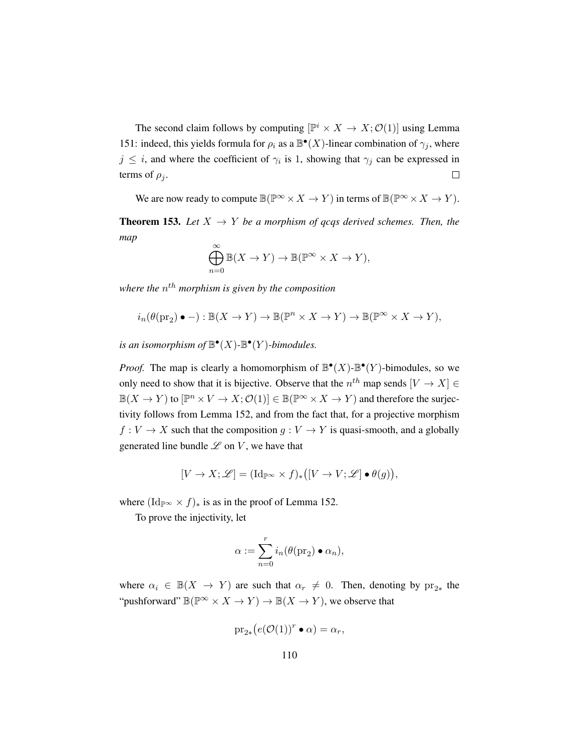The second claim follows by computing $[\mathbb{P}^i \times X \to X; \mathcal{O}(1)]$ using Lemma 151: indeed, this yields formula for $\rho_i$ as a $\mathbb{B}^\bullet(X)$-linear combination of $\gamma_j$, where $j \leq i$, and where the coefficient of $\gamma_i$ is 1, showing that $\gamma_j$ can be expressed in terms of $\rho_j$. $\square$

We are now ready to compute $\mathbb{B}(\mathbb{P}^\infty \times X \to Y)$ in terms of $\mathbb{B}(\mathbb{P}^\infty \times X \to Y)$.

**Theorem 153.** *Let $X \to Y$ be a morphism of qcqs derived schemes. Then, the map*

$$\bigoplus_{n=0}^{\infty} \mathbb{B}(X \to Y) \to \mathbb{B}(\mathbb{P}^\infty \times X \to Y),$$

*where the $n^{th}$ morphism is given by the composition*

$$i_n(\theta(\mathrm{pr}_2) \bullet -) : \mathbb{B}(X \to Y) \to \mathbb{B}(\mathbb{P}^n \times X \to Y) \to \mathbb{B}(\mathbb{P}^\infty \times X \to Y),$$

*is an isomorphism of $\mathbb{B}^\bullet(X)$-$\mathbb{B}^\bullet(Y)$-bimodules.*

*Proof.* The map is clearly a homomorphism of $\mathbb{B}^\bullet(X)$-$\mathbb{B}^\bullet(Y)$-bimodules, so we only need to show that it is bijective. Observe that the $n^{th}$ map sends $[V \to X] \in \mathbb{B}(X \to Y)$ to $[\mathbb{P}^n \times V \to X; \mathcal{O}(1)] \in \mathbb{B}(\mathbb{P}^\infty \times X \to Y)$ and therefore the surjectivity follows from Lemma 152, and from the fact that, for a projective morphism $f : V \to X$ such that the composition $g : V \to Y$ is quasi-smooth, and a globally generated line bundle $\mathscr{L}$ on $V$, we have that

$$[V \to X; \mathscr{L}] = (\mathrm{Id}_{\mathbb{P}^\infty} \times f)_*\big([V \to V; \mathscr{L}] \bullet \theta(g)\big),$$

where $(\mathrm{Id}_{\mathbb{P}^\infty} \times f)_*$ is as in the proof of Lemma 152.

To prove the injectivity, let

$$\alpha := \sum_{n=0}^{r} i_n(\theta(\mathrm{pr}_2) \bullet \alpha_n),$$

where $\alpha_i \in \mathbb{B}(X \to Y)$ are such that $\alpha_r \neq 0$. Then, denoting by $\mathrm{pr}_{2*}$ the "pushforward" $\mathbb{B}(\mathbb{P}^\infty \times X \to Y) \to \mathbb{B}(X \to Y)$, we observe that

$$\mathrm{pr}_{2*}\big(e(\mathcal{O}(1))^r \bullet \alpha\big) = \alpha_r,$$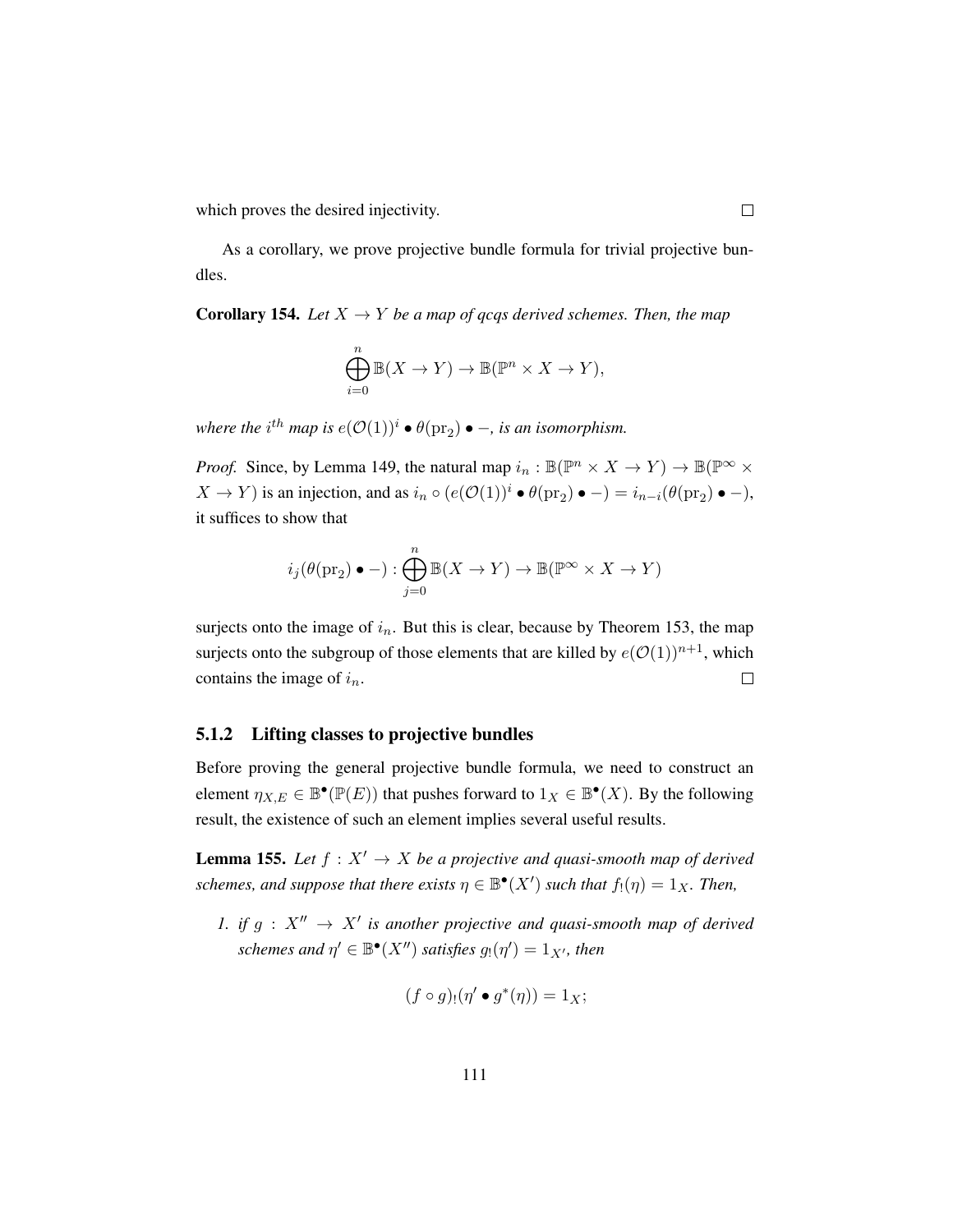which proves the desired injectivity. ◻

As a corollary, we prove projective bundle formula for trivial projective bundles.

**Corollary 154.** *Let $X \to Y$ be a map of qcqs derived schemes. Then, the map*

$$\bigoplus_{i=0}^{n} \mathbb{B}(X \to Y) \to \mathbb{B}(\mathbb{P}^n \times X \to Y),$$

*where the $i^{th}$ map is $e(\mathcal{O}(1))^i \bullet \theta(\mathrm{pr}_2) \bullet -$, is an isomorphism.*

*Proof.* Since, by Lemma 149, the natural map $i_n : \mathbb{B}(\mathbb{P}^n \times X \to Y) \to \mathbb{B}(\mathbb{P}^\infty \times X \to Y)$ is an injection, and as $i_n \circ (e(\mathcal{O}(1))^i \bullet \theta(\mathrm{pr}_2) \bullet -) = i_{n-i}(\theta(\mathrm{pr}_2) \bullet -)$, it suffices to show that

$$i_j(\theta(\mathrm{pr}_2) \bullet -) : \bigoplus_{j=0}^{n} \mathbb{B}(X \to Y) \to \mathbb{B}(\mathbb{P}^\infty \times X \to Y)$$

surjects onto the image of $i_n$. But this is clear, because by Theorem 153, the map surjects onto the subgroup of those elements that are killed by $e(\mathcal{O}(1))^{n+1}$, which contains the image of $i_n$. ◻

### 5.1.2 Lifting classes to projective bundles

Before proving the general projective bundle formula, we need to construct an element $\eta_{X,E} \in \mathbb{B}^\bullet(\mathbb{P}(E))$ that pushes forward to $1_X \in \mathbb{B}^\bullet(X)$. By the following result, the existence of such an element implies several useful results.

**Lemma 155.** *Let $f : X' \to X$ be a projective and quasi-smooth map of derived schemes, and suppose that there exists $\eta \in \mathbb{B}^\bullet(X')$ such that $f_!(\eta) = 1_X$. Then,*

1. *if $g : X'' \to X'$ is another projective and quasi-smooth map of derived schemes and $\eta' \in \mathbb{B}^\bullet(X'')$ satisfies $g_!(\eta') = 1_{X'}$, then*

$$(f \circ g)_!(\eta' \bullet g^*(\eta)) = 1_X;$$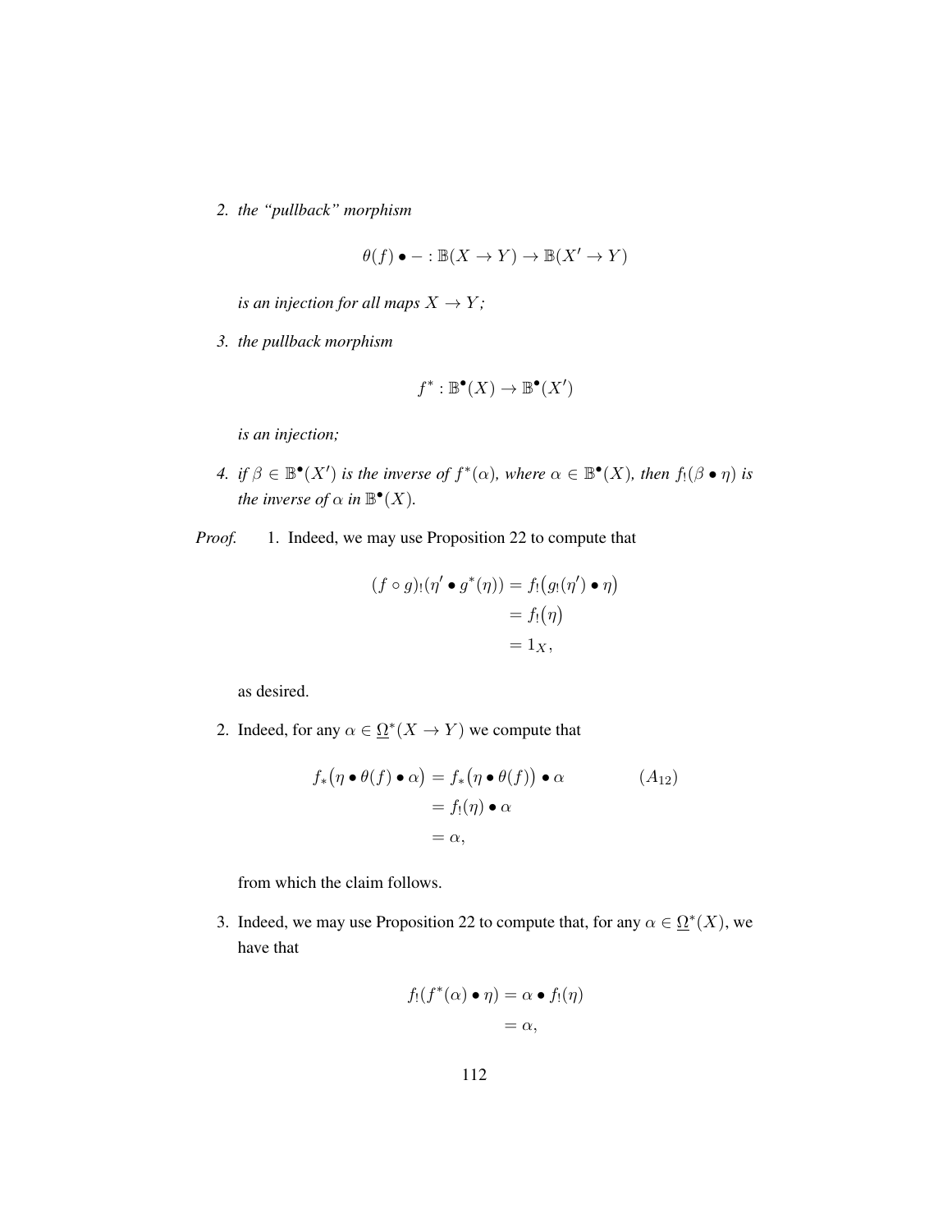2. *the "pullback" morphism*

$$\theta(f) \bullet - : \mathbb{B}(X \to Y) \to \mathbb{B}(X' \to Y)$$

*is an injection for all maps $X \to Y$;*

3. *the pullback morphism*

$$f^* : \mathbb{B}^\bullet(X) \to \mathbb{B}^\bullet(X')$$

*is an injection;*

4. *if $\beta \in \mathbb{B}^\bullet(X')$ is the inverse of $f^*(\alpha)$, where $\alpha \in \mathbb{B}^\bullet(X)$, then $f_!(\beta \bullet \eta)$ is the inverse of $\alpha$ in $\mathbb{B}^\bullet(X)$.*

*Proof.* 1. Indeed, we may use Proposition 22 to compute that

$$\begin{aligned}
(f \circ g)_!(\eta' \bullet g^*(\eta)) &= f_!\big(g_!(\eta') \bullet \eta\big) \\
&= f_!\big(\eta\big) \\
&= 1_X,
\end{aligned}$$

as desired.

2. Indeed, for any $\alpha \in \underline{\Omega}^*(X \to Y)$ we compute that

$$\begin{aligned}
f_*\big(\eta \bullet \theta(f) \bullet \alpha\big) &= f_*\big(\eta \bullet \theta(f)\big) \bullet \alpha && (A_{12}) \\
&= f_!(\eta) \bullet \alpha \\
&= \alpha,
\end{aligned}$$

from which the claim follows.

3. Indeed, we may use Proposition 22 to compute that, for any $\alpha \in \underline{\Omega}^*(X)$, we have that

$$\begin{aligned}
f_!(f^*(\alpha) \bullet \eta) &= \alpha \bullet f_!(\eta) \\
&= \alpha,
\end{aligned}$$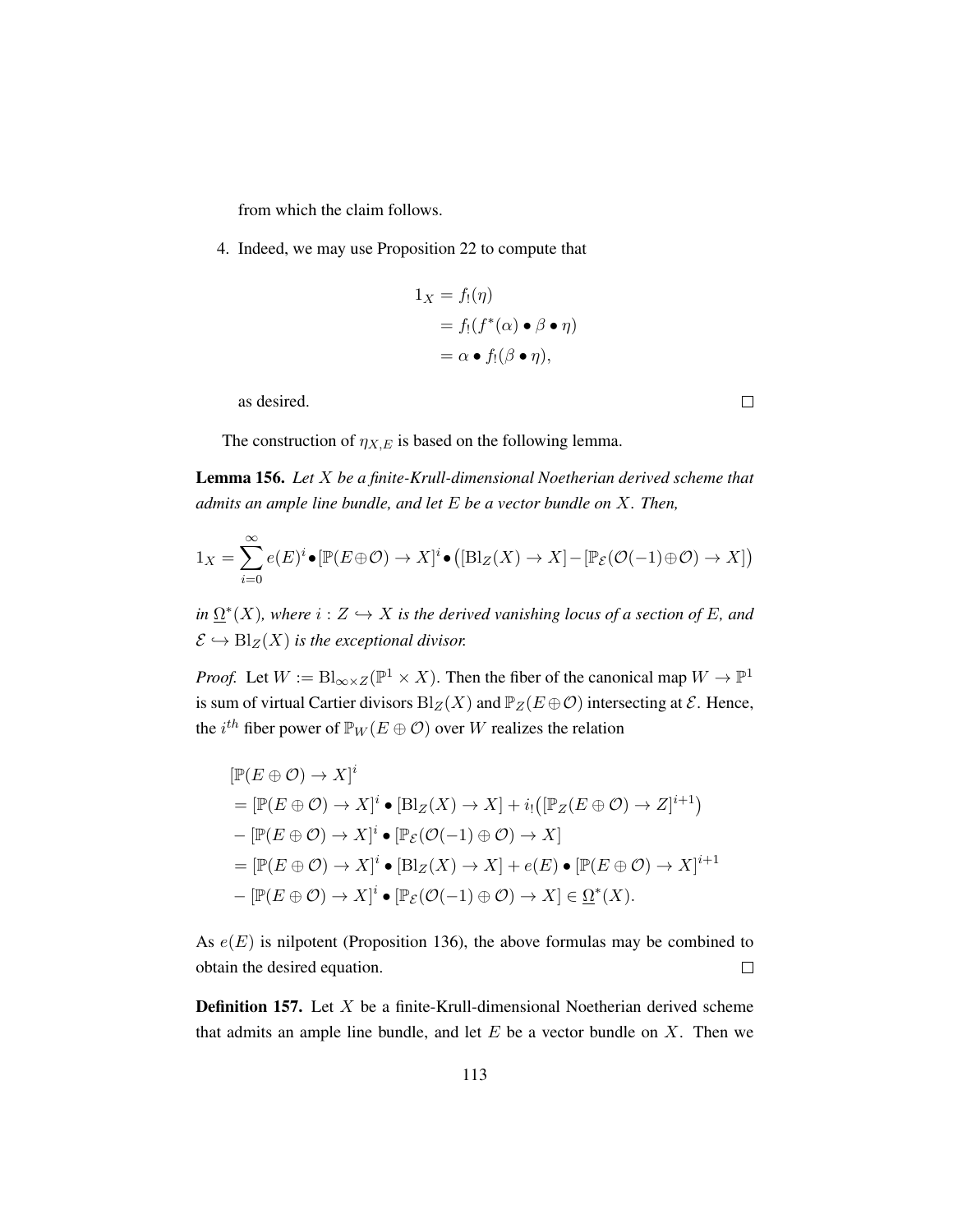from which the claim follows.

4. Indeed, we may use Proposition 22 to compute that

$$\begin{aligned}
1_X &= f_!(\eta) \\
&= f_!(f^*(\alpha) \bullet \beta \bullet \eta) \\
&= \alpha \bullet f_!(\beta \bullet \eta),
\end{aligned}$$

as desired. □

The construction of $\eta_{X,E}$ is based on the following lemma.

**Lemma 156.** *Let $X$ be a finite-Krull-dimensional Noetherian derived scheme that admits an ample line bundle, and let $E$ be a vector bundle on $X$. Then,*

$$1_X = \sum_{i=0}^{\infty} e(E)^i \bullet [\mathbb{P}(E \oplus \mathcal{O}) \to X]^i \bullet \big([\mathrm{Bl}_Z(X) \to X] - [\mathbb{P}_{\mathcal{E}}(\mathcal{O}(-1) \oplus \mathcal{O}) \to X]\big)$$

*in $\underline{\Omega}^*(X)$, where $i : Z \hookrightarrow X$ is the derived vanishing locus of a section of $E$, and $\mathcal{E} \hookrightarrow \mathrm{Bl}_Z(X)$ is the exceptional divisor.*

*Proof.* Let $W := \mathrm{Bl}_{\infty \times Z}(\mathbb{P}^1 \times X)$. Then the fiber of the canonical map $W \to \mathbb{P}^1$ is sum of virtual Cartier divisors $\mathrm{Bl}_Z(X)$ and $\mathbb{P}_Z(E \oplus \mathcal{O})$ intersecting at $\mathcal{E}$. Hence, the $i^{th}$ fiber power of $\mathbb{P}_W(E \oplus \mathcal{O})$ over $W$ realizes the relation

$$\begin{aligned}
&[\mathbb{P}(E \oplus \mathcal{O}) \to X]^i \\
&= [\mathbb{P}(E \oplus \mathcal{O}) \to X]^i \bullet [\mathrm{Bl}_Z(X) \to X] + i_!\big([\mathbb{P}_Z(E \oplus \mathcal{O}) \to Z]^{i+1}\big) \\
&- [\mathbb{P}(E \oplus \mathcal{O}) \to X]^i \bullet [\mathbb{P}_{\mathcal{E}}(\mathcal{O}(-1) \oplus \mathcal{O}) \to X] \\
&= [\mathbb{P}(E \oplus \mathcal{O}) \to X]^i \bullet [\mathrm{Bl}_Z(X) \to X] + e(E) \bullet [\mathbb{P}(E \oplus \mathcal{O}) \to X]^{i+1} \\
&- [\mathbb{P}(E \oplus \mathcal{O}) \to X]^i \bullet [\mathbb{P}_{\mathcal{E}}(\mathcal{O}(-1) \oplus \mathcal{O}) \to X] \in \underline{\Omega}^*(X).
\end{aligned}$$

As $e(E)$ is nilpotent (Proposition 136), the above formulas may be combined to obtain the desired equation. □

**Definition 157.** Let $X$ be a finite-Krull-dimensional Noetherian derived scheme that admits an ample line bundle, and let $E$ be a vector bundle on $X$. Then we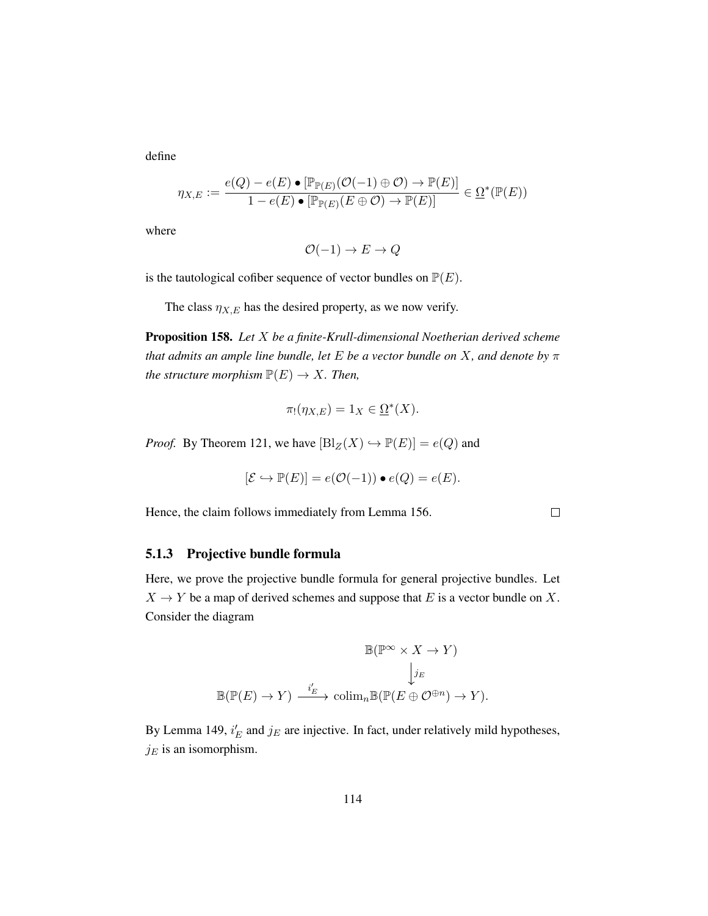define

$$\eta_{X,E} := \frac{e(Q) - e(E) \bullet [\mathbb{P}_{\mathbb{P}(E)}(\mathcal{O}(-1) \oplus \mathcal{O}) \to \mathbb{P}(E)]}{1 - e(E) \bullet [\mathbb{P}_{\mathbb{P}(E)}(E \oplus \mathcal{O}) \to \mathbb{P}(E)]} \in \underline{\Omega}^*(\mathbb{P}(E))$$

where

$$\mathcal{O}(-1) \to E \to Q$$

is the tautological cofiber sequence of vector bundles on $\mathbb{P}(E)$.

The class $\eta_{X,E}$ has the desired property, as we now verify.

**Proposition 158.** *Let $X$ be a finite-Krull-dimensional Noetherian derived scheme that admits an ample line bundle, let $E$ be a vector bundle on $X$, and denote by $\pi$ the structure morphism $\mathbb{P}(E) \to X$. Then,*

$$\pi_!(\eta_{X,E}) = 1_X \in \underline{\Omega}^*(X).$$

*Proof.* By Theorem 121, we have $[\mathrm{Bl}_Z(X) \hookrightarrow \mathbb{P}(E)] = e(Q)$ and

$$[\mathcal{E} \hookrightarrow \mathbb{P}(E)] = e(\mathcal{O}(-1)) \bullet e(Q) = e(E).$$

Hence, the claim follows immediately from Lemma 156. □

### 5.1.3 Projective bundle formula

Here, we prove the projective bundle formula for general projective bundles. Let $X \to Y$ be a map of derived schemes and suppose that $E$ is a vector bundle on $X$. Consider the diagram

$$\begin{array}{ccc} & & \mathbb{B}(\mathbb{P}^\infty \times X \to Y) \\ & & \downarrow{\scriptstyle j_E} \\ \mathbb{B}(\mathbb{P}(E) \to Y) & \xrightarrow{i'_E} & \mathrm{colim}_n \mathbb{B}(\mathbb{P}(E \oplus \mathcal{O}^{\oplus n}) \to Y). \end{array}$$

By Lemma 149, $i'_E$ and $j_E$ are injective. In fact, under relatively mild hypotheses, $j_E$ is an isomorphism.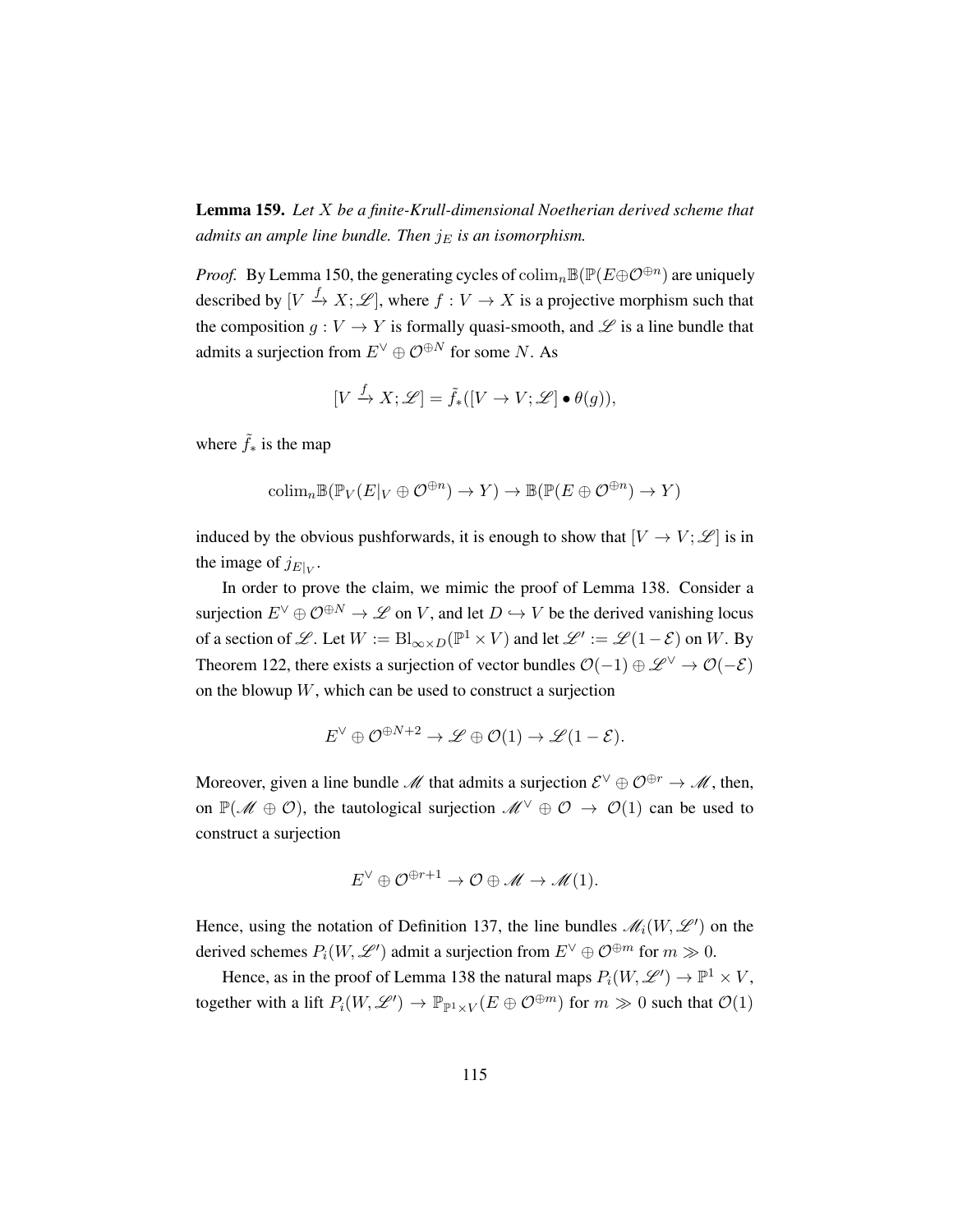**Lemma 159.** *Let $X$ be a finite-Krull-dimensional Noetherian derived scheme that admits an ample line bundle. Then $j_E$ is an isomorphism.*

*Proof.* By Lemma 150, the generating cycles of $\mathrm{colim}_n \mathbb{B}(\mathbb{P}(E \oplus \mathcal{O}^{\oplus n})$ are uniquely described by $[V \xrightarrow{f} X; \mathscr{L}]$, where $f : V \to X$ is a projective morphism such that the composition $g : V \to Y$ is formally quasi-smooth, and $\mathscr{L}$ is a line bundle that admits a surjection from $E^\vee \oplus \mathcal{O}^{\oplus N}$ for some $N$. As

$$[V \xrightarrow{f} X; \mathscr{L}] = \tilde{f}_*([V \to V; \mathscr{L}] \bullet \theta(g)),$$

where $\tilde{f}_*$ is the map

$$\mathrm{colim}_n \mathbb{B}(\mathbb{P}_V(E|_V \oplus \mathcal{O}^{\oplus n}) \to Y) \to \mathbb{B}(\mathbb{P}(E \oplus \mathcal{O}^{\oplus n}) \to Y)$$

induced by the obvious pushforwards, it is enough to show that $[V \to V; \mathscr{L}]$ is in the image of $j_{E|_V}$.

In order to prove the claim, we mimic the proof of Lemma 138. Consider a surjection $E^\vee \oplus \mathcal{O}^{\oplus N} \to \mathscr{L}$ on $V$, and let $D \hookrightarrow V$ be the derived vanishing locus of a section of $\mathscr{L}$. Let $W := \mathrm{Bl}_{\infty \times D}(\mathbb{P}^1 \times V)$ and let $\mathscr{L}' := \mathscr{L}(1 - \mathcal{E})$ on $W$. By Theorem 122, there exists a surjection of vector bundles $\mathcal{O}(-1) \oplus \mathscr{L}^\vee \to \mathcal{O}(-\mathcal{E})$ on the blowup $W$, which can be used to construct a surjection

$$E^\vee \oplus \mathcal{O}^{\oplus N+2} \to \mathscr{L} \oplus \mathcal{O}(1) \to \mathscr{L}(1 - \mathcal{E}).$$

Moreover, given a line bundle $\mathscr{M}$ that admits a surjection $\mathcal{E}^\vee \oplus \mathcal{O}^{\oplus r} \to \mathscr{M}$, then, on $\mathbb{P}(\mathscr{M} \oplus \mathcal{O})$, the tautological surjection $\mathscr{M}^\vee \oplus \mathcal{O} \to \mathcal{O}(1)$ can be used to construct a surjection

$$E^\vee \oplus \mathcal{O}^{\oplus r+1} \to \mathcal{O} \oplus \mathscr{M} \to \mathscr{M}(1).$$

Hence, using the notation of Definition 137, the line bundles $\mathscr{M}_i(W, \mathscr{L}')$ on the derived schemes $P_i(W, \mathscr{L}')$ admit a surjection from $E^\vee \oplus \mathcal{O}^{\oplus m}$ for $m \gg 0$.

Hence, as in the proof of Lemma 138 the natural maps $P_i(W, \mathscr{L}') \to \mathbb{P}^1 \times V$, together with a lift $P_i(W, \mathscr{L}') \to \mathbb{P}_{\mathbb{P}^1 \times V}(E \oplus \mathcal{O}^{\oplus m})$ for $m \gg 0$ such that $\mathcal{O}(1)$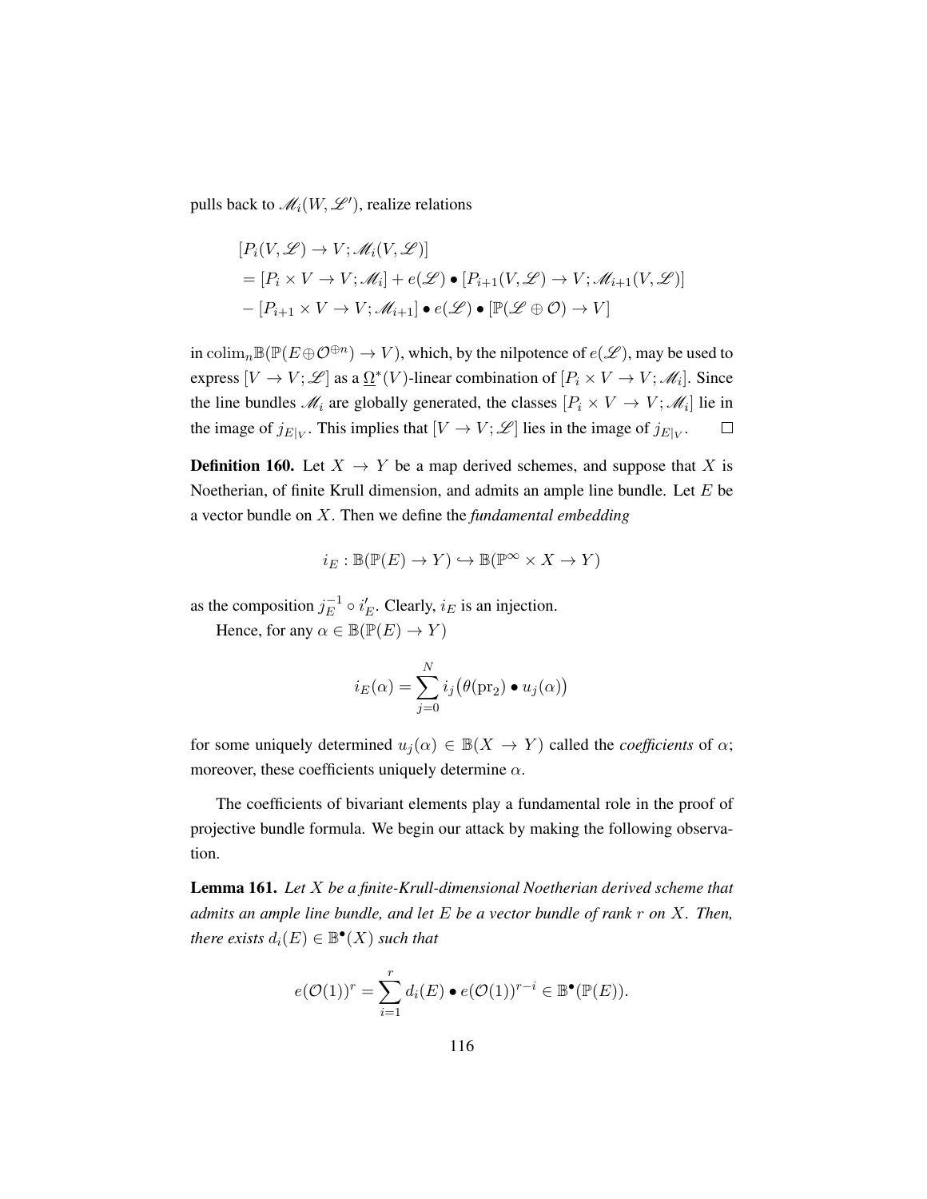pulls back to $\mathscr{M}_i(W, \mathscr{L}')$, realize relations

$$
\begin{aligned}
&[P_i(V, \mathscr{L}) \to V; \mathscr{M}_i(V, \mathscr{L})] \\
&= [P_i \times V \to V; \mathscr{M}_i] + e(\mathscr{L}) \bullet [P_{i+1}(V, \mathscr{L}) \to V; \mathscr{M}_{i+1}(V, \mathscr{L})] \\
&- [P_{i+1} \times V \to V; \mathscr{M}_{i+1}] \bullet e(\mathscr{L}) \bullet [\mathbb{P}(\mathscr{L} \oplus \mathcal{O}) \to V]
\end{aligned}
$$

in $\mathrm{colim}_n \mathbb{B}(\mathbb{P}(E \oplus \mathcal{O}^{\oplus n}) \to V)$, which, by the nilpotence of $e(\mathscr{L})$, may be used to express $[V \to V; \mathscr{L}]$ as a $\underline{\Omega}^*(V)$-linear combination of $[P_i \times V \to V; \mathscr{M}_i]$. Since the line bundles $\mathscr{M}_i$ are globally generated, the classes $[P_i \times V \to V; \mathscr{M}_i]$ lie in the image of $j_{E|_V}$. This implies that $[V \to V; \mathscr{L}]$ lies in the image of $j_{E|_V}$. $\square$

**Definition 160.** Let $X \to Y$ be a map derived schemes, and suppose that $X$ is Noetherian, of finite Krull dimension, and admits an ample line bundle. Let $E$ be a vector bundle on $X$. Then we define the *fundamental embedding*

$$
i_E : \mathbb{B}(\mathbb{P}(E) \to Y) \hookrightarrow \mathbb{B}(\mathbb{P}^\infty \times X \to Y)
$$

as the composition $j_E^{-1} \circ i'_E$. Clearly, $i_E$ is an injection.

Hence, for any $\alpha \in \mathbb{B}(\mathbb{P}(E) \to Y)$

$$
i_E(\alpha) = \sum_{j=0}^{N} i_j\big(\theta(\mathrm{pr}_2) \bullet u_j(\alpha)\big)
$$

for some uniquely determined $u_j(\alpha) \in \mathbb{B}(X \to Y)$ called the *coefficients* of $\alpha$; moreover, these coefficients uniquely determine $\alpha$.

The coefficients of bivariant elements play a fundamental role in the proof of projective bundle formula. We begin our attack by making the following observation.

**Lemma 161.** *Let $X$ be a finite-Krull-dimensional Noetherian derived scheme that admits an ample line bundle, and let $E$ be a vector bundle of rank $r$ on $X$. Then, there exists $d_i(E) \in \mathbb{B}^\bullet(X)$ such that*

$$
e(\mathcal{O}(1))^r = \sum_{i=1}^{r} d_i(E) \bullet e(\mathcal{O}(1))^{r-i} \in \mathbb{B}^\bullet(\mathbb{P}(E)).
$$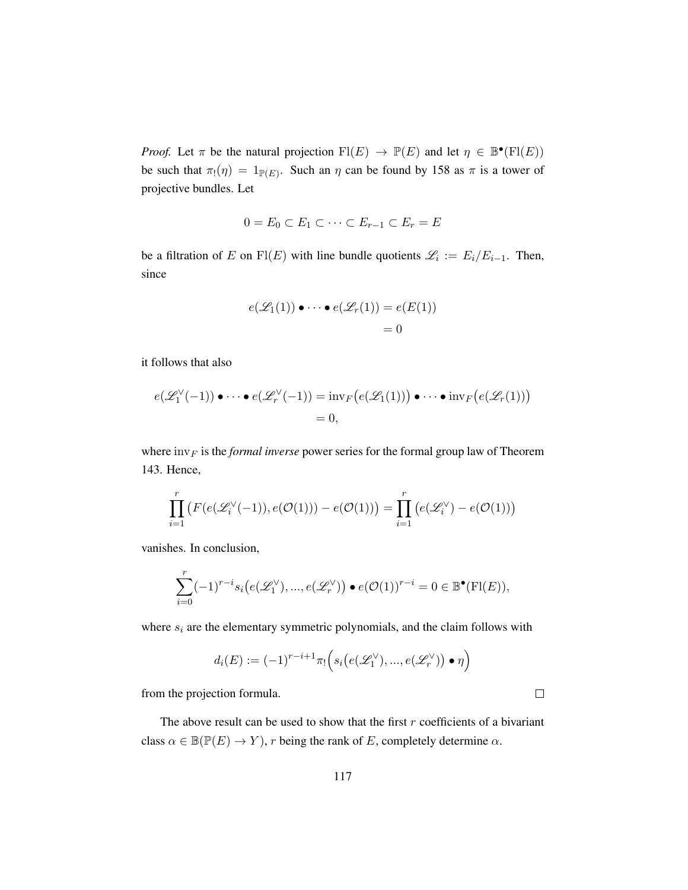*Proof.* Let $\pi$ be the natural projection $\mathrm{Fl}(E) \to \mathbb{P}(E)$ and let $\eta \in \mathbb{B}^\bullet(\mathrm{Fl}(E))$ be such that $\pi_!(\eta) = 1_{\mathbb{P}(E)}$. Such an $\eta$ can be found by 158 as $\pi$ is a tower of projective bundles. Let

$$0 = E_0 \subset E_1 \subset \cdots \subset E_{r-1} \subset E_r = E$$

be a filtration of $E$ on $\mathrm{Fl}(E)$ with line bundle quotients $\mathscr{L}_i := E_i/E_{i-1}$. Then, since

$$\begin{aligned} e(\mathscr{L}_1(1)) \bullet \cdots \bullet e(\mathscr{L}_r(1)) &= e(E(1)) \\ &= 0 \end{aligned}$$

it follows that also

$$\begin{aligned} e(\mathscr{L}_1^\vee(-1)) \bullet \cdots \bullet e(\mathscr{L}_r^\vee(-1)) &= \mathrm{inv}_F\big(e(\mathscr{L}_1(1))\big) \bullet \cdots \bullet \mathrm{inv}_F\big(e(\mathscr{L}_r(1))\big) \\ &= 0, \end{aligned}$$

where $\mathrm{inv}_F$ is the *formal inverse* power series for the formal group law of Theorem 143. Hence,

$$\prod_{i=1}^r \big(F(e(\mathscr{L}_i^\vee(-1)), e(\mathcal{O}(1))) - e(\mathcal{O}(1))\big) = \prod_{i=1}^r \big(e(\mathscr{L}_i^\vee) - e(\mathcal{O}(1))\big)$$

vanishes. In conclusion,

$$\sum_{i=0}^r (-1)^{r-i} s_i\big(e(\mathscr{L}_1^\vee), ..., e(\mathscr{L}_r^\vee)\big) \bullet e(\mathcal{O}(1))^{r-i} = 0 \in \mathbb{B}^\bullet(\mathrm{Fl}(E)),$$

where $s_i$ are the elementary symmetric polynomials, and the claim follows with

$$d_i(E) := (-1)^{r-i+1} \pi_!\Big(s_i\big(e(\mathscr{L}_1^\vee), ..., e(\mathscr{L}_r^\vee)\big) \bullet \eta\Big)$$

from the projection formula. □

The above result can be used to show that the first $r$ coefficients of a bivariant class $\alpha \in \mathbb{B}(\mathbb{P}(E) \to Y)$, $r$ being the rank of $E$, completely determine $\alpha$.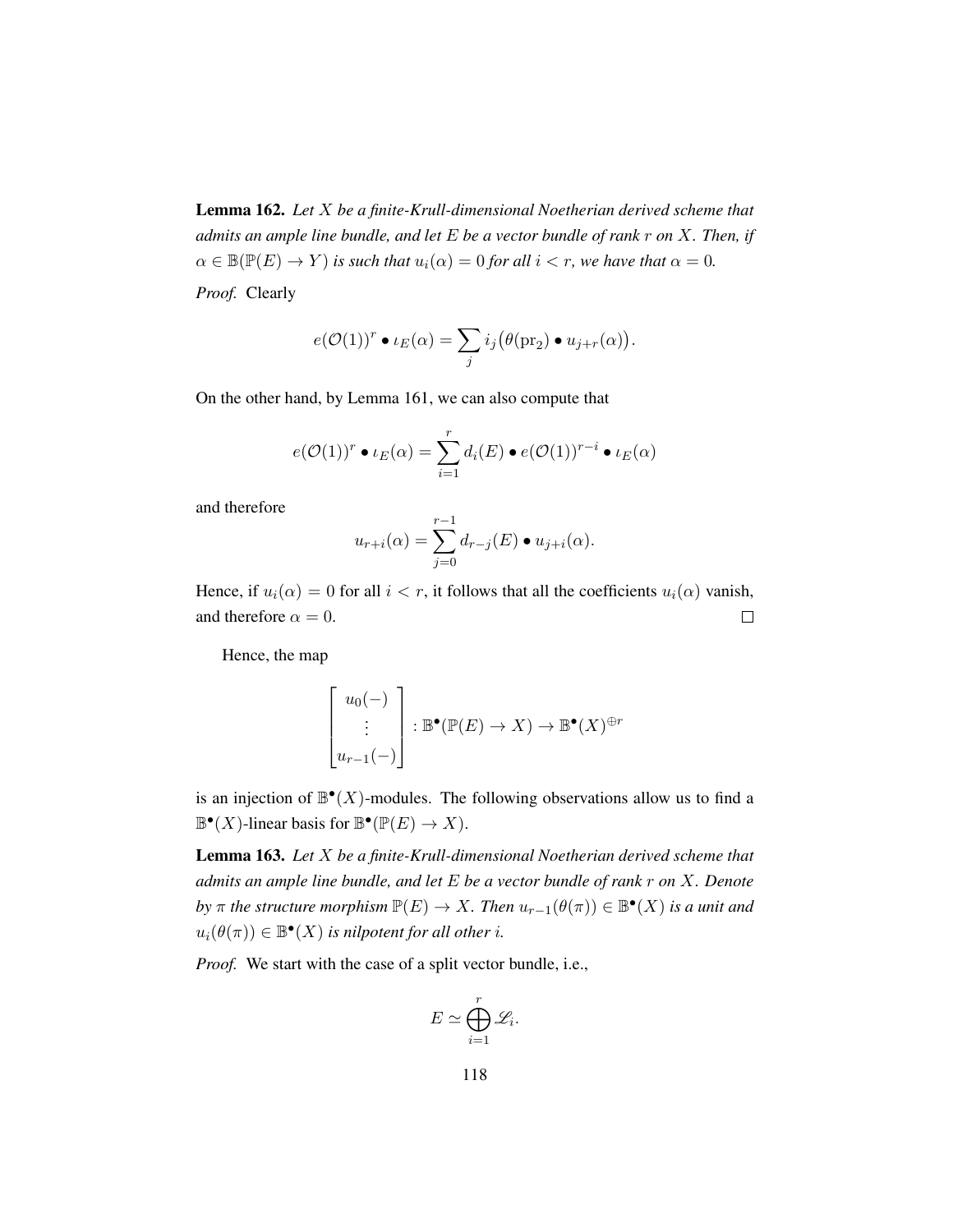**Lemma 162.** *Let $X$ be a finite-Krull-dimensional Noetherian derived scheme that admits an ample line bundle, and let $E$ be a vector bundle of rank $r$ on $X$. Then, if $\alpha \in \mathbb{B}(\mathbb{P}(E) \to Y)$ is such that $u_i(\alpha) = 0$ for all $i < r$, we have that $\alpha = 0$.*

*Proof.* Clearly

$$e(\mathcal{O}(1))^r \bullet \iota_E(\alpha) = \sum_j i_j\big(\theta(\mathrm{pr}_2) \bullet u_{j+r}(\alpha)\big).$$

On the other hand, by Lemma 161, we can also compute that

$$e(\mathcal{O}(1))^r \bullet \iota_E(\alpha) = \sum_{i=1}^{r} d_i(E) \bullet e(\mathcal{O}(1))^{r-i} \bullet \iota_E(\alpha)$$

and therefore

$$u_{r+i}(\alpha) = \sum_{j=0}^{r-1} d_{r-j}(E) \bullet u_{j+i}(\alpha).$$

Hence, if $u_i(\alpha) = 0$ for all $i < r$, it follows that all the coefficients $u_i(\alpha)$ vanish, and therefore $\alpha = 0$. $\square$

Hence, the map

$$\begin{bmatrix} u_0(-) \\ \vdots \\ u_{r-1}(-) \end{bmatrix} : \mathbb{B}^\bullet(\mathbb{P}(E) \to X) \to \mathbb{B}^\bullet(X)^{\oplus r}$$

is an injection of $\mathbb{B}^\bullet(X)$-modules. The following observations allow us to find a $\mathbb{B}^\bullet(X)$-linear basis for $\mathbb{B}^\bullet(\mathbb{P}(E) \to X)$.

**Lemma 163.** *Let $X$ be a finite-Krull-dimensional Noetherian derived scheme that admits an ample line bundle, and let $E$ be a vector bundle of rank $r$ on $X$. Denote by $\pi$ the structure morphism $\mathbb{P}(E) \to X$. Then $u_{r-1}(\theta(\pi)) \in \mathbb{B}^\bullet(X)$ is a unit and $u_i(\theta(\pi)) \in \mathbb{B}^\bullet(X)$ is nilpotent for all other $i$.*

*Proof.* We start with the case of a split vector bundle, i.e.,

$$E \simeq \bigoplus_{i=1}^{r} \mathscr{L}_i.$$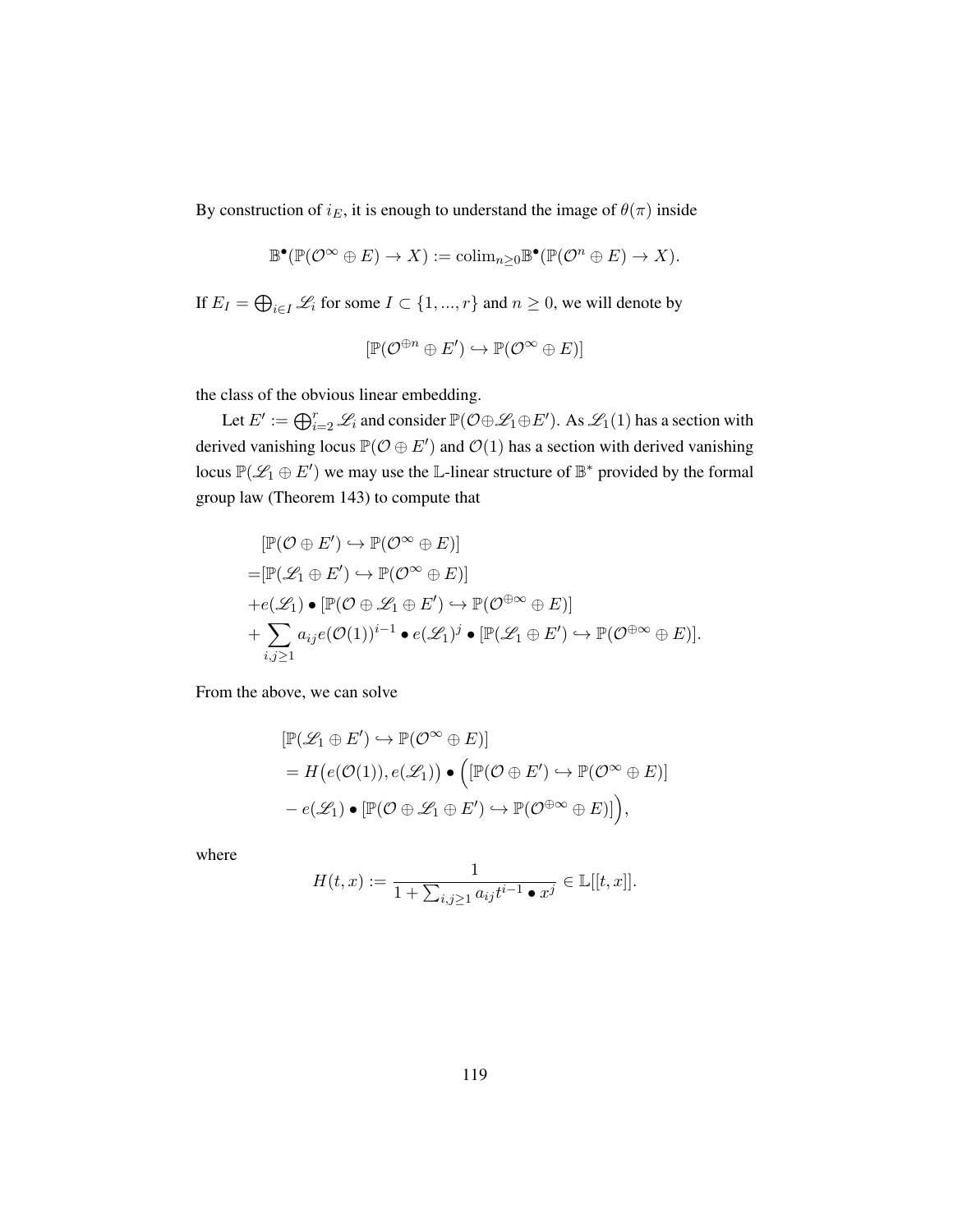By construction of $i_E$, it is enough to understand the image of $\theta(\pi)$ inside

$$\mathbb{B}^\bullet(\mathbb{P}(\mathcal{O}^\infty \oplus E) \to X) := \mathrm{colim}_{n\geq 0}\mathbb{B}^\bullet(\mathbb{P}(\mathcal{O}^n \oplus E) \to X).$$

If $E_I = \bigoplus_{i\in I} \mathscr{L}_i$ for some $I \subset \{1, ..., r\}$ and $n \geq 0$, we will denote by

$$[\mathbb{P}(\mathcal{O}^{\oplus n} \oplus E') \hookrightarrow \mathbb{P}(\mathcal{O}^\infty \oplus E)]$$

the class of the obvious linear embedding.

Let $E' := \bigoplus_{i=2}^r \mathscr{L}_i$ and consider $\mathbb{P}(\mathcal{O}\oplus\mathscr{L}_1\oplus E')$. As $\mathscr{L}_1(1)$ has a section with derived vanishing locus $\mathbb{P}(\mathcal{O} \oplus E')$ and $\mathcal{O}(1)$ has a section with derived vanishing locus $\mathbb{P}(\mathscr{L}_1 \oplus E')$ we may use the $\mathbb{L}$-linear structure of $\mathbb{B}^*$ provided by the formal group law (Theorem 143) to compute that

$$\begin{aligned}
&[\mathbb{P}(\mathcal{O} \oplus E') \hookrightarrow \mathbb{P}(\mathcal{O}^\infty \oplus E)] \\
=&[\mathbb{P}(\mathscr{L}_1 \oplus E') \hookrightarrow \mathbb{P}(\mathcal{O}^\infty \oplus E)] \\
&+e(\mathscr{L}_1) \bullet [\mathbb{P}(\mathcal{O} \oplus \mathscr{L}_1 \oplus E') \hookrightarrow \mathbb{P}(\mathcal{O}^{\oplus\infty} \oplus E)] \\
&+ \sum_{i,j\geq 1} a_{ij} e(\mathcal{O}(1))^{i-1} \bullet e(\mathscr{L}_1)^j \bullet [\mathbb{P}(\mathscr{L}_1 \oplus E') \hookrightarrow \mathbb{P}(\mathcal{O}^{\oplus\infty} \oplus E)].
\end{aligned}$$

From the above, we can solve

$$\begin{aligned}
&[\mathbb{P}(\mathscr{L}_1 \oplus E') \hookrightarrow \mathbb{P}(\mathcal{O}^\infty \oplus E)] \\
&= H\big(e(\mathcal{O}(1)), e(\mathscr{L}_1)\big) \bullet \Big([\mathbb{P}(\mathcal{O} \oplus E') \hookrightarrow \mathbb{P}(\mathcal{O}^\infty \oplus E)] \\
&- e(\mathscr{L}_1) \bullet [\mathbb{P}(\mathcal{O} \oplus \mathscr{L}_1 \oplus E') \hookrightarrow \mathbb{P}(\mathcal{O}^{\oplus\infty} \oplus E)]\Big),
\end{aligned}$$

where

$$H(t, x) := \frac{1}{1 + \sum_{i,j\geq 1} a_{ij} t^{i-1} \bullet x^j} \in \mathbb{L}[[t, x]].$$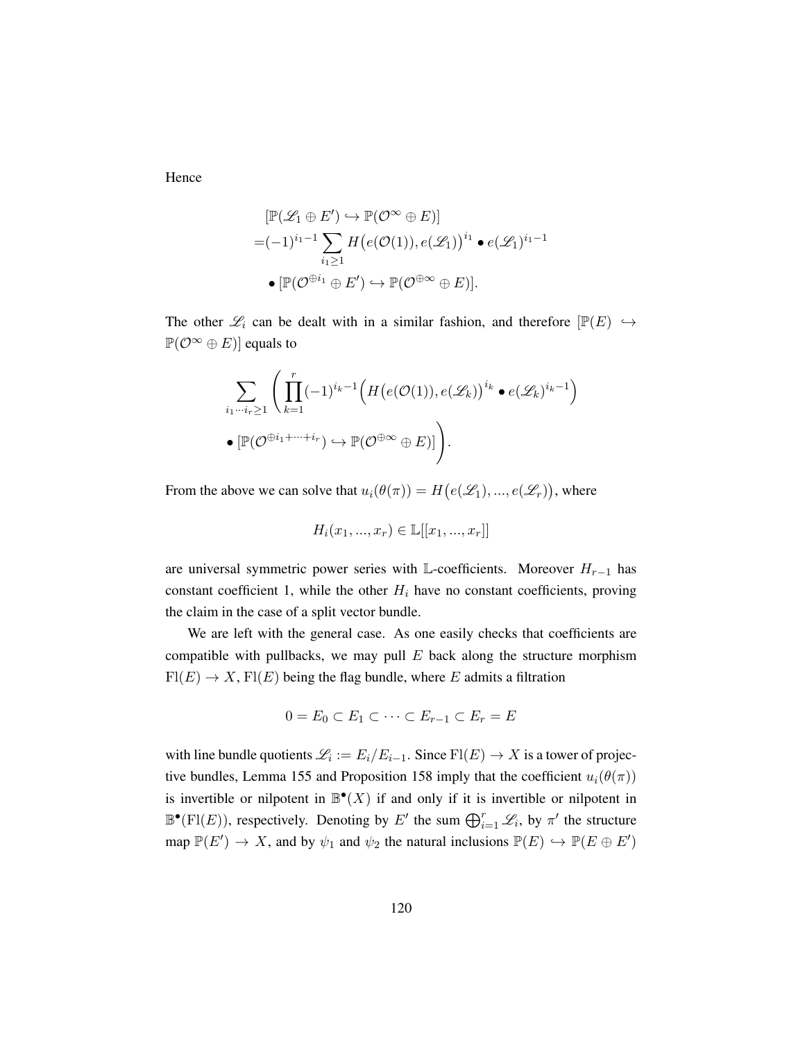Hence

$$
\begin{aligned}
&[\mathbb{P}(\mathscr{L}_1 \oplus E') \hookrightarrow \mathbb{P}(\mathcal{O}^\infty \oplus E)] \\
=&(-1)^{i_1-1} \sum_{i_1 \geq 1} H\big(e(\mathcal{O}(1)), e(\mathscr{L}_1)\big)^{i_1} \bullet e(\mathscr{L}_1)^{i_1-1} \\
&\bullet [\mathbb{P}(\mathcal{O}^{\oplus i_1} \oplus E') \hookrightarrow \mathbb{P}(\mathcal{O}^{\oplus \infty} \oplus E)].
\end{aligned}
$$

The other $\mathscr{L}_i$ can be dealt with in a similar fashion, and therefore $[\mathbb{P}(E) \hookrightarrow \mathbb{P}(\mathcal{O}^\infty \oplus E)]$ equals to

$$
\sum_{i_1 \cdots i_r \geq 1} \left( \prod_{k=1}^{r} (-1)^{i_k-1} \Big( H\big(e(\mathcal{O}(1)), e(\mathscr{L}_k)\big)^{i_k} \bullet e(\mathscr{L}_k)^{i_k-1} \Big) \right.
$$
$$
\left. \bullet [\mathbb{P}(\mathcal{O}^{\oplus i_1 + \cdots + i_r}) \hookrightarrow \mathbb{P}(\mathcal{O}^{\oplus \infty} \oplus E)] \right).
$$

From the above we can solve that $u_i(\theta(\pi)) = H\big(e(\mathscr{L}_1), ..., e(\mathscr{L}_r)\big)$, where

$$
H_i(x_1, ..., x_r) \in \mathbb{L}[[x_1, ..., x_r]]
$$

are universal symmetric power series with $\mathbb{L}$-coefficients. Moreover $H_{r-1}$ has constant coefficient 1, while the other $H_i$ have no constant coefficients, proving the claim in the case of a split vector bundle.

We are left with the general case. As one easily checks that coefficients are compatible with pullbacks, we may pull $E$ back along the structure morphism $\mathrm{Fl}(E) \to X$, $\mathrm{Fl}(E)$ being the flag bundle, where $E$ admits a filtration

$$
0 = E_0 \subset E_1 \subset \cdots \subset E_{r-1} \subset E_r = E
$$

with line bundle quotients $\mathscr{L}_i := E_i / E_{i-1}$. Since $\mathrm{Fl}(E) \to X$ is a tower of projective bundles, Lemma 155 and Proposition 158 imply that the coefficient $u_i(\theta(\pi))$ is invertible or nilpotent in $\mathbb{B}^\bullet(X)$ if and only if it is invertible or nilpotent in $\mathbb{B}^\bullet(\mathrm{Fl}(E))$, respectively. Denoting by $E'$ the sum $\bigoplus_{i=1}^r \mathscr{L}_i$, by $\pi'$ the structure map $\mathbb{P}(E') \to X$, and by $\psi_1$ and $\psi_2$ the natural inclusions $\mathbb{P}(E) \hookrightarrow \mathbb{P}(E \oplus E')$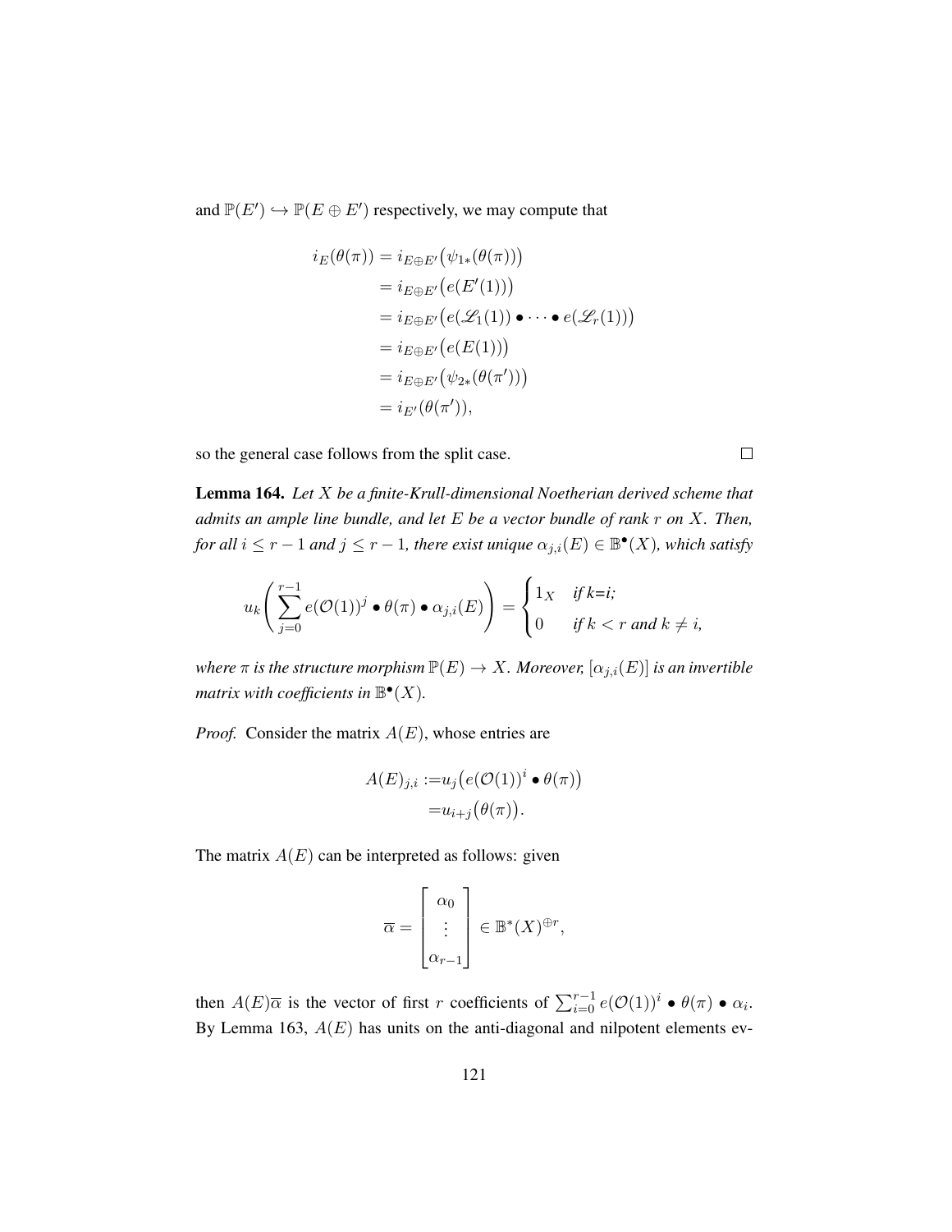and $\mathbb{P}(E') \hookrightarrow \mathbb{P}(E \oplus E')$ respectively, we may compute that

$$
\begin{aligned}
i_E(\theta(\pi)) &= i_{E\oplus E'}\big(\psi_{1*}(\theta(\pi))\big) \\
&= i_{E\oplus E'}\big(e(E'(1))\big) \\
&= i_{E\oplus E'}\big(e(\mathscr{L}_1(1)) \bullet \cdots \bullet e(\mathscr{L}_r(1))\big) \\
&= i_{E\oplus E'}\big(e(E(1))\big) \\
&= i_{E\oplus E'}\big(\psi_{2*}(\theta(\pi'))\big) \\
&= i_{E'}(\theta(\pi')),
\end{aligned}
$$

so the general case follows from the split case. □

**Lemma 164.** *Let $X$ be a finite-Krull-dimensional Noetherian derived scheme that admits an ample line bundle, and let $E$ be a vector bundle of rank $r$ on $X$. Then, for all $i \leq r-1$ and $j \leq r-1$, there exist unique $\alpha_{j,i}(E) \in \mathbb{B}^\bullet(X)$, which satisfy*

$$
u_k\left(\sum_{j=0}^{r-1} e(\mathcal{O}(1))^j \bullet \theta(\pi) \bullet \alpha_{j,i}(E)\right) = \begin{cases} 1_X & \text{if } k=i; \\ 0 & \text{if } k < r \text{ and } k \neq i, \end{cases}
$$

*where $\pi$ is the structure morphism $\mathbb{P}(E) \to X$. Moreover, $[\alpha_{j,i}(E)]$ is an invertible matrix with coefficients in $\mathbb{B}^\bullet(X)$.*

*Proof.* Consider the matrix $A(E)$, whose entries are

$$
\begin{aligned}
A(E)_{j,i} :=& u_j\big(e(\mathcal{O}(1))^i \bullet \theta(\pi)\big) \\
=& u_{i+j}\big(\theta(\pi)\big).
\end{aligned}
$$

The matrix $A(E)$ can be interpreted as follows: given

$$
\overline{\alpha} = \begin{bmatrix} \alpha_0 \\ \vdots \\ \alpha_{r-1} \end{bmatrix} \in \mathbb{B}^*(X)^{\oplus r},
$$

then $A(E)\overline{\alpha}$ is the vector of first $r$ coefficients of $\sum_{i=0}^{r-1} e(\mathcal{O}(1))^i \bullet \theta(\pi) \bullet \alpha_i$. By Lemma 163, $A(E)$ has units on the anti-diagonal and nilpotent elements ev-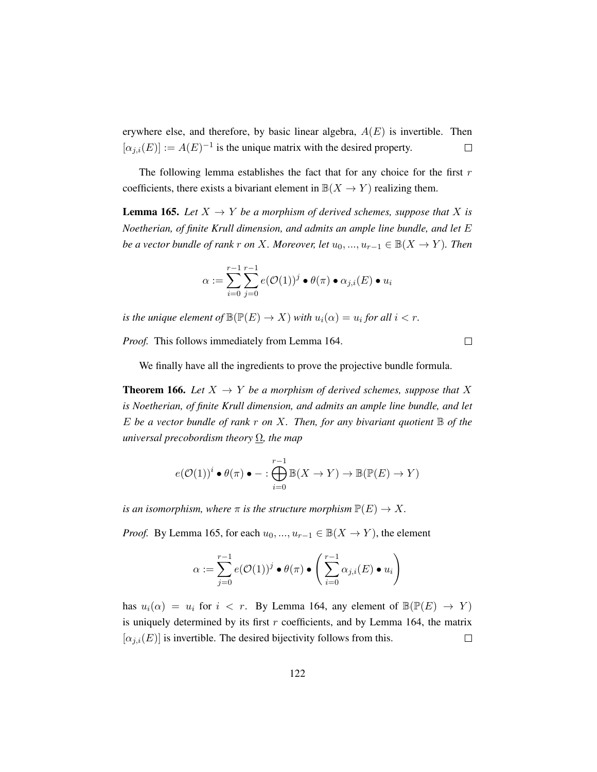erywhere else, and therefore, by basic linear algebra, $A(E)$ is invertible. Then $[\alpha_{j,i}(E)] := A(E)^{-1}$ is the unique matrix with the desired property. $\square$

The following lemma establishes the fact that for any choice for the first $r$ coefficients, there exists a bivariant element in $\mathbb{B}(X \to Y)$ realizing them.

**Lemma 165.** *Let $X \to Y$ be a morphism of derived schemes, suppose that $X$ is Noetherian, of finite Krull dimension, and admits an ample line bundle, and let $E$ be a vector bundle of rank $r$ on $X$. Moreover, let $u_0, ..., u_{r-1} \in \mathbb{B}(X \to Y)$. Then*

$$\alpha := \sum_{i=0}^{r-1} \sum_{j=0}^{r-1} e(\mathcal{O}(1))^j \bullet \theta(\pi) \bullet \alpha_{j,i}(E) \bullet u_i$$

*is the unique element of $\mathbb{B}(\mathbb{P}(E) \to X)$ with $u_i(\alpha) = u_i$ for all $i < r$.*

*Proof.* This follows immediately from Lemma 164. $\square$

We finally have all the ingredients to prove the projective bundle formula.

**Theorem 166.** *Let $X \to Y$ be a morphism of derived schemes, suppose that $X$ is Noetherian, of finite Krull dimension, and admits an ample line bundle, and let $E$ be a vector bundle of rank $r$ on $X$. Then, for any bivariant quotient $\mathbb{B}$ of the universal precobordism theory $\underline{\Omega}$, the map*

$$e(\mathcal{O}(1))^i \bullet \theta(\pi) \bullet - : \bigoplus_{i=0}^{r-1} \mathbb{B}(X \to Y) \to \mathbb{B}(\mathbb{P}(E) \to Y)$$

*is an isomorphism, where $\pi$ is the structure morphism $\mathbb{P}(E) \to X$.*

*Proof.* By Lemma 165, for each $u_0, ..., u_{r-1} \in \mathbb{B}(X \to Y)$, the element

$$\alpha := \sum_{j=0}^{r-1} e(\mathcal{O}(1))^j \bullet \theta(\pi) \bullet \left( \sum_{i=0}^{r-1} \alpha_{j,i}(E) \bullet u_i \right)$$

has $u_i(\alpha) = u_i$ for $i < r$. By Lemma 164, any element of $\mathbb{B}(\mathbb{P}(E) \to Y)$ is uniquely determined by its first $r$ coefficients, and by Lemma 164, the matrix $[\alpha_{j,i}(E)]$ is invertible. The desired bijectivity follows from this. $\square$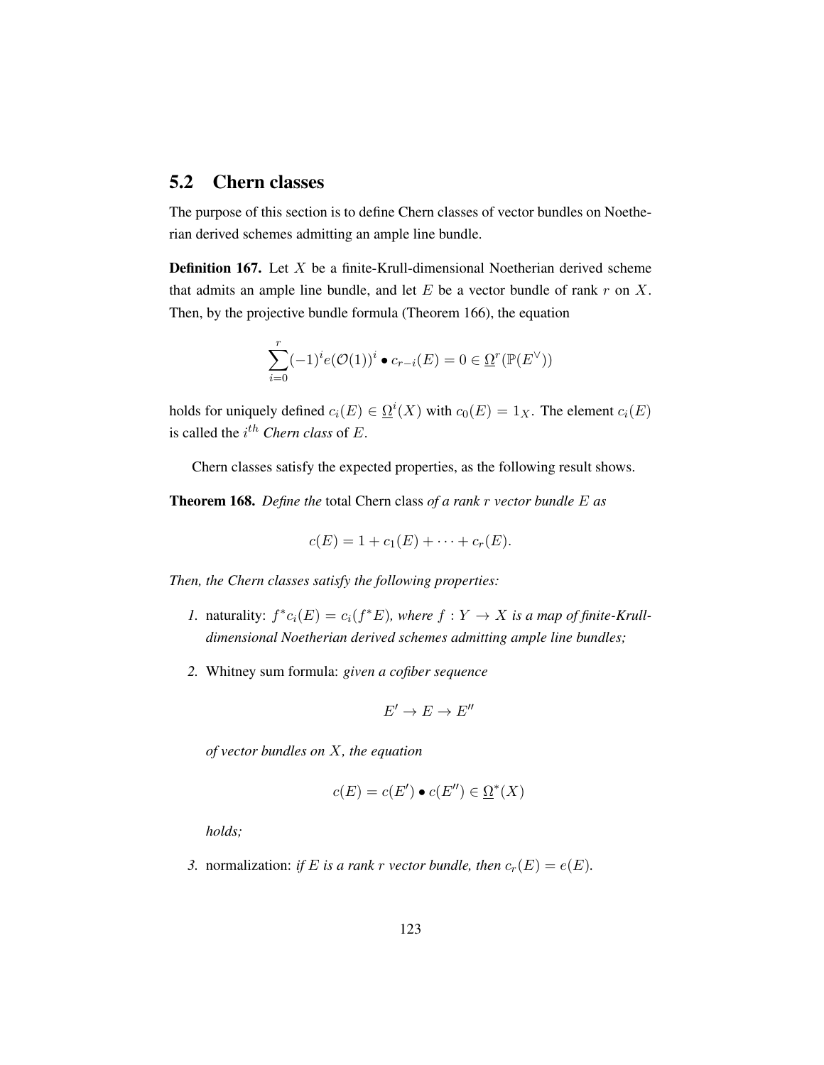## 5.2 Chern classes

The purpose of this section is to define Chern classes of vector bundles on Noetherian derived schemes admitting an ample line bundle.

**Definition 167.** Let $X$ be a finite-Krull-dimensional Noetherian derived scheme that admits an ample line bundle, and let $E$ be a vector bundle of rank $r$ on $X$. Then, by the projective bundle formula (Theorem 166), the equation

$$\sum_{i=0}^{r} (-1)^i e(\mathcal{O}(1))^i \bullet c_{r-i}(E) = 0 \in \underline{\Omega}^r(\mathbb{P}(E^\vee))$$

holds for uniquely defined $c_i(E) \in \underline{\Omega}^i(X)$ with $c_0(E) = 1_X$. The element $c_i(E)$ is called the $i^{th}$ *Chern class* of $E$.

Chern classes satisfy the expected properties, as the following result shows.

**Theorem 168.** *Define the* total Chern class *of a rank $r$ vector bundle $E$ as*

$$c(E) = 1 + c_1(E) + \cdots + c_r(E).$$

*Then, the Chern classes satisfy the following properties:*

1. naturality: *$f^* c_i(E) = c_i(f^* E)$, where $f : Y \to X$ is a map of finite-Krull-dimensional Noetherian derived schemes admitting ample line bundles;*

2. Whitney sum formula: *given a cofiber sequence*

$$E' \to E \to E''$$

   *of vector bundles on $X$, the equation*

$$c(E) = c(E') \bullet c(E'') \in \underline{\Omega}^*(X)$$

   *holds;*

3. normalization: *if $E$ is a rank $r$ vector bundle, then $c_r(E) = e(E)$.*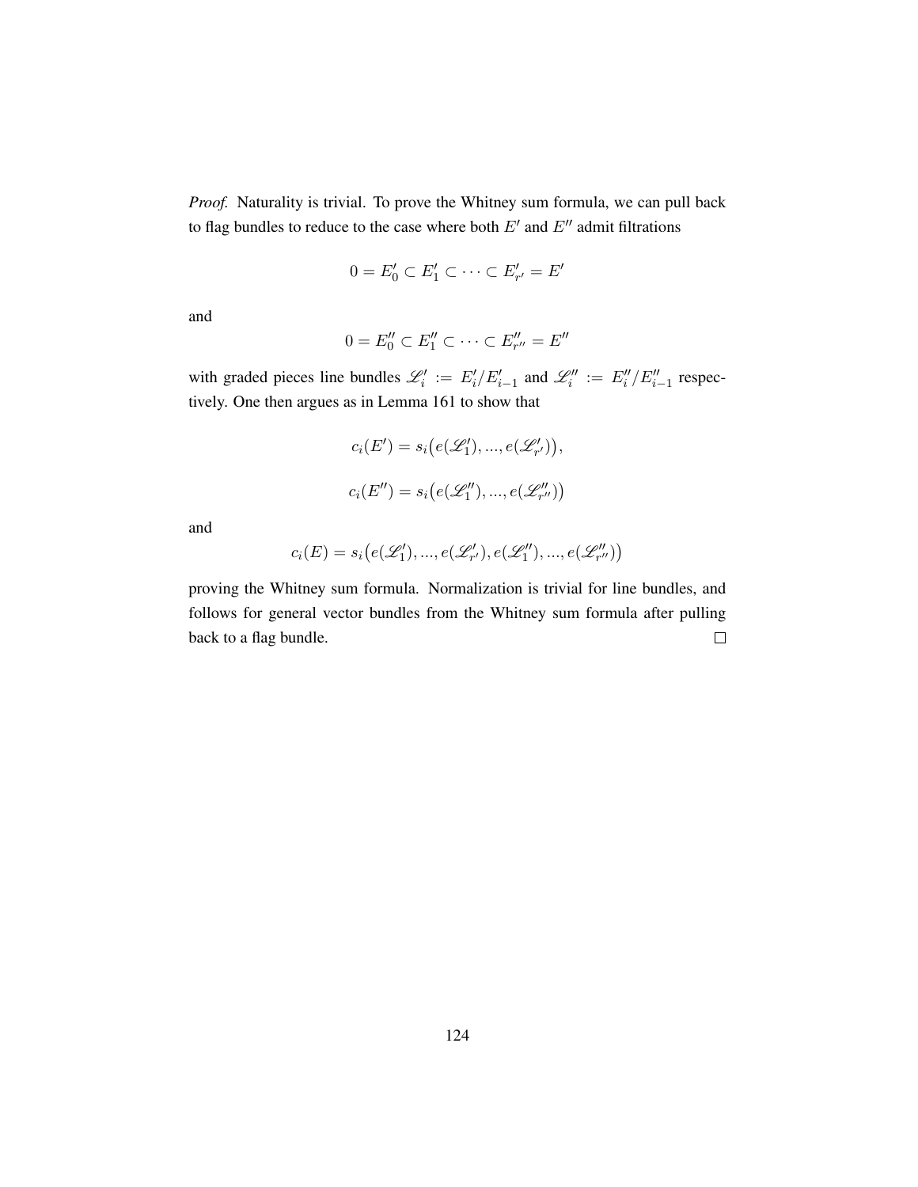*Proof.* Naturality is trivial. To prove the Whitney sum formula, we can pull back to flag bundles to reduce to the case where both $E'$ and $E''$ admit filtrations

$$0 = E'_0 \subset E'_1 \subset \cdots \subset E'_{r'} = E'$$

and

$$0 = E''_0 \subset E''_1 \subset \cdots \subset E''_{r''} = E''$$

with graded pieces line bundles $\mathscr{L}'_i := E'_i/E'_{i-1}$ and $\mathscr{L}''_i := E''_i/E''_{i-1}$ respectively. One then argues as in Lemma 161 to show that

$$c_i(E') = s_i\big(e(\mathscr{L}'_1), ..., e(\mathscr{L}'_{r'})\big),$$

$$c_i(E'') = s_i\big(e(\mathscr{L}''_1), ..., e(\mathscr{L}''_{r''})\big)$$

and

$$c_i(E) = s_i\big(e(\mathscr{L}'_1), ..., e(\mathscr{L}'_{r'}), e(\mathscr{L}''_1), ..., e(\mathscr{L}''_{r''})\big)$$

proving the Whitney sum formula. Normalization is trivial for line bundles, and follows for general vector bundles from the Whitney sum formula after pulling back to a flag bundle. □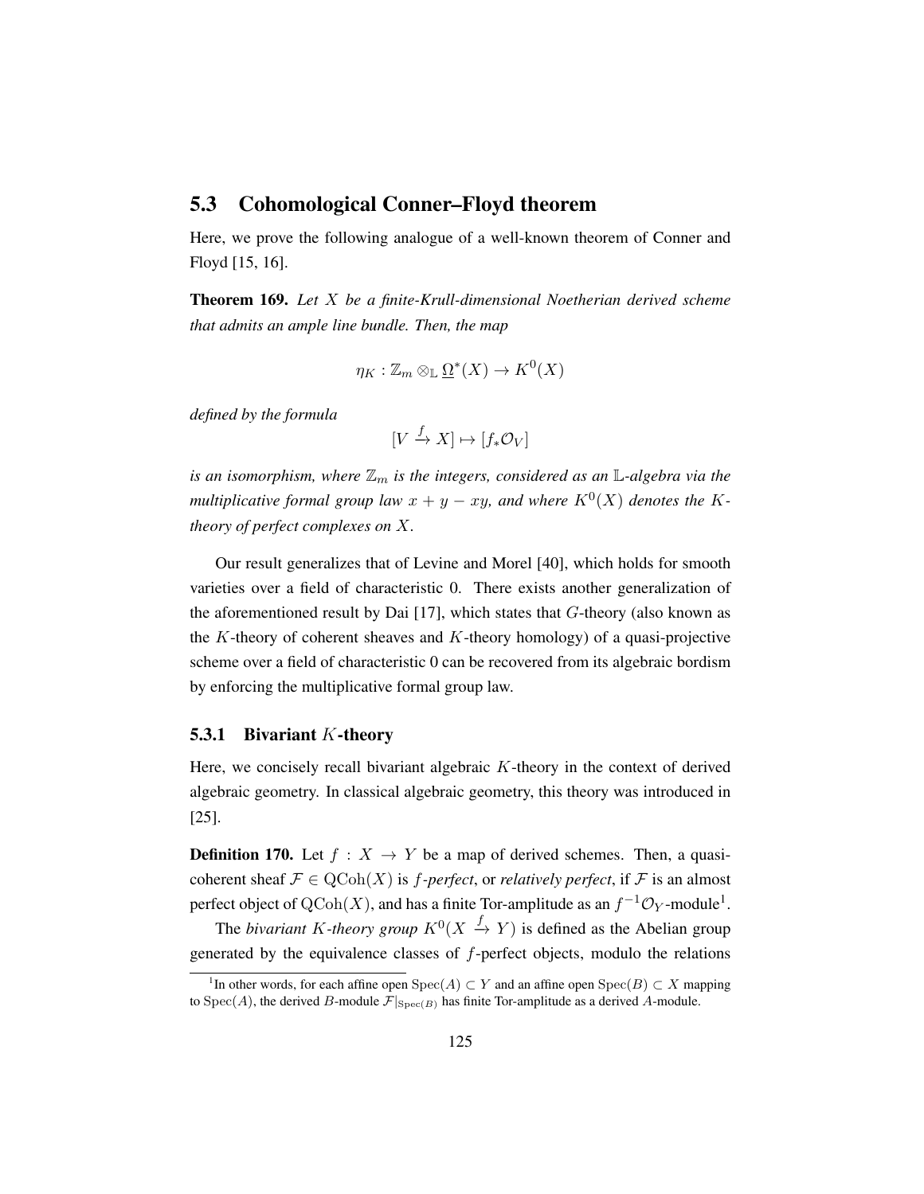## 5.3 Cohomological Conner–Floyd theorem

Here, we prove the following analogue of a well-known theorem of Conner and Floyd [15, 16].

**Theorem 169.** *Let $X$ be a finite-Krull-dimensional Noetherian derived scheme that admits an ample line bundle. Then, the map*

$$\eta_K : \mathbb{Z}_m \otimes_{\mathbb{L}} \underline{\Omega}^*(X) \to K^0(X)$$

*defined by the formula*

$$[V \xrightarrow{f} X] \mapsto [f_* \mathcal{O}_V]$$

*is an isomorphism, where $\mathbb{Z}_m$ is the integers, considered as an $\mathbb{L}$-algebra via the multiplicative formal group law $x + y - xy$, and where $K^0(X)$ denotes the $K$-theory of perfect complexes on $X$.*

Our result generalizes that of Levine and Morel [40], which holds for smooth varieties over a field of characteristic 0. There exists another generalization of the aforementioned result by Dai [17], which states that $G$-theory (also known as the $K$-theory of coherent sheaves and $K$-theory homology) of a quasi-projective scheme over a field of characteristic 0 can be recovered from its algebraic bordism by enforcing the multiplicative formal group law.

### 5.3.1 Bivariant $K$-theory

Here, we concisely recall bivariant algebraic $K$-theory in the context of derived algebraic geometry. In classical algebraic geometry, this theory was introduced in [25].

**Definition 170.** Let $f : X \to Y$ be a map of derived schemes. Then, a quasi-coherent sheaf $\mathcal{F} \in \mathrm{QCoh}(X)$ is *$f$-perfect*, or *relatively perfect*, if $\mathcal{F}$ is an almost perfect object of $\mathrm{QCoh}(X)$, and has a finite Tor-amplitude as an $f^{-1}\mathcal{O}_Y$-module[1].

The *bivariant $K$-theory group* $K^0(X \xrightarrow{f} Y)$ is defined as the Abelian group generated by the equivalence classes of $f$-perfect objects, modulo the relations

[1] In other words, for each affine open $\mathrm{Spec}(A) \subset Y$ and an affine open $\mathrm{Spec}(B) \subset X$ mapping to $\mathrm{Spec}(A)$, the derived $B$-module $\mathcal{F}|_{\mathrm{Spec}(B)}$ has finite Tor-amplitude as a derived $A$-module.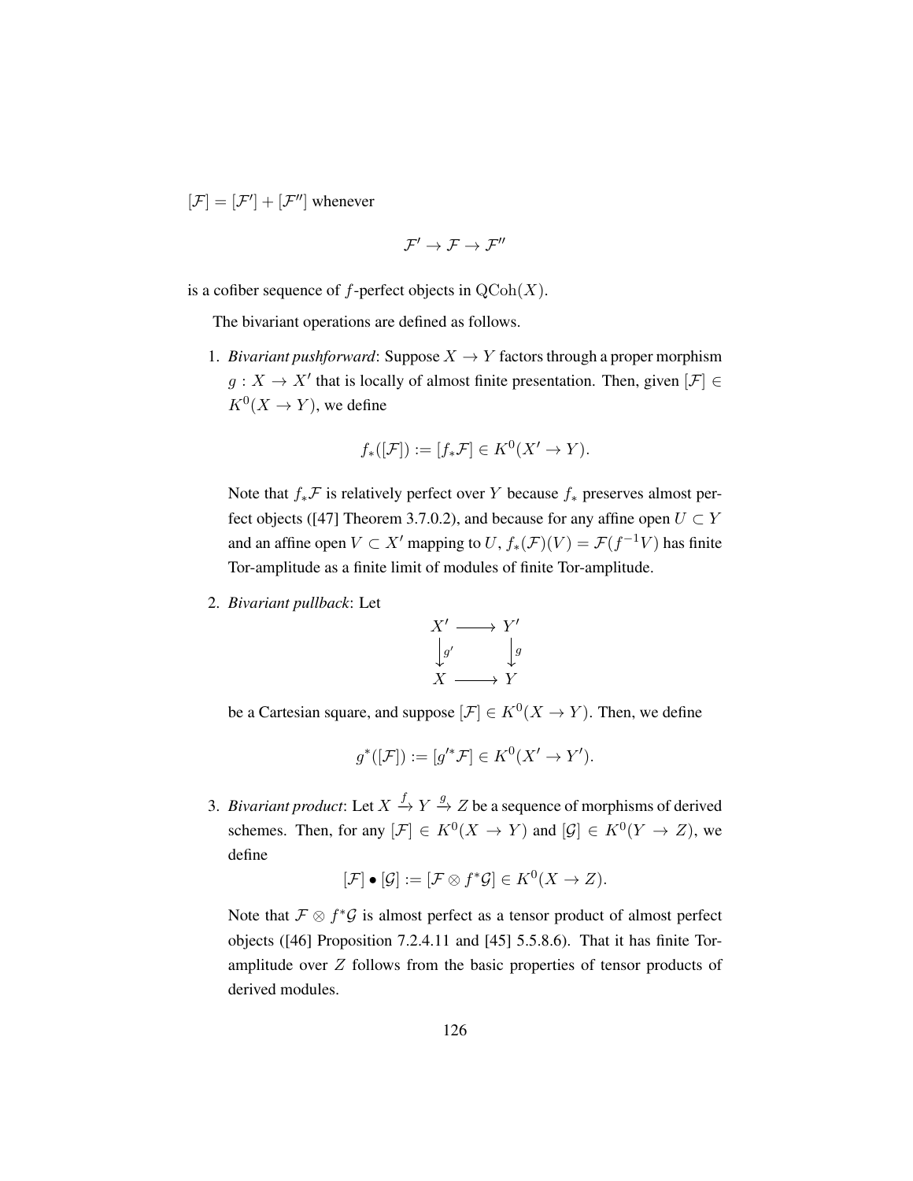$[\mathcal{F}] = [\mathcal{F}'] + [\mathcal{F}'']$ whenever

$$\mathcal{F}' \to \mathcal{F} \to \mathcal{F}''$$

is a cofiber sequence of $f$-perfect objects in $\mathrm{QCoh}(X)$.

The bivariant operations are defined as follows.

1. *Bivariant pushforward*: Suppose $X \to Y$ factors through a proper morphism $g : X \to X'$ that is locally of almost finite presentation. Then, given $[\mathcal{F}] \in K^0(X \to Y)$, we define

   $$f_*([\mathcal{F}]) := [f_*\mathcal{F}] \in K^0(X' \to Y).$$

   Note that $f_*\mathcal{F}$ is relatively perfect over $Y$ because $f_*$ preserves almost perfect objects ([47] Theorem 3.7.0.2), and because for any affine open $U \subset Y$ and an affine open $V \subset X'$ mapping to $U$, $f_*(\mathcal{F})(V) = \mathcal{F}(f^{-1}V)$ has finite Tor-amplitude as a finite limit of modules of finite Tor-amplitude.

2. *Bivariant pullback*: Let

   $$\begin{array}{ccc} X' & \longrightarrow & Y' \\ \downarrow{\scriptstyle g'} & & \downarrow{\scriptstyle g} \\ X & \longrightarrow & Y \end{array}$$

   be a Cartesian square, and suppose $[\mathcal{F}] \in K^0(X \to Y)$. Then, we define

   $$g^*([\mathcal{F}]) := [g'^*\mathcal{F}] \in K^0(X' \to Y').$$

3. *Bivariant product*: Let $X \xrightarrow{f} Y \xrightarrow{g} Z$ be a sequence of morphisms of derived schemes. Then, for any $[\mathcal{F}] \in K^0(X \to Y)$ and $[\mathcal{G}] \in K^0(Y \to Z)$, we define

   $$[\mathcal{F}] \bullet [\mathcal{G}] := [\mathcal{F} \otimes f^*\mathcal{G}] \in K^0(X \to Z).$$

   Note that $\mathcal{F} \otimes f^*\mathcal{G}$ is almost perfect as a tensor product of almost perfect objects ([46] Proposition 7.2.4.11 and [45] 5.5.8.6). That it has finite Tor-amplitude over $Z$ follows from the basic properties of tensor products of derived modules.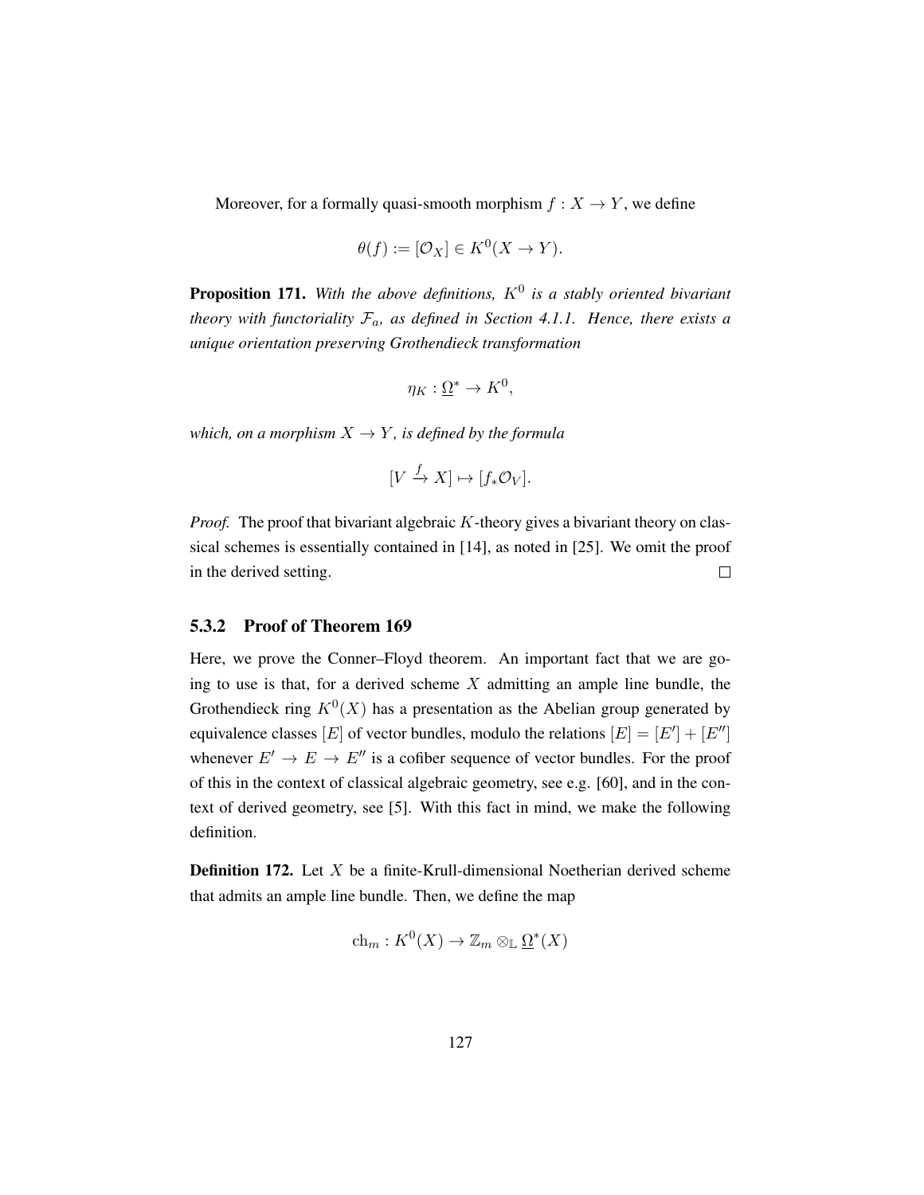Moreover, for a formally quasi-smooth morphism $f : X \to Y$, we define

$$\theta(f) := [\mathcal{O}_X] \in K^0(X \to Y).$$

**Proposition 171.** *With the above definitions, $K^0$ is a stably oriented bivariant theory with functoriality $\mathcal{F}_a$, as defined in Section 4.1.1. Hence, there exists a unique orientation preserving Grothendieck transformation*

$$\eta_K : \underline{\Omega}^* \to K^0,$$

*which, on a morphism $X \to Y$, is defined by the formula*

$$[V \xrightarrow{f} X] \mapsto [f_* \mathcal{O}_V].$$

*Proof.* The proof that bivariant algebraic $K$-theory gives a bivariant theory on classical schemes is essentially contained in [14], as noted in [25]. We omit the proof in the derived setting. $\square$

### 5.3.2 Proof of Theorem 169

Here, we prove the Conner–Floyd theorem. An important fact that we are going to use is that, for a derived scheme $X$ admitting an ample line bundle, the Grothendieck ring $K^0(X)$ has a presentation as the Abelian group generated by equivalence classes $[E]$ of vector bundles, modulo the relations $[E] = [E'] + [E'']$ whenever $E' \to E \to E''$ is a cofiber sequence of vector bundles. For the proof of this in the context of classical algebraic geometry, see e.g. [60], and in the context of derived geometry, see [5]. With this fact in mind, we make the following definition.

**Definition 172.** Let $X$ be a finite-Krull-dimensional Noetherian derived scheme that admits an ample line bundle. Then, we define the map

$$\mathrm{ch}_m : K^0(X) \to \mathbb{Z}_m \otimes_{\mathbb{L}} \underline{\Omega}^*(X)$$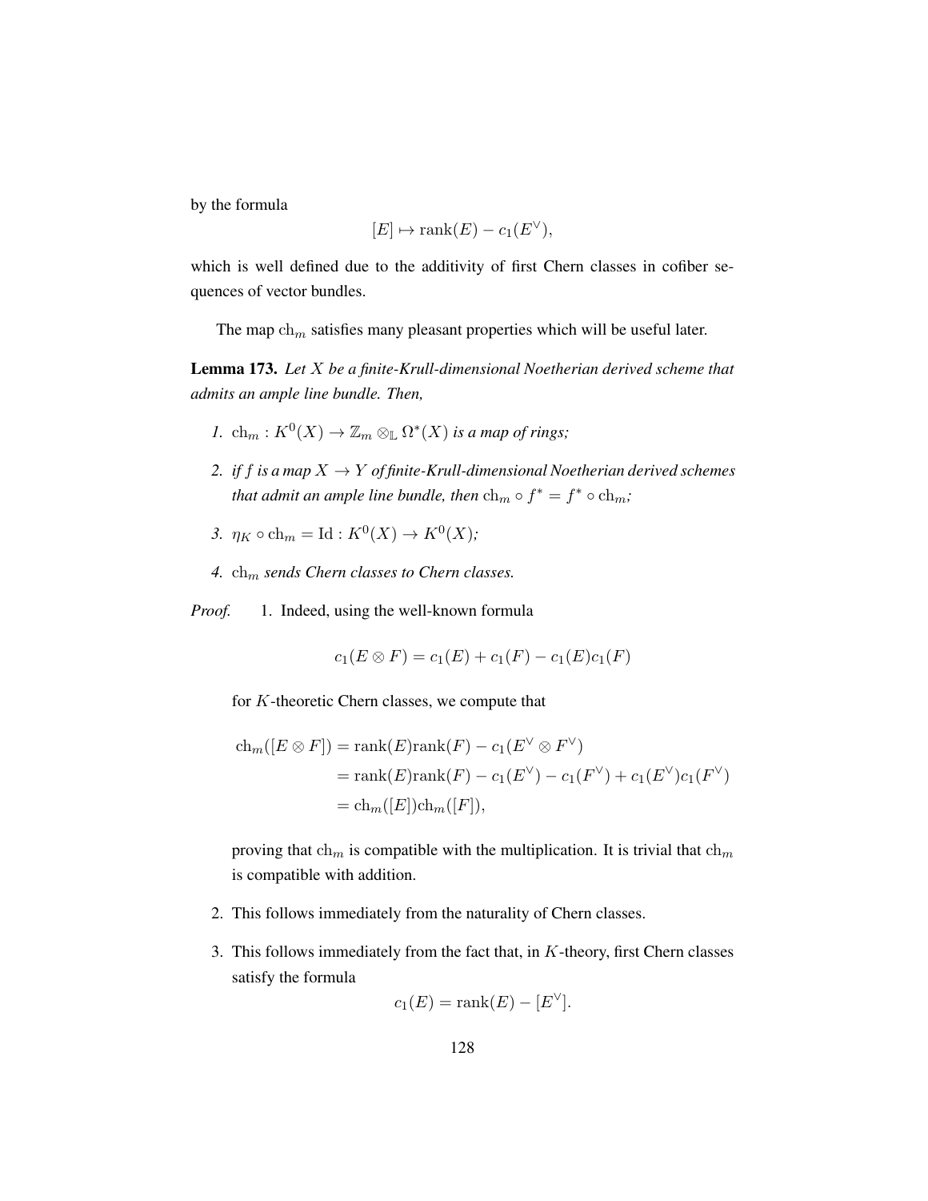by the formula

$$[E] \mapsto \mathrm{rank}(E) - c_1(E^\vee),$$

which is well defined due to the additivity of first Chern classes in cofiber sequences of vector bundles.

The map $\mathrm{ch}_m$ satisfies many pleasant properties which will be useful later.

**Lemma 173.** *Let $X$ be a finite-Krull-dimensional Noetherian derived scheme that admits an ample line bundle. Then,*

1. *$\mathrm{ch}_m : K^0(X) \to \mathbb{Z}_m \otimes_{\mathbb{L}} \Omega^*(X)$ is a map of rings;*
2. *if $f$ is a map $X \to Y$ of finite-Krull-dimensional Noetherian derived schemes that admit an ample line bundle, then $\mathrm{ch}_m \circ f^* = f^* \circ \mathrm{ch}_m$;*
3. *$\eta_K \circ \mathrm{ch}_m = \mathrm{Id} : K^0(X) \to K^0(X)$;*
4. *$\mathrm{ch}_m$ sends Chern classes to Chern classes.*

*Proof.*

1. Indeed, using the well-known formula

$$c_1(E \otimes F) = c_1(E) + c_1(F) - c_1(E)c_1(F)$$

for $K$-theoretic Chern classes, we compute that

$$\begin{aligned}
\mathrm{ch}_m([E \otimes F]) &= \mathrm{rank}(E)\mathrm{rank}(F) - c_1(E^\vee \otimes F^\vee) \\
&= \mathrm{rank}(E)\mathrm{rank}(F) - c_1(E^\vee) - c_1(F^\vee) + c_1(E^\vee)c_1(F^\vee) \\
&= \mathrm{ch}_m([E])\mathrm{ch}_m([F]),
\end{aligned}$$

proving that $\mathrm{ch}_m$ is compatible with the multiplication. It is trivial that $\mathrm{ch}_m$ is compatible with addition.

2. This follows immediately from the naturality of Chern classes.

3. This follows immediately from the fact that, in $K$-theory, first Chern classes satisfy the formula

$$c_1(E) = \mathrm{rank}(E) - [E^\vee].$$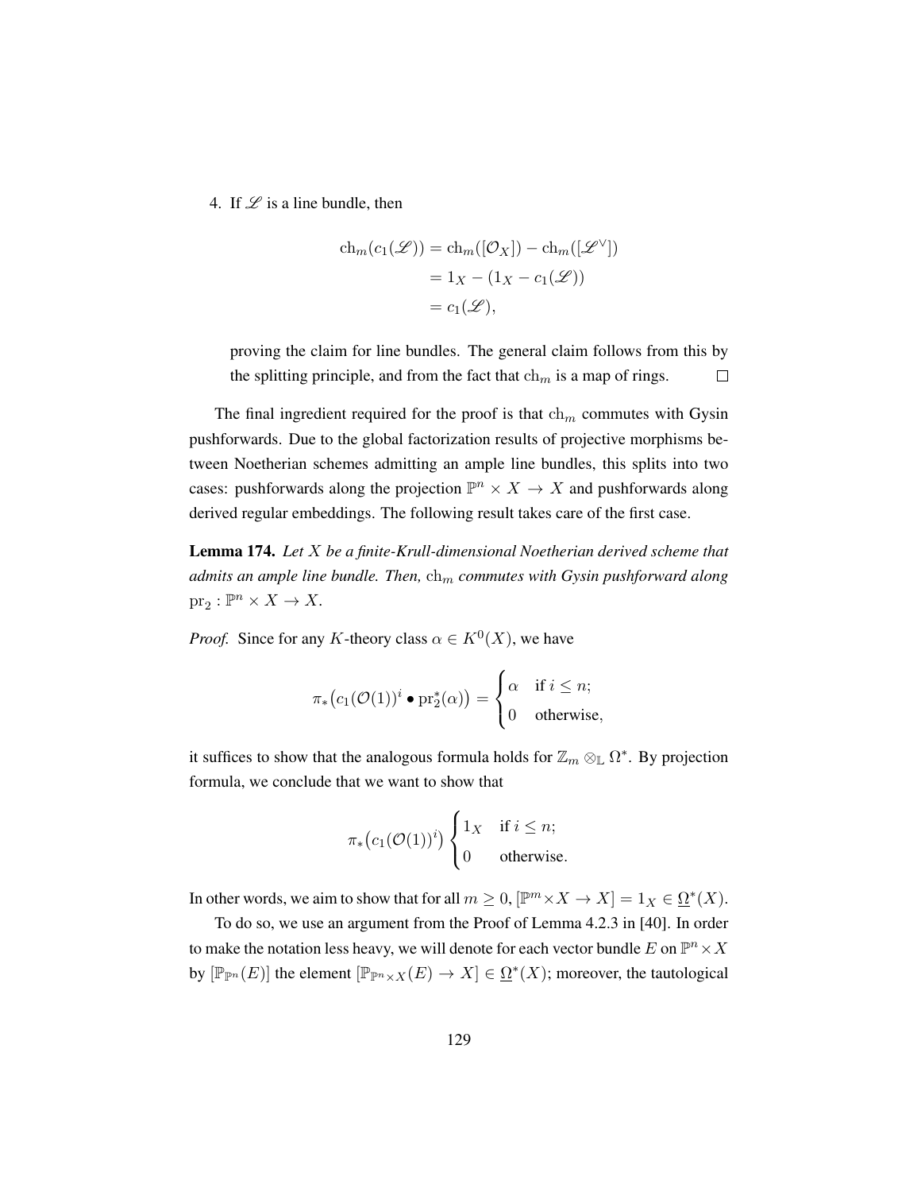4. If $\mathscr{L}$ is a line bundle, then

$$\begin{aligned}
\mathrm{ch}_m(c_1(\mathscr{L})) &= \mathrm{ch}_m([\mathcal{O}_X]) - \mathrm{ch}_m([\mathscr{L}^\vee]) \\
&= 1_X - (1_X - c_1(\mathscr{L})) \\
&= c_1(\mathscr{L}),
\end{aligned}$$

proving the claim for line bundles. The general claim follows from this by the splitting principle, and from the fact that $\mathrm{ch}_m$ is a map of rings. □

The final ingredient required for the proof is that $\mathrm{ch}_m$ commutes with Gysin pushforwards. Due to the global factorization results of projective morphisms between Noetherian schemes admitting an ample line bundles, this splits into two cases: pushforwards along the projection $\mathbb{P}^n \times X \to X$ and pushforwards along derived regular embeddings. The following result takes care of the first case.

**Lemma 174.** *Let $X$ be a finite-Krull-dimensional Noetherian derived scheme that admits an ample line bundle. Then, $\mathrm{ch}_m$ commutes with Gysin pushforward along $\mathrm{pr}_2 : \mathbb{P}^n \times X \to X$.*

*Proof.* Since for any $K$-theory class $\alpha \in K^0(X)$, we have

$$\pi_*\big(c_1(\mathcal{O}(1))^i \bullet \mathrm{pr}_2^*(\alpha)\big) = \begin{cases} \alpha & \text{if } i \leq n; \\ 0 & \text{otherwise,} \end{cases}$$

it suffices to show that the analogous formula holds for $\mathbb{Z}_m \otimes_{\mathbb{L}} \Omega^*$. By projection formula, we conclude that we want to show that

$$\pi_*\big(c_1(\mathcal{O}(1))^i\big) \begin{cases} 1_X & \text{if } i \leq n; \\ 0 & \text{otherwise.} \end{cases}$$

In other words, we aim to show that for all $m \geq 0$, $[\mathbb{P}^m \times X \to X] = 1_X \in \underline{\Omega}^*(X)$.

To do so, we use an argument from the Proof of Lemma 4.2.3 in [40]. In order to make the notation less heavy, we will denote for each vector bundle $E$ on $\mathbb{P}^n \times X$ by $[\mathbb{P}_{\mathbb{P}^n}(E)]$ the element $[\mathbb{P}_{\mathbb{P}^n \times X}(E) \to X] \in \underline{\Omega}^*(X)$; moreover, the tautological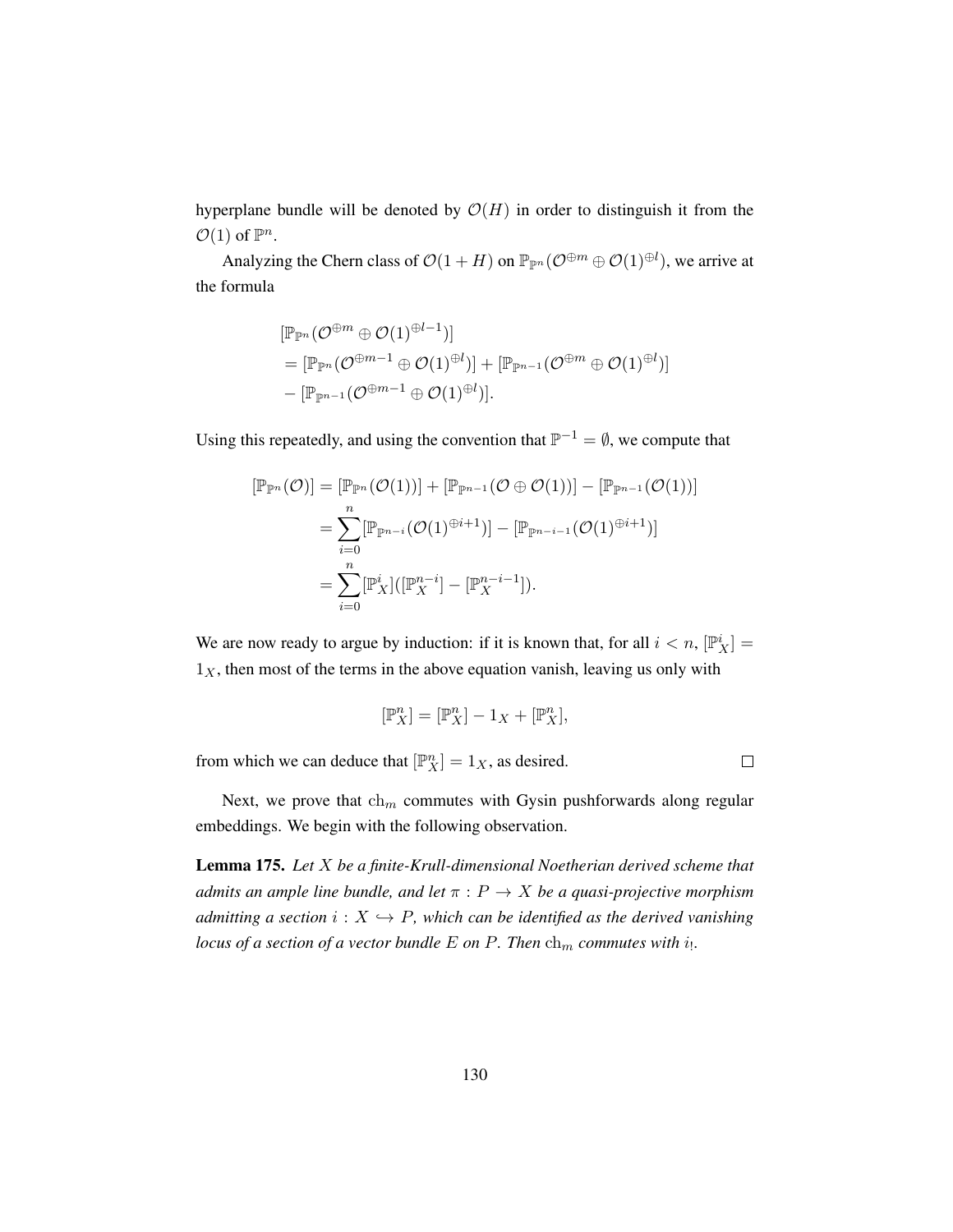hyperplane bundle will be denoted by $\mathcal{O}(H)$ in order to distinguish it from the $\mathcal{O}(1)$ of $\mathbb{P}^n$.

Analyzing the Chern class of $\mathcal{O}(1+H)$ on $\mathbb{P}_{\mathbb{P}^n}(\mathcal{O}^{\oplus m} \oplus \mathcal{O}(1)^{\oplus l})$, we arrive at the formula

$$
\begin{aligned}
&[\mathbb{P}_{\mathbb{P}^n}(\mathcal{O}^{\oplus m} \oplus \mathcal{O}(1)^{\oplus l-1})] \\
&= [\mathbb{P}_{\mathbb{P}^n}(\mathcal{O}^{\oplus m-1} \oplus \mathcal{O}(1)^{\oplus l})] + [\mathbb{P}_{\mathbb{P}^{n-1}}(\mathcal{O}^{\oplus m} \oplus \mathcal{O}(1)^{\oplus l})] \\
&- [\mathbb{P}_{\mathbb{P}^{n-1}}(\mathcal{O}^{\oplus m-1} \oplus \mathcal{O}(1)^{\oplus l})].
\end{aligned}
$$

Using this repeatedly, and using the convention that $\mathbb{P}^{-1} = \emptyset$, we compute that

$$
\begin{aligned}
[\mathbb{P}_{\mathbb{P}^n}(\mathcal{O})] &= [\mathbb{P}_{\mathbb{P}^n}(\mathcal{O}(1))] + [\mathbb{P}_{\mathbb{P}^{n-1}}(\mathcal{O} \oplus \mathcal{O}(1))] - [\mathbb{P}_{\mathbb{P}^{n-1}}(\mathcal{O}(1))] \\
&= \sum_{i=0}^{n} [\mathbb{P}_{\mathbb{P}^{n-i}}(\mathcal{O}(1)^{\oplus i+1})] - [\mathbb{P}_{\mathbb{P}^{n-i-1}}(\mathcal{O}(1)^{\oplus i+1})] \\
&= \sum_{i=0}^{n} [\mathbb{P}^i_X]([\mathbb{P}^{n-i}_X] - [\mathbb{P}^{n-i-1}_X]).
\end{aligned}
$$

We are now ready to argue by induction: if it is known that, for all $i < n$, $[\mathbb{P}^i_X] = 1_X$, then most of the terms in the above equation vanish, leaving us only with

$$
[\mathbb{P}^n_X] = [\mathbb{P}^n_X] - 1_X + [\mathbb{P}^n_X],
$$

from which we can deduce that $[\mathbb{P}^n_X] = 1_X$, as desired. $\square$

Next, we prove that $\mathrm{ch}_m$ commutes with Gysin pushforwards along regular embeddings. We begin with the following observation.

**Lemma 175.** *Let $X$ be a finite-Krull-dimensional Noetherian derived scheme that admits an ample line bundle, and let $\pi : P \to X$ be a quasi-projective morphism admitting a section $i : X \hookrightarrow P$, which can be identified as the derived vanishing locus of a section of a vector bundle $E$ on $P$. Then $\mathrm{ch}_m$ commutes with $i_!$.*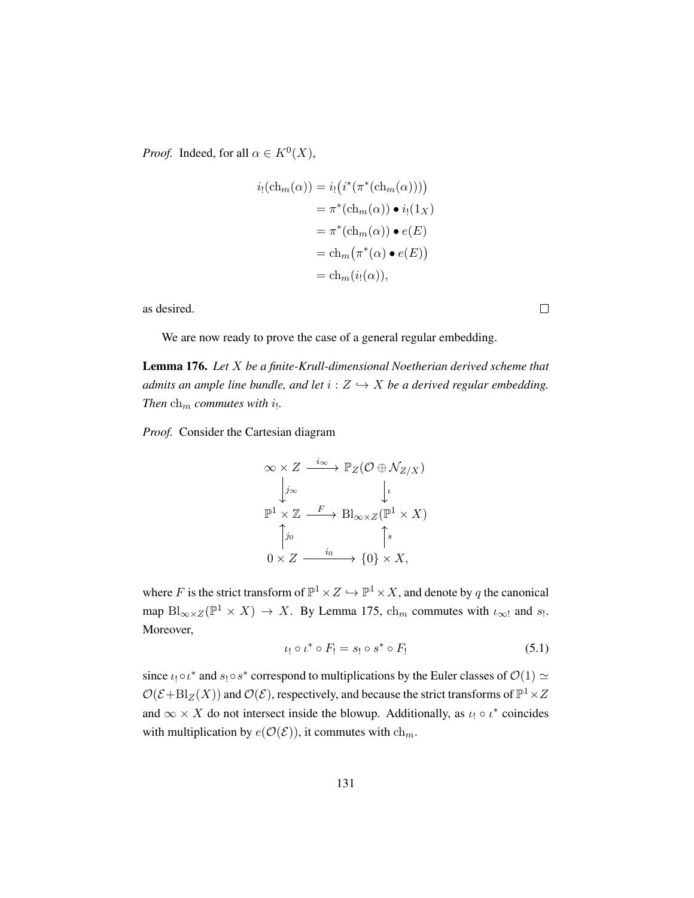*Proof.* Indeed, for all $\alpha \in K^0(X)$,

$$
\begin{aligned}
i_!(\mathrm{ch}_m(\alpha)) &= i_!\big(i^*(\pi^*(\mathrm{ch}_m(\alpha)))\big) \\
&= \pi^*(\mathrm{ch}_m(\alpha)) \bullet i_!(1_X) \\
&= \pi^*(\mathrm{ch}_m(\alpha)) \bullet e(E) \\
&= \mathrm{ch}_m\big(\pi^*(\alpha) \bullet e(E)\big) \\
&= \mathrm{ch}_m(i_!(\alpha)),
\end{aligned}
$$

as desired. $\square$

We are now ready to prove the case of a general regular embedding.

**Lemma 176.** *Let $X$ be a finite-Krull-dimensional Noetherian derived scheme that admits an ample line bundle, and let $i : Z \hookrightarrow X$ be a derived regular embedding. Then $\mathrm{ch}_m$ commutes with $i_!$.*

*Proof.* Consider the Cartesian diagram

$$
\begin{array}{ccc}
\infty \times Z & \xrightarrow{i_\infty} & \mathbb{P}_Z(\mathcal{O} \oplus \mathcal{N}_{Z/X}) \\
\Big\downarrow{\scriptstyle j_\infty} & & \Big\downarrow{\scriptstyle \iota} \\
\mathbb{P}^1 \times \mathbb{Z} & \xrightarrow{F} & \mathrm{Bl}_{\infty \times Z}(\mathbb{P}^1 \times X) \\
\Big\uparrow{\scriptstyle j_0} & & \Big\uparrow{\scriptstyle s} \\
0 \times Z & \xrightarrow{i_0} & \{0\} \times X,
\end{array}
$$

where $F$ is the strict transform of $\mathbb{P}^1 \times Z \hookrightarrow \mathbb{P}^1 \times X$, and denote by $q$ the canonical map $\mathrm{Bl}_{\infty \times Z}(\mathbb{P}^1 \times X) \to X$. By Lemma 175, $\mathrm{ch}_m$ commutes with $\iota_{\infty !}$ and $s_!$. Moreover,

$$
\iota_! \circ \iota^* \circ F_! = s_! \circ s^* \circ F_! \tag{5.1}
$$

since $\iota_! \circ \iota^*$ and $s_! \circ s^*$ correspond to multiplications by the Euler classes of $\mathcal{O}(1) \simeq \mathcal{O}(\mathcal{E} + \mathrm{Bl}_Z(X))$ and $\mathcal{O}(\mathcal{E})$, respectively, and because the strict transforms of $\mathbb{P}^1 \times Z$ and $\infty \times X$ do not intersect inside the blowup. Additionally, as $\iota_! \circ \iota^*$ coincides with multiplication by $e(\mathcal{O}(\mathcal{E}))$, it commutes with $\mathrm{ch}_m$.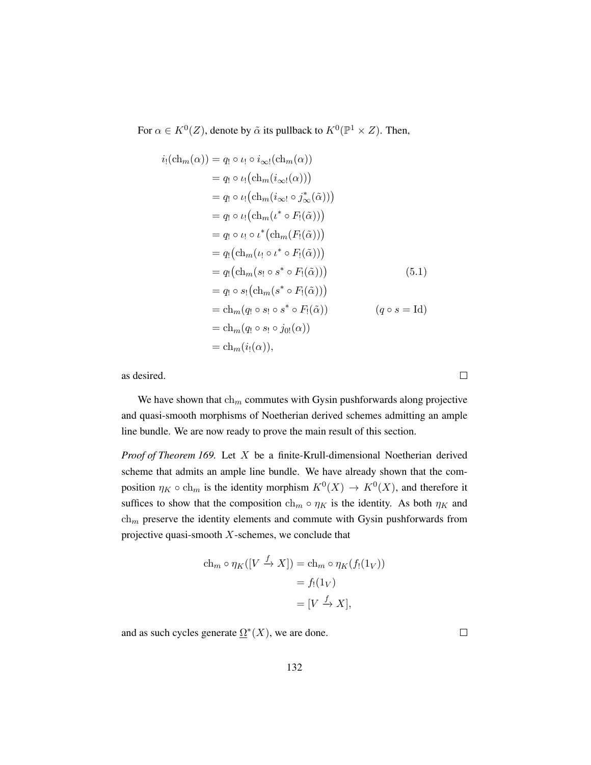For $\alpha \in K^0(Z)$, denote by $\tilde{\alpha}$ its pullback to $K^0(\mathbb{P}^1 \times Z)$. Then,

$$
\begin{aligned}
i_!(\mathrm{ch}_m(\alpha)) &= q_! \circ \iota_! \circ i_{\infty !}(\mathrm{ch}_m(\alpha)) \\
&= q_! \circ \iota_!\big(\mathrm{ch}_m(i_{\infty !}(\alpha))\big) \\
&= q_! \circ \iota_!\big(\mathrm{ch}_m(i_{\infty !} \circ j_\infty^*(\tilde{\alpha}))\big) \\
&= q_! \circ \iota_!\big(\mathrm{ch}_m(\iota^* \circ F_!(\tilde{\alpha}))\big) \\
&= q_! \circ \iota_! \circ \iota^*\big(\mathrm{ch}_m(F_!(\tilde{\alpha}))\big) \\
&= q_!\big(\mathrm{ch}_m(\iota_! \circ \iota^* \circ F_!(\tilde{\alpha}))\big) \\
&= q_!\big(\mathrm{ch}_m(s_! \circ s^* \circ F_!(\tilde{\alpha}))\big) && (5.1) \\
&= q_! \circ s_!\big(\mathrm{ch}_m(s^* \circ F_!(\tilde{\alpha}))\big) \\
&= \mathrm{ch}_m(q_! \circ s_! \circ s^* \circ F_!(\tilde{\alpha})) && (q \circ s = \mathrm{Id}) \\
&= \mathrm{ch}_m(q_! \circ s_! \circ j_{0!}(\alpha)) \\
&= \mathrm{ch}_m(i_!(\alpha)),
\end{aligned}
$$

as desired. □

We have shown that $\mathrm{ch}_m$ commutes with Gysin pushforwards along projective and quasi-smooth morphisms of Noetherian derived schemes admitting an ample line bundle. We are now ready to prove the main result of this section.

*Proof of Theorem 169.* Let $X$ be a finite-Krull-dimensional Noetherian derived scheme that admits an ample line bundle. We have already shown that the composition $\eta_K \circ \mathrm{ch}_m$ is the identity morphism $K^0(X) \to K^0(X)$, and therefore it suffices to show that the composition $\mathrm{ch}_m \circ \eta_K$ is the identity. As both $\eta_K$ and $\mathrm{ch}_m$ preserve the identity elements and commute with Gysin pushforwards from projective quasi-smooth $X$-schemes, we conclude that

$$
\begin{aligned}
\mathrm{ch}_m \circ \eta_K([V \xrightarrow{f} X]) &= \mathrm{ch}_m \circ \eta_K(f_!(1_V)) \\
&= f_!(1_V) \\
&= [V \xrightarrow{f} X],
\end{aligned}
$$

and as such cycles generate $\underline{\Omega}^*(X)$, we are done. □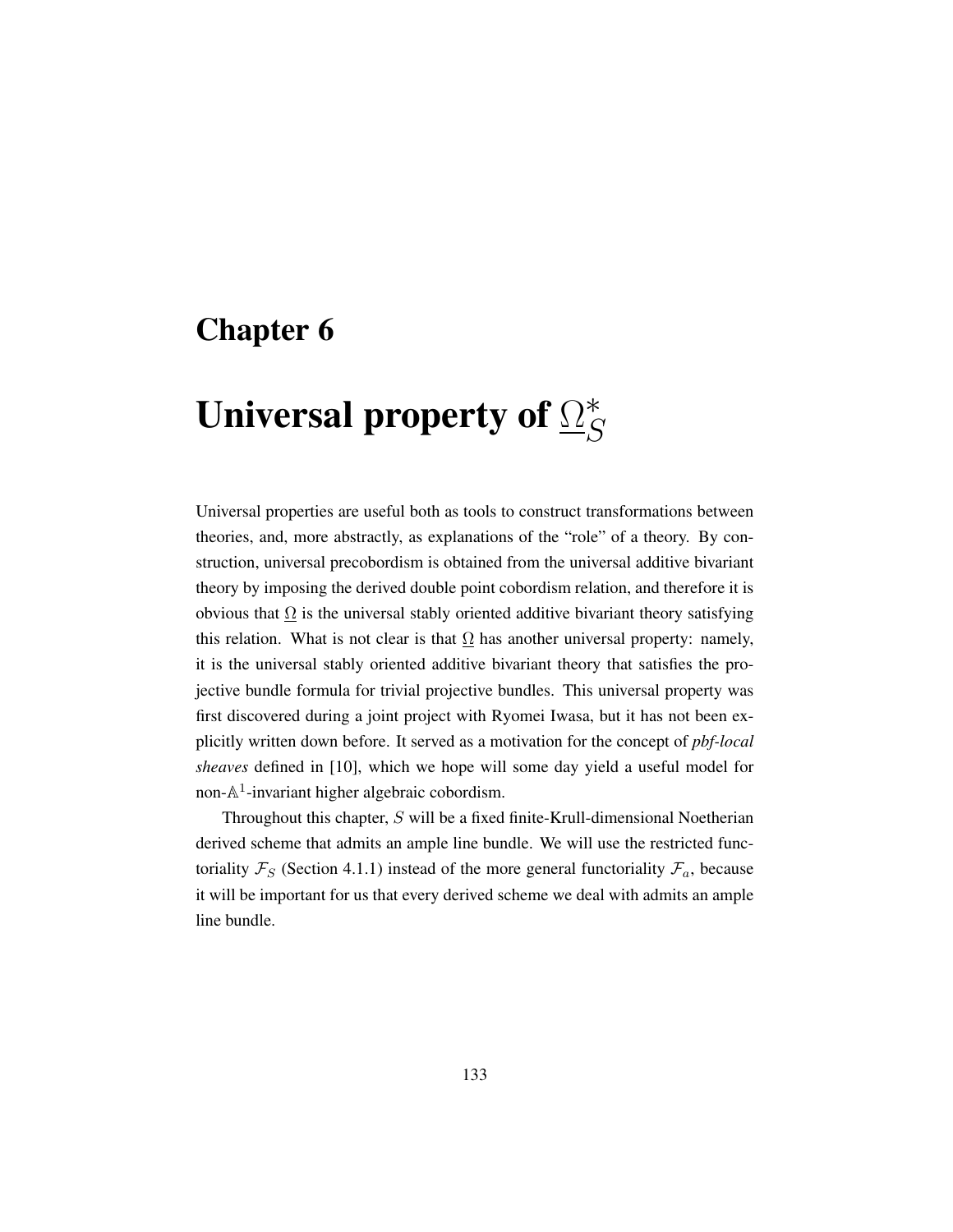# Chapter 6

# Universal property of $\underline{\Omega}^*_S$

Universal properties are useful both as tools to construct transformations between theories, and, more abstractly, as explanations of the "role" of a theory. By construction, universal precobordism is obtained from the universal additive bivariant theory by imposing the derived double point cobordism relation, and therefore it is obvious that $\underline{\Omega}$ is the universal stably oriented additive bivariant theory satisfying this relation. What is not clear is that $\underline{\Omega}$ has another universal property: namely, it is the universal stably oriented additive bivariant theory that satisfies the projective bundle formula for trivial projective bundles. This universal property was first discovered during a joint project with Ryomei Iwasa, but it has not been explicitly written down before. It served as a motivation for the concept of *pbf-local sheaves* defined in [10], which we hope will some day yield a useful model for non-$\mathbb{A}^1$-invariant higher algebraic cobordism.

Throughout this chapter, $S$ will be a fixed finite-Krull-dimensional Noetherian derived scheme that admits an ample line bundle. We will use the restricted functoriality $\mathcal{F}_S$ (Section 4.1.1) instead of the more general functoriality $\mathcal{F}_a$, because it will be important for us that every derived scheme we deal with admits an ample line bundle.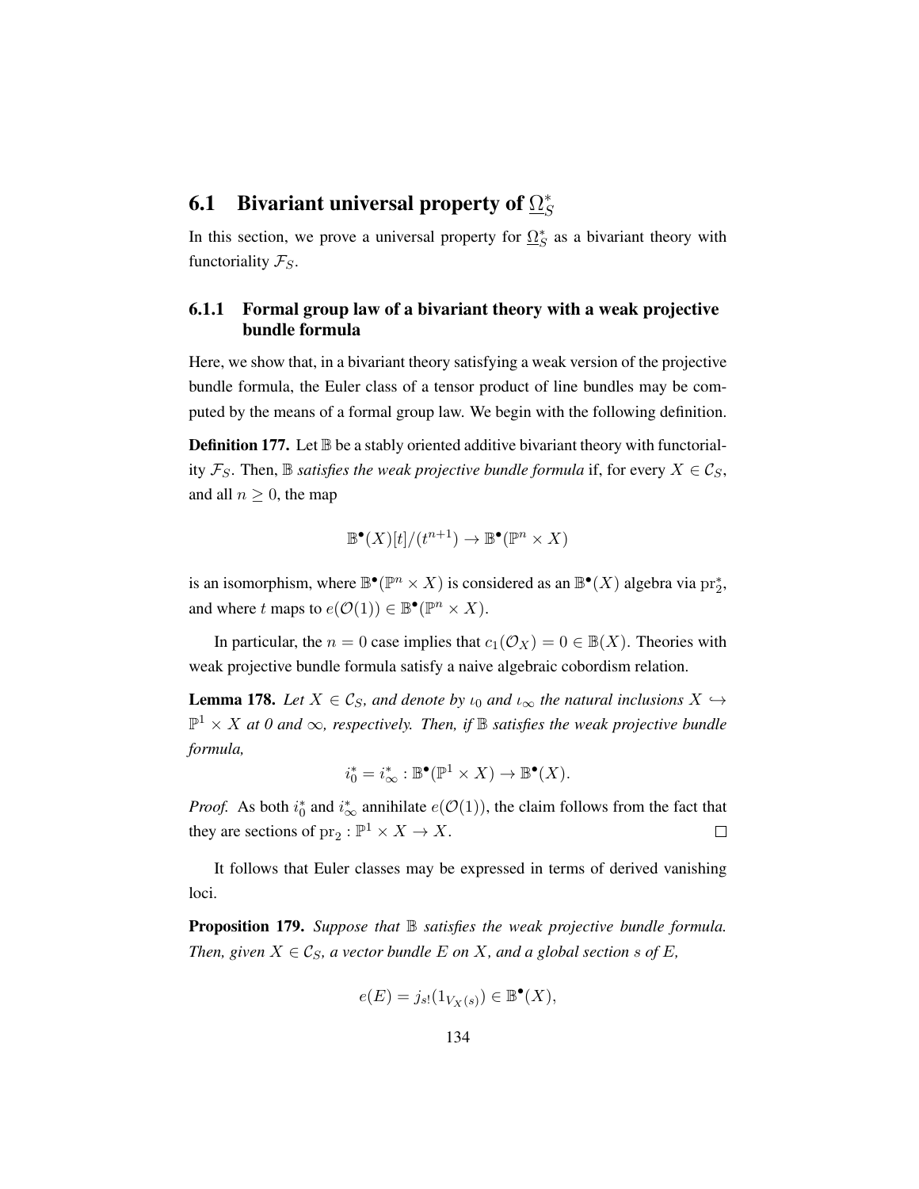## 6.1 Bivariant universal property of $\underline{\Omega}^*_S$

In this section, we prove a universal property for $\underline{\Omega}^*_S$ as a bivariant theory with functoriality $\mathcal{F}_S$.

### 6.1.1 Formal group law of a bivariant theory with a weak projective bundle formula

Here, we show that, in a bivariant theory satisfying a weak version of the projective bundle formula, the Euler class of a tensor product of line bundles may be computed by the means of a formal group law. We begin with the following definition.

**Definition 177.** Let $\mathbb{B}$ be a stably oriented additive bivariant theory with functoriality $\mathcal{F}_S$. Then, $\mathbb{B}$ *satisfies the weak projective bundle formula* if, for every $X \in \mathcal{C}_S$, and all $n \geq 0$, the map

$$\mathbb{B}^\bullet(X)[t]/(t^{n+1}) \to \mathbb{B}^\bullet(\mathbb{P}^n \times X)$$

is an isomorphism, where $\mathbb{B}^\bullet(\mathbb{P}^n \times X)$ is considered as an $\mathbb{B}^\bullet(X)$ algebra via $\mathrm{pr}_2^*$, and where $t$ maps to $e(\mathcal{O}(1)) \in \mathbb{B}^\bullet(\mathbb{P}^n \times X)$.

In particular, the $n = 0$ case implies that $c_1(\mathcal{O}_X) = 0 \in \mathbb{B}(X)$. Theories with weak projective bundle formula satisfy a naive algebraic cobordism relation.

**Lemma 178.** *Let $X \in \mathcal{C}_S$, and denote by $\iota_0$ and $\iota_\infty$ the natural inclusions $X \hookrightarrow \mathbb{P}^1 \times X$ at 0 and $\infty$, respectively. Then, if $\mathbb{B}$ satisfies the weak projective bundle formula,*

$$i_0^* = i_\infty^* : \mathbb{B}^\bullet(\mathbb{P}^1 \times X) \to \mathbb{B}^\bullet(X).$$

*Proof.* As both $i_0^*$ and $i_\infty^*$ annihilate $e(\mathcal{O}(1))$, the claim follows from the fact that they are sections of $\mathrm{pr}_2 : \mathbb{P}^1 \times X \to X$. $\square$

It follows that Euler classes may be expressed in terms of derived vanishing loci.

**Proposition 179.** *Suppose that $\mathbb{B}$ satisfies the weak projective bundle formula. Then, given $X \in \mathcal{C}_S$, a vector bundle $E$ on $X$, and a global section $s$ of $E$,*

$$e(E) = j_{s!}(1_{V_X(s)}) \in \mathbb{B}^\bullet(X),$$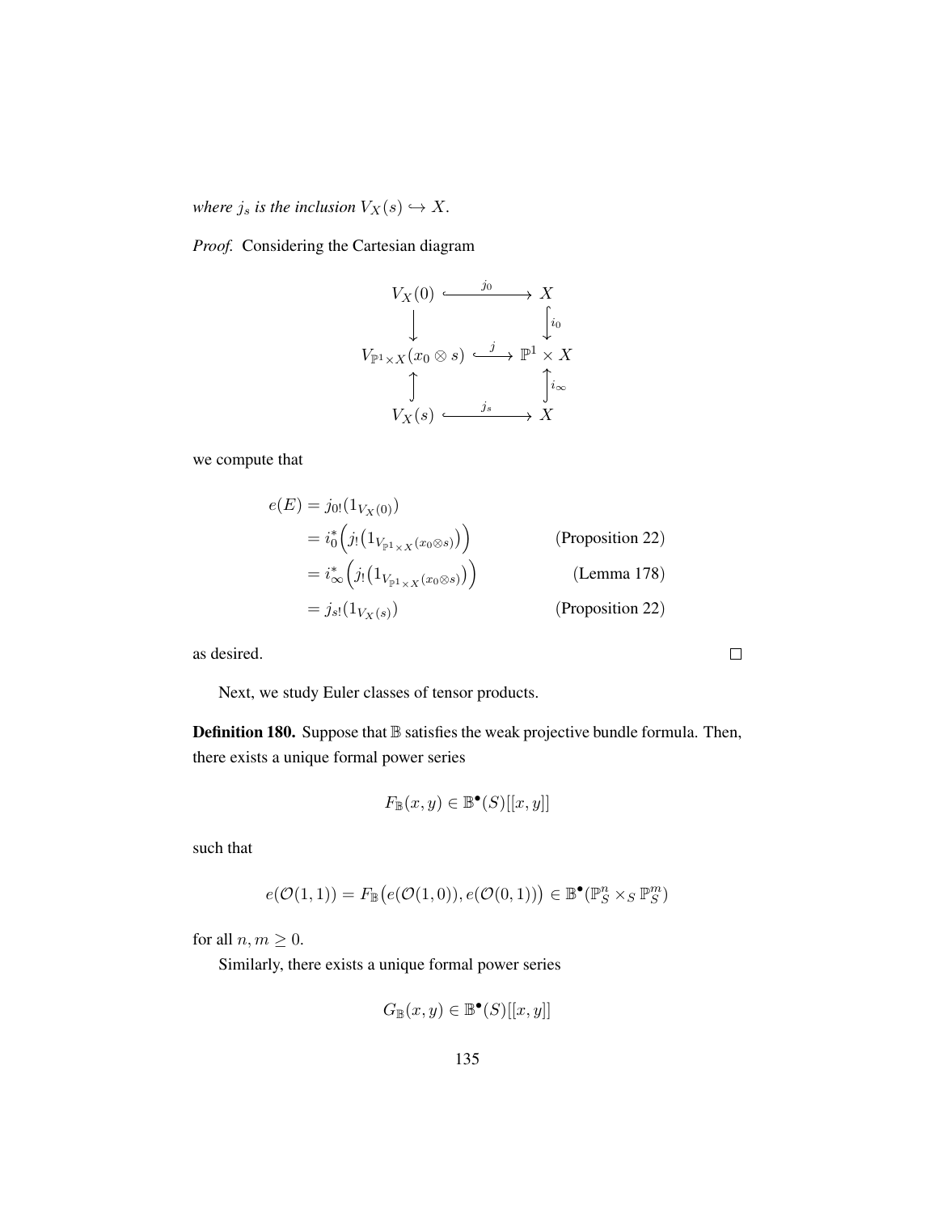*where $j_s$ is the inclusion $V_X(s) \hookrightarrow X$.*

*Proof.* Considering the Cartesian diagram

$$\begin{array}{ccc}
V_X(0) & \xhookrightarrow{\quad j_0 \quad} & X \\
\downarrow & & \downarrow{\scriptstyle i_0} \\
V_{\mathbb{P}^1 \times X}(x_0 \otimes s) & \xhookrightarrow{\quad j \quad} & \mathbb{P}^1 \times X \\
\uparrow & & \uparrow{\scriptstyle i_\infty} \\
V_X(s) & \xhookrightarrow{\quad j_s \quad} & X
\end{array}$$

we compute that

$$\begin{aligned}
e(E) &= j_{0!}(1_{V_X(0)}) \\
&= i_0^*\Big(j_!\big(1_{V_{\mathbb{P}^1 \times X}(x_0 \otimes s)}\big)\Big) && \text{(Proposition 22)} \\
&= i_\infty^*\Big(j_!\big(1_{V_{\mathbb{P}^1 \times X}(x_0 \otimes s)}\big)\Big) && \text{(Lemma 178)} \\
&= j_{s!}(1_{V_X(s)}) && \text{(Proposition 22)}
\end{aligned}$$

as desired. $\square$

Next, we study Euler classes of tensor products.

**Definition 180.** Suppose that $\mathbb{B}$ satisfies the weak projective bundle formula. Then, there exists a unique formal power series

$$F_{\mathbb{B}}(x, y) \in \mathbb{B}^\bullet(S)[[x, y]]$$

such that

$$e(\mathcal{O}(1, 1)) = F_{\mathbb{B}}\big(e(\mathcal{O}(1, 0)), e(\mathcal{O}(0, 1))\big) \in \mathbb{B}^\bullet(\mathbb{P}^n_S \times_S \mathbb{P}^m_S)$$

for all $n, m \geq 0$.

Similarly, there exists a unique formal power series

$$G_{\mathbb{B}}(x, y) \in \mathbb{B}^\bullet(S)[[x, y]]$$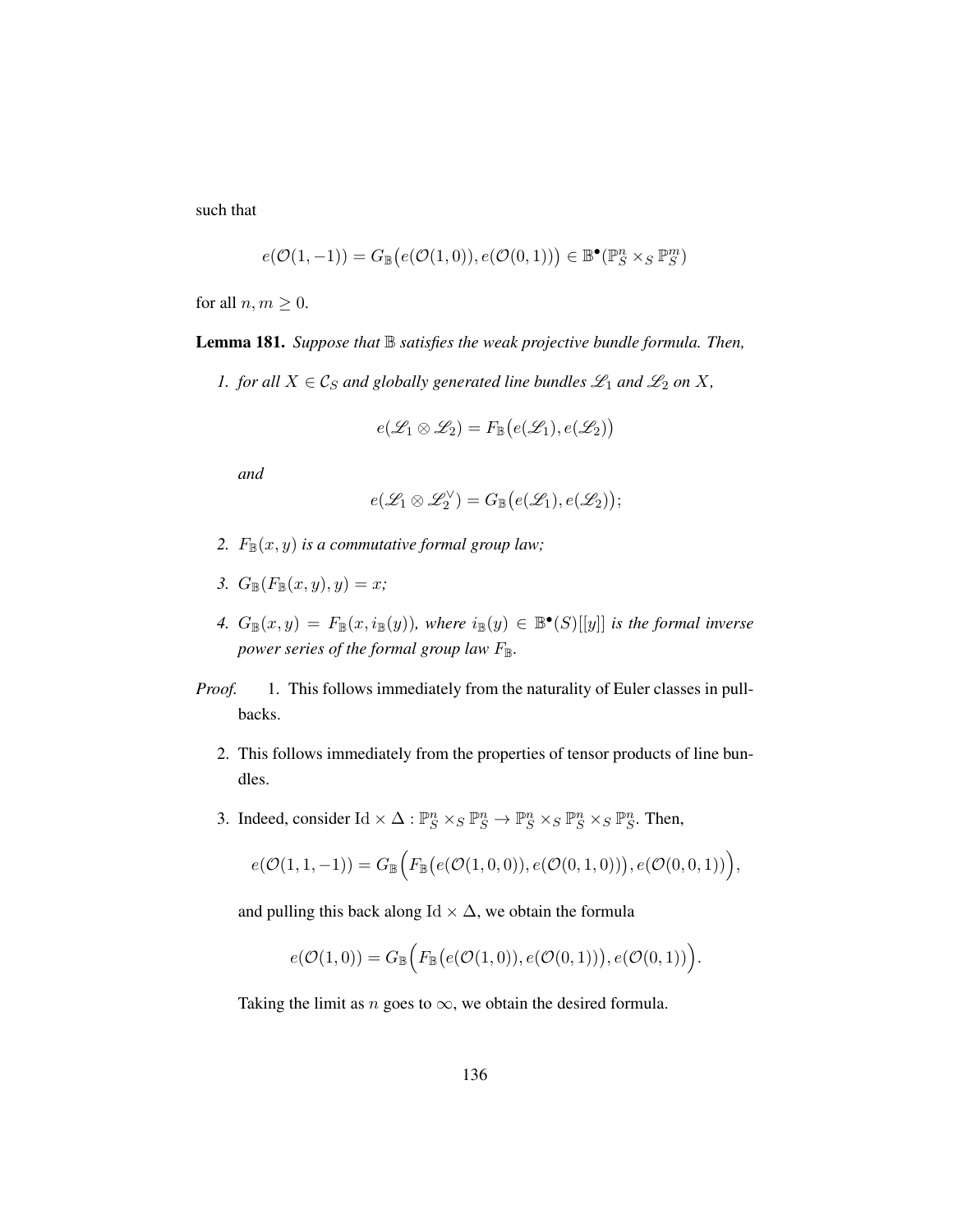such that

$$e(\mathcal{O}(1,-1)) = G_{\mathbb{B}}\big(e(\mathcal{O}(1,0)), e(\mathcal{O}(0,1))\big) \in \mathbb{B}^{\bullet}(\mathbb{P}^n_S \times_S \mathbb{P}^m_S)$$

for all $n, m \geq 0$.

**Lemma 181.** *Suppose that $\mathbb{B}$ satisfies the weak projective bundle formula. Then,*

1. *for all $X \in \mathcal{C}_S$ and globally generated line bundles $\mathscr{L}_1$ and $\mathscr{L}_2$ on $X$,*

   $$e(\mathscr{L}_1 \otimes \mathscr{L}_2) = F_{\mathbb{B}}\big(e(\mathscr{L}_1), e(\mathscr{L}_2)\big)$$

   *and*

   $$e(\mathscr{L}_1 \otimes \mathscr{L}_2^{\vee}) = G_{\mathbb{B}}\big(e(\mathscr{L}_1), e(\mathscr{L}_2)\big);$$

2. *$F_{\mathbb{B}}(x, y)$ is a commutative formal group law;*

3. *$G_{\mathbb{B}}(F_{\mathbb{B}}(x, y), y) = x$;*

4. *$G_{\mathbb{B}}(x, y) = F_{\mathbb{B}}(x, i_{\mathbb{B}}(y))$, where $i_{\mathbb{B}}(y) \in \mathbb{B}^{\bullet}(S)[[y]]$ is the formal inverse power series of the formal group law $F_{\mathbb{B}}$.*

*Proof.*

1. This follows immediately from the naturality of Euler classes in pullbacks.

2. This follows immediately from the properties of tensor products of line bundles.

3. Indeed, consider $\mathrm{Id} \times \Delta : \mathbb{P}^n_S \times_S \mathbb{P}^n_S \to \mathbb{P}^n_S \times_S \mathbb{P}^n_S \times_S \mathbb{P}^n_S$. Then,

   $$e(\mathcal{O}(1,1,-1)) = G_{\mathbb{B}}\Big(F_{\mathbb{B}}\big(e(\mathcal{O}(1,0,0)), e(\mathcal{O}(0,1,0))\big), e(\mathcal{O}(0,0,1))\Big),$$

   and pulling this back along $\mathrm{Id} \times \Delta$, we obtain the formula

   $$e(\mathcal{O}(1,0)) = G_{\mathbb{B}}\Big(F_{\mathbb{B}}\big(e(\mathcal{O}(1,0)), e(\mathcal{O}(0,1))\big), e(\mathcal{O}(0,1))\Big).$$

   Taking the limit as $n$ goes to $\infty$, we obtain the desired formula.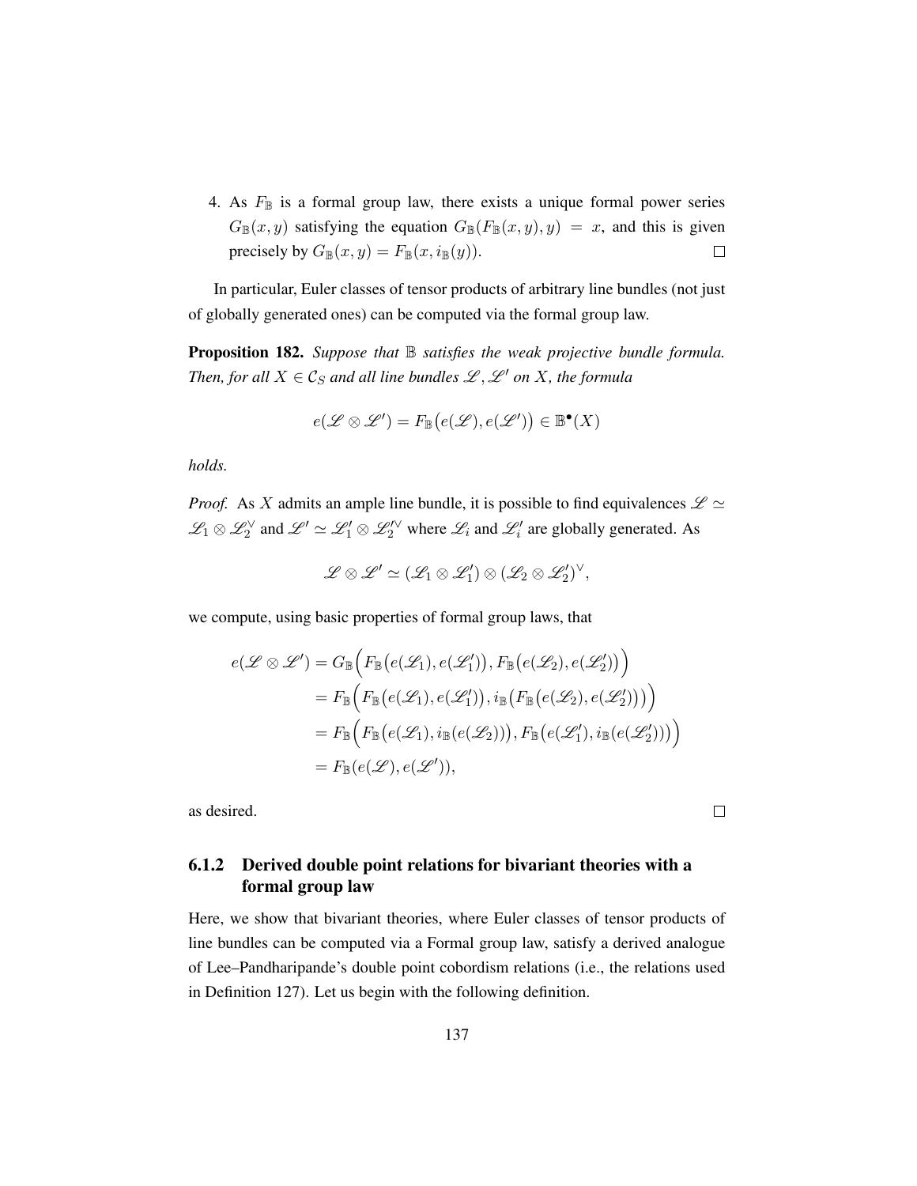4. As $F_{\mathbb{B}}$ is a formal group law, there exists a unique formal power series $G_{\mathbb{B}}(x, y)$ satisfying the equation $G_{\mathbb{B}}(F_{\mathbb{B}}(x, y), y) = x$, and this is given precisely by $G_{\mathbb{B}}(x, y) = F_{\mathbb{B}}(x, i_{\mathbb{B}}(y))$. □

In particular, Euler classes of tensor products of arbitrary line bundles (not just of globally generated ones) can be computed via the formal group law.

**Proposition 182.** *Suppose that $\mathbb{B}$ satisfies the weak projective bundle formula. Then, for all $X \in \mathcal{C}_S$ and all line bundles $\mathscr{L}, \mathscr{L}'$ on $X$, the formula*

$$e(\mathscr{L} \otimes \mathscr{L}') = F_{\mathbb{B}}\big(e(\mathscr{L}), e(\mathscr{L}')\big) \in \mathbb{B}^{\bullet}(X)$$

*holds.*

*Proof.* As $X$ admits an ample line bundle, it is possible to find equivalences $\mathscr{L} \simeq \mathscr{L}_1 \otimes \mathscr{L}_2^{\vee}$ and $\mathscr{L}' \simeq \mathscr{L}'_1 \otimes \mathscr{L}_2'^{\vee}$ where $\mathscr{L}_i$ and $\mathscr{L}'_i$ are globally generated. As

$$\mathscr{L} \otimes \mathscr{L}' \simeq (\mathscr{L}_1 \otimes \mathscr{L}'_1) \otimes (\mathscr{L}_2 \otimes \mathscr{L}'_2)^{\vee},$$

we compute, using basic properties of formal group laws, that

$$\begin{aligned}
e(\mathscr{L} \otimes \mathscr{L}') &= G_{\mathbb{B}}\Big(F_{\mathbb{B}}\big(e(\mathscr{L}_1), e(\mathscr{L}'_1)\big), F_{\mathbb{B}}\big(e(\mathscr{L}_2), e(\mathscr{L}'_2)\big)\Big) \\
&= F_{\mathbb{B}}\Big(F_{\mathbb{B}}\big(e(\mathscr{L}_1), e(\mathscr{L}'_1)\big), i_{\mathbb{B}}\big(F_{\mathbb{B}}\big(e(\mathscr{L}_2), e(\mathscr{L}'_2)\big)\big)\Big) \\
&= F_{\mathbb{B}}\Big(F_{\mathbb{B}}\big(e(\mathscr{L}_1), i_{\mathbb{B}}(e(\mathscr{L}_2))\big), F_{\mathbb{B}}\big(e(\mathscr{L}'_1), i_{\mathbb{B}}(e(\mathscr{L}'_2))\big)\Big) \\
&= F_{\mathbb{B}}(e(\mathscr{L}), e(\mathscr{L}')),
\end{aligned}$$

as desired. □

### 6.1.2 Derived double point relations for bivariant theories with a formal group law

Here, we show that bivariant theories, where Euler classes of tensor products of line bundles can be computed via a Formal group law, satisfy a derived analogue of Lee–Pandharipande's double point cobordism relations (i.e., the relations used in Definition 127). Let us begin with the following definition.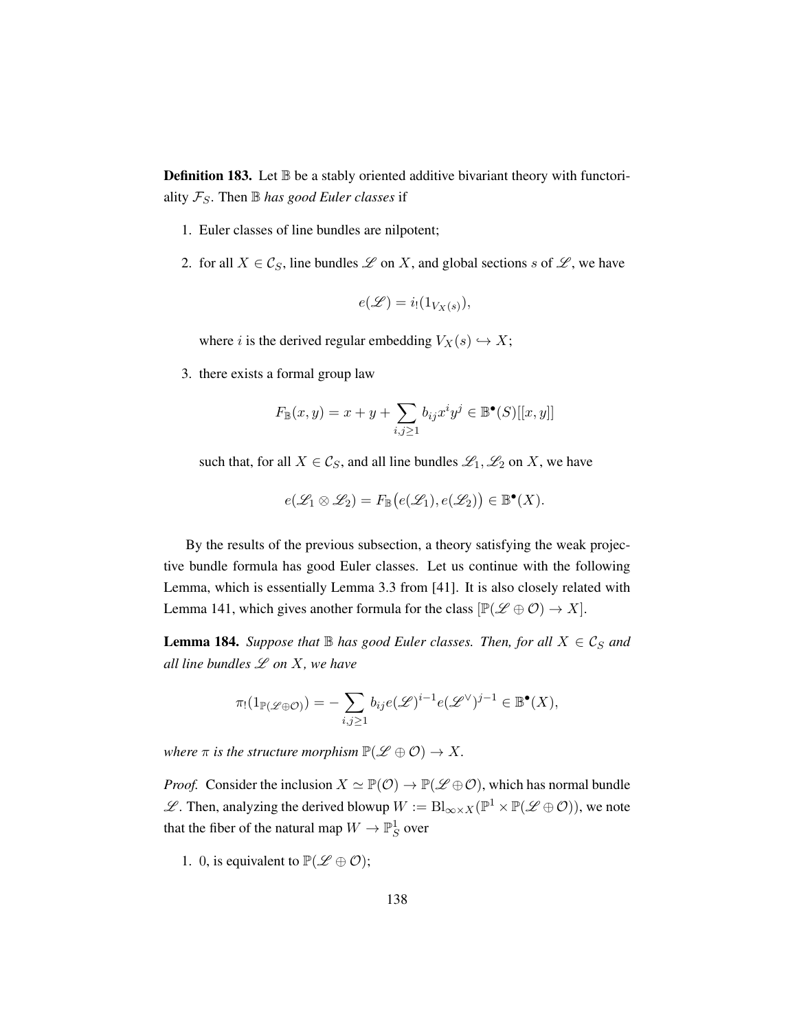**Definition 183.** Let $\mathbb{B}$ be a stably oriented additive bivariant theory with functoriality $\mathcal{F}_S$. Then $\mathbb{B}$ *has good Euler classes* if

1. Euler classes of line bundles are nilpotent;
2. for all $X \in \mathcal{C}_S$, line bundles $\mathscr{L}$ on $X$, and global sections $s$ of $\mathscr{L}$, we have

$$e(\mathscr{L}) = i_!(1_{V_X(s)}),$$

   where $i$ is the derived regular embedding $V_X(s) \hookrightarrow X$;

3. there exists a formal group law

$$F_{\mathbb{B}}(x, y) = x + y + \sum_{i,j \geq 1} b_{ij} x^i y^j \in \mathbb{B}^\bullet(S)[[x, y]]$$

   such that, for all $X \in \mathcal{C}_S$, and all line bundles $\mathscr{L}_1, \mathscr{L}_2$ on $X$, we have

$$e(\mathscr{L}_1 \otimes \mathscr{L}_2) = F_{\mathbb{B}}\big(e(\mathscr{L}_1), e(\mathscr{L}_2)\big) \in \mathbb{B}^\bullet(X).$$

By the results of the previous subsection, a theory satisfying the weak projective bundle formula has good Euler classes. Let us continue with the following Lemma, which is essentially Lemma 3.3 from [41]. It is also closely related with Lemma 141, which gives another formula for the class $[\mathbb{P}(\mathscr{L} \oplus \mathcal{O}) \to X]$.

**Lemma 184.** *Suppose that $\mathbb{B}$ has good Euler classes. Then, for all $X \in \mathcal{C}_S$ and all line bundles $\mathscr{L}$ on $X$, we have*

$$\pi_!(1_{\mathbb{P}(\mathscr{L} \oplus \mathcal{O})}) = -\sum_{i,j \geq 1} b_{ij} e(\mathscr{L})^{i-1} e(\mathscr{L}^\vee)^{j-1} \in \mathbb{B}^\bullet(X),$$

*where $\pi$ is the structure morphism $\mathbb{P}(\mathscr{L} \oplus \mathcal{O}) \to X$.*

*Proof.* Consider the inclusion $X \simeq \mathbb{P}(\mathcal{O}) \to \mathbb{P}(\mathscr{L} \oplus \mathcal{O})$, which has normal bundle $\mathscr{L}$. Then, analyzing the derived blowup $W := \mathrm{Bl}_{\infty \times X}(\mathbb{P}^1 \times \mathbb{P}(\mathscr{L} \oplus \mathcal{O}))$, we note that the fiber of the natural map $W \to \mathbb{P}^1_S$ over

1. 0, is equivalent to $\mathbb{P}(\mathscr{L} \oplus \mathcal{O})$;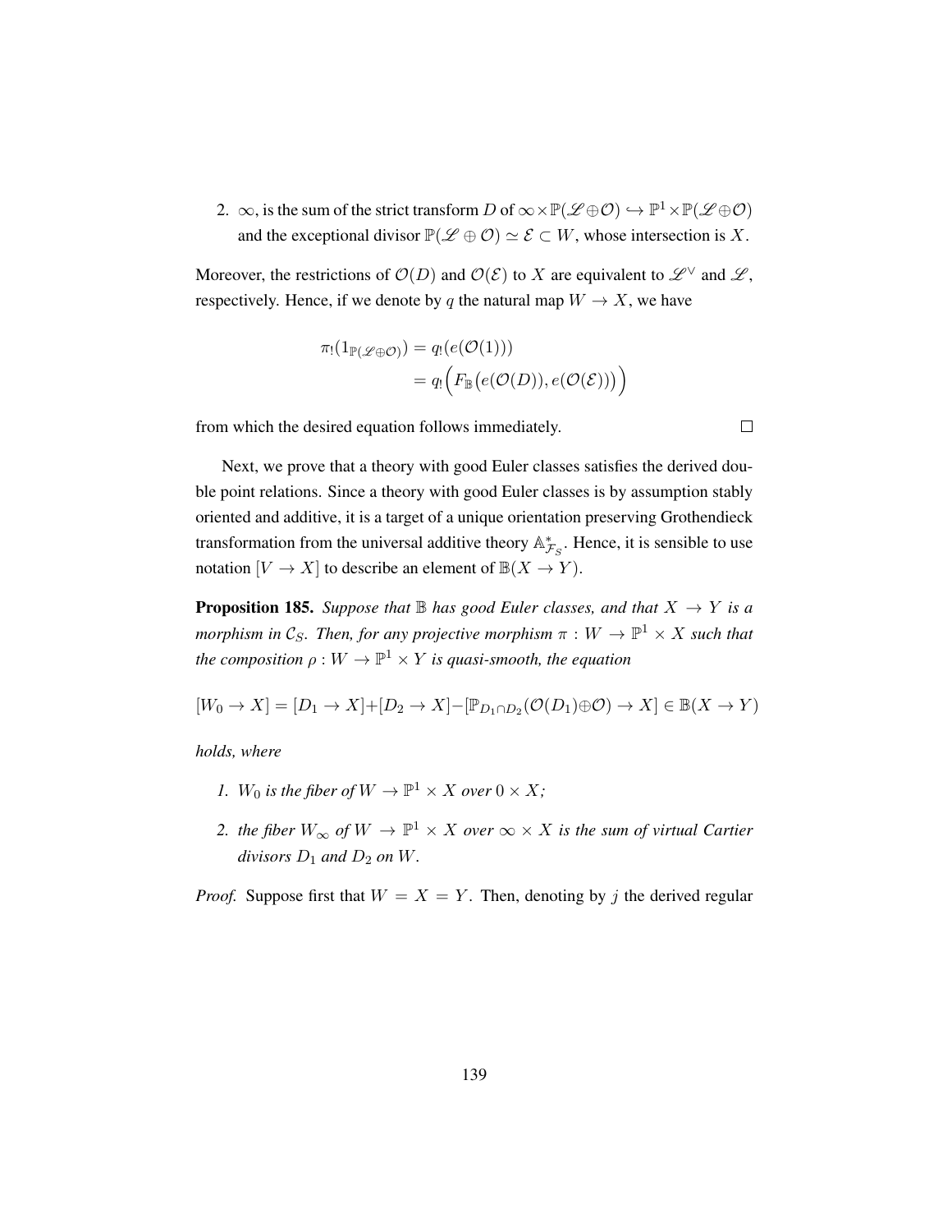2. $\infty$, is the sum of the strict transform $D$ of $\infty \times \mathbb{P}(\mathscr{L} \oplus \mathcal{O}) \hookrightarrow \mathbb{P}^1 \times \mathbb{P}(\mathscr{L} \oplus \mathcal{O})$ and the exceptional divisor $\mathbb{P}(\mathscr{L} \oplus \mathcal{O}) \simeq \mathcal{E} \subset W$, whose intersection is $X$.

Moreover, the restrictions of $\mathcal{O}(D)$ and $\mathcal{O}(\mathcal{E})$ to $X$ are equivalent to $\mathscr{L}^\vee$ and $\mathscr{L}$, respectively. Hence, if we denote by $q$ the natural map $W \to X$, we have

$$
\begin{aligned}
\pi_!(1_{\mathbb{P}(\mathscr{L} \oplus \mathcal{O})}) &= q_!(e(\mathcal{O}(1))) \\
&= q_!\Big(F_{\mathbb{B}}\big(e(\mathcal{O}(D)), e(\mathcal{O}(\mathcal{E}))\big)\Big)
\end{aligned}
$$

from which the desired equation follows immediately. $\square$

Next, we prove that a theory with good Euler classes satisfies the derived double point relations. Since a theory with good Euler classes is by assumption stably oriented and additive, it is a target of a unique orientation preserving Grothendieck transformation from the universal additive theory $\mathbb{A}^*_{\mathcal{F}_S}$. Hence, it is sensible to use notation $[V \to X]$ to describe an element of $\mathbb{B}(X \to Y)$.

**Proposition 185.** *Suppose that $\mathbb{B}$ has good Euler classes, and that $X \to Y$ is a morphism in $\mathcal{C}_S$. Then, for any projective morphism $\pi : W \to \mathbb{P}^1 \times X$ such that the composition $\rho : W \to \mathbb{P}^1 \times Y$ is quasi-smooth, the equation*

$$[W_0 \to X] = [D_1 \to X] + [D_2 \to X] - [\mathbb{P}_{D_1 \cap D_2}(\mathcal{O}(D_1) \oplus \mathcal{O}) \to X] \in \mathbb{B}(X \to Y)$$

*holds, where*

1. *$W_0$ is the fiber of $W \to \mathbb{P}^1 \times X$ over $0 \times X$;*
2. *the fiber $W_\infty$ of $W \to \mathbb{P}^1 \times X$ over $\infty \times X$ is the sum of virtual Cartier divisors $D_1$ and $D_2$ on $W$.*

*Proof.* Suppose first that $W = X = Y$. Then, denoting by $j$ the derived regular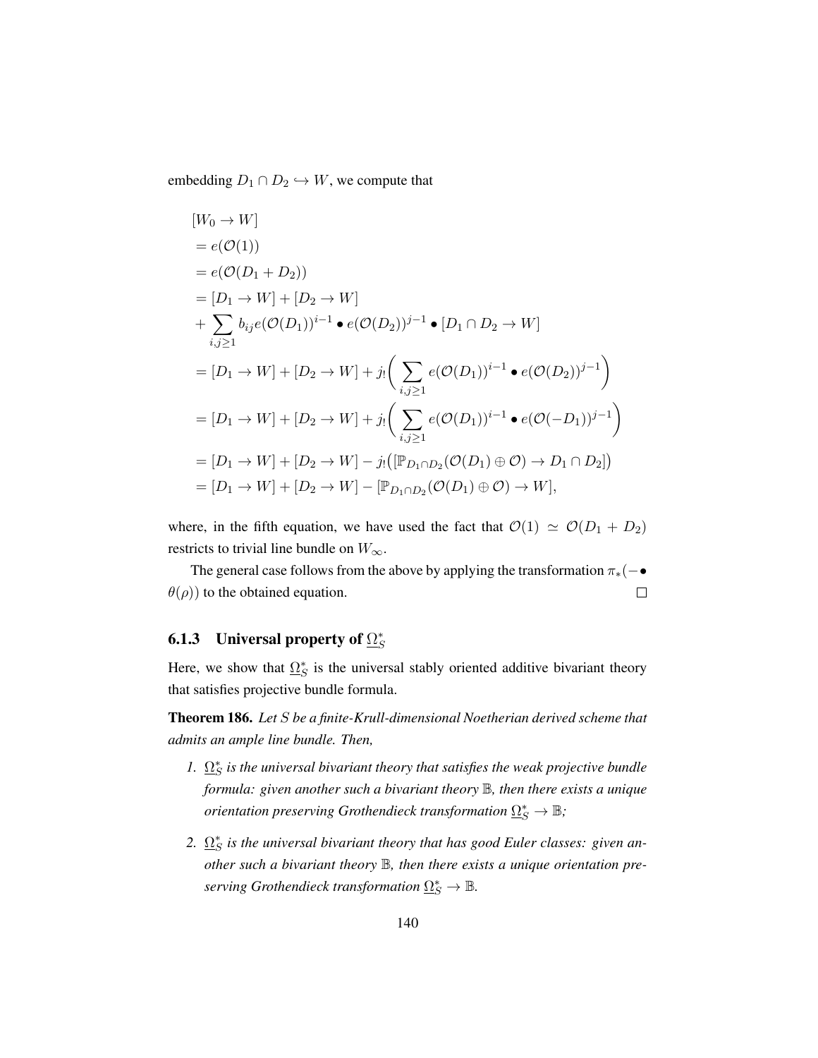embedding $D_1 \cap D_2 \hookrightarrow W$, we compute that

$$
\begin{aligned}
&[W_0 \to W] \\
&= e(\mathcal{O}(1)) \\
&= e(\mathcal{O}(D_1 + D_2)) \\
&= [D_1 \to W] + [D_2 \to W] \\
&+ \sum_{i,j \geq 1} b_{ij} e(\mathcal{O}(D_1))^{i-1} \bullet e(\mathcal{O}(D_2))^{j-1} \bullet [D_1 \cap D_2 \to W] \\
&= [D_1 \to W] + [D_2 \to W] + j_! \bigg( \sum_{i,j \geq 1} e(\mathcal{O}(D_1))^{i-1} \bullet e(\mathcal{O}(D_2))^{j-1} \bigg) \\
&= [D_1 \to W] + [D_2 \to W] + j_! \bigg( \sum_{i,j \geq 1} e(\mathcal{O}(D_1))^{i-1} \bullet e(\mathcal{O}(-D_1))^{j-1} \bigg) \\
&= [D_1 \to W] + [D_2 \to W] - j_! \big( [\mathbb{P}_{D_1 \cap D_2}(\mathcal{O}(D_1) \oplus \mathcal{O}) \to D_1 \cap D_2] \big) \\
&= [D_1 \to W] + [D_2 \to W] - [\mathbb{P}_{D_1 \cap D_2}(\mathcal{O}(D_1) \oplus \mathcal{O}) \to W],
\end{aligned}
$$

where, in the fifth equation, we have used the fact that $\mathcal{O}(1) \simeq \mathcal{O}(D_1 + D_2)$ restricts to trivial line bundle on $W_\infty$.

The general case follows from the above by applying the transformation $\pi_*(- \bullet \theta(\rho))$ to the obtained equation. □

### 6.1.3 Universal property of $\underline{\Omega}^*_S$

Here, we show that $\underline{\Omega}^*_S$ is the universal stably oriented additive bivariant theory that satisfies projective bundle formula.

**Theorem 186.** *Let $S$ be a finite-Krull-dimensional Noetherian derived scheme that admits an ample line bundle. Then,*

1. *$\underline{\Omega}^*_S$ is the universal bivariant theory that satisfies the weak projective bundle formula: given another such a bivariant theory $\mathbb{B}$, then there exists a unique orientation preserving Grothendieck transformation $\underline{\Omega}^*_S \to \mathbb{B}$;*

2. *$\underline{\Omega}^*_S$ is the universal bivariant theory that has good Euler classes: given another such a bivariant theory $\mathbb{B}$, then there exists a unique orientation preserving Grothendieck transformation $\underline{\Omega}^*_S \to \mathbb{B}$.*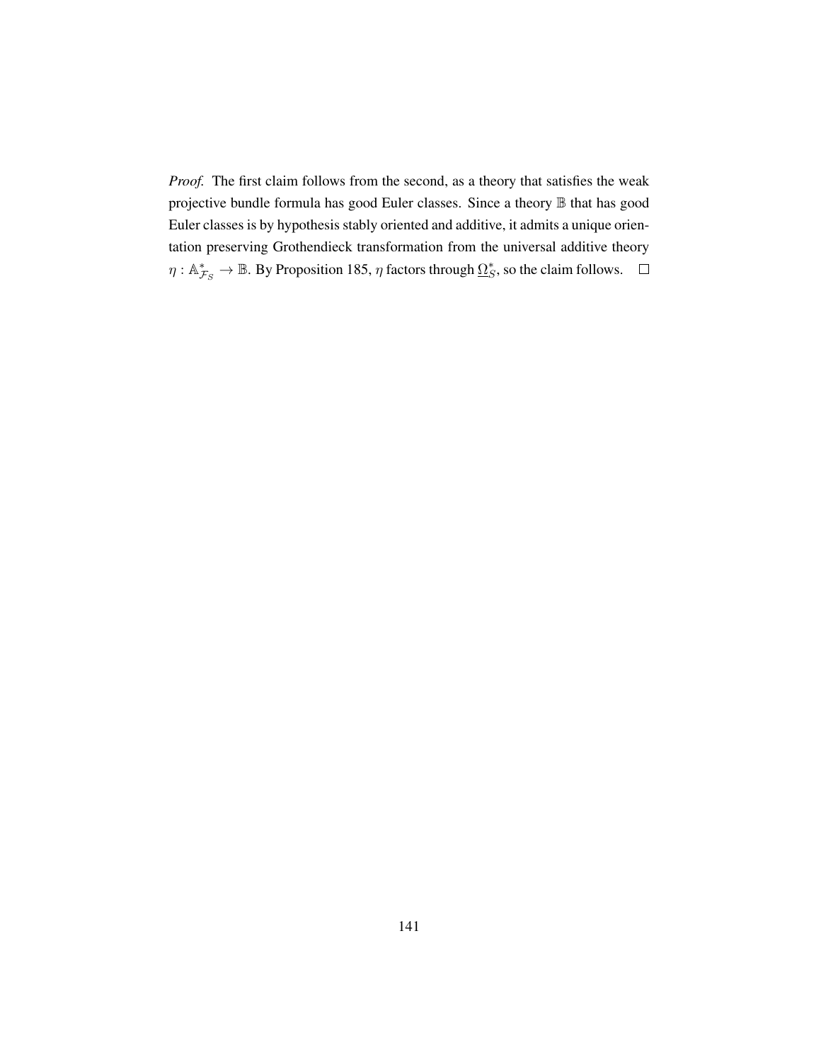*Proof.* The first claim follows from the second, as a theory that satisfies the weak projective bundle formula has good Euler classes. Since a theory $\mathbb{B}$ that has good Euler classes is by hypothesis stably oriented and additive, it admits a unique orientation preserving Grothendieck transformation from the universal additive theory $\eta : \mathbb{A}^*_{\mathcal{F}_S} \to \mathbb{B}$. By Proposition 185, $\eta$ factors through $\underline{\Omega}^*_S$, so the claim follows. $\square$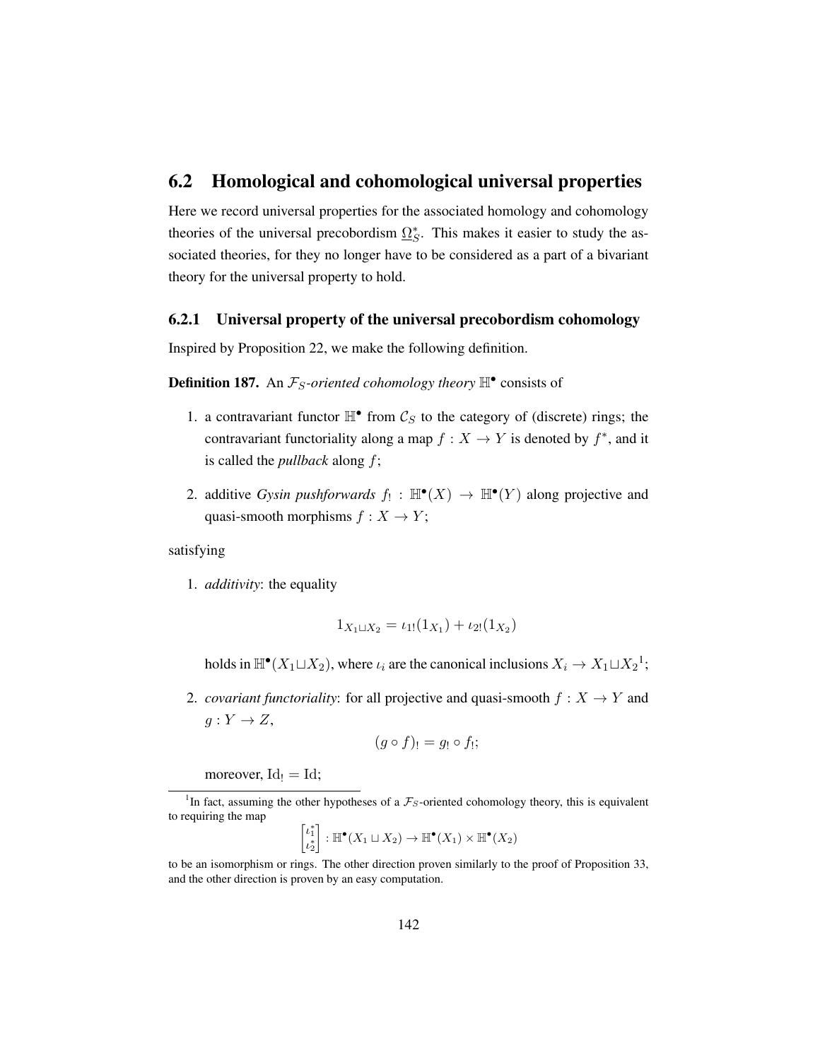## 6.2 Homological and cohomological universal properties

Here we record universal properties for the associated homology and cohomology theories of the universal precobordism $\underline{\Omega}^*_S$. This makes it easier to study the associated theories, for they no longer have to be considered as a part of a bivariant theory for the universal property to hold.

### 6.2.1 Universal property of the universal precobordism cohomology

Inspired by Proposition 22, we make the following definition.

**Definition 187.** An $\mathcal{F}_S$*-oriented cohomology theory* $\mathbb{H}^\bullet$ consists of

1. a contravariant functor $\mathbb{H}^\bullet$ from $\mathcal{C}_S$ to the category of (discrete) rings; the contravariant functoriality along a map $f : X \to Y$ is denoted by $f^*$, and it is called the *pullback* along $f$;
2. additive *Gysin pushforwards* $f_! : \mathbb{H}^\bullet(X) \to \mathbb{H}^\bullet(Y)$ along projective and quasi-smooth morphisms $f : X \to Y$;

satisfying

1. *additivity*: the equality

$$1_{X_1 \sqcup X_2} = \iota_{1!}(1_{X_1}) + \iota_{2!}(1_{X_2})$$

holds in $\mathbb{H}^\bullet(X_1 \sqcup X_2)$, where $\iota_i$ are the canonical inclusions $X_i \to X_1 \sqcup X_2$[1];

2. *covariant functoriality*: for all projective and quasi-smooth $f : X \to Y$ and $g : Y \to Z$,

$$(g \circ f)_! = g_! \circ f_!;$$

moreover, $\mathrm{Id}_! = \mathrm{Id}$;

---

[1] In fact, assuming the other hypotheses of a $\mathcal{F}_S$-oriented cohomology theory, this is equivalent to requiring the map

$$\begin{bmatrix} \iota_1^* \\ \iota_2^* \end{bmatrix} : \mathbb{H}^\bullet(X_1 \sqcup X_2) \to \mathbb{H}^\bullet(X_1) \times \mathbb{H}^\bullet(X_2)$$

to be an isomorphism or rings. The other direction proven similarly to the proof of Proposition 33, and the other direction is proven by an easy computation.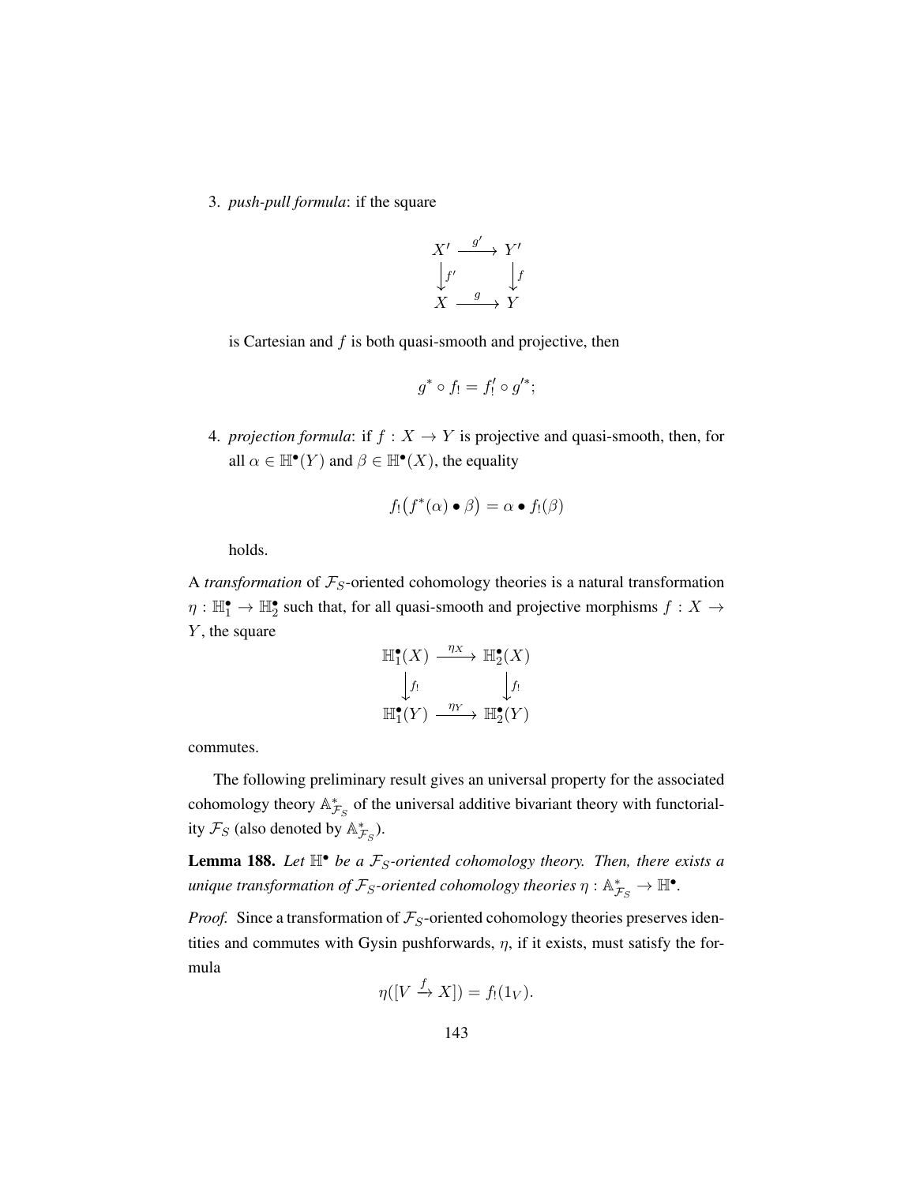3. *push-pull formula*: if the square

$$\begin{array}{ccc} X' & \xrightarrow{g'} & Y' \\ \big\downarrow{\scriptstyle f'} & & \big\downarrow{\scriptstyle f} \\ X & \xrightarrow{g} & Y \end{array}$$

   is Cartesian and $f$ is both quasi-smooth and projective, then

$$g^* \circ f_! = f'_! \circ g'^*;$$

4. *projection formula*: if $f : X \to Y$ is projective and quasi-smooth, then, for all $\alpha \in \mathbb{H}^\bullet(Y)$ and $\beta \in \mathbb{H}^\bullet(X)$, the equality

$$f_!\big(f^*(\alpha) \bullet \beta\big) = \alpha \bullet f_!(\beta)$$

   holds.

A *transformation* of $\mathcal{F}_S$-oriented cohomology theories is a natural transformation $\eta : \mathbb{H}_1^\bullet \to \mathbb{H}_2^\bullet$ such that, for all quasi-smooth and projective morphisms $f : X \to Y$, the square

$$\begin{array}{ccc} \mathbb{H}_1^\bullet(X) & \xrightarrow{\eta_X} & \mathbb{H}_2^\bullet(X) \\ \big\downarrow{\scriptstyle f_!} & & \big\downarrow{\scriptstyle f_!} \\ \mathbb{H}_1^\bullet(Y) & \xrightarrow{\eta_Y} & \mathbb{H}_2^\bullet(Y) \end{array}$$

commutes.

The following preliminary result gives an universal property for the associated cohomology theory $\mathbb{A}^*_{\mathcal{F}_S}$ of the universal additive bivariant theory with functoriality $\mathcal{F}_S$ (also denoted by $\mathbb{A}^*_{\mathcal{F}_S}$).

**Lemma 188.** *Let $\mathbb{H}^\bullet$ be a $\mathcal{F}_S$-oriented cohomology theory. Then, there exists a unique transformation of $\mathcal{F}_S$-oriented cohomology theories $\eta : \mathbb{A}^*_{\mathcal{F}_S} \to \mathbb{H}^\bullet$.*

*Proof.* Since a transformation of $\mathcal{F}_S$-oriented cohomology theories preserves identities and commutes with Gysin pushforwards, $\eta$, if it exists, must satisfy the formula

$$\eta([V \xrightarrow{f} X]) = f_!(1_V).$$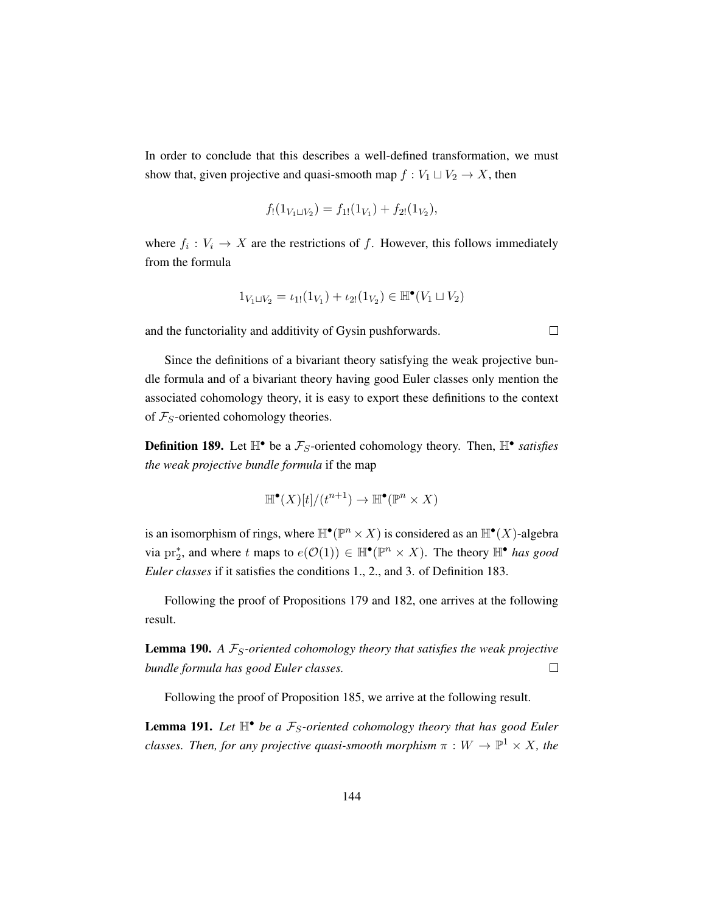In order to conclude that this describes a well-defined transformation, we must show that, given projective and quasi-smooth map $f : V_1 \sqcup V_2 \to X$, then

$$f_!(1_{V_1 \sqcup V_2}) = f_{1!}(1_{V_1}) + f_{2!}(1_{V_2}),$$

where $f_i : V_i \to X$ are the restrictions of $f$. However, this follows immediately from the formula

$$1_{V_1 \sqcup V_2} = \iota_{1!}(1_{V_1}) + \iota_{2!}(1_{V_2}) \in \mathbb{H}^\bullet(V_1 \sqcup V_2)$$

and the functoriality and additivity of Gysin pushforwards. $\square$

Since the definitions of a bivariant theory satisfying the weak projective bundle formula and of a bivariant theory having good Euler classes only mention the associated cohomology theory, it is easy to export these definitions to the context of $\mathcal{F}_S$-oriented cohomology theories.

**Definition 189.** Let $\mathbb{H}^\bullet$ be a $\mathcal{F}_S$-oriented cohomology theory. Then, $\mathbb{H}^\bullet$ *satisfies the weak projective bundle formula* if the map

$$\mathbb{H}^\bullet(X)[t]/(t^{n+1}) \to \mathbb{H}^\bullet(\mathbb{P}^n \times X)$$

is an isomorphism of rings, where $\mathbb{H}^\bullet(\mathbb{P}^n \times X)$ is considered as an $\mathbb{H}^\bullet(X)$-algebra via $\mathrm{pr}_2^*$, and where $t$ maps to $e(\mathcal{O}(1)) \in \mathbb{H}^\bullet(\mathbb{P}^n \times X)$. The theory $\mathbb{H}^\bullet$ *has good Euler classes* if it satisfies the conditions 1., 2., and 3. of Definition 183.

Following the proof of Propositions 179 and 182, one arrives at the following result.

**Lemma 190.** *A $\mathcal{F}_S$-oriented cohomology theory that satisfies the weak projective bundle formula has good Euler classes.* $\square$

Following the proof of Proposition 185, we arrive at the following result.

**Lemma 191.** *Let $\mathbb{H}^\bullet$ be a $\mathcal{F}_S$-oriented cohomology theory that has good Euler classes. Then, for any projective quasi-smooth morphism $\pi : W \to \mathbb{P}^1 \times X$, the*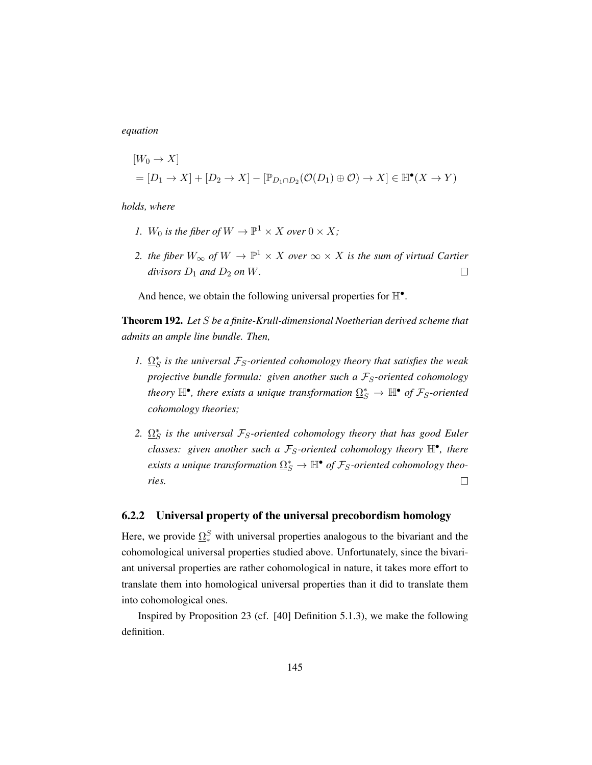*equation*

$$[W_0 \to X] \\ = [D_1 \to X] + [D_2 \to X] - [\mathbb{P}_{D_1 \cap D_2}(\mathcal{O}(D_1) \oplus \mathcal{O}) \to X] \in \mathbb{H}^\bullet(X \to Y)$$

*holds, where*

1. *$W_0$ is the fiber of $W \to \mathbb{P}^1 \times X$ over $0 \times X$;*
2. *the fiber $W_\infty$ of $W \to \mathbb{P}^1 \times X$ over $\infty \times X$ is the sum of virtual Cartier divisors $D_1$ and $D_2$ on $W$.* □

And hence, we obtain the following universal properties for $\mathbb{H}^\bullet$.

**Theorem 192.** *Let $S$ be a finite-Krull-dimensional Noetherian derived scheme that admits an ample line bundle. Then,*

1. *$\underline{\Omega}^*_S$ is the universal $\mathcal{F}_S$-oriented cohomology theory that satisfies the weak projective bundle formula: given another such a $\mathcal{F}_S$-oriented cohomology theory $\mathbb{H}^\bullet$, there exists a unique transformation $\underline{\Omega}^*_S \to \mathbb{H}^\bullet$ of $\mathcal{F}_S$-oriented cohomology theories;*
2. *$\underline{\Omega}^*_S$ is the universal $\mathcal{F}_S$-oriented cohomology theory that has good Euler classes: given another such a $\mathcal{F}_S$-oriented cohomology theory $\mathbb{H}^\bullet$, there exists a unique transformation $\underline{\Omega}^*_S \to \mathbb{H}^\bullet$ of $\mathcal{F}_S$-oriented cohomology theories.* □

### 6.2.2 Universal property of the universal precobordism homology

Here, we provide $\underline{\Omega}^S_*$ with universal properties analogous to the bivariant and the cohomological universal properties studied above. Unfortunately, since the bivariant universal properties are rather cohomological in nature, it takes more effort to translate them into homological universal properties than it did to translate them into cohomological ones.

Inspired by Proposition 23 (cf. [40] Definition 5.1.3), we make the following definition.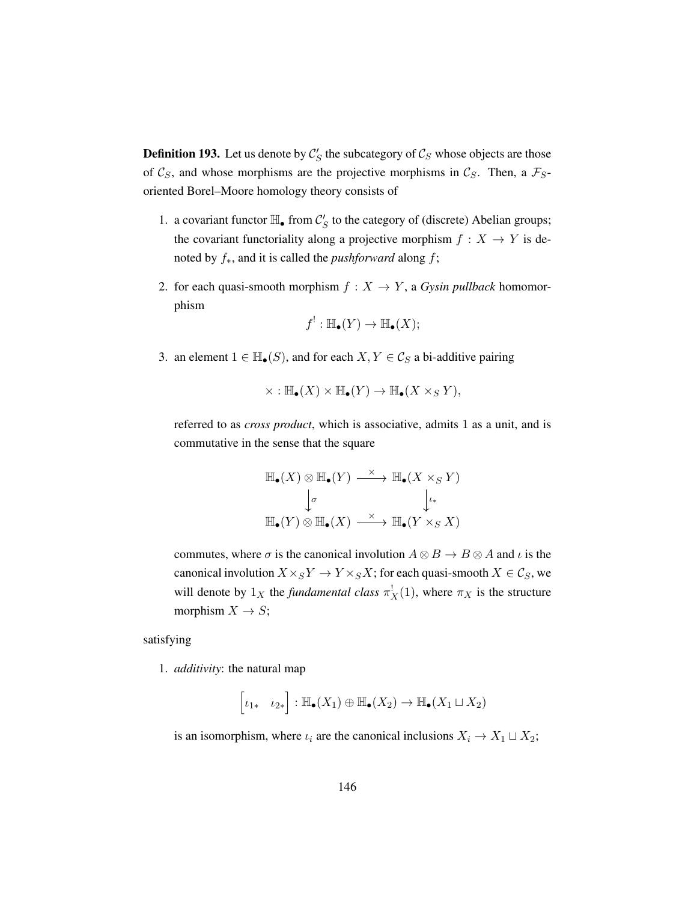**Definition 193.** Let us denote by $\mathcal{C}'_S$ the subcategory of $\mathcal{C}_S$ whose objects are those of $\mathcal{C}_S$, and whose morphisms are the projective morphisms in $\mathcal{C}_S$. Then, a $\mathcal{F}_S$-oriented Borel–Moore homology theory consists of

1. a covariant functor $\mathbb{H}_\bullet$ from $\mathcal{C}'_S$ to the category of (discrete) Abelian groups; the covariant functoriality along a projective morphism $f : X \to Y$ is denoted by $f_*$, and it is called the *pushforward* along $f$;

2. for each quasi-smooth morphism $f : X \to Y$, a *Gysin pullback* homomorphism
$$f^! : \mathbb{H}_\bullet(Y) \to \mathbb{H}_\bullet(X);$$

3. an element $1 \in \mathbb{H}_\bullet(S)$, and for each $X, Y \in \mathcal{C}_S$ a bi-additive pairing
$$\times : \mathbb{H}_\bullet(X) \times \mathbb{H}_\bullet(Y) \to \mathbb{H}_\bullet(X \times_S Y),$$
referred to as *cross product*, which is associative, admits 1 as a unit, and is commutative in the sense that the square
$$\begin{array}{ccc} \mathbb{H}_\bullet(X) \otimes \mathbb{H}_\bullet(Y) & \xrightarrow{\times} & \mathbb{H}_\bullet(X \times_S Y) \\ \downarrow{\scriptstyle \sigma} & & \downarrow{\scriptstyle \iota_*} \\ \mathbb{H}_\bullet(Y) \otimes \mathbb{H}_\bullet(X) & \xrightarrow{\times} & \mathbb{H}_\bullet(Y \times_S X) \end{array}$$
commutes, where $\sigma$ is the canonical involution $A \otimes B \to B \otimes A$ and $\iota$ is the canonical involution $X \times_S Y \to Y \times_S X$; for each quasi-smooth $X \in \mathcal{C}_S$, we will denote by $1_X$ the *fundamental class* $\pi_X^!(1)$, where $\pi_X$ is the structure morphism $X \to S$;

satisfying

1. *additivity*: the natural map
$$\begin{bmatrix} \iota_{1*} & \iota_{2*} \end{bmatrix} : \mathbb{H}_\bullet(X_1) \oplus \mathbb{H}_\bullet(X_2) \to \mathbb{H}_\bullet(X_1 \sqcup X_2)$$
is an isomorphism, where $\iota_i$ are the canonical inclusions $X_i \to X_1 \sqcup X_2$;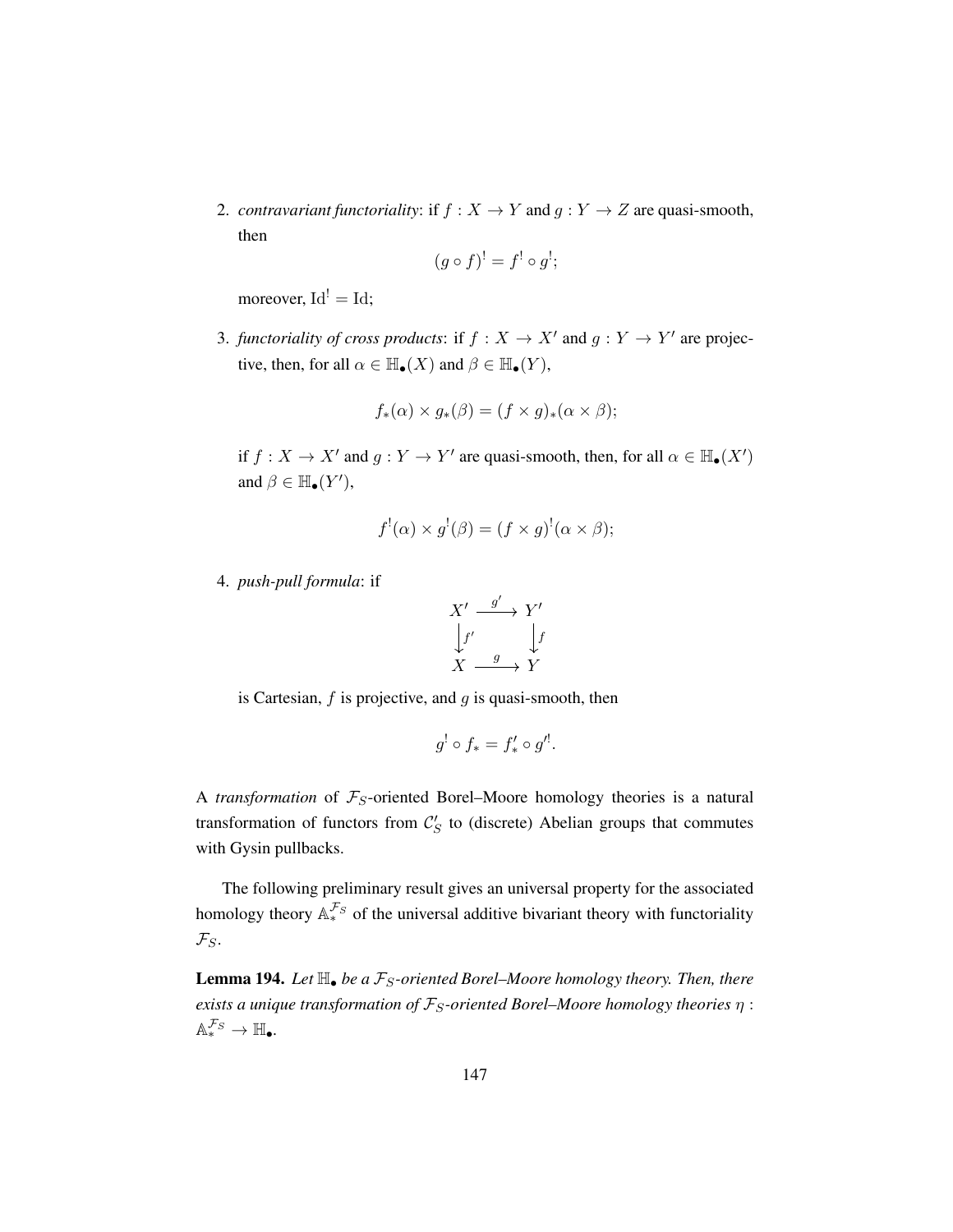2. *contravariant functoriality*: if $f : X \to Y$ and $g : Y \to Z$ are quasi-smooth, then

$$(g \circ f)^! = f^! \circ g^!;$$

moreover, $\mathrm{Id}^! = \mathrm{Id}$;

3. *functoriality of cross products*: if $f : X \to X'$ and $g : Y \to Y'$ are projective, then, for all $\alpha \in \mathbb{H}_\bullet(X)$ and $\beta \in \mathbb{H}_\bullet(Y)$,

$$f_*(\alpha) \times g_*(\beta) = (f \times g)_*(\alpha \times \beta);$$

if $f : X \to X'$ and $g : Y \to Y'$ are quasi-smooth, then, for all $\alpha \in \mathbb{H}_\bullet(X')$ and $\beta \in \mathbb{H}_\bullet(Y')$,

$$f^!(\alpha) \times g^!(\beta) = (f \times g)^!(\alpha \times \beta);$$

4. *push-pull formula*: if

$$\begin{array}{ccc} X' & \xrightarrow{g'} & Y' \\ \big\downarrow{\scriptstyle f'} & & \big\downarrow{\scriptstyle f} \\ X & \xrightarrow{g} & Y \end{array}$$

is Cartesian, $f$ is projective, and $g$ is quasi-smooth, then

$$g^! \circ f_* = f'_* \circ g'^!.$$

A *transformation* of $\mathcal{F}_S$-oriented Borel–Moore homology theories is a natural transformation of functors from $\mathcal{C}'_S$ to (discrete) Abelian groups that commutes with Gysin pullbacks.

The following preliminary result gives an universal property for the associated homology theory $\mathbb{A}_*^{\mathcal{F}_S}$ of the universal additive bivariant theory with functoriality $\mathcal{F}_S$.

**Lemma 194.** *Let $\mathbb{H}_\bullet$ be a $\mathcal{F}_S$-oriented Borel–Moore homology theory. Then, there exists a unique transformation of $\mathcal{F}_S$-oriented Borel–Moore homology theories $\eta : \mathbb{A}_*^{\mathcal{F}_S} \to \mathbb{H}_\bullet$.*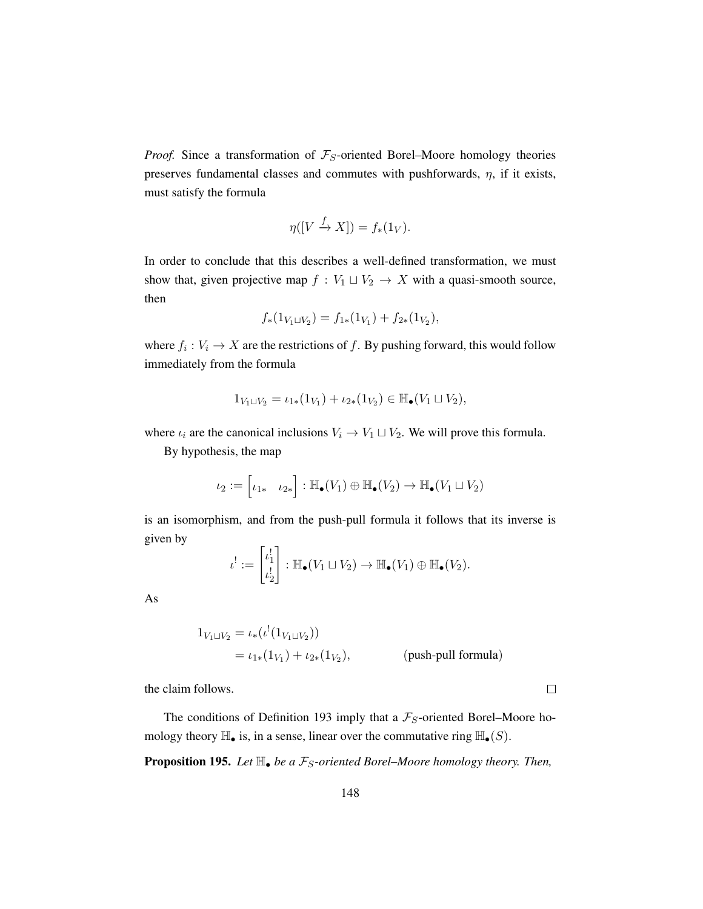*Proof.* Since a transformation of $\mathcal{F}_S$-oriented Borel–Moore homology theories preserves fundamental classes and commutes with pushforwards, $\eta$, if it exists, must satisfy the formula

$$\eta([V \xrightarrow{f} X]) = f_*(1_V).$$

In order to conclude that this describes a well-defined transformation, we must show that, given projective map $f : V_1 \sqcup V_2 \to X$ with a quasi-smooth source, then

$$f_*(1_{V_1 \sqcup V_2}) = f_{1*}(1_{V_1}) + f_{2*}(1_{V_2}),$$

where $f_i : V_i \to X$ are the restrictions of $f$. By pushing forward, this would follow immediately from the formula

$$1_{V_1 \sqcup V_2} = \iota_{1*}(1_{V_1}) + \iota_{2*}(1_{V_2}) \in \mathbb{H}_\bullet(V_1 \sqcup V_2),$$

where $\iota_i$ are the canonical inclusions $V_i \to V_1 \sqcup V_2$. We will prove this formula.

By hypothesis, the map

$$\iota_2 := \begin{bmatrix} \iota_{1*} & \iota_{2*} \end{bmatrix} : \mathbb{H}_\bullet(V_1) \oplus \mathbb{H}_\bullet(V_2) \to \mathbb{H}_\bullet(V_1 \sqcup V_2)$$

is an isomorphism, and from the push-pull formula it follows that its inverse is given by

$$\iota^! := \begin{bmatrix} \iota_1^! \\ \iota_2^! \end{bmatrix} : \mathbb{H}_\bullet(V_1 \sqcup V_2) \to \mathbb{H}_\bullet(V_1) \oplus \mathbb{H}_\bullet(V_2).$$

As

$$\begin{aligned} 1_{V_1 \sqcup V_2} &= \iota_*(\iota^!(1_{V_1 \sqcup V_2})) \\ &= \iota_{1*}(1_{V_1}) + \iota_{2*}(1_{V_2}), \qquad \text{(push-pull formula)} \end{aligned}$$

the claim follows. $\square$

The conditions of Definition 193 imply that a $\mathcal{F}_S$-oriented Borel–Moore homology theory $\mathbb{H}_\bullet$ is, in a sense, linear over the commutative ring $\mathbb{H}_\bullet(S)$.

**Proposition 195.** *Let $\mathbb{H}_\bullet$ be a $\mathcal{F}_S$-oriented Borel–Moore homology theory. Then,*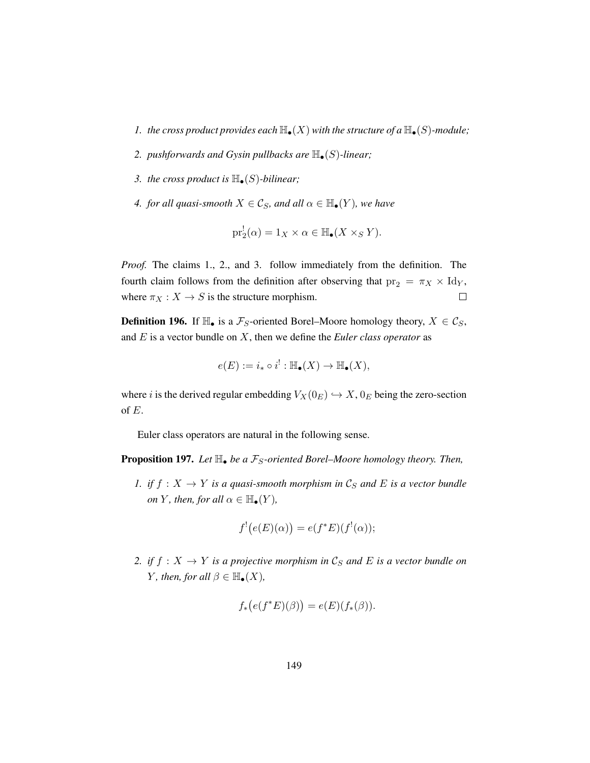1. *the cross product provides each $\mathbb{H}_\bullet(X)$ with the structure of a $\mathbb{H}_\bullet(S)$-module;*
2. *pushforwards and Gysin pullbacks are $\mathbb{H}_\bullet(S)$-linear;*
3. *the cross product is $\mathbb{H}_\bullet(S)$-bilinear;*
4. *for all quasi-smooth $X \in \mathcal{C}_S$, and all $\alpha \in \mathbb{H}_\bullet(Y)$, we have*

$$\mathrm{pr}_2^!(\alpha) = 1_X \times \alpha \in \mathbb{H}_\bullet(X \times_S Y).$$

*Proof.* The claims 1., 2., and 3. follow immediately from the definition. The fourth claim follows from the definition after observing that $\mathrm{pr}_2 = \pi_X \times \mathrm{Id}_Y$, where $\pi_X : X \to S$ is the structure morphism. $\square$

**Definition 196.** If $\mathbb{H}_\bullet$ is a $\mathcal{F}_S$-oriented Borel–Moore homology theory, $X \in \mathcal{C}_S$, and $E$ is a vector bundle on $X$, then we define the *Euler class operator* as

$$e(E) := i_* \circ i^! : \mathbb{H}_\bullet(X) \to \mathbb{H}_\bullet(X),$$

where $i$ is the derived regular embedding $V_X(0_E) \hookrightarrow X$, $0_E$ being the zero-section of $E$.

Euler class operators are natural in the following sense.

**Proposition 197.** *Let $\mathbb{H}_\bullet$ be a $\mathcal{F}_S$-oriented Borel–Moore homology theory. Then,*

1. *if $f : X \to Y$ is a quasi-smooth morphism in $\mathcal{C}_S$ and $E$ is a vector bundle on $Y$, then, for all $\alpha \in \mathbb{H}_\bullet(Y)$,*

$$f^!\big(e(E)(\alpha)\big) = e(f^*E)(f^!(\alpha));$$

2. *if $f : X \to Y$ is a projective morphism in $\mathcal{C}_S$ and $E$ is a vector bundle on $Y$, then, for all $\beta \in \mathbb{H}_\bullet(X)$,*

$$f_*\big(e(f^*E)(\beta)\big) = e(E)(f_*(\beta)).$$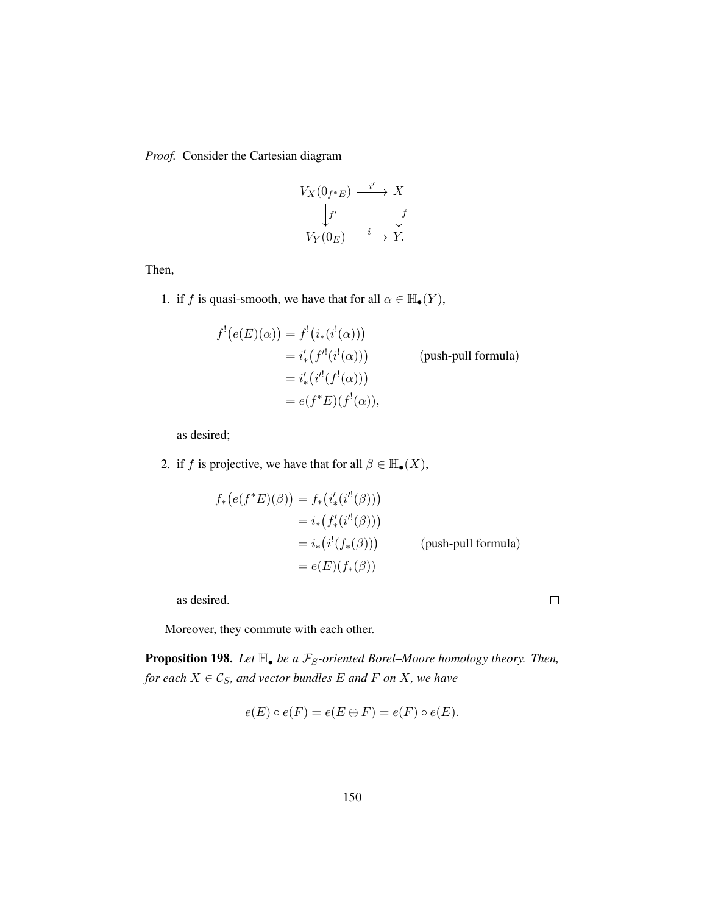*Proof.* Consider the Cartesian diagram

$$\begin{array}{ccc} V_X(0_{f^*E}) & \xrightarrow{i'} & X \\ \Big\downarrow{\scriptstyle f'} & & \Big\downarrow{\scriptstyle f} \\ V_Y(0_E) & \xrightarrow{i} & Y. \end{array}$$

Then,

1. if $f$ is quasi-smooth, we have that for all $\alpha \in \mathbb{H}_\bullet(Y)$,

$$\begin{aligned} f^!\big(e(E)(\alpha)\big) &= f^!\big(i_*(i^!(\alpha))\big) \\ &= i'_*\big(f'^!(i^!(\alpha))\big) \qquad \text{(push-pull formula)} \\ &= i'_*\big(i'^!(f^!(\alpha))\big) \\ &= e(f^*E)(f^!(\alpha)), \end{aligned}$$

   as desired;

2. if $f$ is projective, we have that for all $\beta \in \mathbb{H}_\bullet(X)$,

$$\begin{aligned} f_*\big(e(f^*E)(\beta)\big) &= f_*\big(i'_*(i'^!(\beta))\big) \\ &= i_*\big(f'_*(i'^!(\beta))\big) \\ &= i_*\big(i^!(f_*(\beta))\big) \qquad \text{(push-pull formula)} \\ &= e(E)(f_*(\beta)) \end{aligned}$$

   as desired. □

Moreover, they commute with each other.

**Proposition 198.** *Let $\mathbb{H}_\bullet$ be a $\mathcal{F}_S$-oriented Borel–Moore homology theory. Then, for each $X \in \mathcal{C}_S$, and vector bundles $E$ and $F$ on $X$, we have*

$$e(E) \circ e(F) = e(E \oplus F) = e(F) \circ e(E).$$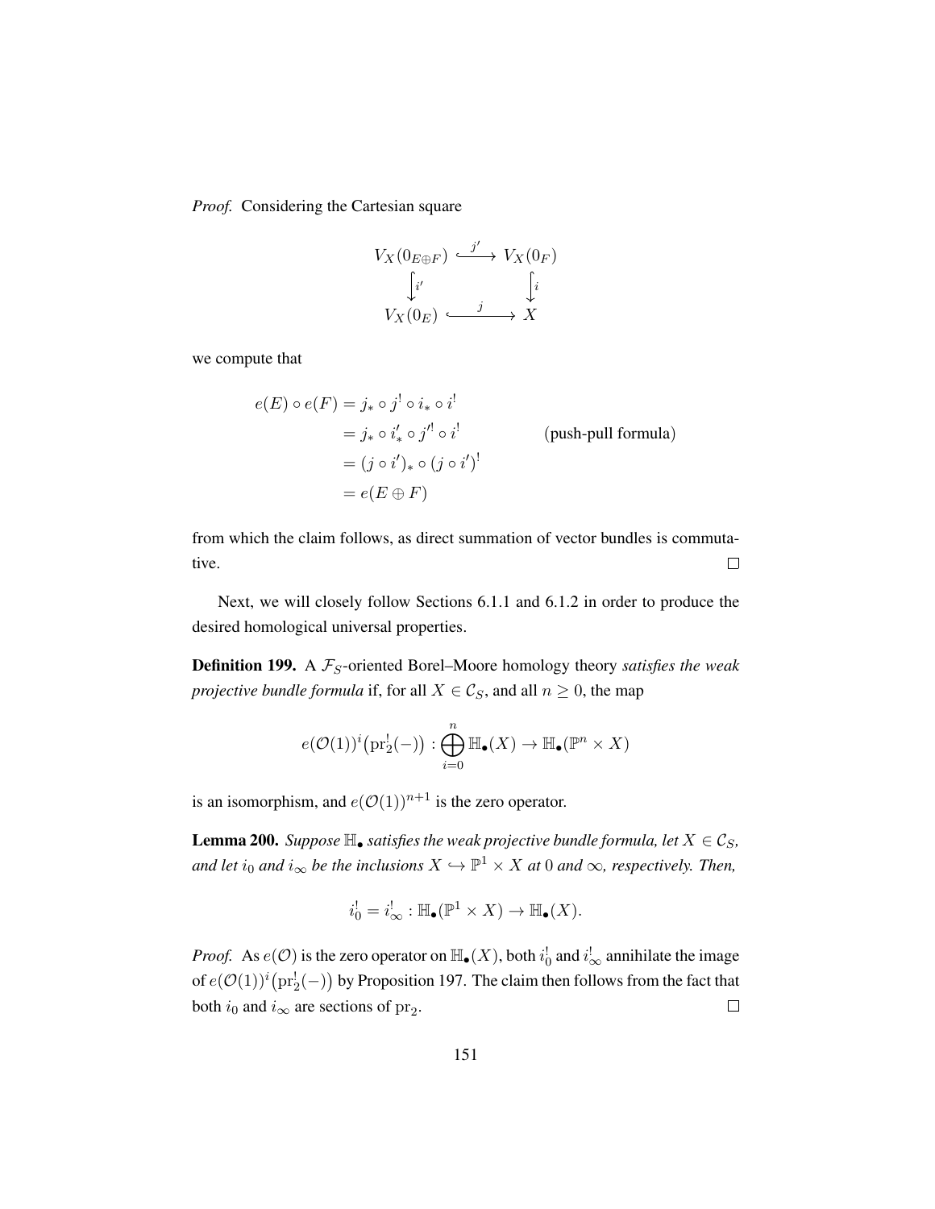*Proof.* Considering the Cartesian square

$$\begin{array}{ccc} V_X(0_{E\oplus F}) & \xhookrightarrow{j'} & V_X(0_F) \\ \big\downarrow{\scriptstyle i'} & & \big\downarrow{\scriptstyle i} \\ V_X(0_E) & \xhookrightarrow{\quad j \quad} & X \end{array}$$

we compute that

$$\begin{aligned} e(E) \circ e(F) &= j_* \circ j^! \circ i_* \circ i^! \\ &= j_* \circ i'_* \circ j'^! \circ i^! && \text{(push-pull formula)} \\ &= (j \circ i')_* \circ (j \circ i')^! \\ &= e(E \oplus F) \end{aligned}$$

from which the claim follows, as direct summation of vector bundles is commutative. $\square$

Next, we will closely follow Sections 6.1.1 and 6.1.2 in order to produce the desired homological universal properties.

**Definition 199.** A $\mathcal{F}_S$-oriented Borel–Moore homology theory *satisfies the weak projective bundle formula* if, for all $X \in \mathcal{C}_S$, and all $n \geq 0$, the map

$$e(\mathcal{O}(1))^i\big(\mathrm{pr}_2^!(-)\big) : \bigoplus_{i=0}^{n} \mathbb{H}_\bullet(X) \to \mathbb{H}_\bullet(\mathbb{P}^n \times X)$$

is an isomorphism, and $e(\mathcal{O}(1))^{n+1}$ is the zero operator.

**Lemma 200.** *Suppose $\mathbb{H}_\bullet$ satisfies the weak projective bundle formula, let $X \in \mathcal{C}_S$, and let $i_0$ and $i_\infty$ be the inclusions $X \hookrightarrow \mathbb{P}^1 \times X$ at $0$ and $\infty$, respectively. Then,*

$$i_0^! = i_\infty^! : \mathbb{H}_\bullet(\mathbb{P}^1 \times X) \to \mathbb{H}_\bullet(X).$$

*Proof.* As $e(\mathcal{O})$ is the zero operator on $\mathbb{H}_\bullet(X)$, both $i_0^!$ and $i_\infty^!$ annihilate the image of $e(\mathcal{O}(1))^i\big(\mathrm{pr}_2^!(-)\big)$ by Proposition 197. The claim then follows from the fact that both $i_0$ and $i_\infty$ are sections of $\mathrm{pr}_2$. $\square$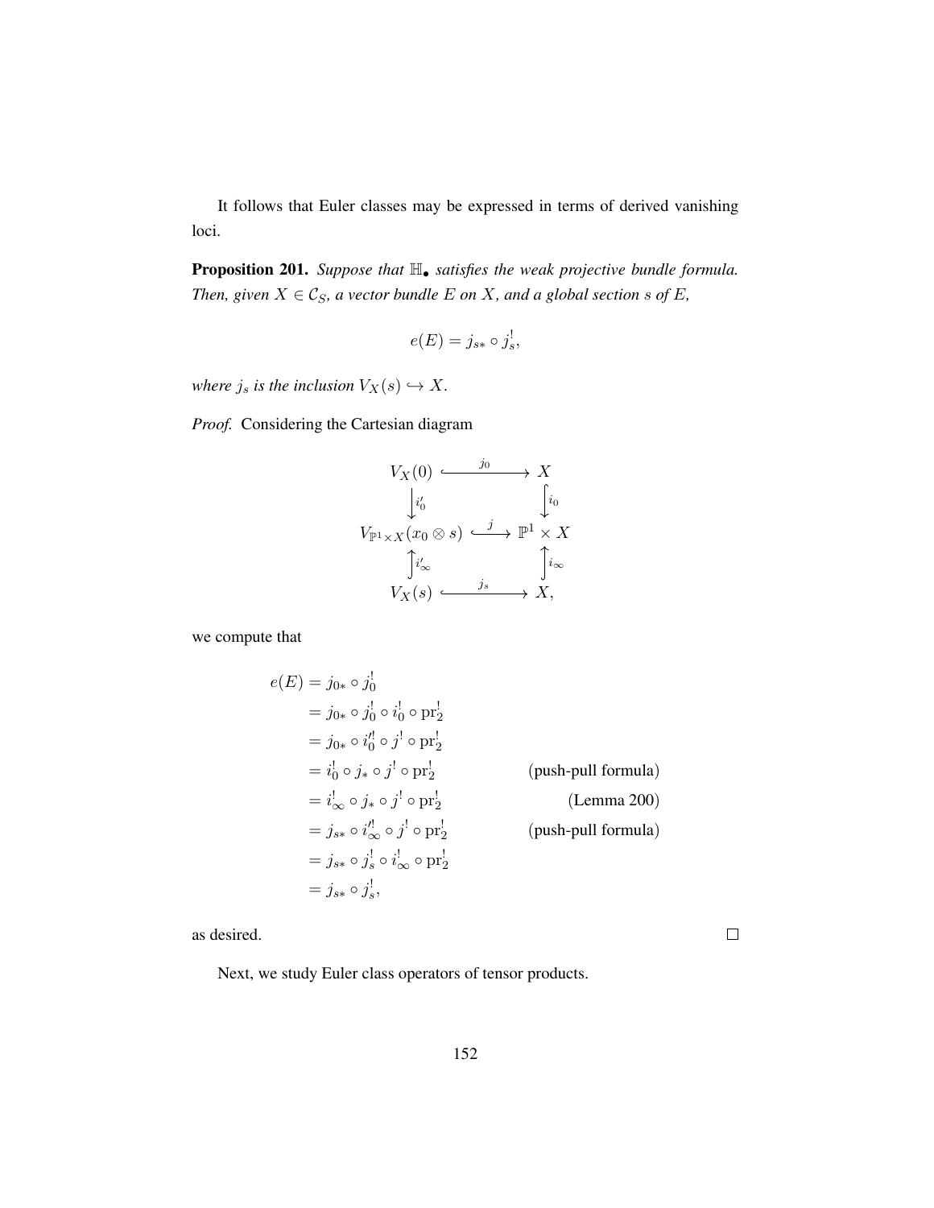It follows that Euler classes may be expressed in terms of derived vanishing loci.

**Proposition 201.** *Suppose that $\mathbb{H}_\bullet$ satisfies the weak projective bundle formula. Then, given $X \in \mathcal{C}_S$, a vector bundle $E$ on $X$, and a global section $s$ of $E$,*

$$e(E) = j_{s*} \circ j_s^!,$$

*where $j_s$ is the inclusion $V_X(s) \hookrightarrow X$.*

*Proof.* Considering the Cartesian diagram

$$\begin{array}{ccc}
V_X(0) & \xrightarrow{\quad j_0 \quad} & X \\
\Big\downarrow{\scriptstyle i'_0} & & \Big\downarrow{\scriptstyle i_0} \\
V_{\mathbb{P}^1 \times X}(x_0 \otimes s) & \xrightarrow{\quad j \quad} & \mathbb{P}^1 \times X \\
\Big\uparrow{\scriptstyle i'_\infty} & & \Big\uparrow{\scriptstyle i_\infty} \\
V_X(s) & \xrightarrow{\quad j_s \quad} & X,
\end{array}$$

we compute that

$$\begin{aligned}
e(E) &= j_{0*} \circ j_0^! \\
&= j_{0*} \circ j_0^! \circ i_0^! \circ \mathrm{pr}_2^! \\
&= j_{0*} \circ i_0'^! \circ j^! \circ \mathrm{pr}_2^! \\
&= i_0^! \circ j_* \circ j^! \circ \mathrm{pr}_2^! && \text{(push-pull formula)} \\
&= i_\infty^! \circ j_* \circ j^! \circ \mathrm{pr}_2^! && \text{(Lemma 200)} \\
&= j_{s*} \circ i_\infty'^! \circ j^! \circ \mathrm{pr}_2^! && \text{(push-pull formula)} \\
&= j_{s*} \circ j_s^! \circ i_\infty^! \circ \mathrm{pr}_2^! \\
&= j_{s*} \circ j_s^!,
\end{aligned}$$

as desired. ∎

Next, we study Euler class operators of tensor products.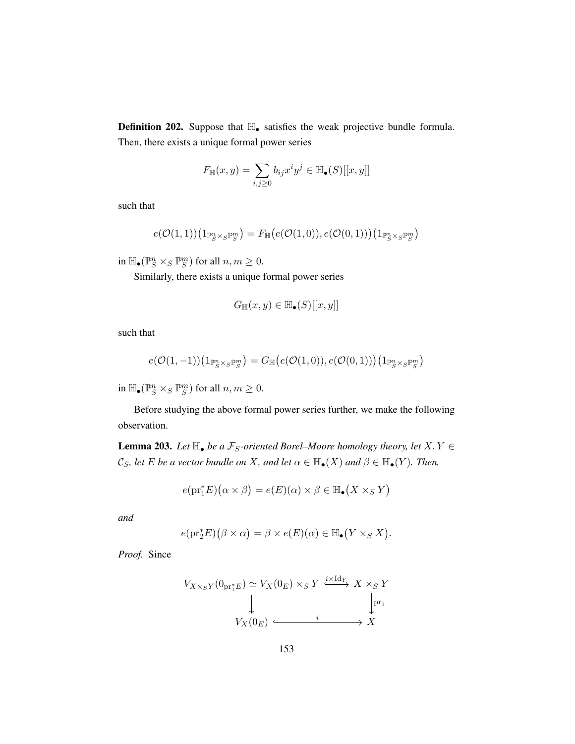**Definition 202.** Suppose that $\mathbb{H}_\bullet$ satisfies the weak projective bundle formula. Then, there exists a unique formal power series

$$F_{\mathbb{H}}(x,y) = \sum_{i,j \geq 0} b_{ij} x^i y^j \in \mathbb{H}_\bullet(S)[[x,y]]$$

such that

$$e(\mathcal{O}(1,1))\big(1_{\mathbb{P}^n_S \times_S \mathbb{P}^m_S}\big) = F_{\mathbb{H}}\big(e(\mathcal{O}(1,0)), e(\mathcal{O}(0,1))\big)\big(1_{\mathbb{P}^n_S \times_S \mathbb{P}^m_S}\big)$$

in $\mathbb{H}_\bullet(\mathbb{P}^n_S \times_S \mathbb{P}^m_S)$ for all $n, m \geq 0$.

Similarly, there exists a unique formal power series

$$G_{\mathbb{H}}(x,y) \in \mathbb{H}_\bullet(S)[[x,y]]$$

such that

$$e(\mathcal{O}(1,-1))\big(1_{\mathbb{P}^n_S \times_S \mathbb{P}^m_S}\big) = G_{\mathbb{H}}\big(e(\mathcal{O}(1,0)), e(\mathcal{O}(0,1))\big)\big(1_{\mathbb{P}^n_S \times_S \mathbb{P}^m_S}\big)$$

in $\mathbb{H}_\bullet(\mathbb{P}^n_S \times_S \mathbb{P}^m_S)$ for all $n, m \geq 0$.

Before studying the above formal power series further, we make the following observation.

**Lemma 203.** *Let $\mathbb{H}_\bullet$ be a $\mathcal{F}_S$-oriented Borel–Moore homology theory, let $X, Y \in \mathcal{C}_S$, let $E$ be a vector bundle on $X$, and let $\alpha \in \mathbb{H}_\bullet(X)$ and $\beta \in \mathbb{H}_\bullet(Y)$. Then,*

$$e(\mathrm{pr}_1^* E)\big(\alpha \times \beta\big) = e(E)(\alpha) \times \beta \in \mathbb{H}_\bullet\big(X \times_S Y\big)$$

*and*

$$e(\mathrm{pr}_2^* E)\big(\beta \times \alpha\big) = \beta \times e(E)(\alpha) \in \mathbb{H}_\bullet\big(Y \times_S X\big).$$

*Proof.* Since

$$\begin{array}{ccc}
V_{X \times_S Y}(0_{\mathrm{pr}_1^* E}) \simeq V_X(0_E) \times_S Y & \xrightarrow{i \times \mathrm{Id}_Y} & X \times_S Y \\
\big\downarrow & & \big\downarrow \mathrm{pr}_1 \\
V_X(0_E) & \xrightarrow{\quad i \quad} & X
\end{array}$$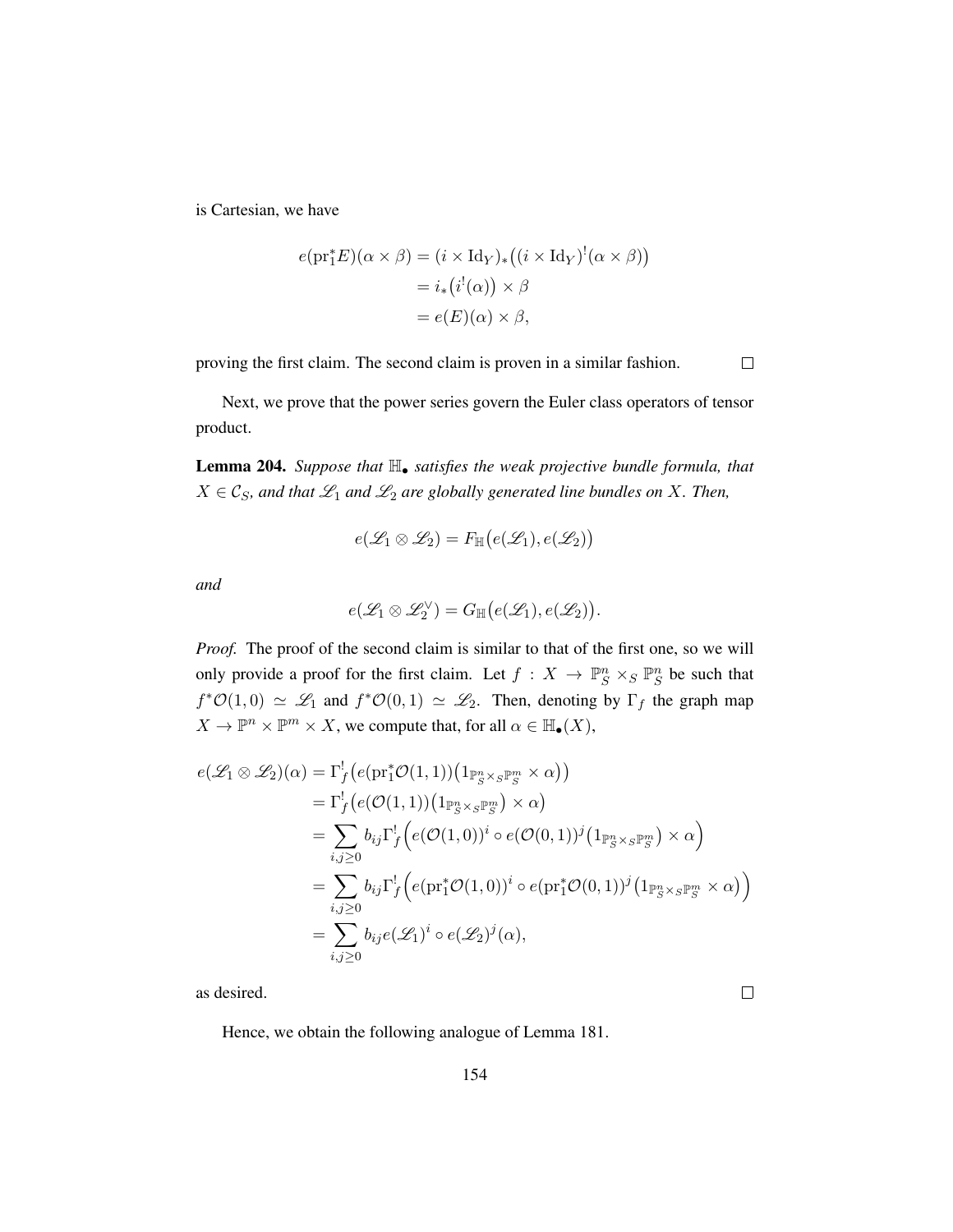is Cartesian, we have

$$
\begin{aligned}
e(\mathrm{pr}_1^* E)(\alpha \times \beta) &= (i \times \mathrm{Id}_Y)_* \big( (i \times \mathrm{Id}_Y)^! (\alpha \times \beta) \big) \\
&= i_* \big( i^! (\alpha) \big) \times \beta \\
&= e(E)(\alpha) \times \beta,
\end{aligned}
$$

proving the first claim. The second claim is proven in a similar fashion. □

Next, we prove that the power series govern the Euler class operators of tensor product.

**Lemma 204.** *Suppose that $\mathbb{H}_\bullet$ satisfies the weak projective bundle formula, that $X \in \mathcal{C}_S$, and that $\mathscr{L}_1$ and $\mathscr{L}_2$ are globally generated line bundles on $X$. Then,*

$$
e(\mathscr{L}_1 \otimes \mathscr{L}_2) = F_\mathbb{H}\big(e(\mathscr{L}_1), e(\mathscr{L}_2)\big)
$$

*and*

$$
e(\mathscr{L}_1 \otimes \mathscr{L}_2^\vee) = G_\mathbb{H}\big(e(\mathscr{L}_1), e(\mathscr{L}_2)\big).
$$

*Proof.* The proof of the second claim is similar to that of the first one, so we will only provide a proof for the first claim. Let $f : X \to \mathbb{P}^n_S \times_S \mathbb{P}^n_S$ be such that $f^* \mathcal{O}(1,0) \simeq \mathscr{L}_1$ and $f^* \mathcal{O}(0,1) \simeq \mathscr{L}_2$. Then, denoting by $\Gamma_f$ the graph map $X \to \mathbb{P}^n \times \mathbb{P}^m \times X$, we compute that, for all $\alpha \in \mathbb{H}_\bullet(X)$,

$$
\begin{aligned}
e(\mathscr{L}_1 \otimes \mathscr{L}_2)(\alpha) &= \Gamma_f^! \big( e(\mathrm{pr}_1^* \mathcal{O}(1,1)) \big( 1_{\mathbb{P}^n_S \times_S \mathbb{P}^m_S} \times \alpha \big) \big) \\
&= \Gamma_f^! \big( e(\mathcal{O}(1,1)) \big( 1_{\mathbb{P}^n_S \times_S \mathbb{P}^m_S} \big) \times \alpha \big) \\
&= \sum_{i,j \geq 0} b_{ij} \Gamma_f^! \Big( e(\mathcal{O}(1,0))^i \circ e(\mathcal{O}(0,1))^j \big( 1_{\mathbb{P}^n_S \times_S \mathbb{P}^m_S} \big) \times \alpha \Big) \\
&= \sum_{i,j \geq 0} b_{ij} \Gamma_f^! \Big( e(\mathrm{pr}_1^* \mathcal{O}(1,0))^i \circ e(\mathrm{pr}_1^* \mathcal{O}(0,1))^j \big( 1_{\mathbb{P}^n_S \times_S \mathbb{P}^m_S} \times \alpha \big) \Big) \\
&= \sum_{i,j \geq 0} b_{ij} e(\mathscr{L}_1)^i \circ e(\mathscr{L}_2)^j (\alpha),
\end{aligned}
$$

as desired. □

Hence, we obtain the following analogue of Lemma 181.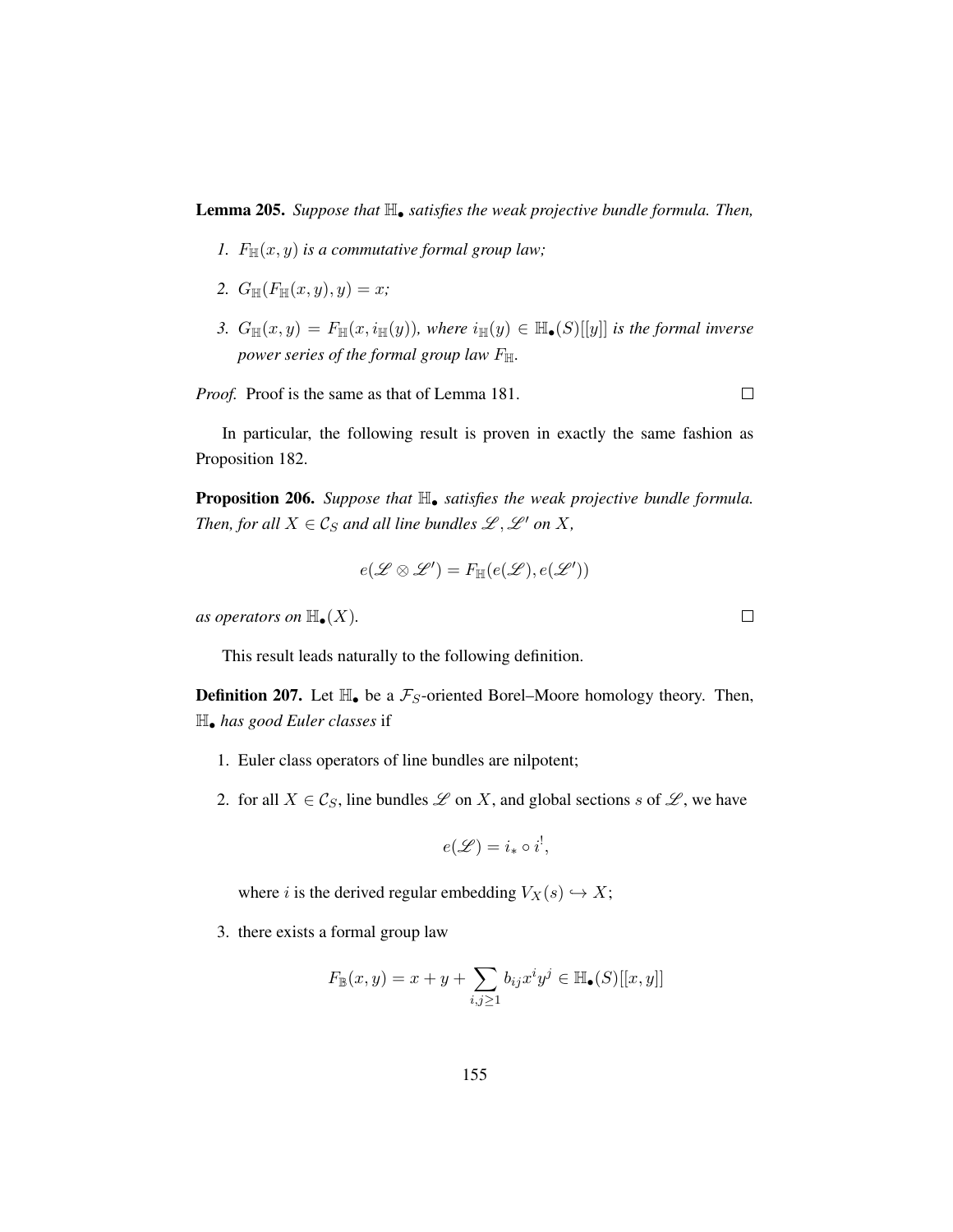**Lemma 205.** *Suppose that $\mathbb{H}_\bullet$ satisfies the weak projective bundle formula. Then,*

1. *$F_{\mathbb{H}}(x,y)$ is a commutative formal group law;*
2. *$G_{\mathbb{H}}(F_{\mathbb{H}}(x,y),y) = x$;*
3. *$G_{\mathbb{H}}(x,y) = F_{\mathbb{H}}(x, i_{\mathbb{H}}(y))$, where $i_{\mathbb{H}}(y) \in \mathbb{H}_\bullet(S)[[y]]$ is the formal inverse power series of the formal group law $F_{\mathbb{H}}$.*

*Proof.* Proof is the same as that of Lemma 181. □

In particular, the following result is proven in exactly the same fashion as Proposition 182.

**Proposition 206.** *Suppose that $\mathbb{H}_\bullet$ satisfies the weak projective bundle formula. Then, for all $X \in \mathcal{C}_S$ and all line bundles $\mathscr{L}, \mathscr{L}'$ on $X$,*

$$e(\mathscr{L} \otimes \mathscr{L}') = F_{\mathbb{H}}(e(\mathscr{L}), e(\mathscr{L}'))$$

*as operators on $\mathbb{H}_\bullet(X)$.* □

This result leads naturally to the following definition.

**Definition 207.** Let $\mathbb{H}_\bullet$ be a $\mathcal{F}_S$-oriented Borel–Moore homology theory. Then, $\mathbb{H}_\bullet$ *has good Euler classes* if

1. Euler class operators of line bundles are nilpotent;
2. for all $X \in \mathcal{C}_S$, line bundles $\mathscr{L}$ on $X$, and global sections $s$ of $\mathscr{L}$, we have

$$e(\mathscr{L}) = i_* \circ i^!,$$

   where $i$ is the derived regular embedding $V_X(s) \hookrightarrow X$;
3. there exists a formal group law

$$F_{\mathbb{B}}(x,y) = x + y + \sum_{i,j \geq 1} b_{ij} x^i y^j \in \mathbb{H}_\bullet(S)[[x,y]]$$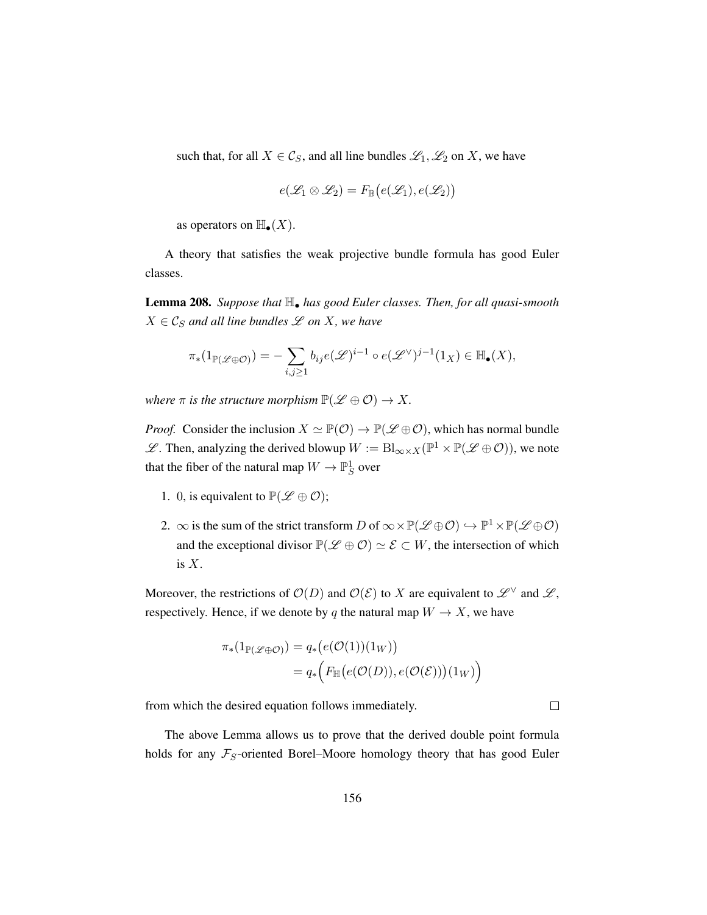such that, for all $X \in \mathcal{C}_S$, and all line bundles $\mathscr{L}_1, \mathscr{L}_2$ on $X$, we have

$$e(\mathscr{L}_1 \otimes \mathscr{L}_2) = F_{\mathbb{B}}\big(e(\mathscr{L}_1), e(\mathscr{L}_2)\big)$$

as operators on $\mathbb{H}_\bullet(X)$.

A theory that satisfies the weak projective bundle formula has good Euler classes.

**Lemma 208.** *Suppose that $\mathbb{H}_\bullet$ has good Euler classes. Then, for all quasi-smooth $X \in \mathcal{C}_S$ and all line bundles $\mathscr{L}$ on $X$, we have*

$$\pi_*(1_{\mathbb{P}(\mathscr{L}\oplus\mathcal{O})}) = -\sum_{i,j\geq 1} b_{ij} e(\mathscr{L})^{i-1} \circ e(\mathscr{L}^\vee)^{j-1}(1_X) \in \mathbb{H}_\bullet(X),$$

*where $\pi$ is the structure morphism $\mathbb{P}(\mathscr{L} \oplus \mathcal{O}) \to X$.*

*Proof.* Consider the inclusion $X \simeq \mathbb{P}(\mathcal{O}) \to \mathbb{P}(\mathscr{L} \oplus \mathcal{O})$, which has normal bundle $\mathscr{L}$. Then, analyzing the derived blowup $W := \mathrm{Bl}_{\infty\times X}(\mathbb{P}^1 \times \mathbb{P}(\mathscr{L} \oplus \mathcal{O}))$, we note that the fiber of the natural map $W \to \mathbb{P}^1_S$ over

1. 0, is equivalent to $\mathbb{P}(\mathscr{L} \oplus \mathcal{O})$;
2. $\infty$ is the sum of the strict transform $D$ of $\infty \times \mathbb{P}(\mathscr{L} \oplus \mathcal{O}) \hookrightarrow \mathbb{P}^1 \times \mathbb{P}(\mathscr{L} \oplus \mathcal{O})$ and the exceptional divisor $\mathbb{P}(\mathscr{L} \oplus \mathcal{O}) \simeq \mathcal{E} \subset W$, the intersection of which is $X$.

Moreover, the restrictions of $\mathcal{O}(D)$ and $\mathcal{O}(\mathcal{E})$ to $X$ are equivalent to $\mathscr{L}^\vee$ and $\mathscr{L}$, respectively. Hence, if we denote by $q$ the natural map $W \to X$, we have

$$\begin{aligned}
\pi_*(1_{\mathbb{P}(\mathscr{L}\oplus\mathcal{O})}) &= q_*\big(e(\mathcal{O}(1))(1_W)\big) \\
&= q_*\Big(F_{\mathbb{H}}\big(e(\mathcal{O}(D)), e(\mathcal{O}(\mathcal{E}))\big)(1_W)\Big)
\end{aligned}$$

from which the desired equation follows immediately. $\square$

The above Lemma allows us to prove that the derived double point formula holds for any $\mathcal{F}_S$-oriented Borel–Moore homology theory that has good Euler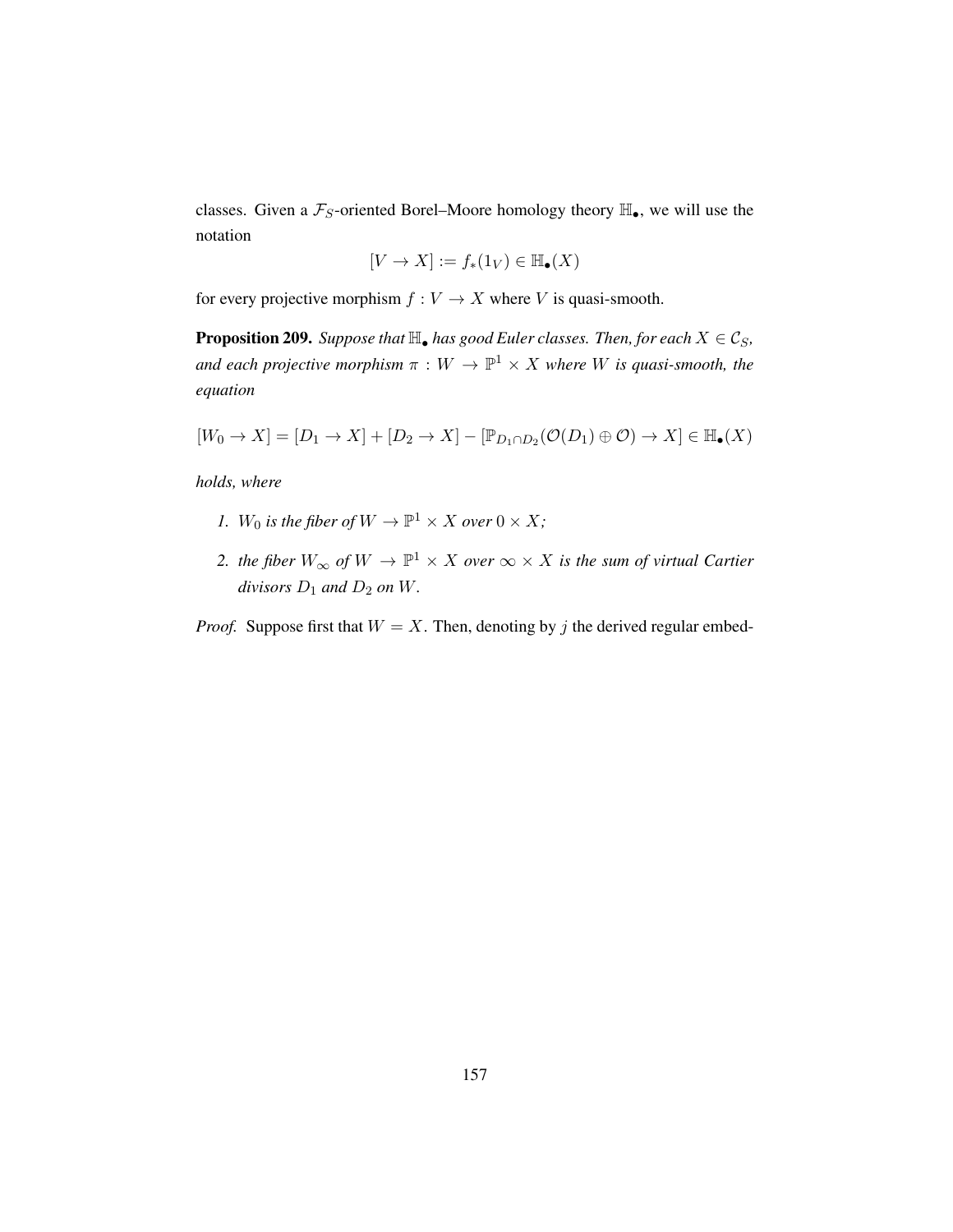classes. Given a $\mathcal{F}_S$-oriented Borel–Moore homology theory $\mathbb{H}_\bullet$, we will use the notation

$$[V \to X] := f_*(1_V) \in \mathbb{H}_\bullet(X)$$

for every projective morphism $f : V \to X$ where $V$ is quasi-smooth.

**Proposition 209.** *Suppose that $\mathbb{H}_\bullet$ has good Euler classes. Then, for each $X \in \mathcal{C}_S$, and each projective morphism $\pi : W \to \mathbb{P}^1 \times X$ where $W$ is quasi-smooth, the equation*

$$[W_0 \to X] = [D_1 \to X] + [D_2 \to X] - [\mathbb{P}_{D_1 \cap D_2}(\mathcal{O}(D_1) \oplus \mathcal{O}) \to X] \in \mathbb{H}_\bullet(X)$$

*holds, where*

1. *$W_0$ is the fiber of $W \to \mathbb{P}^1 \times X$ over $0 \times X$;*
2. *the fiber $W_\infty$ of $W \to \mathbb{P}^1 \times X$ over $\infty \times X$ is the sum of virtual Cartier divisors $D_1$ and $D_2$ on $W$.*

*Proof.* Suppose first that $W = X$. Then, denoting by $j$ the derived regular embed-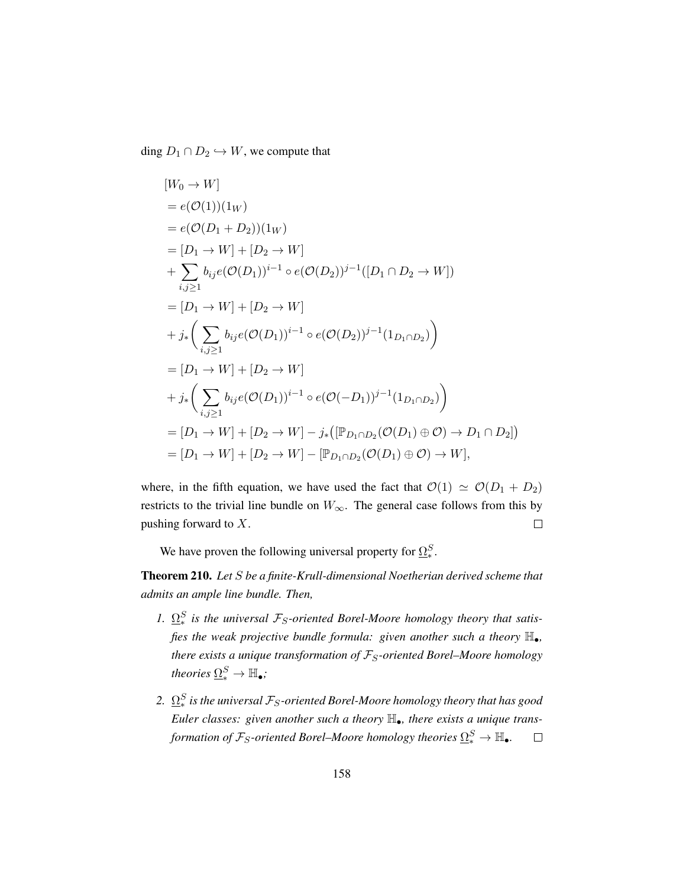ding $D_1 \cap D_2 \hookrightarrow W$, we compute that

$$
\begin{aligned}
&[W_0 \to W] \\
&= e(\mathcal{O}(1))(1_W) \\
&= e(\mathcal{O}(D_1 + D_2))(1_W) \\
&= [D_1 \to W] + [D_2 \to W] \\
&+ \sum_{i,j \geq 1} b_{ij} e(\mathcal{O}(D_1))^{i-1} \circ e(\mathcal{O}(D_2))^{j-1}([D_1 \cap D_2 \to W]) \\
&= [D_1 \to W] + [D_2 \to W] \\
&+ j_* \bigg( \sum_{i,j \geq 1} b_{ij} e(\mathcal{O}(D_1))^{i-1} \circ e(\mathcal{O}(D_2))^{j-1}(1_{D_1 \cap D_2}) \bigg) \\
&= [D_1 \to W] + [D_2 \to W] \\
&+ j_* \bigg( \sum_{i,j \geq 1} b_{ij} e(\mathcal{O}(D_1))^{i-1} \circ e(\mathcal{O}(-D_1))^{j-1}(1_{D_1 \cap D_2}) \bigg) \\
&= [D_1 \to W] + [D_2 \to W] - j_* \big( [\mathbb{P}_{D_1 \cap D_2}(\mathcal{O}(D_1) \oplus \mathcal{O}) \to D_1 \cap D_2] \big) \\
&= [D_1 \to W] + [D_2 \to W] - [\mathbb{P}_{D_1 \cap D_2}(\mathcal{O}(D_1) \oplus \mathcal{O}) \to W],
\end{aligned}
$$

where, in the fifth equation, we have used the fact that $\mathcal{O}(1) \simeq \mathcal{O}(D_1 + D_2)$ restricts to the trivial line bundle on $W_\infty$. The general case follows from this by pushing forward to $X$. □

We have proven the following universal property for $\underline{\Omega}^S_*$.

**Theorem 210.** *Let $S$ be a finite-Krull-dimensional Noetherian derived scheme that admits an ample line bundle. Then,*

1. *$\underline{\Omega}^S_*$ is the universal $\mathcal{F}_S$-oriented Borel-Moore homology theory that satisfies the weak projective bundle formula: given another such a theory $\mathbb{H}_\bullet$, there exists a unique transformation of $\mathcal{F}_S$-oriented Borel–Moore homology theories $\underline{\Omega}^S_* \to \mathbb{H}_\bullet$;*

2. *$\underline{\Omega}^S_*$ is the universal $\mathcal{F}_S$-oriented Borel-Moore homology theory that has good Euler classes: given another such a theory $\mathbb{H}_\bullet$, there exists a unique transformation of $\mathcal{F}_S$-oriented Borel–Moore homology theories $\underline{\Omega}^S_* \to \mathbb{H}_\bullet$.* □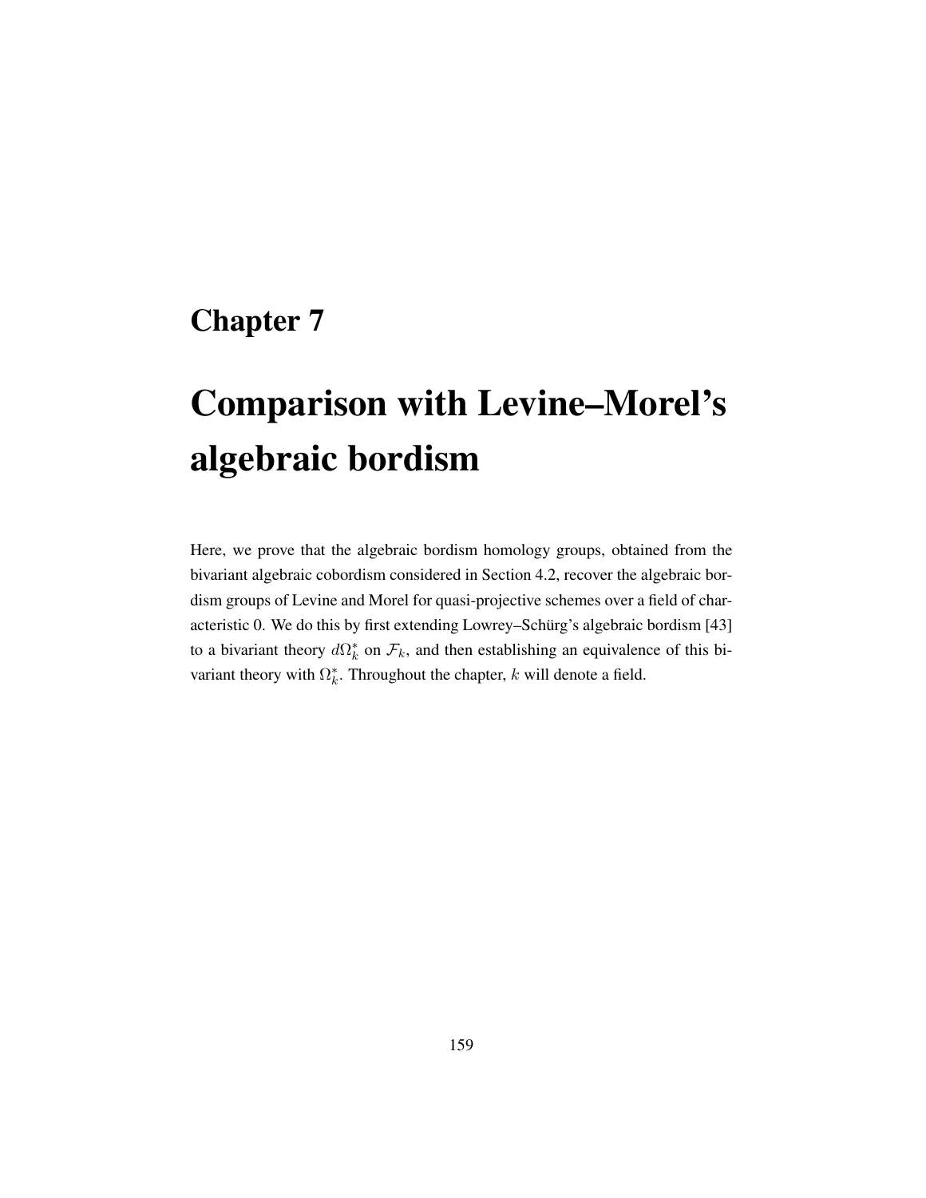# Chapter 7

# Comparison with Levine–Morel's algebraic bordism

Here, we prove that the algebraic bordism homology groups, obtained from the bivariant algebraic cobordism considered in Section 4.2, recover the algebraic bordism groups of Levine and Morel for quasi-projective schemes over a field of characteristic 0. We do this by first extending Lowrey–Schürg's algebraic bordism [43] to a bivariant theory $d\Omega_k^*$ on $\mathcal{F}_k$, and then establishing an equivalence of this bivariant theory with $\Omega_k^*$. Throughout the chapter, $k$ will denote a field.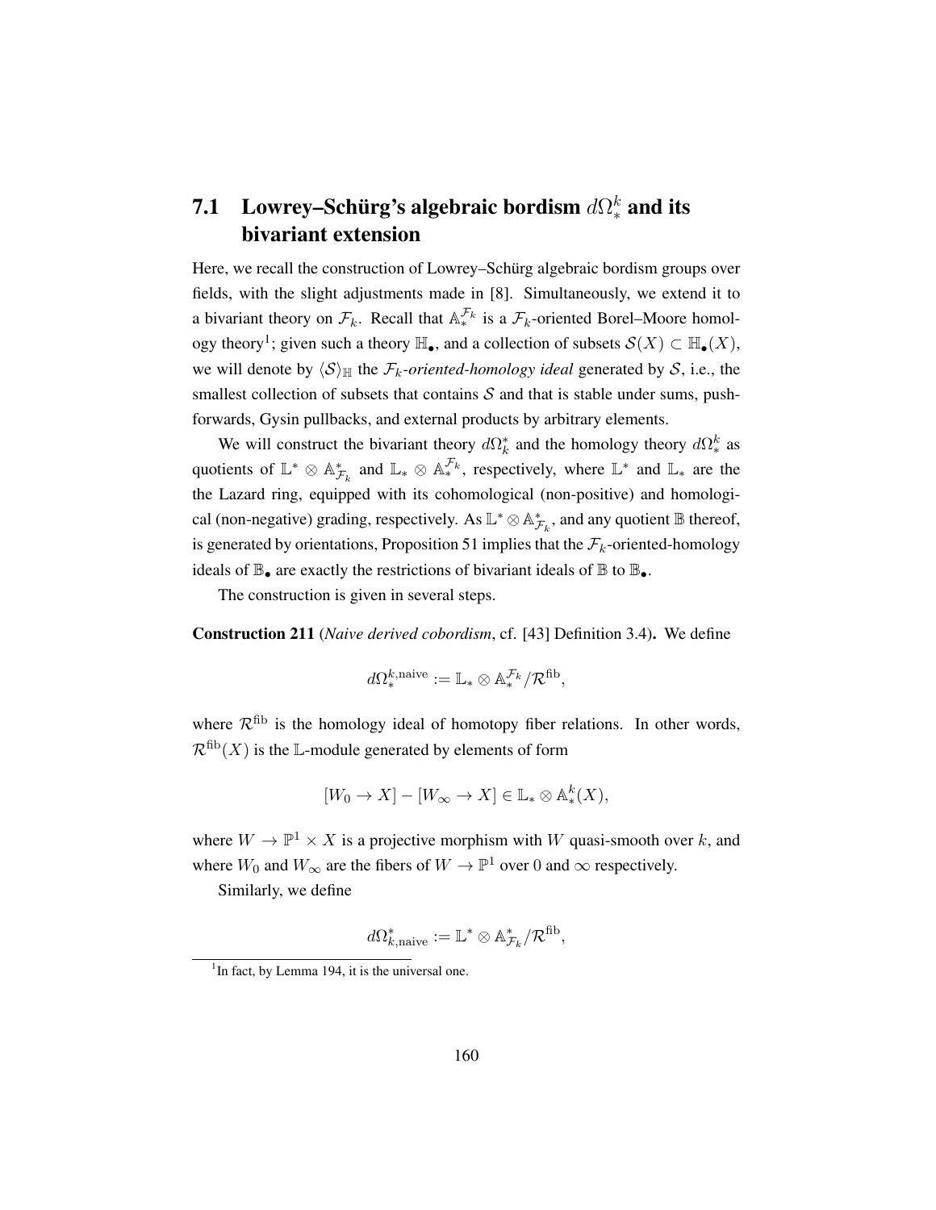## 7.1 Lowrey–Schürg's algebraic bordism $d\Omega^k_*$ and its bivariant extension

Here, we recall the construction of Lowrey–Schürg algebraic bordism groups over fields, with the slight adjustments made in [8]. Simultaneously, we extend it to a bivariant theory on $\mathcal{F}_k$. Recall that $\mathbb{A}^{\mathcal{F}_k}_*$ is a $\mathcal{F}_k$-oriented Borel–Moore homology theory[1]; given such a theory $\mathbb{H}_\bullet$, and a collection of subsets $\mathcal{S}(X) \subset \mathbb{H}_\bullet(X)$, we will denote by $\langle \mathcal{S} \rangle_{\mathbb{H}}$ the *$\mathcal{F}_k$-oriented-homology ideal* generated by $\mathcal{S}$, i.e., the smallest collection of subsets that contains $\mathcal{S}$ and that is stable under sums, pushforwards, Gysin pullbacks, and external products by arbitrary elements.

We will construct the bivariant theory $d\Omega^*_k$ and the homology theory $d\Omega^k_*$ as quotients of $\mathbb{L}^* \otimes \mathbb{A}^*_{\mathcal{F}_k}$ and $\mathbb{L}_* \otimes \mathbb{A}^{\mathcal{F}_k}_*$, respectively, where $\mathbb{L}^*$ and $\mathbb{L}_*$ are the the Lazard ring, equipped with its cohomological (non-positive) and homological (non-negative) grading, respectively. As $\mathbb{L}^* \otimes \mathbb{A}^*_{\mathcal{F}_k}$, and any quotient $\mathbb{B}$ thereof, is generated by orientations, Proposition 51 implies that the $\mathcal{F}_k$-oriented-homology ideals of $\mathbb{B}_\bullet$ are exactly the restrictions of bivariant ideals of $\mathbb{B}$ to $\mathbb{B}_\bullet$.

The construction is given in several steps.

**Construction 211** (*Naive derived cobordism*, cf. [43] Definition 3.4)**.** We define

$$d\Omega^{k,\mathrm{naive}}_* := \mathbb{L}_* \otimes \mathbb{A}^{\mathcal{F}_k}_* / \mathcal{R}^{\mathrm{fib}},$$

where $\mathcal{R}^{\mathrm{fib}}$ is the homology ideal of homotopy fiber relations. In other words, $\mathcal{R}^{\mathrm{fib}}(X)$ is the $\mathbb{L}$-module generated by elements of form

$$[W_0 \to X] - [W_\infty \to X] \in \mathbb{L}_* \otimes \mathbb{A}^k_*(X),$$

where $W \to \mathbb{P}^1 \times X$ is a projective morphism with $W$ quasi-smooth over $k$, and where $W_0$ and $W_\infty$ are the fibers of $W \to \mathbb{P}^1$ over 0 and $\infty$ respectively.

Similarly, we define

$$d\Omega^*_{k,\mathrm{naive}} := \mathbb{L}^* \otimes \mathbb{A}^*_{\mathcal{F}_k} / \mathcal{R}^{\mathrm{fib}},$$

[1] In fact, by Lemma 194, it is the universal one.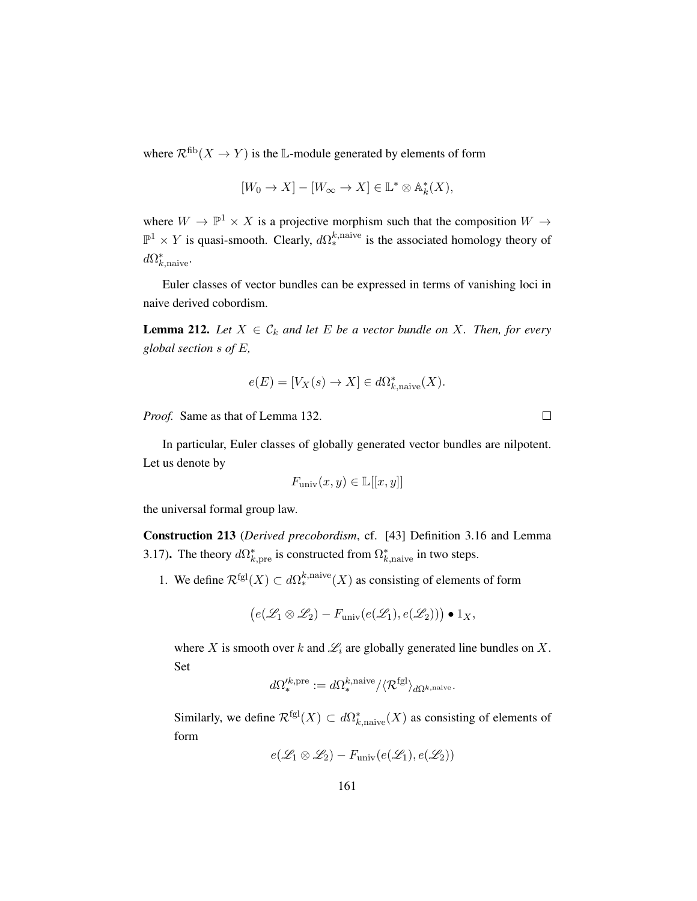where $\mathcal{R}^{\mathrm{fib}}(X \to Y)$ is the $\mathbb{L}$-module generated by elements of form

$$[W_0 \to X] - [W_\infty \to X] \in \mathbb{L}^* \otimes \mathbb{A}_k^*(X),$$

where $W \to \mathbb{P}^1 \times X$ is a projective morphism such that the composition $W \to \mathbb{P}^1 \times Y$ is quasi-smooth. Clearly, $d\Omega_*^{k,\mathrm{naive}}$ is the associated homology theory of $d\Omega^*_{k,\mathrm{naive}}$.

Euler classes of vector bundles can be expressed in terms of vanishing loci in naive derived cobordism.

**Lemma 212.** *Let $X \in \mathcal{C}_k$ and let $E$ be a vector bundle on $X$. Then, for every global section $s$ of $E$,*

$$e(E) = [V_X(s) \to X] \in d\Omega^*_{k,\mathrm{naive}}(X).$$

*Proof.* Same as that of Lemma 132. $\square$

In particular, Euler classes of globally generated vector bundles are nilpotent. Let us denote by

$$F_{\mathrm{univ}}(x, y) \in \mathbb{L}[[x, y]]$$

the universal formal group law.

**Construction 213** (*Derived precobordism*, cf. [43] Definition 3.16 and Lemma 3.17)**.** The theory $d\Omega^*_{k,\mathrm{pre}}$ is constructed from $\Omega^*_{k,\mathrm{naive}}$ in two steps.

1. We define $\mathcal{R}^{\mathrm{fgl}}(X) \subset d\Omega_*^{k,\mathrm{naive}}(X)$ as consisting of elements of form

   $$\big(e(\mathscr{L}_1 \otimes \mathscr{L}_2) - F_{\mathrm{univ}}(e(\mathscr{L}_1), e(\mathscr{L}_2))\big) \bullet 1_X,$$

   where $X$ is smooth over $k$ and $\mathscr{L}_i$ are globally generated line bundles on $X$. Set

   $$d\Omega'^{k,\mathrm{pre}}_* := d\Omega_*^{k,\mathrm{naive}} / \langle \mathcal{R}^{\mathrm{fgl}} \rangle_{d\Omega^{k,\mathrm{naive}}}.$$

   Similarly, we define $\mathcal{R}^{\mathrm{fgl}}(X) \subset d\Omega^*_{k,\mathrm{naive}}(X)$ as consisting of elements of form

   $$e(\mathscr{L}_1 \otimes \mathscr{L}_2) - F_{\mathrm{univ}}(e(\mathscr{L}_1), e(\mathscr{L}_2))$$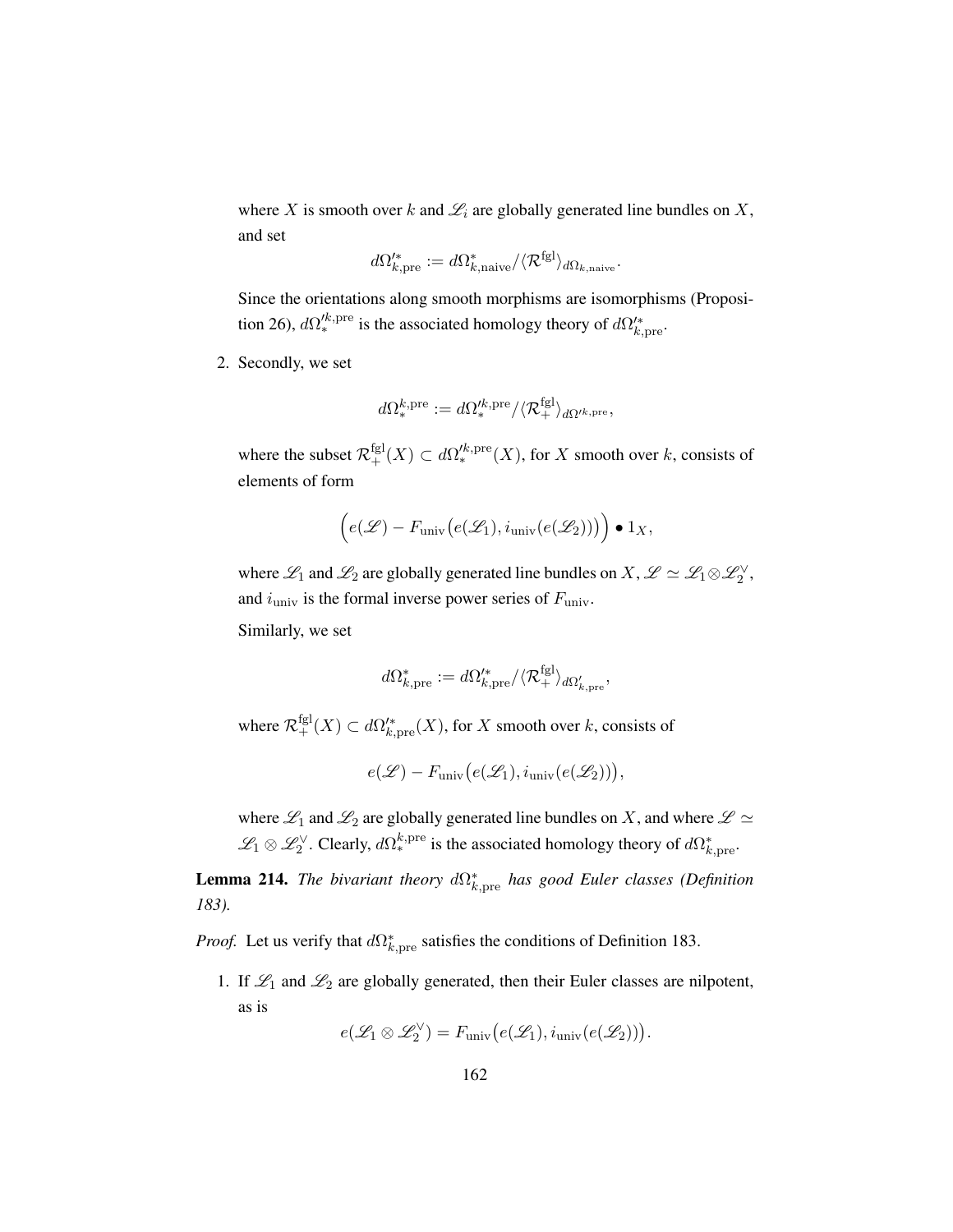where $X$ is smooth over $k$ and $\mathscr{L}_i$ are globally generated line bundles on $X$, and set

$$d\Omega'^*_{k,\mathrm{pre}} := d\Omega^*_{k,\mathrm{naive}} / \langle \mathcal{R}^{\mathrm{fgl}} \rangle_{d\Omega_{k,\mathrm{naive}}}.$$

Since the orientations along smooth morphisms are isomorphisms (Proposition 26), $d\Omega'^{k,\mathrm{pre}}_*$ is the associated homology theory of $d\Omega'^*_{k,\mathrm{pre}}$.

2. Secondly, we set

$$d\Omega^{k,\mathrm{pre}}_* := d\Omega'^{k,\mathrm{pre}}_* / \langle \mathcal{R}^{\mathrm{fgl}}_+ \rangle_{d\Omega'^{k,\mathrm{pre}}},$$

where the subset $\mathcal{R}^{\mathrm{fgl}}_+(X) \subset d\Omega'^{k,\mathrm{pre}}_*(X)$, for $X$ smooth over $k$, consists of elements of form

$$\Big( e(\mathscr{L}) - F_{\mathrm{univ}}\big(e(\mathscr{L}_1), i_{\mathrm{univ}}(e(\mathscr{L}_2))\big) \Big) \bullet 1_X,$$

where $\mathscr{L}_1$ and $\mathscr{L}_2$ are globally generated line bundles on $X$, $\mathscr{L} \simeq \mathscr{L}_1 \otimes \mathscr{L}_2^\vee$, and $i_{\mathrm{univ}}$ is the formal inverse power series of $F_{\mathrm{univ}}$.

Similarly, we set

$$d\Omega^*_{k,\mathrm{pre}} := d\Omega'^*_{k,\mathrm{pre}} / \langle \mathcal{R}^{\mathrm{fgl}}_+ \rangle_{d\Omega'_{k,\mathrm{pre}}},$$

where $\mathcal{R}^{\mathrm{fgl}}_+(X) \subset d\Omega'^*_{k,\mathrm{pre}}(X)$, for $X$ smooth over $k$, consists of

$$e(\mathscr{L}) - F_{\mathrm{univ}}\big(e(\mathscr{L}_1), i_{\mathrm{univ}}(e(\mathscr{L}_2))\big),$$

where $\mathscr{L}_1$ and $\mathscr{L}_2$ are globally generated line bundles on $X$, and where $\mathscr{L} \simeq \mathscr{L}_1 \otimes \mathscr{L}_2^\vee$. Clearly, $d\Omega^{k,\mathrm{pre}}_*$ is the associated homology theory of $d\Omega^*_{k,\mathrm{pre}}$.

**Lemma 214.** *The bivariant theory $d\Omega^*_{k,\mathrm{pre}}$ has good Euler classes (Definition 183).*

*Proof.* Let us verify that $d\Omega^*_{k,\mathrm{pre}}$ satisfies the conditions of Definition 183.

1. If $\mathscr{L}_1$ and $\mathscr{L}_2$ are globally generated, then their Euler classes are nilpotent, as is

$$e(\mathscr{L}_1 \otimes \mathscr{L}_2^\vee) = F_{\mathrm{univ}}\big(e(\mathscr{L}_1), i_{\mathrm{univ}}(e(\mathscr{L}_2))\big).$$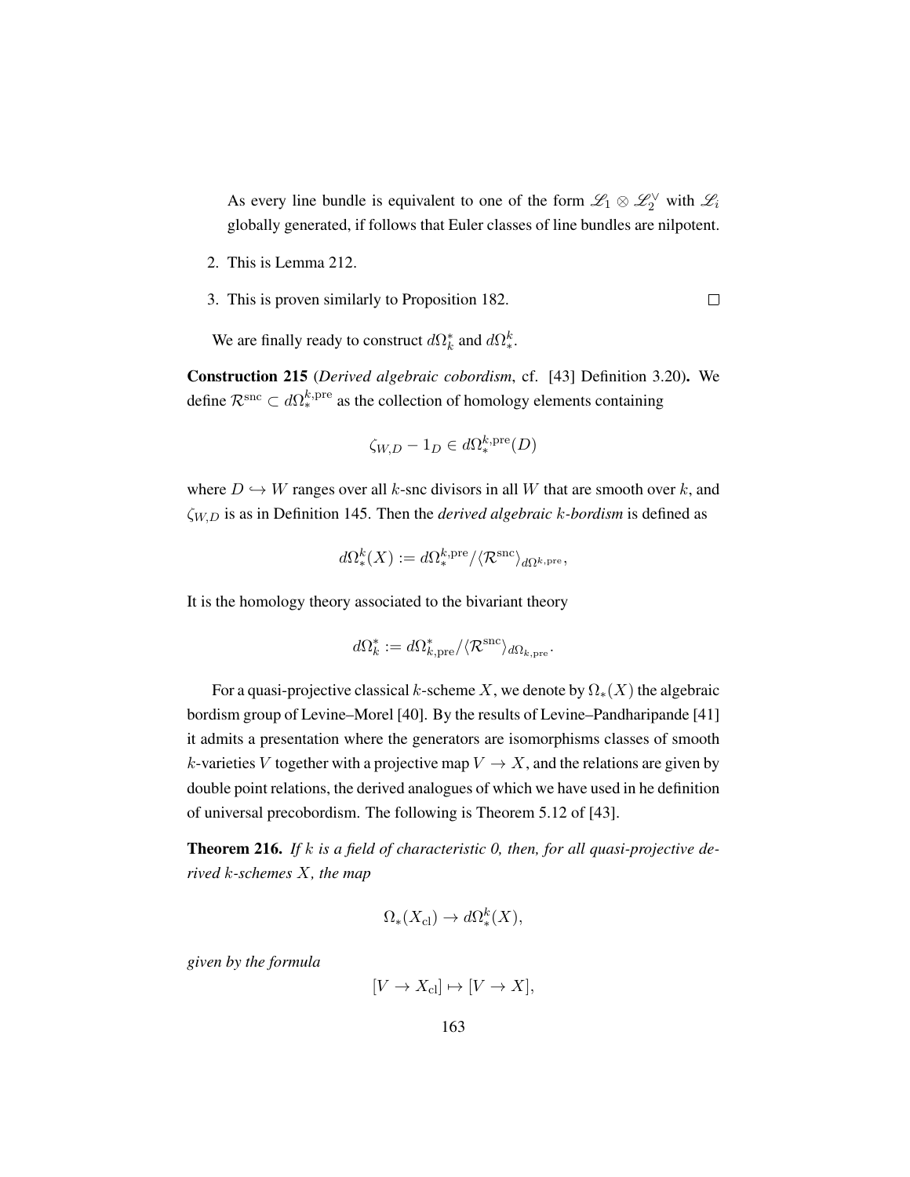As every line bundle is equivalent to one of the form $\mathscr{L}_1 \otimes \mathscr{L}_2^\vee$ with $\mathscr{L}_i$ globally generated, if follows that Euler classes of line bundles are nilpotent.

2. This is Lemma 212.

3. This is proven similarly to Proposition 182. □

We are finally ready to construct $d\Omega_k^*$ and $d\Omega_*^k$.

**Construction 215** (*Derived algebraic cobordism*, cf. [43] Definition 3.20)**.** We define $\mathcal{R}^{\mathrm{snc}} \subset d\Omega_*^{k,\mathrm{pre}}$ as the collection of homology elements containing

$$\zeta_{W,D} - 1_D \in d\Omega_*^{k,\mathrm{pre}}(D)$$

where $D \hookrightarrow W$ ranges over all $k$-snc divisors in all $W$ that are smooth over $k$, and $\zeta_{W,D}$ is as in Definition 145. Then the *derived algebraic $k$-bordism* is defined as

$$d\Omega_*^k(X) := d\Omega_*^{k,\mathrm{pre}} / \langle \mathcal{R}^{\mathrm{snc}} \rangle_{d\Omega^{k,\mathrm{pre}}},$$

It is the homology theory associated to the bivariant theory

$$d\Omega_k^* := d\Omega_{k,\mathrm{pre}}^* / \langle \mathcal{R}^{\mathrm{snc}} \rangle_{d\Omega_{k,\mathrm{pre}}}.$$

For a quasi-projective classical $k$-scheme $X$, we denote by $\Omega_*(X)$ the algebraic bordism group of Levine–Morel [40]. By the results of Levine–Pandharipande [41] it admits a presentation where the generators are isomorphisms classes of smooth $k$-varieties $V$ together with a projective map $V \to X$, and the relations are given by double point relations, the derived analogues of which we have used in he definition of universal precobordism. The following is Theorem 5.12 of [43].

**Theorem 216.** *If $k$ is a field of characteristic 0, then, for all quasi-projective derived $k$-schemes $X$, the map*

$$\Omega_*(X_{\mathrm{cl}}) \to d\Omega_*^k(X),$$

*given by the formula*

$$[V \to X_{\mathrm{cl}}] \mapsto [V \to X],$$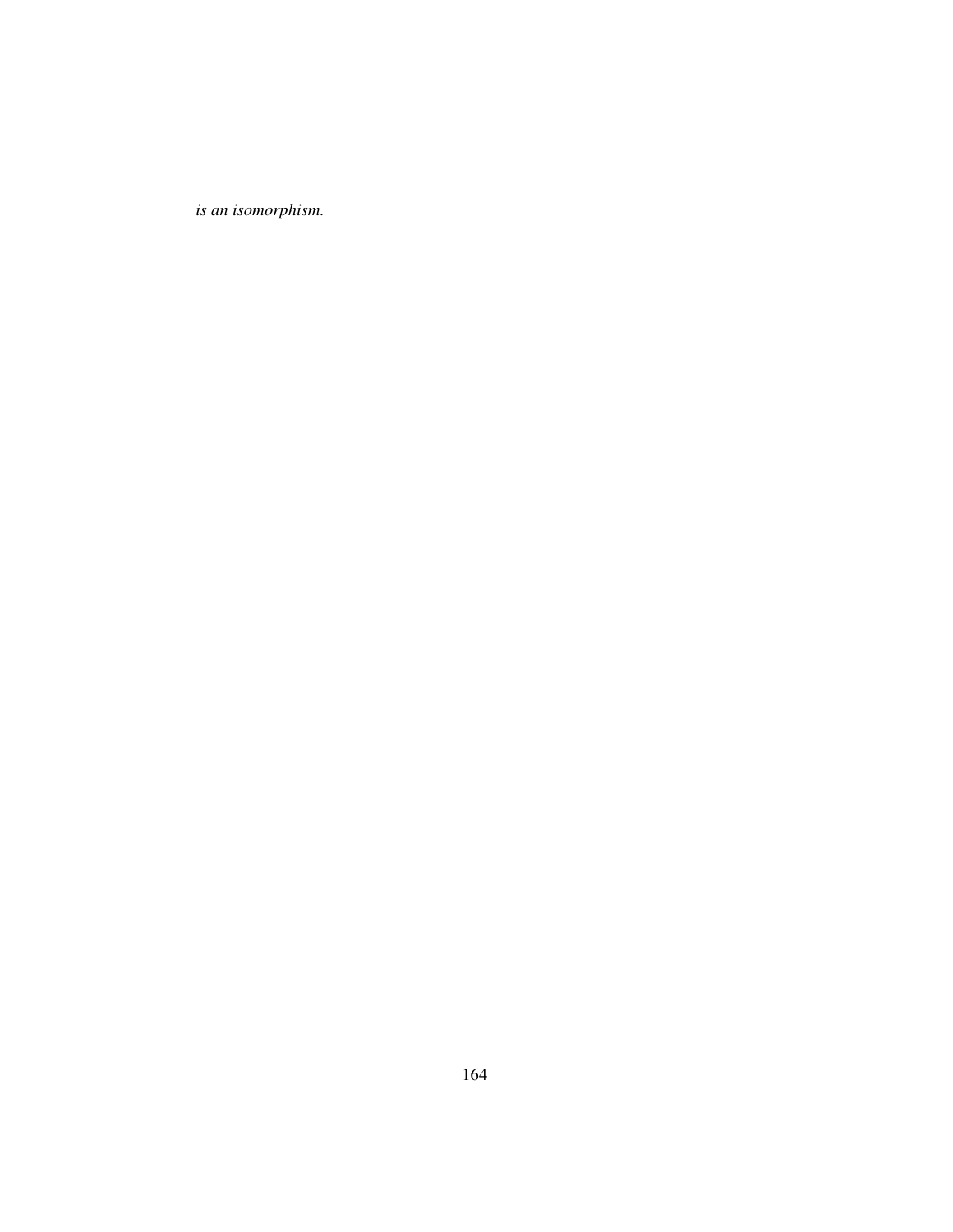*is an isomorphism.*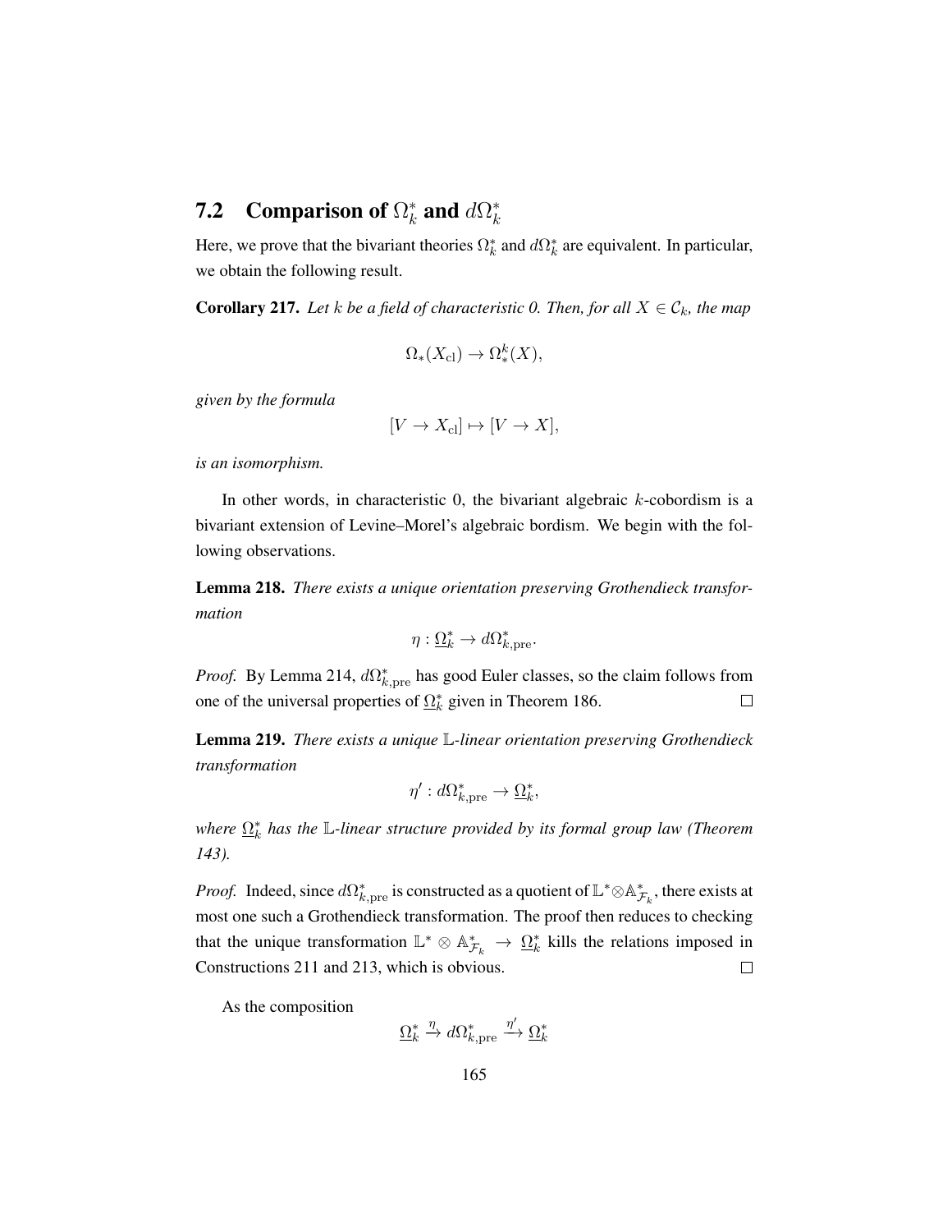## 7.2 Comparison of $\Omega^*_k$ and $d\Omega^*_k$

Here, we prove that the bivariant theories $\Omega^*_k$ and $d\Omega^*_k$ are equivalent. In particular, we obtain the following result.

**Corollary 217.** *Let $k$ be a field of characteristic 0. Then, for all $X \in \mathcal{C}_k$, the map*

$$\Omega_*(X_{\mathrm{cl}}) \to \Omega^k_*(X),$$

*given by the formula*

$$[V \to X_{\mathrm{cl}}] \mapsto [V \to X],$$

*is an isomorphism.*

In other words, in characteristic 0, the bivariant algebraic $k$-cobordism is a bivariant extension of Levine–Morel's algebraic bordism. We begin with the following observations.

**Lemma 218.** *There exists a unique orientation preserving Grothendieck transformation*

$$\eta : \underline{\Omega}^*_k \to d\Omega^*_{k,\mathrm{pre}}.$$

*Proof.* By Lemma 214, $d\Omega^*_{k,\mathrm{pre}}$ has good Euler classes, so the claim follows from one of the universal properties of $\underline{\Omega}^*_k$ given in Theorem 186. $\square$

**Lemma 219.** *There exists a unique $\mathbb{L}$-linear orientation preserving Grothendieck transformation*

$$\eta' : d\Omega^*_{k,\mathrm{pre}} \to \underline{\Omega}^*_k,$$

*where $\underline{\Omega}^*_k$ has the $\mathbb{L}$-linear structure provided by its formal group law (Theorem 143).*

*Proof.* Indeed, since $d\Omega^*_{k,\mathrm{pre}}$ is constructed as a quotient of $\mathbb{L}^* \otimes \mathbb{A}^*_{\mathcal{F}_k}$, there exists at most one such a Grothendieck transformation. The proof then reduces to checking that the unique transformation $\mathbb{L}^* \otimes \mathbb{A}^*_{\mathcal{F}_k} \to \underline{\Omega}^*_k$ kills the relations imposed in Constructions 211 and 213, which is obvious. $\square$

As the composition

$$\underline{\Omega}^*_k \xrightarrow{\eta} d\Omega^*_{k,\mathrm{pre}} \xrightarrow{\eta'} \underline{\Omega}^*_k$$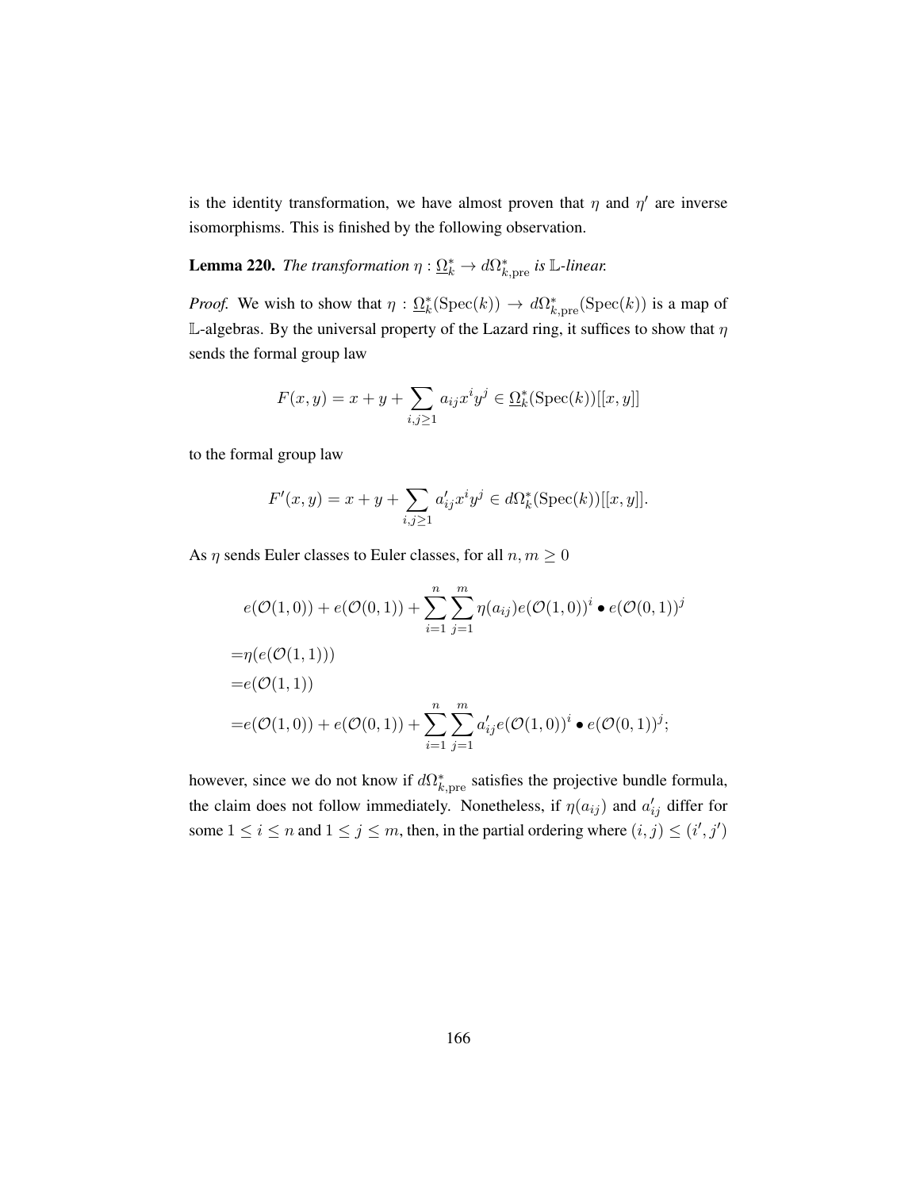is the identity transformation, we have almost proven that $\eta$ and $\eta'$ are inverse isomorphisms. This is finished by the following observation.

**Lemma 220.** *The transformation* $\eta : \underline{\Omega}_k^* \to d\Omega_{k,\mathrm{pre}}^*$ *is* $\mathbb{L}$*-linear.*

*Proof.* We wish to show that $\eta : \underline{\Omega}_k^*(\mathrm{Spec}(k)) \to d\Omega_{k,\mathrm{pre}}^*(\mathrm{Spec}(k))$ is a map of $\mathbb{L}$-algebras. By the universal property of the Lazard ring, it suffices to show that $\eta$ sends the formal group law

$$F(x,y) = x + y + \sum_{i,j \geq 1} a_{ij} x^i y^j \in \underline{\Omega}_k^*(\mathrm{Spec}(k))[[x,y]]$$

to the formal group law

$$F'(x,y) = x + y + \sum_{i,j \geq 1} a'_{ij} x^i y^j \in d\Omega_k^*(\mathrm{Spec}(k))[[x,y]].$$

As $\eta$ sends Euler classes to Euler classes, for all $n, m \geq 0$

$$\begin{aligned}
& e(\mathcal{O}(1,0)) + e(\mathcal{O}(0,1)) + \sum_{i=1}^{n} \sum_{j=1}^{m} \eta(a_{ij}) e(\mathcal{O}(1,0))^i \bullet e(\mathcal{O}(0,1))^j \\
=& \eta(e(\mathcal{O}(1,1))) \\
=& e(\mathcal{O}(1,1)) \\
=& e(\mathcal{O}(1,0)) + e(\mathcal{O}(0,1)) + \sum_{i=1}^{n} \sum_{j=1}^{m} a'_{ij} e(\mathcal{O}(1,0))^i \bullet e(\mathcal{O}(0,1))^j;
\end{aligned}$$

however, since we do not know if $d\Omega_{k,\mathrm{pre}}^*$ satisfies the projective bundle formula, the claim does not follow immediately. Nonetheless, if $\eta(a_{ij})$ and $a'_{ij}$ differ for some $1 \leq i \leq n$ and $1 \leq j \leq m$, then, in the partial ordering where $(i,j) \leq (i',j')$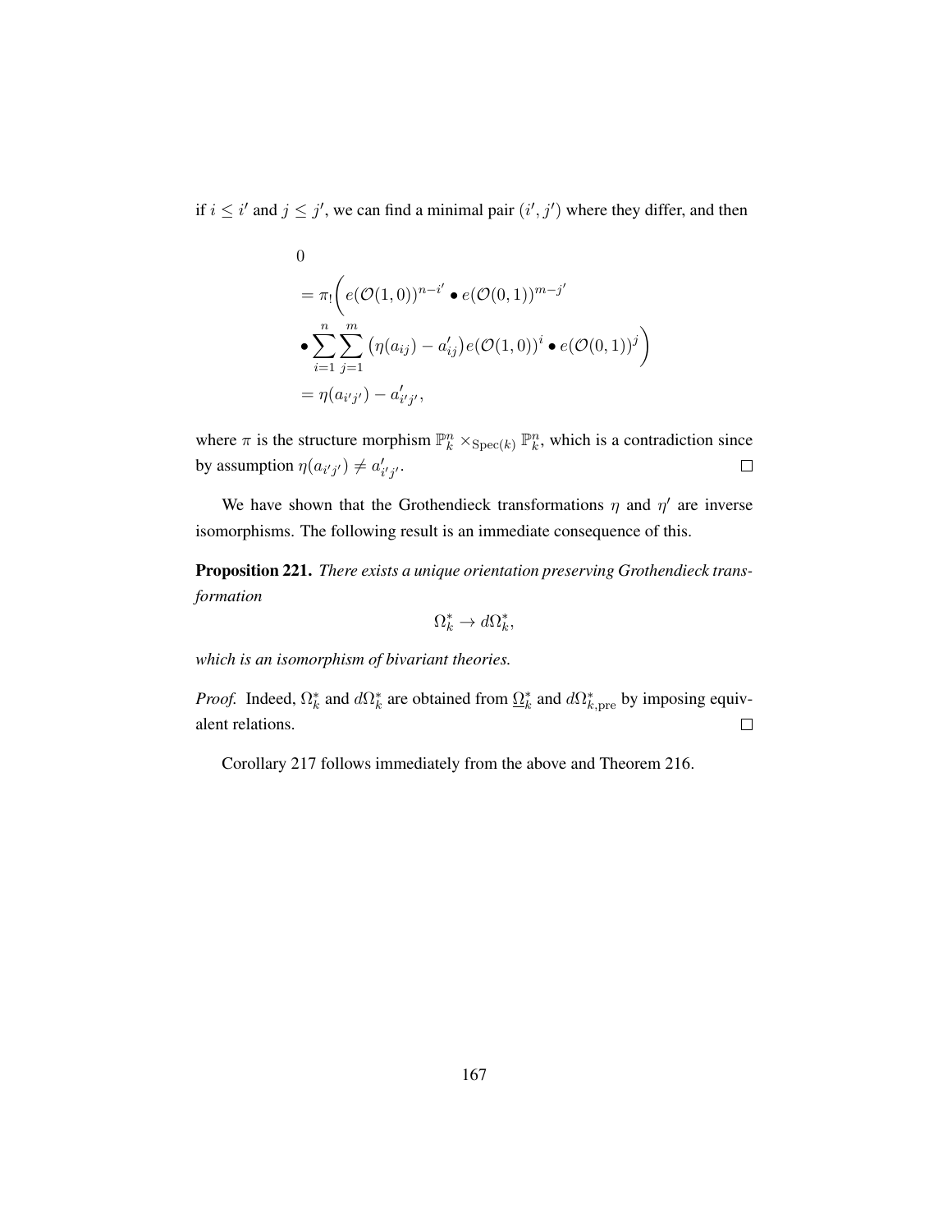if $i \leq i'$ and $j \leq j'$, we can find a minimal pair $(i', j')$ where they differ, and then

$$
\begin{aligned}
&0 \\
&= \pi_!\bigg( e(\mathcal{O}(1,0))^{n-i'} \bullet e(\mathcal{O}(0,1))^{m-j'} \\
&\bullet \sum_{i=1}^{n} \sum_{j=1}^{m} \big(\eta(a_{ij}) - a'_{ij}\big) e(\mathcal{O}(1,0))^{i} \bullet e(\mathcal{O}(0,1))^{j} \bigg) \\
&= \eta(a_{i'j'}) - a'_{i'j'},
\end{aligned}
$$

where $\pi$ is the structure morphism $\mathbb{P}^n_k \times_{\mathrm{Spec}(k)} \mathbb{P}^n_k$, which is a contradiction since by assumption $\eta(a_{i'j'}) \neq a'_{i'j'}$. $\square$

We have shown that the Grothendieck transformations $\eta$ and $\eta'$ are inverse isomorphisms. The following result is an immediate consequence of this.

**Proposition 221.** *There exists a unique orientation preserving Grothendieck transformation*

$$\Omega^*_k \to d\Omega^*_k,$$

*which is an isomorphism of bivariant theories.*

*Proof.* Indeed, $\Omega^*_k$ and $d\Omega^*_k$ are obtained from $\underline{\Omega}^*_k$ and $d\Omega^*_{k,\mathrm{pre}}$ by imposing equivalent relations. $\square$

Corollary 217 follows immediately from the above and Theorem 216.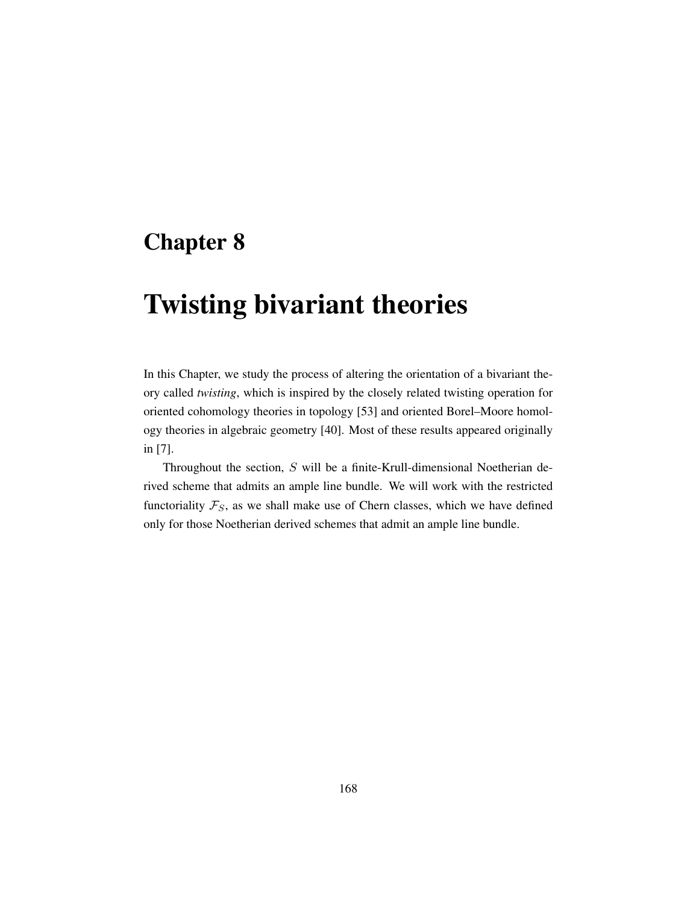# Chapter 8

# Twisting bivariant theories

In this Chapter, we study the process of altering the orientation of a bivariant theory called *twisting*, which is inspired by the closely related twisting operation for oriented cohomology theories in topology [53] and oriented Borel–Moore homology theories in algebraic geometry [40]. Most of these results appeared originally in [7].

Throughout the section, $S$ will be a finite-Krull-dimensional Noetherian derived scheme that admits an ample line bundle. We will work with the restricted functoriality $\mathcal{F}_S$, as we shall make use of Chern classes, which we have defined only for those Noetherian derived schemes that admit an ample line bundle.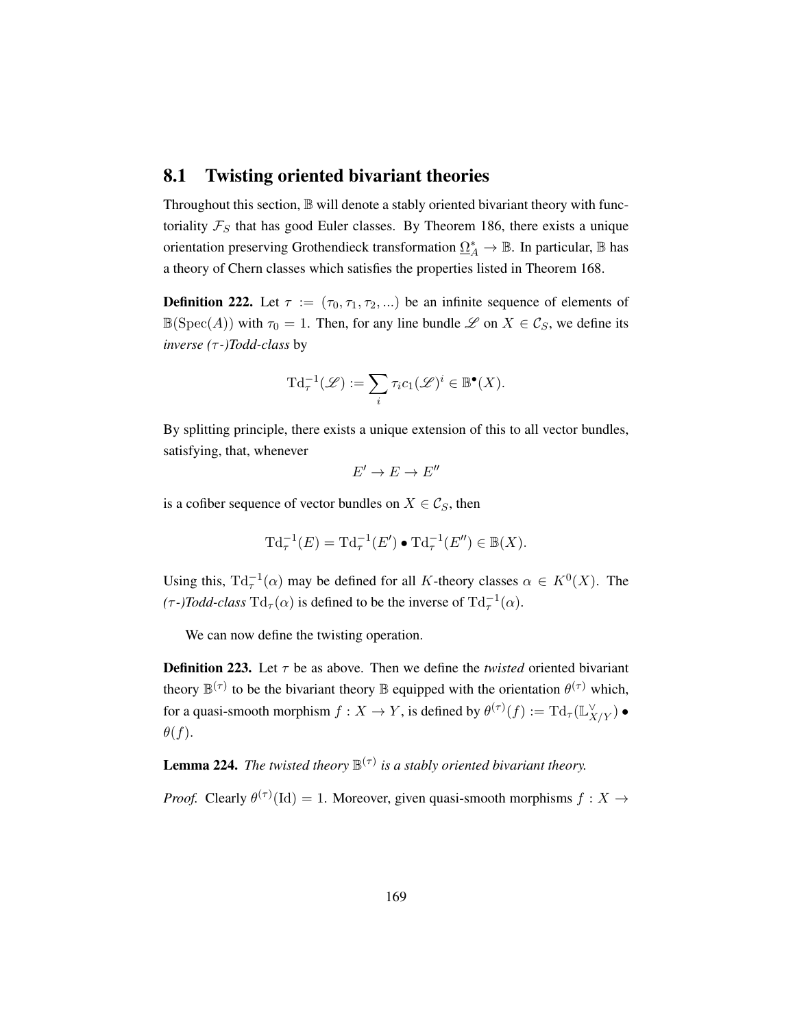## 8.1 Twisting oriented bivariant theories

Throughout this section, $\mathbb{B}$ will denote a stably oriented bivariant theory with functoriality $\mathcal{F}_S$ that has good Euler classes. By Theorem 186, there exists a unique orientation preserving Grothendieck transformation $\underline{\Omega}^*_A \to \mathbb{B}$. In particular, $\mathbb{B}$ has a theory of Chern classes which satisfies the properties listed in Theorem 168.

**Definition 222.** Let $\tau := (\tau_0, \tau_1, \tau_2, ...)$ be an infinite sequence of elements of $\mathbb{B}(\mathrm{Spec}(A))$ with $\tau_0 = 1$. Then, for any line bundle $\mathscr{L}$ on $X \in \mathcal{C}_S$, we define its *inverse ($\tau$-)Todd-class* by

$$\mathrm{Td}_\tau^{-1}(\mathscr{L}) := \sum_i \tau_i c_1(\mathscr{L})^i \in \mathbb{B}^\bullet(X).$$

By splitting principle, there exists a unique extension of this to all vector bundles, satisfying, that, whenever

$$E' \to E \to E''$$

is a cofiber sequence of vector bundles on $X \in \mathcal{C}_S$, then

$$\mathrm{Td}_\tau^{-1}(E) = \mathrm{Td}_\tau^{-1}(E') \bullet \mathrm{Td}_\tau^{-1}(E'') \in \mathbb{B}(X).$$

Using this, $\mathrm{Td}_\tau^{-1}(\alpha)$ may be defined for all $K$-theory classes $\alpha \in K^0(X)$. The *($\tau$-)Todd-class* $\mathrm{Td}_\tau(\alpha)$ is defined to be the inverse of $\mathrm{Td}_\tau^{-1}(\alpha)$.

We can now define the twisting operation.

**Definition 223.** Let $\tau$ be as above. Then we define the *twisted* oriented bivariant theory $\mathbb{B}^{(\tau)}$ to be the bivariant theory $\mathbb{B}$ equipped with the orientation $\theta^{(\tau)}$ which, for a quasi-smooth morphism $f : X \to Y$, is defined by $\theta^{(\tau)}(f) := \mathrm{Td}_\tau(\mathbb{L}^\vee_{X/Y}) \bullet \theta(f)$.

**Lemma 224.** *The twisted theory $\mathbb{B}^{(\tau)}$ is a stably oriented bivariant theory.*

*Proof.* Clearly $\theta^{(\tau)}(\mathrm{Id}) = 1$. Moreover, given quasi-smooth morphisms $f : X \to$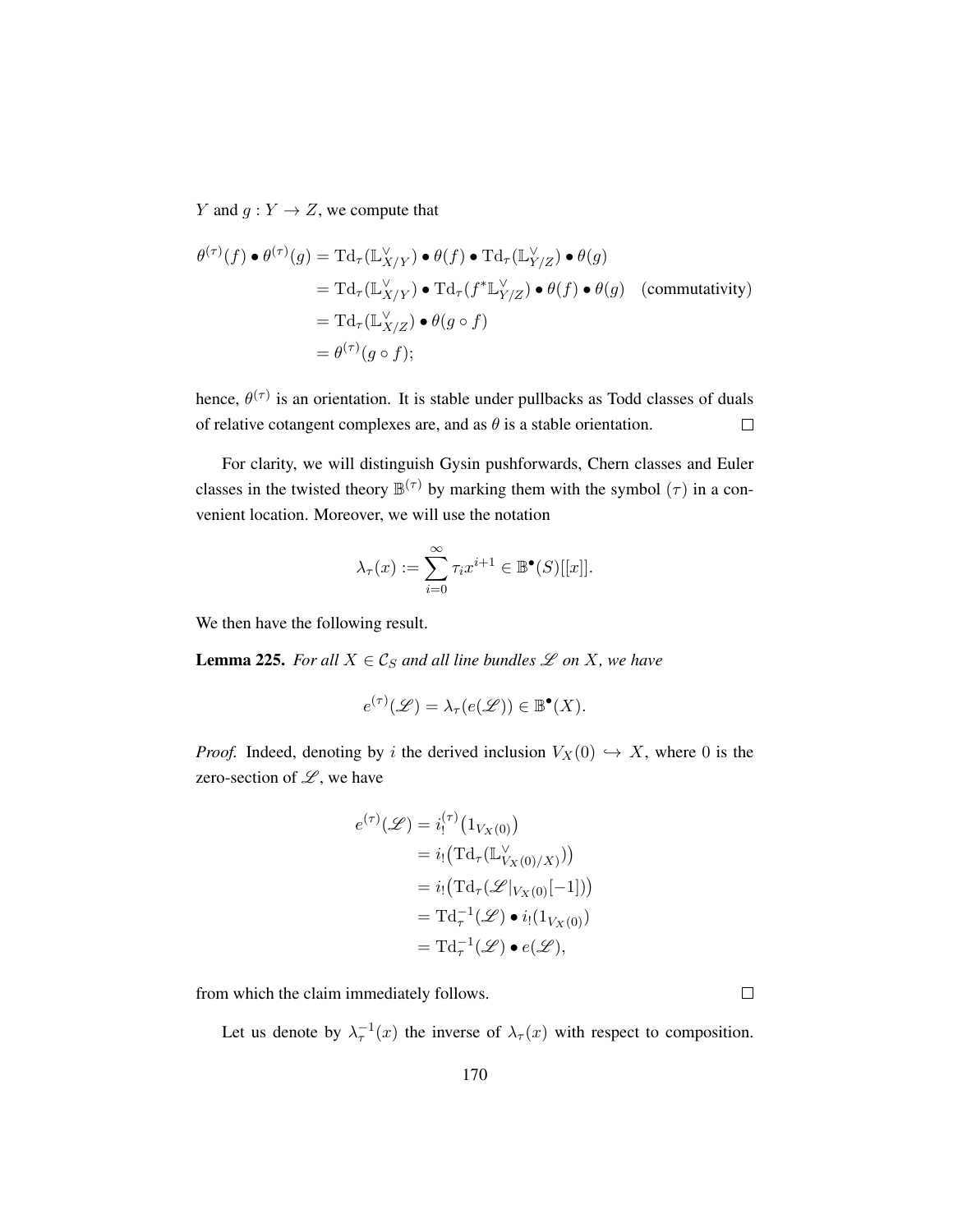$Y$ and $g : Y \to Z$, we compute that

$$
\begin{aligned}
\theta^{(\tau)}(f) \bullet \theta^{(\tau)}(g) &= \mathrm{Td}_\tau(\mathbb{L}_{X/Y}^\vee) \bullet \theta(f) \bullet \mathrm{Td}_\tau(\mathbb{L}_{Y/Z}^\vee) \bullet \theta(g) \\
&= \mathrm{Td}_\tau(\mathbb{L}_{X/Y}^\vee) \bullet \mathrm{Td}_\tau(f^*\mathbb{L}_{Y/Z}^\vee) \bullet \theta(f) \bullet \theta(g) \quad \text{(commutativity)} \\
&= \mathrm{Td}_\tau(\mathbb{L}_{X/Z}^\vee) \bullet \theta(g \circ f) \\
&= \theta^{(\tau)}(g \circ f);
\end{aligned}
$$

hence, $\theta^{(\tau)}$ is an orientation. It is stable under pullbacks as Todd classes of duals of relative cotangent complexes are, and as $\theta$ is a stable orientation. $\square$

For clarity, we will distinguish Gysin pushforwards, Chern classes and Euler classes in the twisted theory $\mathbb{B}^{(\tau)}$ by marking them with the symbol $(\tau)$ in a convenient location. Moreover, we will use the notation

$$
\lambda_\tau(x) := \sum_{i=0}^{\infty} \tau_i x^{i+1} \in \mathbb{B}^\bullet(S)[[x]].
$$

We then have the following result.

**Lemma 225.** *For all $X \in \mathcal{C}_S$ and all line bundles $\mathscr{L}$ on $X$, we have*

$$
e^{(\tau)}(\mathscr{L}) = \lambda_\tau(e(\mathscr{L})) \in \mathbb{B}^\bullet(X).
$$

*Proof.* Indeed, denoting by $i$ the derived inclusion $V_X(0) \hookrightarrow X$, where $0$ is the zero-section of $\mathscr{L}$, we have

$$
\begin{aligned}
e^{(\tau)}(\mathscr{L}) &= i_!^{(\tau)}(1_{V_X(0)}) \\
&= i_!\big(\mathrm{Td}_\tau(\mathbb{L}_{V_X(0)/X}^\vee)\big) \\
&= i_!\big(\mathrm{Td}_\tau(\mathscr{L}|_{V_X(0)}[-1])\big) \\
&= \mathrm{Td}_\tau^{-1}(\mathscr{L}) \bullet i_!(1_{V_X(0)}) \\
&= \mathrm{Td}_\tau^{-1}(\mathscr{L}) \bullet e(\mathscr{L}),
\end{aligned}
$$

from which the claim immediately follows. $\square$

Let us denote by $\lambda_\tau^{-1}(x)$ the inverse of $\lambda_\tau(x)$ with respect to composition.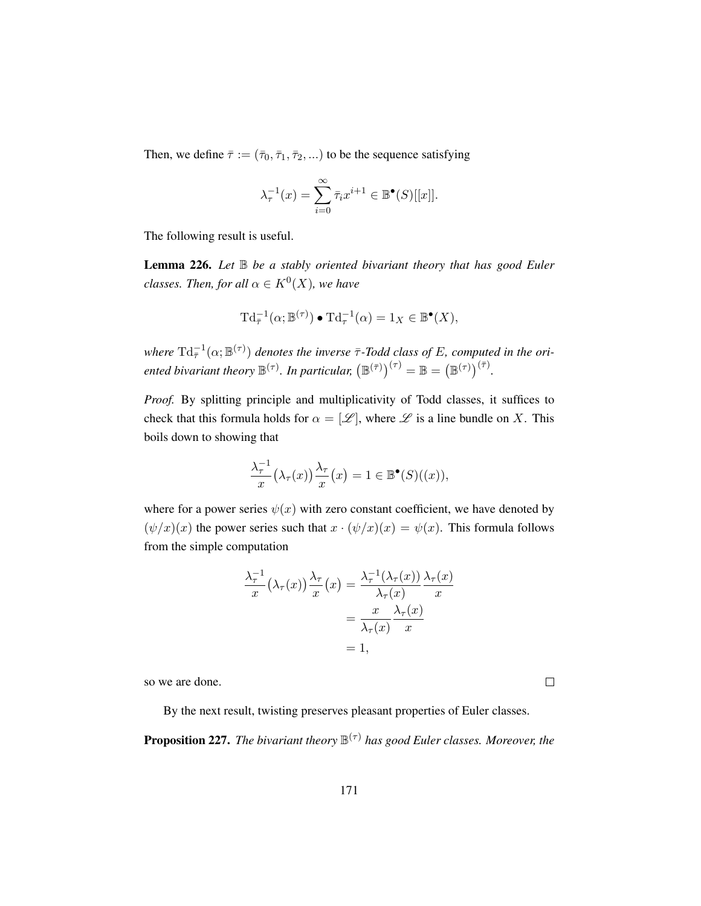Then, we define $\bar{\tau} := (\bar{\tau}_0, \bar{\tau}_1, \bar{\tau}_2, ...)$ to be the sequence satisfying

$$\lambda_\tau^{-1}(x) = \sum_{i=0}^{\infty} \bar{\tau}_i x^{i+1} \in \mathbb{B}^\bullet(S)[[x]].$$

The following result is useful.

**Lemma 226.** *Let $\mathbb{B}$ be a stably oriented bivariant theory that has good Euler classes. Then, for all $\alpha \in K^0(X)$, we have*

$$\mathrm{Td}_{\bar{\tau}}^{-1}(\alpha; \mathbb{B}^{(\tau)}) \bullet \mathrm{Td}_\tau^{-1}(\alpha) = 1_X \in \mathbb{B}^\bullet(X),$$

*where $\mathrm{Td}_{\bar{\tau}}^{-1}(\alpha; \mathbb{B}^{(\tau)})$ denotes the inverse $\bar{\tau}$-Todd class of $E$, computed in the oriented bivariant theory $\mathbb{B}^{(\tau)}$. In particular, $\left(\mathbb{B}^{(\bar{\tau})}\right)^{(\tau)} = \mathbb{B} = \left(\mathbb{B}^{(\tau)}\right)^{(\bar{\tau})}$.*

*Proof.* By splitting principle and multiplicativity of Todd classes, it suffices to check that this formula holds for $\alpha = [\mathscr{L}]$, where $\mathscr{L}$ is a line bundle on $X$. This boils down to showing that

$$\frac{\lambda_\tau^{-1}}{x}\big(\lambda_\tau(x)\big)\frac{\lambda_\tau}{x}\big(x\big) = 1 \in \mathbb{B}^\bullet(S)((x)),$$

where for a power series $\psi(x)$ with zero constant coefficient, we have denoted by $(\psi/x)(x)$ the power series such that $x \cdot (\psi/x)(x) = \psi(x)$. This formula follows from the simple computation

$$\begin{aligned}
\frac{\lambda_\tau^{-1}}{x}\big(\lambda_\tau(x)\big)\frac{\lambda_\tau}{x}\big(x\big) &= \frac{\lambda_\tau^{-1}(\lambda_\tau(x))}{\lambda_\tau(x)}\frac{\lambda_\tau(x)}{x} \\
&= \frac{x}{\lambda_\tau(x)}\frac{\lambda_\tau(x)}{x} \\
&= 1,
\end{aligned}$$

so we are done. $\square$

By the next result, twisting preserves pleasant properties of Euler classes.

**Proposition 227.** *The bivariant theory $\mathbb{B}^{(\tau)}$ has good Euler classes. Moreover, the*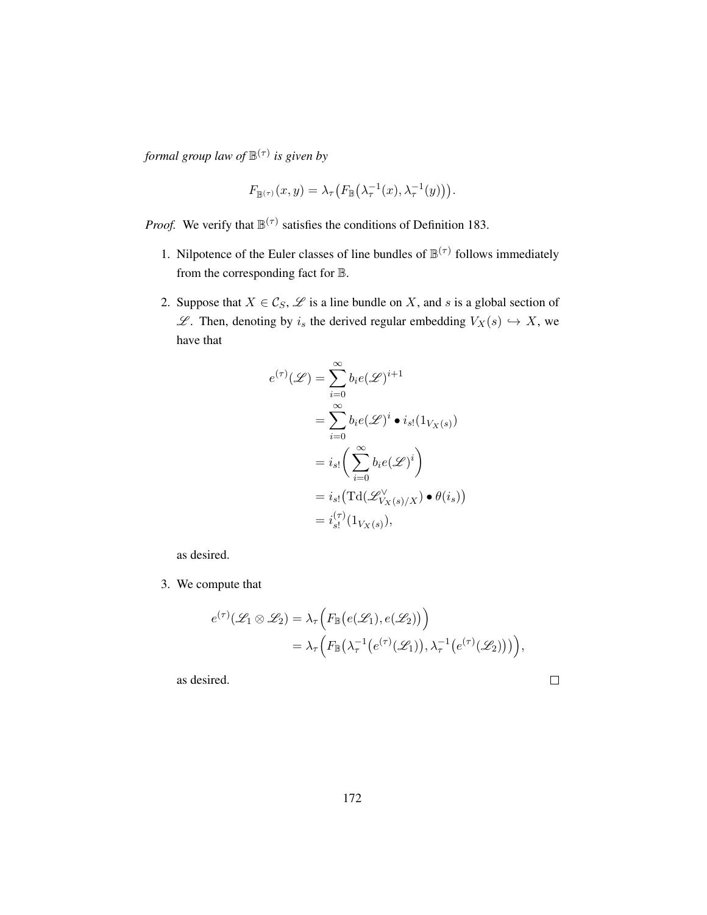*formal group law of $\mathbb{B}^{(\tau)}$ is given by*

$$F_{\mathbb{B}^{(\tau)}}(x,y) = \lambda_\tau\big(F_{\mathbb{B}}\big(\lambda_\tau^{-1}(x), \lambda_\tau^{-1}(y)\big)\big).$$

*Proof.* We verify that $\mathbb{B}^{(\tau)}$ satisfies the conditions of Definition 183.

1. Nilpotence of the Euler classes of line bundles of $\mathbb{B}^{(\tau)}$ follows immediately from the corresponding fact for $\mathbb{B}$.

2. Suppose that $X \in \mathcal{C}_S$, $\mathscr{L}$ is a line bundle on $X$, and $s$ is a global section of $\mathscr{L}$. Then, denoting by $i_s$ the derived regular embedding $V_X(s) \hookrightarrow X$, we have that

$$\begin{aligned}
e^{(\tau)}(\mathscr{L}) &= \sum_{i=0}^{\infty} b_i e(\mathscr{L})^{i+1} \\
&= \sum_{i=0}^{\infty} b_i e(\mathscr{L})^{i} \bullet i_{s!}(1_{V_X(s)}) \\
&= i_{s!}\bigg(\sum_{i=0}^{\infty} b_i e(\mathscr{L})^{i}\bigg) \\
&= i_{s!}\big(\mathrm{Td}(\mathscr{L}^\vee_{V_X(s)/X}) \bullet \theta(i_s)\big) \\
&= i_{s!}^{(\tau)}(1_{V_X(s)}),
\end{aligned}$$

as desired.

3. We compute that

$$\begin{aligned}
e^{(\tau)}(\mathscr{L}_1 \otimes \mathscr{L}_2) &= \lambda_\tau\Big(F_{\mathbb{B}}\big(e(\mathscr{L}_1), e(\mathscr{L}_2)\big)\Big) \\
&= \lambda_\tau\Big(F_{\mathbb{B}}\big(\lambda_\tau^{-1}\big(e^{(\tau)}(\mathscr{L}_1)\big), \lambda_\tau^{-1}\big(e^{(\tau)}(\mathscr{L}_2)\big)\big)\Big),
\end{aligned}$$

as desired. □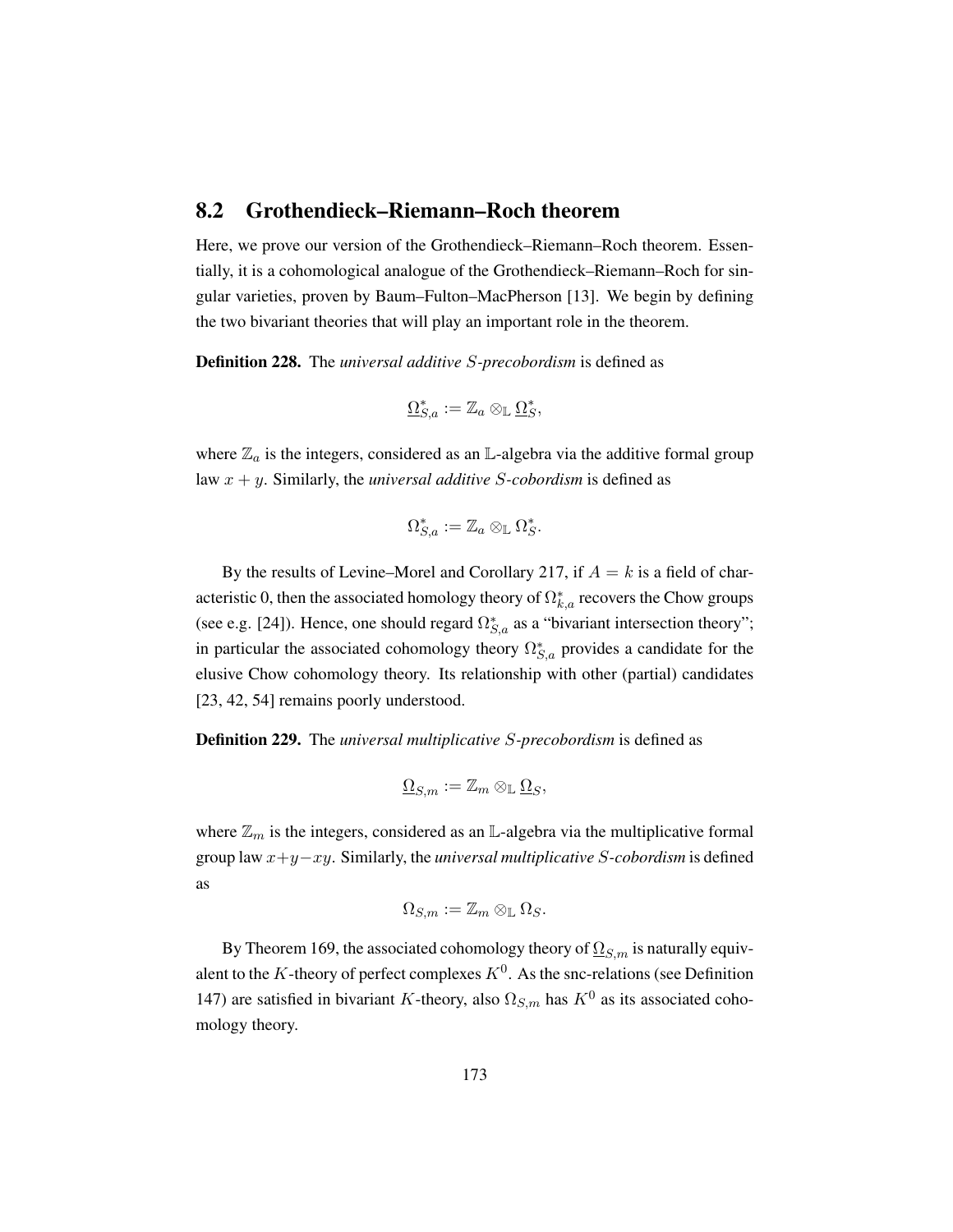## 8.2 Grothendieck–Riemann–Roch theorem

Here, we prove our version of the Grothendieck–Riemann–Roch theorem. Essentially, it is a cohomological analogue of the Grothendieck–Riemann–Roch for singular varieties, proven by Baum–Fulton–MacPherson [13]. We begin by defining the two bivariant theories that will play an important role in the theorem.

**Definition 228.** The *universal additive $S$-precobordism* is defined as

$$\underline{\Omega}^*_{S,a} := \mathbb{Z}_a \otimes_{\mathbb{L}} \underline{\Omega}^*_S,$$

where $\mathbb{Z}_a$ is the integers, considered as an $\mathbb{L}$-algebra via the additive formal group law $x + y$. Similarly, the *universal additive $S$-cobordism* is defined as

$$\Omega^*_{S,a} := \mathbb{Z}_a \otimes_{\mathbb{L}} \Omega^*_S.$$

By the results of Levine–Morel and Corollary 217, if $A = k$ is a field of characteristic 0, then the associated homology theory of $\Omega^*_{k,a}$ recovers the Chow groups (see e.g. [24]). Hence, one should regard $\Omega^*_{S,a}$ as a "bivariant intersection theory"; in particular the associated cohomology theory $\Omega^*_{S,a}$ provides a candidate for the elusive Chow cohomology theory. Its relationship with other (partial) candidates [23, 42, 54] remains poorly understood.

**Definition 229.** The *universal multiplicative $S$-precobordism* is defined as

$$\underline{\Omega}_{S,m} := \mathbb{Z}_m \otimes_{\mathbb{L}} \underline{\Omega}_S,$$

where $\mathbb{Z}_m$ is the integers, considered as an $\mathbb{L}$-algebra via the multiplicative formal group law $x+y-xy$. Similarly, the *universal multiplicative $S$-cobordism* is defined as

$$\Omega_{S,m} := \mathbb{Z}_m \otimes_{\mathbb{L}} \Omega_S.$$

By Theorem 169, the associated cohomology theory of $\underline{\Omega}_{S,m}$ is naturally equivalent to the $K$-theory of perfect complexes $K^0$. As the snc-relations (see Definition 147) are satisfied in bivariant $K$-theory, also $\Omega_{S,m}$ has $K^0$ as its associated cohomology theory.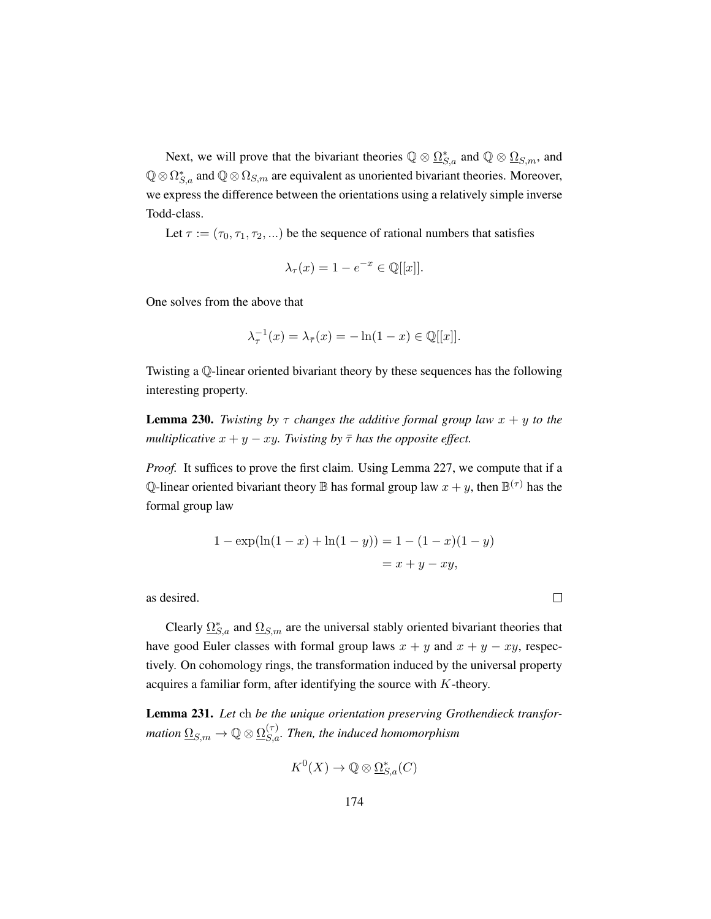Next, we will prove that the bivariant theories $\mathbb{Q} \otimes \underline{\Omega}^*_{S,a}$ and $\mathbb{Q} \otimes \underline{\Omega}_{S,m}$, and $\mathbb{Q} \otimes \Omega^*_{S,a}$ and $\mathbb{Q} \otimes \Omega_{S,m}$ are equivalent as unoriented bivariant theories. Moreover, we express the difference between the orientations using a relatively simple inverse Todd-class.

Let $\tau := (\tau_0, \tau_1, \tau_2, ...)$ be the sequence of rational numbers that satisfies

$$\lambda_\tau(x) = 1 - e^{-x} \in \mathbb{Q}[[x]].$$

One solves from the above that

$$\lambda_\tau^{-1}(x) = \lambda_{\bar{\tau}}(x) = -\ln(1-x) \in \mathbb{Q}[[x]].$$

Twisting a $\mathbb{Q}$-linear oriented bivariant theory by these sequences has the following interesting property.

**Lemma 230.** *Twisting by $\tau$ changes the additive formal group law $x + y$ to the multiplicative $x + y - xy$. Twisting by $\bar{\tau}$ has the opposite effect.*

*Proof.* It suffices to prove the first claim. Using Lemma 227, we compute that if a $\mathbb{Q}$-linear oriented bivariant theory $\mathbb{B}$ has formal group law $x + y$, then $\mathbb{B}^{(\tau)}$ has the formal group law

$$\begin{aligned} 1 - \exp(\ln(1-x) + \ln(1-y)) &= 1 - (1-x)(1-y) \\ &= x + y - xy, \end{aligned}$$

as desired. $\square$

Clearly $\underline{\Omega}^*_{S,a}$ and $\underline{\Omega}_{S,m}$ are the universal stably oriented bivariant theories that have good Euler classes with formal group laws $x + y$ and $x + y - xy$, respectively. On cohomology rings, the transformation induced by the universal property acquires a familiar form, after identifying the source with $K$-theory.

**Lemma 231.** *Let* ch *be the unique orientation preserving Grothendieck transformation $\underline{\Omega}_{S,m} \to \mathbb{Q} \otimes \underline{\Omega}^{(\tau)}_{S,a}$. Then, the induced homomorphism*

$$K^0(X) \to \mathbb{Q} \otimes \underline{\Omega}^*_{S,a}(C)$$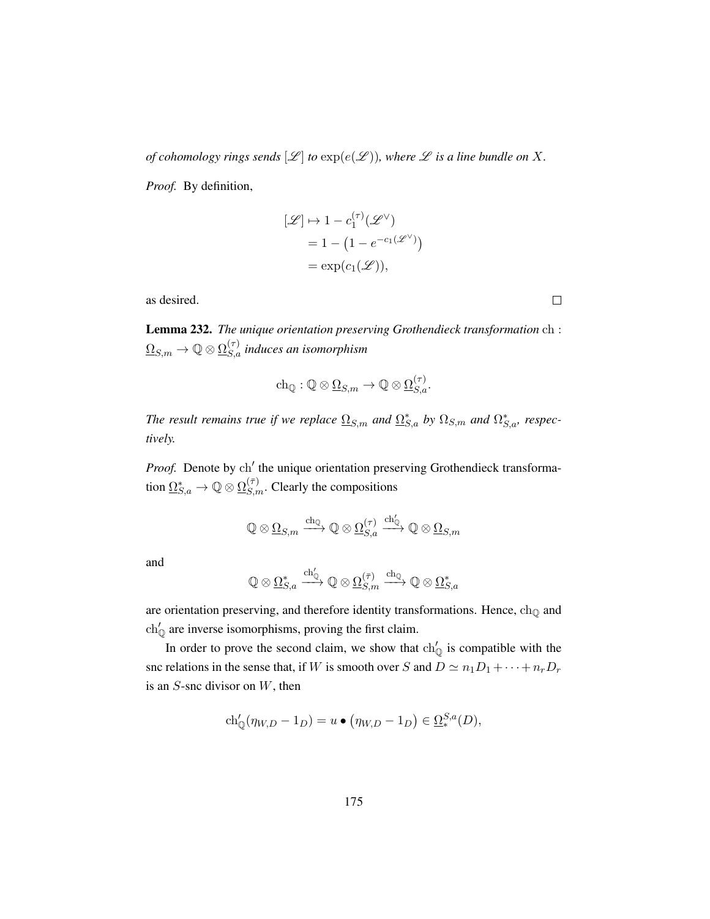*of cohomology rings sends $[\mathscr{L}]$ to $\exp(e(\mathscr{L}))$, where $\mathscr{L}$ is a line bundle on $X$.*

*Proof.* By definition,

$$\begin{aligned}
[\mathscr{L}] &\mapsto 1 - c_1^{(\tau)}(\mathscr{L}^\vee) \\
&= 1 - \left(1 - e^{-c_1(\mathscr{L}^\vee)}\right) \\
&= \exp(c_1(\mathscr{L})),
\end{aligned}$$

as desired. $\square$

**Lemma 232.** *The unique orientation preserving Grothendieck transformation* $\mathrm{ch} : \underline{\Omega}_{S,m} \to \mathbb{Q} \otimes \underline{\Omega}_{S,a}^{(\tau)}$ *induces an isomorphism*

$$\mathrm{ch}_{\mathbb{Q}} : \mathbb{Q} \otimes \underline{\Omega}_{S,m} \to \mathbb{Q} \otimes \underline{\Omega}_{S,a}^{(\tau)}.$$

*The result remains true if we replace $\underline{\Omega}_{S,m}$ and $\underline{\Omega}_{S,a}^*$ by $\Omega_{S,m}$ and $\Omega_{S,a}^*$, respectively.*

*Proof.* Denote by $\mathrm{ch}'$ the unique orientation preserving Grothendieck transformation $\underline{\Omega}_{S,a}^* \to \mathbb{Q} \otimes \underline{\Omega}_{S,m}^{(\bar{\tau})}$. Clearly the compositions

$$\mathbb{Q} \otimes \underline{\Omega}_{S,m} \xrightarrow{\mathrm{ch}_{\mathbb{Q}}} \mathbb{Q} \otimes \underline{\Omega}_{S,a}^{(\tau)} \xrightarrow{\mathrm{ch}'_{\mathbb{Q}}} \mathbb{Q} \otimes \underline{\Omega}_{S,m}$$

and

$$\mathbb{Q} \otimes \underline{\Omega}_{S,a}^* \xrightarrow{\mathrm{ch}'_{\mathbb{Q}}} \mathbb{Q} \otimes \underline{\Omega}_{S,m}^{(\bar{\tau})} \xrightarrow{\mathrm{ch}_{\mathbb{Q}}} \mathbb{Q} \otimes \underline{\Omega}_{S,a}^*$$

are orientation preserving, and therefore identity transformations. Hence, $\mathrm{ch}_{\mathbb{Q}}$ and $\mathrm{ch}'_{\mathbb{Q}}$ are inverse isomorphisms, proving the first claim.

In order to prove the second claim, we show that $\mathrm{ch}'_{\mathbb{Q}}$ is compatible with the snc relations in the sense that, if $W$ is smooth over $S$ and $D \simeq n_1 D_1 + \cdots + n_r D_r$ is an $S$-snc divisor on $W$, then

$$\mathrm{ch}'_{\mathbb{Q}}(\eta_{W,D} - 1_D) = u \bullet \left(\eta_{W,D} - 1_D\right) \in \underline{\Omega}_*^{S,a}(D),$$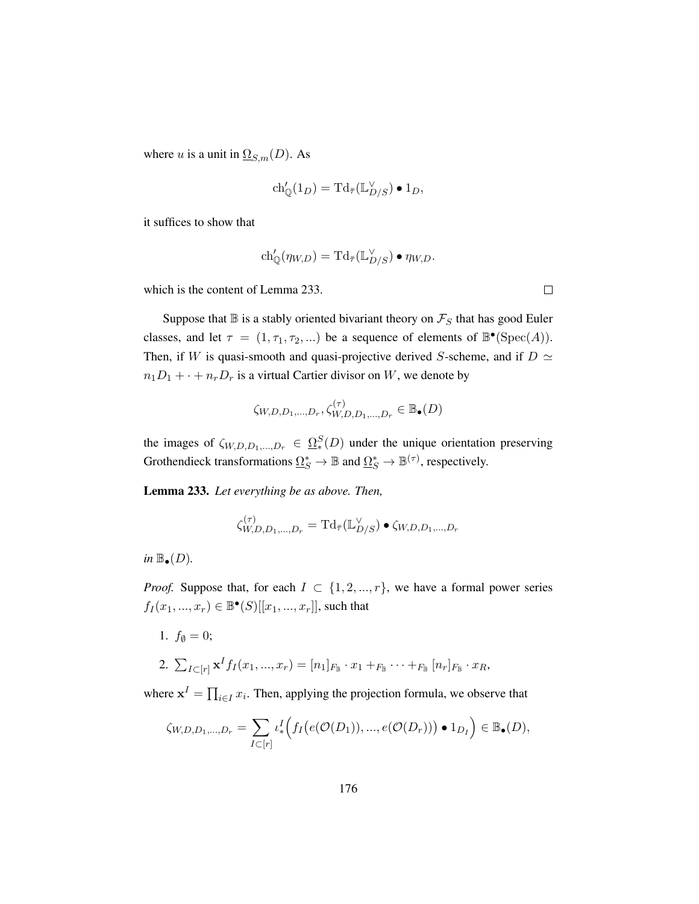where $u$ is a unit in $\underline{\Omega}_{S,m}(D)$. As

$$\mathrm{ch}'_{\mathbb{Q}}(1_D) = \mathrm{Td}_{\bar{\tau}}(\mathbb{L}^\vee_{D/S}) \bullet 1_D,$$

it suffices to show that

$$\mathrm{ch}'_{\mathbb{Q}}(\eta_{W,D}) = \mathrm{Td}_{\bar{\tau}}(\mathbb{L}^\vee_{D/S}) \bullet \eta_{W,D}.$$

which is the content of Lemma 233. $\square$

Suppose that $\mathbb{B}$ is a stably oriented bivariant theory on $\mathcal{F}_S$ that has good Euler classes, and let $\tau = (1, \tau_1, \tau_2, ...)$ be a sequence of elements of $\mathbb{B}^\bullet(\mathrm{Spec}(A))$. Then, if $W$ is quasi-smooth and quasi-projective derived $S$-scheme, and if $D \simeq n_1 D_1 + \cdot + n_r D_r$ is a virtual Cartier divisor on $W$, we denote by

$$\zeta_{W,D,D_1,...,D_r}, \zeta^{(\tau)}_{W,D,D_1,...,D_r} \in \mathbb{B}_\bullet(D)$$

the images of $\zeta_{W,D,D_1,...,D_r} \in \underline{\Omega}^S_*(D)$ under the unique orientation preserving Grothendieck transformations $\underline{\Omega}^*_S \to \mathbb{B}$ and $\underline{\Omega}^*_S \to \mathbb{B}^{(\tau)}$, respectively.

**Lemma 233.** *Let everything be as above. Then,*

$$\zeta^{(\tau)}_{W,D,D_1,...,D_r} = \mathrm{Td}_{\bar{\tau}}(\mathbb{L}^\vee_{D/S}) \bullet \zeta_{W,D,D_1,...,D_r}$$

*in* $\mathbb{B}_\bullet(D)$.

*Proof.* Suppose that, for each $I \subset \{1, 2, ..., r\}$, we have a formal power series $f_I(x_1, ..., x_r) \in \mathbb{B}^\bullet(S)[[x_1, ..., x_r]]$, such that

1. $f_\emptyset = 0$;
2. $\sum_{I \subset [r]} \mathbf{x}^I f_I(x_1, ..., x_r) = [n_1]_{F_\mathbb{B}} \cdot x_1 +_{F_\mathbb{B}} \cdots +_{F_\mathbb{B}} [n_r]_{F_\mathbb{B}} \cdot x_R$,

where $\mathbf{x}^I = \prod_{i \in I} x_i$. Then, applying the projection formula, we observe that

$$\zeta_{W,D,D_1,...,D_r} = \sum_{I \subset [r]} \iota^I_* \Big( f_I\big(e(\mathcal{O}(D_1)), ..., e(\mathcal{O}(D_r))\big) \bullet 1_{D_I} \Big) \in \mathbb{B}_\bullet(D),$$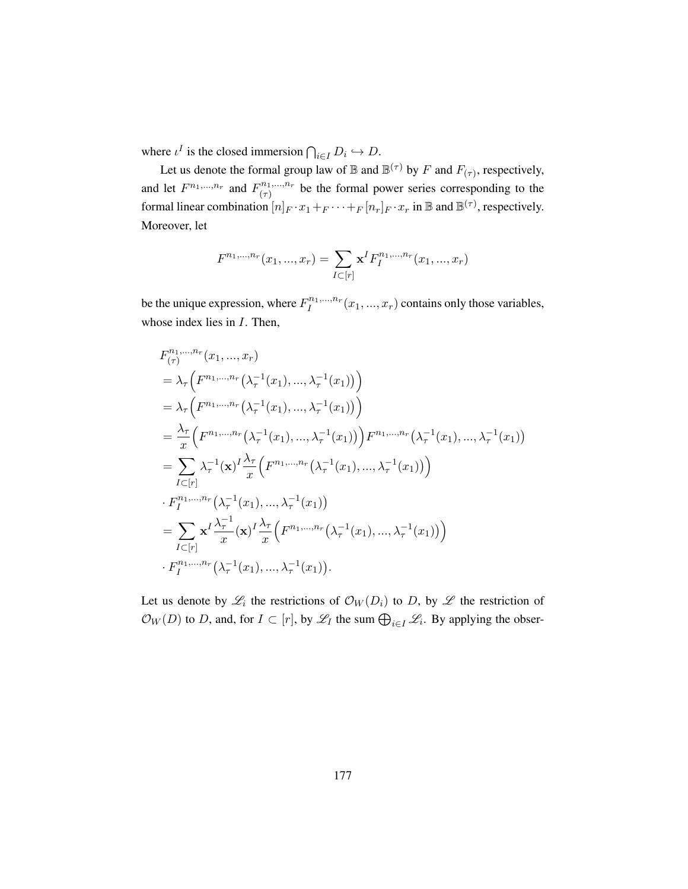where $\iota^I$ is the closed immersion $\bigcap_{i \in I} D_i \hookrightarrow D$.

Let us denote the formal group law of $\mathbb{B}$ and $\mathbb{B}^{(\tau)}$ by $F$ and $F_{(\tau)}$, respectively, and let $F^{n_1,...,n_r}$ and $F_{(\tau)}^{n_1,...,n_r}$ be the formal power series corresponding to the formal linear combination $[n]_F \cdot x_1 +_F \cdots +_F [n_r]_F \cdot x_r$ in $\mathbb{B}$ and $\mathbb{B}^{(\tau)}$, respectively. Moreover, let

$$F^{n_1,...,n_r}(x_1,...,x_r) = \sum_{I \subset [r]} \mathbf{x}^I F_I^{n_1,...,n_r}(x_1,...,x_r)$$

be the unique expression, where $F_I^{n_1,...,n_r}(x_1,...,x_r)$ contains only those variables, whose index lies in $I$. Then,

$$\begin{aligned}
&F_{(\tau)}^{n_1,...,n_r}(x_1,...,x_r) \\
&= \lambda_\tau\Big(F^{n_1,...,n_r}\big(\lambda_\tau^{-1}(x_1),...,\lambda_\tau^{-1}(x_1)\big)\Big) \\
&= \lambda_\tau\Big(F^{n_1,...,n_r}\big(\lambda_\tau^{-1}(x_1),...,\lambda_\tau^{-1}(x_1)\big)\Big) \\
&= \frac{\lambda_\tau}{x}\Big(F^{n_1,...,n_r}\big(\lambda_\tau^{-1}(x_1),...,\lambda_\tau^{-1}(x_1)\big)\Big)F^{n_1,...,n_r}\big(\lambda_\tau^{-1}(x_1),...,\lambda_\tau^{-1}(x_1)\big) \\
&= \sum_{I \subset [r]} \lambda_\tau^{-1}(\mathbf{x})^I \frac{\lambda_\tau}{x}\Big(F^{n_1,...,n_r}\big(\lambda_\tau^{-1}(x_1),...,\lambda_\tau^{-1}(x_1)\big)\Big) \\
&\cdot F_I^{n_1,...,n_r}\big(\lambda_\tau^{-1}(x_1),...,\lambda_\tau^{-1}(x_1)\big) \\
&= \sum_{I \subset [r]} \mathbf{x}^I \frac{\lambda_\tau^{-1}}{x}(\mathbf{x})^I \frac{\lambda_\tau}{x}\Big(F^{n_1,...,n_r}\big(\lambda_\tau^{-1}(x_1),...,\lambda_\tau^{-1}(x_1)\big)\Big) \\
&\cdot F_I^{n_1,...,n_r}\big(\lambda_\tau^{-1}(x_1),...,\lambda_\tau^{-1}(x_1)\big).
\end{aligned}$$

Let us denote by $\mathscr{L}_i$ the restrictions of $\mathcal{O}_W(D_i)$ to $D$, by $\mathscr{L}$ the restriction of $\mathcal{O}_W(D)$ to $D$, and, for $I \subset [r]$, by $\mathscr{L}_I$ the sum $\bigoplus_{i \in I} \mathscr{L}_i$. By applying the obser-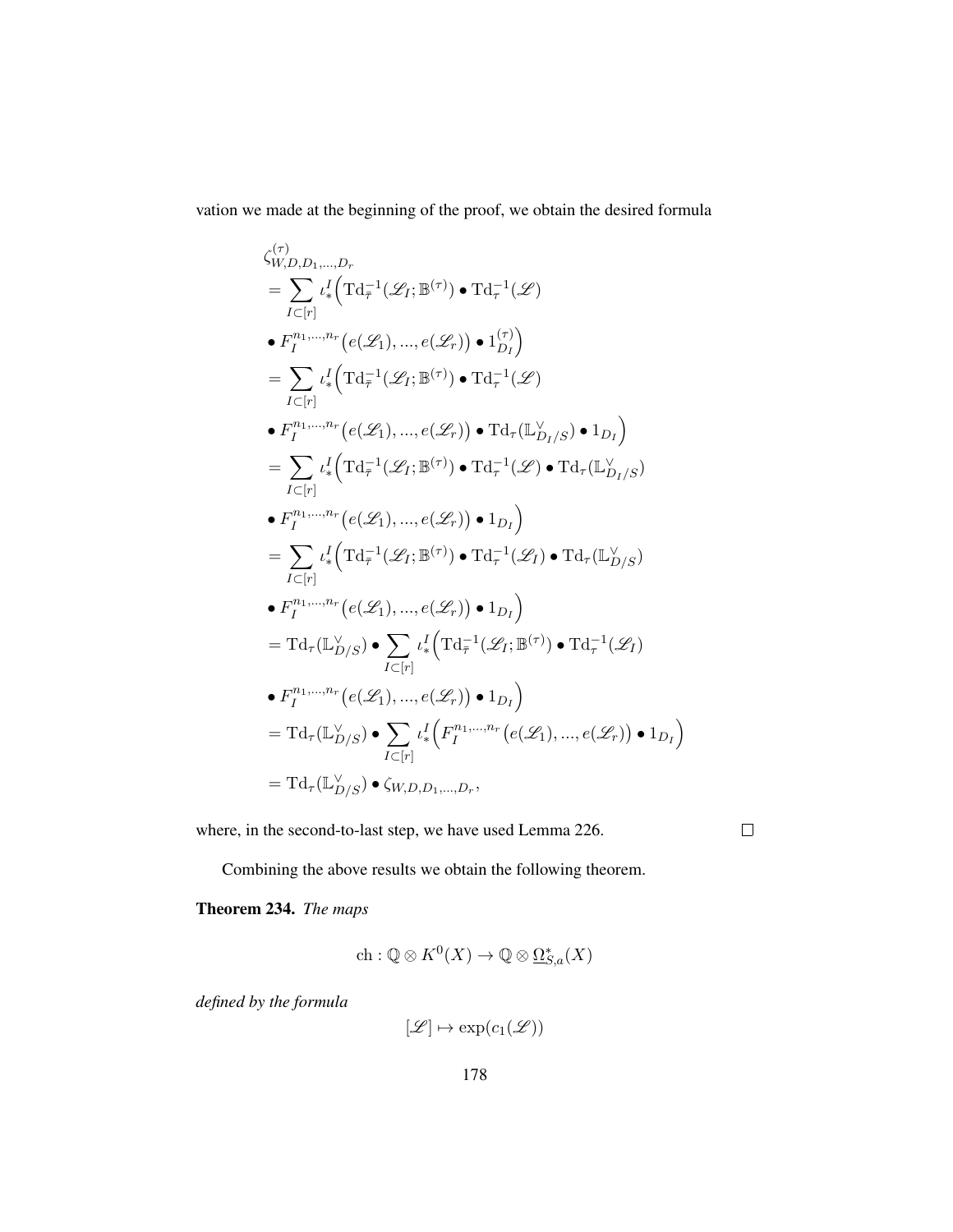vation we made at the beginning of the proof, we obtain the desired formula

$$
\begin{aligned}
&\zeta^{(\tau)}_{W,D,D_1,...,D_r} \\
&= \sum_{I \subset [r]} \iota^I_* \Big( \mathrm{Td}^{-1}_{\bar{\tau}}(\mathscr{L}_I; \mathbb{B}^{(\tau)}) \bullet \mathrm{Td}^{-1}_{\tau}(\mathscr{L}) \\
&\bullet F^{n_1,...,n_r}_I \big( e(\mathscr{L}_1), ..., e(\mathscr{L}_r) \big) \bullet 1^{(\tau)}_{D_I} \Big) \\
&= \sum_{I \subset [r]} \iota^I_* \Big( \mathrm{Td}^{-1}_{\bar{\tau}}(\mathscr{L}_I; \mathbb{B}^{(\tau)}) \bullet \mathrm{Td}^{-1}_{\tau}(\mathscr{L}) \\
&\bullet F^{n_1,...,n_r}_I \big( e(\mathscr{L}_1), ..., e(\mathscr{L}_r) \big) \bullet \mathrm{Td}_\tau(\mathbb{L}^\vee_{D_I/S}) \bullet 1_{D_I} \Big) \\
&= \sum_{I \subset [r]} \iota^I_* \Big( \mathrm{Td}^{-1}_{\bar{\tau}}(\mathscr{L}_I; \mathbb{B}^{(\tau)}) \bullet \mathrm{Td}^{-1}_{\tau}(\mathscr{L}) \bullet \mathrm{Td}_\tau(\mathbb{L}^\vee_{D_I/S}) \\
&\bullet F^{n_1,...,n_r}_I \big( e(\mathscr{L}_1), ..., e(\mathscr{L}_r) \big) \bullet 1_{D_I} \Big) \\
&= \sum_{I \subset [r]} \iota^I_* \Big( \mathrm{Td}^{-1}_{\bar{\tau}}(\mathscr{L}_I; \mathbb{B}^{(\tau)}) \bullet \mathrm{Td}^{-1}_{\tau}(\mathscr{L}_I) \bullet \mathrm{Td}_\tau(\mathbb{L}^\vee_{D/S}) \\
&\bullet F^{n_1,...,n_r}_I \big( e(\mathscr{L}_1), ..., e(\mathscr{L}_r) \big) \bullet 1_{D_I} \Big) \\
&= \mathrm{Td}_\tau(\mathbb{L}^\vee_{D/S}) \bullet \sum_{I \subset [r]} \iota^I_* \Big( \mathrm{Td}^{-1}_{\bar{\tau}}(\mathscr{L}_I; \mathbb{B}^{(\tau)}) \bullet \mathrm{Td}^{-1}_{\tau}(\mathscr{L}_I) \\
&\bullet F^{n_1,...,n_r}_I \big( e(\mathscr{L}_1), ..., e(\mathscr{L}_r) \big) \bullet 1_{D_I} \Big) \\
&= \mathrm{Td}_\tau(\mathbb{L}^\vee_{D/S}) \bullet \sum_{I \subset [r]} \iota^I_* \Big( F^{n_1,...,n_r}_I \big( e(\mathscr{L}_1), ..., e(\mathscr{L}_r) \big) \bullet 1_{D_I} \Big) \\
&= \mathrm{Td}_\tau(\mathbb{L}^\vee_{D/S}) \bullet \zeta_{W,D,D_1,...,D_r},
\end{aligned}
$$

where, in the second-to-last step, we have used Lemma 226. □

Combining the above results we obtain the following theorem.

**Theorem 234.** *The maps*

$$\mathrm{ch} : \mathbb{Q} \otimes K^0(X) \to \mathbb{Q} \otimes \underline{\Omega}^*_{S,a}(X)$$

*defined by the formula*

$$[\mathscr{L}] \mapsto \exp(c_1(\mathscr{L}))$$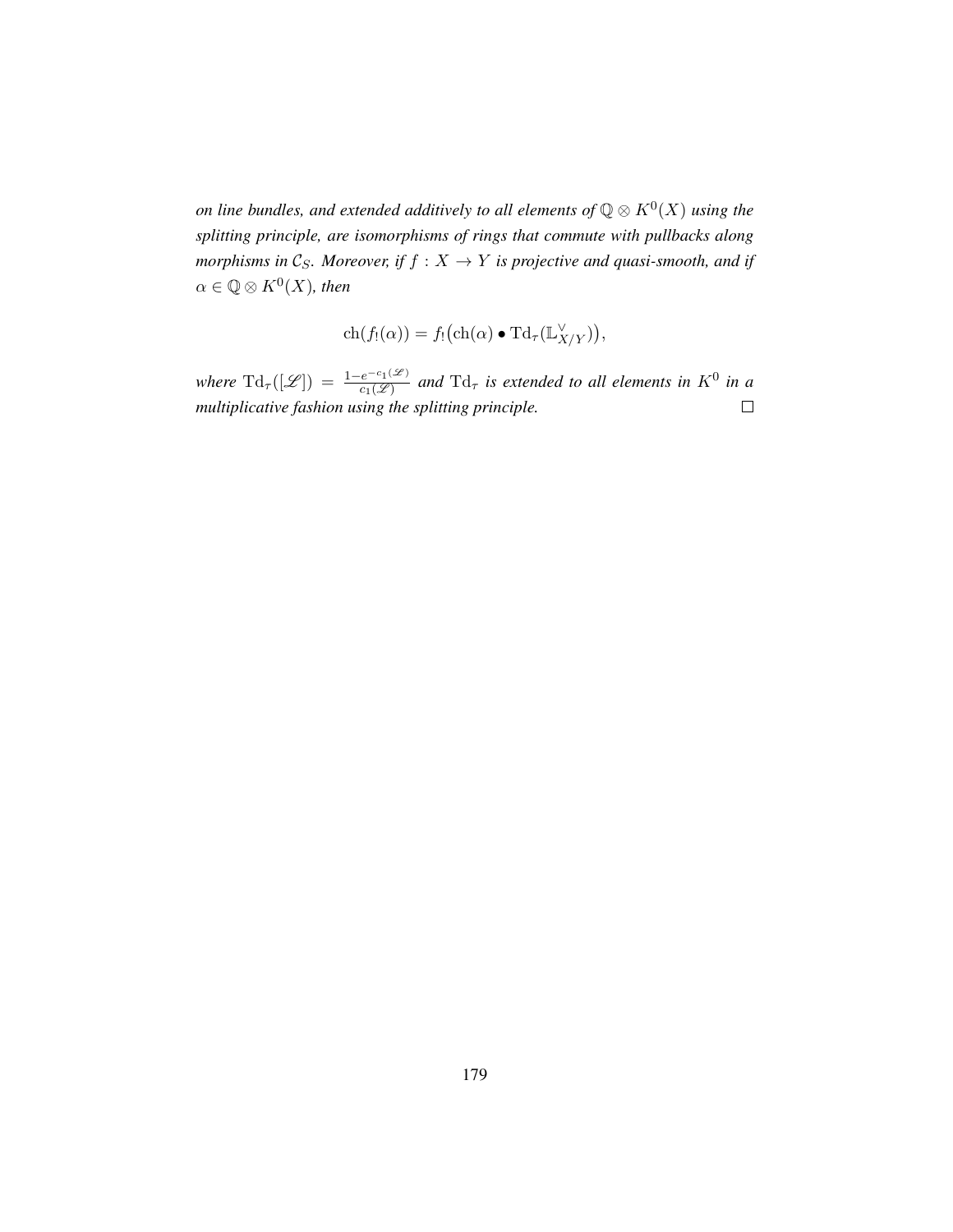*on line bundles, and extended additively to all elements of $\mathbb{Q} \otimes K^0(X)$ using the splitting principle, are isomorphisms of rings that commute with pullbacks along morphisms in $\mathcal{C}_S$. Moreover, if $f : X \to Y$ is projective and quasi-smooth, and if $\alpha \in \mathbb{Q} \otimes K^0(X)$, then*

$$\mathrm{ch}(f_!(\alpha)) = f_!\big(\mathrm{ch}(\alpha) \bullet \mathrm{Td}_\tau(\mathbb{L}_{X/Y}^\vee)\big),$$

*where $\mathrm{Td}_\tau([\mathscr{L}]) = \frac{1-e^{-c_1(\mathscr{L})}}{c_1(\mathscr{L})}$ and $\mathrm{Td}_\tau$ is extended to all elements in $K^0$ in a multiplicative fashion using the splitting principle.* $\square$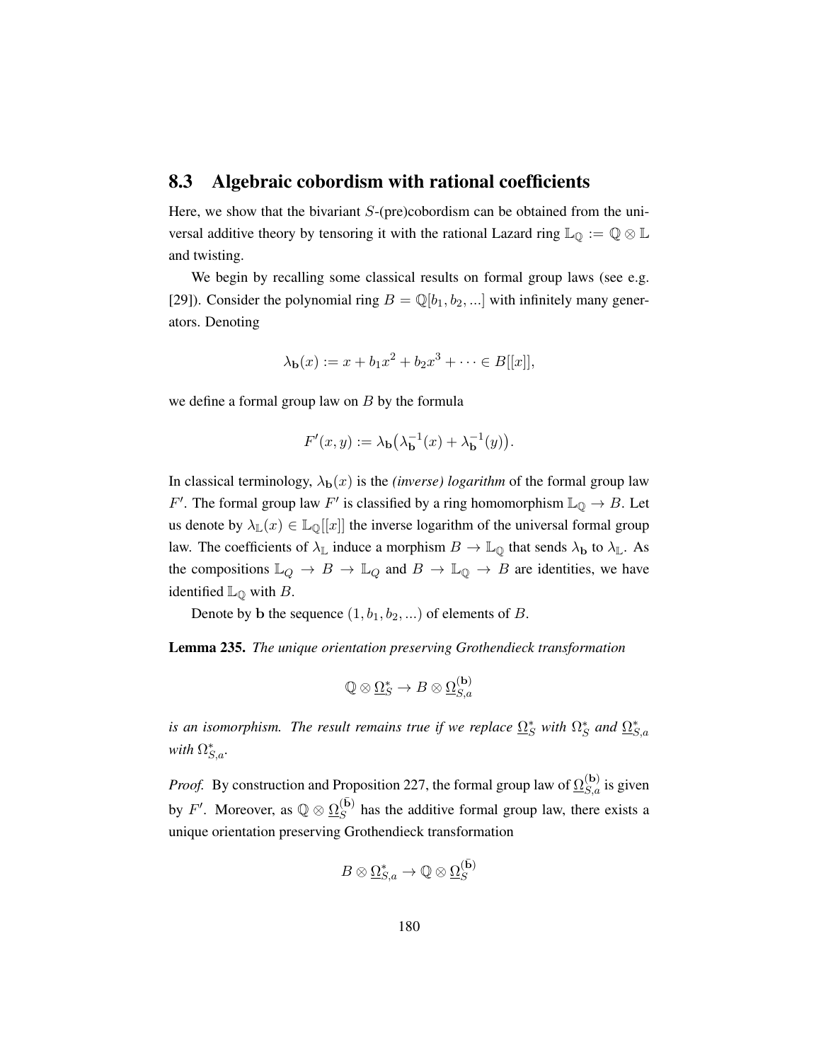## 8.3 Algebraic cobordism with rational coefficients

Here, we show that the bivariant $S$-(pre)cobordism can be obtained from the universal additive theory by tensoring it with the rational Lazard ring $\mathbb{L}_{\mathbb{Q}} := \mathbb{Q} \otimes \mathbb{L}$ and twisting.

We begin by recalling some classical results on formal group laws (see e.g. [29]). Consider the polynomial ring $B = \mathbb{Q}[b_1, b_2, ...]$ with infinitely many generators. Denoting

$$\lambda_{\mathbf{b}}(x) := x + b_1 x^2 + b_2 x^3 + \cdots \in B[[x]],$$

we define a formal group law on $B$ by the formula

$$F'(x, y) := \lambda_{\mathbf{b}}\big(\lambda_{\mathbf{b}}^{-1}(x) + \lambda_{\mathbf{b}}^{-1}(y)\big).$$

In classical terminology, $\lambda_{\mathbf{b}}(x)$ is the *(inverse) logarithm* of the formal group law $F'$. The formal group law $F'$ is classified by a ring homomorphism $\mathbb{L}_{\mathbb{Q}} \to B$. Let us denote by $\lambda_{\mathbb{L}}(x) \in \mathbb{L}_{\mathbb{Q}}[[x]]$ the inverse logarithm of the universal formal group law. The coefficients of $\lambda_{\mathbb{L}}$ induce a morphism $B \to \mathbb{L}_{\mathbb{Q}}$ that sends $\lambda_{\mathbf{b}}$ to $\lambda_{\mathbb{L}}$. As the compositions $\mathbb{L}_Q \to B \to \mathbb{L}_Q$ and $B \to \mathbb{L}_{\mathbb{Q}} \to B$ are identities, we have identified $\mathbb{L}_{\mathbb{Q}}$ with $B$.

Denote by $\mathbf{b}$ the sequence $(1, b_1, b_2, ...)$ of elements of $B$.

**Lemma 235.** *The unique orientation preserving Grothendieck transformation*

$$\mathbb{Q} \otimes \underline{\Omega}^*_S \to B \otimes \underline{\Omega}^{(\mathbf{b})}_{S,a}$$

*is an isomorphism. The result remains true if we replace $\underline{\Omega}^*_S$ with $\Omega^*_S$ and $\underline{\Omega}^*_{S,a}$ with $\Omega^*_{S,a}$.*

*Proof.* By construction and Proposition 227, the formal group law of $\underline{\Omega}^{(\mathbf{b})}_{S,a}$ is given by $F'$. Moreover, as $\mathbb{Q} \otimes \underline{\Omega}^{(\bar{\mathbf{b}})}_S$ has the additive formal group law, there exists a unique orientation preserving Grothendieck transformation

$$B \otimes \underline{\Omega}^*_{S,a} \to \mathbb{Q} \otimes \underline{\Omega}^{(\bar{\mathbf{b}})}_S$$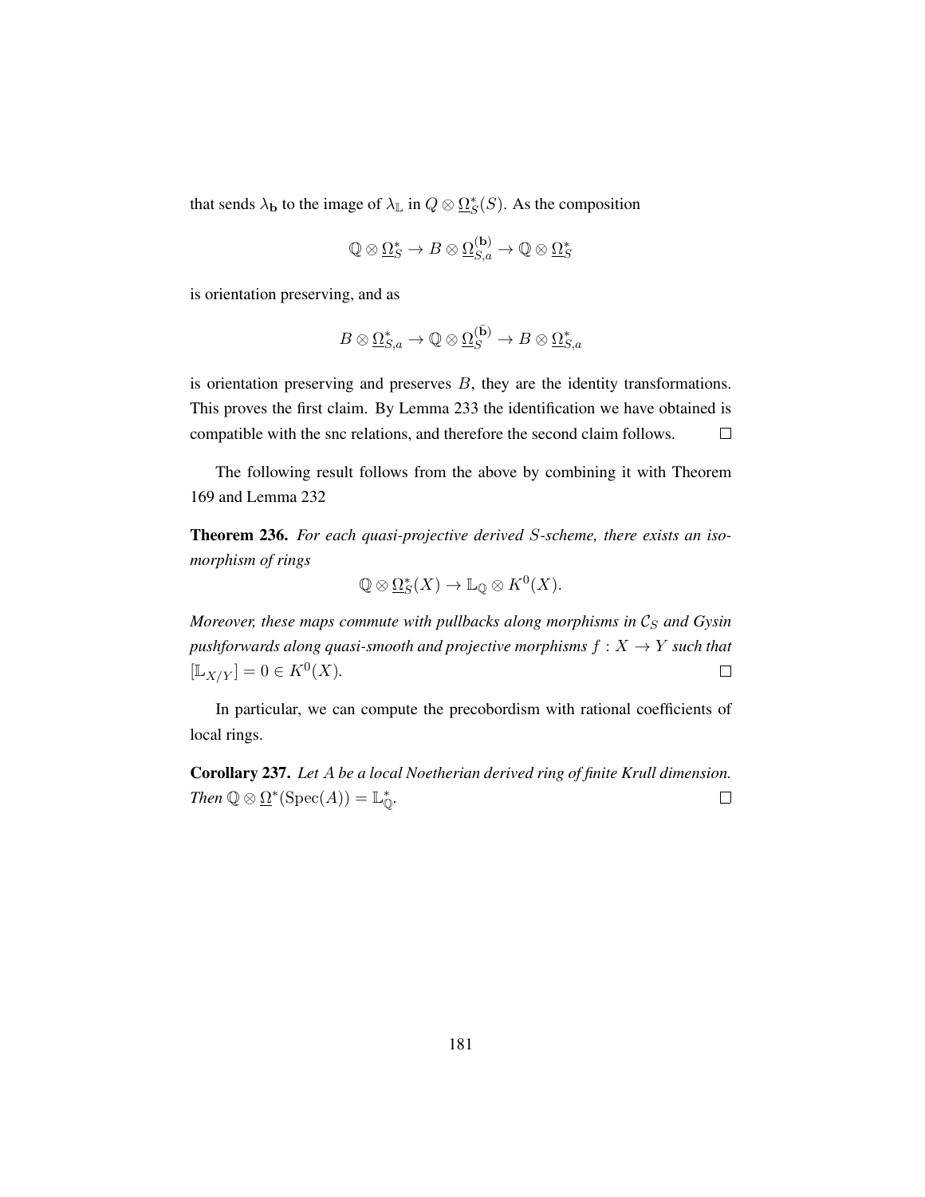that sends $\lambda_{\mathbf{b}}$ to the image of $\lambda_{\mathbb{L}}$ in $Q \otimes \underline{\Omega}^*_S(S)$. As the composition

$$\mathbb{Q} \otimes \underline{\Omega}^*_S \to B \otimes \underline{\Omega}^{(\mathbf{b})}_{S,a} \to \mathbb{Q} \otimes \underline{\Omega}^*_S$$

is orientation preserving, and as

$$B \otimes \underline{\Omega}^*_{S,a} \to \mathbb{Q} \otimes \underline{\Omega}^{(\bar{\mathbf{b}})}_S \to B \otimes \underline{\Omega}^*_{S,a}$$

is orientation preserving and preserves $B$, they are the identity transformations. This proves the first claim. By Lemma 233 the identification we have obtained is compatible with the snc relations, and therefore the second claim follows. □

The following result follows from the above by combining it with Theorem 169 and Lemma 232

**Theorem 236.** *For each quasi-projective derived $S$-scheme, there exists an isomorphism of rings*

$$\mathbb{Q} \otimes \underline{\Omega}^*_S(X) \to \mathbb{L}_{\mathbb{Q}} \otimes K^0(X).$$

*Moreover, these maps commute with pullbacks along morphisms in $\mathcal{C}_S$ and Gysin pushforwards along quasi-smooth and projective morphisms $f : X \to Y$ such that $[\mathbb{L}_{X/Y}] = 0 \in K^0(X)$.* □

In particular, we can compute the precobordism with rational coefficients of local rings.

**Corollary 237.** *Let $A$ be a local Noetherian derived ring of finite Krull dimension. Then $\mathbb{Q} \otimes \underline{\Omega}^*(\mathrm{Spec}(A)) = \mathbb{L}^*_{\mathbb{Q}}$.* □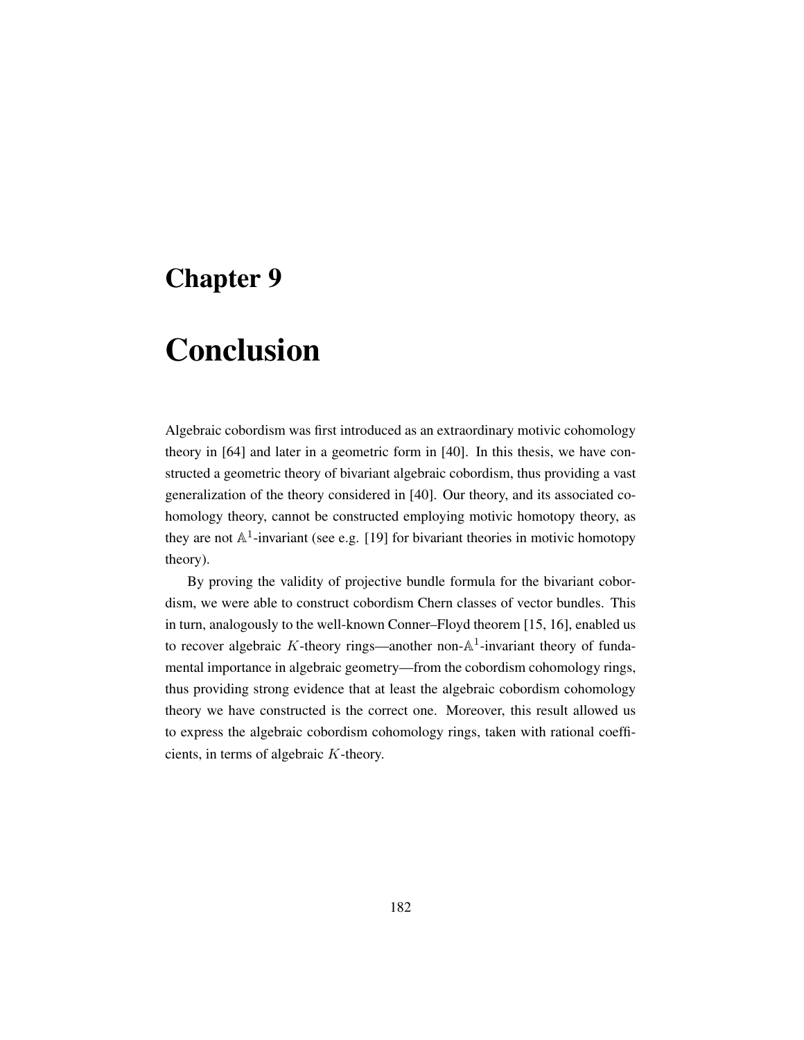# Chapter 9

# Conclusion

Algebraic cobordism was first introduced as an extraordinary motivic cohomology theory in [64] and later in a geometric form in [40]. In this thesis, we have constructed a geometric theory of bivariant algebraic cobordism, thus providing a vast generalization of the theory considered in [40]. Our theory, and its associated cohomology theory, cannot be constructed employing motivic homotopy theory, as they are not $\mathbb{A}^1$-invariant (see e.g. [19] for bivariant theories in motivic homotopy theory).

By proving the validity of projective bundle formula for the bivariant cobordism, we were able to construct cobordism Chern classes of vector bundles. This in turn, analogously to the well-known Conner–Floyd theorem [15, 16], enabled us to recover algebraic $K$-theory rings—another non-$\mathbb{A}^1$-invariant theory of fundamental importance in algebraic geometry—from the cobordism cohomology rings, thus providing strong evidence that at least the algebraic cobordism cohomology theory we have constructed is the correct one. Moreover, this result allowed us to express the algebraic cobordism cohomology rings, taken with rational coefficients, in terms of algebraic $K$-theory.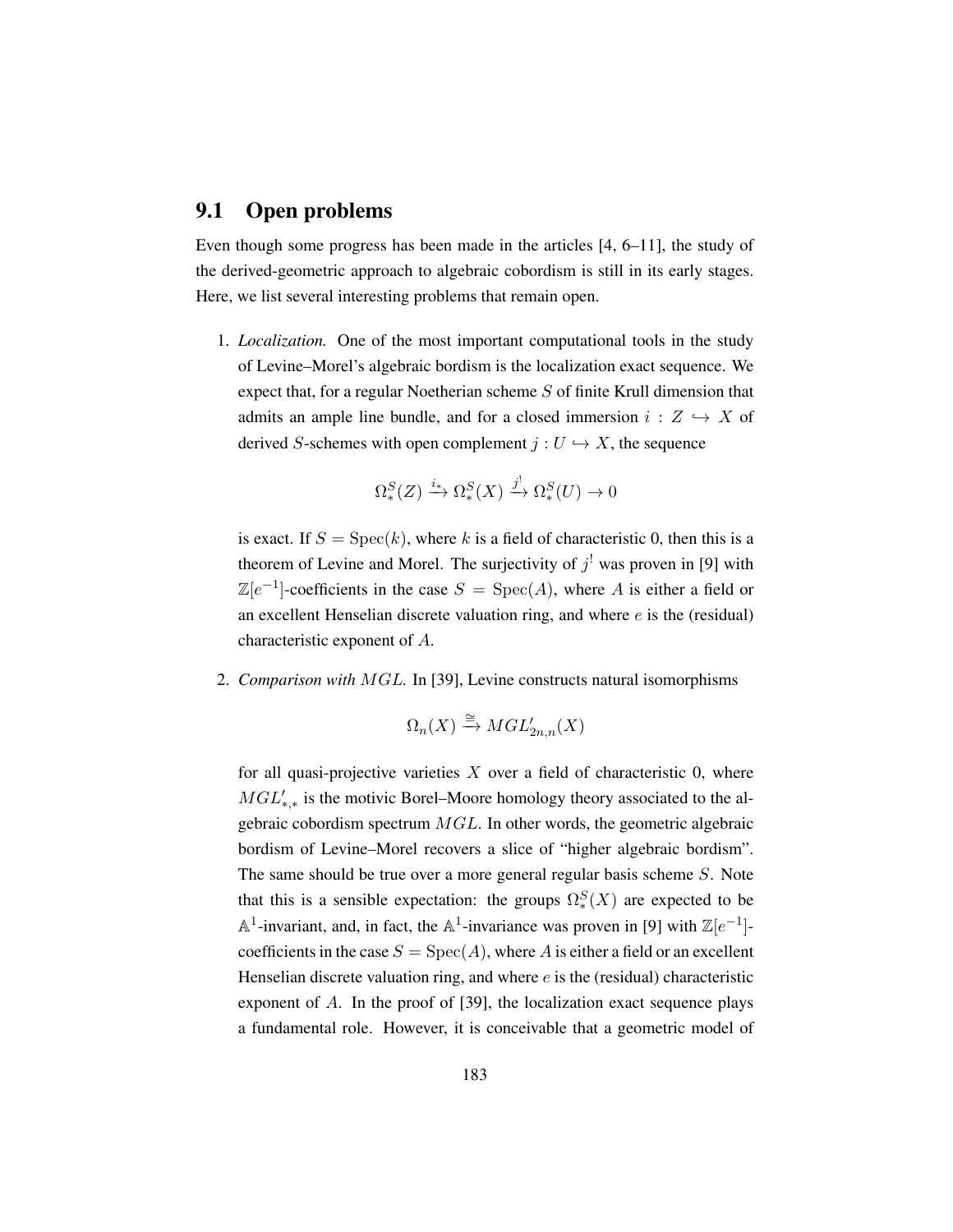## 9.1 Open problems

Even though some progress has been made in the articles [4, 6–11], the study of the derived-geometric approach to algebraic cobordism is still in its early stages. Here, we list several interesting problems that remain open.

1. *Localization.* One of the most important computational tools in the study of Levine–Morel's algebraic bordism is the localization exact sequence. We expect that, for a regular Noetherian scheme $S$ of finite Krull dimension that admits an ample line bundle, and for a closed immersion $i : Z \hookrightarrow X$ of derived $S$-schemes with open complement $j : U \hookrightarrow X$, the sequence

$$\Omega^S_*(Z) \xrightarrow{i_*} \Omega^S_*(X) \xrightarrow{j^!} \Omega^S_*(U) \to 0$$

   is exact. If $S = \mathrm{Spec}(k)$, where $k$ is a field of characteristic 0, then this is a theorem of Levine and Morel. The surjectivity of $j^!$ was proven in [9] with $\mathbb{Z}[e^{-1}]$-coefficients in the case $S = \mathrm{Spec}(A)$, where $A$ is either a field or an excellent Henselian discrete valuation ring, and where $e$ is the (residual) characteristic exponent of $A$.

2. *Comparison with $MGL$.* In [39], Levine constructs natural isomorphisms

$$\Omega_n(X) \xrightarrow{\cong} MGL'_{2n,n}(X)$$

   for all quasi-projective varieties $X$ over a field of characteristic 0, where $MGL'_{*,*}$ is the motivic Borel–Moore homology theory associated to the algebraic cobordism spectrum $MGL$. In other words, the geometric algebraic bordism of Levine–Morel recovers a slice of "higher algebraic bordism". The same should be true over a more general regular basis scheme $S$. Note that this is a sensible expectation: the groups $\Omega^S_*(X)$ are expected to be $\mathbb{A}^1$-invariant, and, in fact, the $\mathbb{A}^1$-invariance was proven in [9] with $\mathbb{Z}[e^{-1}]$-coefficients in the case $S = \mathrm{Spec}(A)$, where $A$ is either a field or an excellent Henselian discrete valuation ring, and where $e$ is the (residual) characteristic exponent of $A$. In the proof of [39], the localization exact sequence plays a fundamental role. However, it is conceivable that a geometric model of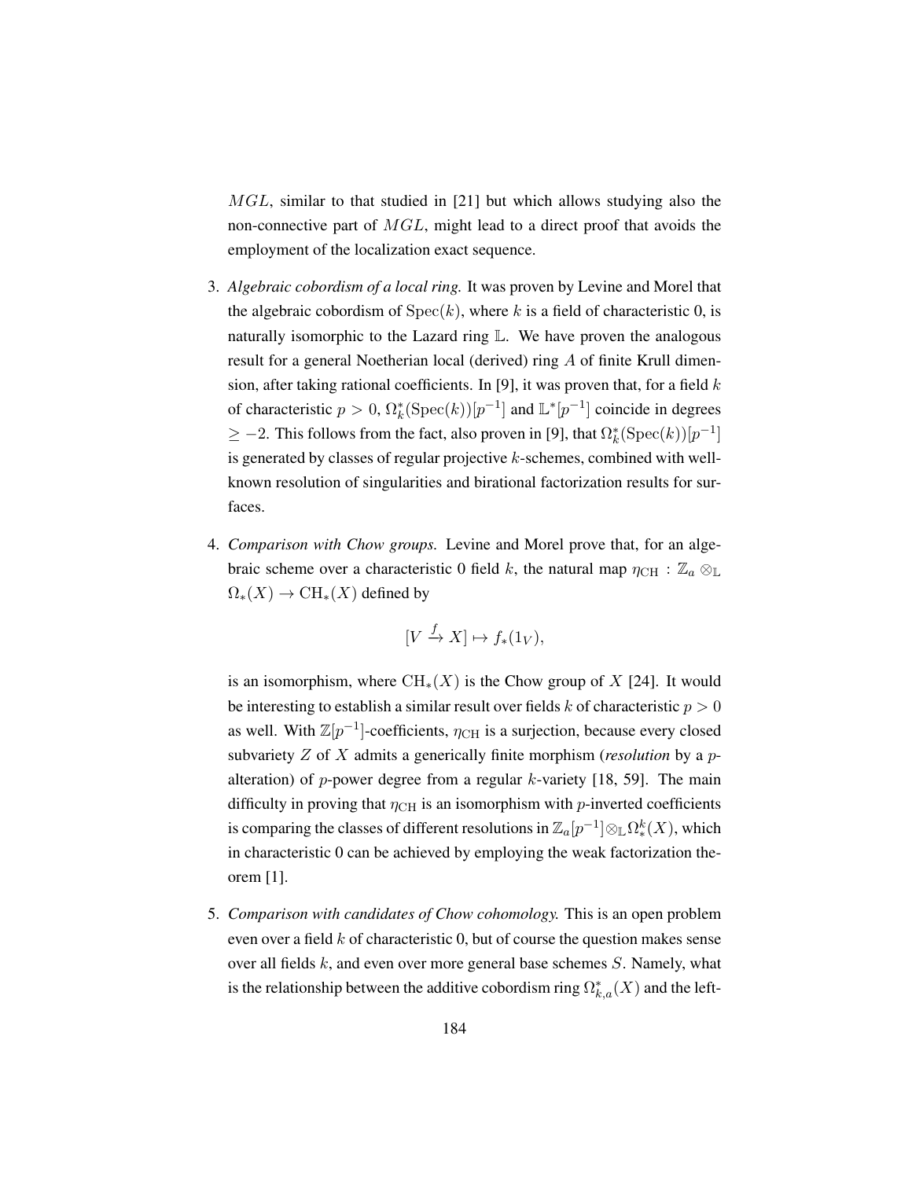$MGL$, similar to that studied in [21] but which allows studying also the non-connective part of $MGL$, might lead to a direct proof that avoids the employment of the localization exact sequence.

3. *Algebraic cobordism of a local ring.* It was proven by Levine and Morel that the algebraic cobordism of $\mathrm{Spec}(k)$, where $k$ is a field of characteristic 0, is naturally isomorphic to the Lazard ring $\mathbb{L}$. We have proven the analogous result for a general Noetherian local (derived) ring $A$ of finite Krull dimension, after taking rational coefficients. In [9], it was proven that, for a field $k$ of characteristic $p > 0$, $\Omega^*_k(\mathrm{Spec}(k))[p^{-1}]$ and $\mathbb{L}^*[p^{-1}]$ coincide in degrees $\geq -2$. This follows from the fact, also proven in [9], that $\Omega^*_k(\mathrm{Spec}(k))[p^{-1}]$ is generated by classes of regular projective $k$-schemes, combined with well-known resolution of singularities and birational factorization results for surfaces.

4. *Comparison with Chow groups.* Levine and Morel prove that, for an algebraic scheme over a characteristic 0 field $k$, the natural map $\eta_{\mathrm{CH}} : \mathbb{Z}_a \otimes_{\mathbb{L}} \Omega_*(X) \to \mathrm{CH}_*(X)$ defined by

$$[V \xrightarrow{f} X] \mapsto f_*(1_V),$$

is an isomorphism, where $\mathrm{CH}_*(X)$ is the Chow group of $X$ [24]. It would be interesting to establish a similar result over fields $k$ of characteristic $p > 0$ as well. With $\mathbb{Z}[p^{-1}]$-coefficients, $\eta_{\mathrm{CH}}$ is a surjection, because every closed subvariety $Z$ of $X$ admits a generically finite morphism (*resolution* by a $p$-alteration) of $p$-power degree from a regular $k$-variety [18, 59]. The main difficulty in proving that $\eta_{\mathrm{CH}}$ is an isomorphism with $p$-inverted coefficients is comparing the classes of different resolutions in $\mathbb{Z}_a[p^{-1}] \otimes_{\mathbb{L}} \Omega^k_*(X)$, which in characteristic 0 can be achieved by employing the weak factorization theorem [1].

5. *Comparison with candidates of Chow cohomology.* This is an open problem even over a field $k$ of characteristic 0, but of course the question makes sense over all fields $k$, and even over more general base schemes $S$. Namely, what is the relationship between the additive cobordism ring $\Omega^*_{k,a}(X)$ and the left-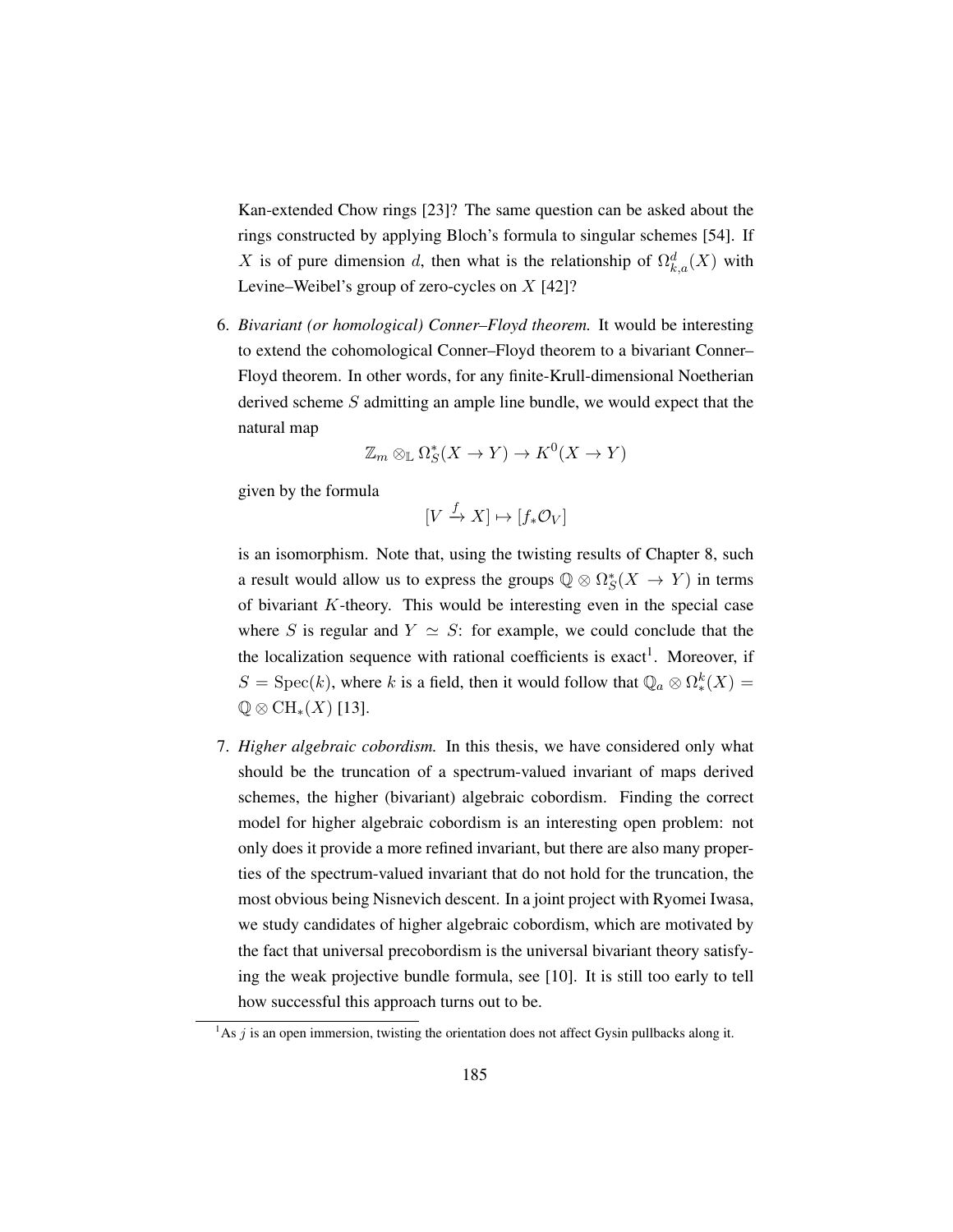Kan-extended Chow rings [23]? The same question can be asked about the rings constructed by applying Bloch's formula to singular schemes [54]. If $X$ is of pure dimension $d$, then what is the relationship of $\Omega^d_{k,a}(X)$ with Levine–Weibel's group of zero-cycles on $X$ [42]?

6. *Bivariant (or homological) Conner–Floyd theorem.* It would be interesting to extend the cohomological Conner–Floyd theorem to a bivariant Conner–Floyd theorem. In other words, for any finite-Krull-dimensional Noetherian derived scheme $S$ admitting an ample line bundle, we would expect that the natural map

$$\mathbb{Z}_m \otimes_{\mathbb{L}} \Omega^*_S(X \to Y) \to K^0(X \to Y)$$

given by the formula

$$[V \xrightarrow{f} X] \mapsto [f_* \mathcal{O}_V]$$

is an isomorphism. Note that, using the twisting results of Chapter 8, such a result would allow us to express the groups $\mathbb{Q} \otimes \Omega^*_S(X \to Y)$ in terms of bivariant $K$-theory. This would be interesting even in the special case where $S$ is regular and $Y \simeq S$: for example, we could conclude that the the localization sequence with rational coefficients is exact[1]. Moreover, if $S = \mathrm{Spec}(k)$, where $k$ is a field, then it would follow that $\mathbb{Q}_a \otimes \Omega^k_*(X) = \mathbb{Q} \otimes \mathrm{CH}_*(X)$ [13].

7. *Higher algebraic cobordism.* In this thesis, we have considered only what should be the truncation of a spectrum-valued invariant of maps derived schemes, the higher (bivariant) algebraic cobordism. Finding the correct model for higher algebraic cobordism is an interesting open problem: not only does it provide a more refined invariant, but there are also many properties of the spectrum-valued invariant that do not hold for the truncation, the most obvious being Nisnevich descent. In a joint project with Ryomei Iwasa, we study candidates of higher algebraic cobordism, which are motivated by the fact that universal precobordism is the universal bivariant theory satisfying the weak projective bundle formula, see [10]. It is still too early to tell how successful this approach turns out to be.

[1] As $j$ is an open immersion, twisting the orientation does not affect Gysin pullbacks along it.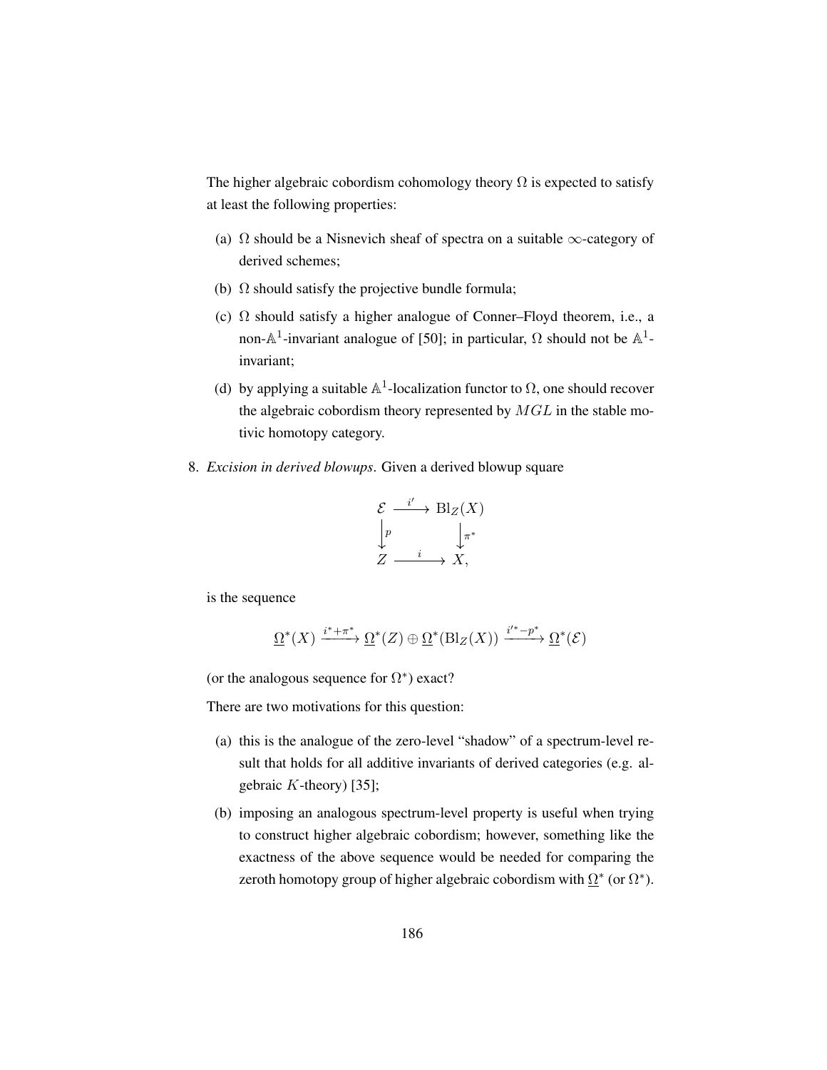The higher algebraic cobordism cohomology theory $\Omega$ is expected to satisfy at least the following properties:

(a) $\Omega$ should be a Nisnevich sheaf of spectra on a suitable $\infty$-category of derived schemes;

(b) $\Omega$ should satisfy the projective bundle formula;

(c) $\Omega$ should satisfy a higher analogue of Conner–Floyd theorem, i.e., a non-$\mathbb{A}^1$-invariant analogue of [50]; in particular, $\Omega$ should not be $\mathbb{A}^1$-invariant;

(d) by applying a suitable $\mathbb{A}^1$-localization functor to $\Omega$, one should recover the algebraic cobordism theory represented by $MGL$ in the stable motivic homotopy category.

8. *Excision in derived blowups*. Given a derived blowup square

$$\begin{array}{ccc} \mathcal{E} & \xrightarrow{i'} & \mathrm{Bl}_Z(X) \\ \big\downarrow{\scriptstyle p} & & \big\downarrow{\scriptstyle \pi^*} \\ Z & \xrightarrow{i} & X, \end{array}$$

is the sequence

$$\underline{\Omega}^*(X) \xrightarrow{i^* + \pi^*} \underline{\Omega}^*(Z) \oplus \underline{\Omega}^*(\mathrm{Bl}_Z(X)) \xrightarrow{i'^* - p^*} \underline{\Omega}^*(\mathcal{E})$$

(or the analogous sequence for $\Omega^*$) exact?

There are two motivations for this question:

(a) this is the analogue of the zero-level "shadow" of a spectrum-level result that holds for all additive invariants of derived categories (e.g. algebraic $K$-theory) [35];

(b) imposing an analogous spectrum-level property is useful when trying to construct higher algebraic cobordism; however, something like the exactness of the above sequence would be needed for comparing the zeroth homotopy group of higher algebraic cobordism with $\underline{\Omega}^*$ (or $\Omega^*$).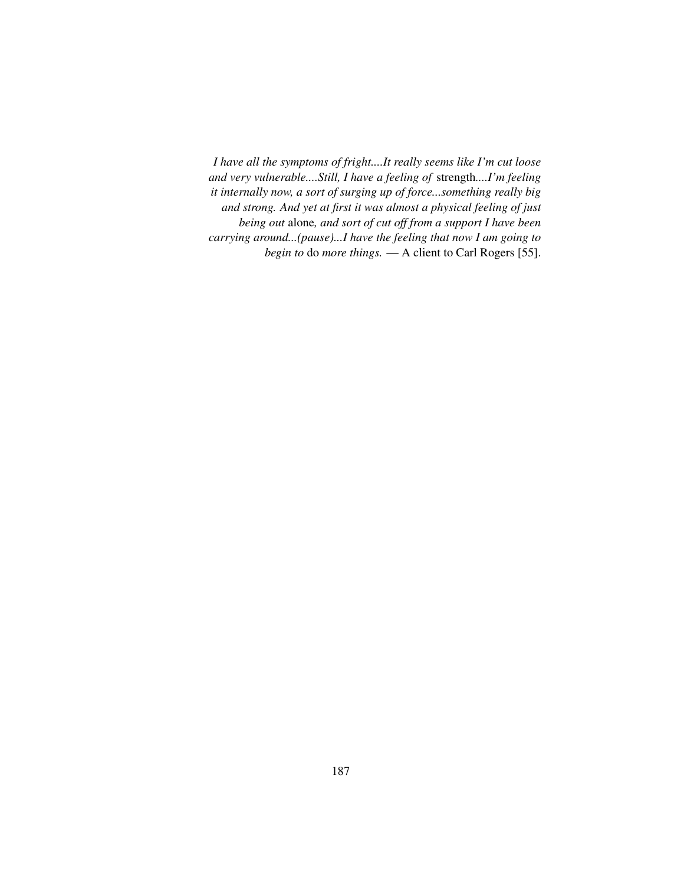*I have all the symptoms of fright....It really seems like I'm cut loose and very vulnerable....Still, I have a feeling of* strength*....I'm feeling it internally now, a sort of surging up of force...something really big and strong. And yet at first it was almost a physical feeling of just being out* alone*, and sort of cut off from a support I have been carrying around...(pause)...I have the feeling that now I am going to begin to* do *more things.* — A client to Carl Rogers [55].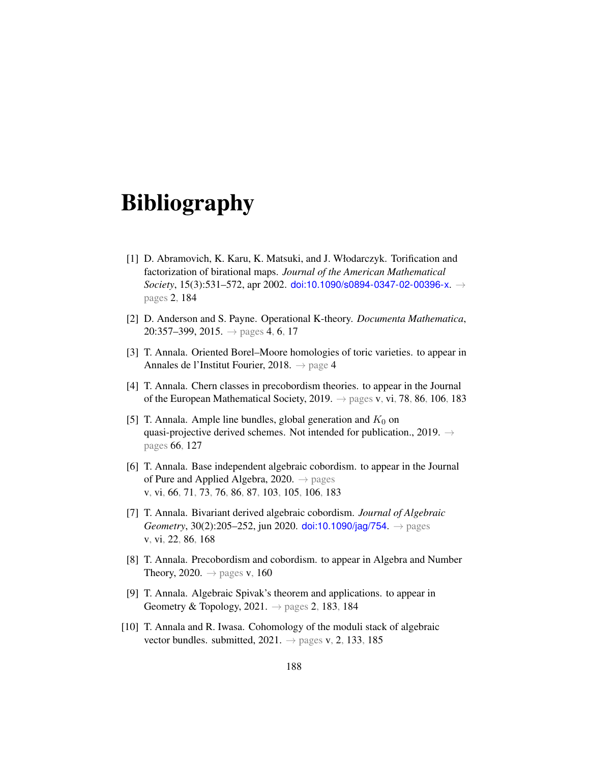# Bibliography

[1] D. Abramovich, K. Karu, K. Matsuki, and J. Włodarczyk. Torification and factorization of birational maps. *Journal of the American Mathematical Society*, 15(3):531–572, apr 2002. doi:10.1090/s0894-0347-02-00396-x. → pages 2, 184

[2] D. Anderson and S. Payne. Operational K-theory. *Documenta Mathematica*, 20:357–399, 2015. → pages 4, 6, 17

[3] T. Annala. Oriented Borel–Moore homologies of toric varieties. to appear in Annales de l'Institut Fourier, 2018. → page 4

[4] T. Annala. Chern classes in precobordism theories. to appear in the Journal of the European Mathematical Society, 2019. → pages v, vi, 78, 86, 106, 183

[5] T. Annala. Ample line bundles, global generation and $K_0$ on quasi-projective derived schemes. Not intended for publication., 2019. → pages 66, 127

[6] T. Annala. Base independent algebraic cobordism. to appear in the Journal of Pure and Applied Algebra, 2020. → pages v, vi, 66, 71, 73, 76, 86, 87, 103, 105, 106, 183

[7] T. Annala. Bivariant derived algebraic cobordism. *Journal of Algebraic Geometry*, 30(2):205–252, jun 2020. doi:10.1090/jag/754. → pages v, vi, 22, 86, 168

[8] T. Annala. Precobordism and cobordism. to appear in Algebra and Number Theory, 2020. → pages v, 160

[9] T. Annala. Algebraic Spivak's theorem and applications. to appear in Geometry & Topology, 2021. → pages 2, 183, 184

[10] T. Annala and R. Iwasa. Cohomology of the moduli stack of algebraic vector bundles. submitted, 2021. → pages v, 2, 133, 185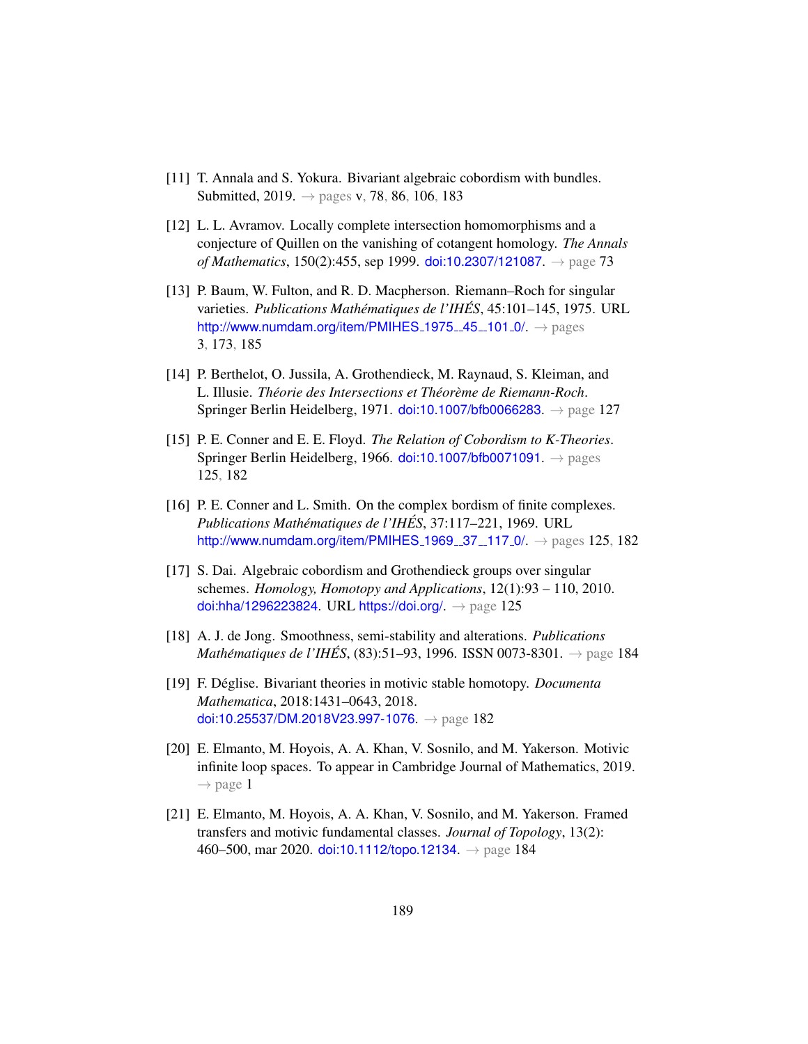[11] T. Annala and S. Yokura. Bivariant algebraic cobordism with bundles. Submitted, 2019. → pages v, 78, 86, 106, 183

[12] L. L. Avramov. Locally complete intersection homomorphisms and a conjecture of Quillen on the vanishing of cotangent homology. *The Annals of Mathematics*, 150(2):455, sep 1999. doi:10.2307/121087. → page 73

[13] P. Baum, W. Fulton, and R. D. Macpherson. Riemann–Roch for singular varieties. *Publications Mathématiques de l'IHÉS*, 45:101–145, 1975. URL http://www.numdam.org/item/PMIHES_1975__45__101_0/. → pages 3, 173, 185

[14] P. Berthelot, O. Jussila, A. Grothendieck, M. Raynaud, S. Kleiman, and L. Illusie. *Théorie des Intersections et Théorème de Riemann-Roch*. Springer Berlin Heidelberg, 1971. doi:10.1007/bfb0066283. → page 127

[15] P. E. Conner and E. E. Floyd. *The Relation of Cobordism to K-Theories*. Springer Berlin Heidelberg, 1966. doi:10.1007/bfb0071091. → pages 125, 182

[16] P. E. Conner and L. Smith. On the complex bordism of finite complexes. *Publications Mathématiques de l'IHÉS*, 37:117–221, 1969. URL http://www.numdam.org/item/PMIHES_1969__37__117_0/. → pages 125, 182

[17] S. Dai. Algebraic cobordism and Grothendieck groups over singular schemes. *Homology, Homotopy and Applications*, 12(1):93 – 110, 2010. doi:hha/1296223824. URL https://doi.org/. → page 125

[18] A. J. de Jong. Smoothness, semi-stability and alterations. *Publications Mathématiques de l'IHÉS*, (83):51–93, 1996. ISSN 0073-8301. → page 184

[19] F. Déglise. Bivariant theories in motivic stable homotopy. *Documenta Mathematica*, 2018:1431–0643, 2018. doi:10.25537/DM.2018V23.997-1076. → page 182

[20] E. Elmanto, M. Hoyois, A. A. Khan, V. Sosnilo, and M. Yakerson. Motivic infinite loop spaces. To appear in Cambridge Journal of Mathematics, 2019. → page 1

[21] E. Elmanto, M. Hoyois, A. A. Khan, V. Sosnilo, and M. Yakerson. Framed transfers and motivic fundamental classes. *Journal of Topology*, 13(2): 460–500, mar 2020. doi:10.1112/topo.12134. → page 184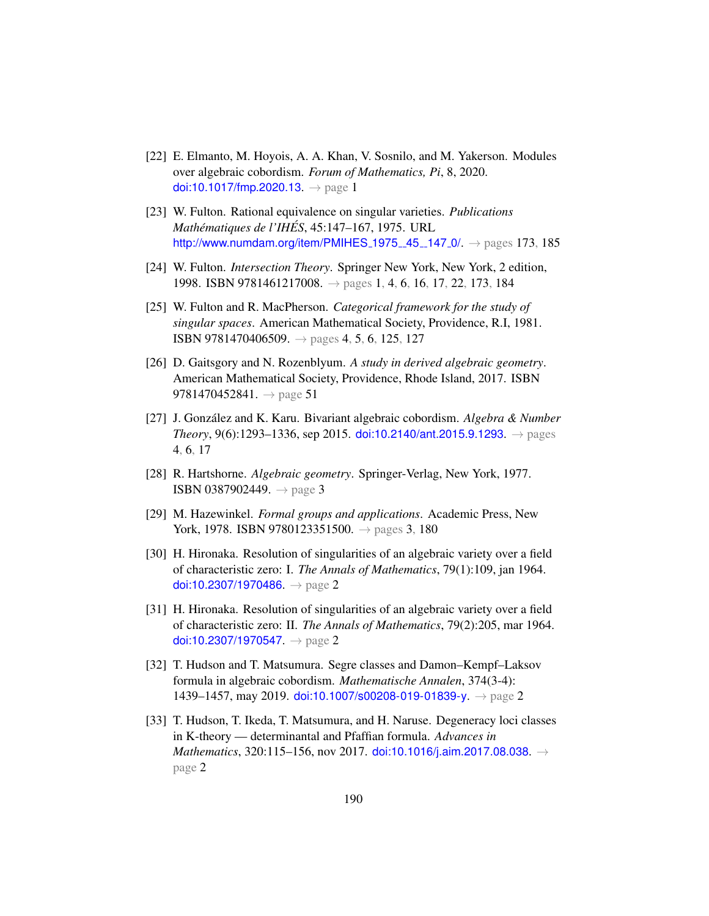[22] E. Elmanto, M. Hoyois, A. A. Khan, V. Sosnilo, and M. Yakerson. Modules over algebraic cobordism. *Forum of Mathematics, Pi*, 8, 2020. doi:10.1017/fmp.2020.13. → page 1

[23] W. Fulton. Rational equivalence on singular varieties. *Publications Mathématiques de l'IHÉS*, 45:147–167, 1975. URL http://www.numdam.org/item/PMIHES_1975__45__147_0/. → pages 173, 185

[24] W. Fulton. *Intersection Theory*. Springer New York, New York, 2 edition, 1998. ISBN 9781461217008. → pages 1, 4, 6, 16, 17, 22, 173, 184

[25] W. Fulton and R. MacPherson. *Categorical framework for the study of singular spaces*. American Mathematical Society, Providence, R.I, 1981. ISBN 9781470406509. → pages 4, 5, 6, 125, 127

[26] D. Gaitsgory and N. Rozenblyum. *A study in derived algebraic geometry*. American Mathematical Society, Providence, Rhode Island, 2017. ISBN 9781470452841. → page 51

[27] J. González and K. Karu. Bivariant algebraic cobordism. *Algebra & Number Theory*, 9(6):1293–1336, sep 2015. doi:10.2140/ant.2015.9.1293. → pages 4, 6, 17

[28] R. Hartshorne. *Algebraic geometry*. Springer-Verlag, New York, 1977. ISBN 0387902449. → page 3

[29] M. Hazewinkel. *Formal groups and applications*. Academic Press, New York, 1978. ISBN 9780123351500. → pages 3, 180

[30] H. Hironaka. Resolution of singularities of an algebraic variety over a field of characteristic zero: I. *The Annals of Mathematics*, 79(1):109, jan 1964. doi:10.2307/1970486. → page 2

[31] H. Hironaka. Resolution of singularities of an algebraic variety over a field of characteristic zero: II. *The Annals of Mathematics*, 79(2):205, mar 1964. doi:10.2307/1970547. → page 2

[32] T. Hudson and T. Matsumura. Segre classes and Damon–Kempf–Laksov formula in algebraic cobordism. *Mathematische Annalen*, 374(3-4): 1439–1457, may 2019. doi:10.1007/s00208-019-01839-y. → page 2

[33] T. Hudson, T. Ikeda, T. Matsumura, and H. Naruse. Degeneracy loci classes in K-theory — determinantal and Pfaffian formula. *Advances in Mathematics*, 320:115–156, nov 2017. doi:10.1016/j.aim.2017.08.038. → page 2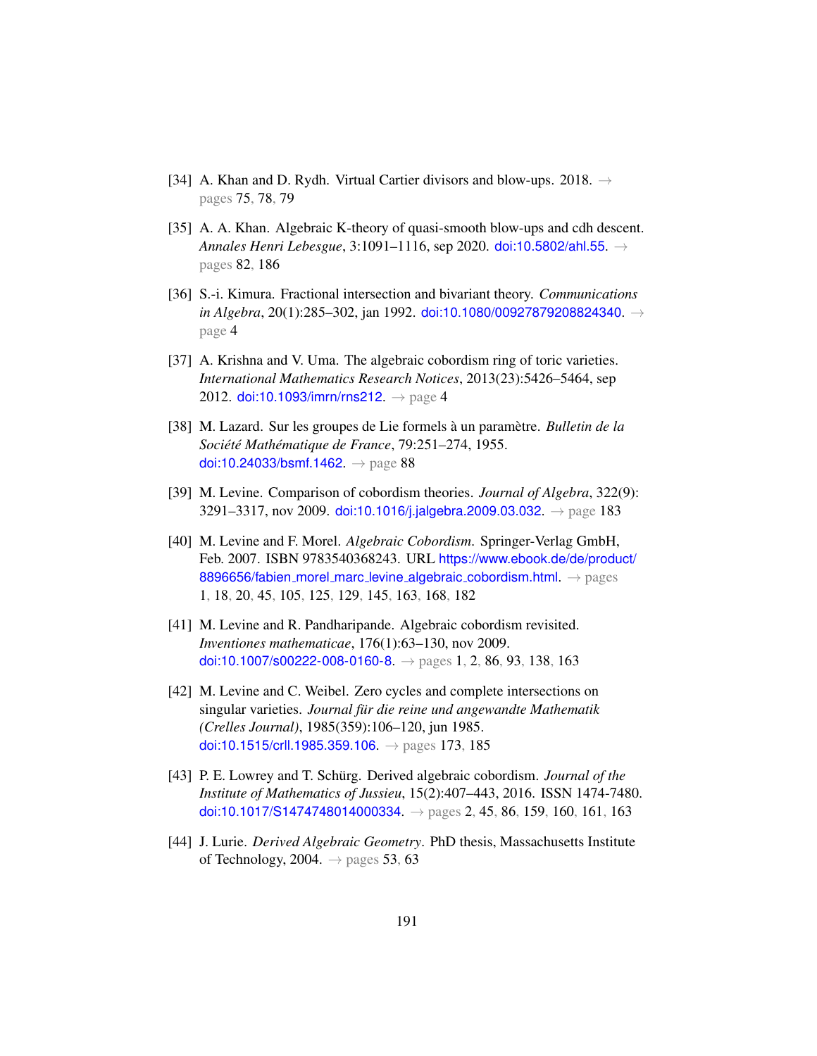[34] A. Khan and D. Rydh. Virtual Cartier divisors and blow-ups. 2018. → pages 75, 78, 79

[35] A. A. Khan. Algebraic K-theory of quasi-smooth blow-ups and cdh descent. *Annales Henri Lebesgue*, 3:1091–1116, sep 2020. doi:10.5802/ahl.55. → pages 82, 186

[36] S.-i. Kimura. Fractional intersection and bivariant theory. *Communications in Algebra*, 20(1):285–302, jan 1992. doi:10.1080/00927879208824340. → page 4

[37] A. Krishna and V. Uma. The algebraic cobordism ring of toric varieties. *International Mathematics Research Notices*, 2013(23):5426–5464, sep 2012. doi:10.1093/imrn/rns212. → page 4

[38] M. Lazard. Sur les groupes de Lie formels à un paramètre. *Bulletin de la Société Mathématique de France*, 79:251–274, 1955. doi:10.24033/bsmf.1462. → page 88

[39] M. Levine. Comparison of cobordism theories. *Journal of Algebra*, 322(9): 3291–3317, nov 2009. doi:10.1016/j.jalgebra.2009.03.032. → page 183

[40] M. Levine and F. Morel. *Algebraic Cobordism*. Springer-Verlag GmbH, Feb. 2007. ISBN 9783540368243. URL https://www.ebook.de/de/product/8896656/fabien_morel_marc_levine_algebraic_cobordism.html. → pages 1, 18, 20, 45, 105, 125, 129, 145, 163, 168, 182

[41] M. Levine and R. Pandharipande. Algebraic cobordism revisited. *Inventiones mathematicae*, 176(1):63–130, nov 2009. doi:10.1007/s00222-008-0160-8. → pages 1, 2, 86, 93, 138, 163

[42] M. Levine and C. Weibel. Zero cycles and complete intersections on singular varieties. *Journal für die reine und angewandte Mathematik (Crelles Journal)*, 1985(359):106–120, jun 1985. doi:10.1515/crll.1985.359.106. → pages 173, 185

[43] P. E. Lowrey and T. Schürg. Derived algebraic cobordism. *Journal of the Institute of Mathematics of Jussieu*, 15(2):407–443, 2016. ISSN 1474-7480. doi:10.1017/S1474748014000334. → pages 2, 45, 86, 159, 160, 161, 163

[44] J. Lurie. *Derived Algebraic Geometry*. PhD thesis, Massachusetts Institute of Technology, 2004. → pages 53, 63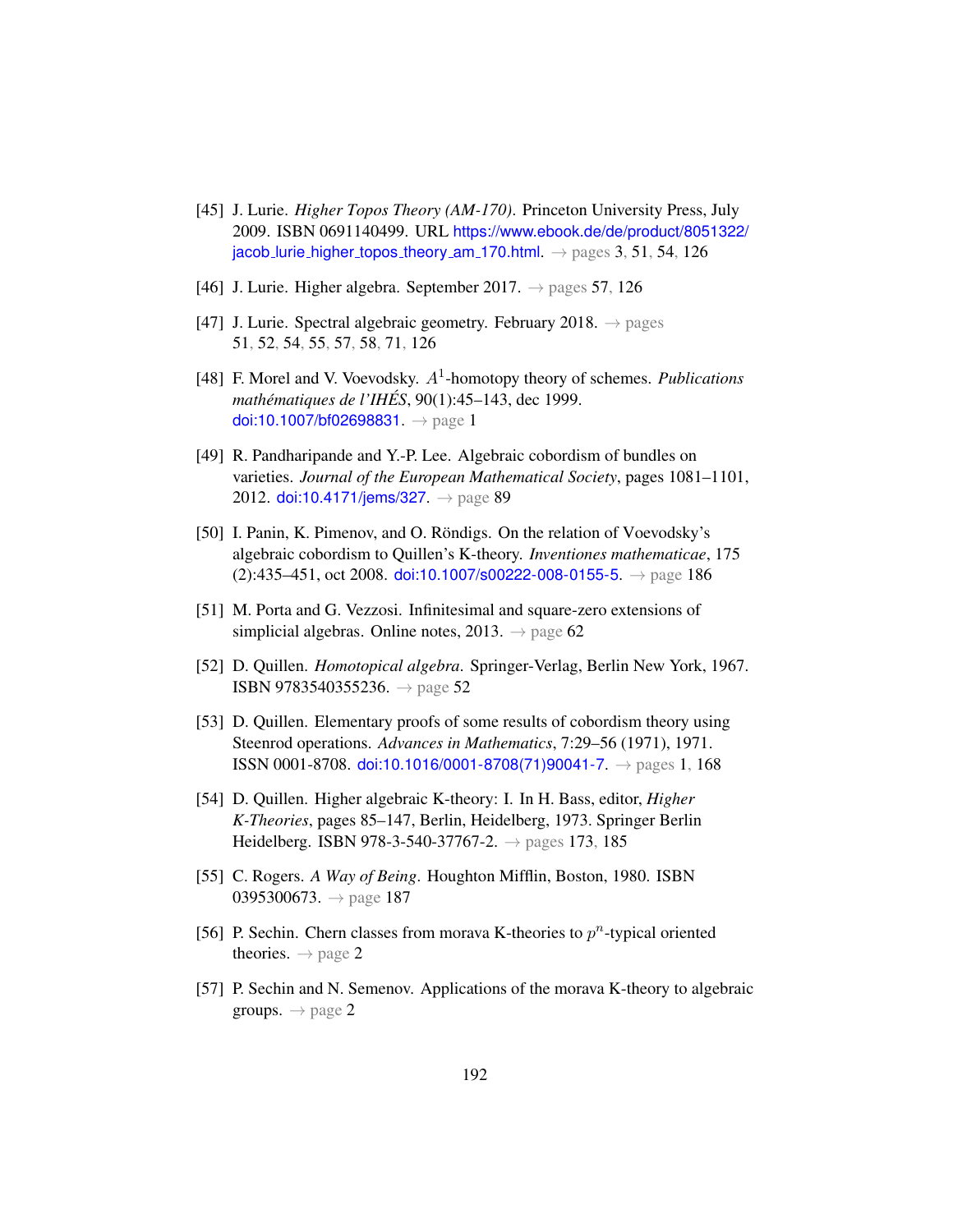[45] J. Lurie. *Higher Topos Theory (AM-170)*. Princeton University Press, July 2009. ISBN 0691140499. URL https://www.ebook.de/de/product/8051322/jacob_lurie_higher_topos_theory_am_170.html. → pages 3, 51, 54, 126

[46] J. Lurie. Higher algebra. September 2017. → pages 57, 126

[47] J. Lurie. Spectral algebraic geometry. February 2018. → pages 51, 52, 54, 55, 57, 58, 71, 126

[48] F. Morel and V. Voevodsky. $A^1$-homotopy theory of schemes. *Publications mathématiques de l'IHÉS*, 90(1):45–143, dec 1999. doi:10.1007/bf02698831. → page 1

[49] R. Pandharipande and Y.-P. Lee. Algebraic cobordism of bundles on varieties. *Journal of the European Mathematical Society*, pages 1081–1101, 2012. doi:10.4171/jems/327. → page 89

[50] I. Panin, K. Pimenov, and O. Röndigs. On the relation of Voevodsky's algebraic cobordism to Quillen's K-theory. *Inventiones mathematicae*, 175 (2):435–451, oct 2008. doi:10.1007/s00222-008-0155-5. → page 186

[51] M. Porta and G. Vezzosi. Infinitesimal and square-zero extensions of simplicial algebras. Online notes, 2013. → page 62

[52] D. Quillen. *Homotopical algebra*. Springer-Verlag, Berlin New York, 1967. ISBN 9783540355236. → page 52

[53] D. Quillen. Elementary proofs of some results of cobordism theory using Steenrod operations. *Advances in Mathematics*, 7:29–56 (1971), 1971. ISSN 0001-8708. doi:10.1016/0001-8708(71)90041-7. → pages 1, 168

[54] D. Quillen. Higher algebraic K-theory: I. In H. Bass, editor, *Higher K-Theories*, pages 85–147, Berlin, Heidelberg, 1973. Springer Berlin Heidelberg. ISBN 978-3-540-37767-2. → pages 173, 185

[55] C. Rogers. *A Way of Being*. Houghton Mifflin, Boston, 1980. ISBN 0395300673. → page 187

[56] P. Sechin. Chern classes from morava K-theories to $p^n$-typical oriented theories. → page 2

[57] P. Sechin and N. Semenov. Applications of the morava K-theory to algebraic groups. → page 2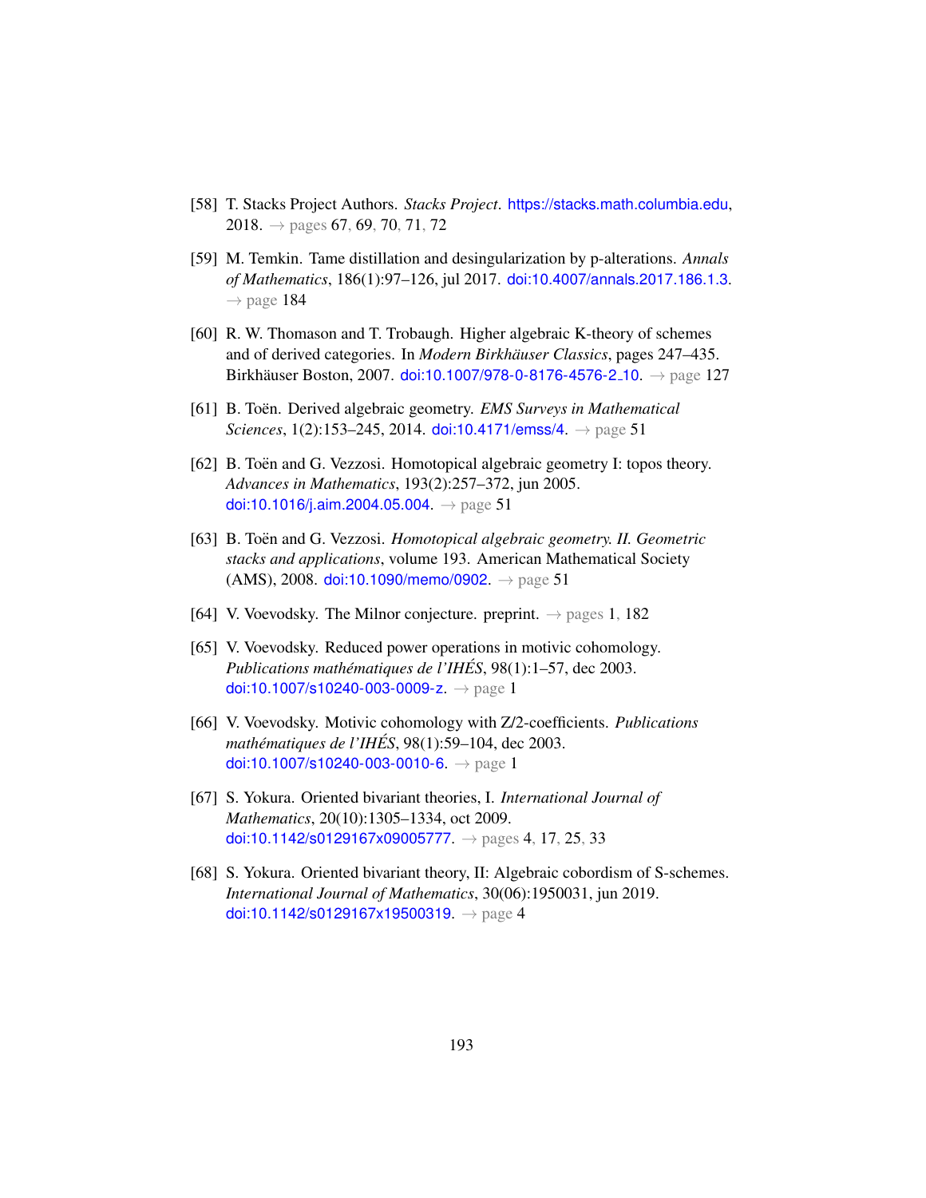[58] T. Stacks Project Authors. *Stacks Project*. https://stacks.math.columbia.edu, 2018. → pages 67, 69, 70, 71, 72

[59] M. Temkin. Tame distillation and desingularization by p-alterations. *Annals of Mathematics*, 186(1):97–126, jul 2017. doi:10.4007/annals.2017.186.1.3. → page 184

[60] R. W. Thomason and T. Trobaugh. Higher algebraic K-theory of schemes and of derived categories. In *Modern Birkhäuser Classics*, pages 247–435. Birkhäuser Boston, 2007. doi:10.1007/978-0-8176-4576-2_10. → page 127

[61] B. Toën. Derived algebraic geometry. *EMS Surveys in Mathematical Sciences*, 1(2):153–245, 2014. doi:10.4171/emss/4. → page 51

[62] B. Toën and G. Vezzosi. Homotopical algebraic geometry I: topos theory. *Advances in Mathematics*, 193(2):257–372, jun 2005. doi:10.1016/j.aim.2004.05.004. → page 51

[63] B. Toën and G. Vezzosi. *Homotopical algebraic geometry. II. Geometric stacks and applications*, volume 193. American Mathematical Society (AMS), 2008. doi:10.1090/memo/0902. → page 51

[64] V. Voevodsky. The Milnor conjecture. preprint. → pages 1, 182

[65] V. Voevodsky. Reduced power operations in motivic cohomology. *Publications mathématiques de l'IHÉS*, 98(1):1–57, dec 2003. doi:10.1007/s10240-003-0009-z. → page 1

[66] V. Voevodsky. Motivic cohomology with Z/2-coefficients. *Publications mathématiques de l'IHÉS*, 98(1):59–104, dec 2003. doi:10.1007/s10240-003-0010-6. → page 1

[67] S. Yokura. Oriented bivariant theories, I. *International Journal of Mathematics*, 20(10):1305–1334, oct 2009. doi:10.1142/s0129167x09005777. → pages 4, 17, 25, 33

[68] S. Yokura. Oriented bivariant theory, II: Algebraic cobordism of S-schemes. *International Journal of Mathematics*, 30(06):1950031, jun 2019. doi:10.1142/s0129167x19500319. → page 4